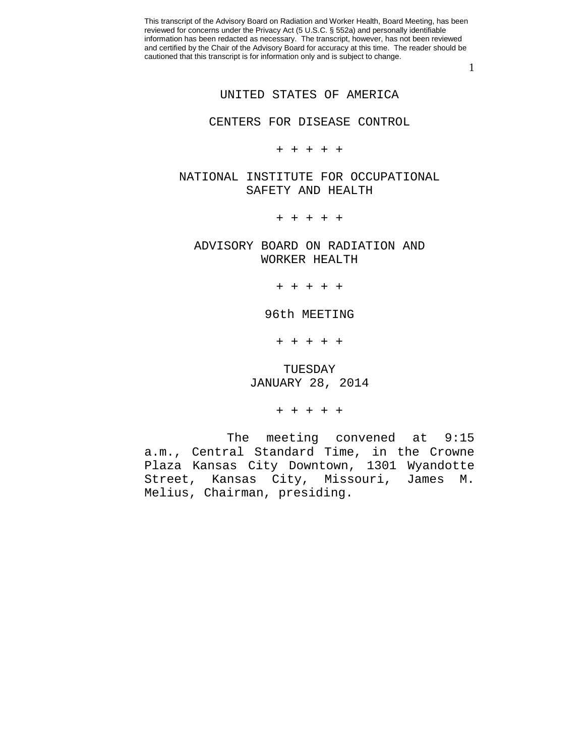This transcript of the Advisory Board on Radiation and Worker Health, Board Meeting, has been reviewed for concerns under the Privacy Act (5 U.S.C. § 552a) and personally identifiable information has been redacted as necessary. The transcript, however, has not been reviewed and certified by the Chair of the Advisory Board for accuracy at this time. The reader should be cautioned that this transcript is for information only and is subject to change.

UNITED STATES OF AMERICA

CENTERS FOR DISEASE CONTROL

+ + + + +

NATIONAL INSTITUTE FOR OCCUPATIONAL SAFETY AND HEALTH

+ + + + +

ADVISORY BOARD ON RADIATION AND WORKER HEALTH

+ + + + +

96th MEETING

+ + + + +

TUESDAY
JANUARY 28, 2014

+ + + + +

The meeting convened at 9:15 a.m., Central Standard Time, in the Crowne Plaza Kansas City Downtown, 1301 Wyandotte Street, Kansas City, Missouri, James M. Melius, Chairman, presiding.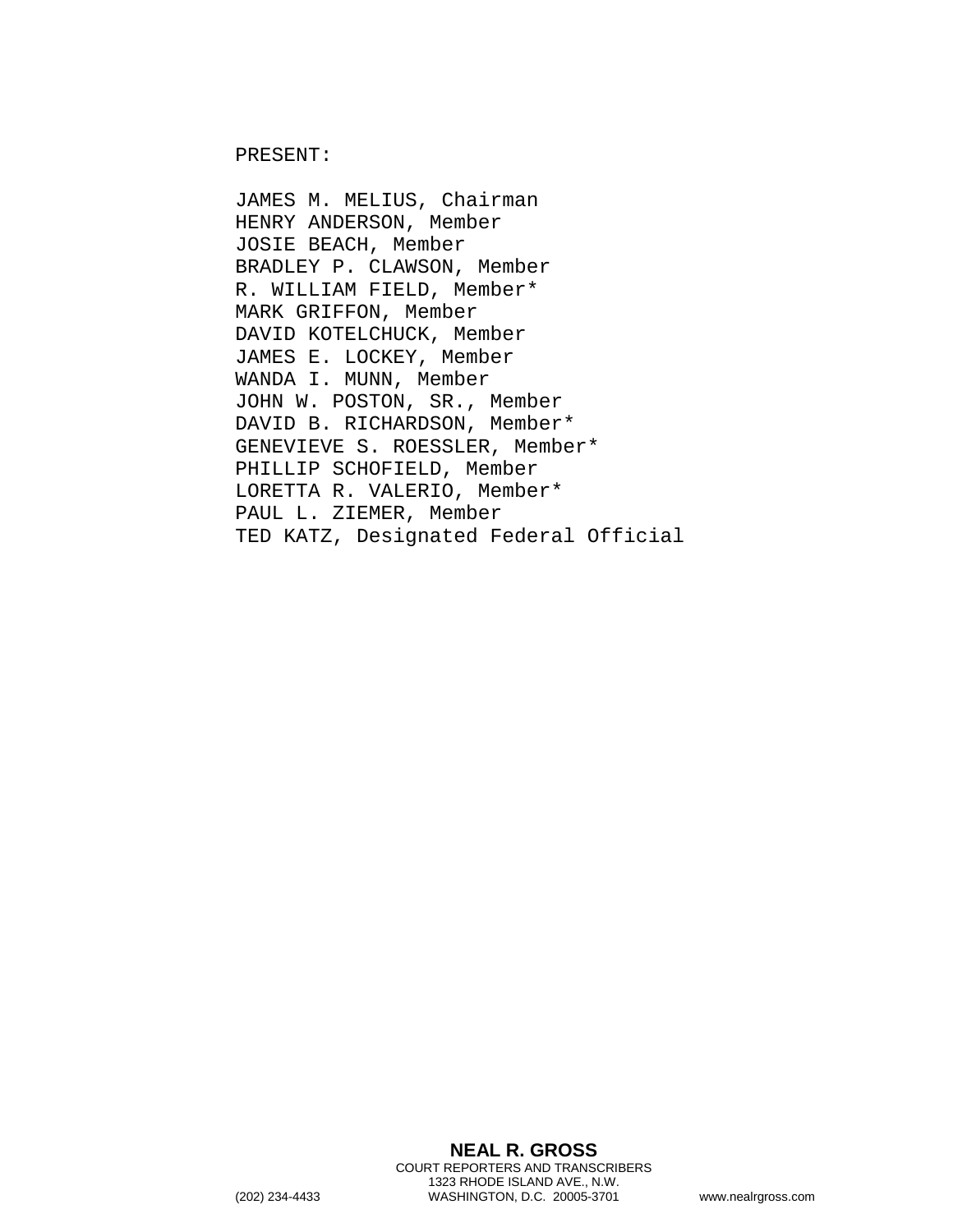PRESENT:

JAMES M. MELIUS, Chairman
HENRY ANDERSON, Member
JOSIE BEACH, Member
BRADLEY P. CLAWSON, Member
R. WILLIAM FIELD, Member*
MARK GRIFFON, Member
DAVID KOTELCHUCK, Member
JAMES E. LOCKEY, Member
WANDA I. MUNN, Member
JOHN W. POSTON, SR., Member
DAVID B. RICHARDSON, Member*
GENEVIEVE S. ROESSLER, Member*
PHILLIP SCHOFIELD, Member
LORETTA R. VALERIO, Member*
PAUL L. ZIEMER, Member
TED KATZ, Designated Federal Official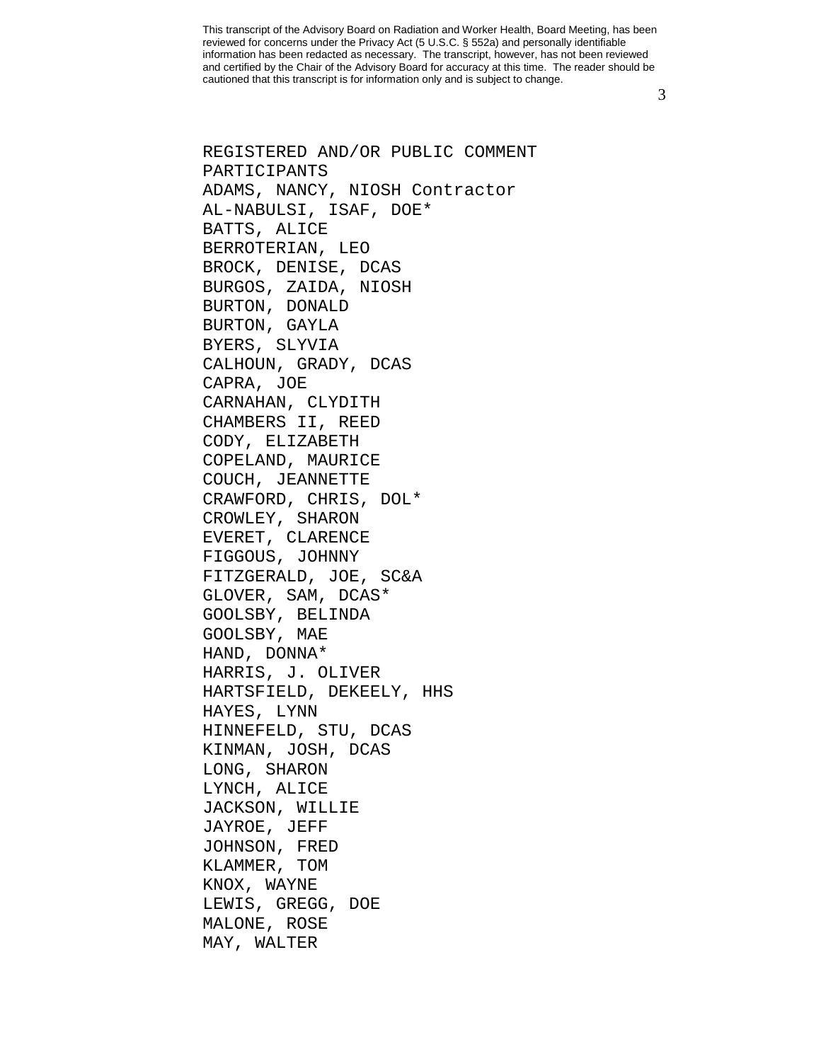This transcript of the Advisory Board on Radiation and Worker Health, Board Meeting, has been reviewed for concerns under the Privacy Act (5 U.S.C. § 552a) and personally identifiable information has been redacted as necessary. The transcript, however, has not been reviewed and certified by the Chair of the Advisory Board for accuracy at this time. The reader should be cautioned that this transcript is for information only and is subject to change.

REGISTERED AND/OR PUBLIC COMMENT PARTICIPANTS

ADAMS, NANCY, NIOSH Contractor
AL-NABULSI, ISAF, DOE*
BATTS, ALICE
BERROTERIAN, LEO
BROCK, DENISE, DCAS
BURGOS, ZAIDA, NIOSH
BURTON, DONALD
BURTON, GAYLA
BYERS, SLYVIA
CALHOUN, GRADY, DCAS
CAPRA, JOE
CARNAHAN, CLYDITH
CHAMBERS II, REED
CODY, ELIZABETH
COPELAND, MAURICE
COUCH, JEANNETTE
CRAWFORD, CHRIS, DOL*
CROWLEY, SHARON
EVERET, CLARENCE
FIGGOUS, JOHNNY
FITZGERALD, JOE, SC&A
GLOVER, SAM, DCAS*
GOOLSBY, BELINDA
GOOLSBY, MAE
HAND, DONNA*
HARRIS, J. OLIVER
HARTSFIELD, DEKEELY, HHS
HAYES, LYNN
HINNEFELD, STU, DCAS
KINMAN, JOSH, DCAS
LONG, SHARON
LYNCH, ALICE
JACKSON, WILLIE
JAYROE, JEFF
JOHNSON, FRED
KLAMMER, TOM
KNOX, WAYNE
LEWIS, GREGG, DOE
MALONE, ROSE
MAY, WALTER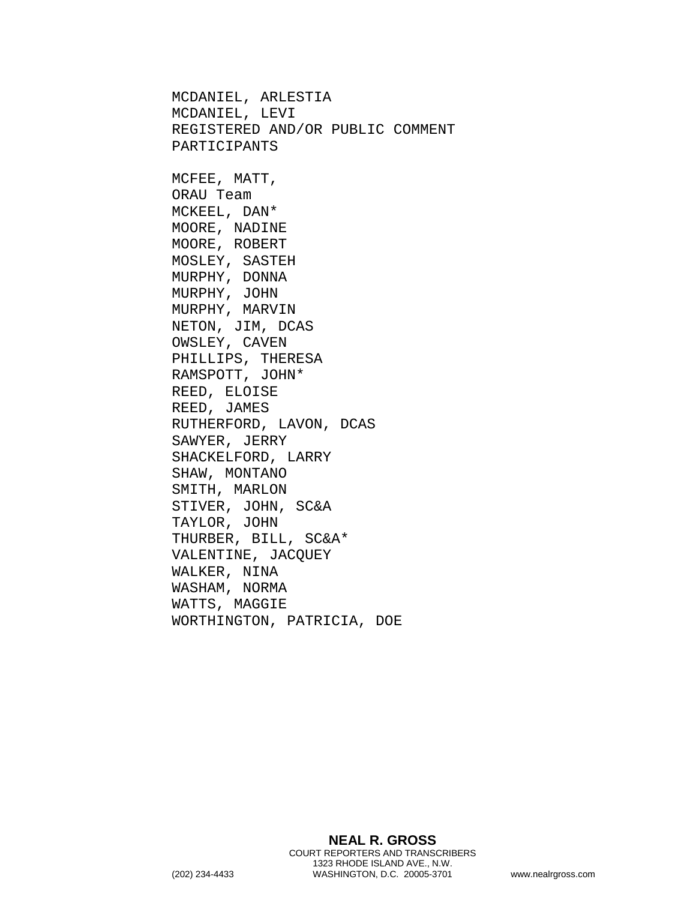MCDANIEL, ARLESTIA
MCDANIEL, LEVI
REGISTERED AND/OR PUBLIC COMMENT PARTICIPANTS

MCFEE, MATT,
ORAU Team
MCKEEL, DAN*
MOORE, NADINE
MOORE, ROBERT
MOSLEY, SASTEH
MURPHY, DONNA
MURPHY, JOHN
MURPHY, MARVIN
NETON, JIM, DCAS
OWSLEY, CAVEN
PHILLIPS, THERESA
RAMSPOTT, JOHN*
REED, ELOISE
REED, JAMES
RUTHERFORD, LAVON, DCAS
SAWYER, JERRY
SHACKELFORD, LARRY
SHAW, MONTANO
SMITH, MARLON
STIVER, JOHN, SC&A
TAYLOR, JOHN
THURBER, BILL, SC&A*
VALENTINE, JACQUEY
WALKER, NINA
WASHAM, NORMA
WATTS, MAGGIE
WORTHINGTON, PATRICIA, DOE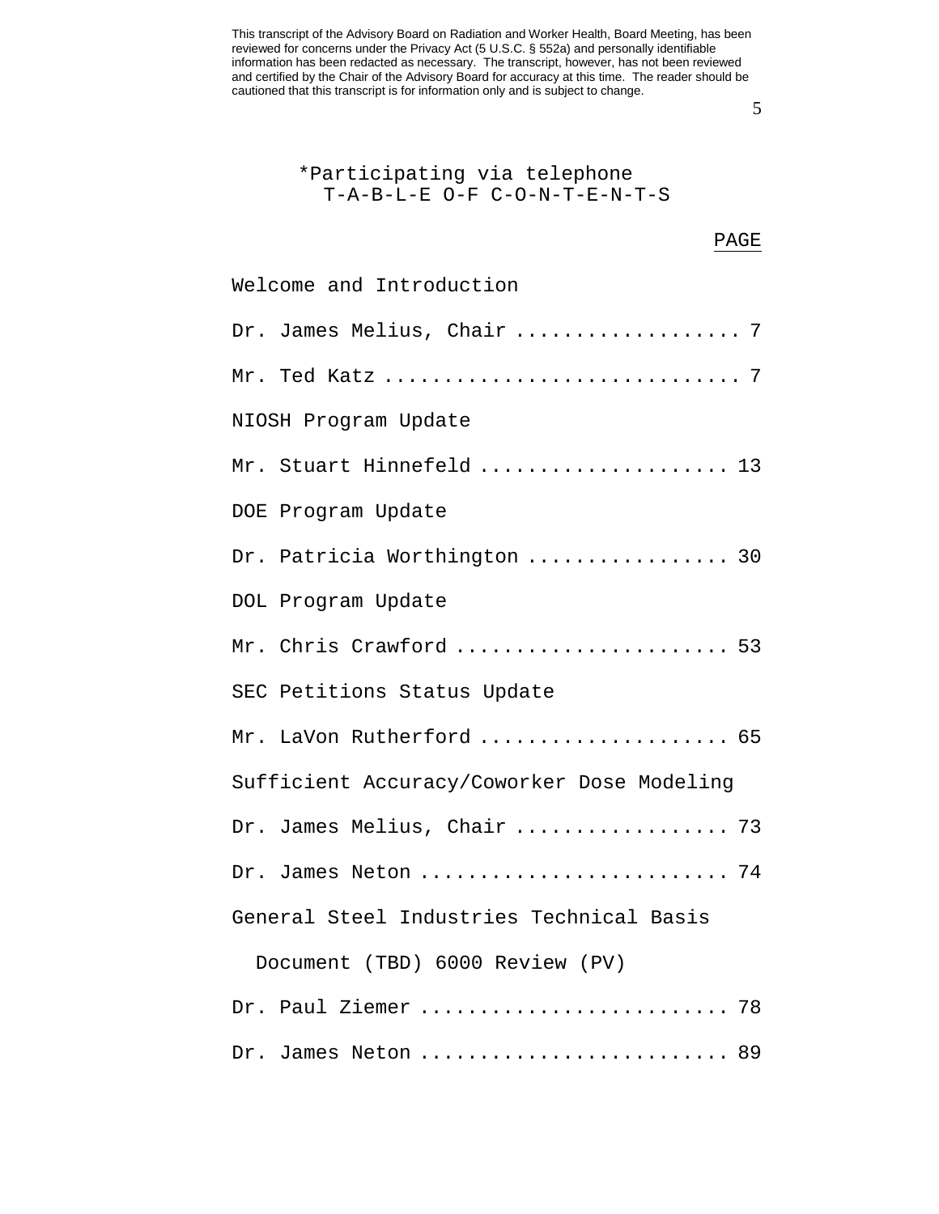\*Participating via telephone

T-A-B-L-E O-F C-O-N-T-E-N-T-S

| | PAGE |
|---|---|
| Welcome and Introduction | |
| Dr. James Melius, Chair | 7 |
| Mr. Ted Katz | 7 |
| NIOSH Program Update | |
| Mr. Stuart Hinnefeld | 13 |
| DOE Program Update | |
| Dr. Patricia Worthington | 30 |
| DOL Program Update | |
| Mr. Chris Crawford | 53 |
| SEC Petitions Status Update | |
| Mr. LaVon Rutherford | 65 |
| Sufficient Accuracy/Coworker Dose Modeling | |
| Dr. James Melius, Chair | 73 |
| Dr. James Neton | 74 |
| General Steel Industries Technical Basis Document (TBD) 6000 Review (PV) | |
| Dr. Paul Ziemer | 78 |
| Dr. James Neton | 89 |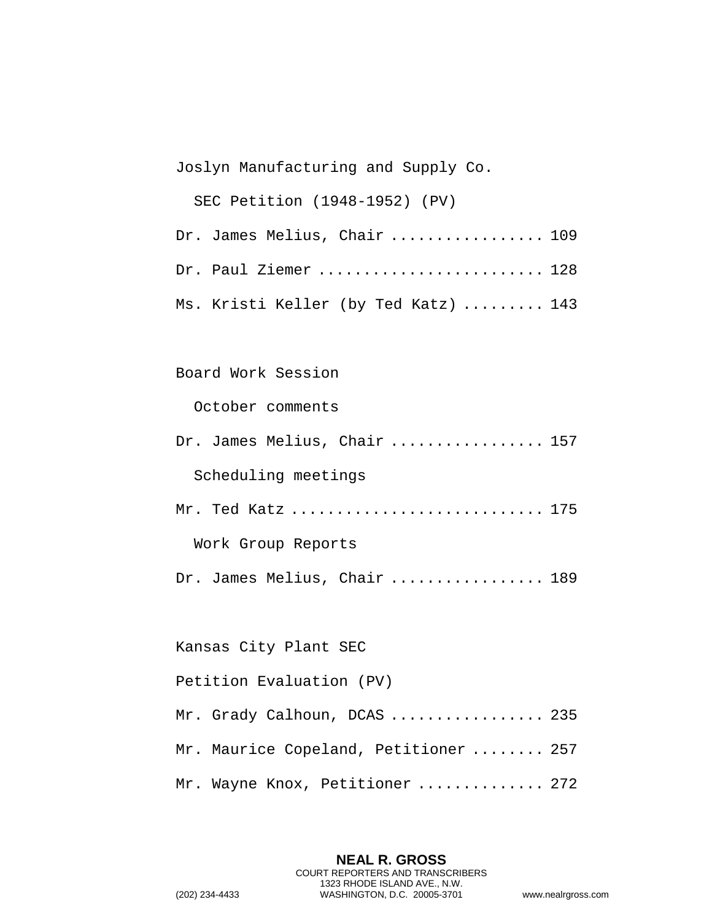Joslyn Manufacturing and Supply Co.

SEC Petition (1948-1952) (PV)

Dr. James Melius, Chair ................ 109

Dr. Paul Ziemer ........................ 128

Ms. Kristi Keller (by Ted Katz) ......... 143

Board Work Session

October comments

Dr. James Melius, Chair ................ 157

Scheduling meetings

Mr. Ted Katz ........................... 175

Work Group Reports

Dr. James Melius, Chair ................ 189

Kansas City Plant SEC

Petition Evaluation (PV)

Mr. Grady Calhoun, DCAS ................ 235

Mr. Maurice Copeland, Petitioner ........ 257

Mr. Wayne Knox, Petitioner ............. 272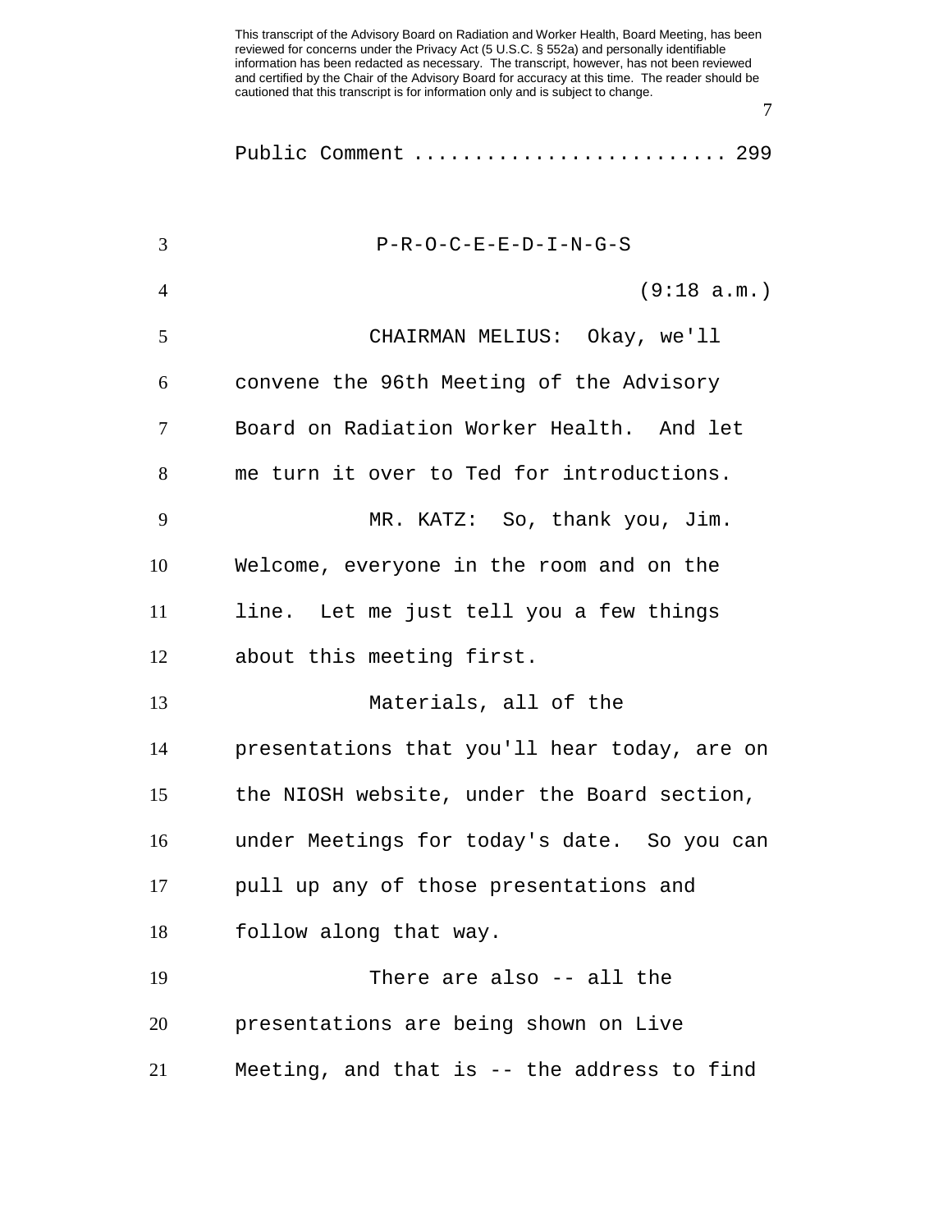Public Comment ......................... 299

P-R-O-C-E-E-D-I-N-G-S

(9:18 a.m.)

CHAIRMAN MELIUS: Okay, we'll convene the 96th Meeting of the Advisory Board on Radiation Worker Health. And let me turn it over to Ted for introductions.

MR. KATZ: So, thank you, Jim. Welcome, everyone in the room and on the line. Let me just tell you a few things about this meeting first.

Materials, all of the presentations that you'll hear today, are on the NIOSH website, under the Board section, under Meetings for today's date. So you can pull up any of those presentations and follow along that way.

There are also -- all the presentations are being shown on Live Meeting, and that is -- the address to find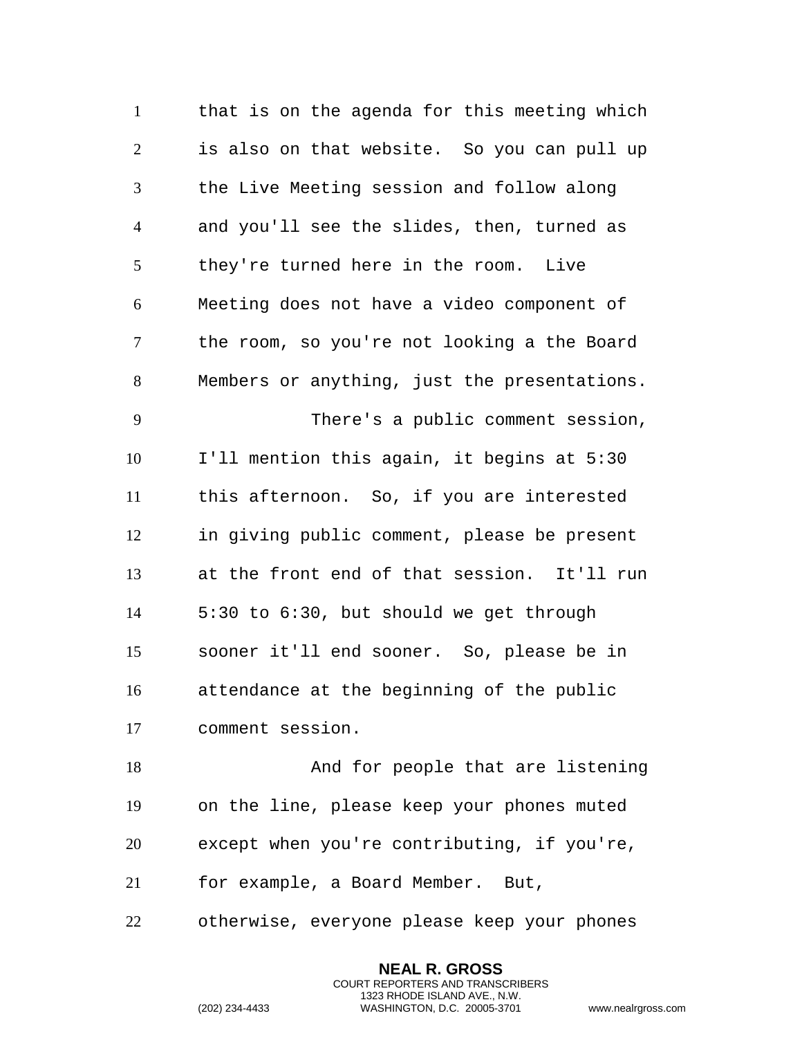that is on the agenda for this meeting which is also on that website. So you can pull up the Live Meeting session and follow along and you'll see the slides, then, turned as they're turned here in the room. Live Meeting does not have a video component of the room, so you're not looking a the Board Members or anything, just the presentations.

There's a public comment session, I'll mention this again, it begins at 5:30 this afternoon. So, if you are interested in giving public comment, please be present at the front end of that session. It'll run 5:30 to 6:30, but should we get through sooner it'll end sooner. So, please be in attendance at the beginning of the public comment session.

And for people that are listening on the line, please keep your phones muted except when you're contributing, if you're, for example, a Board Member. But, otherwise, everyone please keep your phones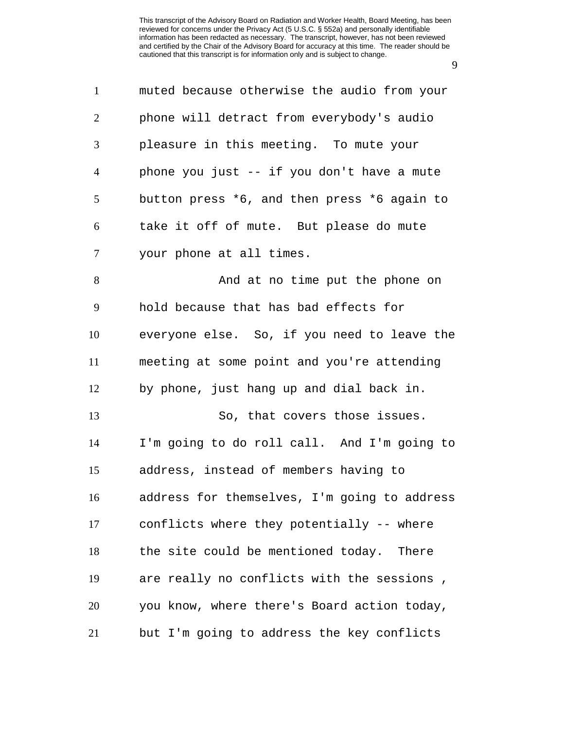muted because otherwise the audio from your phone will detract from everybody's audio pleasure in this meeting. To mute your phone you just -- if you don't have a mute button press *6, and then press *6 again to take it off of mute. But please do mute your phone at all times.

And at no time put the phone on hold because that has bad effects for everyone else. So, if you need to leave the meeting at some point and you're attending by phone, just hang up and dial back in.

So, that covers those issues. I'm going to do roll call. And I'm going to address, instead of members having to address for themselves, I'm going to address conflicts where they potentially -- where the site could be mentioned today. There are really no conflicts with the sessions , you know, where there's Board action today, but I'm going to address the key conflicts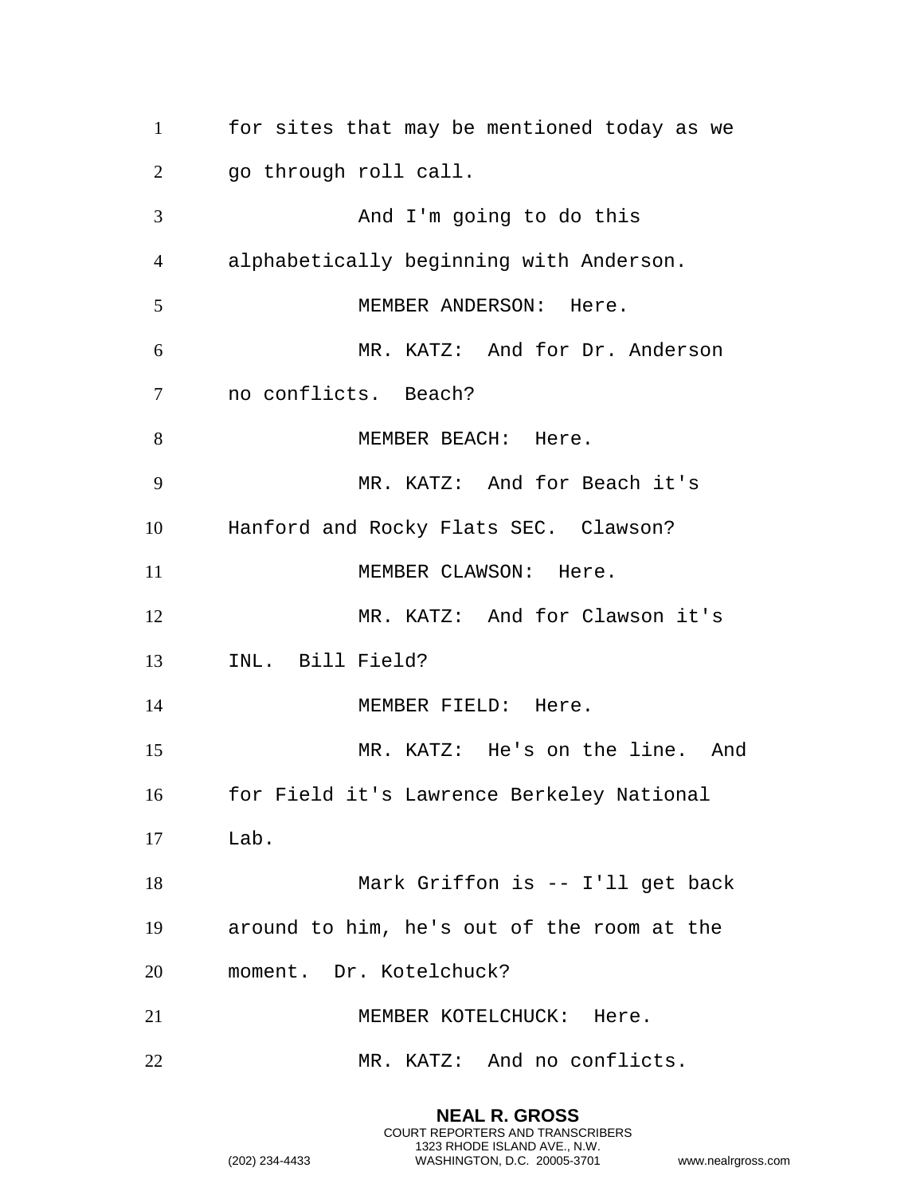for sites that may be mentioned today as we go through roll call.

And I'm going to do this alphabetically beginning with Anderson.

MEMBER ANDERSON: Here.

MR. KATZ: And for Dr. Anderson no conflicts. Beach?

MEMBER BEACH: Here.

MR. KATZ: And for Beach it's Hanford and Rocky Flats SEC. Clawson?

MEMBER CLAWSON: Here.

MR. KATZ: And for Clawson it's INL. Bill Field?

MEMBER FIELD: Here.

MR. KATZ: He's on the line. And for Field it's Lawrence Berkeley National Lab.

Mark Griffon is -- I'll get back around to him, he's out of the room at the moment. Dr. Kotelchuck?

MEMBER KOTELCHUCK: Here.

MR. KATZ: And no conflicts.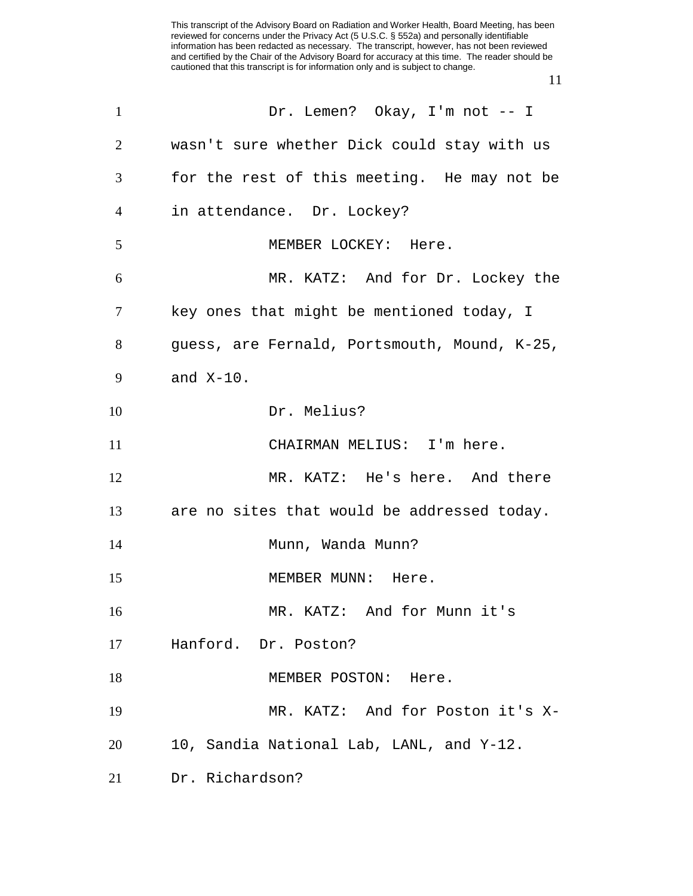Dr. Lemen? Okay, I'm not -- I wasn't sure whether Dick could stay with us for the rest of this meeting. He may not be in attendance. Dr. Lockey?

MEMBER LOCKEY: Here.

MR. KATZ: And for Dr. Lockey the key ones that might be mentioned today, I guess, are Fernald, Portsmouth, Mound, K-25, and X-10.

Dr. Melius?

CHAIRMAN MELIUS: I'm here.

MR. KATZ: He's here. And there are no sites that would be addressed today.

Munn, Wanda Munn?

MEMBER MUNN: Here.

MR. KATZ: And for Munn it's Hanford. Dr. Poston?

MEMBER POSTON: Here.

MR. KATZ: And for Poston it's X-10, Sandia National Lab, LANL, and Y-12. Dr. Richardson?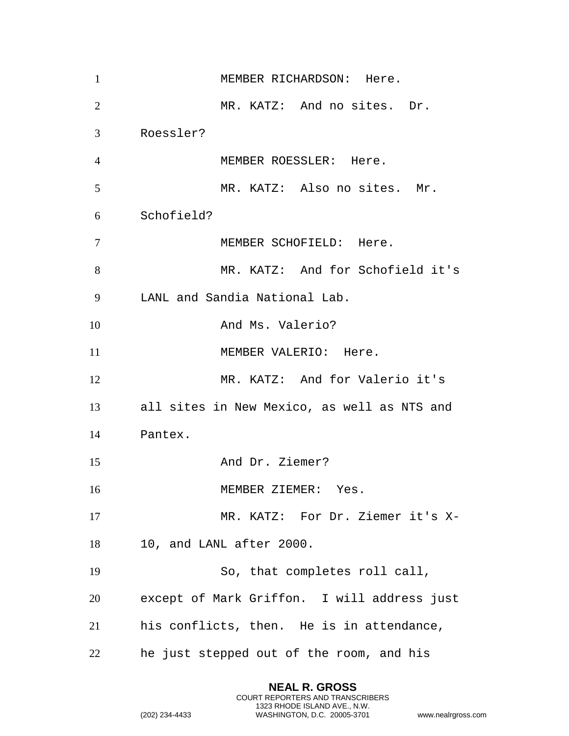MEMBER RICHARDSON: Here.

MR. KATZ: And no sites. Dr. Roessler?

MEMBER ROESSLER: Here.

MR. KATZ: Also no sites. Mr. Schofield?

MEMBER SCHOFIELD: Here.

MR. KATZ: And for Schofield it's LANL and Sandia National Lab.

And Ms. Valerio?

MEMBER VALERIO: Here.

MR. KATZ: And for Valerio it's all sites in New Mexico, as well as NTS and Pantex.

And Dr. Ziemer?

MEMBER ZIEMER: Yes.

MR. KATZ: For Dr. Ziemer it's X-10, and LANL after 2000.

So, that completes roll call, except of Mark Griffon. I will address just his conflicts, then. He is in attendance, he just stepped out of the room, and his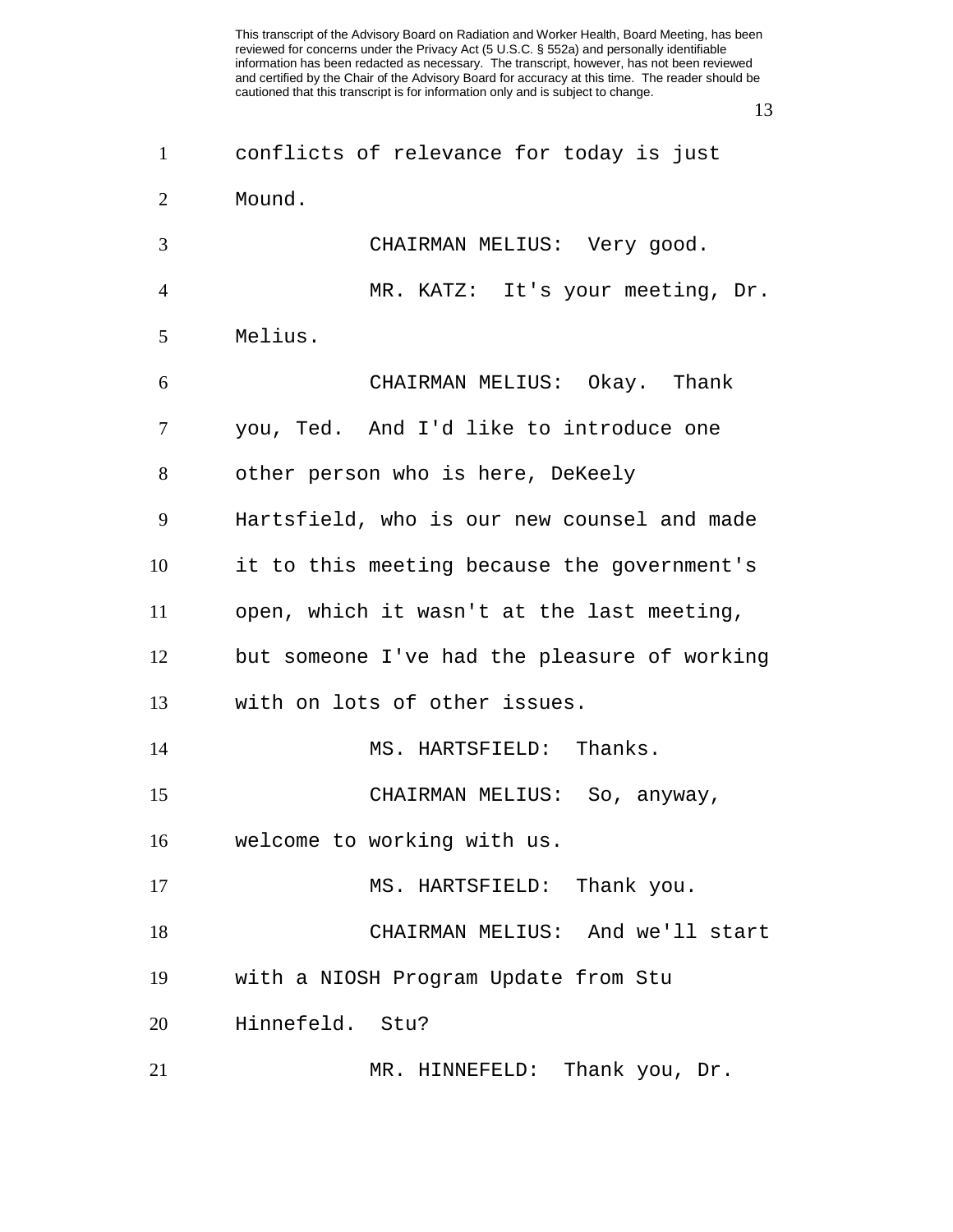conflicts of relevance for today is just Mound.

CHAIRMAN MELIUS: Very good.

MR. KATZ: It's your meeting, Dr. Melius.

CHAIRMAN MELIUS: Okay. Thank you, Ted. And I'd like to introduce one other person who is here, DeKeely Hartsfield, who is our new counsel and made it to this meeting because the government's open, which it wasn't at the last meeting, but someone I've had the pleasure of working with on lots of other issues.

MS. HARTSFIELD: Thanks.

CHAIRMAN MELIUS: So, anyway, welcome to working with us.

MS. HARTSFIELD: Thank you.

CHAIRMAN MELIUS: And we'll start with a NIOSH Program Update from Stu Hinnefeld. Stu?

MR. HINNEFELD: Thank you, Dr.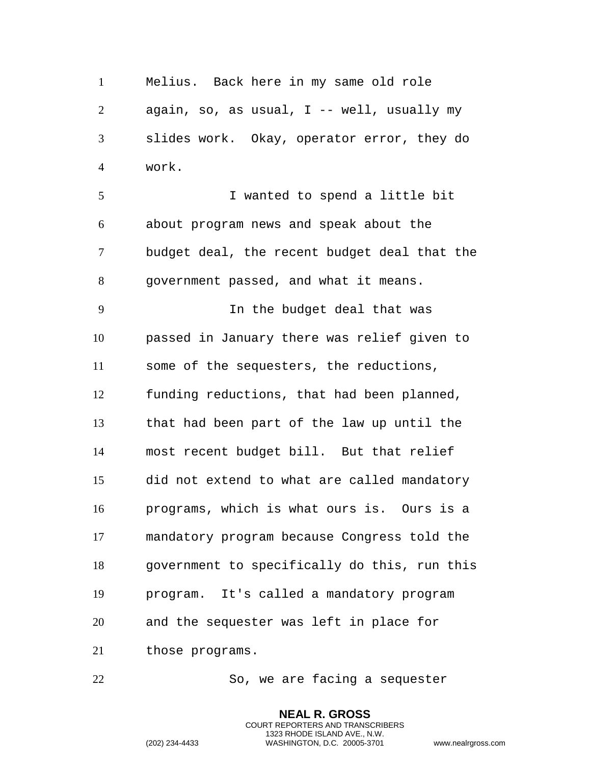Melius. Back here in my same old role again, so, as usual, I -- well, usually my slides work. Okay, operator error, they do work.

I wanted to spend a little bit about program news and speak about the budget deal, the recent budget deal that the government passed, and what it means.

In the budget deal that was passed in January there was relief given to some of the sequesters, the reductions, funding reductions, that had been planned, that had been part of the law up until the most recent budget bill. But that relief did not extend to what are called mandatory programs, which is what ours is. Ours is a mandatory program because Congress told the government to specifically do this, run this program. It's called a mandatory program and the sequester was left in place for those programs.

So, we are facing a sequester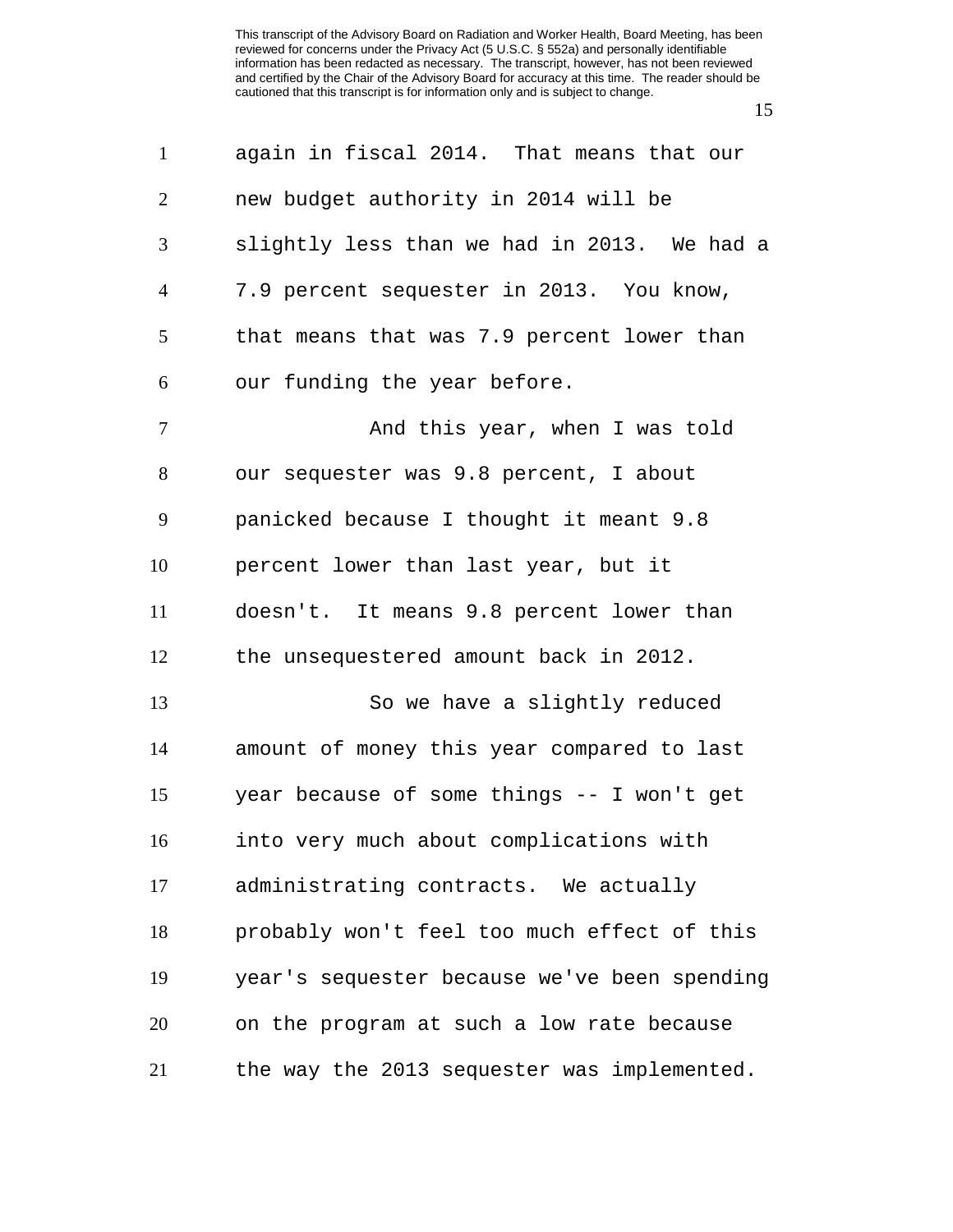again in fiscal 2014. That means that our new budget authority in 2014 will be slightly less than we had in 2013. We had a 7.9 percent sequester in 2013. You know, that means that was 7.9 percent lower than our funding the year before.

And this year, when I was told our sequester was 9.8 percent, I about panicked because I thought it meant 9.8 percent lower than last year, but it doesn't. It means 9.8 percent lower than the unsequestered amount back in 2012.

So we have a slightly reduced amount of money this year compared to last year because of some things -- I won't get into very much about complications with administrating contracts. We actually probably won't feel too much effect of this year's sequester because we've been spending on the program at such a low rate because the way the 2013 sequester was implemented.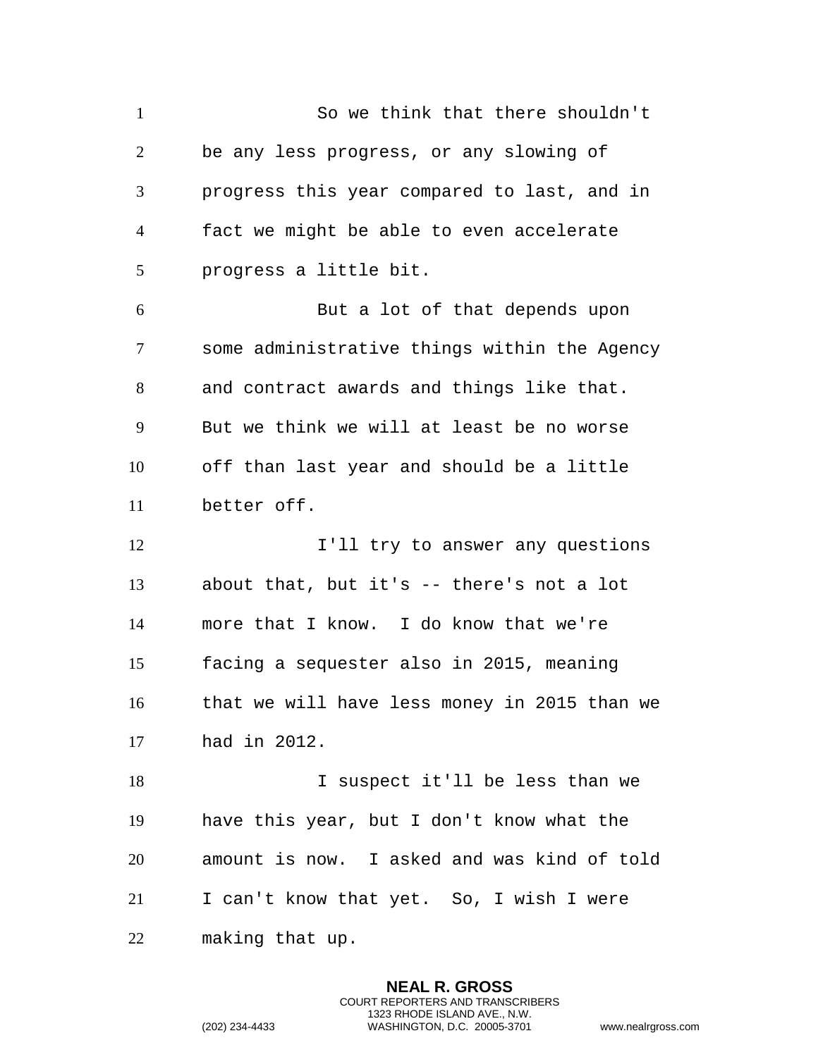So we think that there shouldn't be any less progress, or any slowing of progress this year compared to last, and in fact we might be able to even accelerate progress a little bit.

But a lot of that depends upon some administrative things within the Agency and contract awards and things like that. But we think we will at least be no worse off than last year and should be a little better off.

I'll try to answer any questions about that, but it's -- there's not a lot more that I know. I do know that we're facing a sequester also in 2015, meaning that we will have less money in 2015 than we had in 2012.

I suspect it'll be less than we have this year, but I don't know what the amount is now. I asked and was kind of told I can't know that yet. So, I wish I were making that up.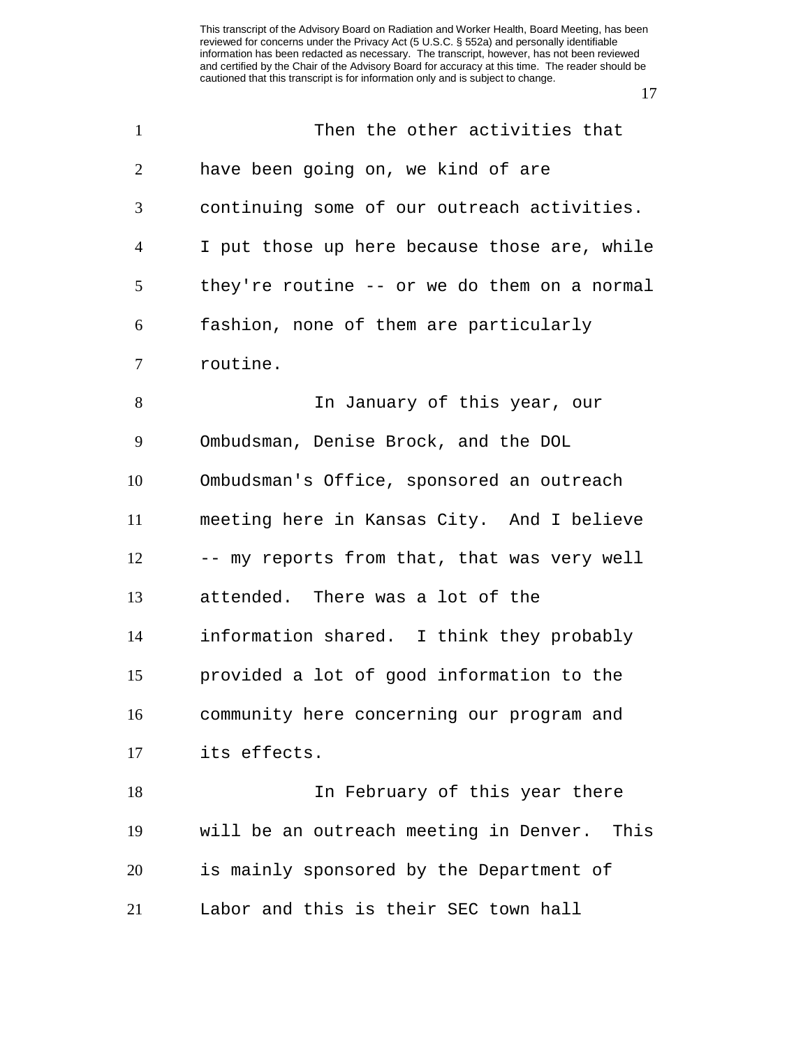Then the other activities that have been going on, we kind of are continuing some of our outreach activities. I put those up here because those are, while they're routine -- or we do them on a normal fashion, none of them are particularly routine.

In January of this year, our Ombudsman, Denise Brock, and the DOL Ombudsman's Office, sponsored an outreach meeting here in Kansas City. And I believe -- my reports from that, that was very well attended. There was a lot of the information shared. I think they probably provided a lot of good information to the community here concerning our program and its effects.

In February of this year there will be an outreach meeting in Denver. This is mainly sponsored by the Department of Labor and this is their SEC town hall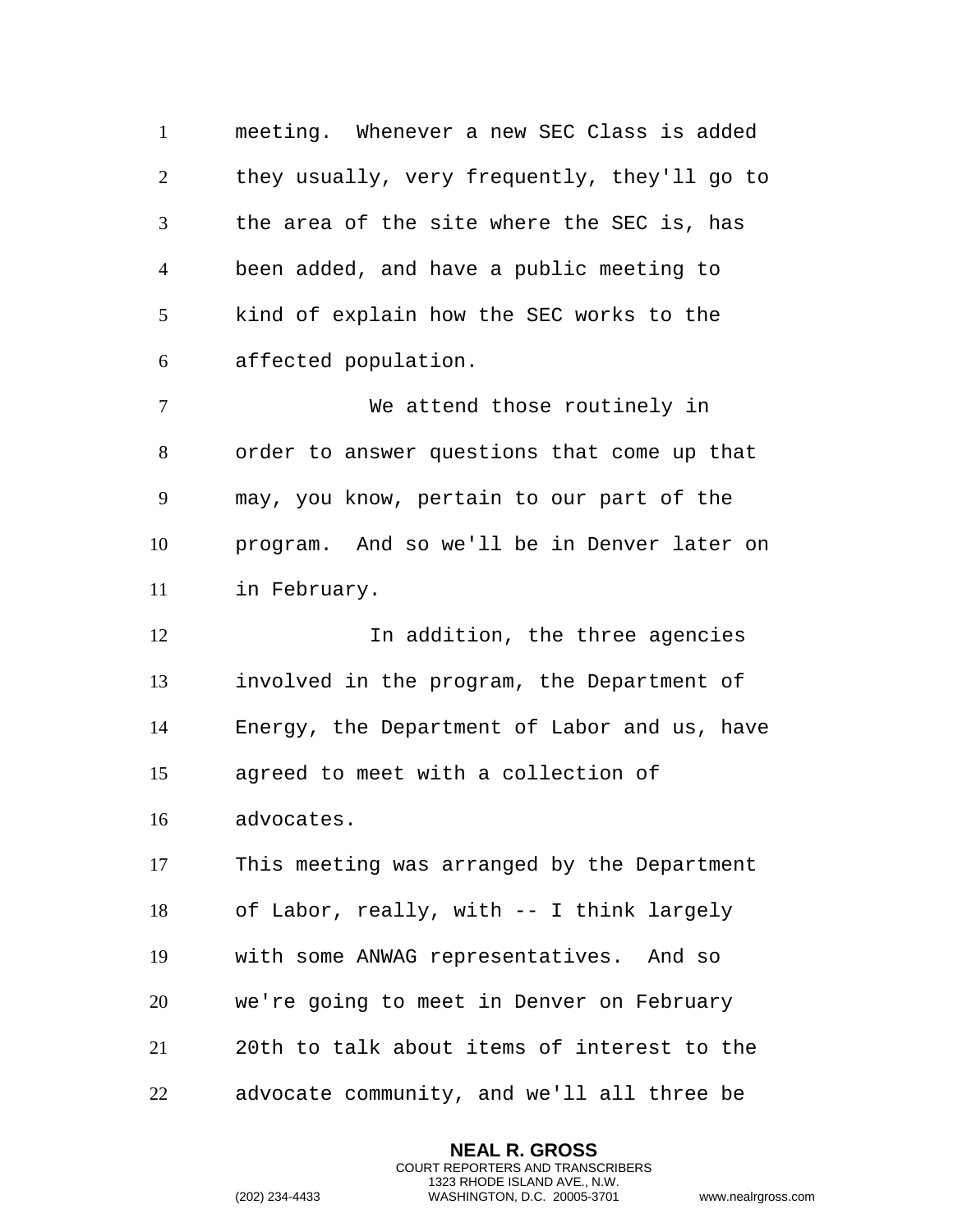meeting. Whenever a new SEC Class is added they usually, very frequently, they'll go to the area of the site where the SEC is, has been added, and have a public meeting to kind of explain how the SEC works to the affected population.

We attend those routinely in order to answer questions that come up that may, you know, pertain to our part of the program. And so we'll be in Denver later on in February.

In addition, the three agencies involved in the program, the Department of Energy, the Department of Labor and us, have agreed to meet with a collection of advocates.

This meeting was arranged by the Department of Labor, really, with -- I think largely with some ANWAG representatives. And so we're going to meet in Denver on February 20th to talk about items of interest to the advocate community, and we'll all three be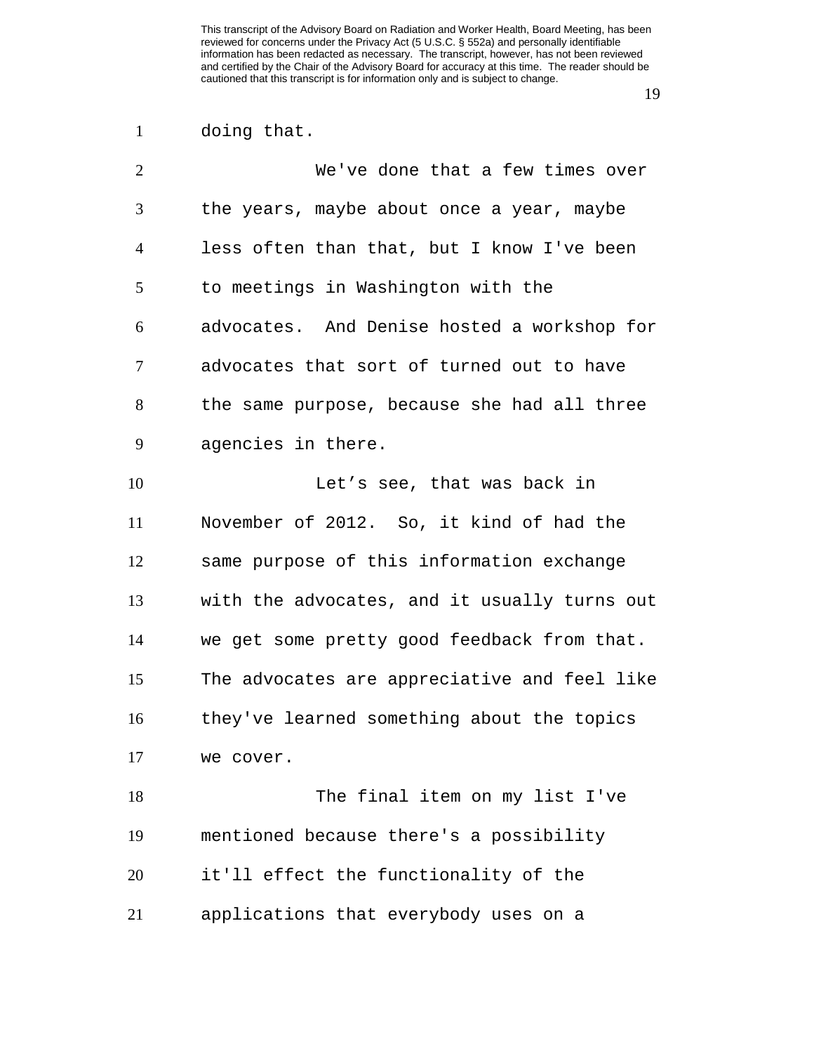doing that.

We've done that a few times over the years, maybe about once a year, maybe less often than that, but I know I've been to meetings in Washington with the advocates. And Denise hosted a workshop for advocates that sort of turned out to have the same purpose, because she had all three agencies in there.

Let's see, that was back in November of 2012. So, it kind of had the same purpose of this information exchange with the advocates, and it usually turns out we get some pretty good feedback from that. The advocates are appreciative and feel like they've learned something about the topics we cover.

The final item on my list I've mentioned because there's a possibility it'll effect the functionality of the applications that everybody uses on a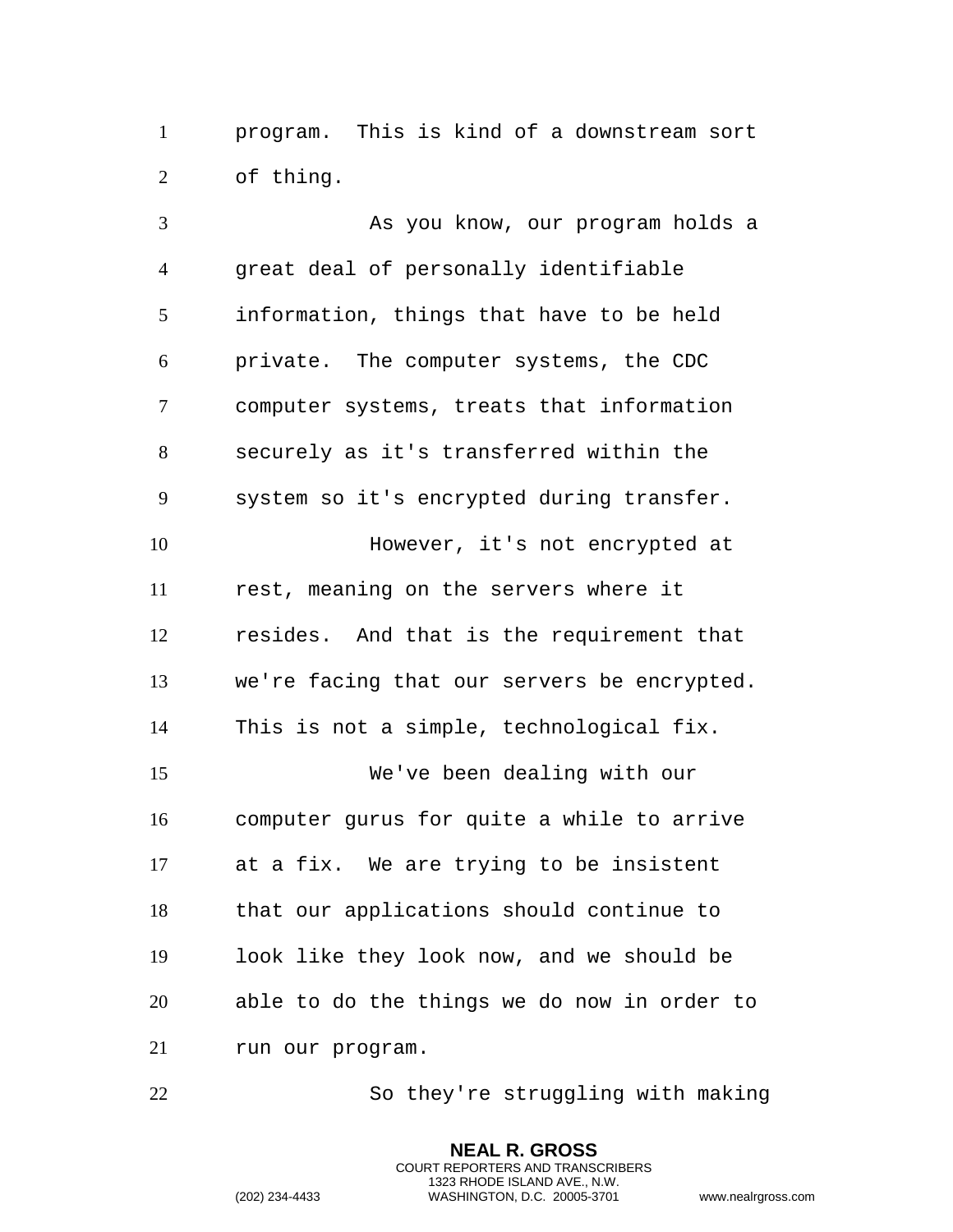program. This is kind of a downstream sort of thing.

As you know, our program holds a great deal of personally identifiable information, things that have to be held private. The computer systems, the CDC computer systems, treats that information securely as it's transferred within the system so it's encrypted during transfer.

However, it's not encrypted at rest, meaning on the servers where it resides. And that is the requirement that we're facing that our servers be encrypted. This is not a simple, technological fix.

We've been dealing with our computer gurus for quite a while to arrive at a fix. We are trying to be insistent that our applications should continue to look like they look now, and we should be able to do the things we do now in order to run our program.

So they're struggling with making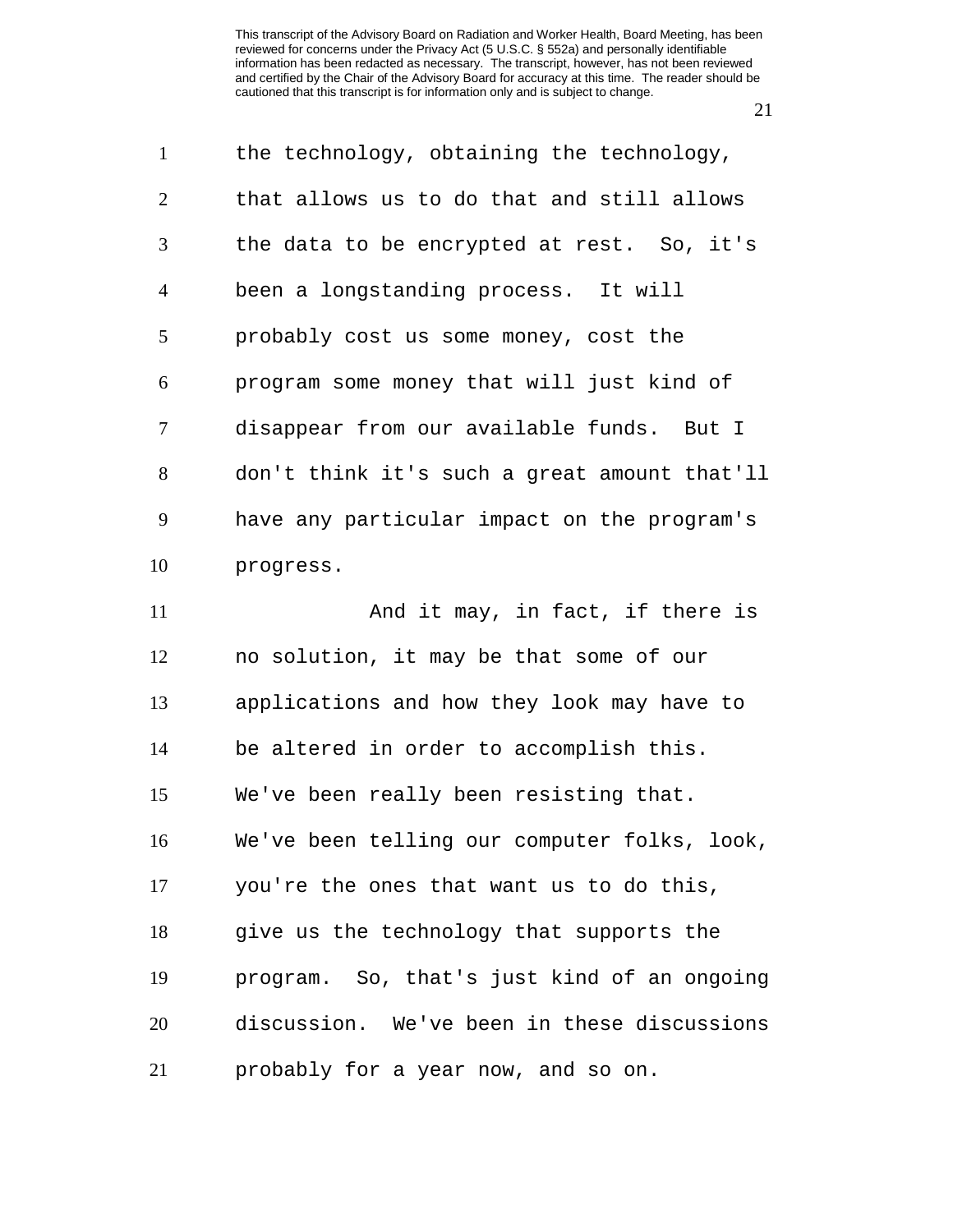the technology, obtaining the technology, that allows us to do that and still allows the data to be encrypted at rest. So, it's been a longstanding process. It will probably cost us some money, cost the program some money that will just kind of disappear from our available funds. But I don't think it's such a great amount that'll have any particular impact on the program's progress.

And it may, in fact, if there is no solution, it may be that some of our applications and how they look may have to be altered in order to accomplish this. We've been really been resisting that. We've been telling our computer folks, look, you're the ones that want us to do this, give us the technology that supports the program. So, that's just kind of an ongoing discussion. We've been in these discussions probably for a year now, and so on.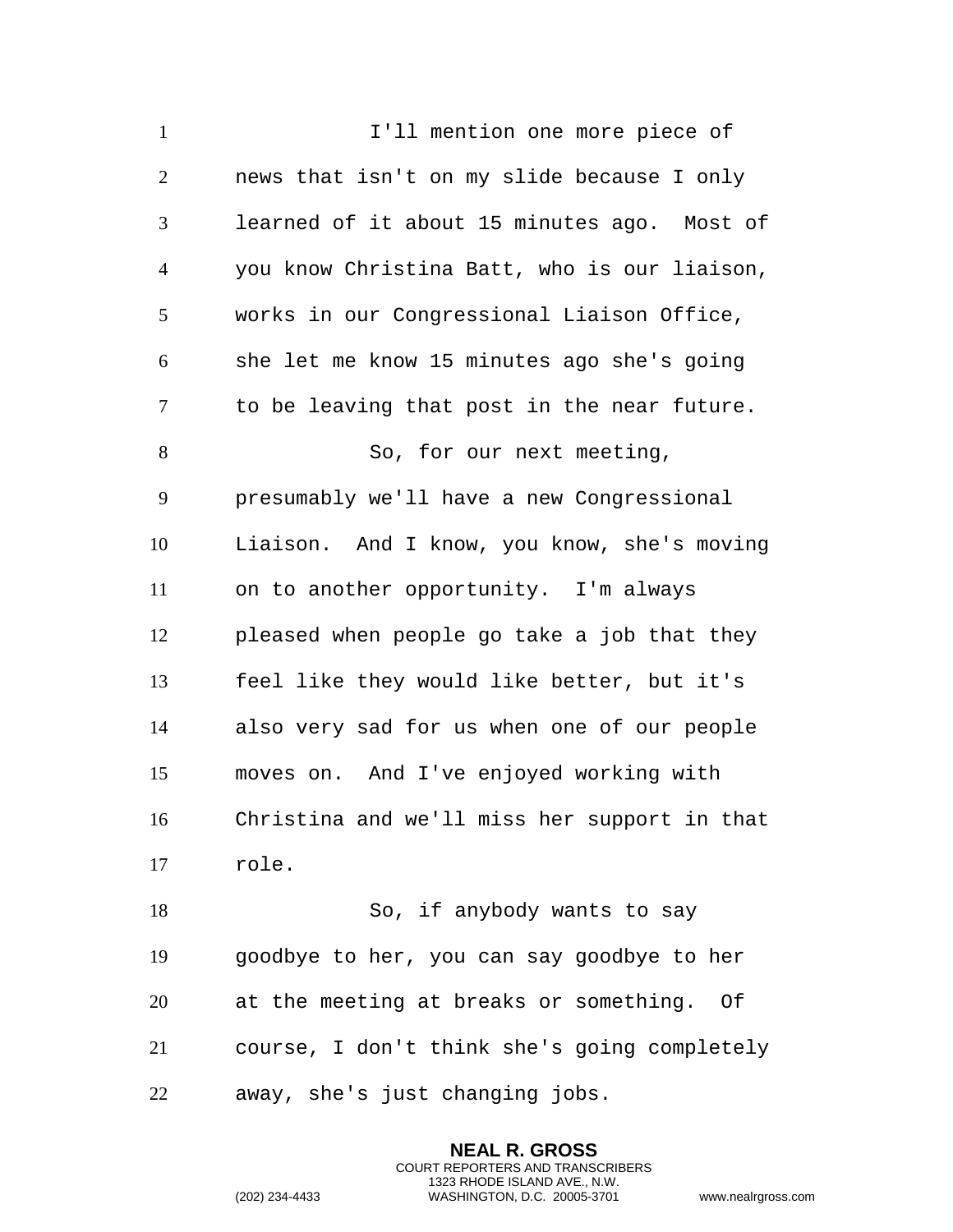I'll mention one more piece of news that isn't on my slide because I only learned of it about 15 minutes ago. Most of you know Christina Batt, who is our liaison, works in our Congressional Liaison Office, she let me know 15 minutes ago she's going to be leaving that post in the near future.

So, for our next meeting, presumably we'll have a new Congressional Liaison. And I know, you know, she's moving on to another opportunity. I'm always pleased when people go take a job that they feel like they would like better, but it's also very sad for us when one of our people moves on. And I've enjoyed working with Christina and we'll miss her support in that role.

So, if anybody wants to say goodbye to her, you can say goodbye to her at the meeting at breaks or something. Of course, I don't think she's going completely away, she's just changing jobs.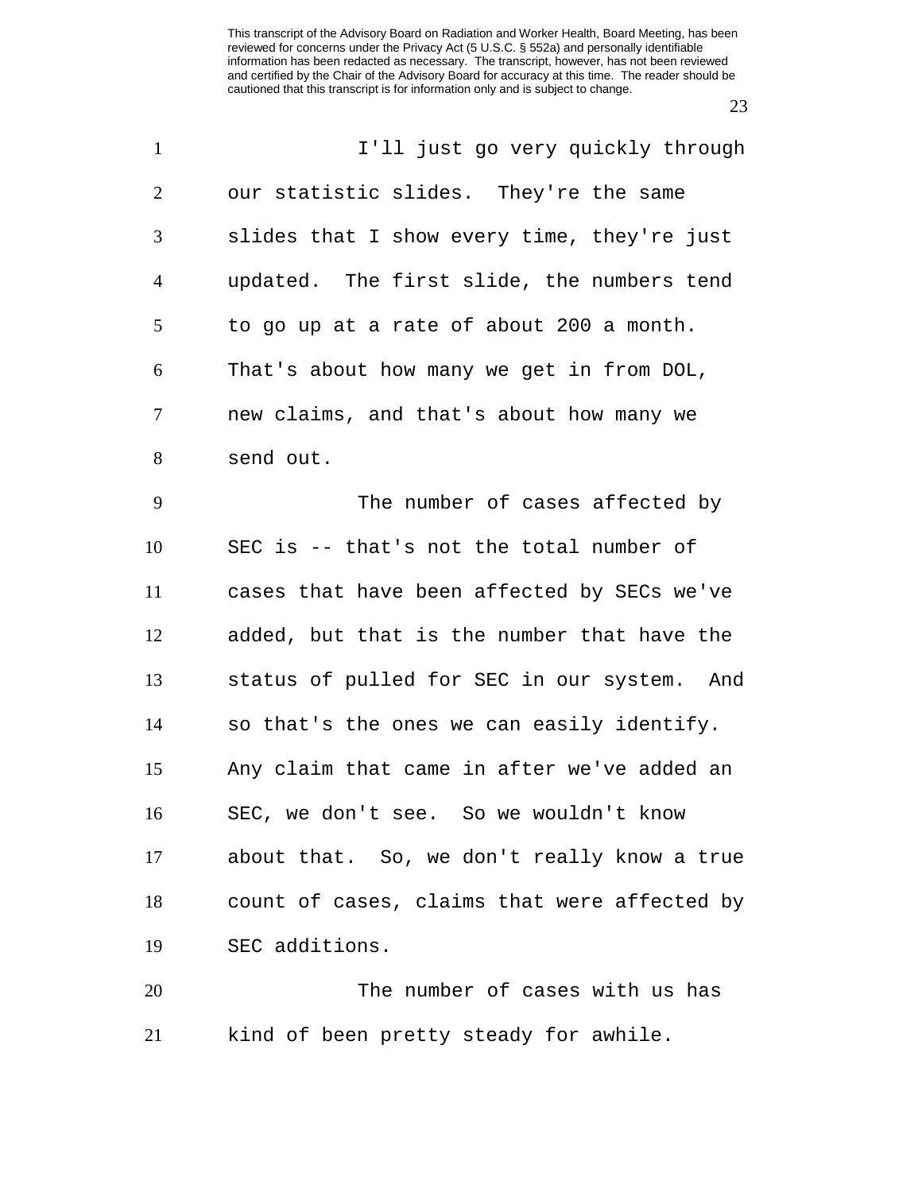I'll just go very quickly through our statistic slides. They're the same slides that I show every time, they're just updated. The first slide, the numbers tend to go up at a rate of about 200 a month. That's about how many we get in from DOL, new claims, and that's about how many we send out.

The number of cases affected by SEC is -- that's not the total number of cases that have been affected by SECs we've added, but that is the number that have the status of pulled for SEC in our system. And so that's the ones we can easily identify. Any claim that came in after we've added an SEC, we don't see. So we wouldn't know about that. So, we don't really know a true count of cases, claims that were affected by SEC additions.

The number of cases with us has kind of been pretty steady for awhile.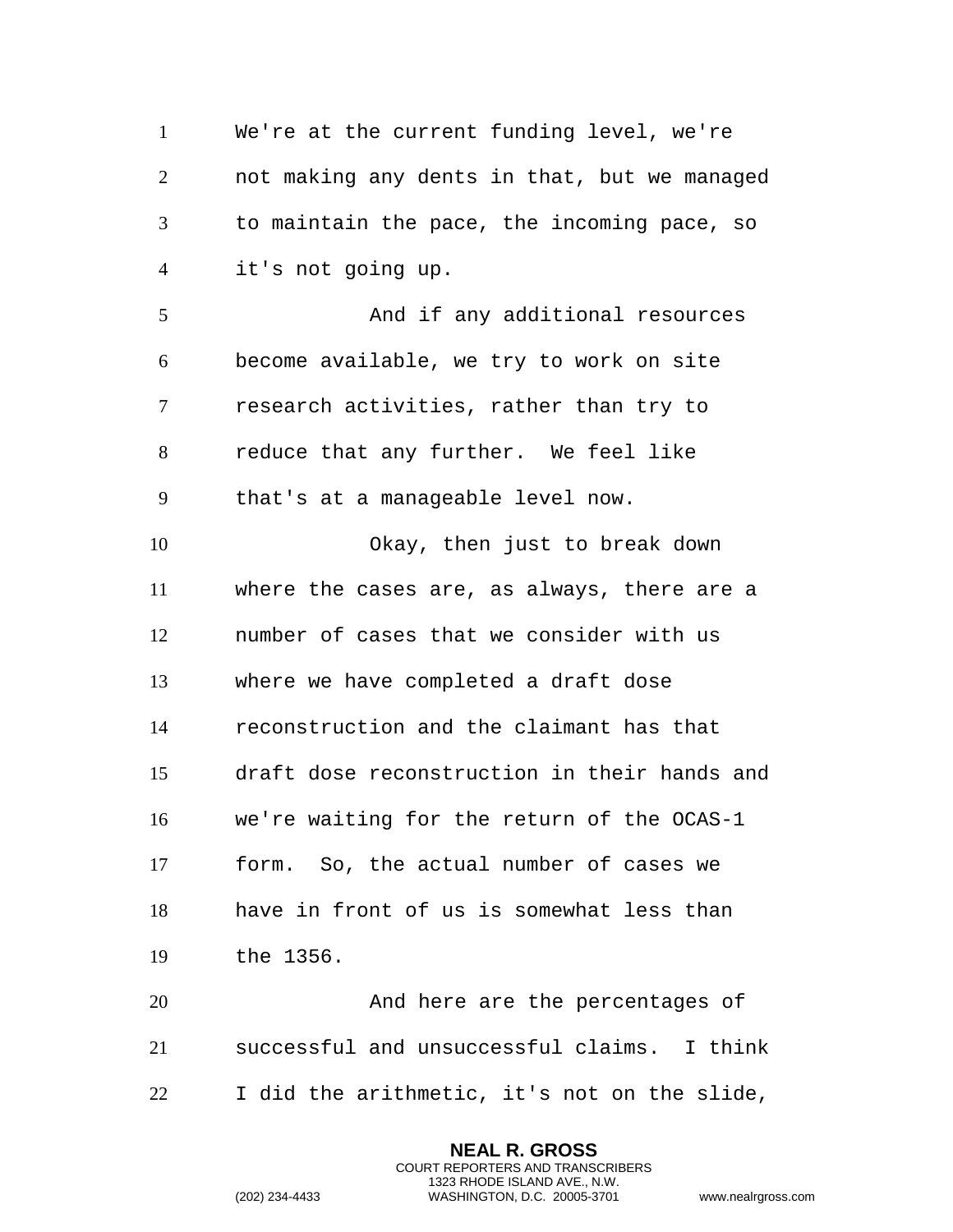We're at the current funding level, we're not making any dents in that, but we managed to maintain the pace, the incoming pace, so it's not going up.

And if any additional resources become available, we try to work on site research activities, rather than try to reduce that any further. We feel like that's at a manageable level now.

Okay, then just to break down where the cases are, as always, there are a number of cases that we consider with us where we have completed a draft dose reconstruction and the claimant has that draft dose reconstruction in their hands and we're waiting for the return of the OCAS-1 form. So, the actual number of cases we have in front of us is somewhat less than the 1356.

And here are the percentages of successful and unsuccessful claims. I think I did the arithmetic, it's not on the slide,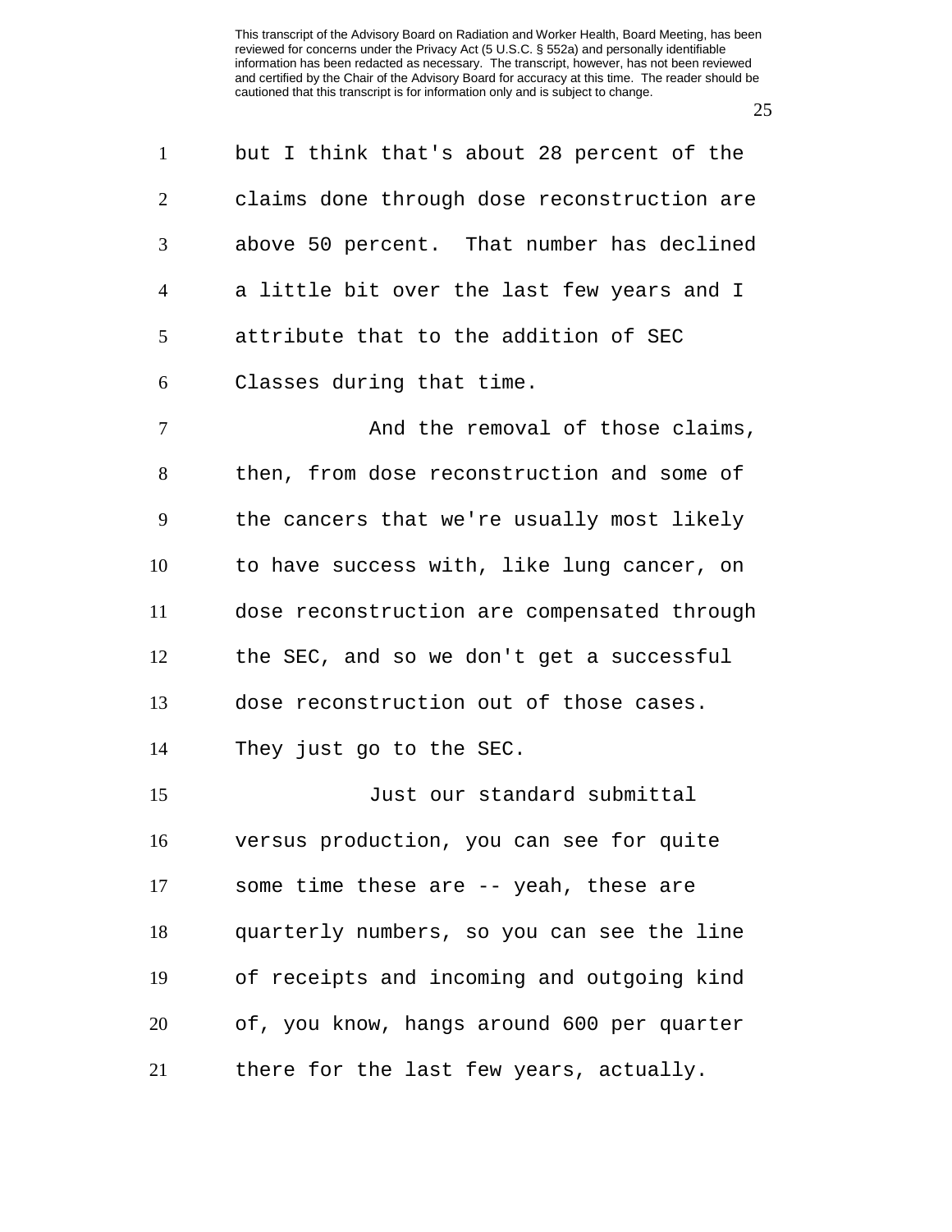but I think that's about 28 percent of the claims done through dose reconstruction are above 50 percent. That number has declined a little bit over the last few years and I attribute that to the addition of SEC Classes during that time.

And the removal of those claims, then, from dose reconstruction and some of the cancers that we're usually most likely to have success with, like lung cancer, on dose reconstruction are compensated through the SEC, and so we don't get a successful dose reconstruction out of those cases. They just go to the SEC.

Just our standard submittal versus production, you can see for quite some time these are -- yeah, these are quarterly numbers, so you can see the line of receipts and incoming and outgoing kind of, you know, hangs around 600 per quarter there for the last few years, actually.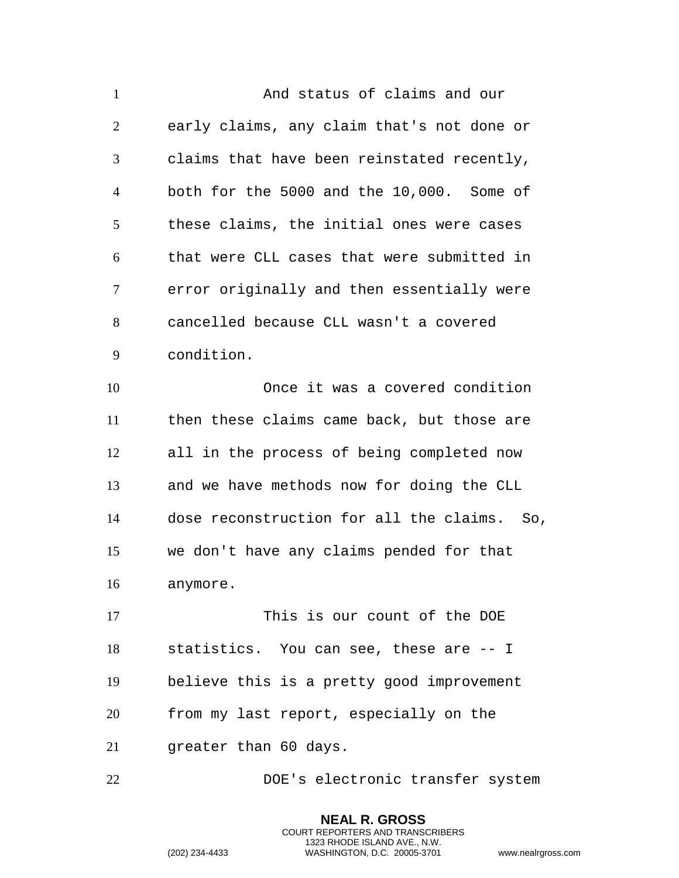And status of claims and our early claims, any claim that's not done or claims that have been reinstated recently, both for the 5000 and the 10,000. Some of these claims, the initial ones were cases that were CLL cases that were submitted in error originally and then essentially were cancelled because CLL wasn't a covered condition.

Once it was a covered condition then these claims came back, but those are all in the process of being completed now and we have methods now for doing the CLL dose reconstruction for all the claims. So, we don't have any claims pended for that anymore.

This is our count of the DOE statistics. You can see, these are -- I believe this is a pretty good improvement from my last report, especially on the greater than 60 days.

DOE's electronic transfer system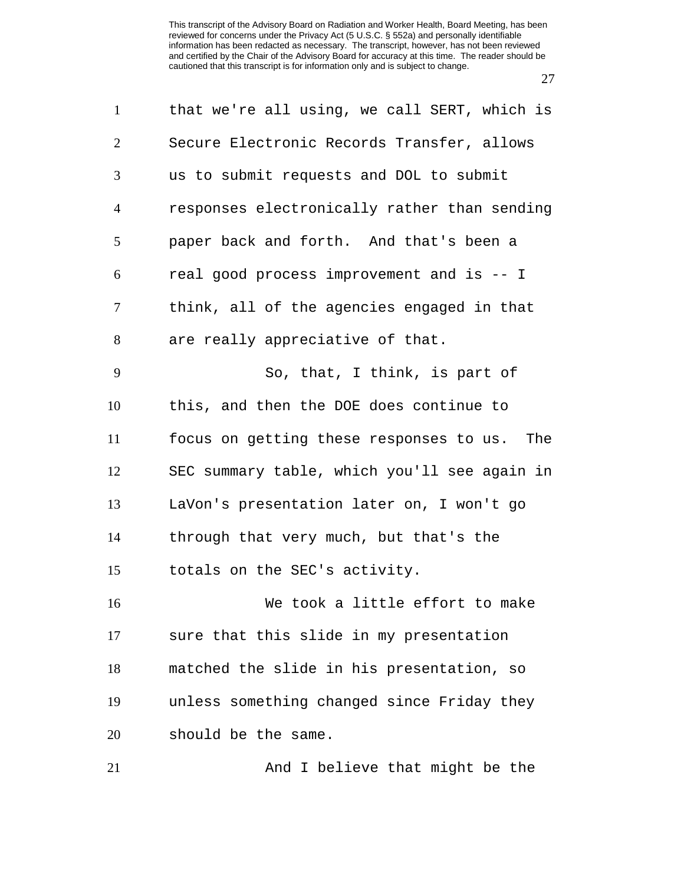that we're all using, we call SERT, which is Secure Electronic Records Transfer, allows us to submit requests and DOL to submit responses electronically rather than sending paper back and forth. And that's been a real good process improvement and is -- I think, all of the agencies engaged in that are really appreciative of that.

So, that, I think, is part of this, and then the DOE does continue to focus on getting these responses to us. The SEC summary table, which you'll see again in LaVon's presentation later on, I won't go through that very much, but that's the totals on the SEC's activity.

We took a little effort to make sure that this slide in my presentation matched the slide in his presentation, so unless something changed since Friday they should be the same.

And I believe that might be the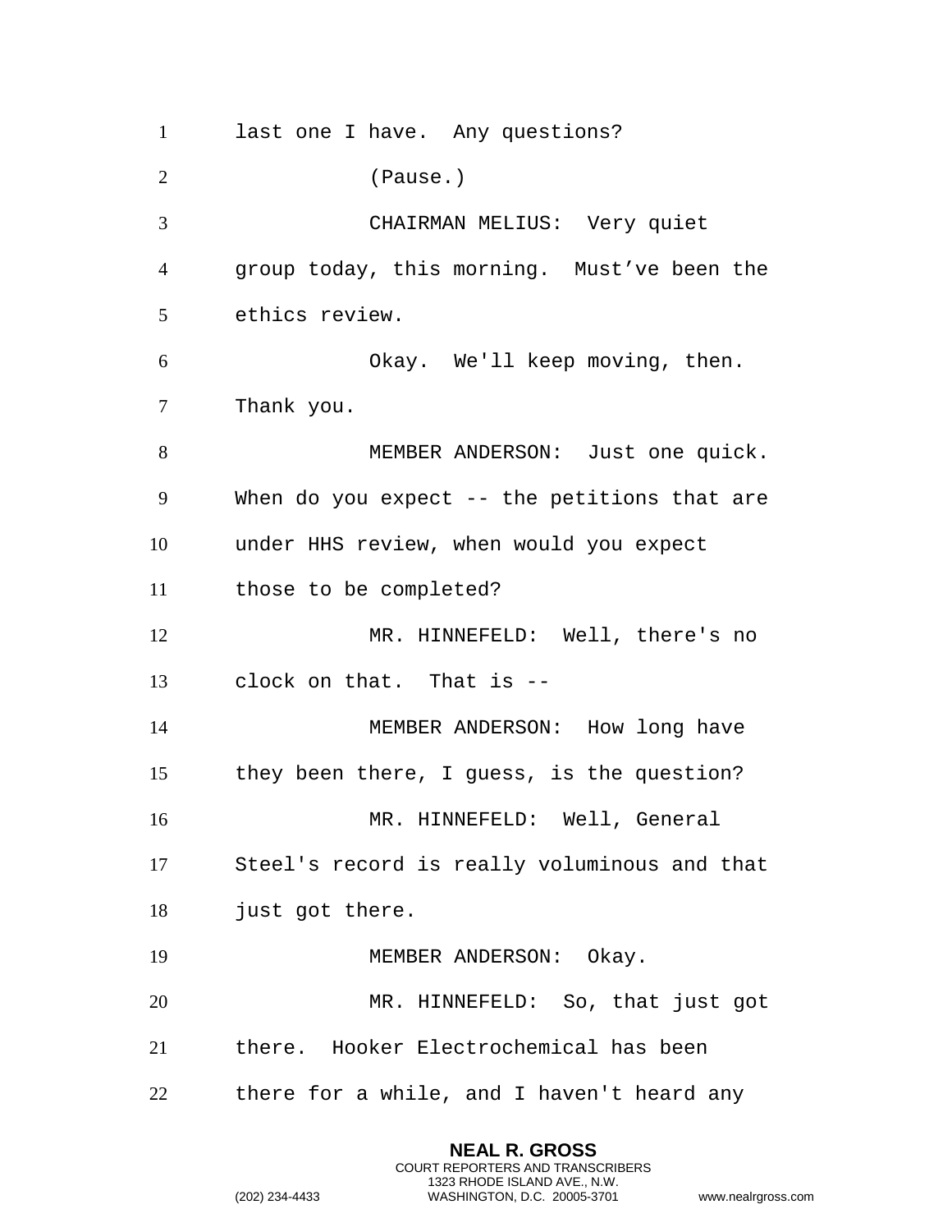last one I have.  Any questions?

(Pause.)

CHAIRMAN MELIUS:  Very quiet group today, this morning.  Must've been the ethics review.

Okay.  We'll keep moving, then.  Thank you.

MEMBER ANDERSON:  Just one quick.  When do you expect -- the petitions that are under HHS review, when would you expect those to be completed?

MR. HINNEFELD:  Well, there's no clock on that.  That is --

MEMBER ANDERSON:  How long have they been there, I guess, is the question?

MR. HINNEFELD:  Well, General Steel's record is really voluminous and that just got there.

MEMBER ANDERSON:  Okay.

MR. HINNEFELD:  So, that just got there.  Hooker Electrochemical has been there for a while, and I haven't heard any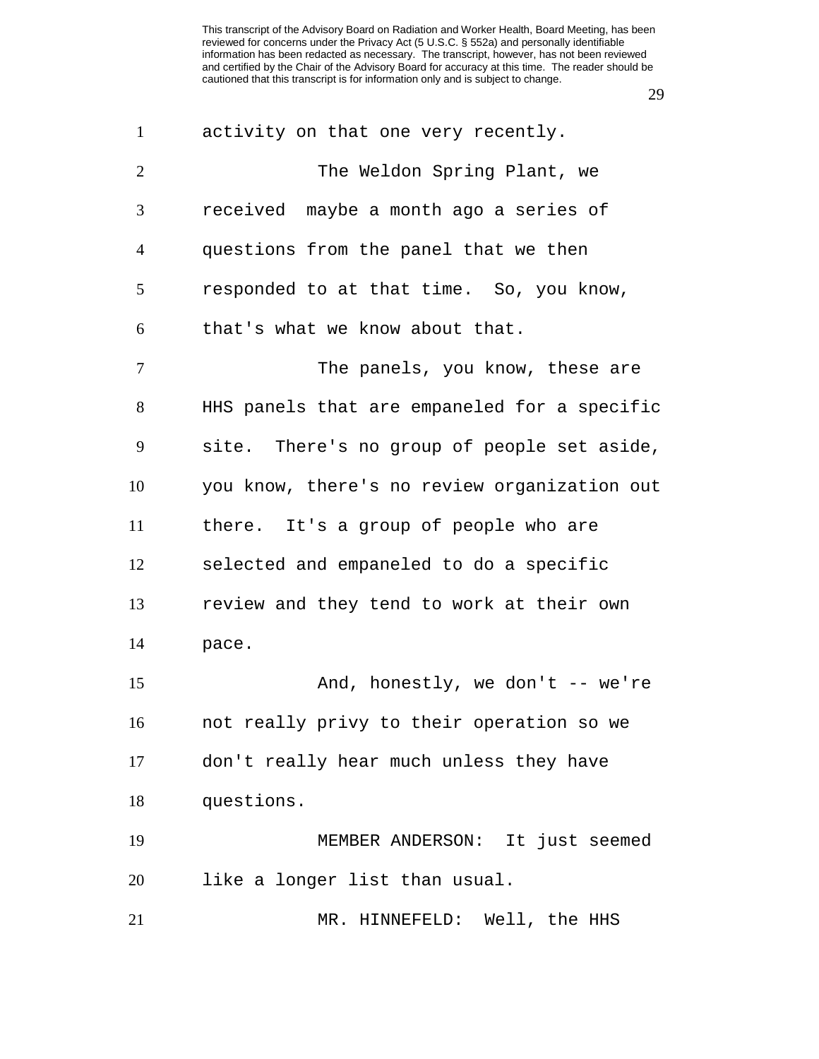activity on that one very recently.

The Weldon Spring Plant, we received maybe a month ago a series of questions from the panel that we then responded to at that time. So, you know, that's what we know about that.

The panels, you know, these are HHS panels that are empaneled for a specific site. There's no group of people set aside, you know, there's no review organization out there. It's a group of people who are selected and empaneled to do a specific review and they tend to work at their own pace.

And, honestly, we don't -- we're not really privy to their operation so we don't really hear much unless they have questions.

MEMBER ANDERSON: It just seemed like a longer list than usual.

MR. HINNEFELD: Well, the HHS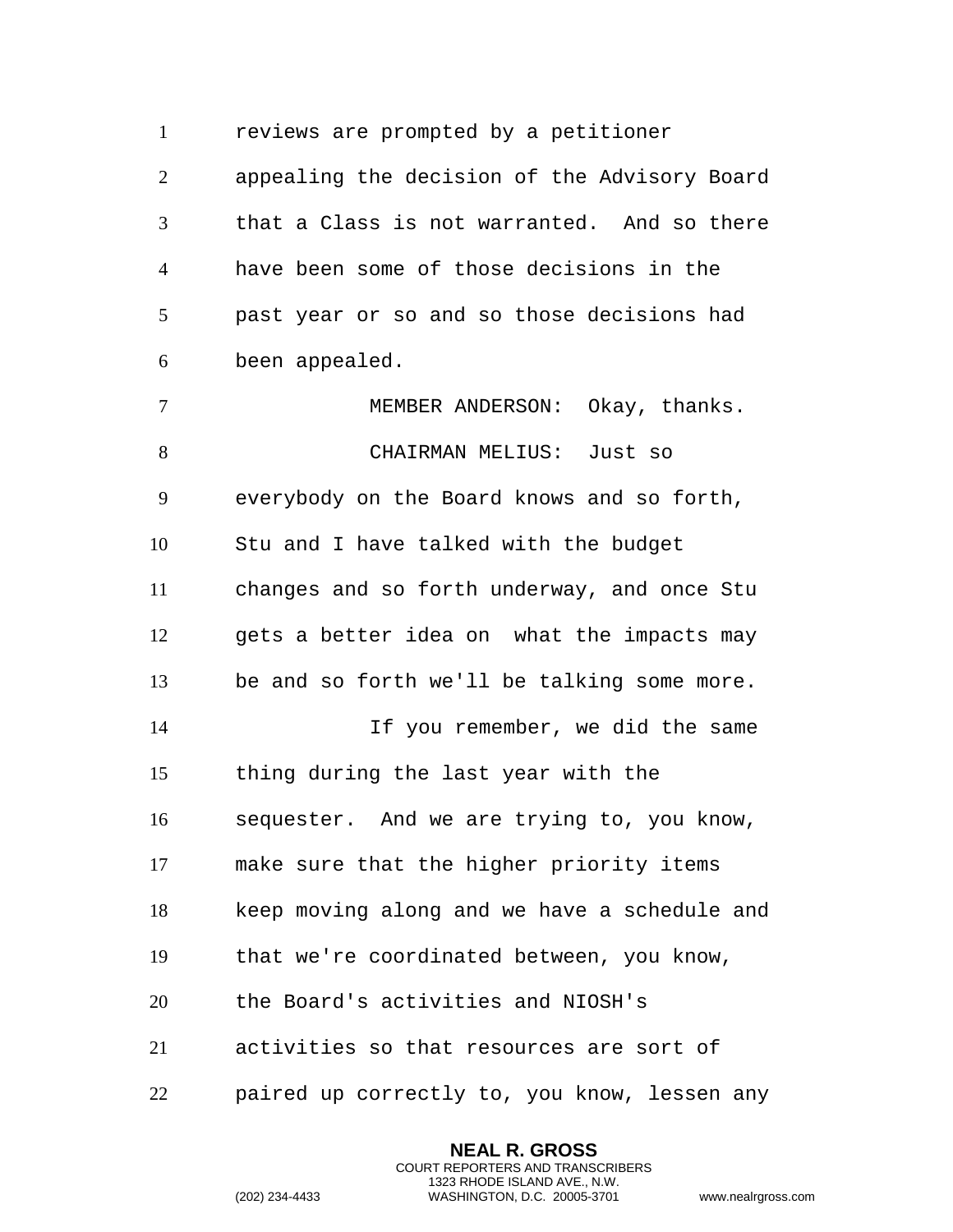reviews are prompted by a petitioner appealing the decision of the Advisory Board that a Class is not warranted. And so there have been some of those decisions in the past year or so and so those decisions had been appealed.

MEMBER ANDERSON: Okay, thanks.

CHAIRMAN MELIUS: Just so everybody on the Board knows and so forth, Stu and I have talked with the budget changes and so forth underway, and once Stu gets a better idea on what the impacts may be and so forth we'll be talking some more.

If you remember, we did the same thing during the last year with the sequester. And we are trying to, you know, make sure that the higher priority items keep moving along and we have a schedule and that we're coordinated between, you know, the Board's activities and NIOSH's activities so that resources are sort of paired up correctly to, you know, lessen any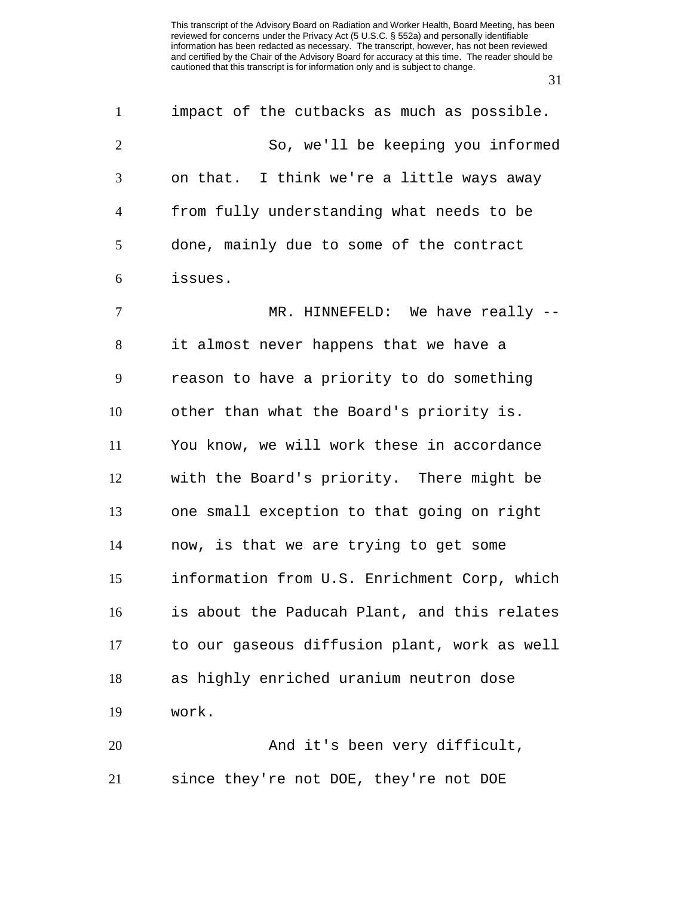impact of the cutbacks as much as possible.

So, we'll be keeping you informed on that. I think we're a little ways away from fully understanding what needs to be done, mainly due to some of the contract issues.

MR. HINNEFELD: We have really -- it almost never happens that we have a reason to have a priority to do something other than what the Board's priority is. You know, we will work these in accordance with the Board's priority. There might be one small exception to that going on right now, is that we are trying to get some information from U.S. Enrichment Corp, which is about the Paducah Plant, and this relates to our gaseous diffusion plant, work as well as highly enriched uranium neutron dose work.

And it's been very difficult, since they're not DOE, they're not DOE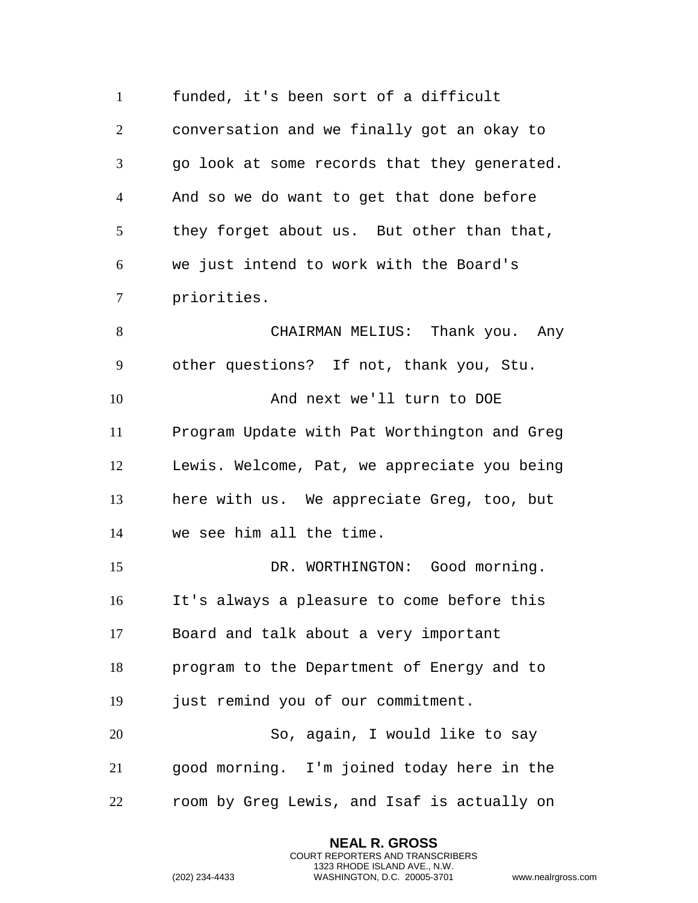funded, it's been sort of a difficult conversation and we finally got an okay to go look at some records that they generated. And so we do want to get that done before they forget about us. But other than that, we just intend to work with the Board's priorities.

CHAIRMAN MELIUS: Thank you. Any other questions? If not, thank you, Stu.

And next we'll turn to DOE Program Update with Pat Worthington and Greg Lewis. Welcome, Pat, we appreciate you being here with us. We appreciate Greg, too, but we see him all the time.

DR. WORTHINGTON: Good morning. It's always a pleasure to come before this Board and talk about a very important program to the Department of Energy and to just remind you of our commitment.

So, again, I would like to say good morning. I'm joined today here in the room by Greg Lewis, and Isaf is actually on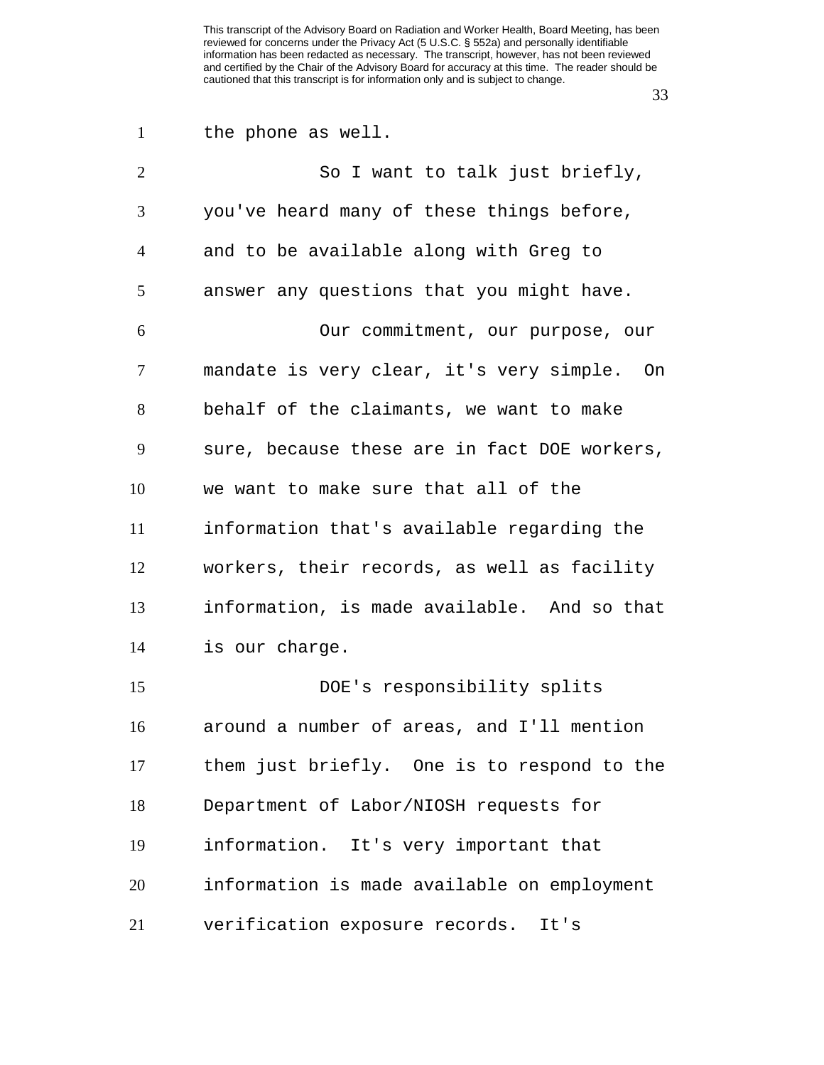the phone as well.

So I want to talk just briefly, you've heard many of these things before, and to be available along with Greg to answer any questions that you might have.

Our commitment, our purpose, our mandate is very clear, it's very simple. On behalf of the claimants, we want to make sure, because these are in fact DOE workers, we want to make sure that all of the information that's available regarding the workers, their records, as well as facility information, is made available. And so that is our charge.

DOE's responsibility splits around a number of areas, and I'll mention them just briefly. One is to respond to the Department of Labor/NIOSH requests for information. It's very important that information is made available on employment verification exposure records. It's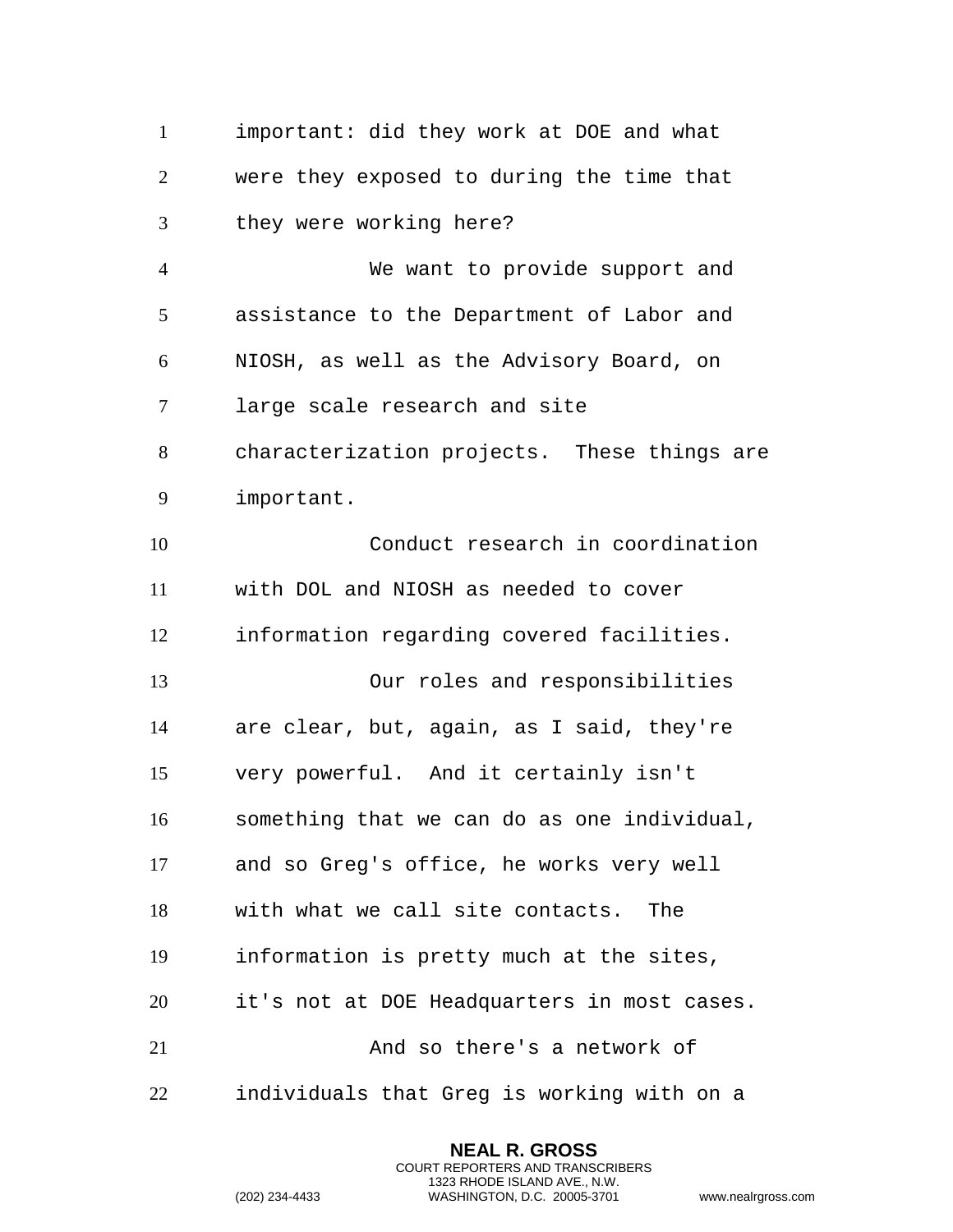important: did they work at DOE and what were they exposed to during the time that they were working here?

We want to provide support and assistance to the Department of Labor and NIOSH, as well as the Advisory Board, on large scale research and site characterization projects.  These things are important.

Conduct research in coordination with DOL and NIOSH as needed to cover information regarding covered facilities.

Our roles and responsibilities are clear, but, again, as I said, they're very powerful.  And it certainly isn't something that we can do as one individual, and so Greg's office, he works very well with what we call site contacts.  The information is pretty much at the sites, it's not at DOE Headquarters in most cases.

And so there's a network of individuals that Greg is working with on a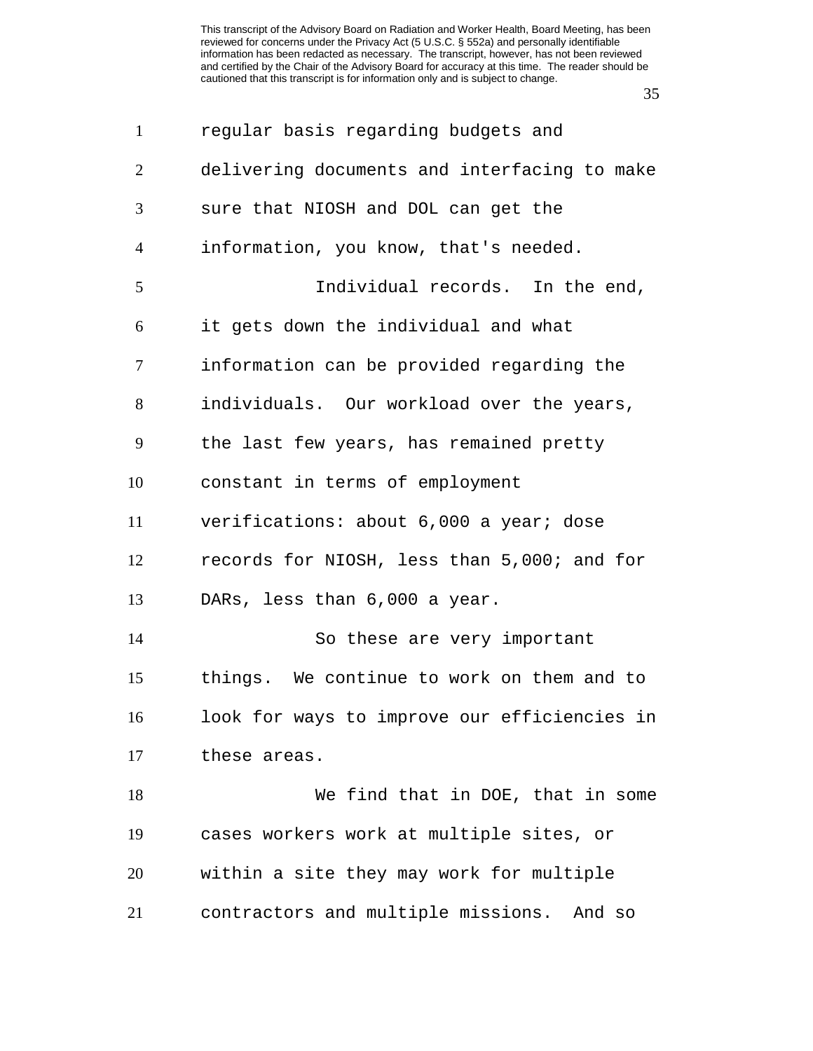regular basis regarding budgets and delivering documents and interfacing to make sure that NIOSH and DOL can get the information, you know, that's needed.

Individual records. In the end, it gets down the individual and what information can be provided regarding the individuals. Our workload over the years, the last few years, has remained pretty constant in terms of employment verifications: about 6,000 a year; dose records for NIOSH, less than 5,000; and for DARs, less than 6,000 a year.

So these are very important things. We continue to work on them and to look for ways to improve our efficiencies in these areas.

We find that in DOE, that in some cases workers work at multiple sites, or within a site they may work for multiple contractors and multiple missions. And so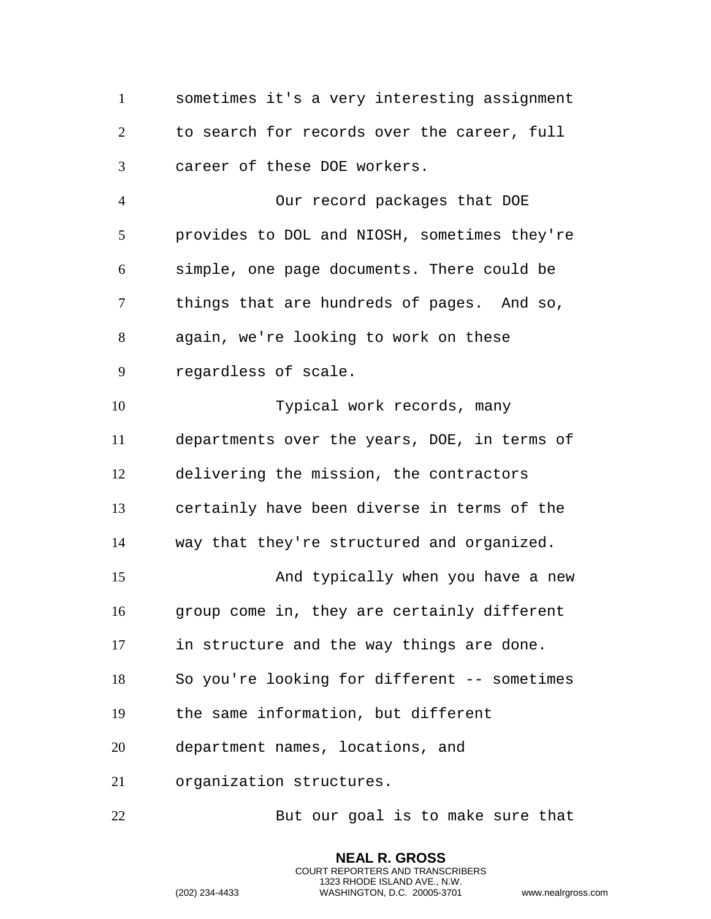sometimes it's a very interesting assignment to search for records over the career, full career of these DOE workers.

Our record packages that DOE provides to DOL and NIOSH, sometimes they're simple, one page documents. There could be things that are hundreds of pages. And so, again, we're looking to work on these regardless of scale.

Typical work records, many departments over the years, DOE, in terms of delivering the mission, the contractors certainly have been diverse in terms of the way that they're structured and organized.

And typically when you have a new group come in, they are certainly different in structure and the way things are done. So you're looking for different -- sometimes the same information, but different department names, locations, and organization structures.

But our goal is to make sure that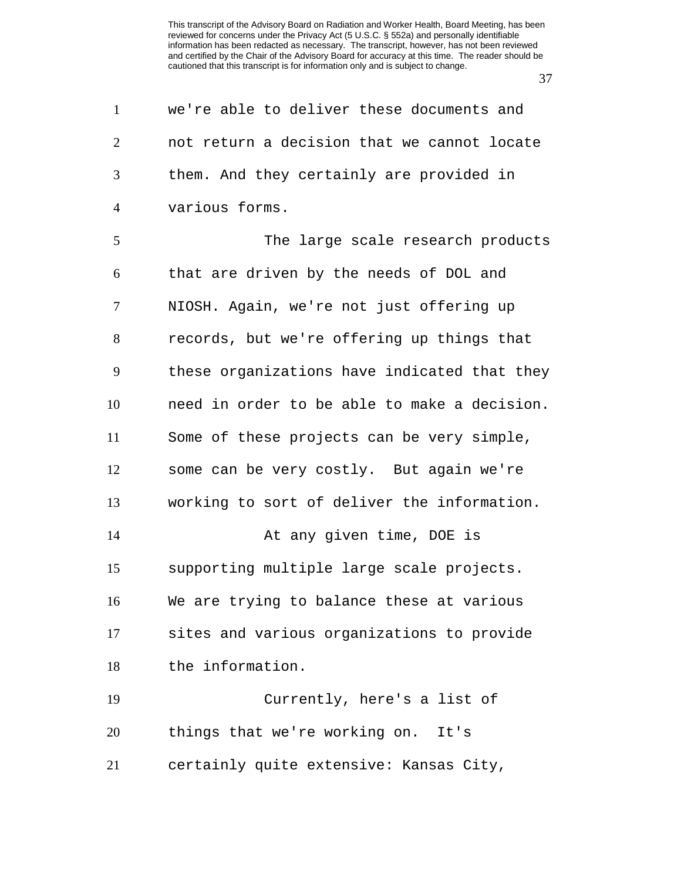we're able to deliver these documents and not return a decision that we cannot locate them. And they certainly are provided in various forms.

The large scale research products that are driven by the needs of DOL and NIOSH. Again, we're not just offering up records, but we're offering up things that these organizations have indicated that they need in order to be able to make a decision. Some of these projects can be very simple, some can be very costly. But again we're working to sort of deliver the information.

At any given time, DOE is supporting multiple large scale projects. We are trying to balance these at various sites and various organizations to provide the information.

Currently, here's a list of things that we're working on. It's certainly quite extensive: Kansas City,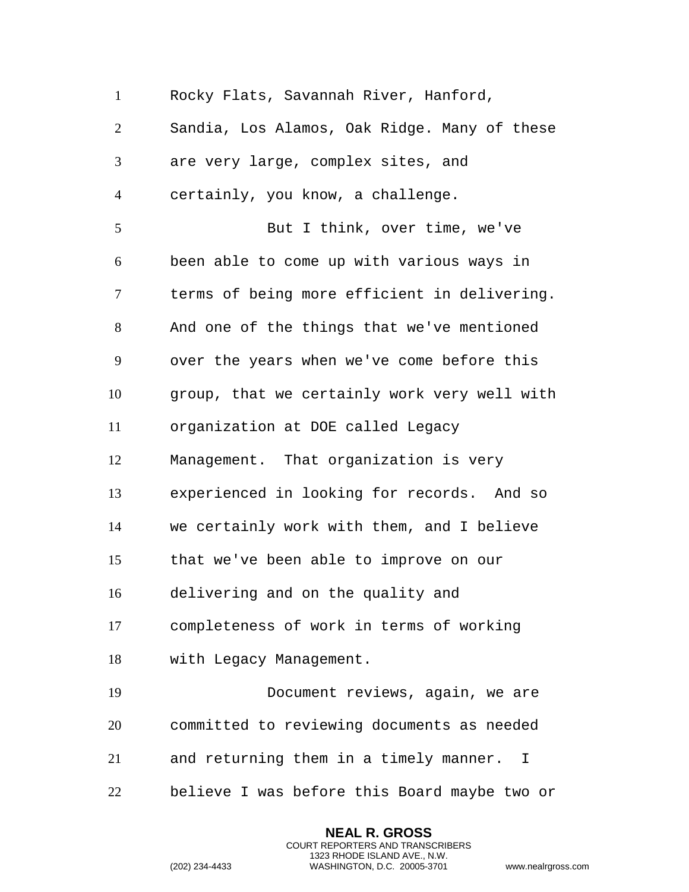Rocky Flats, Savannah River, Hanford, Sandia, Los Alamos, Oak Ridge. Many of these are very large, complex sites, and certainly, you know, a challenge.

But I think, over time, we've been able to come up with various ways in terms of being more efficient in delivering. And one of the things that we've mentioned over the years when we've come before this group, that we certainly work very well with organization at DOE called Legacy Management. That organization is very experienced in looking for records. And so we certainly work with them, and I believe that we've been able to improve on our delivering and on the quality and completeness of work in terms of working with Legacy Management.

Document reviews, again, we are committed to reviewing documents as needed and returning them in a timely manner. I believe I was before this Board maybe two or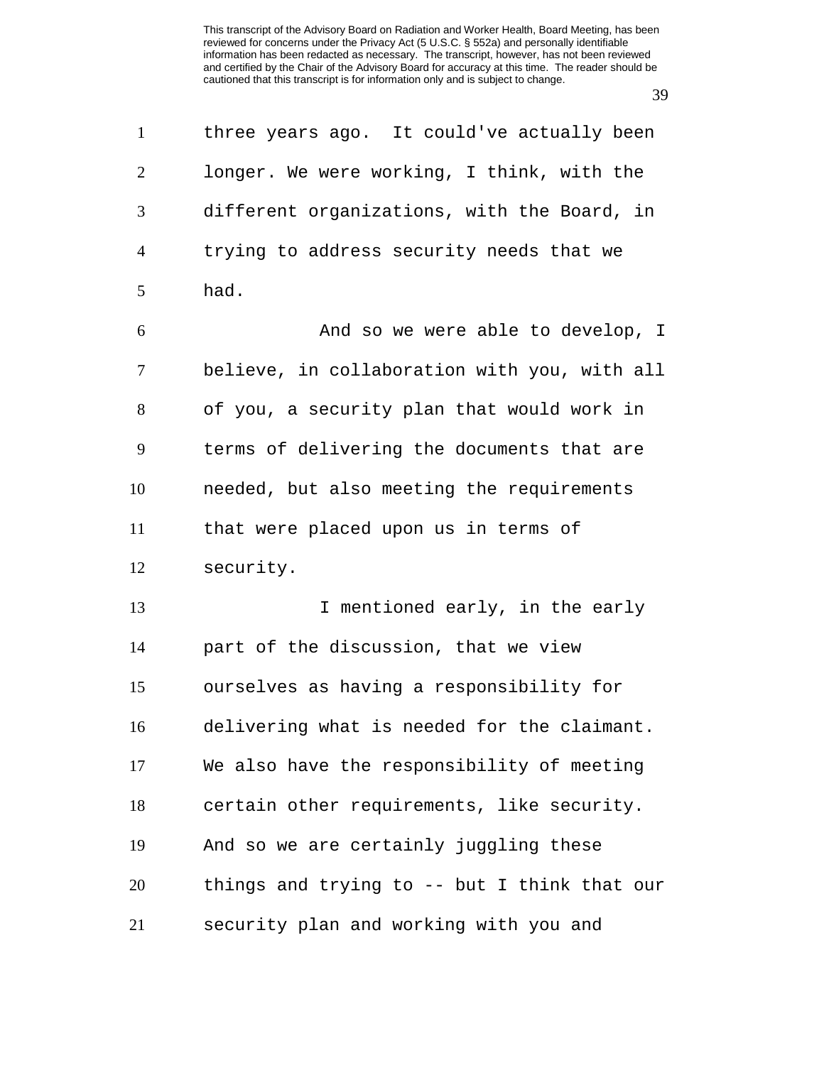three years ago. It could've actually been longer. We were working, I think, with the different organizations, with the Board, in trying to address security needs that we had.

And so we were able to develop, I believe, in collaboration with you, with all of you, a security plan that would work in terms of delivering the documents that are needed, but also meeting the requirements that were placed upon us in terms of security.

I mentioned early, in the early part of the discussion, that we view ourselves as having a responsibility for delivering what is needed for the claimant. We also have the responsibility of meeting certain other requirements, like security. And so we are certainly juggling these things and trying to -- but I think that our security plan and working with you and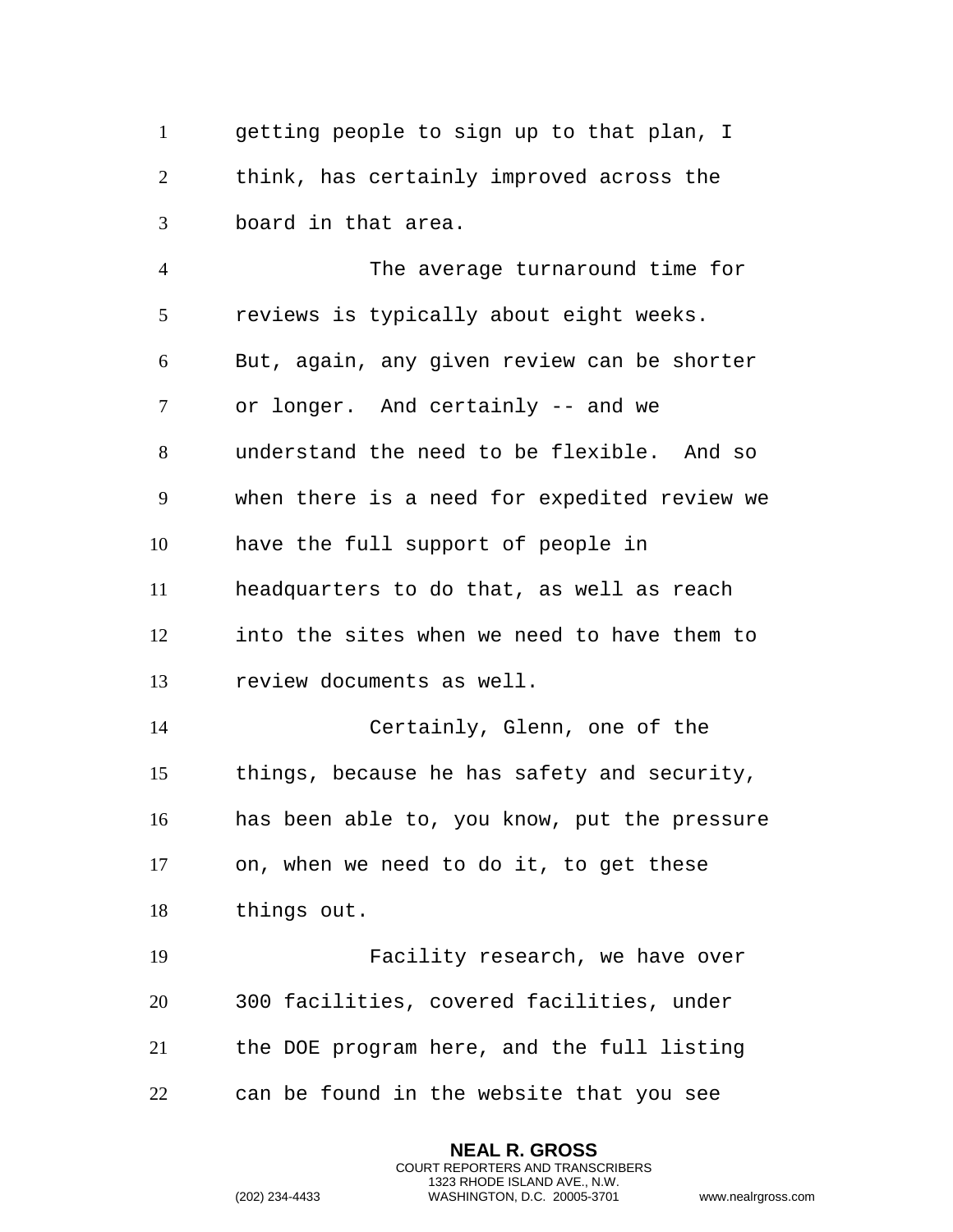getting people to sign up to that plan, I think, has certainly improved across the board in that area.

The average turnaround time for reviews is typically about eight weeks. But, again, any given review can be shorter or longer. And certainly -- and we understand the need to be flexible. And so when there is a need for expedited review we have the full support of people in headquarters to do that, as well as reach into the sites when we need to have them to review documents as well.

Certainly, Glenn, one of the things, because he has safety and security, has been able to, you know, put the pressure on, when we need to do it, to get these things out.

Facility research, we have over 300 facilities, covered facilities, under the DOE program here, and the full listing can be found in the website that you see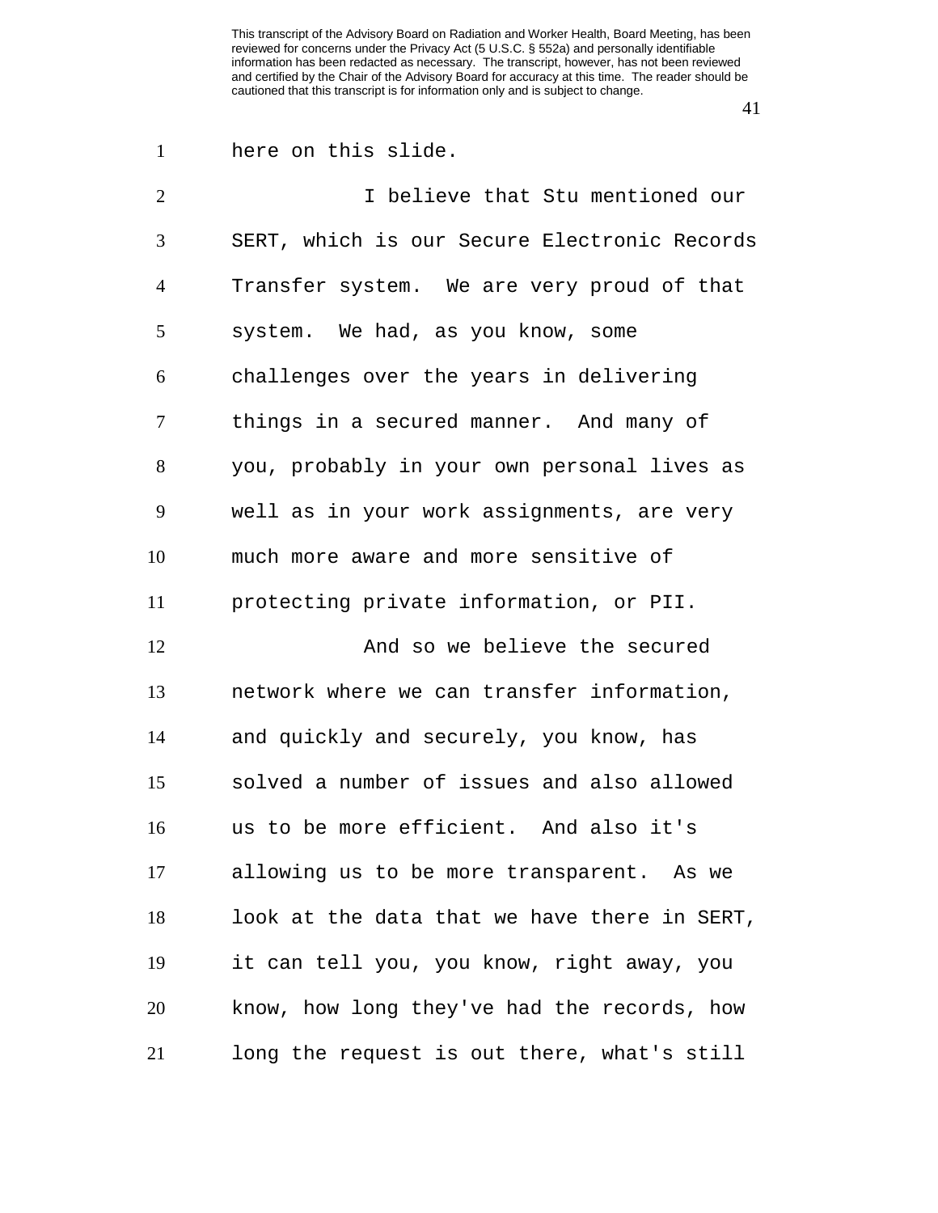here on this slide.

I believe that Stu mentioned our SERT, which is our Secure Electronic Records Transfer system. We are very proud of that system. We had, as you know, some challenges over the years in delivering things in a secured manner. And many of you, probably in your own personal lives as well as in your work assignments, are very much more aware and more sensitive of protecting private information, or PII.

And so we believe the secured network where we can transfer information, and quickly and securely, you know, has solved a number of issues and also allowed us to be more efficient. And also it's allowing us to be more transparent. As we look at the data that we have there in SERT, it can tell you, you know, right away, you know, how long they've had the records, how long the request is out there, what's still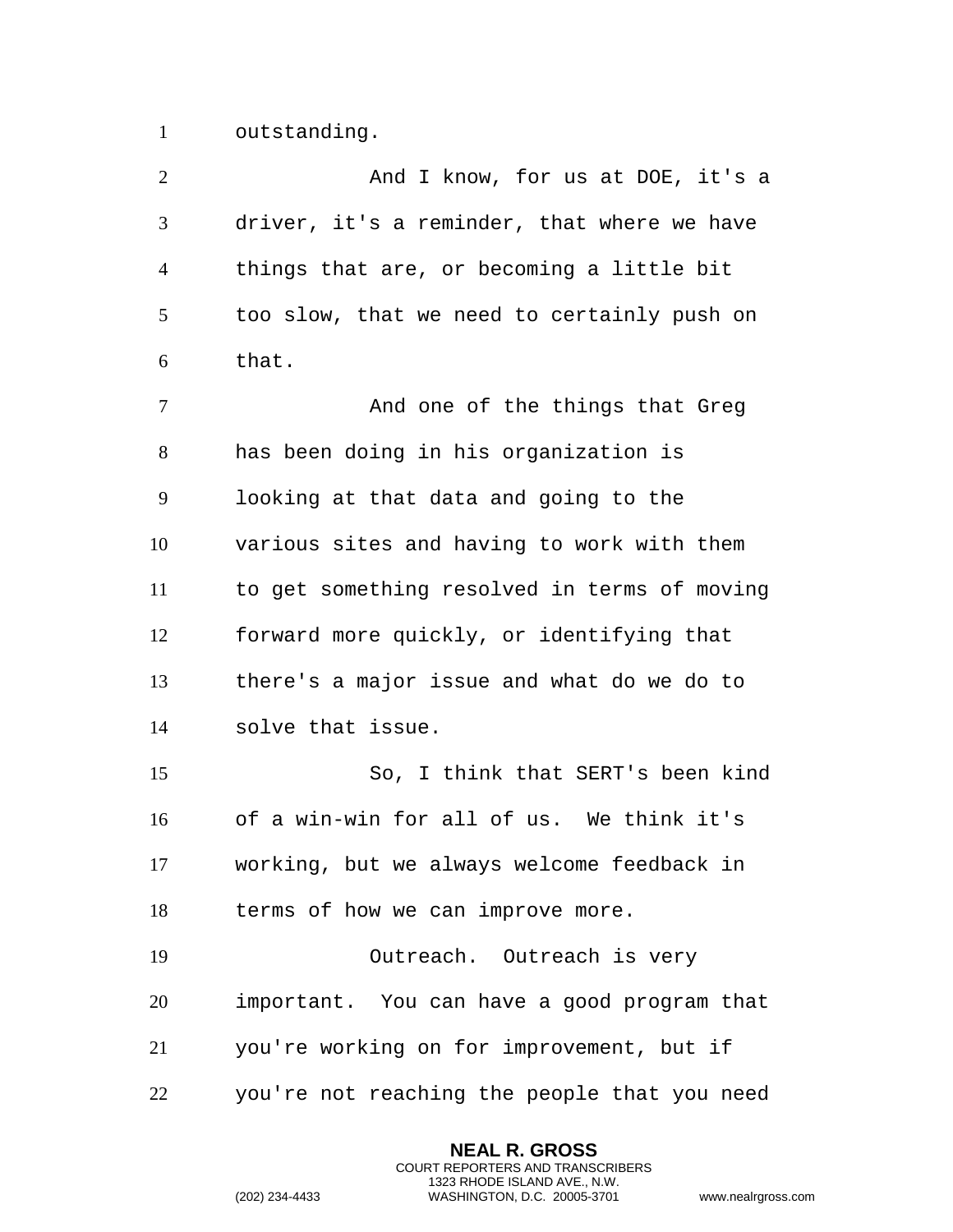outstanding.

And I know, for us at DOE, it's a driver, it's a reminder, that where we have things that are, or becoming a little bit too slow, that we need to certainly push on that.

And one of the things that Greg has been doing in his organization is looking at that data and going to the various sites and having to work with them to get something resolved in terms of moving forward more quickly, or identifying that there's a major issue and what do we do to solve that issue.

So, I think that SERT's been kind of a win-win for all of us. We think it's working, but we always welcome feedback in terms of how we can improve more.

Outreach. Outreach is very important. You can have a good program that you're working on for improvement, but if you're not reaching the people that you need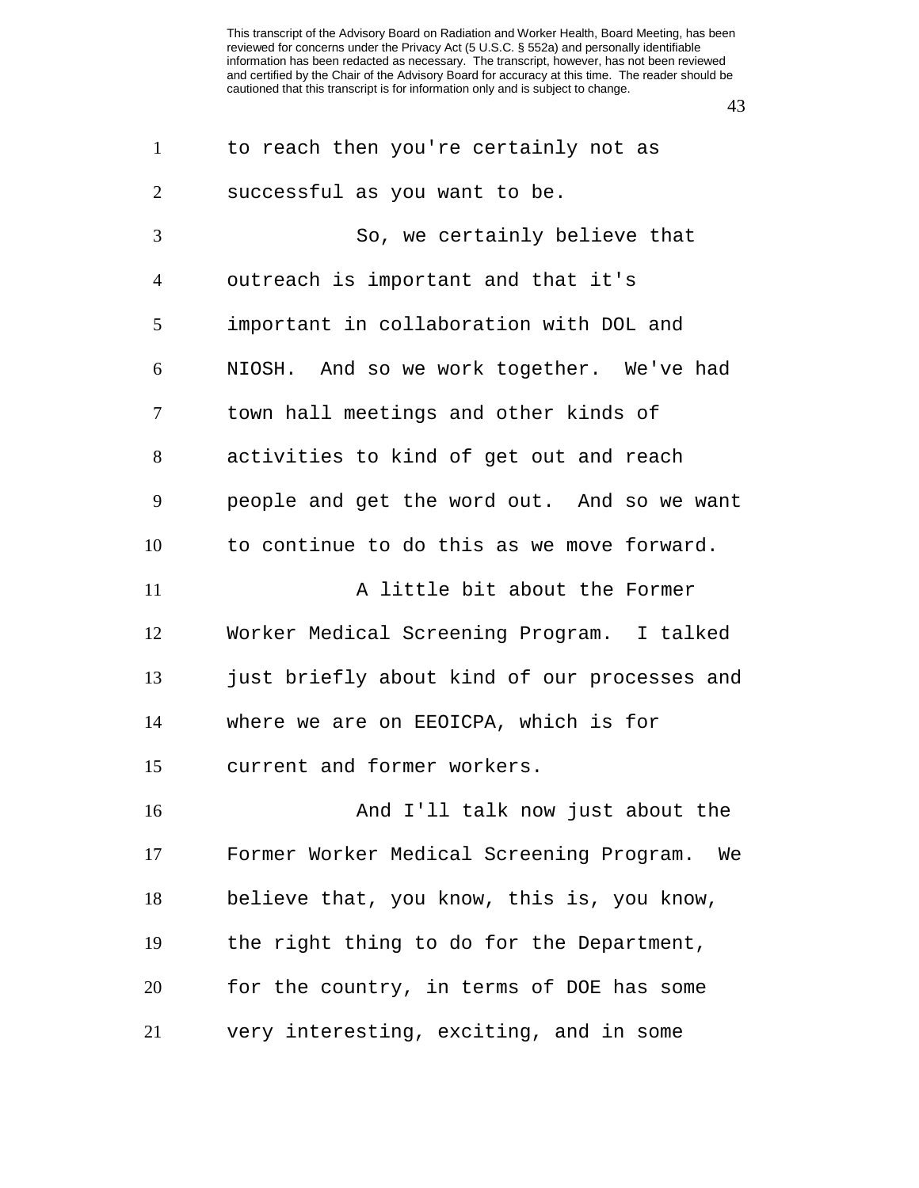to reach then you're certainly not as successful as you want to be.

So, we certainly believe that outreach is important and that it's important in collaboration with DOL and NIOSH. And so we work together. We've had town hall meetings and other kinds of activities to kind of get out and reach people and get the word out. And so we want to continue to do this as we move forward.

A little bit about the Former Worker Medical Screening Program. I talked just briefly about kind of our processes and where we are on EEOICPA, which is for current and former workers.

And I'll talk now just about the Former Worker Medical Screening Program. We believe that, you know, this is, you know, the right thing to do for the Department, for the country, in terms of DOE has some very interesting, exciting, and in some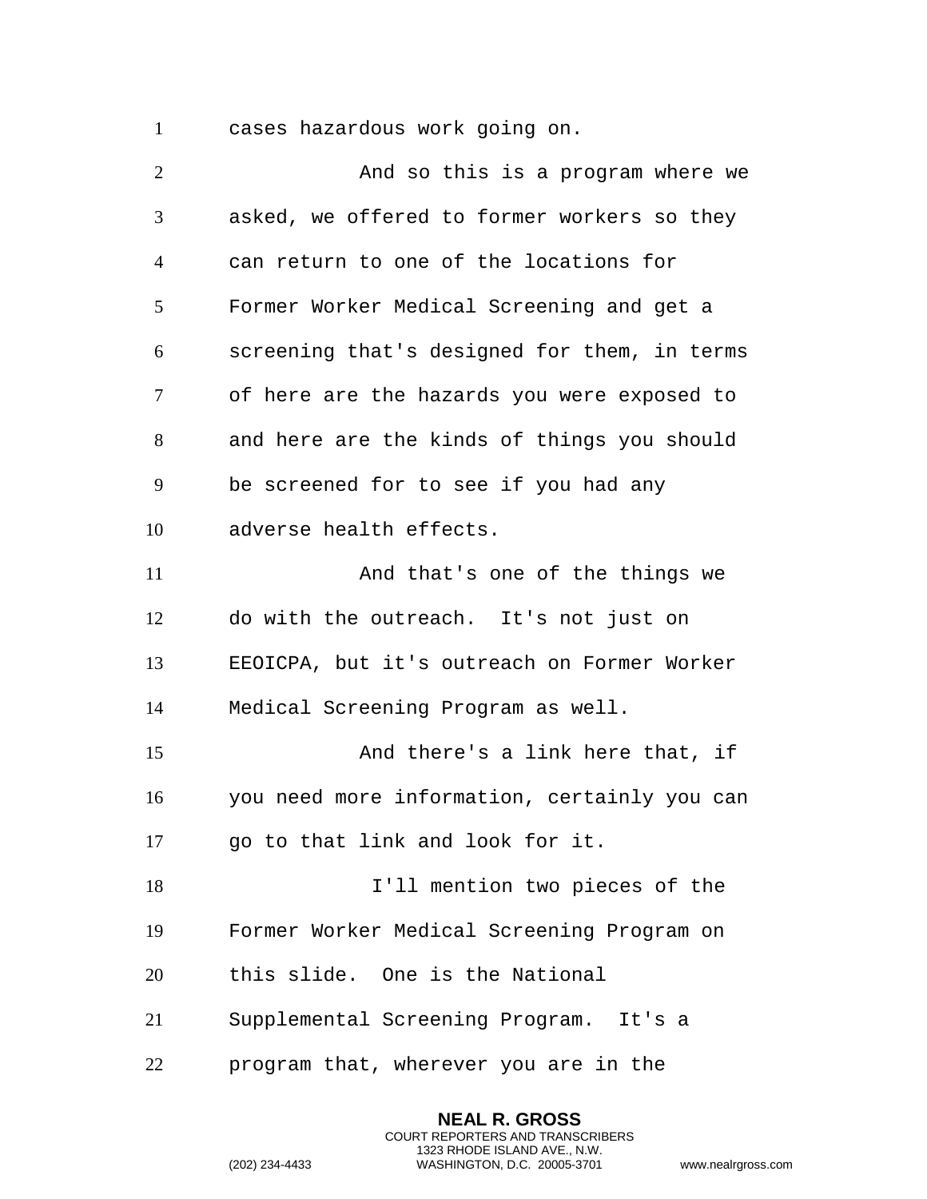cases hazardous work going on.

And so this is a program where we asked, we offered to former workers so they can return to one of the locations for Former Worker Medical Screening and get a screening that's designed for them, in terms of here are the hazards you were exposed to and here are the kinds of things you should be screened for to see if you had any adverse health effects.

And that's one of the things we do with the outreach. It's not just on EEOICPA, but it's outreach on Former Worker Medical Screening Program as well.

And there's a link here that, if you need more information, certainly you can go to that link and look for it.

I'll mention two pieces of the Former Worker Medical Screening Program on this slide. One is the National Supplemental Screening Program. It's a program that, wherever you are in the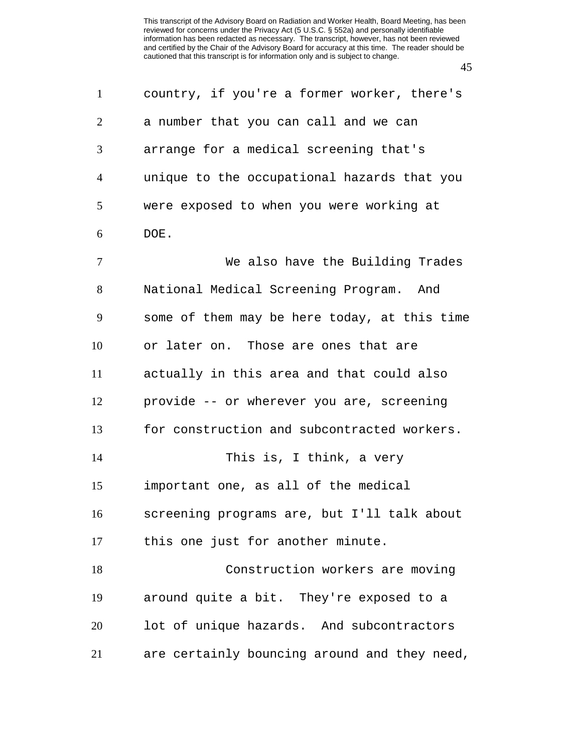country, if you're a former worker, there's a number that you can call and we can arrange for a medical screening that's unique to the occupational hazards that you were exposed to when you were working at DOE.

We also have the Building Trades National Medical Screening Program. And some of them may be here today, at this time or later on. Those are ones that are actually in this area and that could also provide -- or wherever you are, screening for construction and subcontracted workers.

This is, I think, a very important one, as all of the medical screening programs are, but I'll talk about this one just for another minute.

Construction workers are moving around quite a bit. They're exposed to a lot of unique hazards. And subcontractors are certainly bouncing around and they need,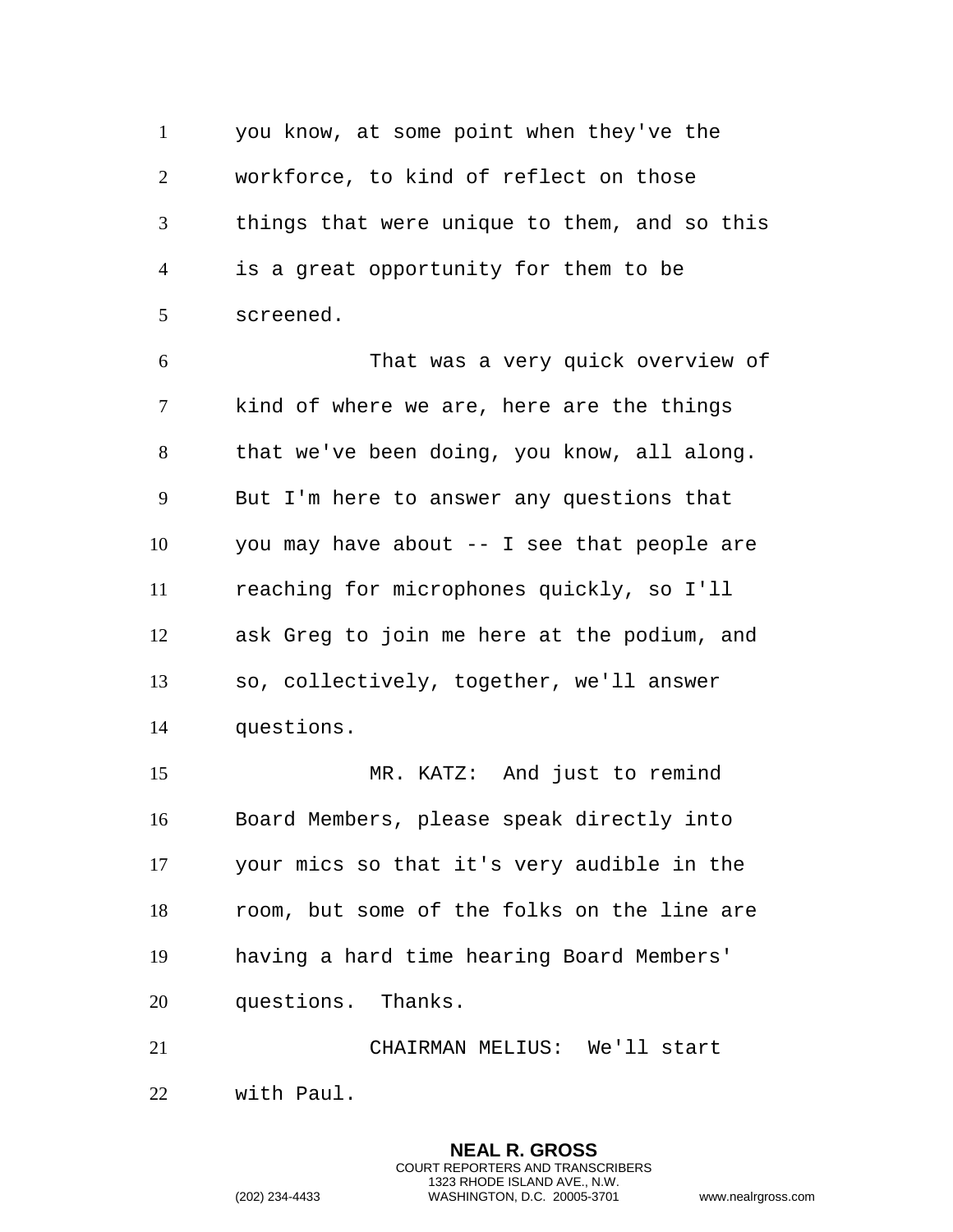you know, at some point when they've the workforce, to kind of reflect on those things that were unique to them, and so this is a great opportunity for them to be screened.

That was a very quick overview of kind of where we are, here are the things that we've been doing, you know, all along. But I'm here to answer any questions that you may have about -- I see that people are reaching for microphones quickly, so I'll ask Greg to join me here at the podium, and so, collectively, together, we'll answer questions.

MR. KATZ: And just to remind Board Members, please speak directly into your mics so that it's very audible in the room, but some of the folks on the line are having a hard time hearing Board Members' questions. Thanks.

CHAIRMAN MELIUS: We'll start with Paul.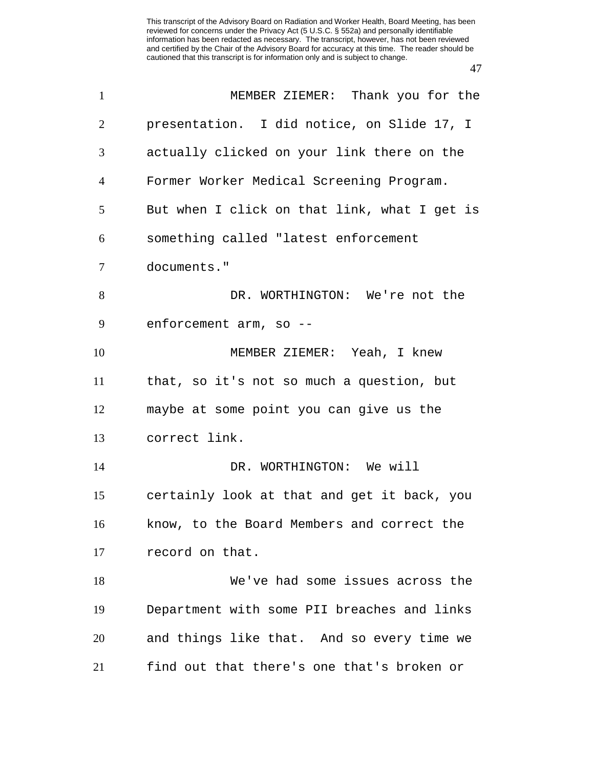MEMBER ZIEMER: Thank you for the presentation. I did notice, on Slide 17, I actually clicked on your link there on the Former Worker Medical Screening Program. But when I click on that link, what I get is something called "latest enforcement documents."

DR. WORTHINGTON: We're not the enforcement arm, so --

MEMBER ZIEMER: Yeah, I knew that, so it's not so much a question, but maybe at some point you can give us the correct link.

DR. WORTHINGTON: We will certainly look at that and get it back, you know, to the Board Members and correct the record on that.

We've had some issues across the Department with some PII breaches and links and things like that. And so every time we find out that there's one that's broken or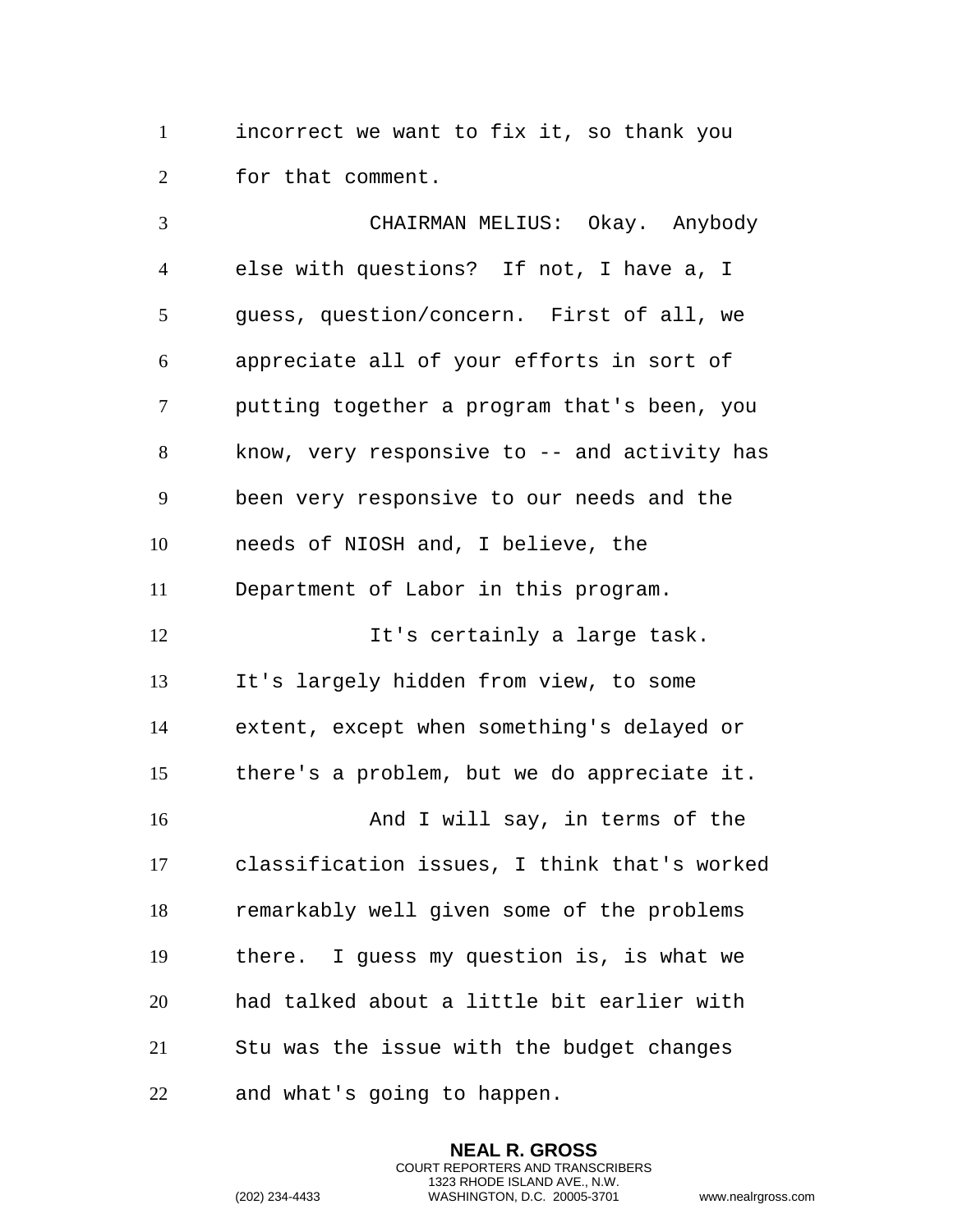incorrect we want to fix it, so thank you for that comment.

CHAIRMAN MELIUS: Okay. Anybody else with questions? If not, I have a, I guess, question/concern. First of all, we appreciate all of your efforts in sort of putting together a program that's been, you know, very responsive to -- and activity has been very responsive to our needs and the needs of NIOSH and, I believe, the Department of Labor in this program.

It's certainly a large task. It's largely hidden from view, to some extent, except when something's delayed or there's a problem, but we do appreciate it.

And I will say, in terms of the classification issues, I think that's worked remarkably well given some of the problems there. I guess my question is, is what we had talked about a little bit earlier with Stu was the issue with the budget changes and what's going to happen.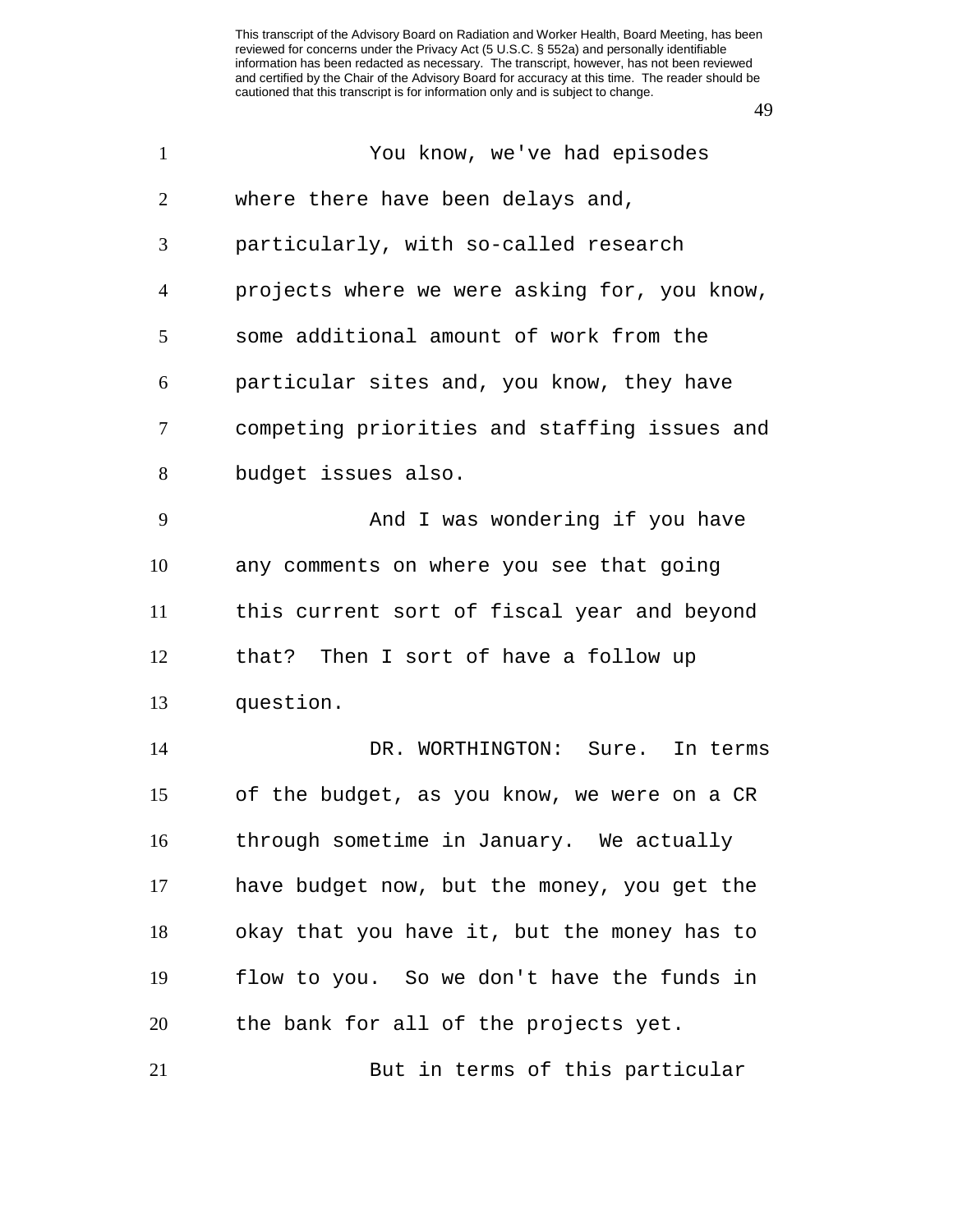You know, we've had episodes where there have been delays and, particularly, with so-called research projects where we were asking for, you know, some additional amount of work from the particular sites and, you know, they have competing priorities and staffing issues and budget issues also.

And I was wondering if you have any comments on where you see that going this current sort of fiscal year and beyond that? Then I sort of have a follow up question.

DR. WORTHINGTON: Sure. In terms of the budget, as you know, we were on a CR through sometime in January. We actually have budget now, but the money, you get the okay that you have it, but the money has to flow to you. So we don't have the funds in the bank for all of the projects yet.

But in terms of this particular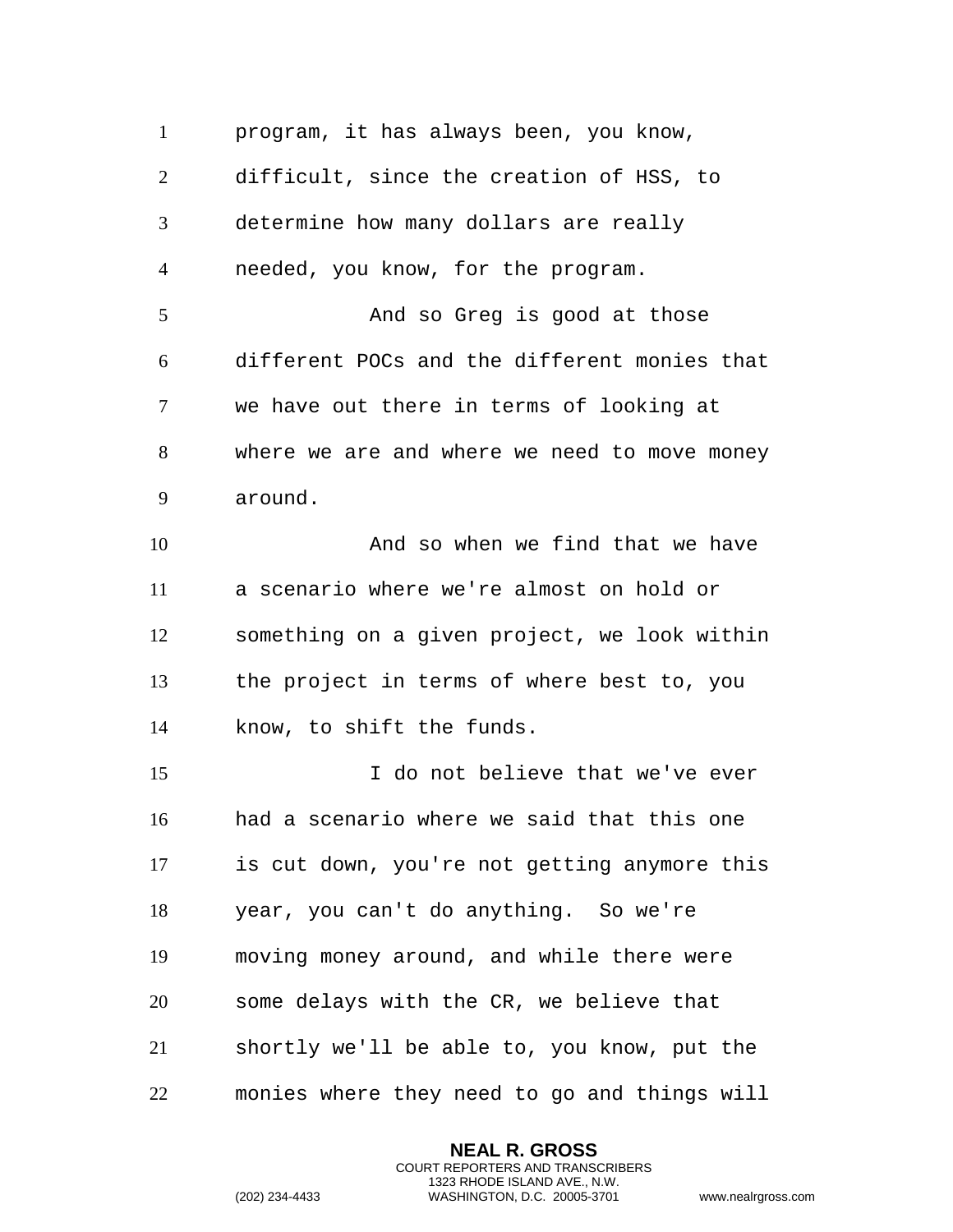program, it has always been, you know, difficult, since the creation of HSS, to determine how many dollars are really needed, you know, for the program.

And so Greg is good at those different POCs and the different monies that we have out there in terms of looking at where we are and where we need to move money around.

And so when we find that we have a scenario where we're almost on hold or something on a given project, we look within the project in terms of where best to, you know, to shift the funds.

I do not believe that we've ever had a scenario where we said that this one is cut down, you're not getting anymore this year, you can't do anything. So we're moving money around, and while there were some delays with the CR, we believe that shortly we'll be able to, you know, put the monies where they need to go and things will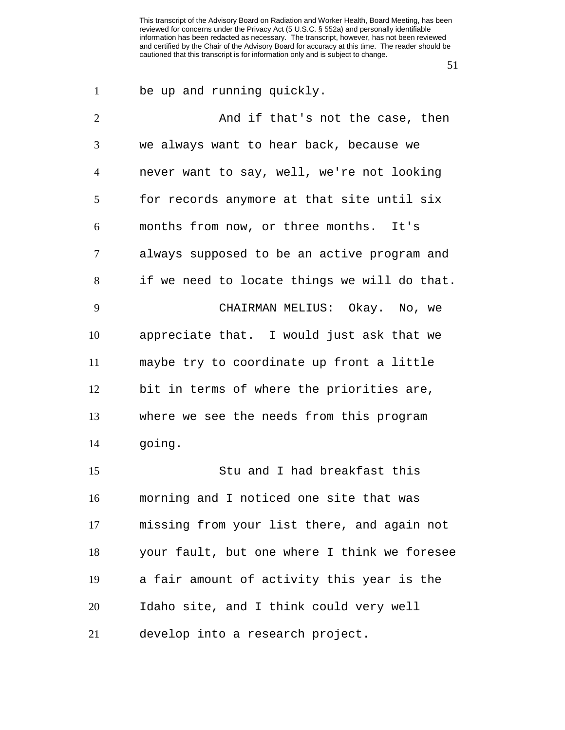be up and running quickly.

And if that's not the case, then we always want to hear back, because we never want to say, well, we're not looking for records anymore at that site until six months from now, or three months. It's always supposed to be an active program and if we need to locate things we will do that.

CHAIRMAN MELIUS: Okay. No, we appreciate that. I would just ask that we maybe try to coordinate up front a little bit in terms of where the priorities are, where we see the needs from this program going.

Stu and I had breakfast this morning and I noticed one site that was missing from your list there, and again not your fault, but one where I think we foresee a fair amount of activity this year is the Idaho site, and I think could very well develop into a research project.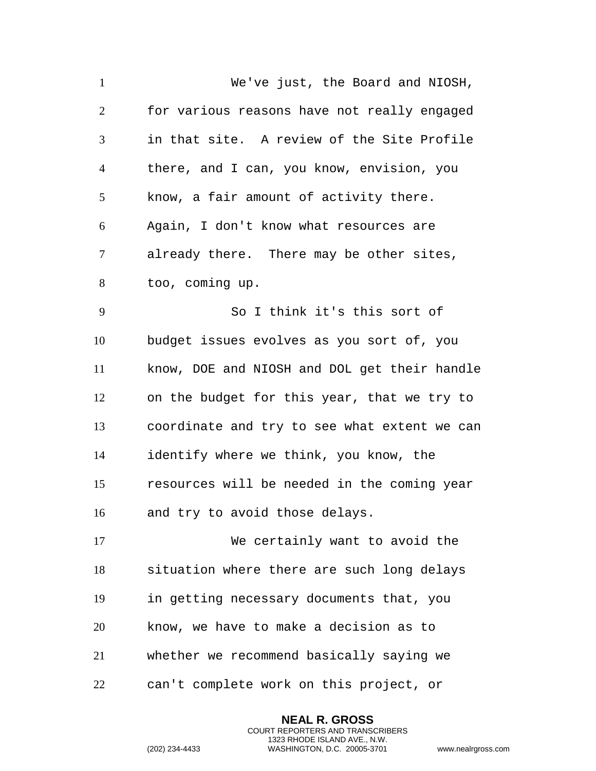We've just, the Board and NIOSH, for various reasons have not really engaged in that site. A review of the Site Profile there, and I can, you know, envision, you know, a fair amount of activity there. Again, I don't know what resources are already there. There may be other sites, too, coming up.

So I think it's this sort of budget issues evolves as you sort of, you know, DOE and NIOSH and DOL get their handle on the budget for this year, that we try to coordinate and try to see what extent we can identify where we think, you know, the resources will be needed in the coming year and try to avoid those delays.

We certainly want to avoid the situation where there are such long delays in getting necessary documents that, you know, we have to make a decision as to whether we recommend basically saying we can't complete work on this project, or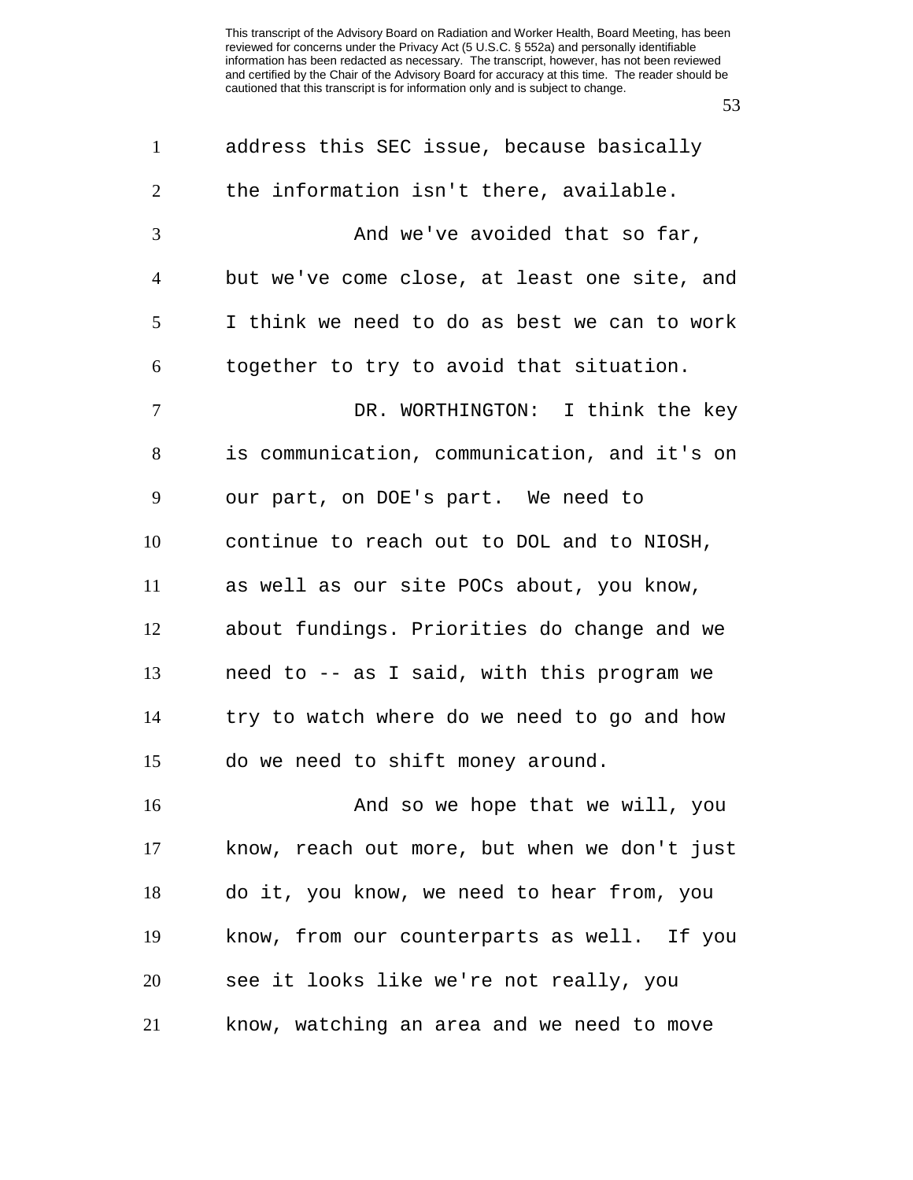address this SEC issue, because basically the information isn't there, available.

And we've avoided that so far, but we've come close, at least one site, and I think we need to do as best we can to work together to try to avoid that situation.

DR. WORTHINGTON: I think the key is communication, communication, and it's on our part, on DOE's part. We need to continue to reach out to DOL and to NIOSH, as well as our site POCs about, you know, about fundings. Priorities do change and we need to -- as I said, with this program we try to watch where do we need to go and how do we need to shift money around.

And so we hope that we will, you know, reach out more, but when we don't just do it, you know, we need to hear from, you know, from our counterparts as well. If you see it looks like we're not really, you know, watching an area and we need to move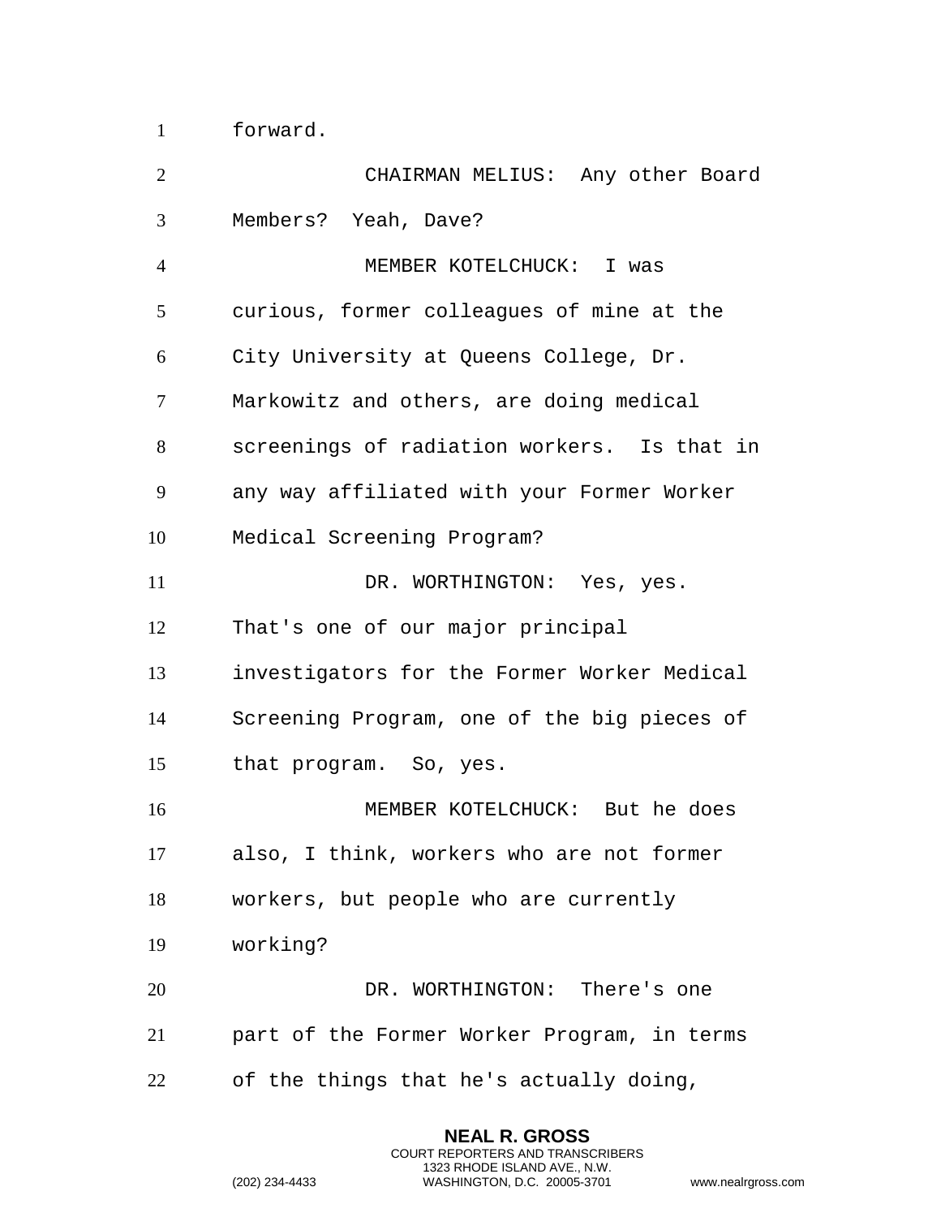forward.

CHAIRMAN MELIUS: Any other Board Members? Yeah, Dave?

MEMBER KOTELCHUCK: I was curious, former colleagues of mine at the City University at Queens College, Dr. Markowitz and others, are doing medical screenings of radiation workers. Is that in any way affiliated with your Former Worker Medical Screening Program?

DR. WORTHINGTON: Yes, yes. That's one of our major principal investigators for the Former Worker Medical Screening Program, one of the big pieces of that program. So, yes.

MEMBER KOTELCHUCK: But he does also, I think, workers who are not former workers, but people who are currently working?

DR. WORTHINGTON: There's one part of the Former Worker Program, in terms of the things that he's actually doing,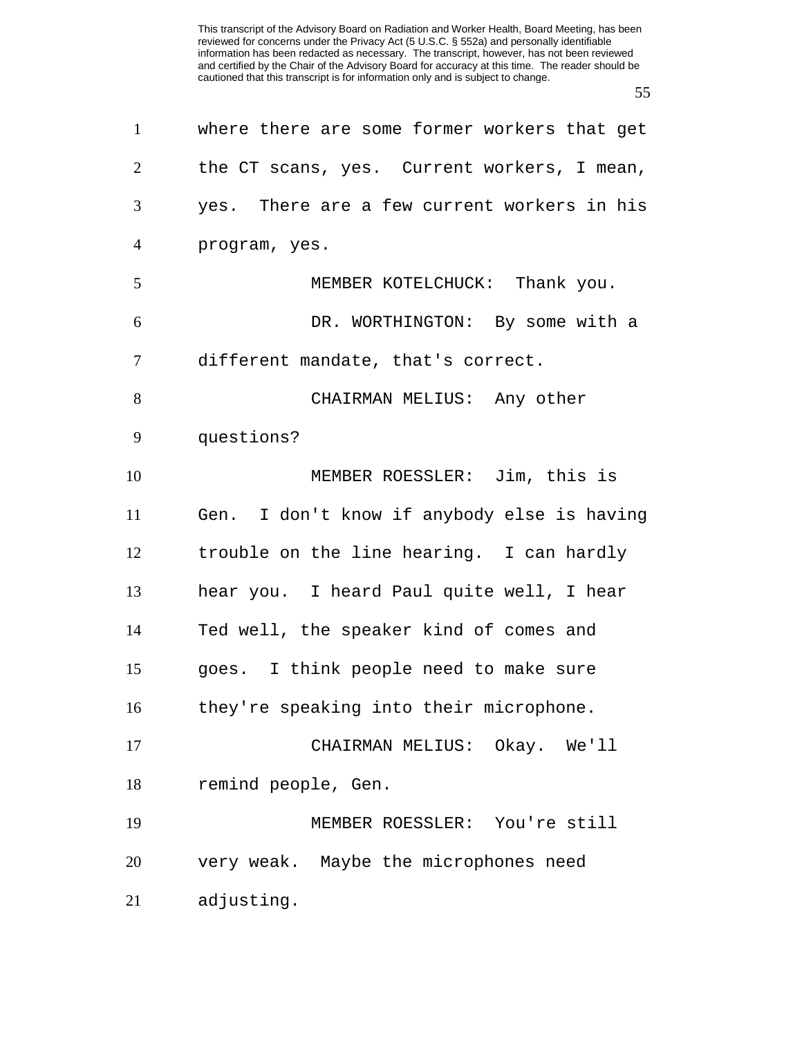where there are some former workers that get the CT scans, yes. Current workers, I mean, yes. There are a few current workers in his program, yes.

MEMBER KOTELCHUCK: Thank you.

DR. WORTHINGTON: By some with a different mandate, that's correct.

CHAIRMAN MELIUS: Any other questions?

MEMBER ROESSLER: Jim, this is Gen. I don't know if anybody else is having trouble on the line hearing. I can hardly hear you. I heard Paul quite well, I hear Ted well, the speaker kind of comes and goes. I think people need to make sure they're speaking into their microphone.

CHAIRMAN MELIUS: Okay. We'll remind people, Gen.

MEMBER ROESSLER: You're still very weak. Maybe the microphones need adjusting.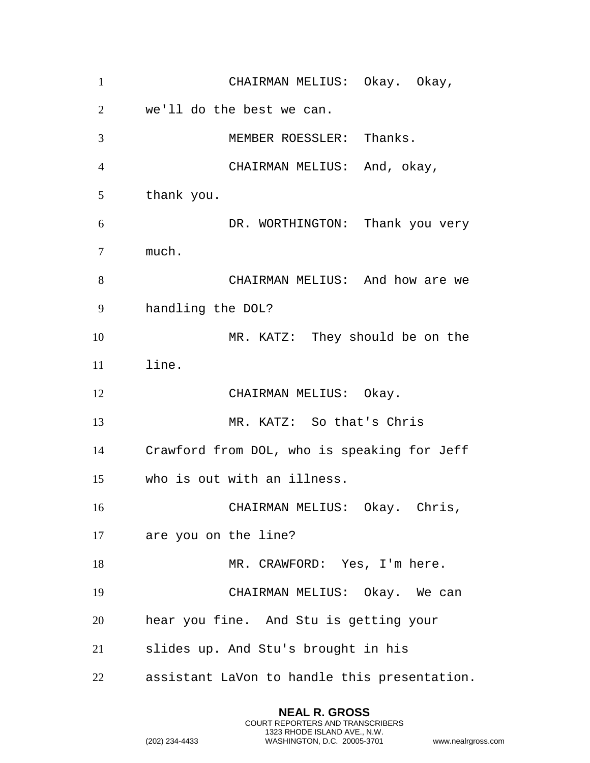CHAIRMAN MELIUS: Okay. Okay, we'll do the best we can.

MEMBER ROESSLER: Thanks.

CHAIRMAN MELIUS: And, okay, thank you.

DR. WORTHINGTON: Thank you very much.

CHAIRMAN MELIUS: And how are we handling the DOL?

MR. KATZ: They should be on the line.

CHAIRMAN MELIUS: Okay.

MR. KATZ: So that's Chris Crawford from DOL, who is speaking for Jeff who is out with an illness.

CHAIRMAN MELIUS: Okay. Chris, are you on the line?

MR. CRAWFORD: Yes, I'm here.

CHAIRMAN MELIUS: Okay. We can hear you fine. And Stu is getting your slides up. And Stu's brought in his assistant LaVon to handle this presentation.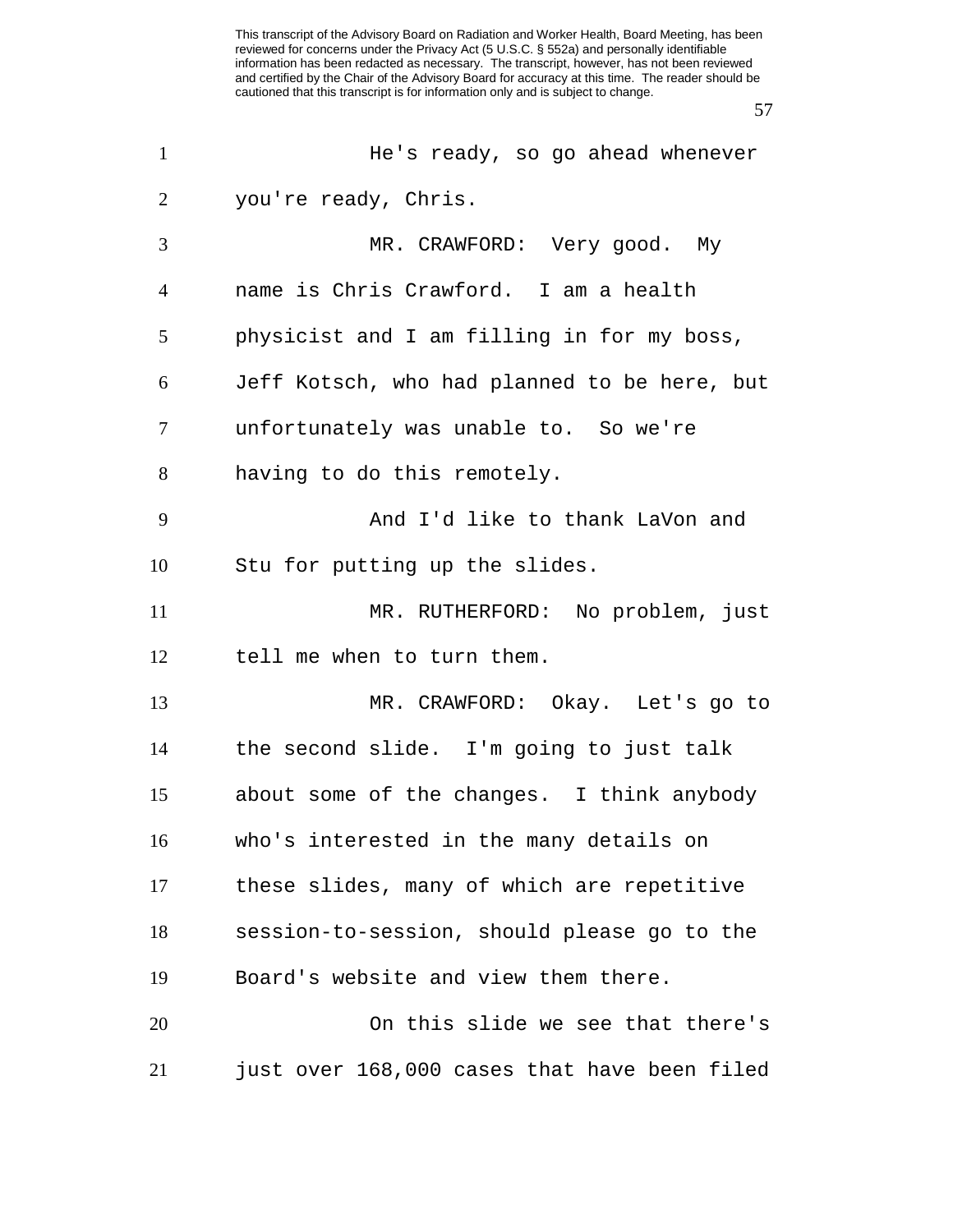He's ready, so go ahead whenever you're ready, Chris.

MR. CRAWFORD: Very good. My name is Chris Crawford. I am a health physicist and I am filling in for my boss, Jeff Kotsch, who had planned to be here, but unfortunately was unable to. So we're having to do this remotely.

And I'd like to thank LaVon and Stu for putting up the slides.

MR. RUTHERFORD: No problem, just tell me when to turn them.

MR. CRAWFORD: Okay. Let's go to the second slide. I'm going to just talk about some of the changes. I think anybody who's interested in the many details on these slides, many of which are repetitive session-to-session, should please go to the Board's website and view them there.

On this slide we see that there's just over 168,000 cases that have been filed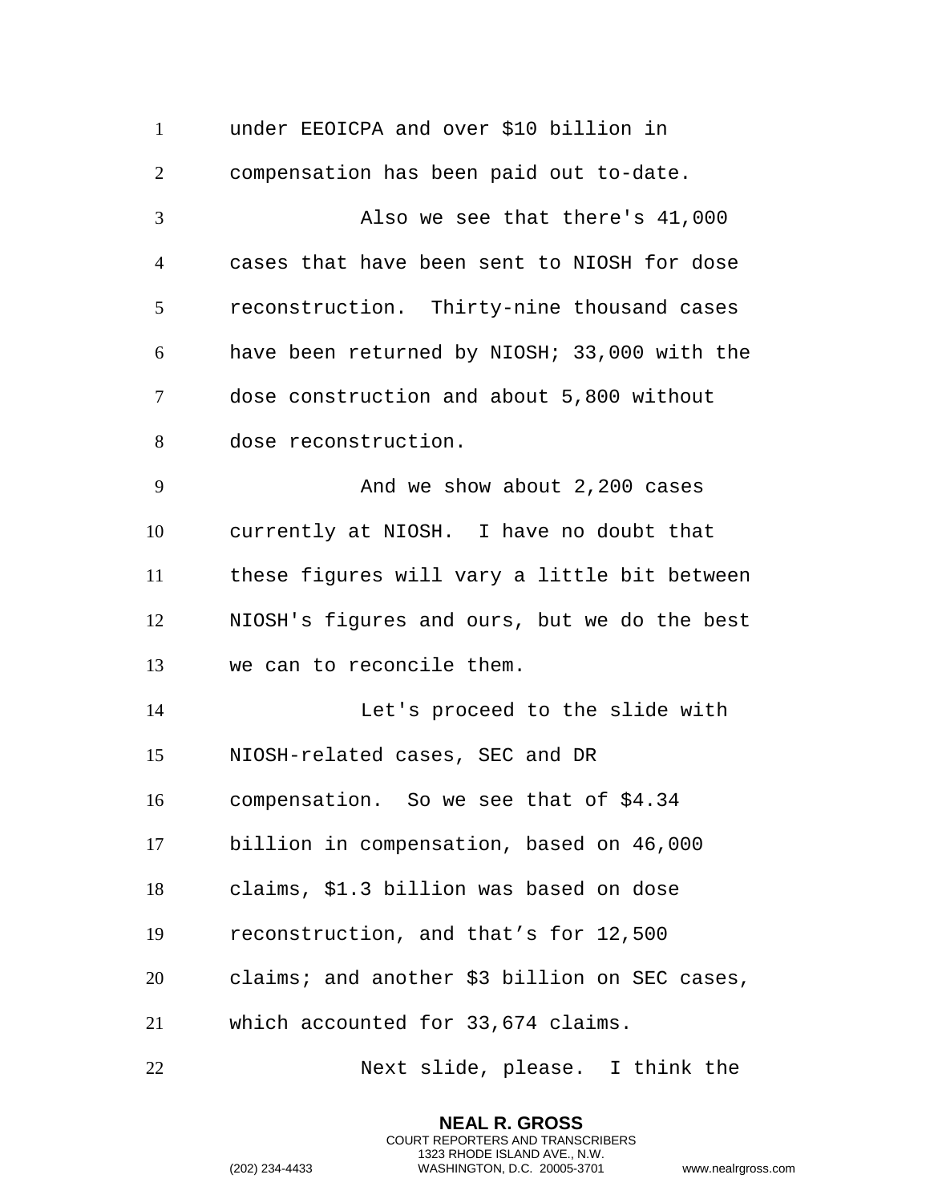under EEOICPA and over $10 billion in compensation has been paid out to-date.

Also we see that there's 41,000 cases that have been sent to NIOSH for dose reconstruction. Thirty-nine thousand cases have been returned by NIOSH; 33,000 with the dose construction and about 5,800 without dose reconstruction.

And we show about 2,200 cases currently at NIOSH. I have no doubt that these figures will vary a little bit between NIOSH's figures and ours, but we do the best we can to reconcile them.

Let's proceed to the slide with NIOSH-related cases, SEC and DR compensation. So we see that of $4.34 billion in compensation, based on 46,000 claims, $1.3 billion was based on dose reconstruction, and that's for 12,500 claims; and another $3 billion on SEC cases, which accounted for 33,674 claims.

Next slide, please. I think the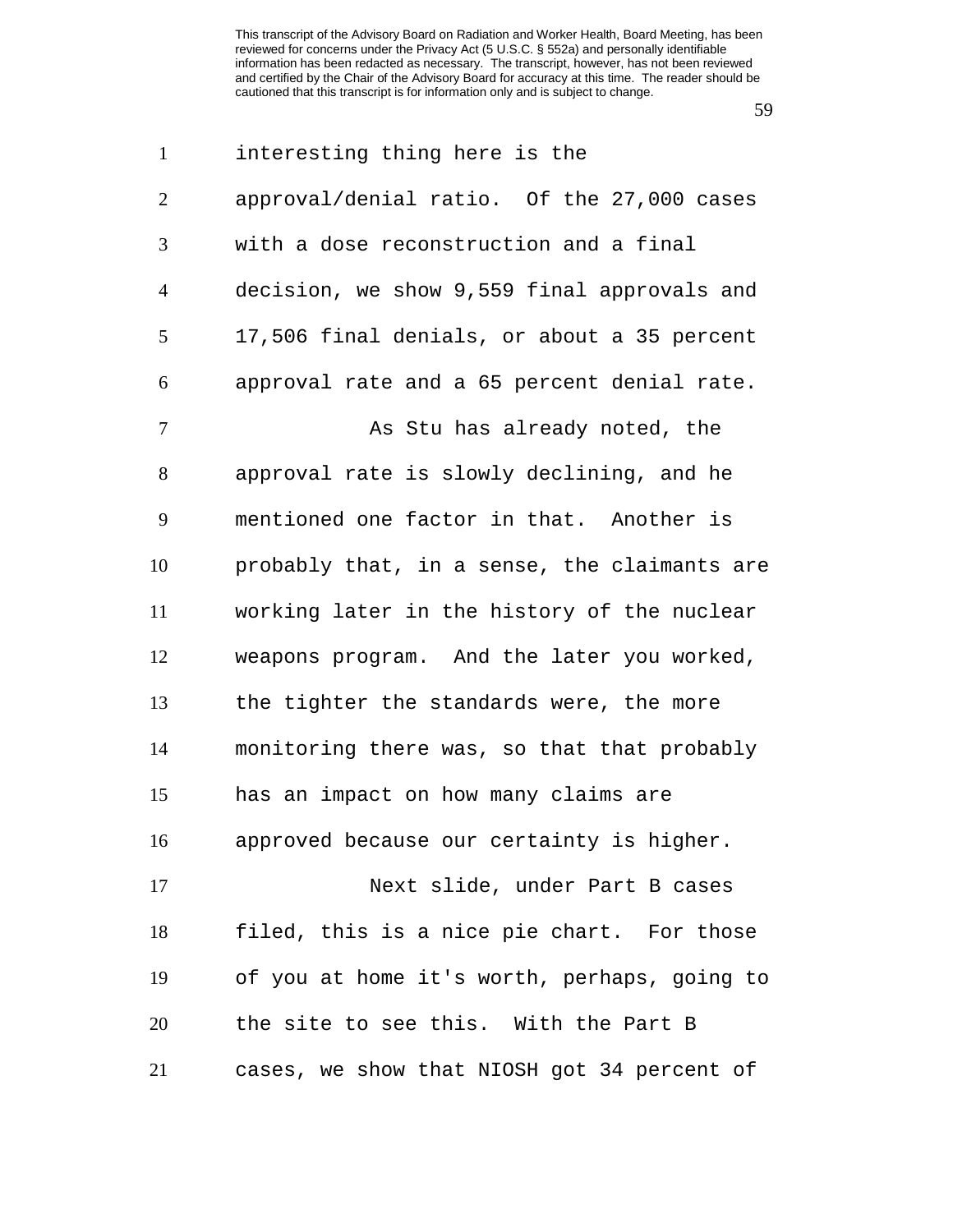interesting thing here is the approval/denial ratio. Of the 27,000 cases with a dose reconstruction and a final decision, we show 9,559 final approvals and 17,506 final denials, or about a 35 percent approval rate and a 65 percent denial rate.

As Stu has already noted, the approval rate is slowly declining, and he mentioned one factor in that. Another is probably that, in a sense, the claimants are working later in the history of the nuclear weapons program. And the later you worked, the tighter the standards were, the more monitoring there was, so that that probably has an impact on how many claims are approved because our certainty is higher.

Next slide, under Part B cases filed, this is a nice pie chart. For those of you at home it's worth, perhaps, going to the site to see this. With the Part B cases, we show that NIOSH got 34 percent of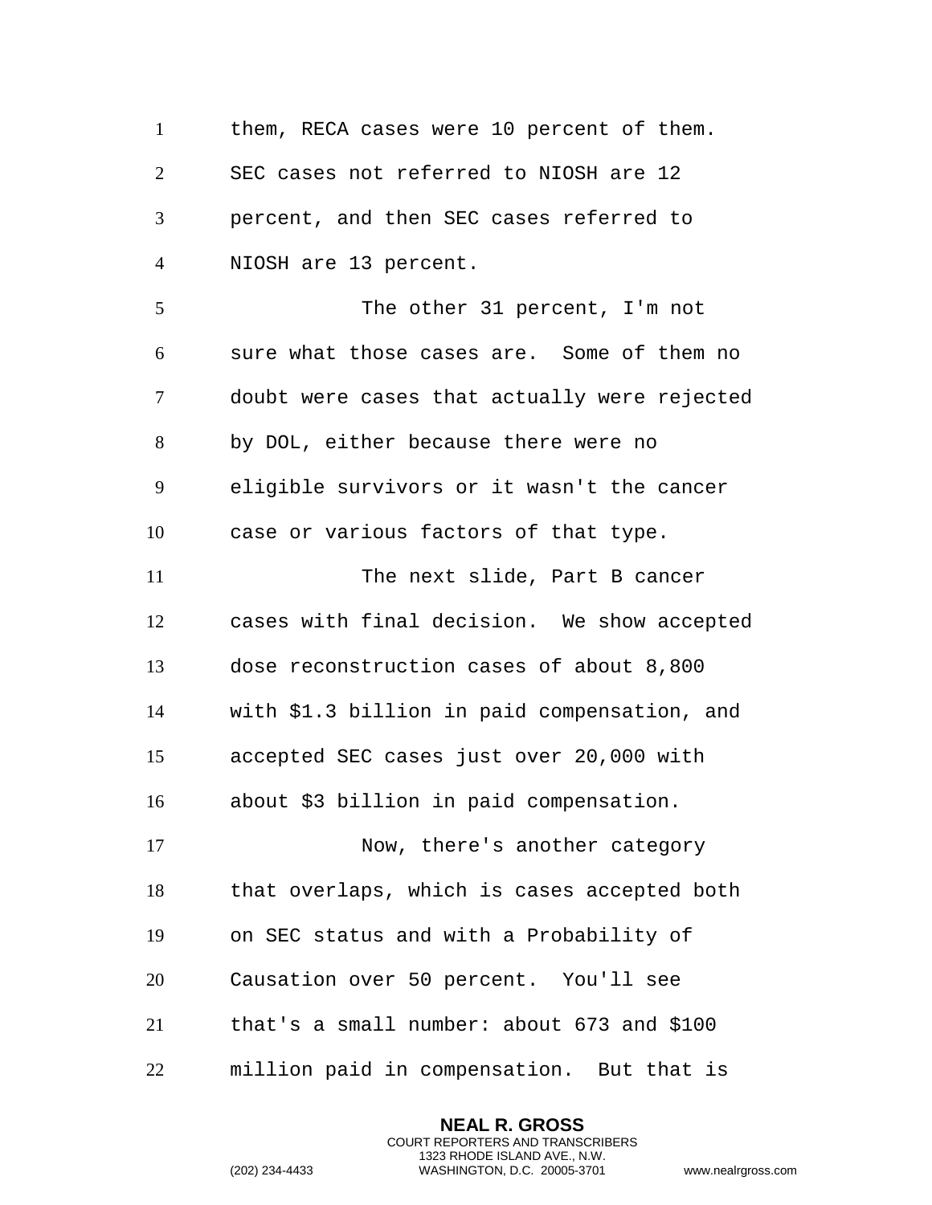them, RECA cases were 10 percent of them. SEC cases not referred to NIOSH are 12 percent, and then SEC cases referred to NIOSH are 13 percent.

The other 31 percent, I'm not sure what those cases are. Some of them no doubt were cases that actually were rejected by DOL, either because there were no eligible survivors or it wasn't the cancer case or various factors of that type.

The next slide, Part B cancer cases with final decision. We show accepted dose reconstruction cases of about 8,800 with $1.3 billion in paid compensation, and accepted SEC cases just over 20,000 with about $3 billion in paid compensation.

Now, there's another category that overlaps, which is cases accepted both on SEC status and with a Probability of Causation over 50 percent. You'll see that's a small number: about 673 and $100 million paid in compensation. But that is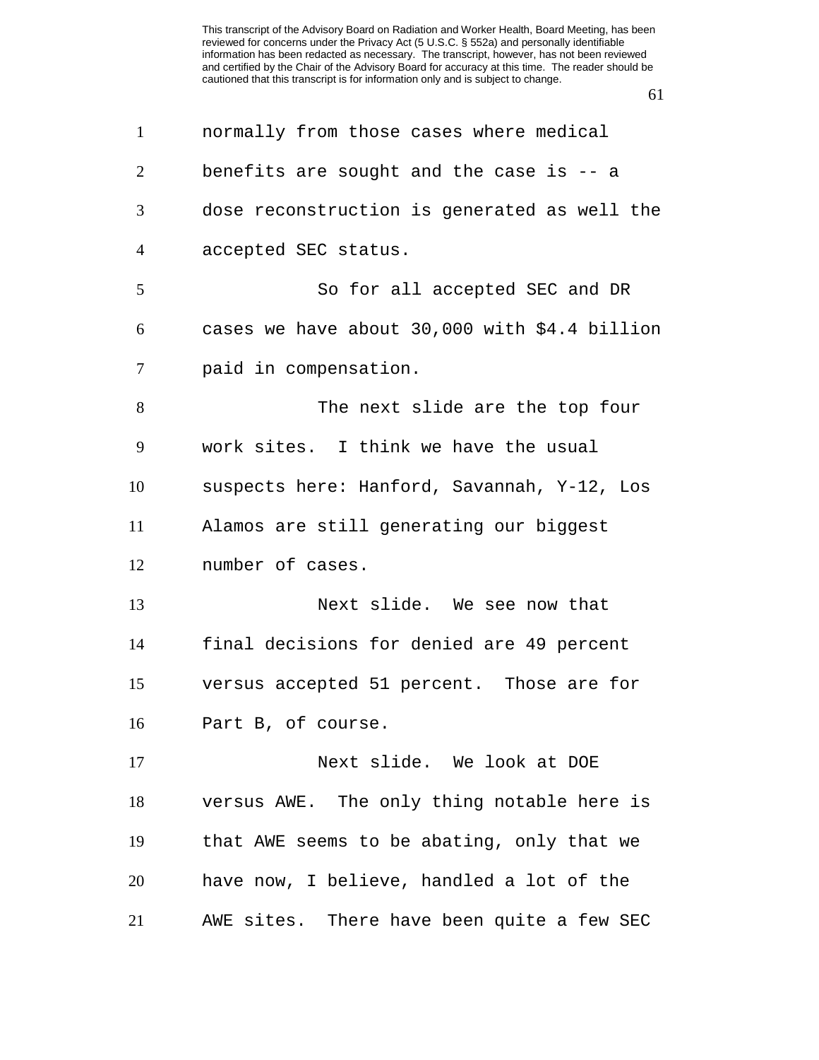normally from those cases where medical benefits are sought and the case is -- a dose reconstruction is generated as well the accepted SEC status.

So for all accepted SEC and DR cases we have about 30,000 with $4.4 billion paid in compensation.

The next slide are the top four work sites. I think we have the usual suspects here: Hanford, Savannah, Y-12, Los Alamos are still generating our biggest number of cases.

Next slide. We see now that final decisions for denied are 49 percent versus accepted 51 percent. Those are for Part B, of course.

Next slide. We look at DOE versus AWE. The only thing notable here is that AWE seems to be abating, only that we have now, I believe, handled a lot of the AWE sites. There have been quite a few SEC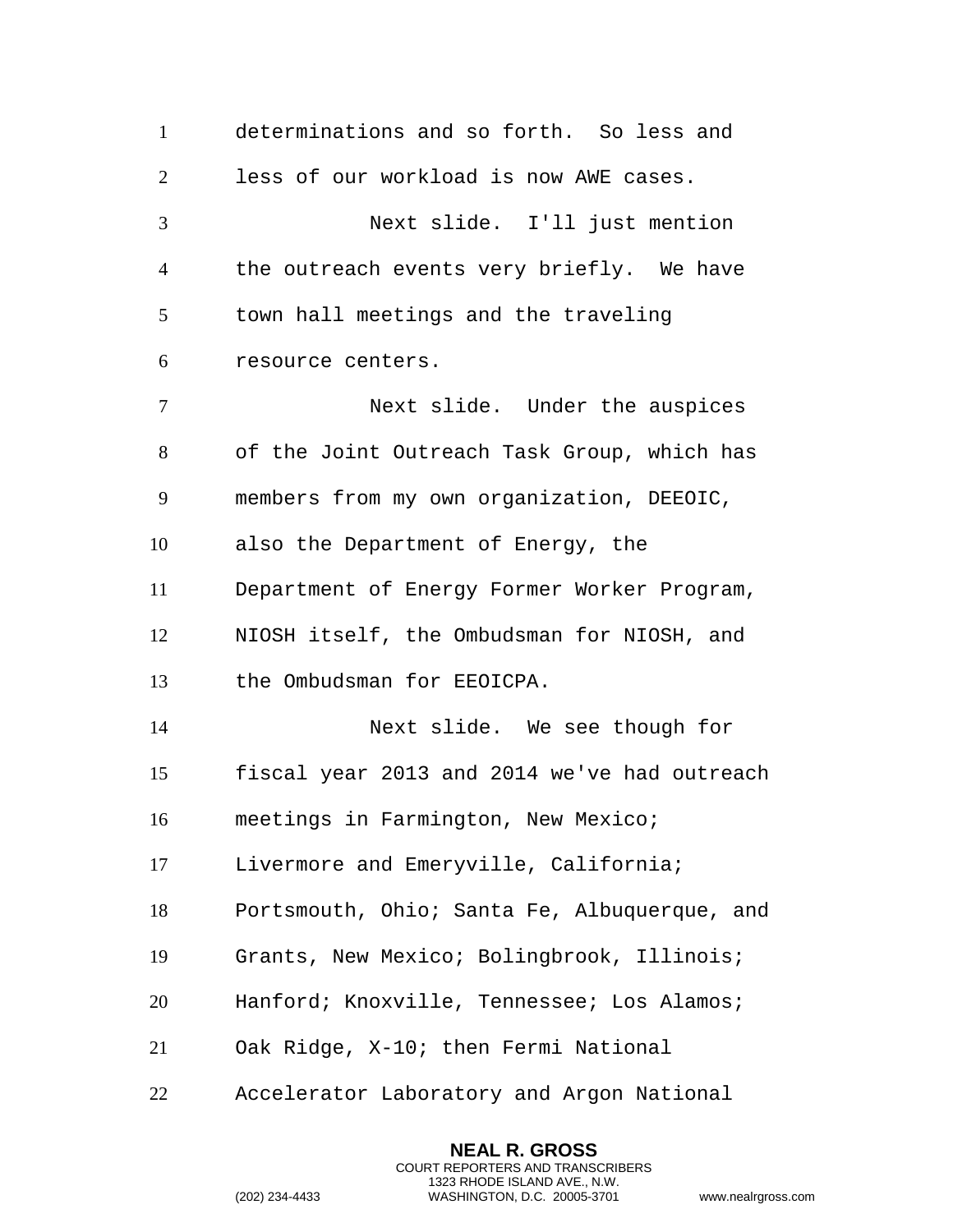determinations and so forth. So less and less of our workload is now AWE cases.

Next slide. I'll just mention the outreach events very briefly. We have town hall meetings and the traveling resource centers.

Next slide. Under the auspices of the Joint Outreach Task Group, which has members from my own organization, DEEOIC, also the Department of Energy, the Department of Energy Former Worker Program, NIOSH itself, the Ombudsman for NIOSH, and the Ombudsman for EEOICPA.

Next slide. We see though for fiscal year 2013 and 2014 we've had outreach meetings in Farmington, New Mexico; Livermore and Emeryville, California; Portsmouth, Ohio; Santa Fe, Albuquerque, and Grants, New Mexico; Bolingbrook, Illinois; Hanford; Knoxville, Tennessee; Los Alamos; Oak Ridge, X-10; then Fermi National Accelerator Laboratory and Argon National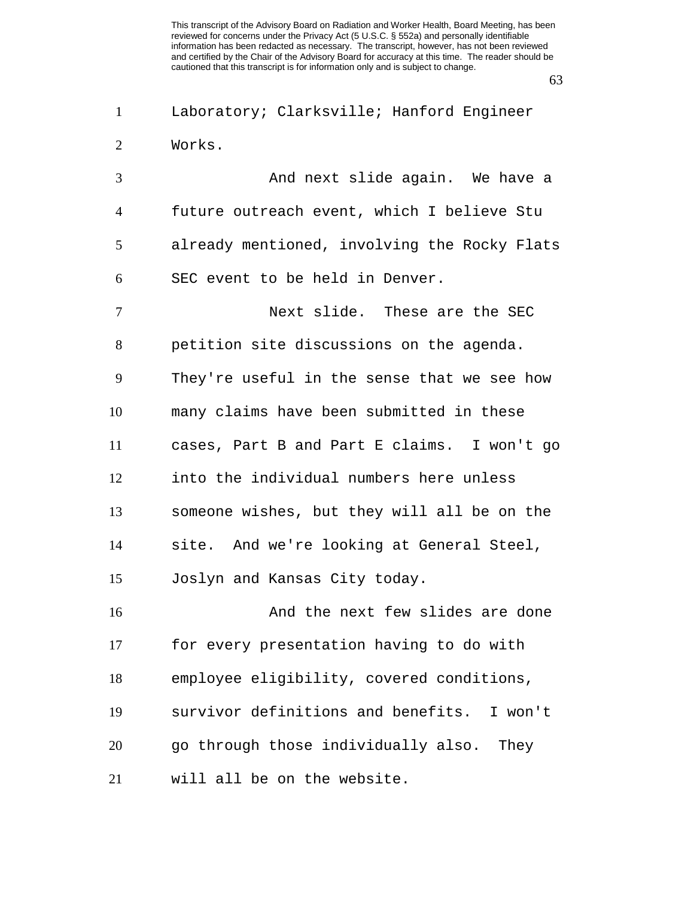Laboratory; Clarksville; Hanford Engineer Works.

And next slide again. We have a future outreach event, which I believe Stu already mentioned, involving the Rocky Flats SEC event to be held in Denver.

Next slide. These are the SEC petition site discussions on the agenda. They're useful in the sense that we see how many claims have been submitted in these cases, Part B and Part E claims. I won't go into the individual numbers here unless someone wishes, but they will all be on the site. And we're looking at General Steel, Joslyn and Kansas City today.

And the next few slides are done for every presentation having to do with employee eligibility, covered conditions, survivor definitions and benefits. I won't go through those individually also. They will all be on the website.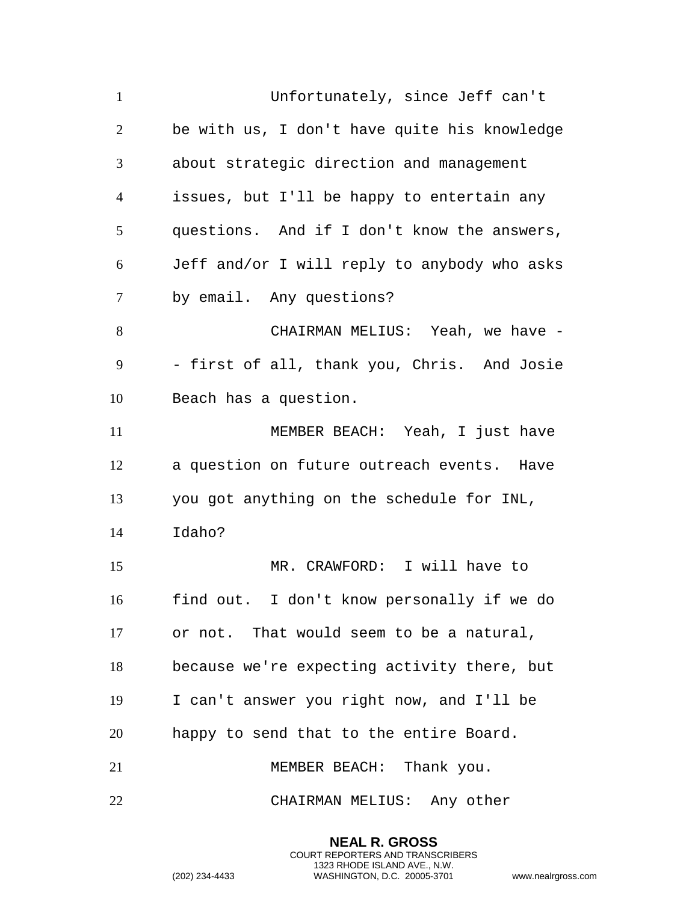Unfortunately, since Jeff can't be with us, I don't have quite his knowledge about strategic direction and management issues, but I'll be happy to entertain any questions. And if I don't know the answers, Jeff and/or I will reply to anybody who asks by email. Any questions?

CHAIRMAN MELIUS: Yeah, we have -- first of all, thank you, Chris. And Josie Beach has a question.

MEMBER BEACH: Yeah, I just have a question on future outreach events. Have you got anything on the schedule for INL, Idaho?

MR. CRAWFORD: I will have to find out. I don't know personally if we do or not. That would seem to be a natural, because we're expecting activity there, but I can't answer you right now, and I'll be happy to send that to the entire Board.

MEMBER BEACH: Thank you.

CHAIRMAN MELIUS: Any other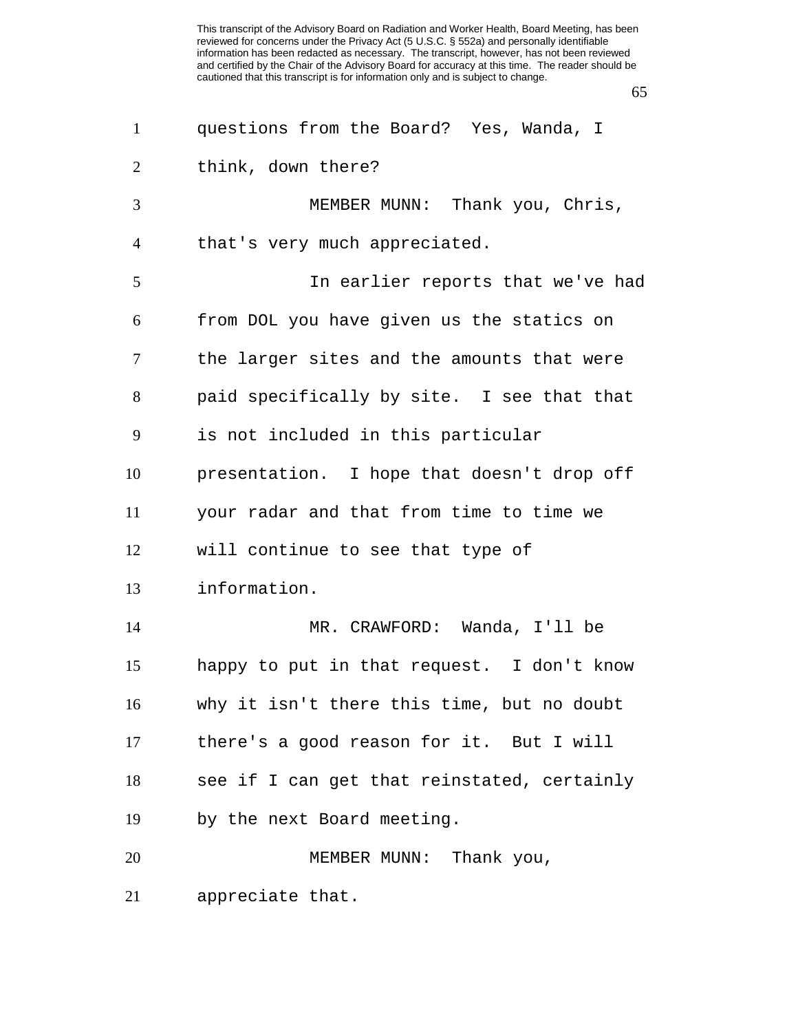questions from the Board? Yes, Wanda, I think, down there?

MEMBER MUNN: Thank you, Chris, that's very much appreciated.

In earlier reports that we've had from DOL you have given us the statics on the larger sites and the amounts that were paid specifically by site. I see that that is not included in this particular presentation. I hope that doesn't drop off your radar and that from time to time we will continue to see that type of information.

MR. CRAWFORD: Wanda, I'll be happy to put in that request. I don't know why it isn't there this time, but no doubt there's a good reason for it. But I will see if I can get that reinstated, certainly by the next Board meeting.

MEMBER MUNN: Thank you, appreciate that.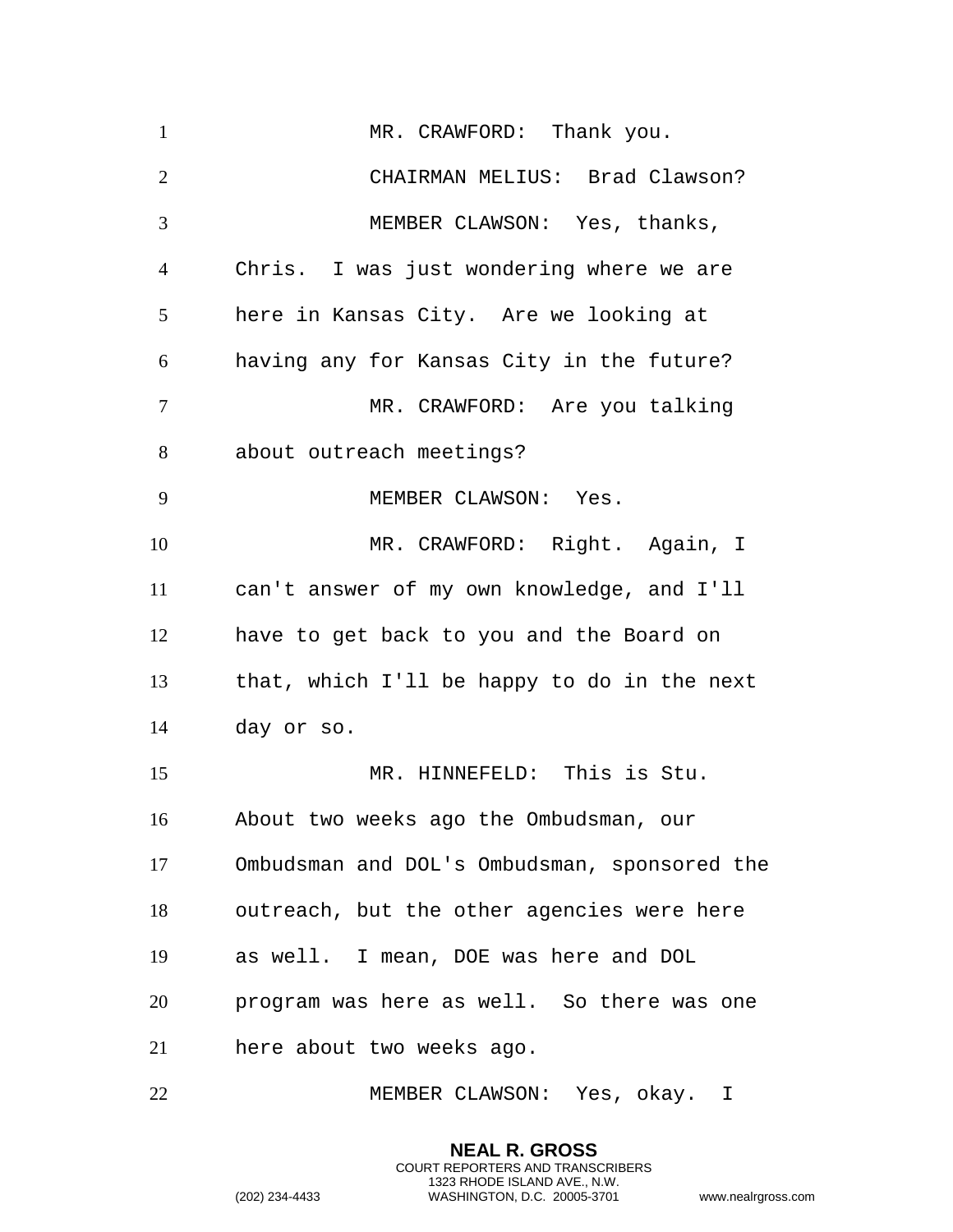MR. CRAWFORD: Thank you.

CHAIRMAN MELIUS: Brad Clawson?

MEMBER CLAWSON: Yes, thanks, Chris. I was just wondering where we are here in Kansas City. Are we looking at having any for Kansas City in the future?

MR. CRAWFORD: Are you talking about outreach meetings?

MEMBER CLAWSON: Yes.

MR. CRAWFORD: Right. Again, I can't answer of my own knowledge, and I'll have to get back to you and the Board on that, which I'll be happy to do in the next day or so.

MR. HINNEFELD: This is Stu. About two weeks ago the Ombudsman, our Ombudsman and DOL's Ombudsman, sponsored the outreach, but the other agencies were here as well. I mean, DOE was here and DOL program was here as well. So there was one here about two weeks ago.

MEMBER CLAWSON: Yes, okay. I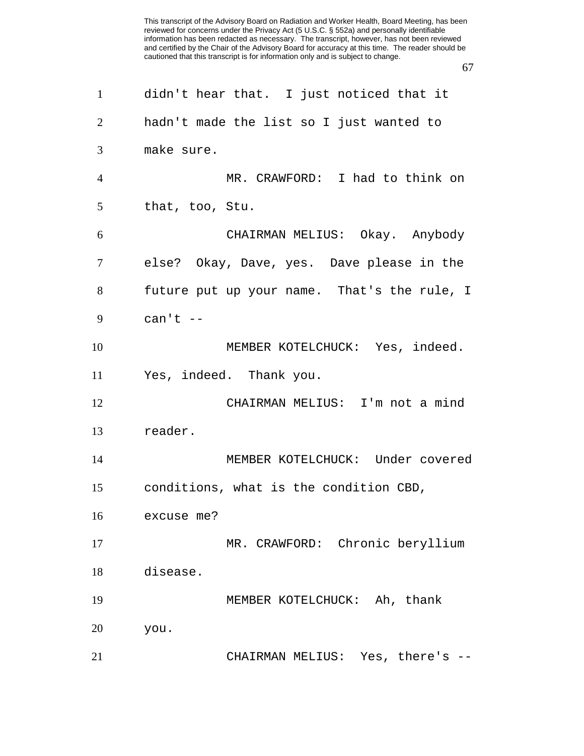didn't hear that. I just noticed that it hadn't made the list so I just wanted to make sure.

MR. CRAWFORD: I had to think on that, too, Stu.

CHAIRMAN MELIUS: Okay. Anybody else? Okay, Dave, yes. Dave please in the future put up your name. That's the rule, I can't --

MEMBER KOTELCHUCK: Yes, indeed. Yes, indeed. Thank you.

CHAIRMAN MELIUS: I'm not a mind reader.

MEMBER KOTELCHUCK: Under covered conditions, what is the condition CBD, excuse me?

MR. CRAWFORD: Chronic beryllium disease.

MEMBER KOTELCHUCK: Ah, thank you.

CHAIRMAN MELIUS: Yes, there's --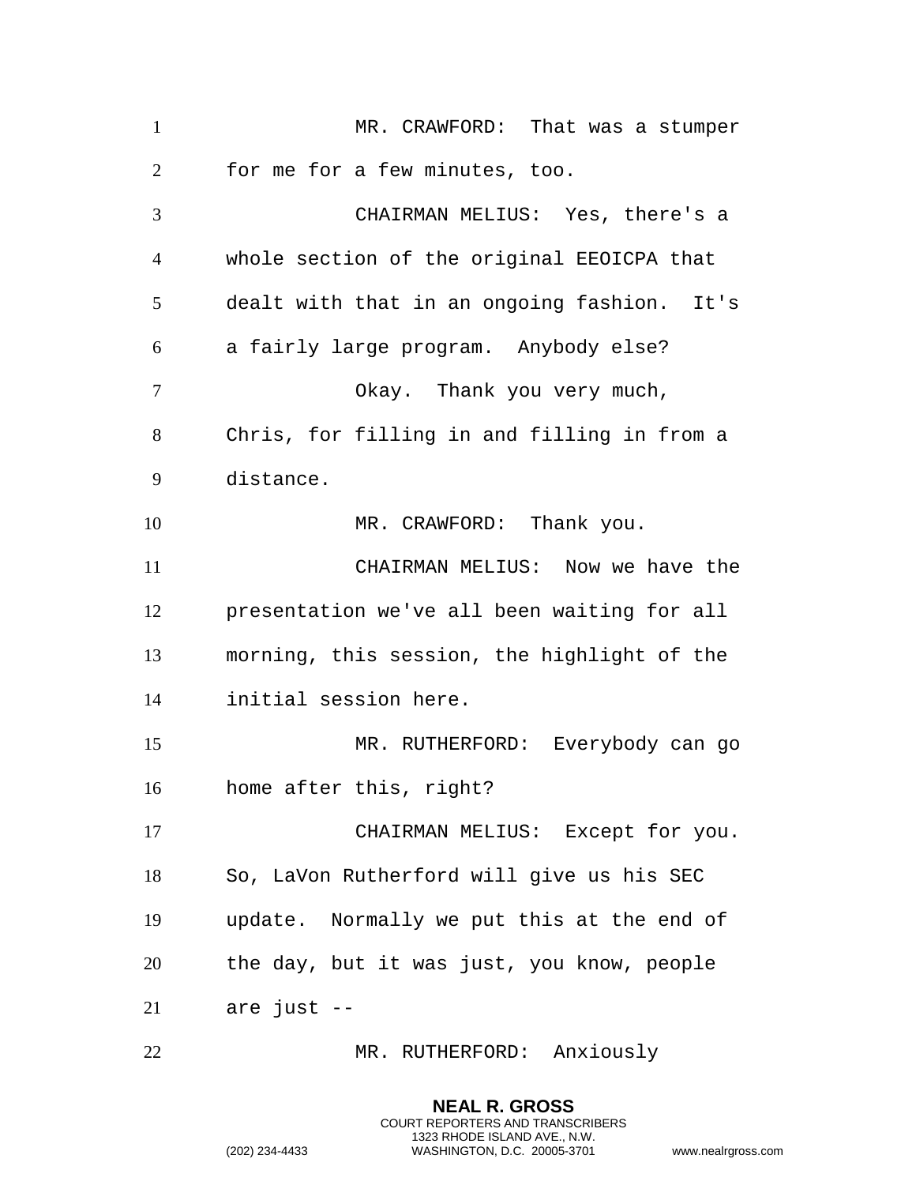MR. CRAWFORD: That was a stumper for me for a few minutes, too.

CHAIRMAN MELIUS: Yes, there's a whole section of the original EEOICPA that dealt with that in an ongoing fashion. It's a fairly large program. Anybody else?

Okay. Thank you very much, Chris, for filling in and filling in from a distance.

MR. CRAWFORD: Thank you.

CHAIRMAN MELIUS: Now we have the presentation we've all been waiting for all morning, this session, the highlight of the initial session here.

MR. RUTHERFORD: Everybody can go home after this, right?

CHAIRMAN MELIUS: Except for you. So, LaVon Rutherford will give us his SEC update. Normally we put this at the end of the day, but it was just, you know, people are just --

MR. RUTHERFORD: Anxiously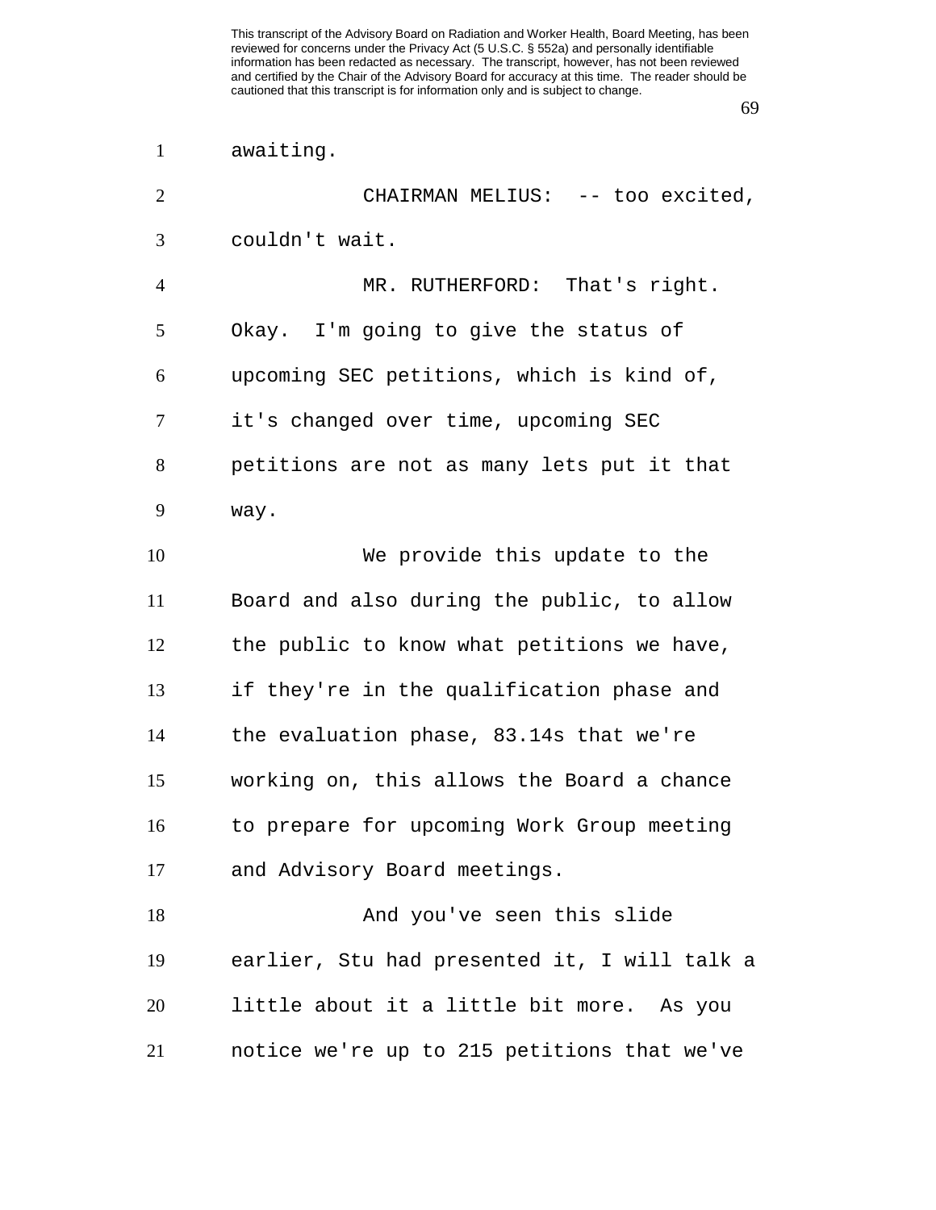awaiting.

CHAIRMAN MELIUS: -- too excited, couldn't wait.

MR. RUTHERFORD: That's right. Okay. I'm going to give the status of upcoming SEC petitions, which is kind of, it's changed over time, upcoming SEC petitions are not as many lets put it that way.

We provide this update to the Board and also during the public, to allow the public to know what petitions we have, if they're in the qualification phase and the evaluation phase, 83.14s that we're working on, this allows the Board a chance to prepare for upcoming Work Group meeting and Advisory Board meetings.

And you've seen this slide earlier, Stu had presented it, I will talk a little about it a little bit more. As you notice we're up to 215 petitions that we've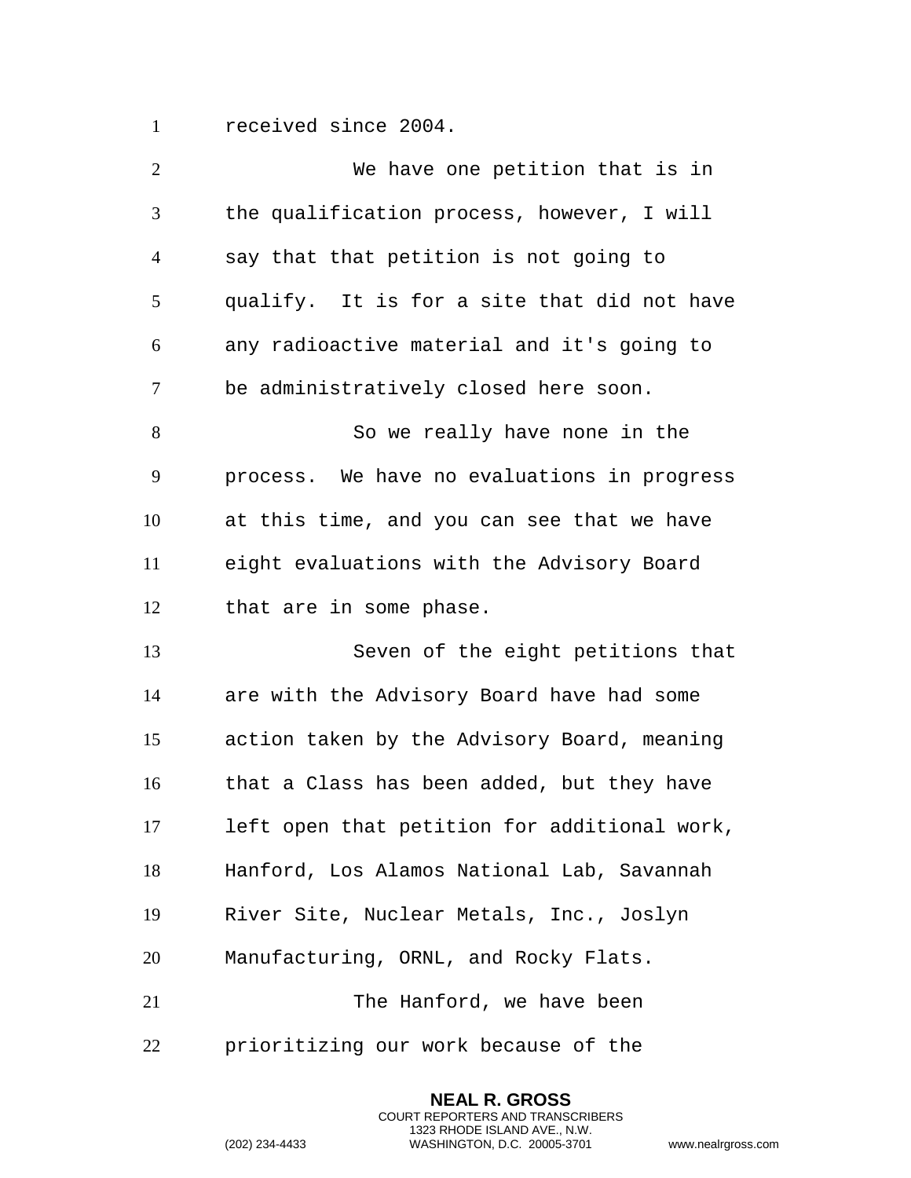received since 2004.

We have one petition that is in the qualification process, however, I will say that that petition is not going to qualify. It is for a site that did not have any radioactive material and it's going to be administratively closed here soon.

So we really have none in the process. We have no evaluations in progress at this time, and you can see that we have eight evaluations with the Advisory Board that are in some phase.

Seven of the eight petitions that are with the Advisory Board have had some action taken by the Advisory Board, meaning that a Class has been added, but they have left open that petition for additional work, Hanford, Los Alamos National Lab, Savannah River Site, Nuclear Metals, Inc., Joslyn Manufacturing, ORNL, and Rocky Flats.

The Hanford, we have been prioritizing our work because of the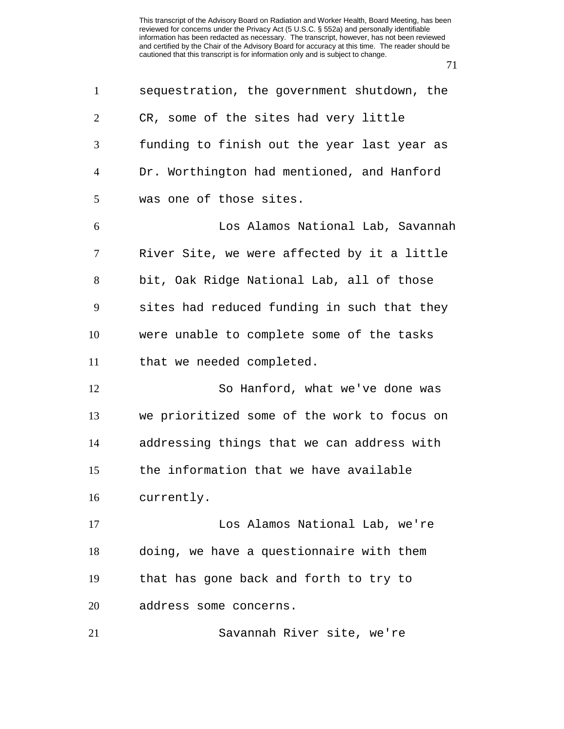sequestration, the government shutdown, the CR, some of the sites had very little funding to finish out the year last year as Dr. Worthington had mentioned, and Hanford was one of those sites.

Los Alamos National Lab, Savannah River Site, we were affected by it a little bit, Oak Ridge National Lab, all of those sites had reduced funding in such that they were unable to complete some of the tasks that we needed completed.

So Hanford, what we've done was we prioritized some of the work to focus on addressing things that we can address with the information that we have available currently.

Los Alamos National Lab, we're doing, we have a questionnaire with them that has gone back and forth to try to address some concerns.

Savannah River site, we're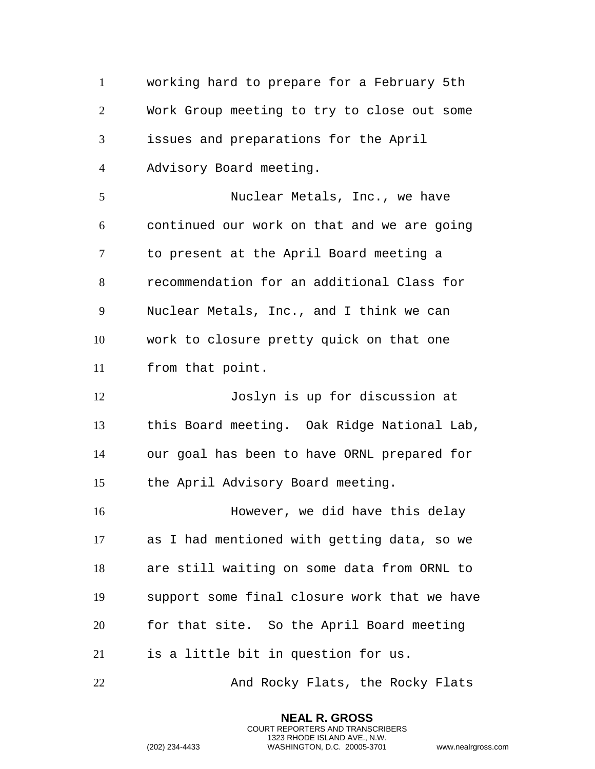working hard to prepare for a February 5th Work Group meeting to try to close out some issues and preparations for the April Advisory Board meeting.

Nuclear Metals, Inc., we have continued our work on that and we are going to present at the April Board meeting a recommendation for an additional Class for Nuclear Metals, Inc., and I think we can work to closure pretty quick on that one from that point.

Joslyn is up for discussion at this Board meeting. Oak Ridge National Lab, our goal has been to have ORNL prepared for the April Advisory Board meeting.

However, we did have this delay as I had mentioned with getting data, so we are still waiting on some data from ORNL to support some final closure work that we have for that site. So the April Board meeting is a little bit in question for us.

And Rocky Flats, the Rocky Flats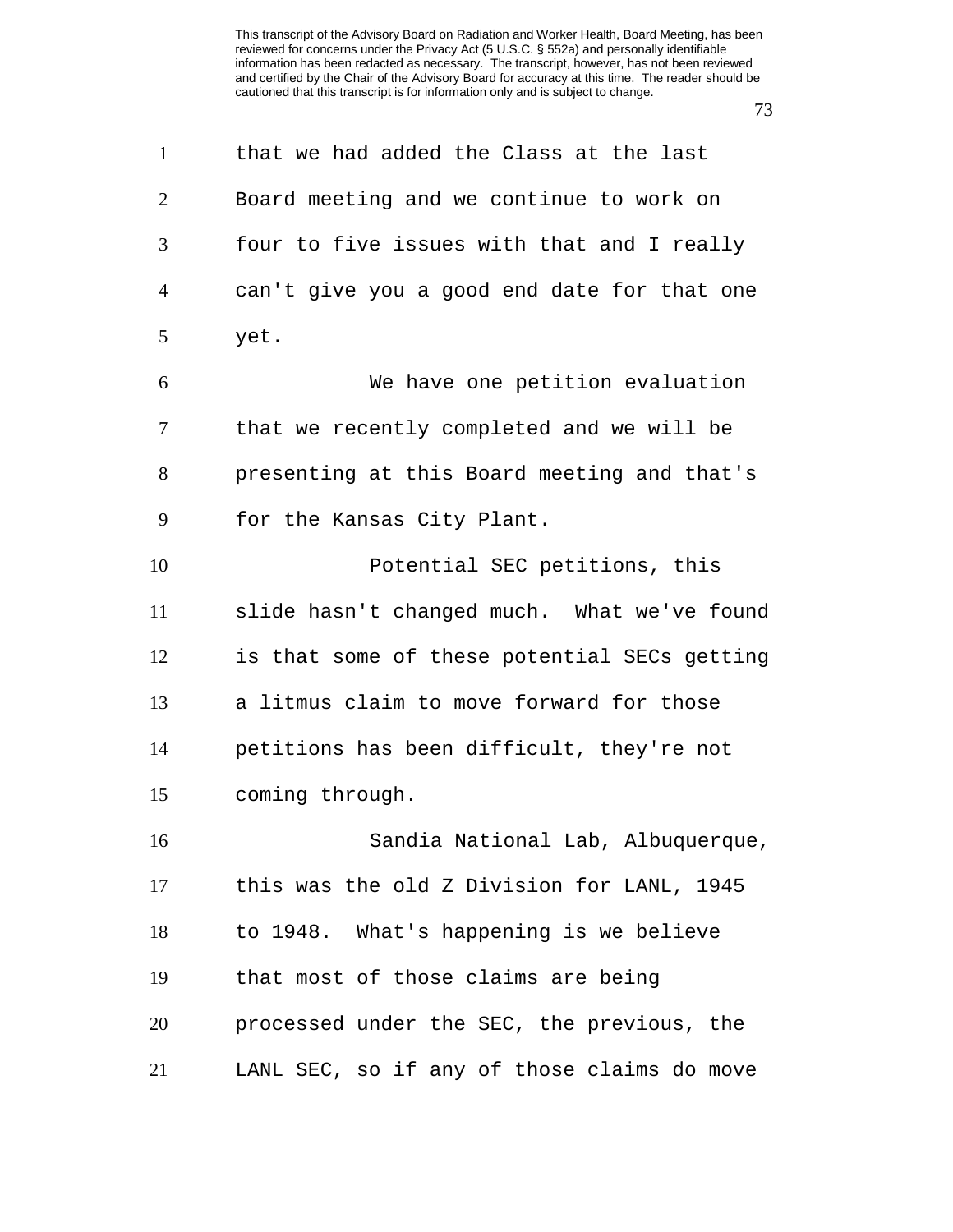that we had added the Class at the last Board meeting and we continue to work on four to five issues with that and I really can't give you a good end date for that one yet.

We have one petition evaluation that we recently completed and we will be presenting at this Board meeting and that's for the Kansas City Plant.

Potential SEC petitions, this slide hasn't changed much. What we've found is that some of these potential SECs getting a litmus claim to move forward for those petitions has been difficult, they're not coming through.

Sandia National Lab, Albuquerque, this was the old Z Division for LANL, 1945 to 1948. What's happening is we believe that most of those claims are being processed under the SEC, the previous, the LANL SEC, so if any of those claims do move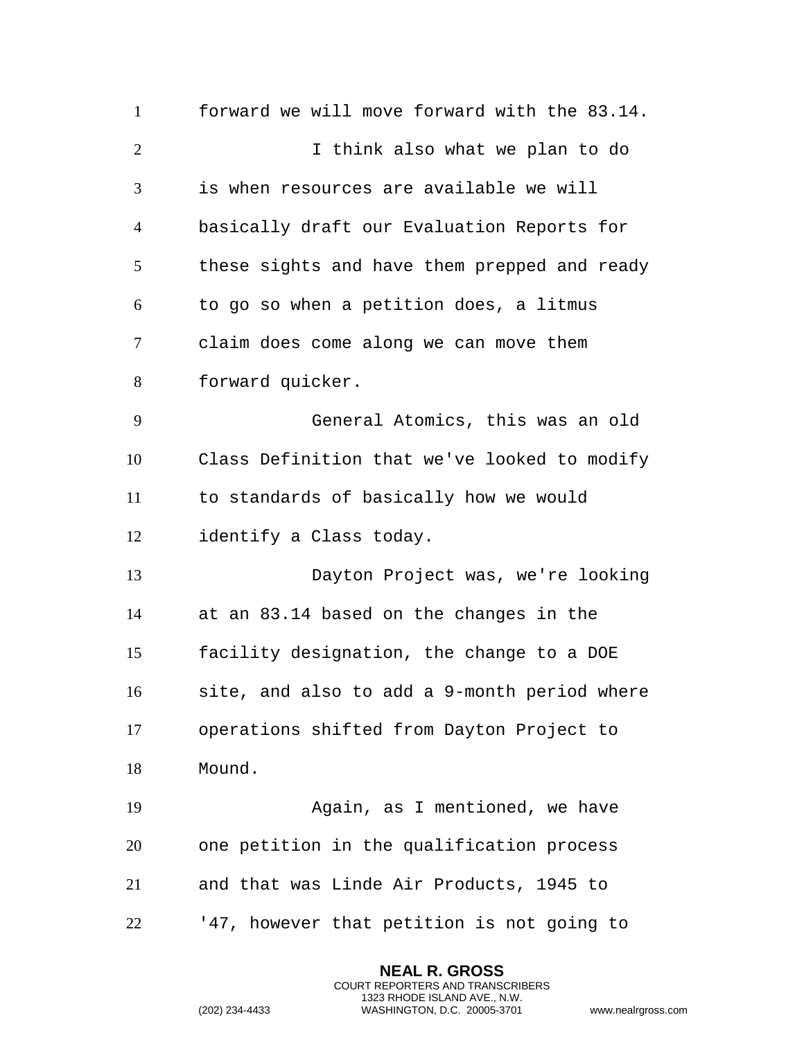forward we will move forward with the 83.14.

I think also what we plan to do is when resources are available we will basically draft our Evaluation Reports for these sights and have them prepped and ready to go so when a petition does, a litmus claim does come along we can move them forward quicker.

General Atomics, this was an old Class Definition that we've looked to modify to standards of basically how we would identify a Class today.

Dayton Project was, we're looking at an 83.14 based on the changes in the facility designation, the change to a DOE site, and also to add a 9-month period where operations shifted from Dayton Project to Mound.

Again, as I mentioned, we have one petition in the qualification process and that was Linde Air Products, 1945 to '47, however that petition is not going to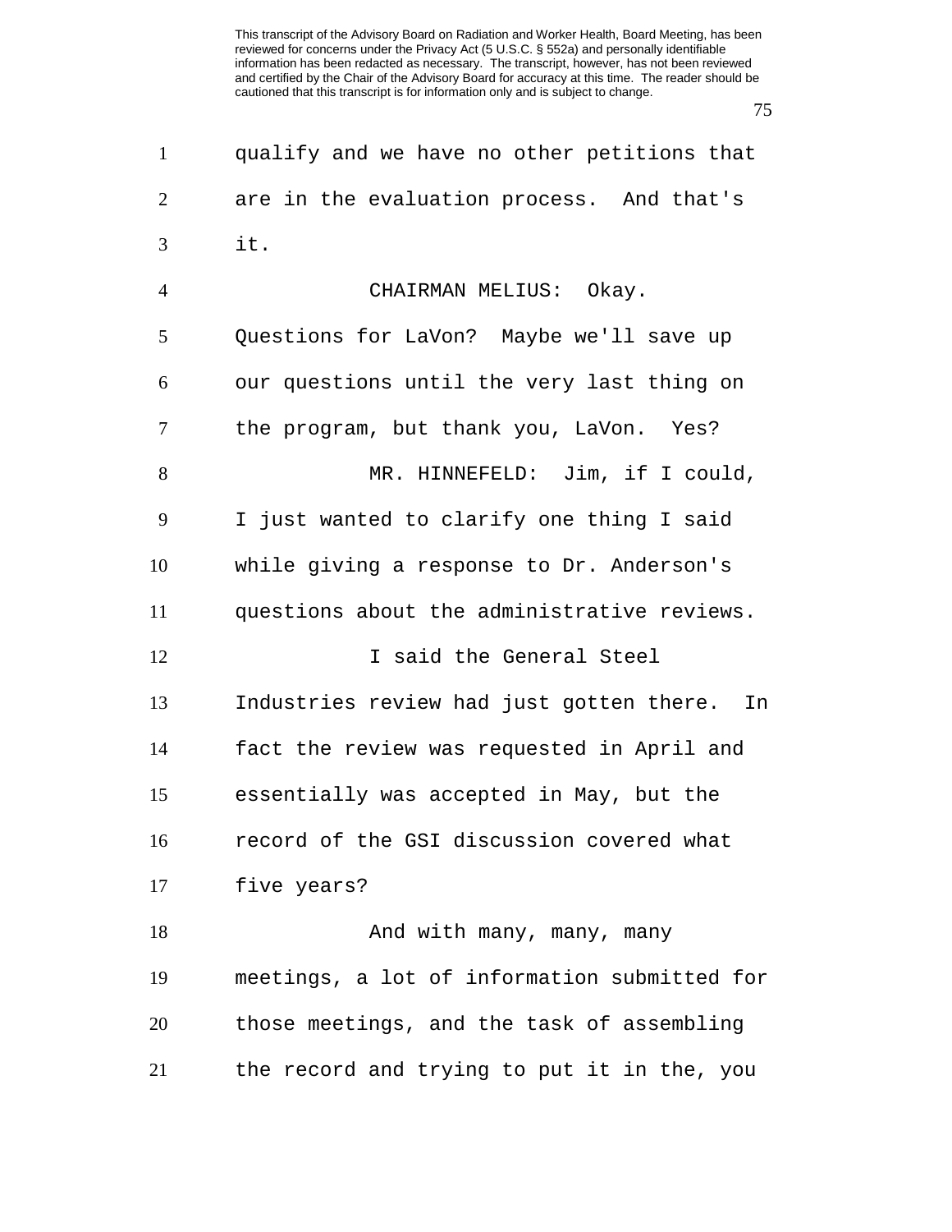qualify and we have no other petitions that are in the evaluation process. And that's it.

CHAIRMAN MELIUS: Okay. Questions for LaVon? Maybe we'll save up our questions until the very last thing on the program, but thank you, LaVon. Yes?

MR. HINNEFELD: Jim, if I could, I just wanted to clarify one thing I said while giving a response to Dr. Anderson's questions about the administrative reviews.

I said the General Steel Industries review had just gotten there. In fact the review was requested in April and essentially was accepted in May, but the record of the GSI discussion covered what five years?

And with many, many, many meetings, a lot of information submitted for those meetings, and the task of assembling the record and trying to put it in the, you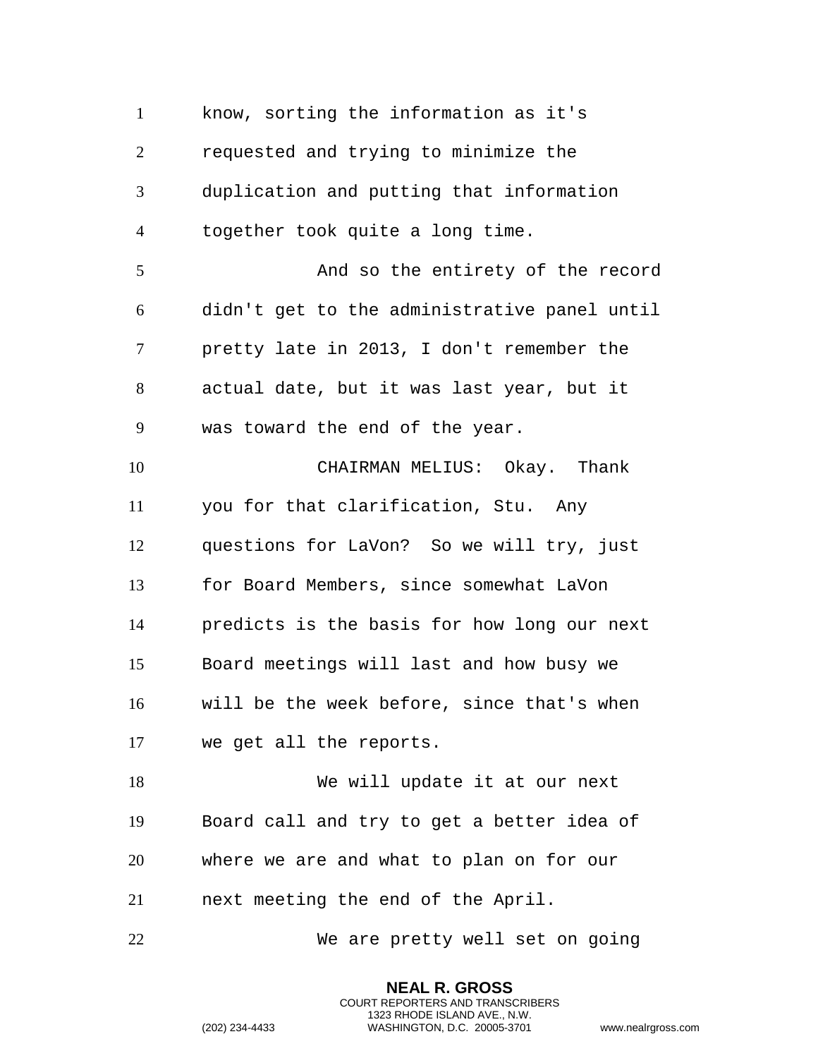know, sorting the information as it's requested and trying to minimize the duplication and putting that information together took quite a long time.

And so the entirety of the record didn't get to the administrative panel until pretty late in 2013, I don't remember the actual date, but it was last year, but it was toward the end of the year.

CHAIRMAN MELIUS: Okay. Thank you for that clarification, Stu. Any questions for LaVon? So we will try, just for Board Members, since somewhat LaVon predicts is the basis for how long our next Board meetings will last and how busy we will be the week before, since that's when we get all the reports.

We will update it at our next Board call and try to get a better idea of where we are and what to plan on for our next meeting the end of the April.

We are pretty well set on going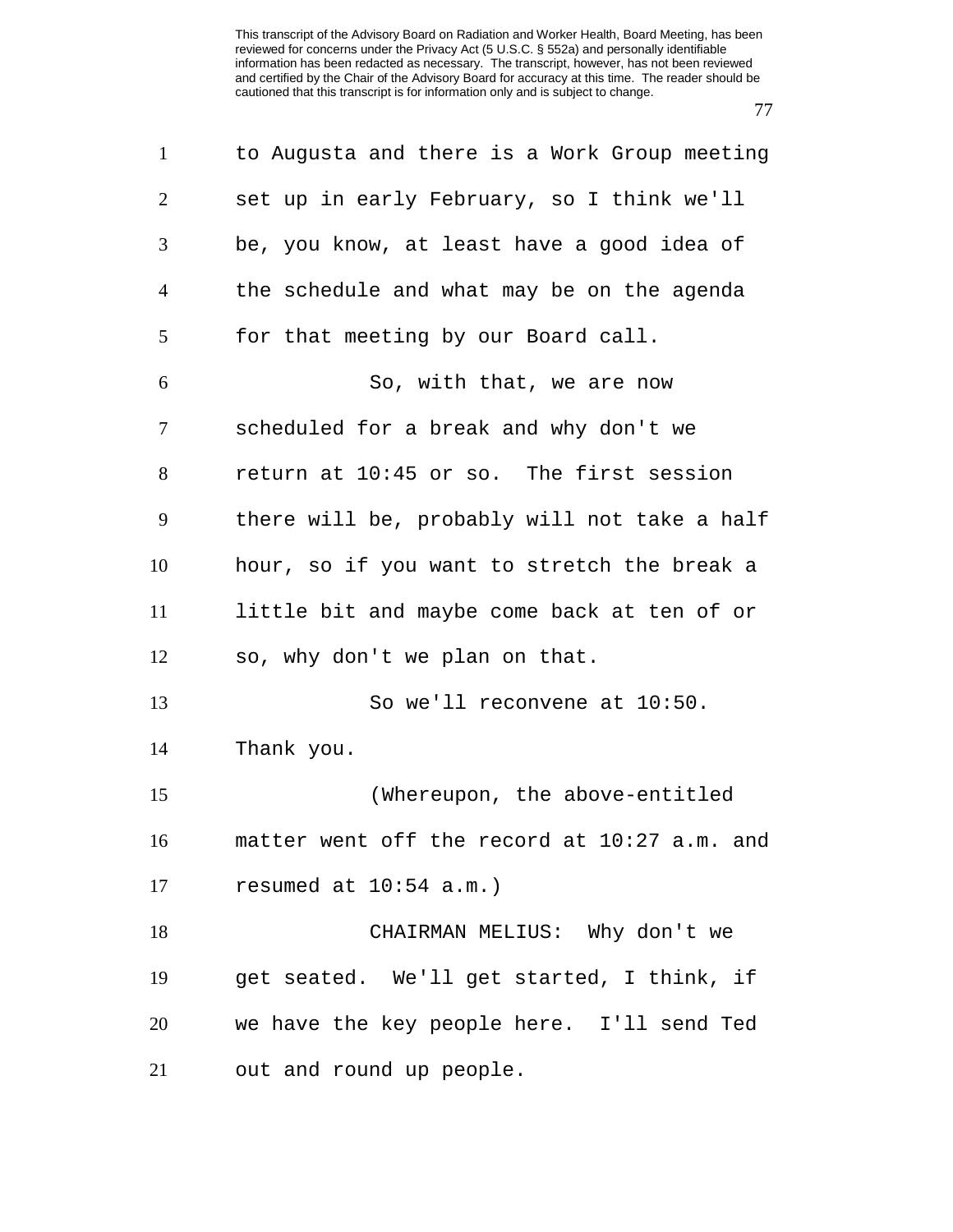to Augusta and there is a Work Group meeting set up in early February, so I think we'll be, you know, at least have a good idea of the schedule and what may be on the agenda for that meeting by our Board call.

So, with that, we are now scheduled for a break and why don't we return at 10:45 or so. The first session there will be, probably will not take a half hour, so if you want to stretch the break a little bit and maybe come back at ten of or so, why don't we plan on that.

So we'll reconvene at 10:50. Thank you.

(Whereupon, the above-entitled matter went off the record at 10:27 a.m. and resumed at 10:54 a.m.)

CHAIRMAN MELIUS: Why don't we get seated. We'll get started, I think, if we have the key people here. I'll send Ted out and round up people.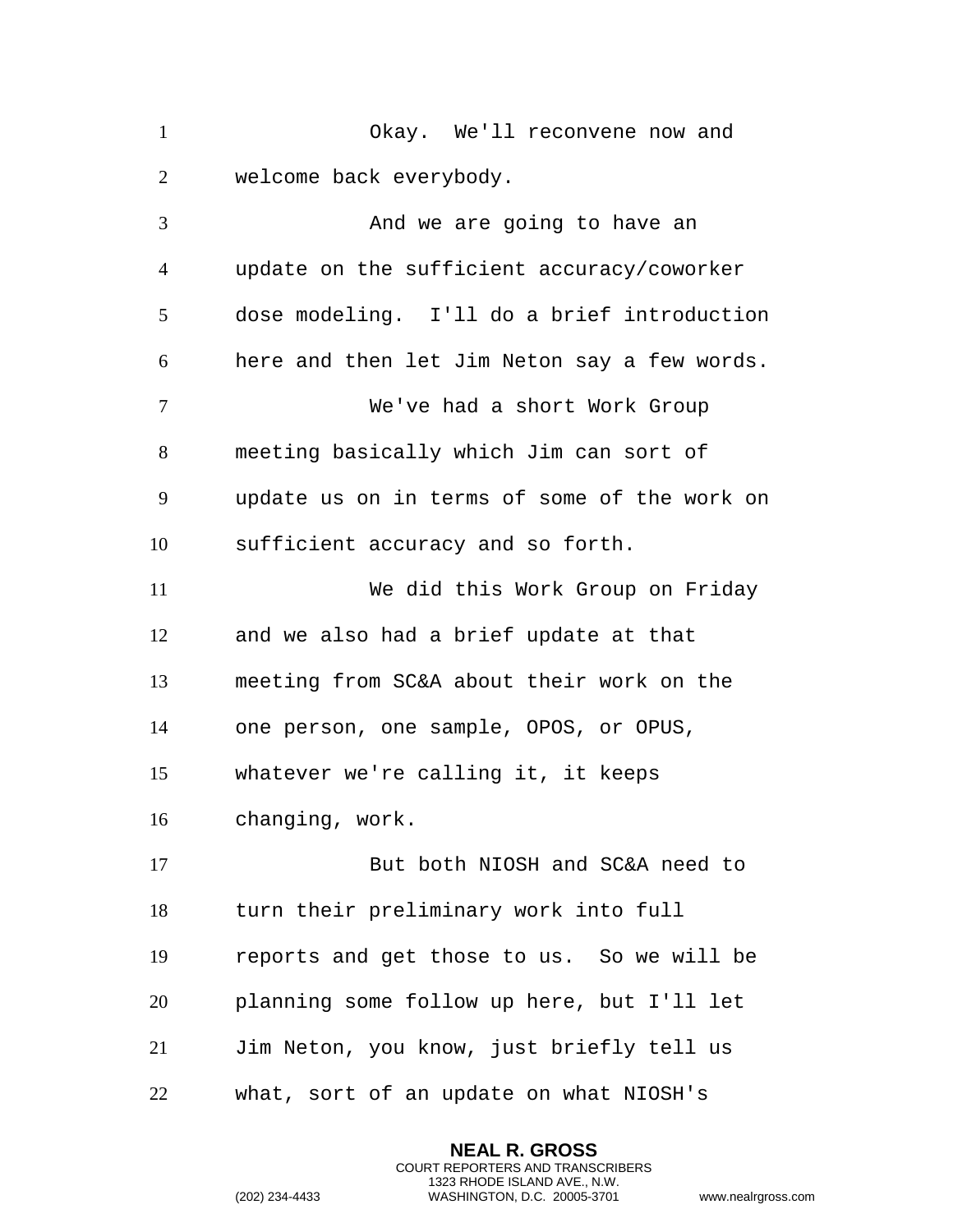Okay. We'll reconvene now and welcome back everybody.

And we are going to have an update on the sufficient accuracy/coworker dose modeling. I'll do a brief introduction here and then let Jim Neton say a few words.

We've had a short Work Group meeting basically which Jim can sort of update us on in terms of some of the work on sufficient accuracy and so forth.

We did this Work Group on Friday and we also had a brief update at that meeting from SC&A about their work on the one person, one sample, OPOS, or OPUS, whatever we're calling it, it keeps changing, work.

But both NIOSH and SC&A need to turn their preliminary work into full reports and get those to us. So we will be planning some follow up here, but I'll let Jim Neton, you know, just briefly tell us what, sort of an update on what NIOSH's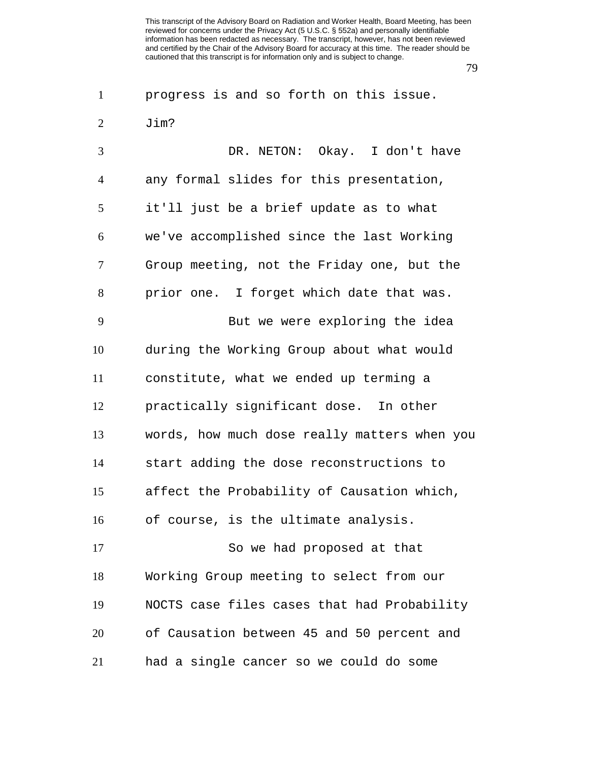progress is and so forth on this issue. Jim?

DR. NETON: Okay. I don't have any formal slides for this presentation, it'll just be a brief update as to what we've accomplished since the last Working Group meeting, not the Friday one, but the prior one. I forget which date that was.

But we were exploring the idea during the Working Group about what would constitute, what we ended up terming a practically significant dose. In other words, how much dose really matters when you start adding the dose reconstructions to affect the Probability of Causation which, of course, is the ultimate analysis.

So we had proposed at that Working Group meeting to select from our NOCTS case files cases that had Probability of Causation between 45 and 50 percent and had a single cancer so we could do some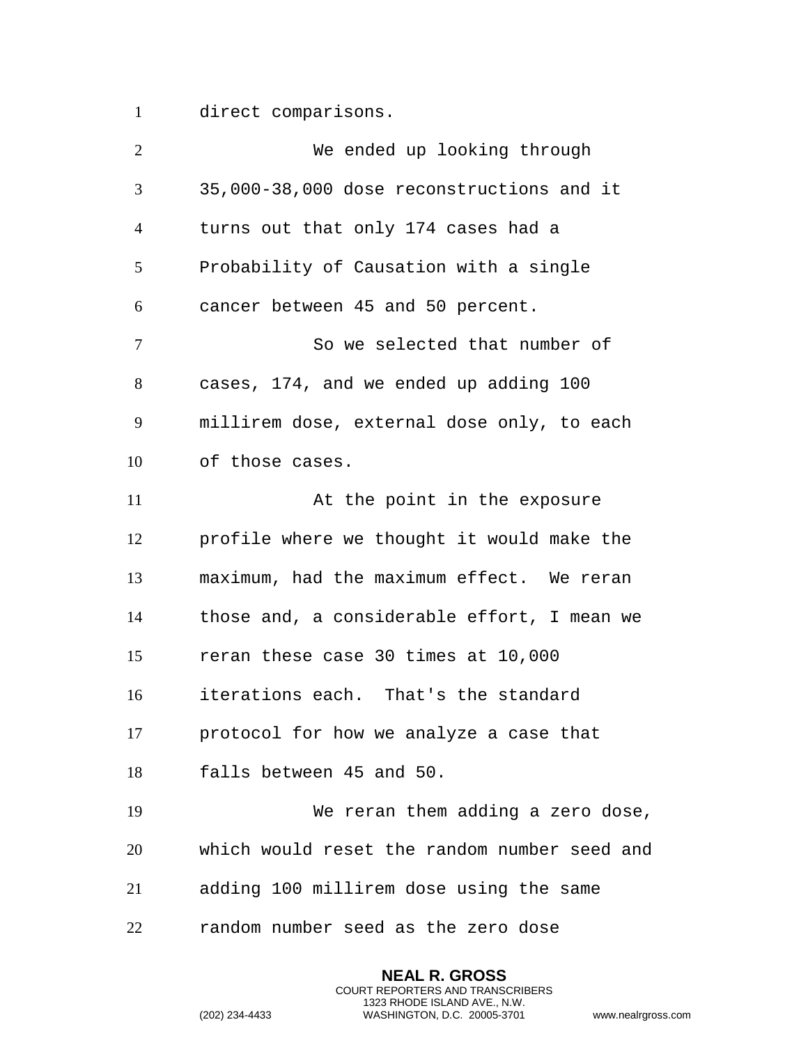direct comparisons.

We ended up looking through 35,000-38,000 dose reconstructions and it turns out that only 174 cases had a Probability of Causation with a single cancer between 45 and 50 percent.

So we selected that number of cases, 174, and we ended up adding 100 millirem dose, external dose only, to each of those cases.

At the point in the exposure profile where we thought it would make the maximum, had the maximum effect. We reran those and, a considerable effort, I mean we reran these case 30 times at 10,000 iterations each. That's the standard protocol for how we analyze a case that falls between 45 and 50.

We reran them adding a zero dose, which would reset the random number seed and adding 100 millirem dose using the same random number seed as the zero dose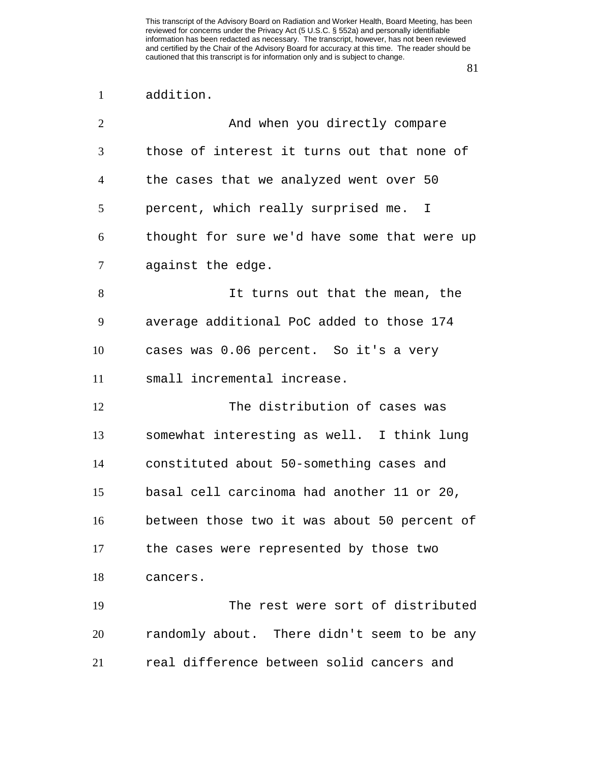addition.

And when you directly compare those of interest it turns out that none of the cases that we analyzed went over 50 percent, which really surprised me. I thought for sure we'd have some that were up against the edge.

It turns out that the mean, the average additional PoC added to those 174 cases was 0.06 percent. So it's a very small incremental increase.

The distribution of cases was somewhat interesting as well. I think lung constituted about 50-something cases and basal cell carcinoma had another 11 or 20, between those two it was about 50 percent of the cases were represented by those two cancers.

The rest were sort of distributed randomly about. There didn't seem to be any real difference between solid cancers and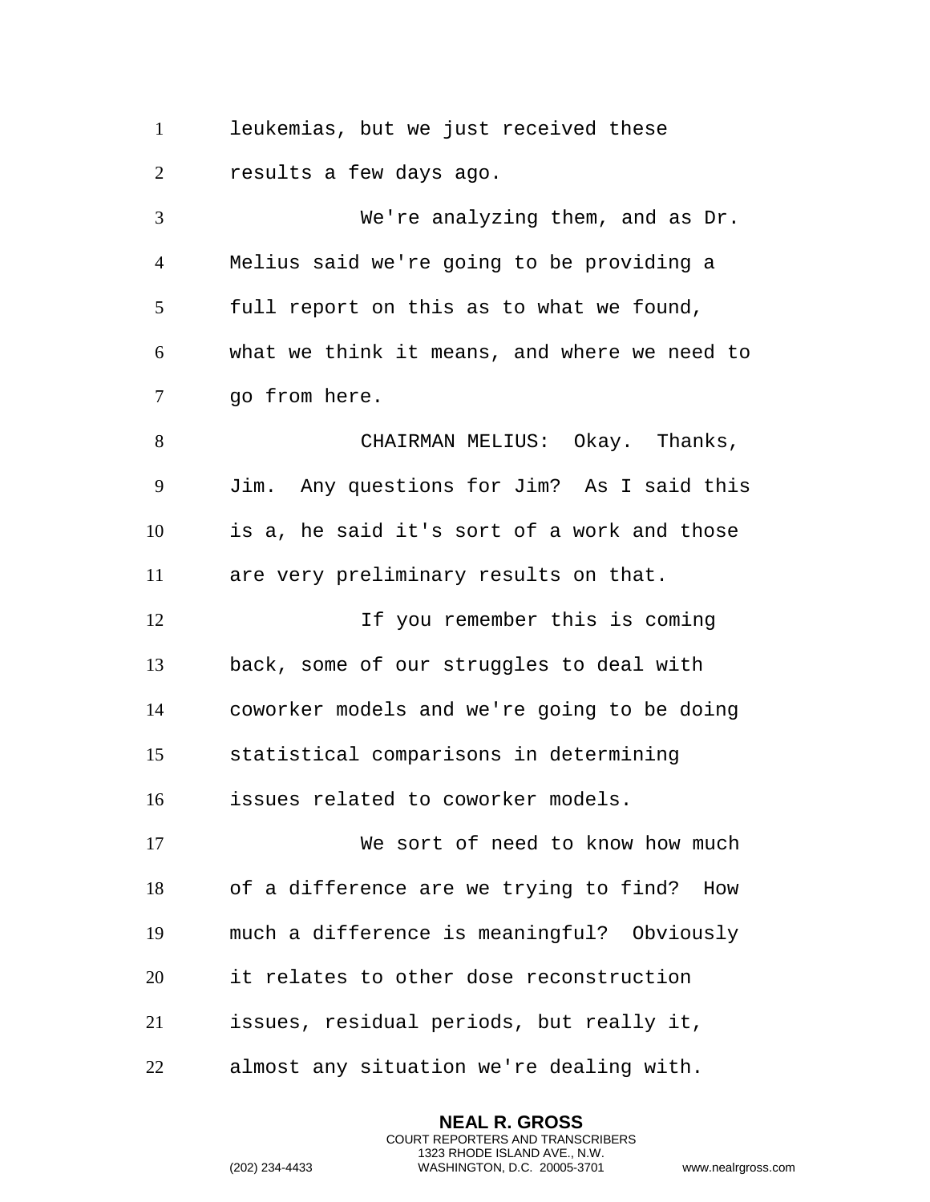leukemias, but we just received these results a few days ago.

We're analyzing them, and as Dr. Melius said we're going to be providing a full report on this as to what we found, what we think it means, and where we need to go from here.

CHAIRMAN MELIUS: Okay. Thanks, Jim. Any questions for Jim? As I said this is a, he said it's sort of a work and those are very preliminary results on that.

If you remember this is coming back, some of our struggles to deal with coworker models and we're going to be doing statistical comparisons in determining issues related to coworker models.

We sort of need to know how much of a difference are we trying to find? How much a difference is meaningful? Obviously it relates to other dose reconstruction issues, residual periods, but really it, almost any situation we're dealing with.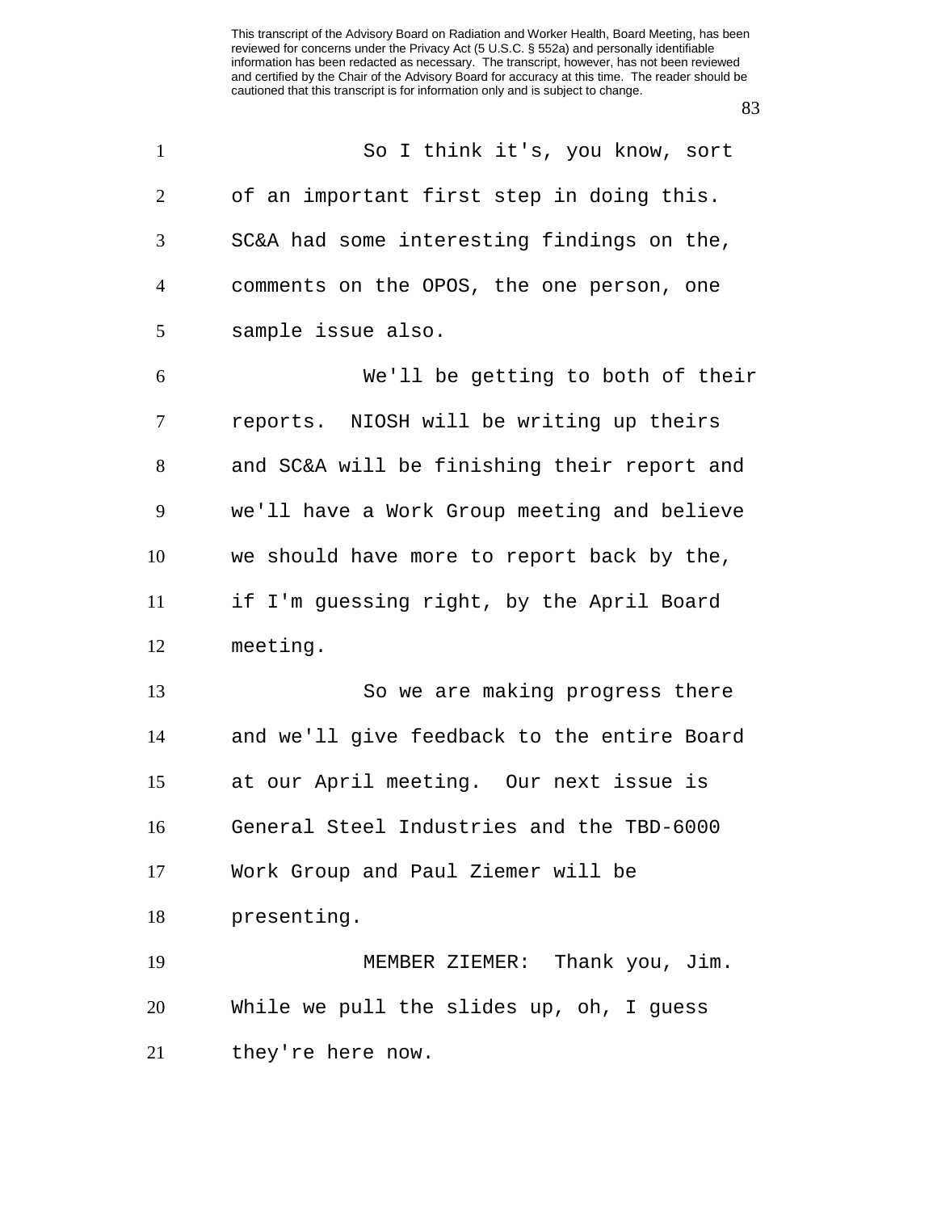So I think it's, you know, sort of an important first step in doing this. SC&A had some interesting findings on the, comments on the OPOS, the one person, one sample issue also.

We'll be getting to both of their reports. NIOSH will be writing up theirs and SC&A will be finishing their report and we'll have a Work Group meeting and believe we should have more to report back by the, if I'm guessing right, by the April Board meeting.

So we are making progress there and we'll give feedback to the entire Board at our April meeting. Our next issue is General Steel Industries and the TBD-6000 Work Group and Paul Ziemer will be presenting.

MEMBER ZIEMER: Thank you, Jim. While we pull the slides up, oh, I guess they're here now.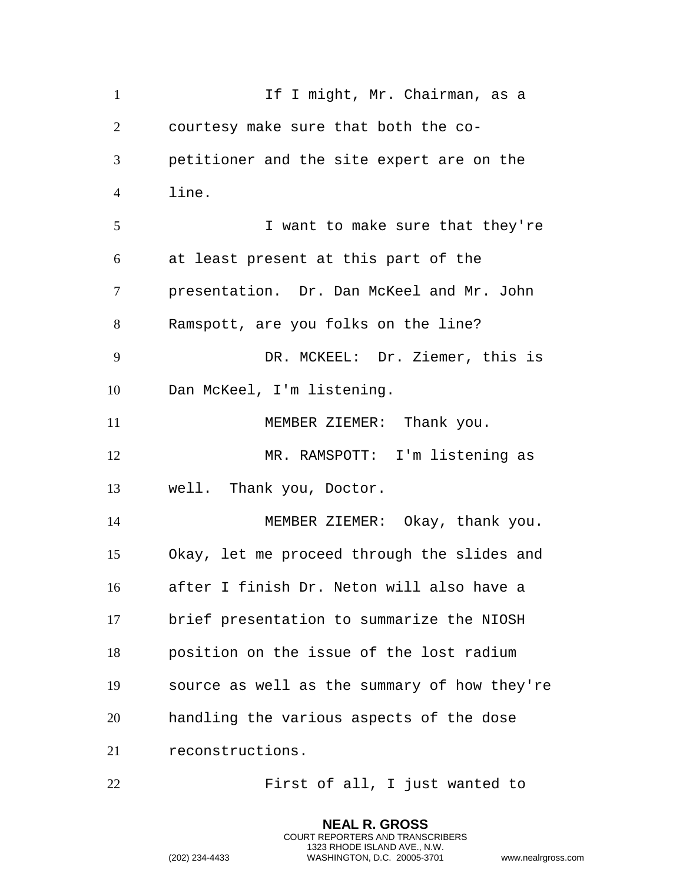If I might, Mr. Chairman, as a courtesy make sure that both the co-petitioner and the site expert are on the line.

I want to make sure that they're at least present at this part of the presentation. Dr. Dan McKeel and Mr. John Ramspott, are you folks on the line?

DR. MCKEEL: Dr. Ziemer, this is Dan McKeel, I'm listening.

MEMBER ZIEMER: Thank you.

MR. RAMSPOTT: I'm listening as well. Thank you, Doctor.

MEMBER ZIEMER: Okay, thank you. Okay, let me proceed through the slides and after I finish Dr. Neton will also have a brief presentation to summarize the NIOSH position on the issue of the lost radium source as well as the summary of how they're handling the various aspects of the dose reconstructions.

First of all, I just wanted to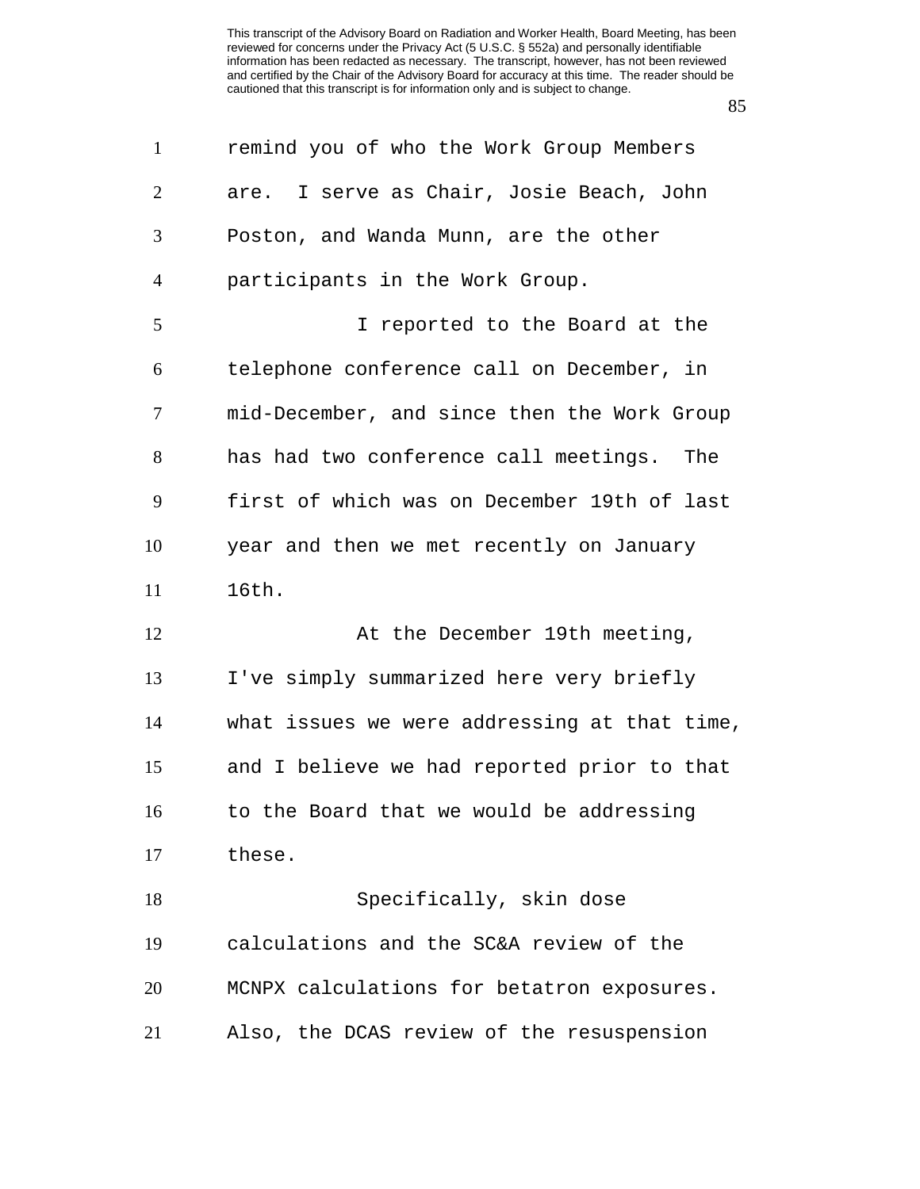remind you of who the Work Group Members are. I serve as Chair, Josie Beach, John Poston, and Wanda Munn, are the other participants in the Work Group.

I reported to the Board at the telephone conference call on December, in mid-December, and since then the Work Group has had two conference call meetings. The first of which was on December 19th of last year and then we met recently on January 16th.

At the December 19th meeting, I've simply summarized here very briefly what issues we were addressing at that time, and I believe we had reported prior to that to the Board that we would be addressing these.

Specifically, skin dose calculations and the SC&A review of the MCNPX calculations for betatron exposures. Also, the DCAS review of the resuspension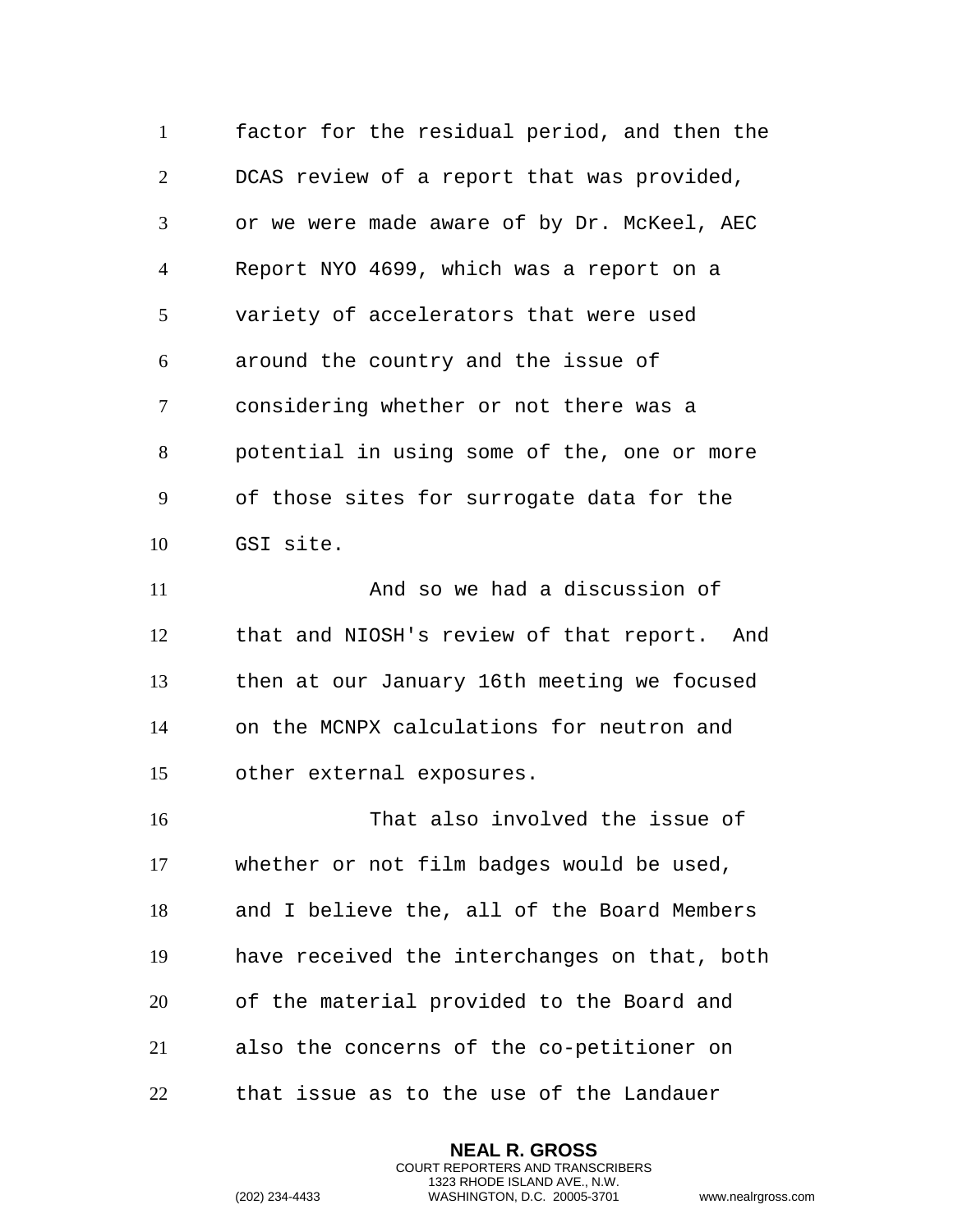factor for the residual period, and then the DCAS review of a report that was provided, or we were made aware of by Dr. McKeel, AEC Report NYO 4699, which was a report on a variety of accelerators that were used around the country and the issue of considering whether or not there was a potential in using some of the, one or more of those sites for surrogate data for the GSI site.

And so we had a discussion of that and NIOSH's review of that report. And then at our January 16th meeting we focused on the MCNPX calculations for neutron and other external exposures.

That also involved the issue of whether or not film badges would be used, and I believe the, all of the Board Members have received the interchanges on that, both of the material provided to the Board and also the concerns of the co-petitioner on that issue as to the use of the Landauer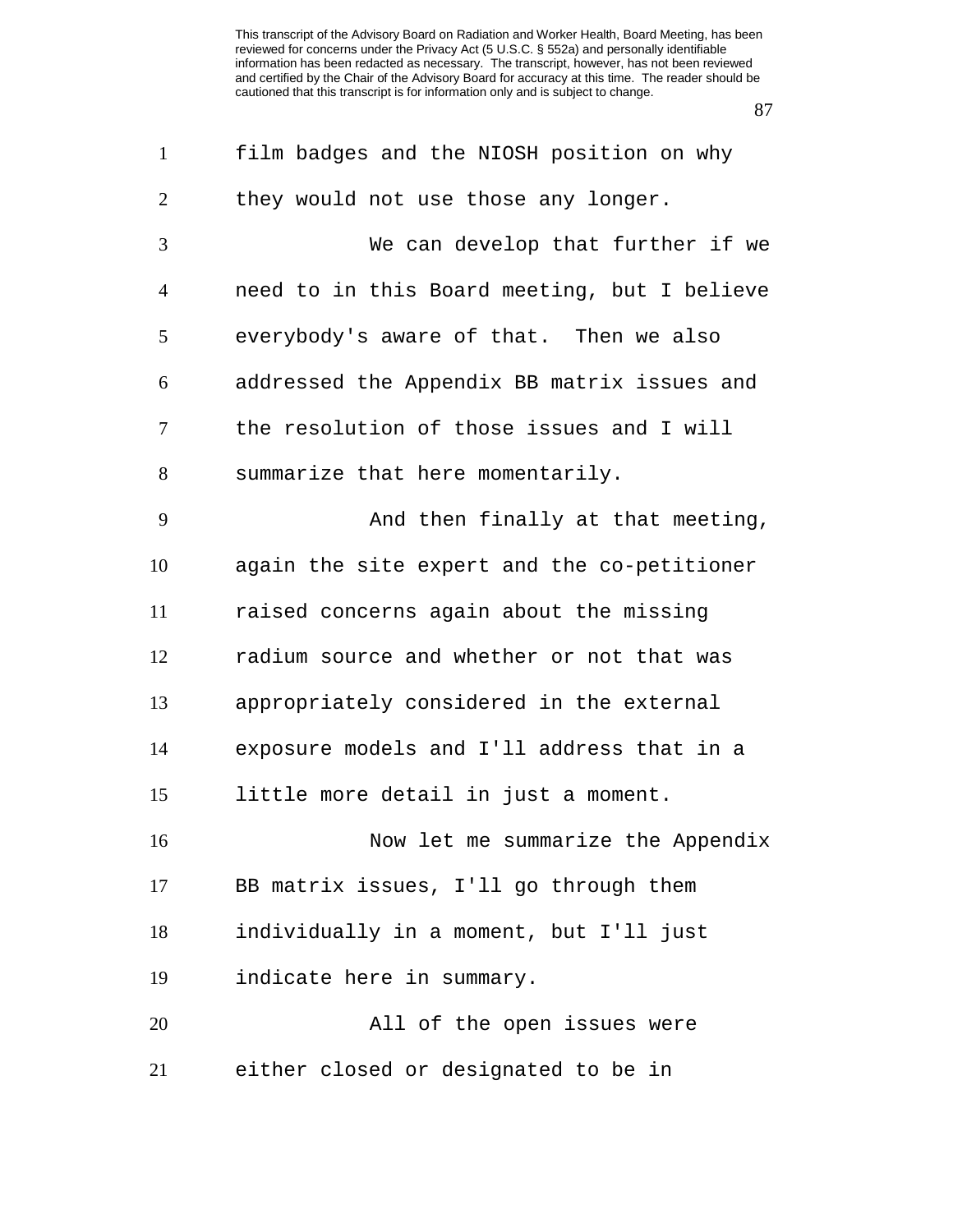film badges and the NIOSH position on why they would not use those any longer.

We can develop that further if we need to in this Board meeting, but I believe everybody's aware of that. Then we also addressed the Appendix BB matrix issues and the resolution of those issues and I will summarize that here momentarily.

And then finally at that meeting, again the site expert and the co-petitioner raised concerns again about the missing radium source and whether or not that was appropriately considered in the external exposure models and I'll address that in a little more detail in just a moment.

Now let me summarize the Appendix BB matrix issues, I'll go through them individually in a moment, but I'll just indicate here in summary.

All of the open issues were either closed or designated to be in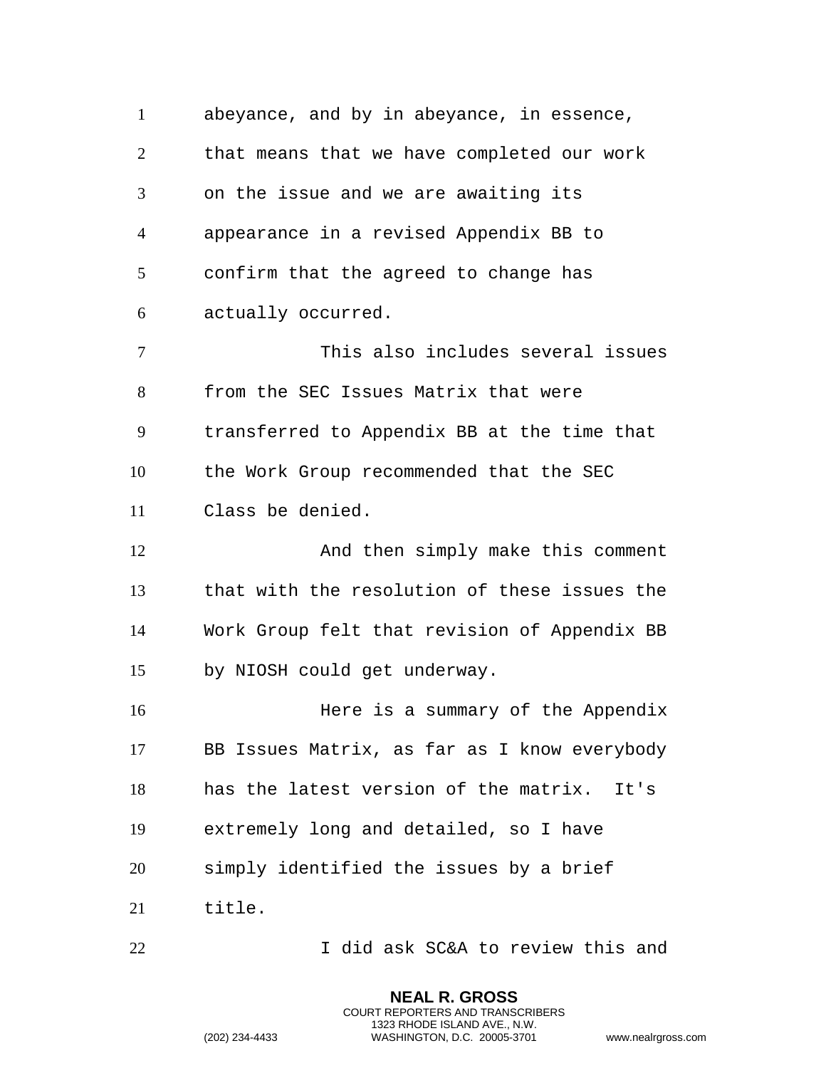abeyance, and by in abeyance, in essence, that means that we have completed our work on the issue and we are awaiting its appearance in a revised Appendix BB to confirm that the agreed to change has actually occurred.

This also includes several issues from the SEC Issues Matrix that were transferred to Appendix BB at the time that the Work Group recommended that the SEC Class be denied.

And then simply make this comment that with the resolution of these issues the Work Group felt that revision of Appendix BB by NIOSH could get underway.

Here is a summary of the Appendix BB Issues Matrix, as far as I know everybody has the latest version of the matrix. It's extremely long and detailed, so I have simply identified the issues by a brief title.

I did ask SC&A to review this and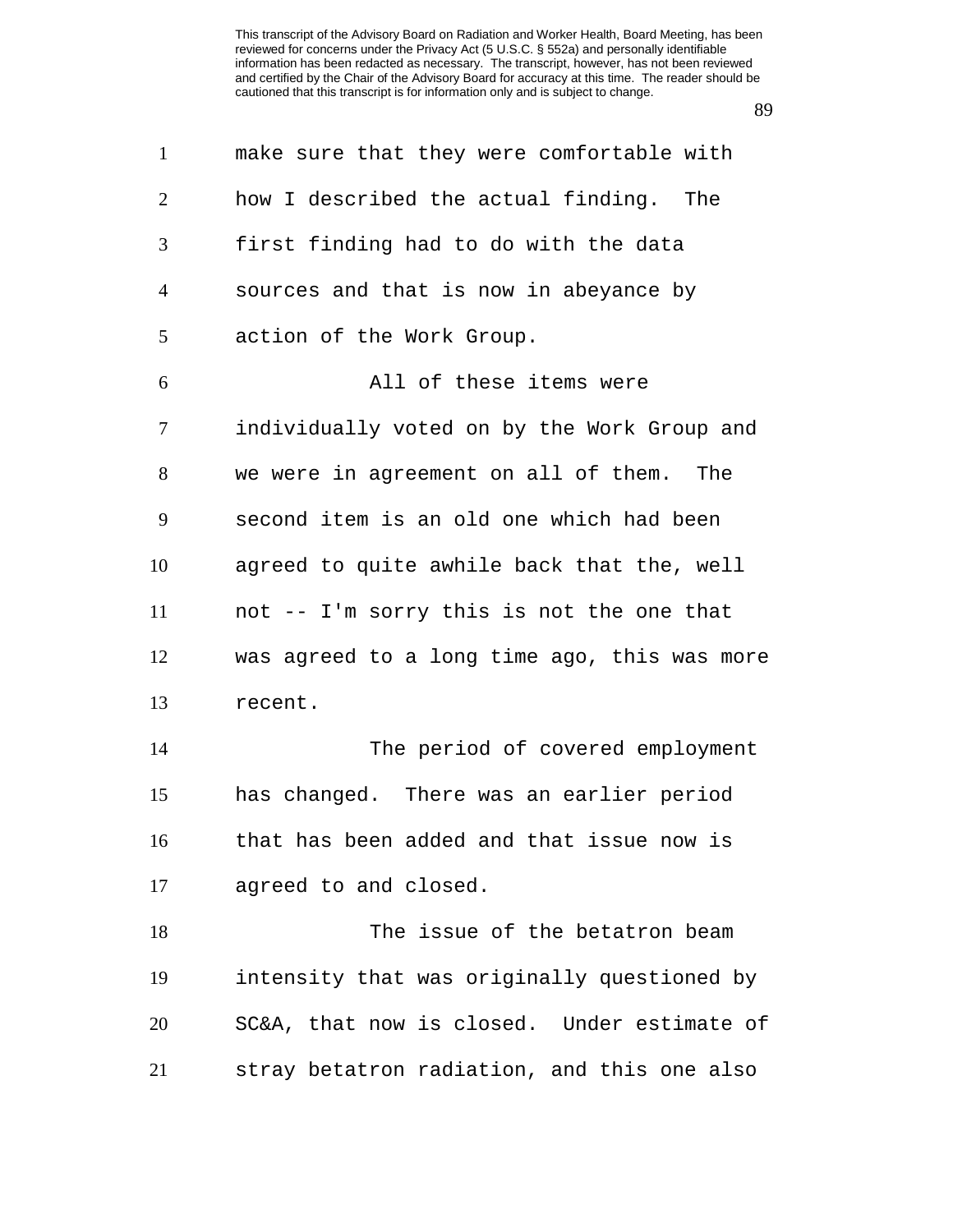make sure that they were comfortable with how I described the actual finding. The first finding had to do with the data sources and that is now in abeyance by action of the Work Group.

All of these items were individually voted on by the Work Group and we were in agreement on all of them. The second item is an old one which had been agreed to quite awhile back that the, well not -- I'm sorry this is not the one that was agreed to a long time ago, this was more recent.

The period of covered employment has changed. There was an earlier period that has been added and that issue now is agreed to and closed.

The issue of the betatron beam intensity that was originally questioned by SC&A, that now is closed. Under estimate of stray betatron radiation, and this one also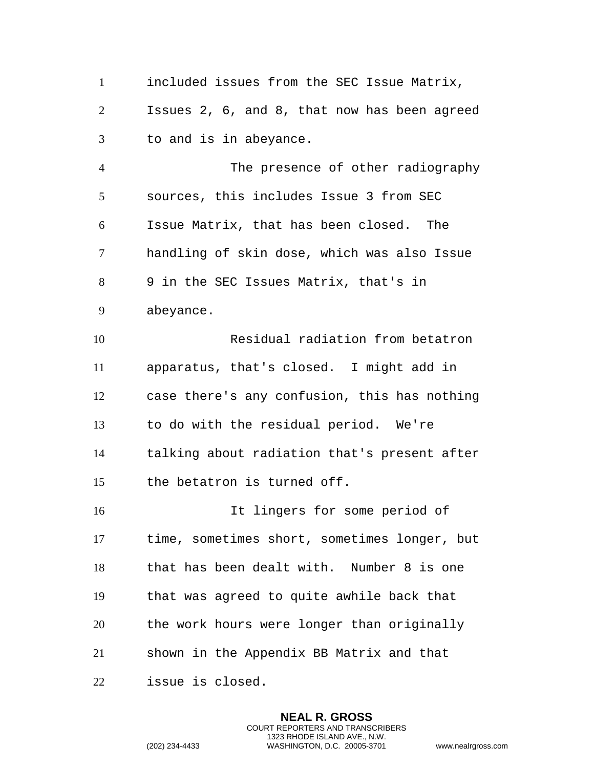included issues from the SEC Issue Matrix, Issues 2, 6, and 8, that now has been agreed to and is in abeyance.

The presence of other radiography sources, this includes Issue 3 from SEC Issue Matrix, that has been closed. The handling of skin dose, which was also Issue 9 in the SEC Issues Matrix, that's in abeyance.

Residual radiation from betatron apparatus, that's closed. I might add in case there's any confusion, this has nothing to do with the residual period. We're talking about radiation that's present after the betatron is turned off.

It lingers for some period of time, sometimes short, sometimes longer, but that has been dealt with. Number 8 is one that was agreed to quite awhile back that the work hours were longer than originally shown in the Appendix BB Matrix and that issue is closed.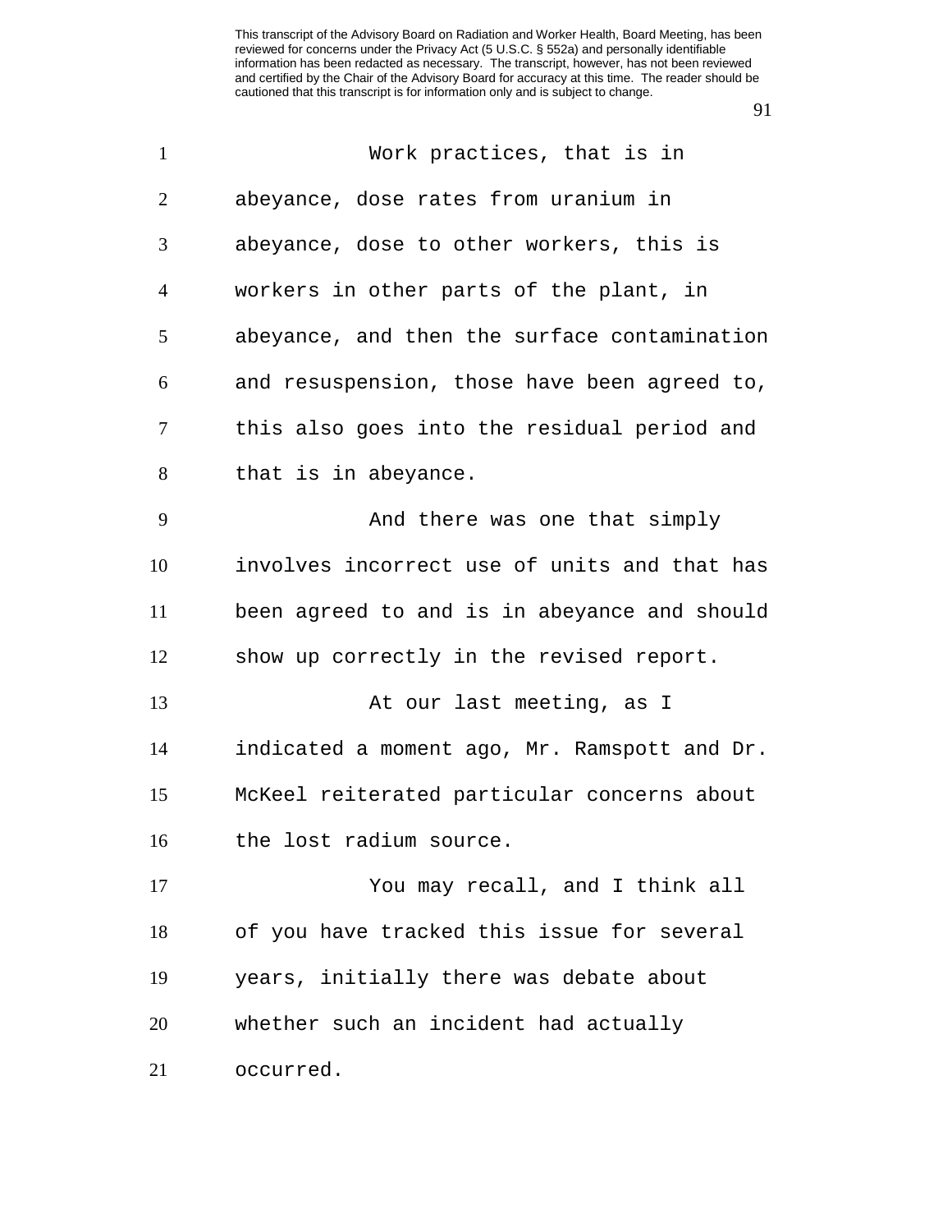Work practices, that is in abeyance, dose rates from uranium in abeyance, dose to other workers, this is workers in other parts of the plant, in abeyance, and then the surface contamination and resuspension, those have been agreed to, this also goes into the residual period and that is in abeyance.

And there was one that simply involves incorrect use of units and that has been agreed to and is in abeyance and should show up correctly in the revised report.

At our last meeting, as I indicated a moment ago, Mr. Ramspott and Dr. McKeel reiterated particular concerns about the lost radium source.

You may recall, and I think all of you have tracked this issue for several years, initially there was debate about whether such an incident had actually occurred.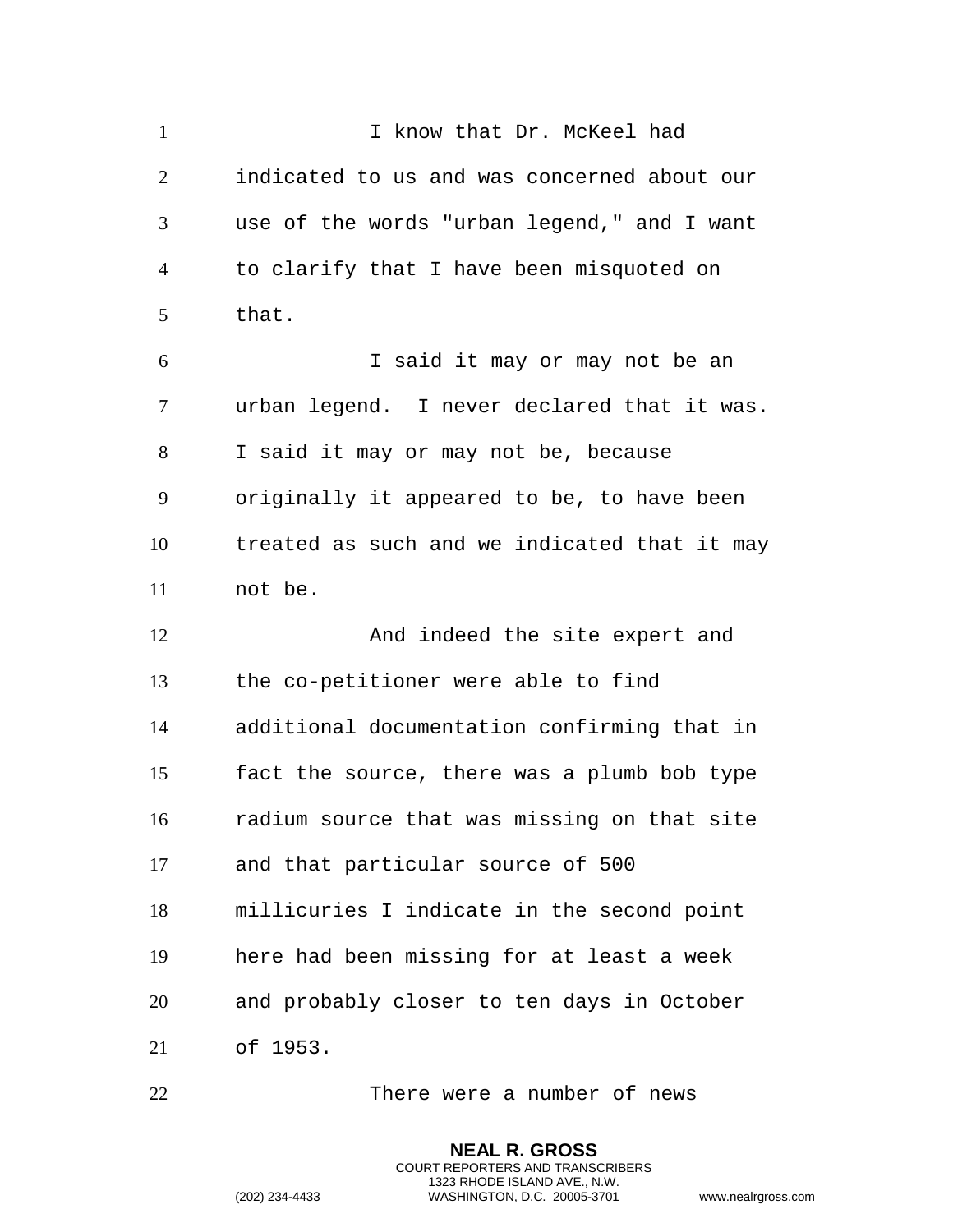I know that Dr. McKeel had indicated to us and was concerned about our use of the words "urban legend," and I want to clarify that I have been misquoted on that.

I said it may or may not be an urban legend. I never declared that it was. I said it may or may not be, because originally it appeared to be, to have been treated as such and we indicated that it may not be.

And indeed the site expert and the co-petitioner were able to find additional documentation confirming that in fact the source, there was a plumb bob type radium source that was missing on that site and that particular source of 500 millicuries I indicate in the second point here had been missing for at least a week and probably closer to ten days in October of 1953.

There were a number of news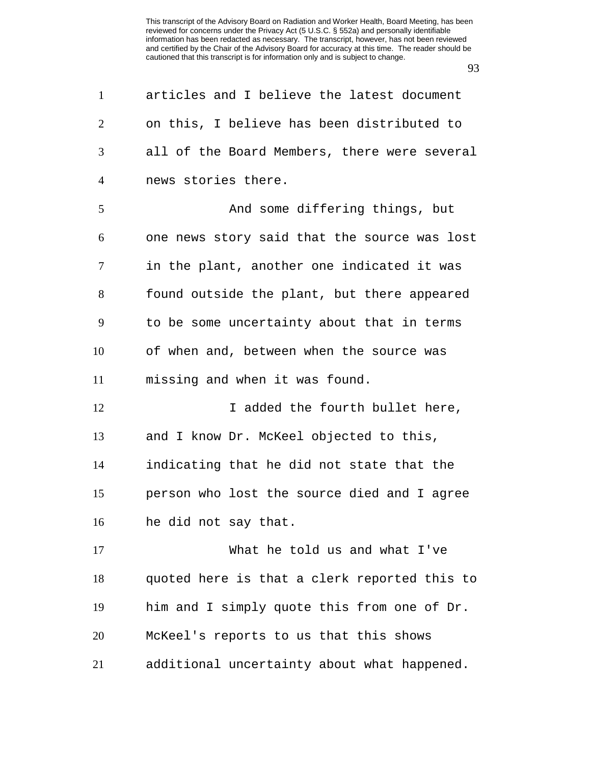articles and I believe the latest document on this, I believe has been distributed to all of the Board Members, there were several news stories there.

And some differing things, but one news story said that the source was lost in the plant, another one indicated it was found outside the plant, but there appeared to be some uncertainty about that in terms of when and, between when the source was missing and when it was found.

I added the fourth bullet here, and I know Dr. McKeel objected to this, indicating that he did not state that the person who lost the source died and I agree he did not say that.

What he told us and what I've quoted here is that a clerk reported this to him and I simply quote this from one of Dr. McKeel's reports to us that this shows additional uncertainty about what happened.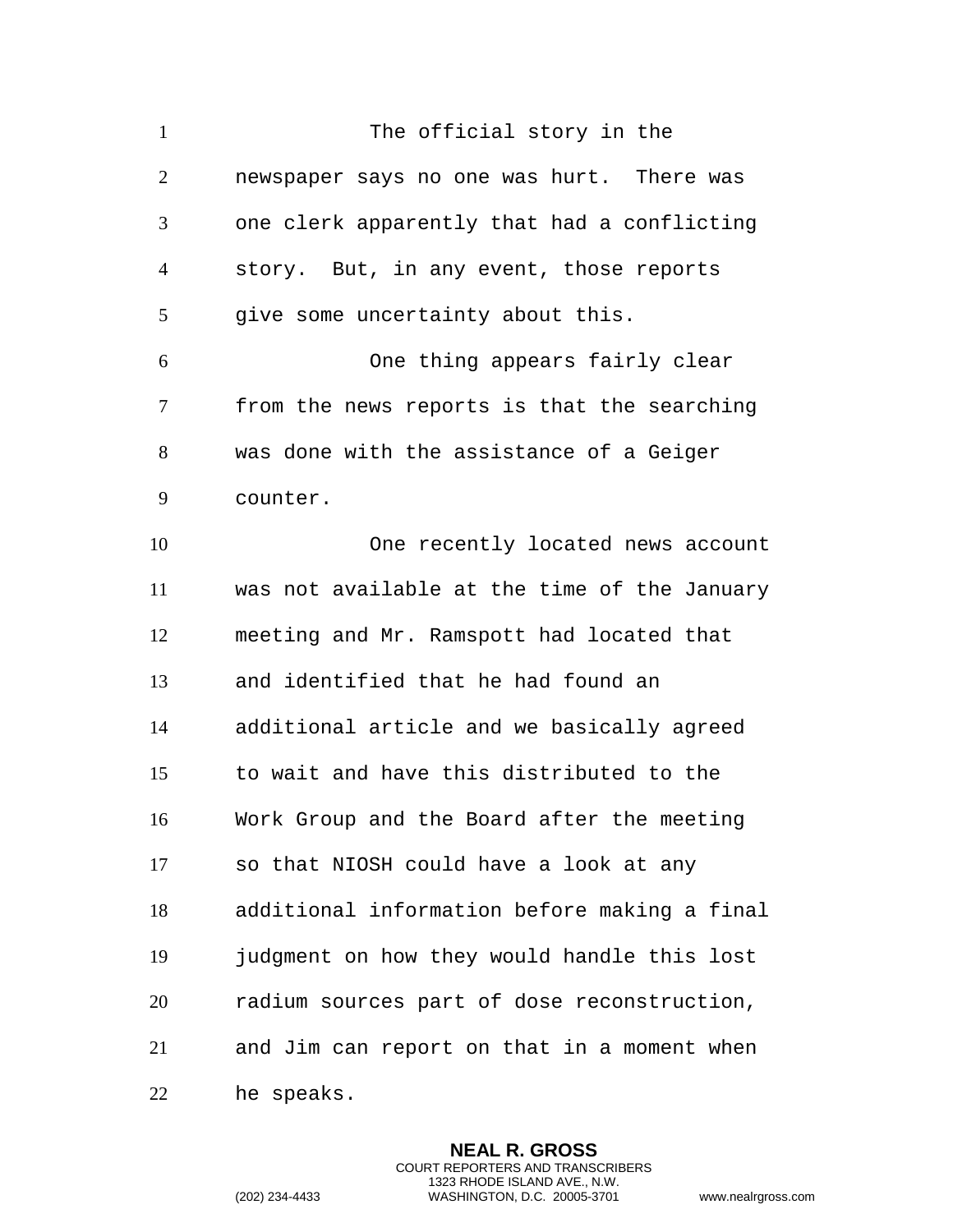The official story in the newspaper says no one was hurt. There was one clerk apparently that had a conflicting story. But, in any event, those reports give some uncertainty about this.

One thing appears fairly clear from the news reports is that the searching was done with the assistance of a Geiger counter.

One recently located news account was not available at the time of the January meeting and Mr. Ramspott had located that and identified that he had found an additional article and we basically agreed to wait and have this distributed to the Work Group and the Board after the meeting so that NIOSH could have a look at any additional information before making a final judgment on how they would handle this lost radium sources part of dose reconstruction, and Jim can report on that in a moment when he speaks.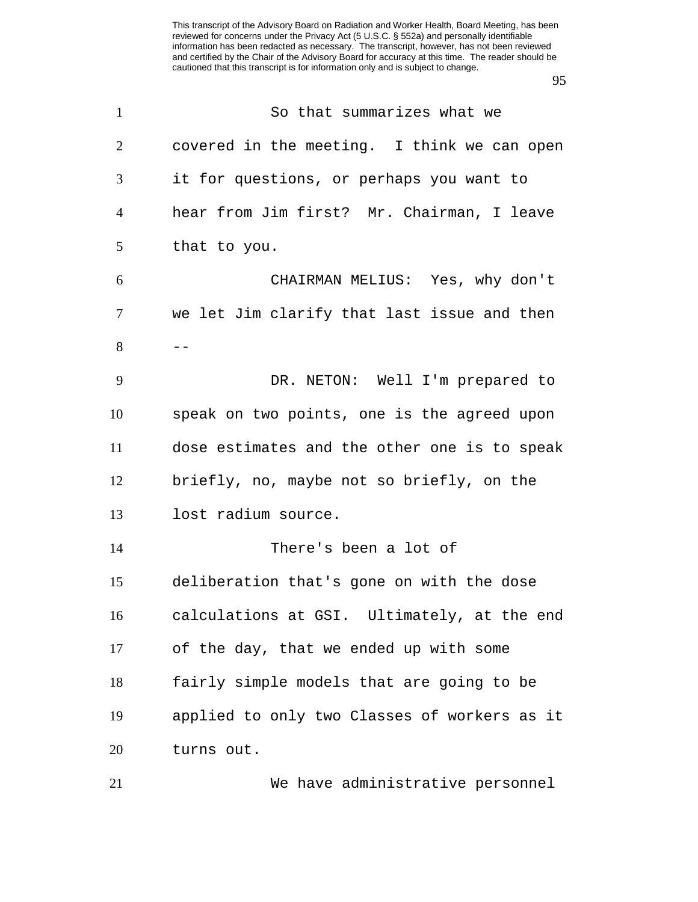So that summarizes what we covered in the meeting. I think we can open it for questions, or perhaps you want to hear from Jim first? Mr. Chairman, I leave that to you.

CHAIRMAN MELIUS: Yes, why don't we let Jim clarify that last issue and then --

DR. NETON: Well I'm prepared to speak on two points, one is the agreed upon dose estimates and the other one is to speak briefly, no, maybe not so briefly, on the lost radium source.

There's been a lot of deliberation that's gone on with the dose calculations at GSI. Ultimately, at the end of the day, that we ended up with some fairly simple models that are going to be applied to only two Classes of workers as it turns out.

We have administrative personnel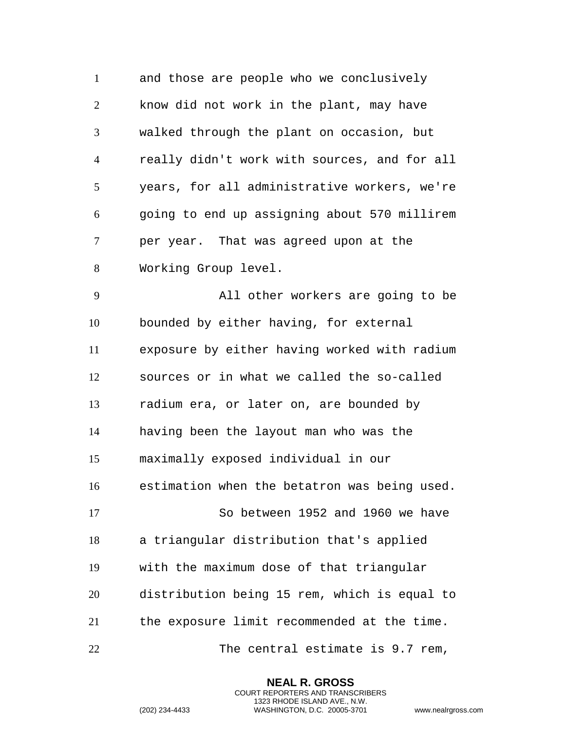and those are people who we conclusively know did not work in the plant, may have walked through the plant on occasion, but really didn't work with sources, and for all years, for all administrative workers, we're going to end up assigning about 570 millirem per year. That was agreed upon at the Working Group level.

All other workers are going to be bounded by either having, for external exposure by either having worked with radium sources or in what we called the so-called radium era, or later on, are bounded by having been the layout man who was the maximally exposed individual in our estimation when the betatron was being used.

So between 1952 and 1960 we have a triangular distribution that's applied with the maximum dose of that triangular distribution being 15 rem, which is equal to the exposure limit recommended at the time.

The central estimate is 9.7 rem,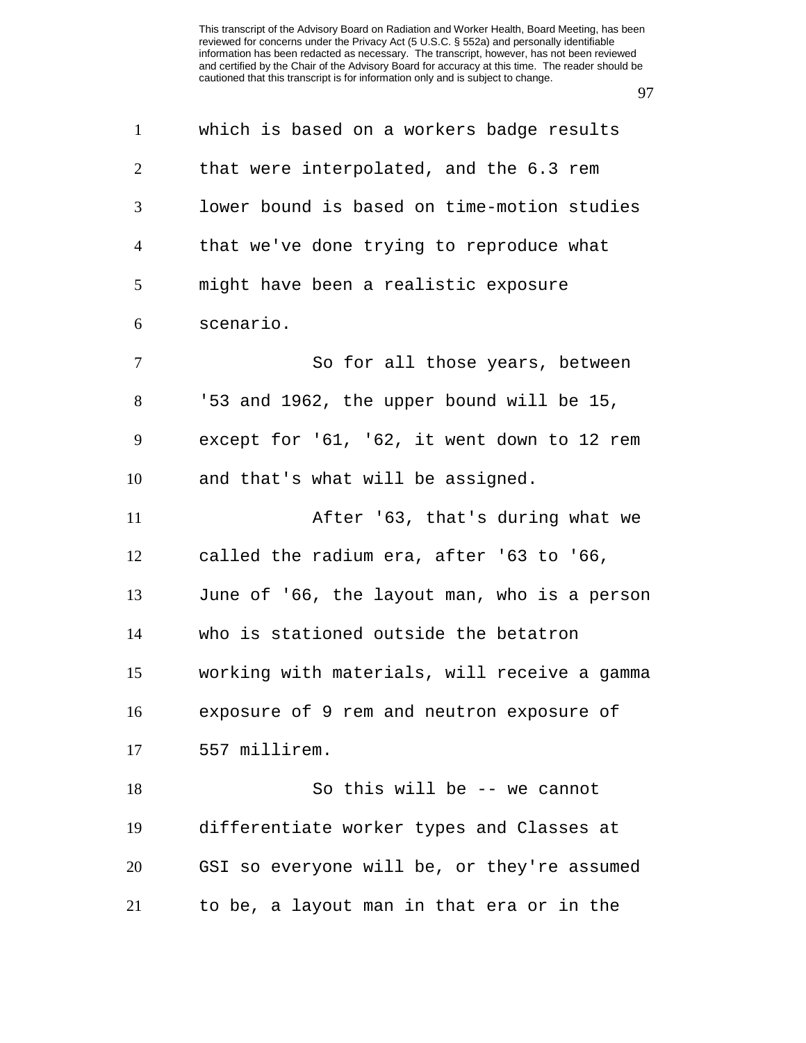which is based on a workers badge results that were interpolated, and the 6.3 rem lower bound is based on time-motion studies that we've done trying to reproduce what might have been a realistic exposure scenario.

So for all those years, between '53 and 1962, the upper bound will be 15, except for '61, '62, it went down to 12 rem and that's what will be assigned.

After '63, that's during what we called the radium era, after '63 to '66, June of '66, the layout man, who is a person who is stationed outside the betatron working with materials, will receive a gamma exposure of 9 rem and neutron exposure of 557 millirem.

So this will be -- we cannot differentiate worker types and Classes at GSI so everyone will be, or they're assumed to be, a layout man in that era or in the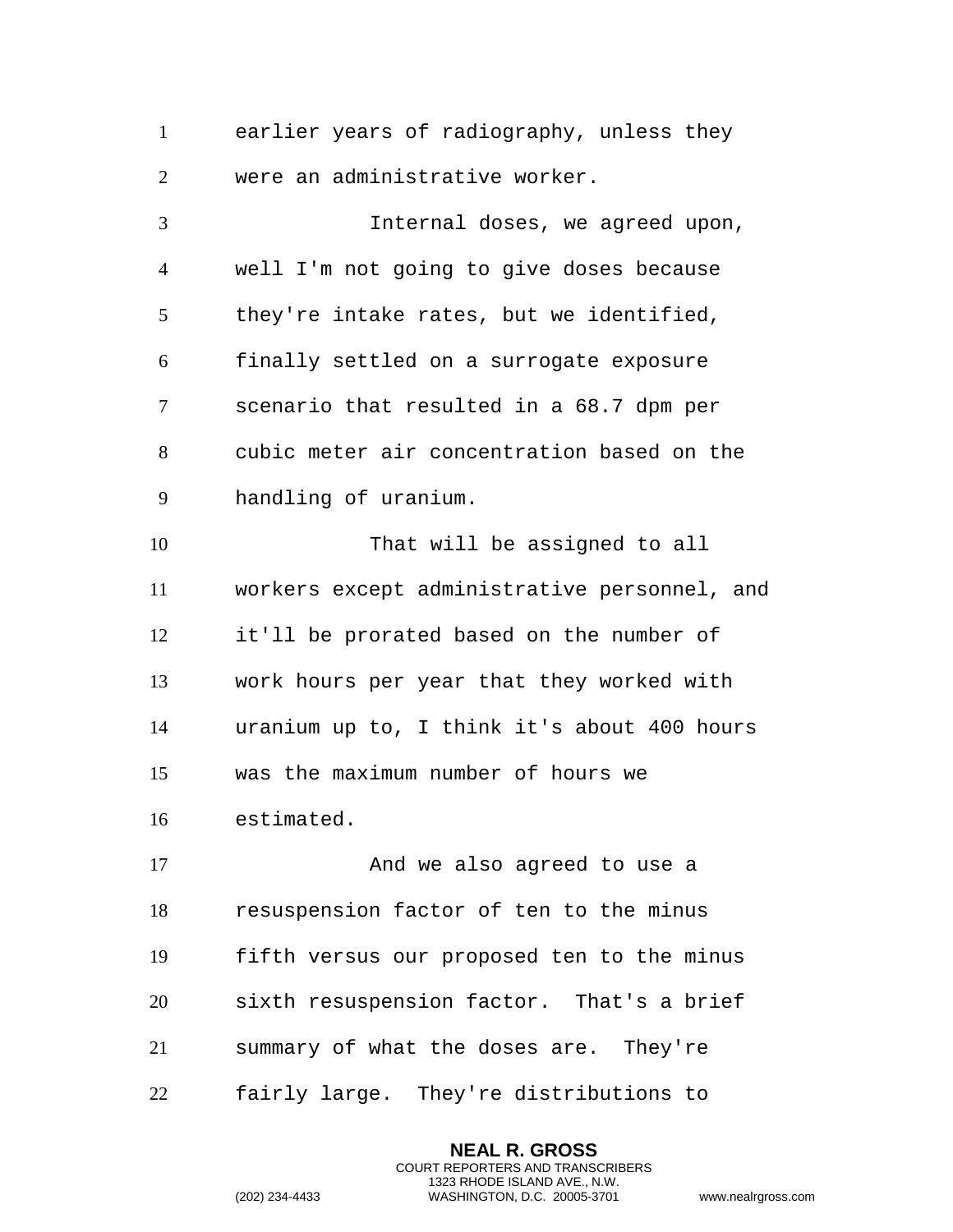earlier years of radiography, unless they were an administrative worker.

Internal doses, we agreed upon, well I'm not going to give doses because they're intake rates, but we identified, finally settled on a surrogate exposure scenario that resulted in a 68.7 dpm per cubic meter air concentration based on the handling of uranium.

That will be assigned to all workers except administrative personnel, and it'll be prorated based on the number of work hours per year that they worked with uranium up to, I think it's about 400 hours was the maximum number of hours we estimated.

And we also agreed to use a resuspension factor of ten to the minus fifth versus our proposed ten to the minus sixth resuspension factor. That's a brief summary of what the doses are. They're fairly large. They're distributions to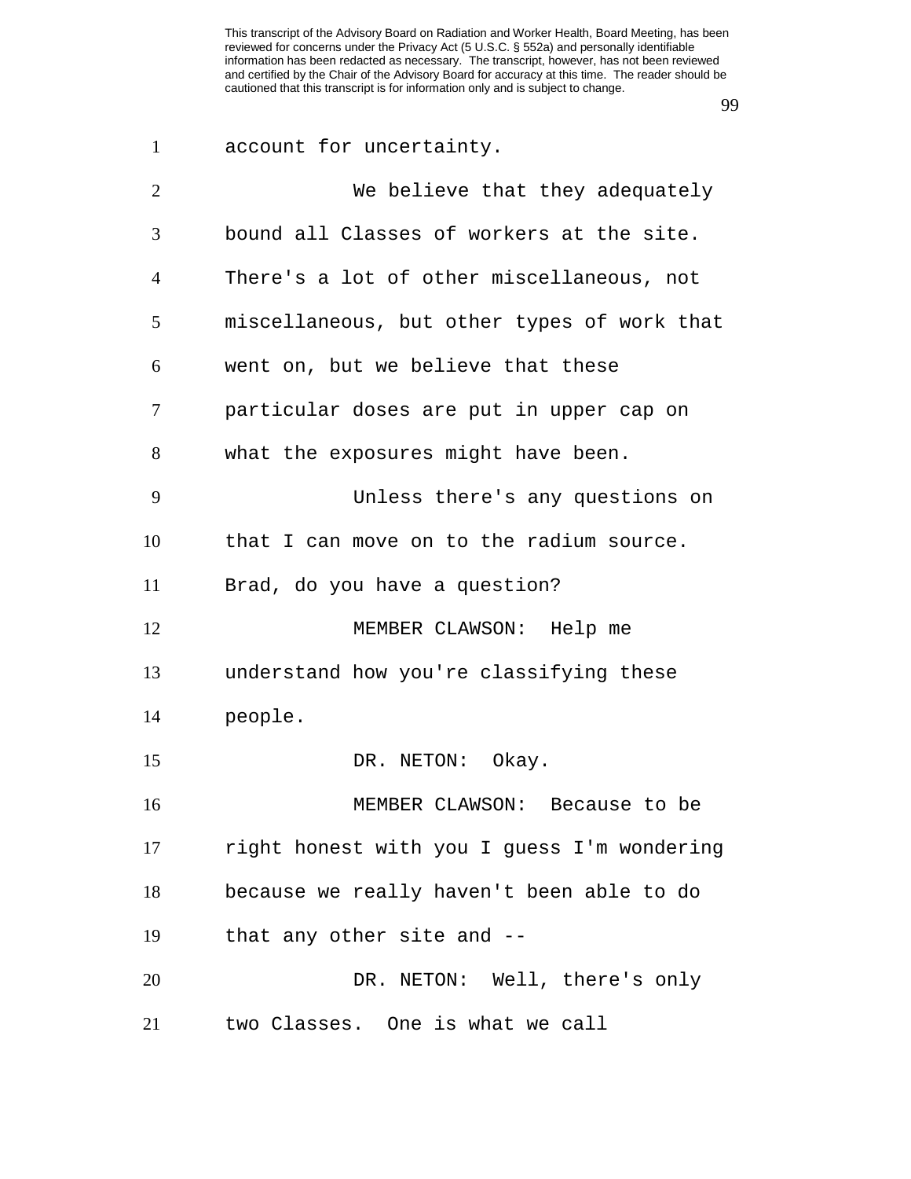account for uncertainty.

We believe that they adequately bound all Classes of workers at the site. There's a lot of other miscellaneous, not miscellaneous, but other types of work that went on, but we believe that these particular doses are put in upper cap on what the exposures might have been.

Unless there's any questions on that I can move on to the radium source. Brad, do you have a question?

MEMBER CLAWSON: Help me understand how you're classifying these people.

DR. NETON: Okay.

MEMBER CLAWSON: Because to be right honest with you I guess I'm wondering because we really haven't been able to do that any other site and --

DR. NETON: Well, there's only two Classes. One is what we call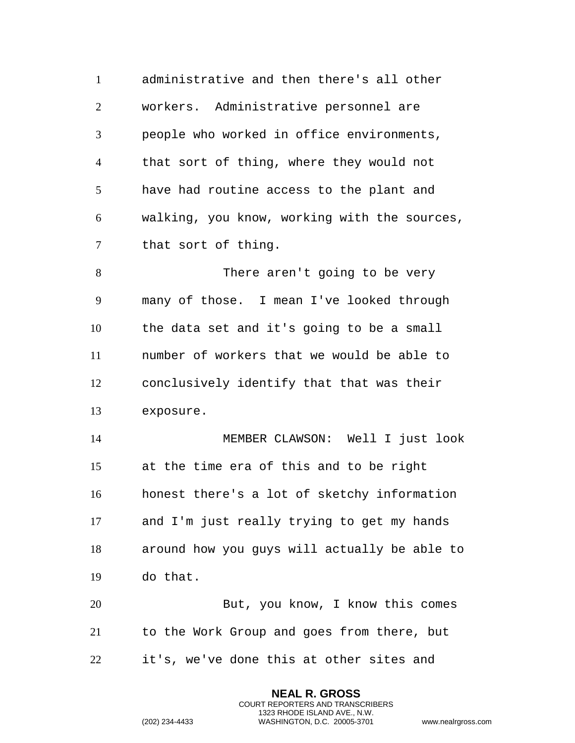administrative and then there's all other workers. Administrative personnel are people who worked in office environments, that sort of thing, where they would not have had routine access to the plant and walking, you know, working with the sources, that sort of thing.

There aren't going to be very many of those. I mean I've looked through the data set and it's going to be a small number of workers that we would be able to conclusively identify that that was their exposure.

MEMBER CLAWSON: Well I just look at the time era of this and to be right honest there's a lot of sketchy information and I'm just really trying to get my hands around how you guys will actually be able to do that.

But, you know, I know this comes to the Work Group and goes from there, but it's, we've done this at other sites and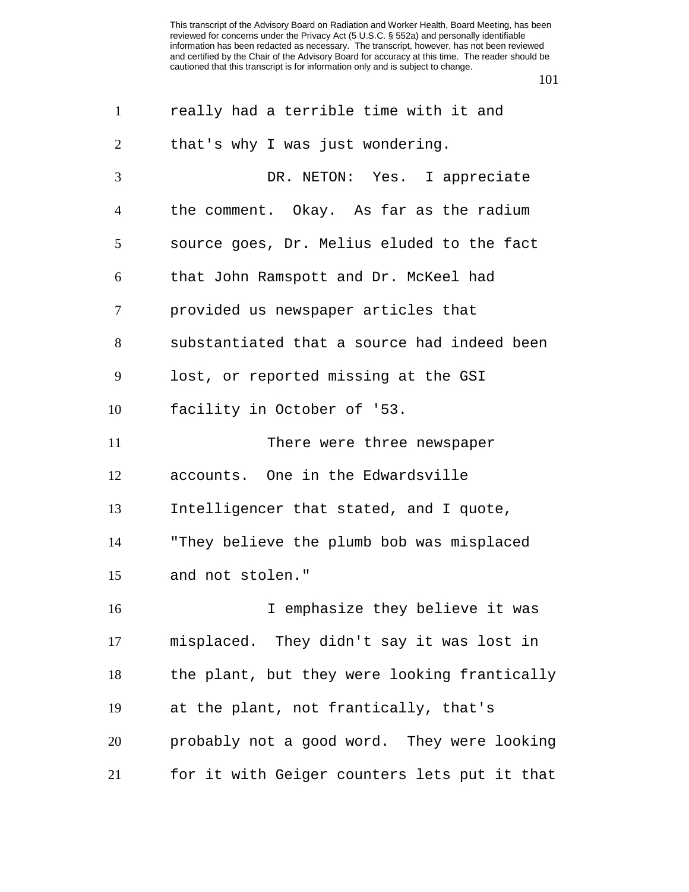really had a terrible time with it and that's why I was just wondering.

DR. NETON: Yes. I appreciate the comment. Okay. As far as the radium source goes, Dr. Melius eluded to the fact that John Ramspott and Dr. McKeel had provided us newspaper articles that substantiated that a source had indeed been lost, or reported missing at the GSI facility in October of '53.

There were three newspaper accounts. One in the Edwardsville Intelligencer that stated, and I quote, "They believe the plumb bob was misplaced and not stolen."

I emphasize they believe it was misplaced. They didn't say it was lost in the plant, but they were looking frantically at the plant, not frantically, that's probably not a good word. They were looking for it with Geiger counters lets put it that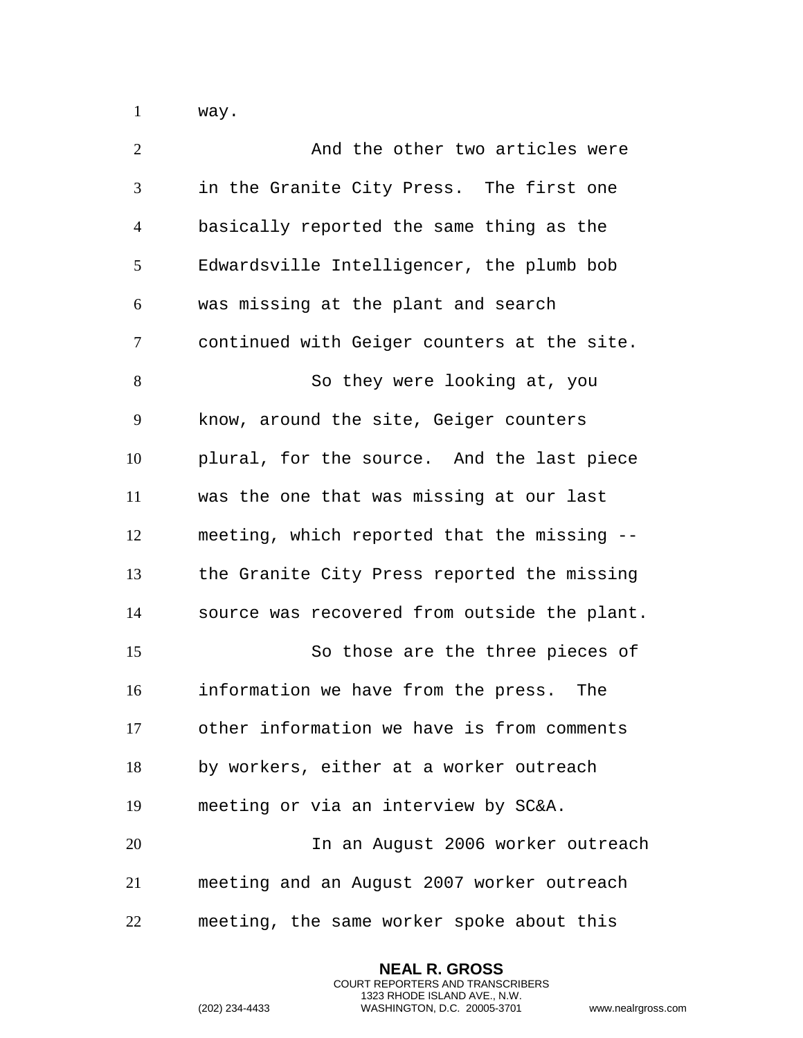way.

And the other two articles were in the Granite City Press. The first one basically reported the same thing as the Edwardsville Intelligencer, the plumb bob was missing at the plant and search continued with Geiger counters at the site.

So they were looking at, you know, around the site, Geiger counters plural, for the source. And the last piece was the one that was missing at our last meeting, which reported that the missing -- the Granite City Press reported the missing source was recovered from outside the plant.

So those are the three pieces of information we have from the press. The other information we have is from comments by workers, either at a worker outreach meeting or via an interview by SC&A.

In an August 2006 worker outreach meeting and an August 2007 worker outreach meeting, the same worker spoke about this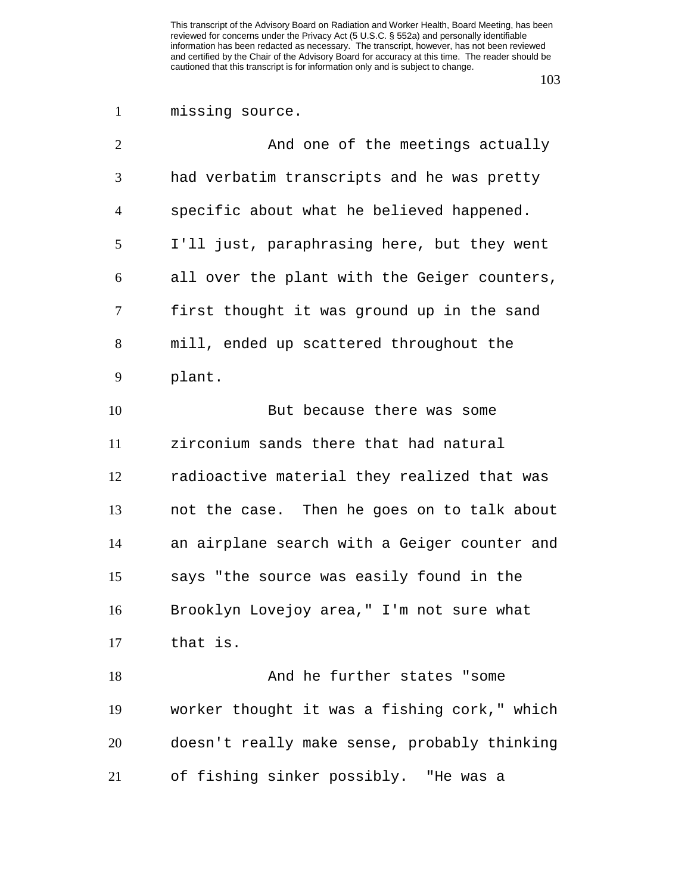missing source.

And one of the meetings actually had verbatim transcripts and he was pretty specific about what he believed happened. I'll just, paraphrasing here, but they went all over the plant with the Geiger counters, first thought it was ground up in the sand mill, ended up scattered throughout the plant.

But because there was some zirconium sands there that had natural radioactive material they realized that was not the case. Then he goes on to talk about an airplane search with a Geiger counter and says "the source was easily found in the Brooklyn Lovejoy area," I'm not sure what that is.

And he further states "some worker thought it was a fishing cork," which doesn't really make sense, probably thinking of fishing sinker possibly. "He was a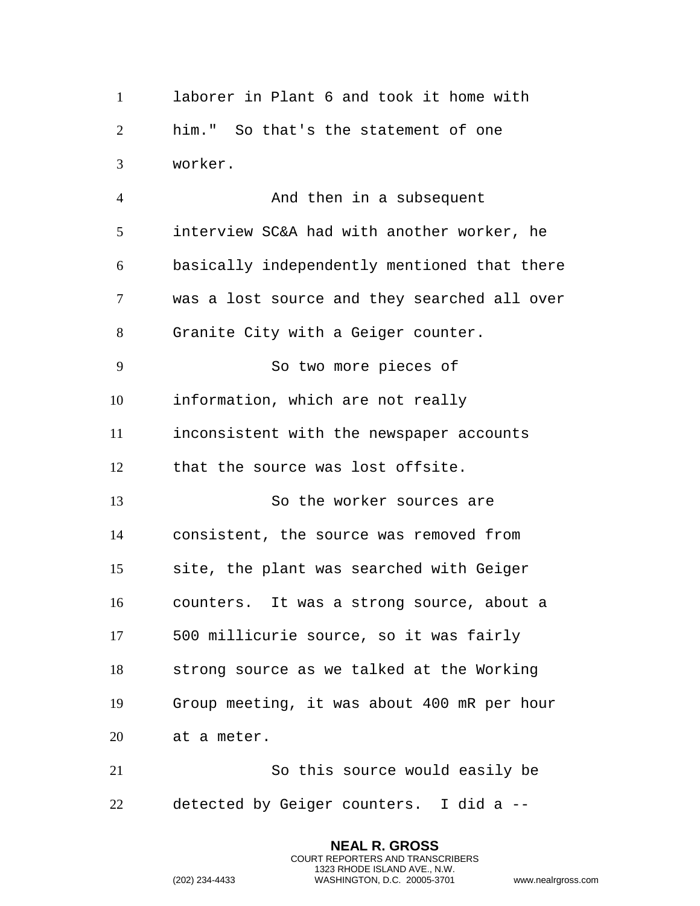laborer in Plant 6 and took it home with him." So that's the statement of one worker.

And then in a subsequent interview SC&A had with another worker, he basically independently mentioned that there was a lost source and they searched all over Granite City with a Geiger counter.

So two more pieces of information, which are not really inconsistent with the newspaper accounts that the source was lost offsite.

So the worker sources are consistent, the source was removed from site, the plant was searched with Geiger counters. It was a strong source, about a 500 millicurie source, so it was fairly strong source as we talked at the Working Group meeting, it was about 400 mR per hour at a meter.

So this source would easily be detected by Geiger counters. I did a --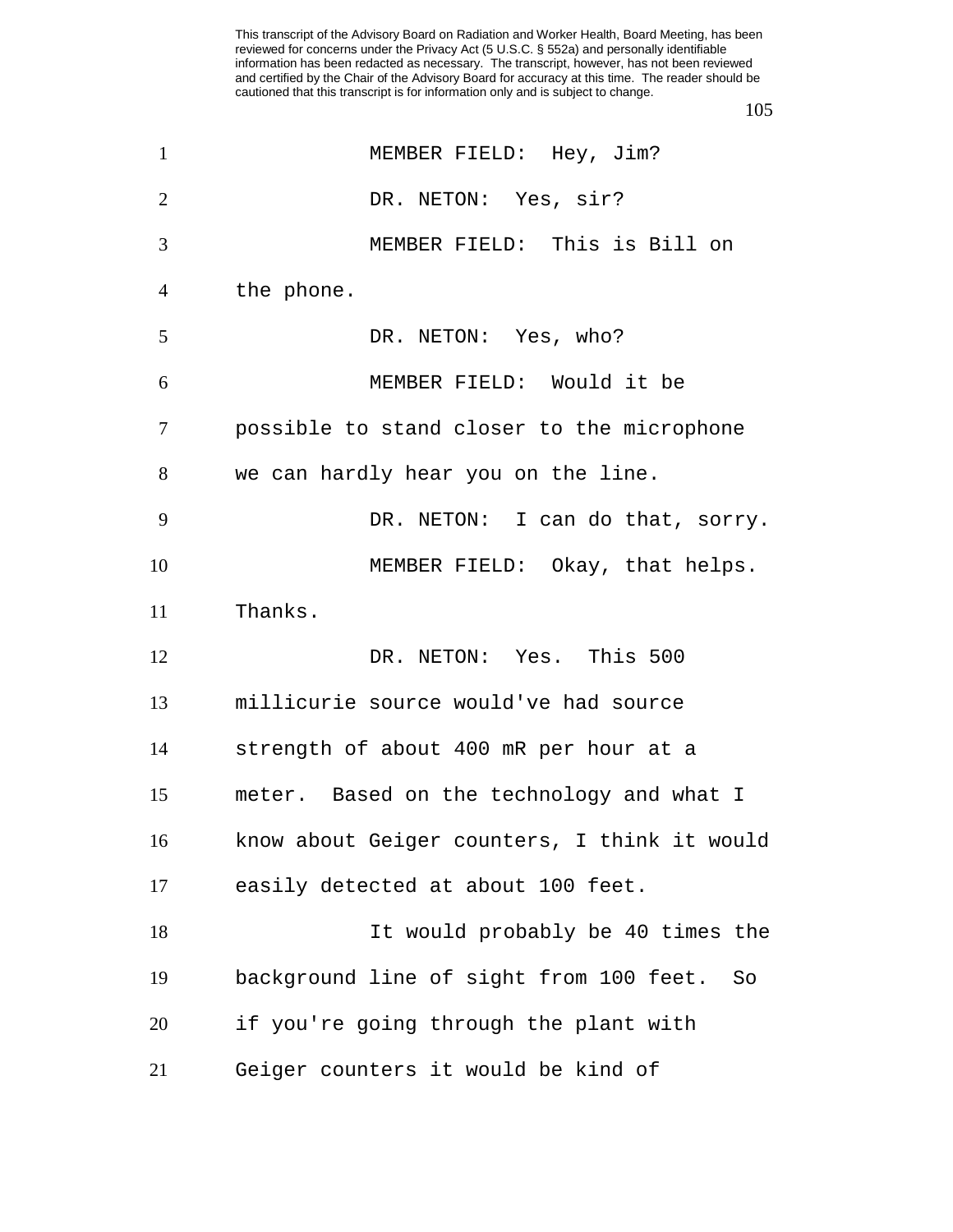MEMBER FIELD: Hey, Jim?

DR. NETON: Yes, sir?

MEMBER FIELD: This is Bill on the phone.

DR. NETON: Yes, who?

MEMBER FIELD: Would it be possible to stand closer to the microphone we can hardly hear you on the line.

DR. NETON: I can do that, sorry.

MEMBER FIELD: Okay, that helps. Thanks.

DR. NETON: Yes. This 500 millicurie source would've had source strength of about 400 mR per hour at a meter. Based on the technology and what I know about Geiger counters, I think it would easily detected at about 100 feet.

It would probably be 40 times the background line of sight from 100 feet. So if you're going through the plant with Geiger counters it would be kind of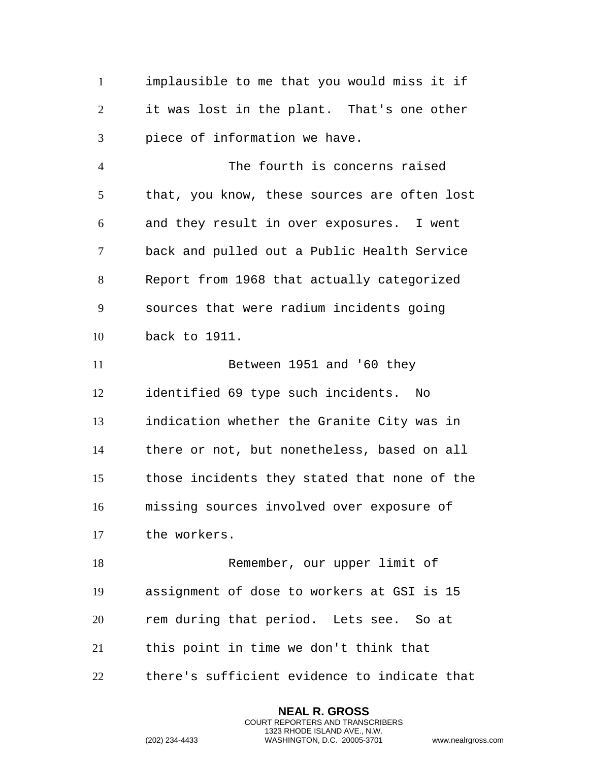implausible to me that you would miss it if it was lost in the plant. That's one other piece of information we have.

The fourth is concerns raised that, you know, these sources are often lost and they result in over exposures. I went back and pulled out a Public Health Service Report from 1968 that actually categorized sources that were radium incidents going back to 1911.

Between 1951 and '60 they identified 69 type such incidents. No indication whether the Granite City was in there or not, but nonetheless, based on all those incidents they stated that none of the missing sources involved over exposure of the workers.

Remember, our upper limit of assignment of dose to workers at GSI is 15 rem during that period. Lets see. So at this point in time we don't think that there's sufficient evidence to indicate that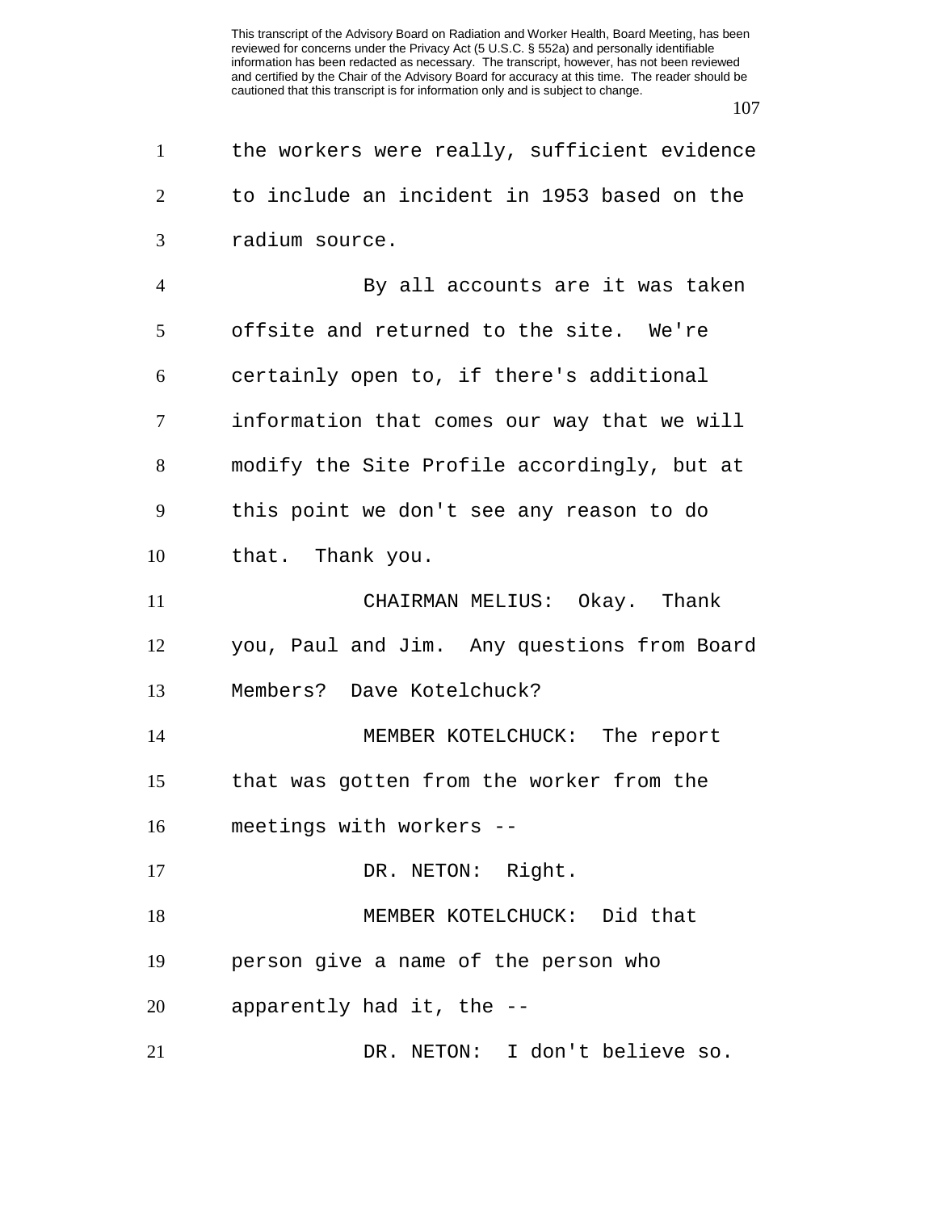the workers were really, sufficient evidence to include an incident in 1953 based on the radium source.

By all accounts are it was taken offsite and returned to the site. We're certainly open to, if there's additional information that comes our way that we will modify the Site Profile accordingly, but at this point we don't see any reason to do that. Thank you.

CHAIRMAN MELIUS: Okay. Thank you, Paul and Jim. Any questions from Board Members? Dave Kotelchuck?

MEMBER KOTELCHUCK: The report that was gotten from the worker from the meetings with workers --

DR. NETON: Right.

MEMBER KOTELCHUCK: Did that person give a name of the person who apparently had it, the --

DR. NETON: I don't believe so.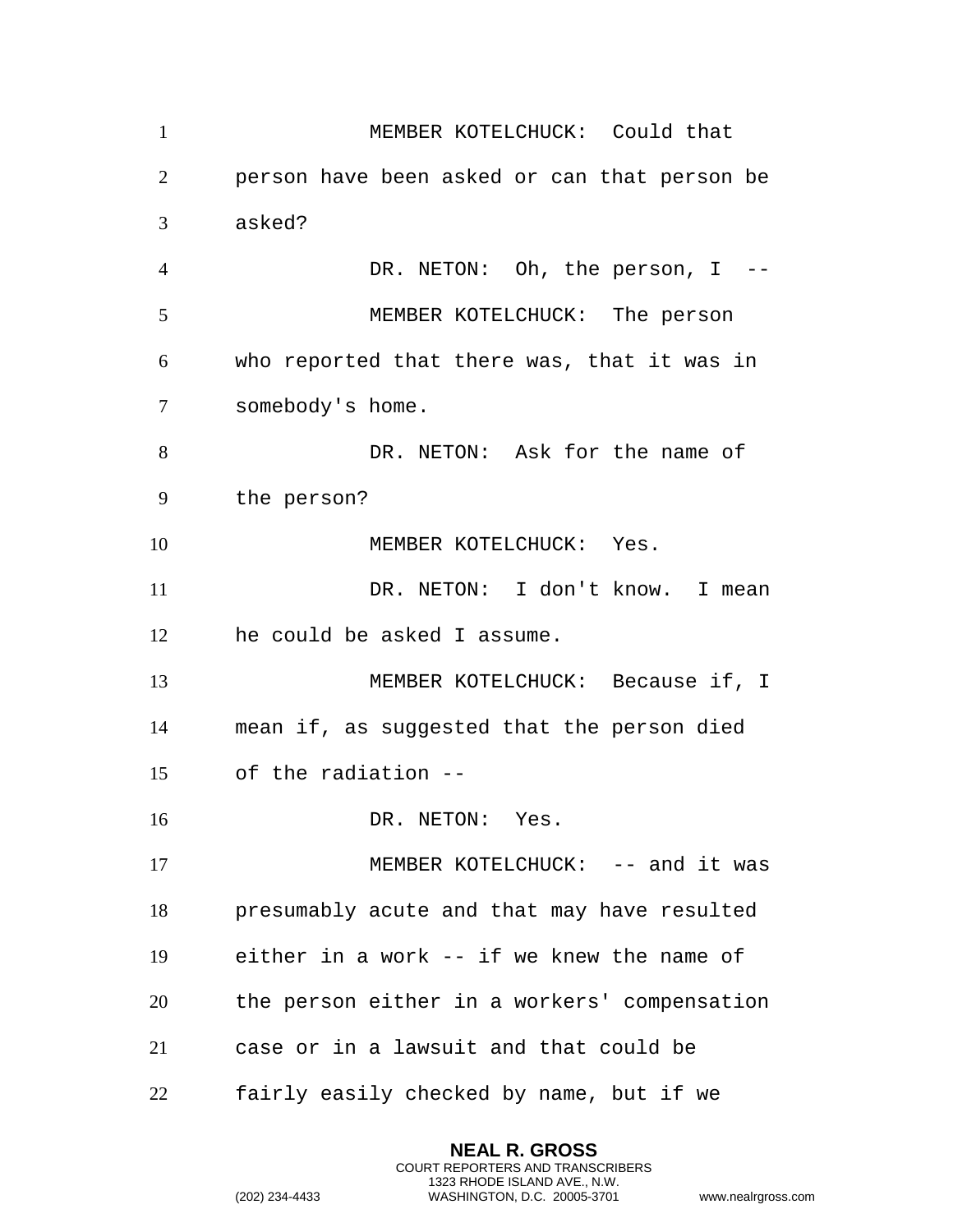MEMBER KOTELCHUCK: Could that person have been asked or can that person be asked?

DR. NETON: Oh, the person, I --

MEMBER KOTELCHUCK: The person who reported that there was, that it was in somebody's home.

DR. NETON: Ask for the name of the person?

MEMBER KOTELCHUCK: Yes.

DR. NETON: I don't know. I mean he could be asked I assume.

MEMBER KOTELCHUCK: Because if, I mean if, as suggested that the person died of the radiation --

DR. NETON: Yes.

MEMBER KOTELCHUCK: -- and it was presumably acute and that may have resulted either in a work -- if we knew the name of the person either in a workers' compensation case or in a lawsuit and that could be fairly easily checked by name, but if we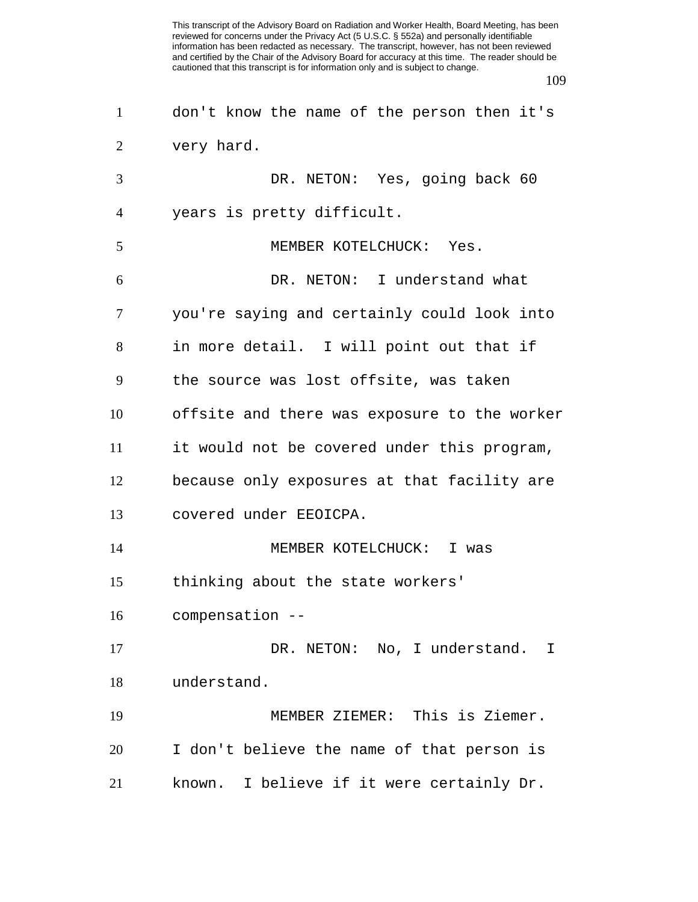don't know the name of the person then it's very hard.

DR. NETON: Yes, going back 60 years is pretty difficult.

MEMBER KOTELCHUCK: Yes.

DR. NETON: I understand what you're saying and certainly could look into in more detail. I will point out that if the source was lost offsite, was taken offsite and there was exposure to the worker it would not be covered under this program, because only exposures at that facility are covered under EEOICPA.

MEMBER KOTELCHUCK: I was thinking about the state workers' compensation --

DR. NETON: No, I understand. I understand.

MEMBER ZIEMER: This is Ziemer. I don't believe the name of that person is known. I believe if it were certainly Dr.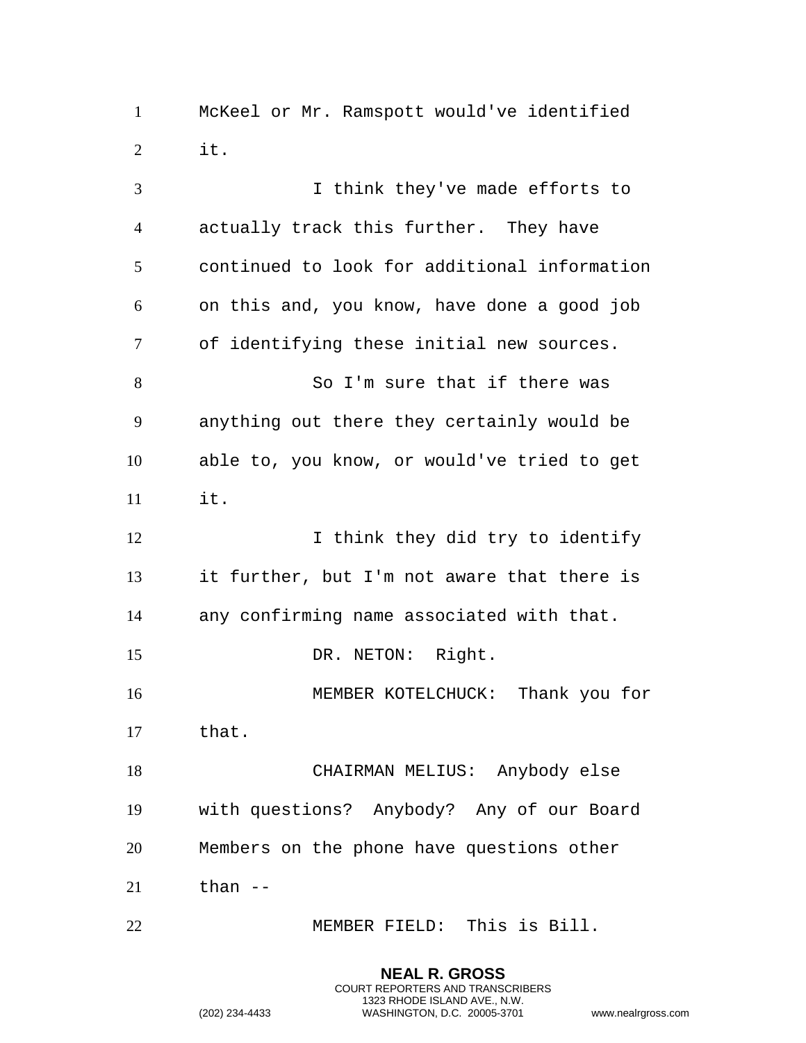McKeel or Mr. Ramspott would've identified it.

I think they've made efforts to actually track this further. They have continued to look for additional information on this and, you know, have done a good job of identifying these initial new sources.

So I'm sure that if there was anything out there they certainly would be able to, you know, or would've tried to get it.

I think they did try to identify it further, but I'm not aware that there is any confirming name associated with that.

DR. NETON: Right.

MEMBER KOTELCHUCK: Thank you for that.

CHAIRMAN MELIUS: Anybody else with questions? Anybody? Any of our Board Members on the phone have questions other than --

MEMBER FIELD: This is Bill.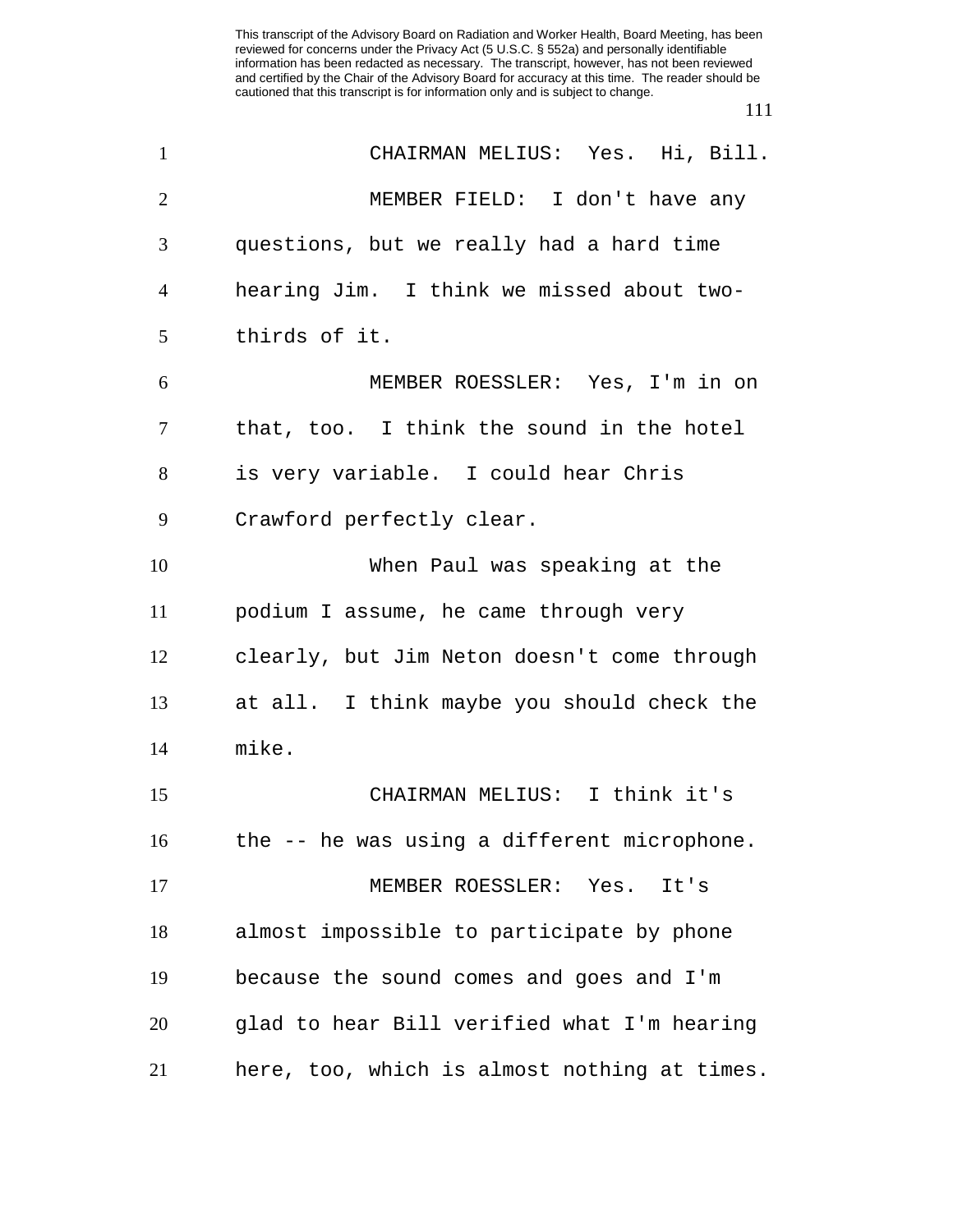CHAIRMAN MELIUS: Yes. Hi, Bill.

MEMBER FIELD: I don't have any questions, but we really had a hard time hearing Jim. I think we missed about two-thirds of it.

MEMBER ROESSLER: Yes, I'm in on that, too. I think the sound in the hotel is very variable. I could hear Chris Crawford perfectly clear.

When Paul was speaking at the podium I assume, he came through very clearly, but Jim Neton doesn't come through at all. I think maybe you should check the mike.

CHAIRMAN MELIUS: I think it's the -- he was using a different microphone.

MEMBER ROESSLER: Yes. It's almost impossible to participate by phone because the sound comes and goes and I'm glad to hear Bill verified what I'm hearing here, too, which is almost nothing at times.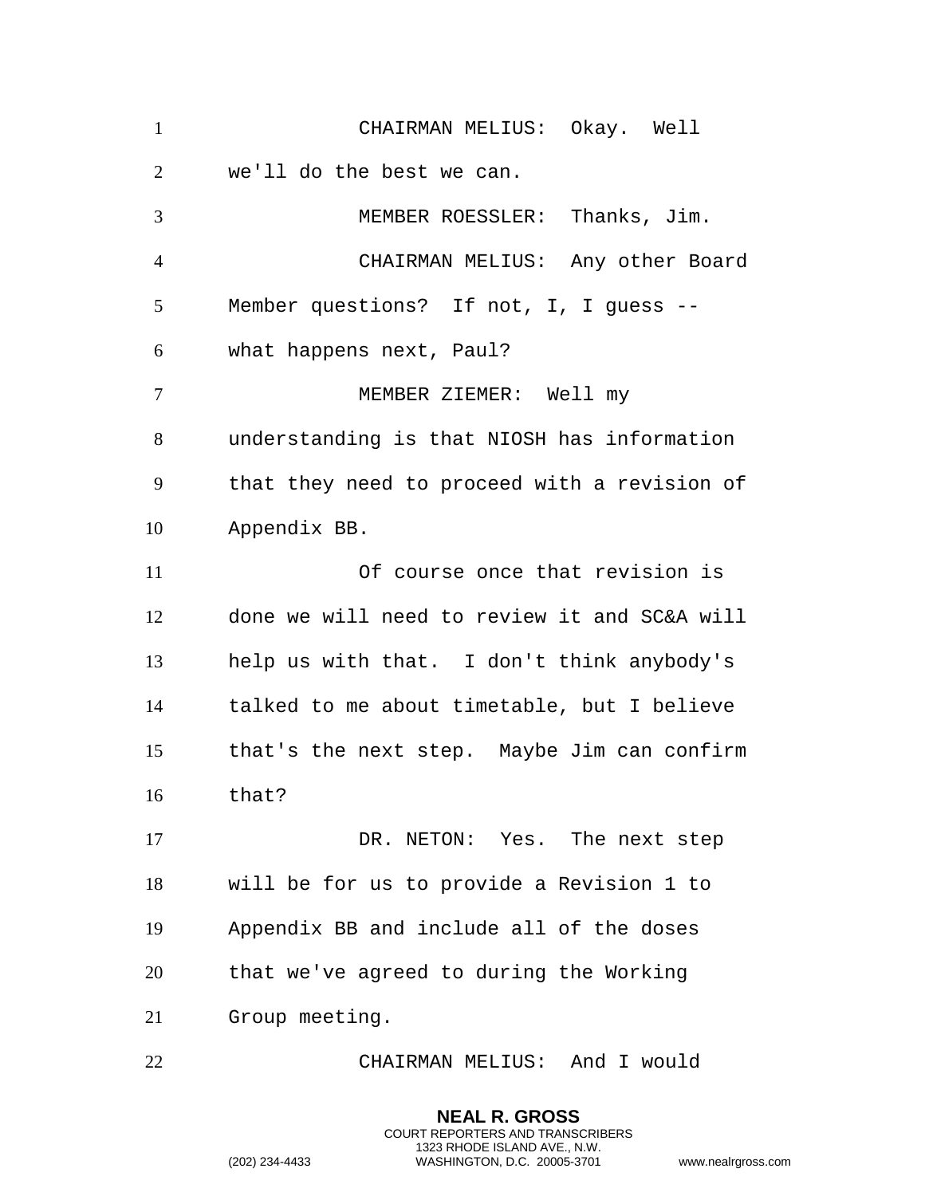CHAIRMAN MELIUS: Okay. Well we'll do the best we can.

MEMBER ROESSLER: Thanks, Jim.

CHAIRMAN MELIUS: Any other Board Member questions? If not, I, I guess -- what happens next, Paul?

MEMBER ZIEMER: Well my understanding is that NIOSH has information that they need to proceed with a revision of Appendix BB.

Of course once that revision is done we will need to review it and SC&A will help us with that. I don't think anybody's talked to me about timetable, but I believe that's the next step. Maybe Jim can confirm that?

DR. NETON: Yes. The next step will be for us to provide a Revision 1 to Appendix BB and include all of the doses that we've agreed to during the Working Group meeting.

CHAIRMAN MELIUS: And I would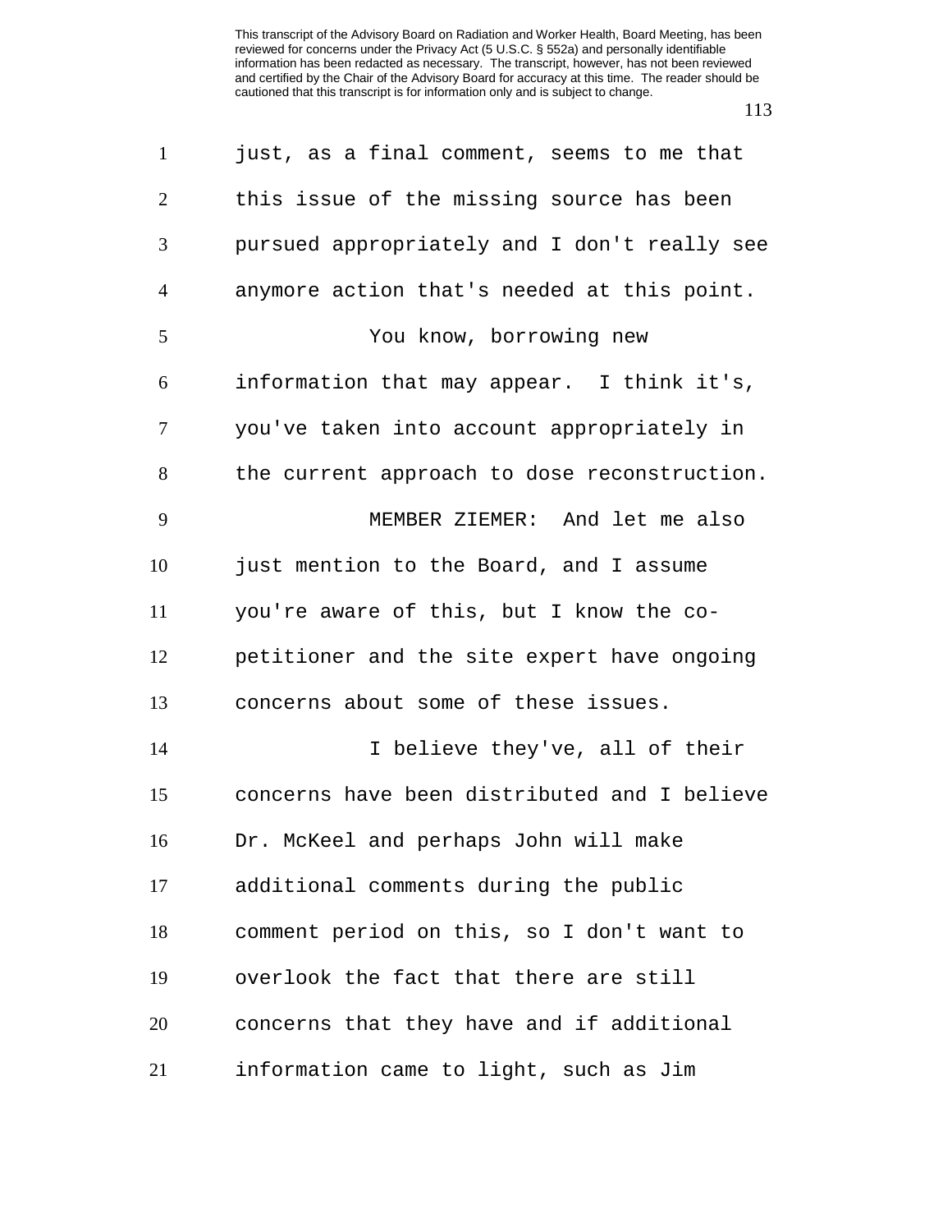just, as a final comment, seems to me that this issue of the missing source has been pursued appropriately and I don't really see anymore action that's needed at this point.

You know, borrowing new information that may appear. I think it's, you've taken into account appropriately in the current approach to dose reconstruction.

MEMBER ZIEMER: And let me also just mention to the Board, and I assume you're aware of this, but I know the co-petitioner and the site expert have ongoing concerns about some of these issues.

I believe they've, all of their concerns have been distributed and I believe Dr. McKeel and perhaps John will make additional comments during the public comment period on this, so I don't want to overlook the fact that there are still concerns that they have and if additional information came to light, such as Jim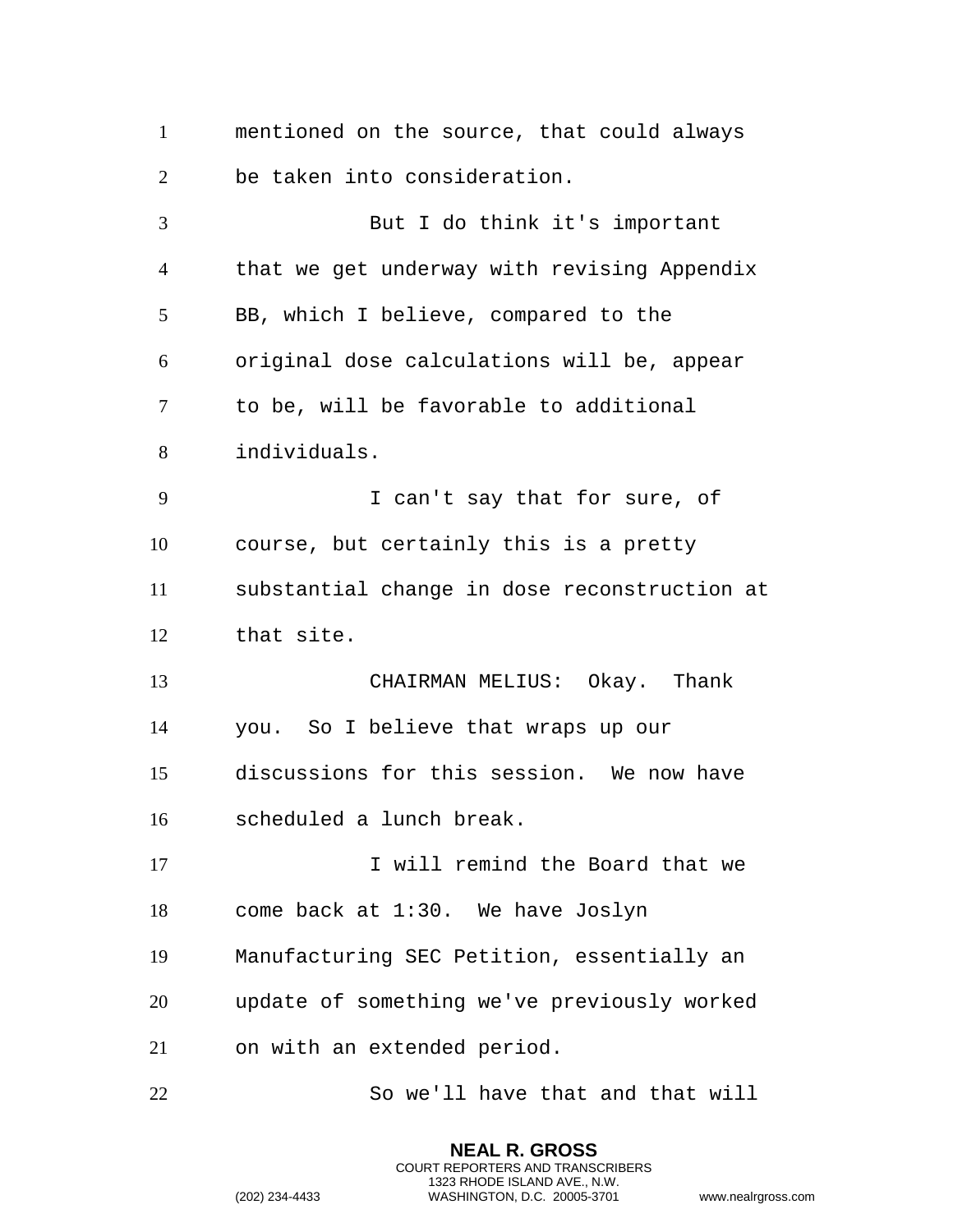mentioned on the source, that could always be taken into consideration.

But I do think it's important that we get underway with revising Appendix BB, which I believe, compared to the original dose calculations will be, appear to be, will be favorable to additional individuals.

I can't say that for sure, of course, but certainly this is a pretty substantial change in dose reconstruction at that site.

CHAIRMAN MELIUS: Okay. Thank you. So I believe that wraps up our discussions for this session. We now have scheduled a lunch break.

I will remind the Board that we come back at 1:30. We have Joslyn Manufacturing SEC Petition, essentially an update of something we've previously worked on with an extended period.

So we'll have that and that will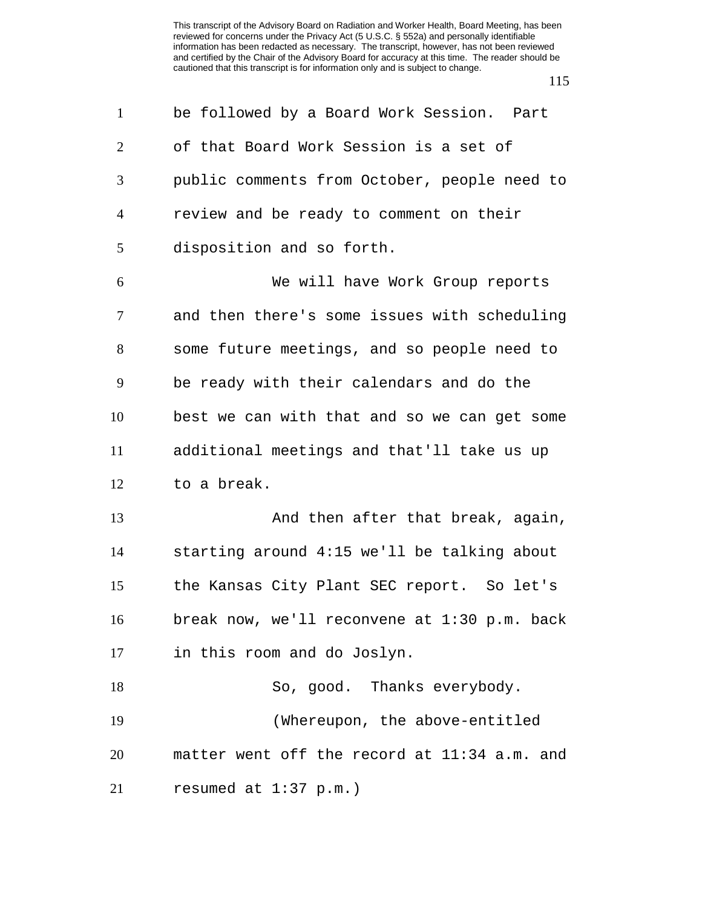be followed by a Board Work Session. Part of that Board Work Session is a set of public comments from October, people need to review and be ready to comment on their disposition and so forth.

We will have Work Group reports and then there's some issues with scheduling some future meetings, and so people need to be ready with their calendars and do the best we can with that and so we can get some additional meetings and that'll take us up to a break.

And then after that break, again, starting around 4:15 we'll be talking about the Kansas City Plant SEC report. So let's break now, we'll reconvene at 1:30 p.m. back in this room and do Joslyn.

So, good. Thanks everybody.

(Whereupon, the above-entitled matter went off the record at 11:34 a.m. and resumed at 1:37 p.m.)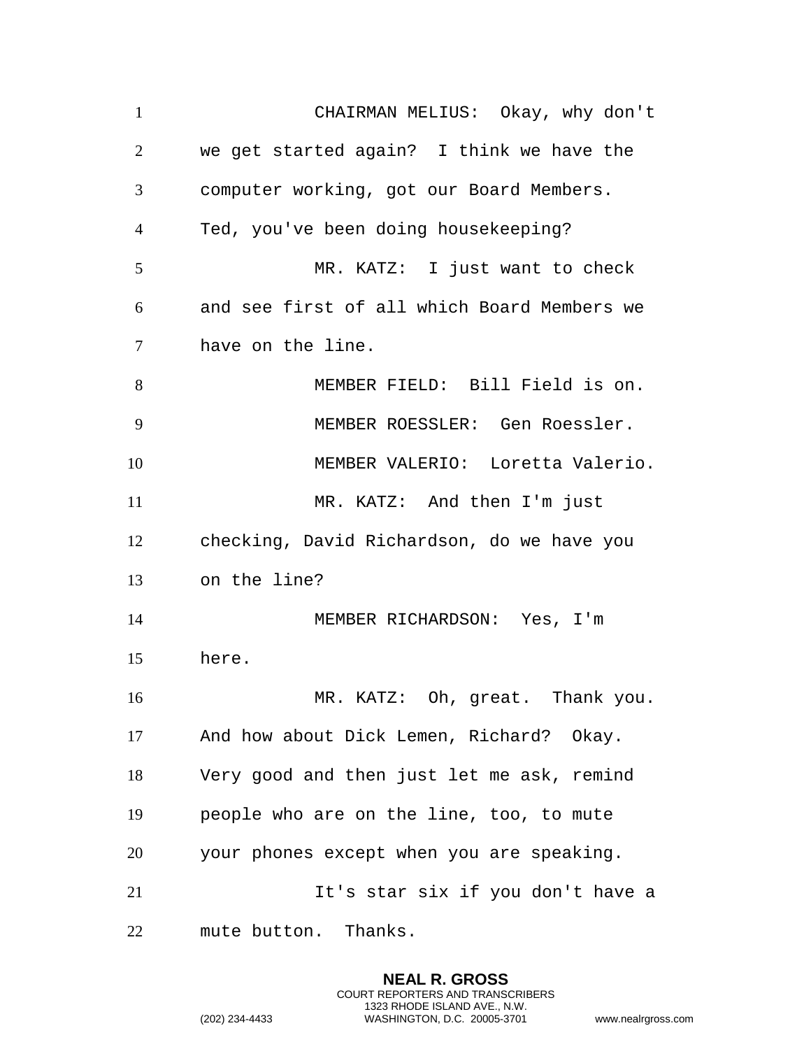CHAIRMAN MELIUS: Okay, why don't we get started again? I think we have the computer working, got our Board Members. Ted, you've been doing housekeeping?

MR. KATZ: I just want to check and see first of all which Board Members we have on the line.

MEMBER FIELD: Bill Field is on.

MEMBER ROESSLER: Gen Roessler.

MEMBER VALERIO: Loretta Valerio.

MR. KATZ: And then I'm just checking, David Richardson, do we have you on the line?

MEMBER RICHARDSON: Yes, I'm here.

MR. KATZ: Oh, great. Thank you. And how about Dick Lemen, Richard? Okay. Very good and then just let me ask, remind people who are on the line, too, to mute your phones except when you are speaking.

It's star six if you don't have a mute button. Thanks.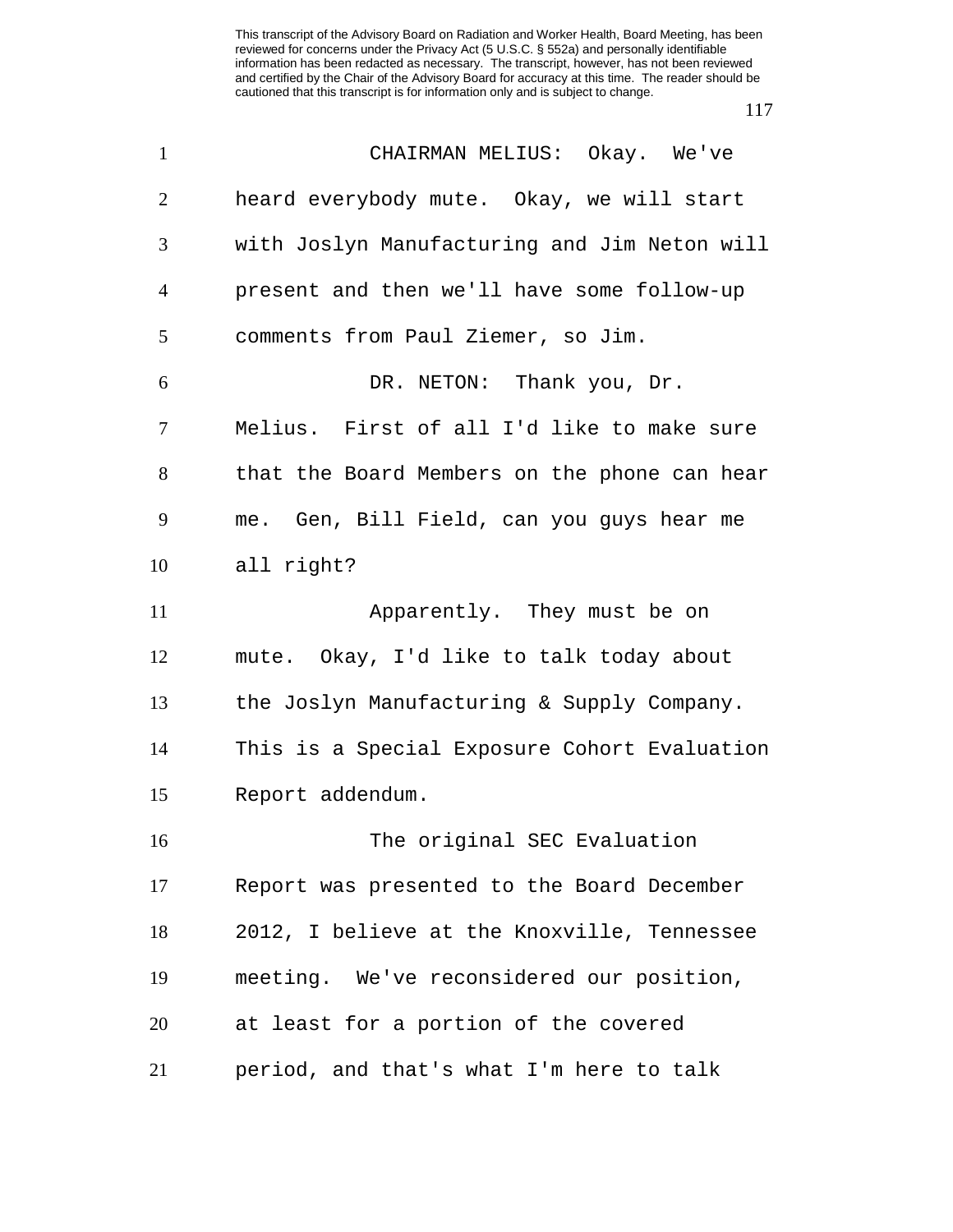CHAIRMAN MELIUS: Okay. We've heard everybody mute. Okay, we will start with Joslyn Manufacturing and Jim Neton will present and then we'll have some follow-up comments from Paul Ziemer, so Jim.

DR. NETON: Thank you, Dr. Melius. First of all I'd like to make sure that the Board Members on the phone can hear me. Gen, Bill Field, can you guys hear me all right?

Apparently. They must be on mute. Okay, I'd like to talk today about the Joslyn Manufacturing & Supply Company. This is a Special Exposure Cohort Evaluation Report addendum.

The original SEC Evaluation Report was presented to the Board December 2012, I believe at the Knoxville, Tennessee meeting. We've reconsidered our position, at least for a portion of the covered period, and that's what I'm here to talk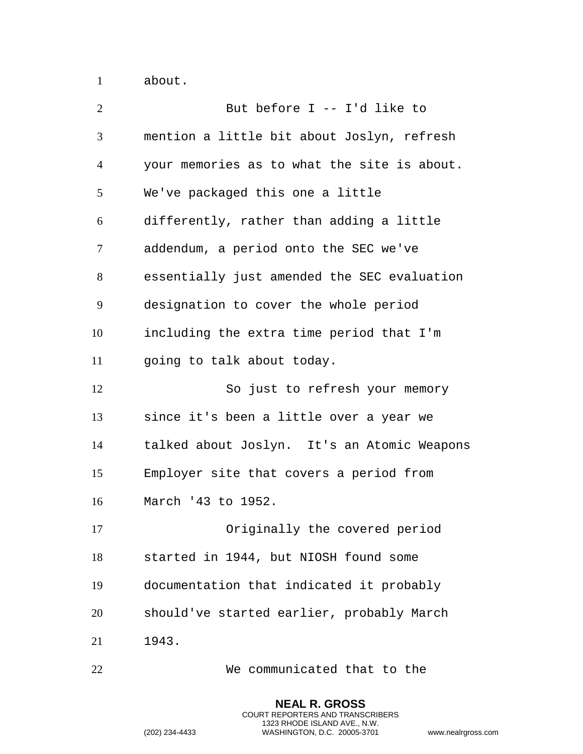about.

But before I -- I'd like to mention a little bit about Joslyn, refresh your memories as to what the site is about. We've packaged this one a little differently, rather than adding a little addendum, a period onto the SEC we've essentially just amended the SEC evaluation designation to cover the whole period including the extra time period that I'm going to talk about today.

So just to refresh your memory since it's been a little over a year we talked about Joslyn. It's an Atomic Weapons Employer site that covers a period from March '43 to 1952.

Originally the covered period started in 1944, but NIOSH found some documentation that indicated it probably should've started earlier, probably March 1943.

We communicated that to the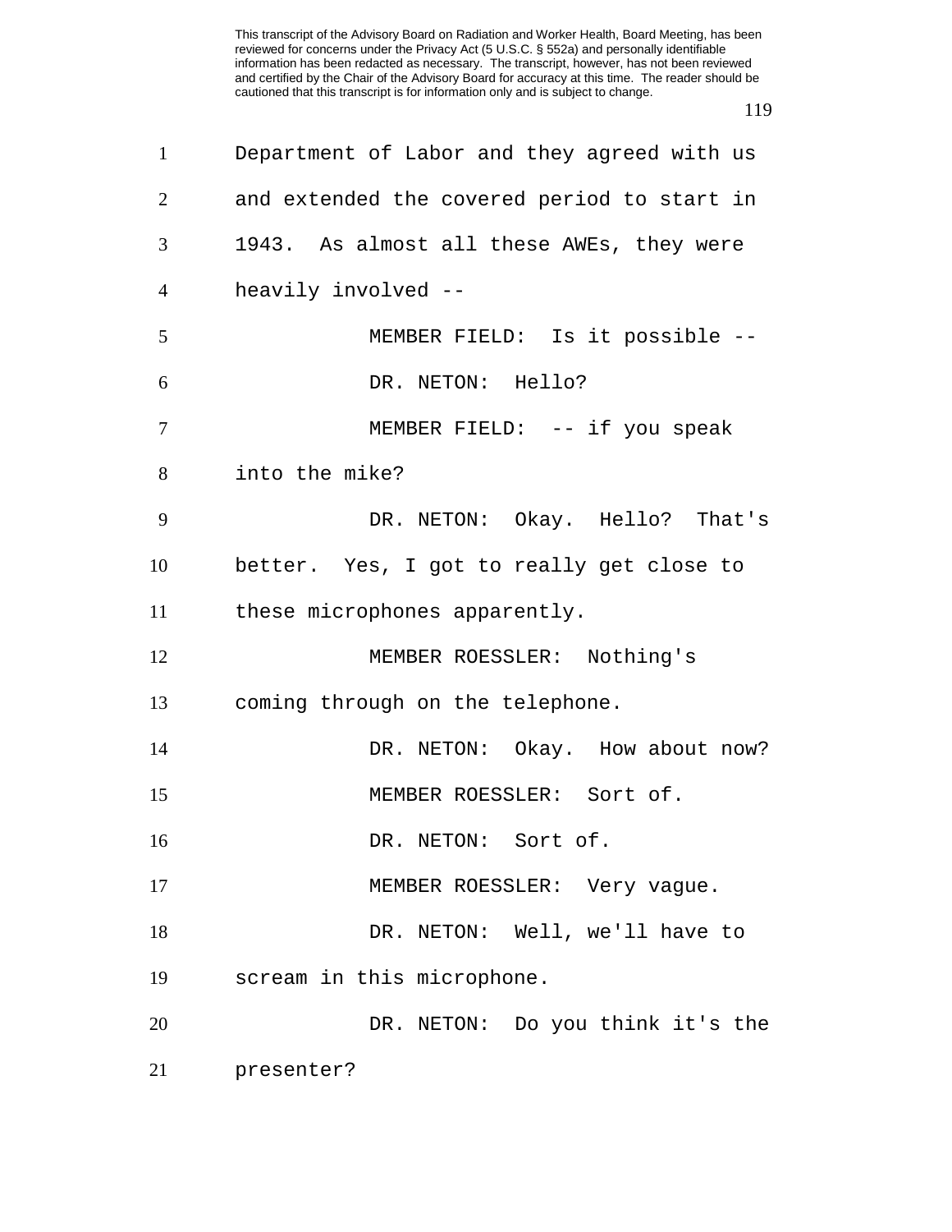Department of Labor and they agreed with us and extended the covered period to start in 1943. As almost all these AWEs, they were heavily involved --

MEMBER FIELD: Is it possible --

DR. NETON: Hello?

MEMBER FIELD: -- if you speak into the mike?

DR. NETON: Okay. Hello? That's better. Yes, I got to really get close to these microphones apparently.

MEMBER ROESSLER: Nothing's coming through on the telephone.

DR. NETON: Okay. How about now?

MEMBER ROESSLER: Sort of.

DR. NETON: Sort of.

MEMBER ROESSLER: Very vague.

DR. NETON: Well, we'll have to scream in this microphone.

DR. NETON: Do you think it's the presenter?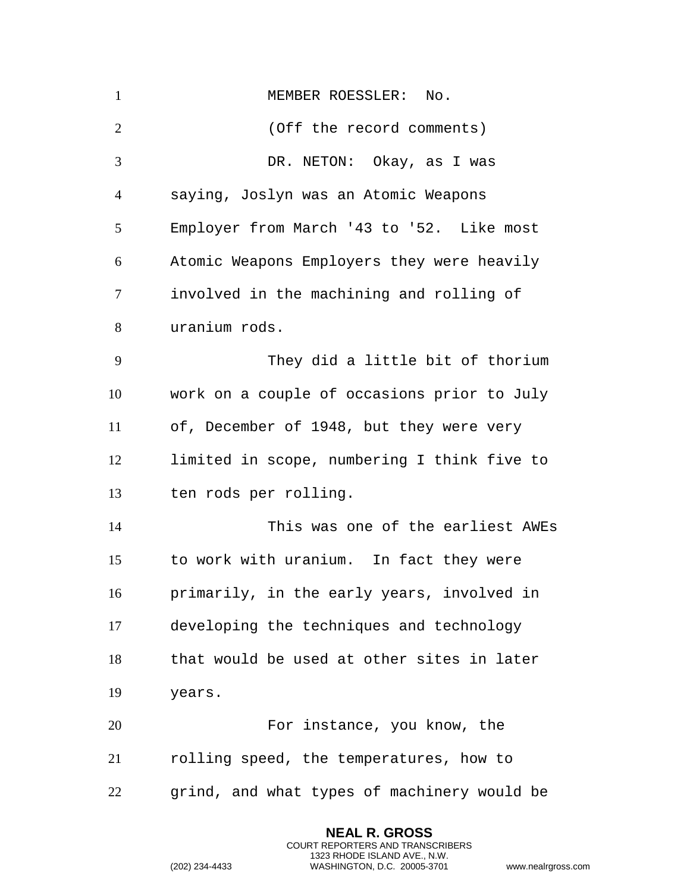MEMBER ROESSLER: No.

(Off the record comments)

DR. NETON: Okay, as I was saying, Joslyn was an Atomic Weapons Employer from March '43 to '52. Like most Atomic Weapons Employers they were heavily involved in the machining and rolling of uranium rods.

They did a little bit of thorium work on a couple of occasions prior to July of, December of 1948, but they were very limited in scope, numbering I think five to ten rods per rolling.

This was one of the earliest AWEs to work with uranium. In fact they were primarily, in the early years, involved in developing the techniques and technology that would be used at other sites in later years.

For instance, you know, the rolling speed, the temperatures, how to grind, and what types of machinery would be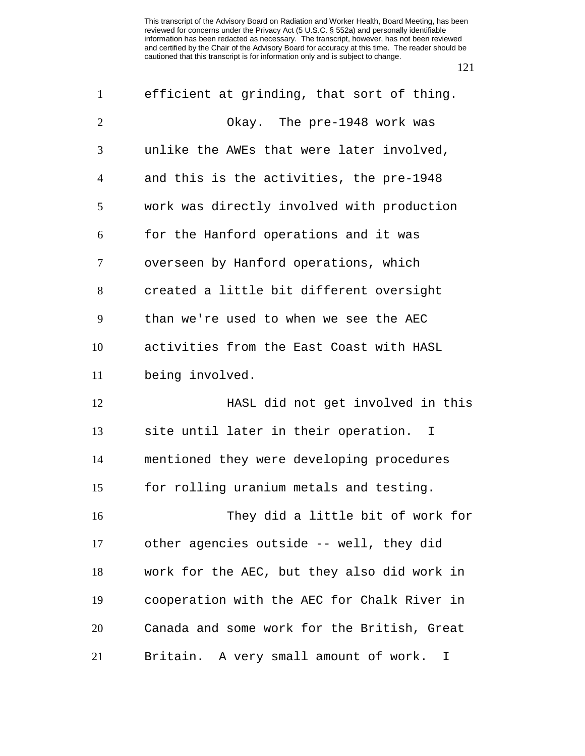efficient at grinding, that sort of thing.

Okay. The pre-1948 work was unlike the AWEs that were later involved, and this is the activities, the pre-1948 work was directly involved with production for the Hanford operations and it was overseen by Hanford operations, which created a little bit different oversight than we're used to when we see the AEC activities from the East Coast with HASL being involved.

HASL did not get involved in this site until later in their operation. I mentioned they were developing procedures for rolling uranium metals and testing.

They did a little bit of work for other agencies outside -- well, they did work for the AEC, but they also did work in cooperation with the AEC for Chalk River in Canada and some work for the British, Great Britain. A very small amount of work. I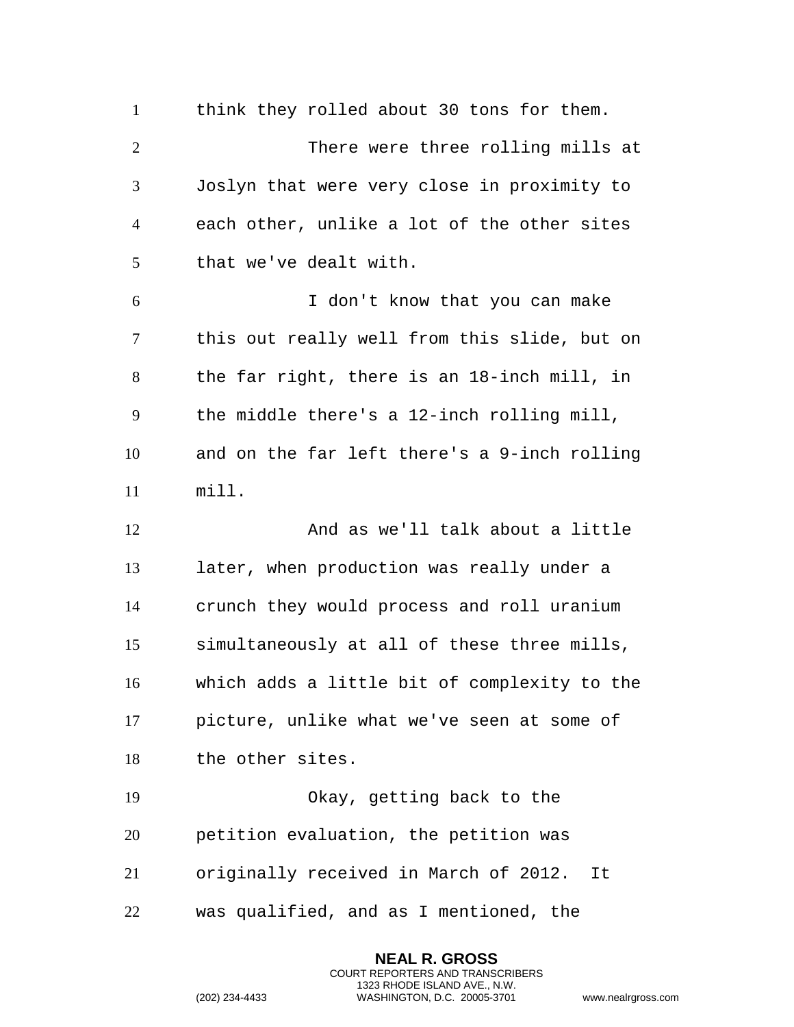think they rolled about 30 tons for them.

There were three rolling mills at Joslyn that were very close in proximity to each other, unlike a lot of the other sites that we've dealt with.

I don't know that you can make this out really well from this slide, but on the far right, there is an 18-inch mill, in the middle there's a 12-inch rolling mill, and on the far left there's a 9-inch rolling mill.

And as we'll talk about a little later, when production was really under a crunch they would process and roll uranium simultaneously at all of these three mills, which adds a little bit of complexity to the picture, unlike what we've seen at some of the other sites.

Okay, getting back to the petition evaluation, the petition was originally received in March of 2012. It was qualified, and as I mentioned, the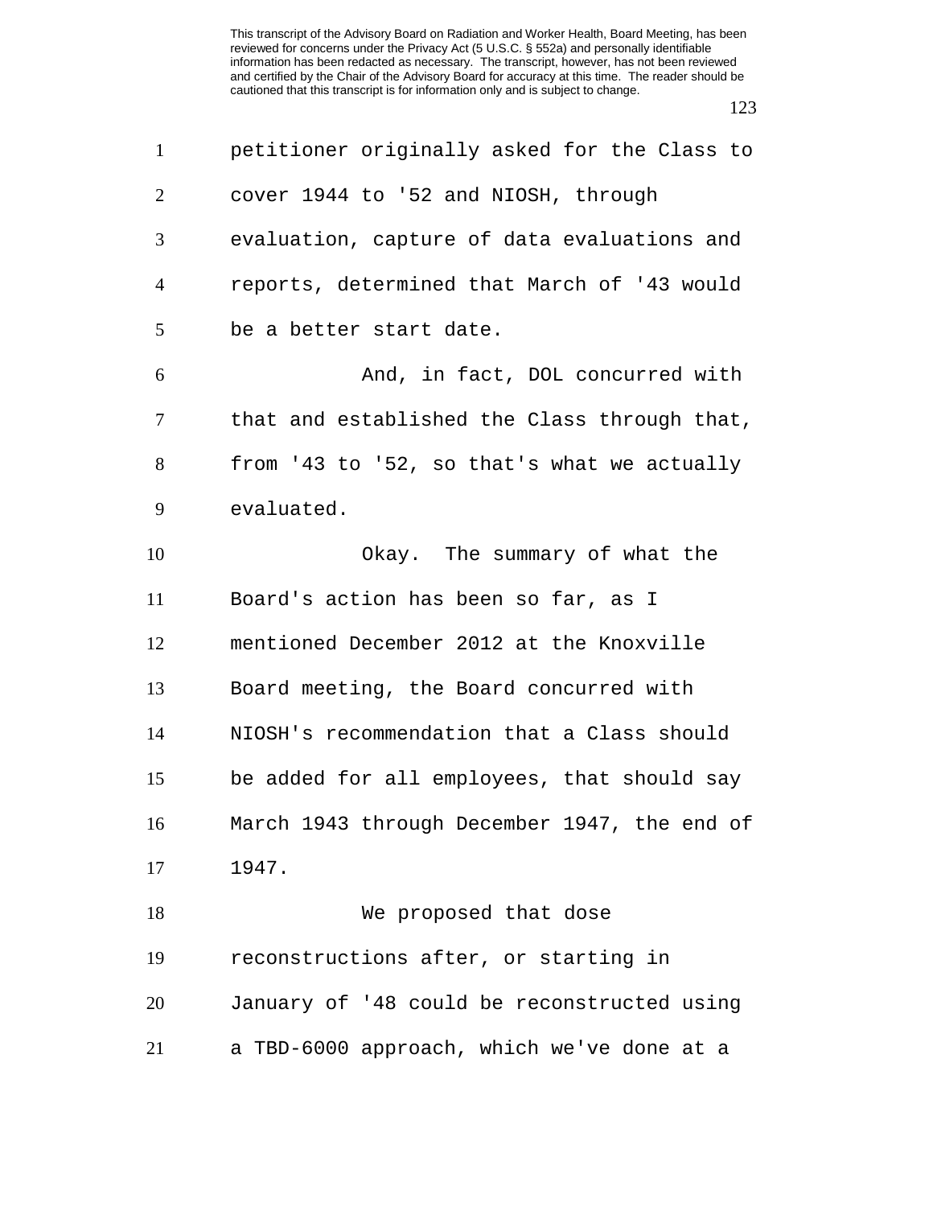petitioner originally asked for the Class to cover 1944 to '52 and NIOSH, through evaluation, capture of data evaluations and reports, determined that March of '43 would be a better start date.

And, in fact, DOL concurred with that and established the Class through that, from '43 to '52, so that's what we actually evaluated.

Okay. The summary of what the Board's action has been so far, as I mentioned December 2012 at the Knoxville Board meeting, the Board concurred with NIOSH's recommendation that a Class should be added for all employees, that should say March 1943 through December 1947, the end of 1947.

We proposed that dose reconstructions after, or starting in January of '48 could be reconstructed using a TBD-6000 approach, which we've done at a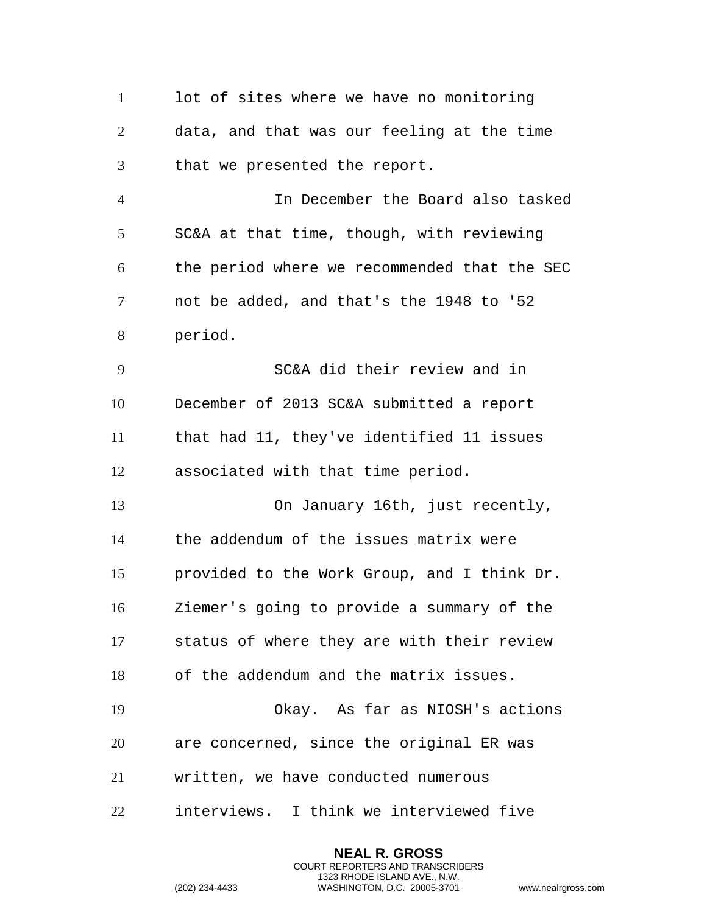lot of sites where we have no monitoring data, and that was our feeling at the time that we presented the report.

In December the Board also tasked SC&A at that time, though, with reviewing the period where we recommended that the SEC not be added, and that's the 1948 to '52 period.

SC&A did their review and in December of 2013 SC&A submitted a report that had 11, they've identified 11 issues associated with that time period.

On January 16th, just recently, the addendum of the issues matrix were provided to the Work Group, and I think Dr. Ziemer's going to provide a summary of the status of where they are with their review of the addendum and the matrix issues.

Okay. As far as NIOSH's actions are concerned, since the original ER was written, we have conducted numerous interviews. I think we interviewed five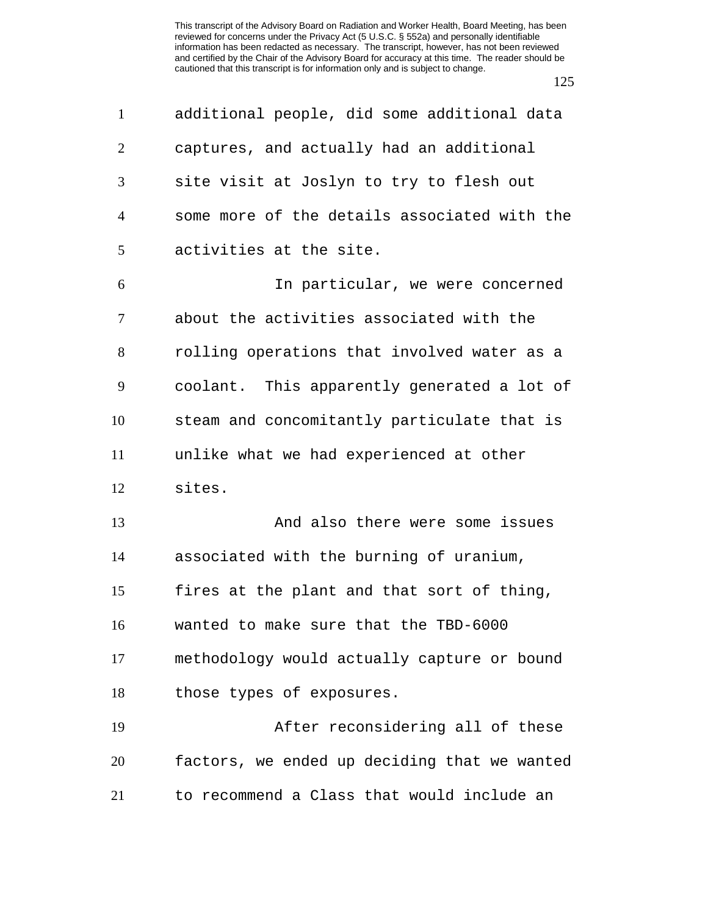additional people, did some additional data captures, and actually had an additional site visit at Joslyn to try to flesh out some more of the details associated with the activities at the site.

In particular, we were concerned about the activities associated with the rolling operations that involved water as a coolant. This apparently generated a lot of steam and concomitantly particulate that is unlike what we had experienced at other sites.

And also there were some issues associated with the burning of uranium, fires at the plant and that sort of thing, wanted to make sure that the TBD-6000 methodology would actually capture or bound those types of exposures.

After reconsidering all of these factors, we ended up deciding that we wanted to recommend a Class that would include an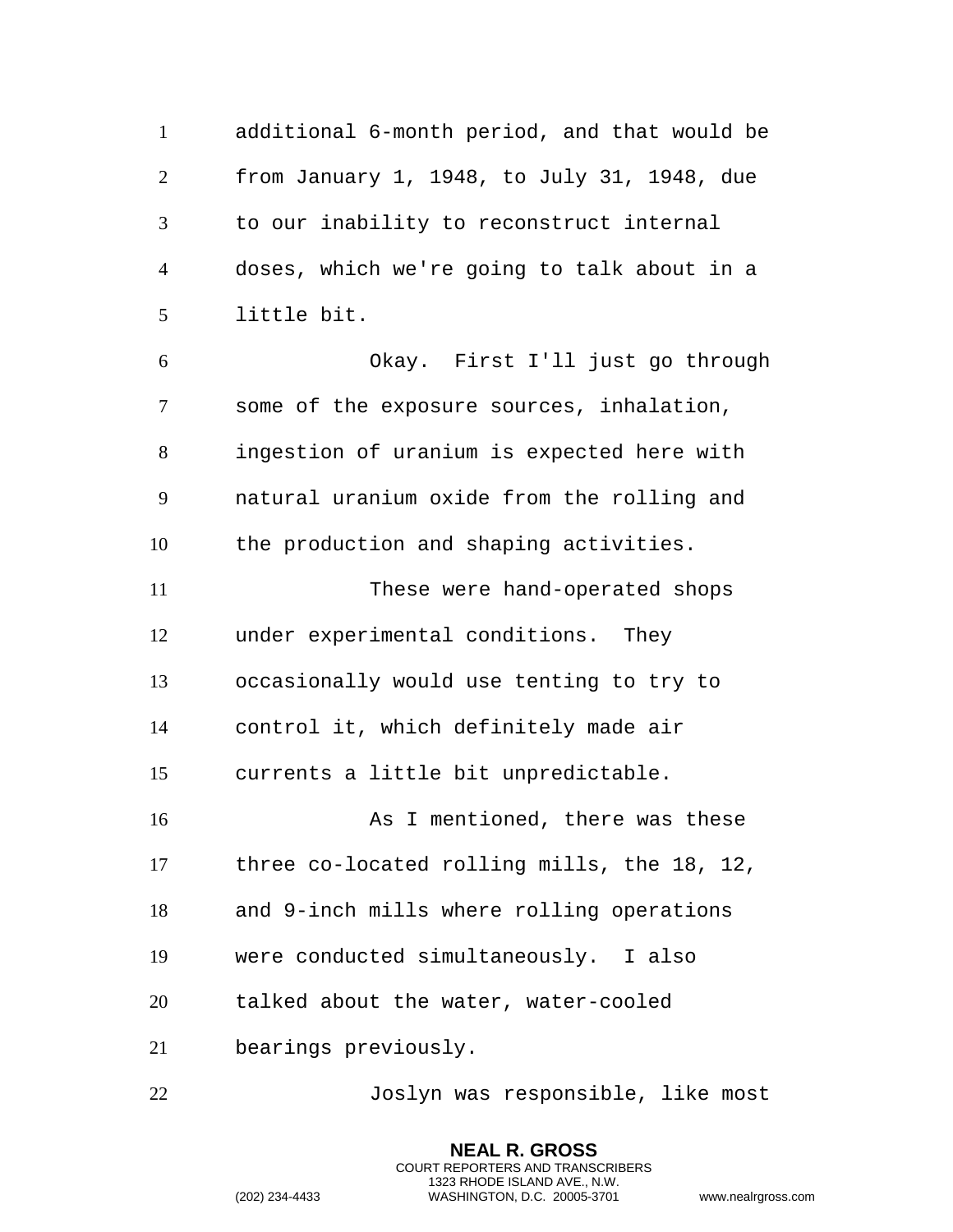additional 6-month period, and that would be from January 1, 1948, to July 31, 1948, due to our inability to reconstruct internal doses, which we're going to talk about in a little bit.

Okay. First I'll just go through some of the exposure sources, inhalation, ingestion of uranium is expected here with natural uranium oxide from the rolling and the production and shaping activities.

These were hand-operated shops under experimental conditions. They occasionally would use tenting to try to control it, which definitely made air currents a little bit unpredictable.

As I mentioned, there was these three co-located rolling mills, the 18, 12, and 9-inch mills where rolling operations were conducted simultaneously. I also talked about the water, water-cooled bearings previously.

Joslyn was responsible, like most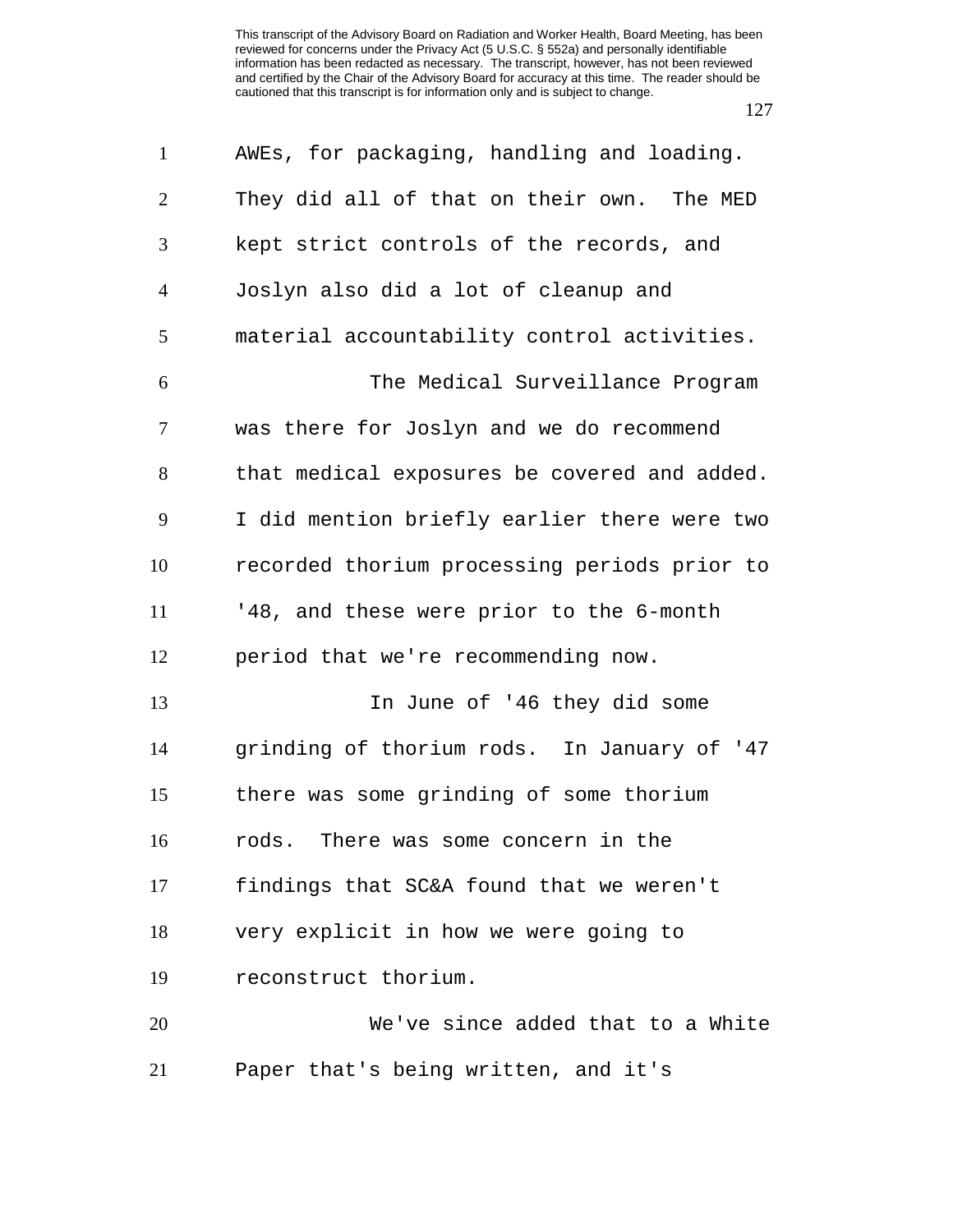AWEs, for packaging, handling and loading. They did all of that on their own. The MED kept strict controls of the records, and Joslyn also did a lot of cleanup and material accountability control activities.

The Medical Surveillance Program was there for Joslyn and we do recommend that medical exposures be covered and added. I did mention briefly earlier there were two recorded thorium processing periods prior to '48, and these were prior to the 6-month period that we're recommending now.

In June of '46 they did some grinding of thorium rods. In January of '47 there was some grinding of some thorium rods. There was some concern in the findings that SC&A found that we weren't very explicit in how we were going to reconstruct thorium.

We've since added that to a White Paper that's being written, and it's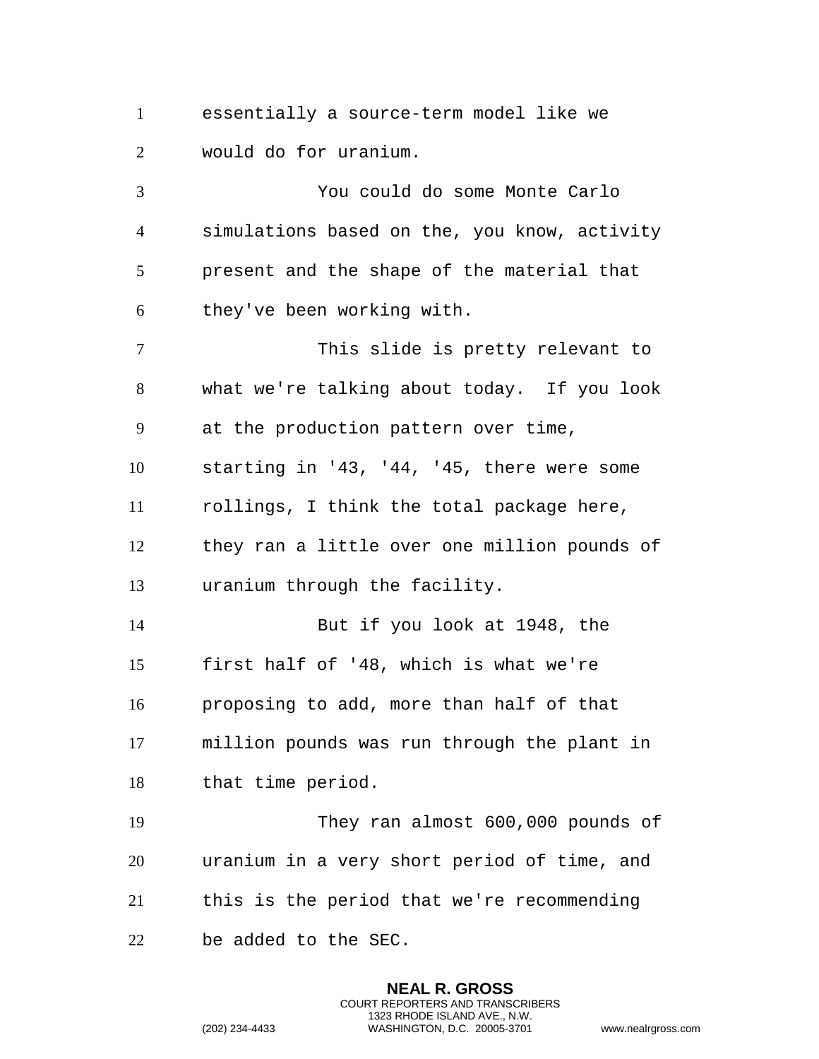essentially a source-term model like we would do for uranium.

You could do some Monte Carlo simulations based on the, you know, activity present and the shape of the material that they've been working with.

This slide is pretty relevant to what we're talking about today. If you look at the production pattern over time, starting in '43, '44, '45, there were some rollings, I think the total package here, they ran a little over one million pounds of uranium through the facility.

But if you look at 1948, the first half of '48, which is what we're proposing to add, more than half of that million pounds was run through the plant in that time period.

They ran almost 600,000 pounds of uranium in a very short period of time, and this is the period that we're recommending be added to the SEC.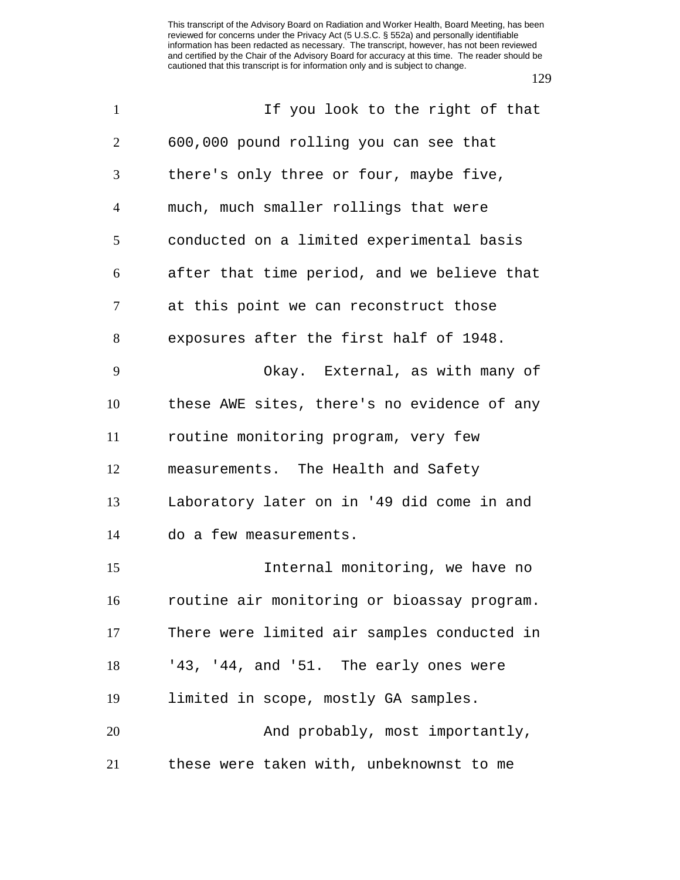If you look to the right of that 600,000 pound rolling you can see that there's only three or four, maybe five, much, much smaller rollings that were conducted on a limited experimental basis after that time period, and we believe that at this point we can reconstruct those exposures after the first half of 1948.

Okay. External, as with many of these AWE sites, there's no evidence of any routine monitoring program, very few measurements. The Health and Safety Laboratory later on in '49 did come in and do a few measurements.

Internal monitoring, we have no routine air monitoring or bioassay program. There were limited air samples conducted in '43, '44, and '51. The early ones were limited in scope, mostly GA samples.

And probably, most importantly, these were taken with, unbeknownst to me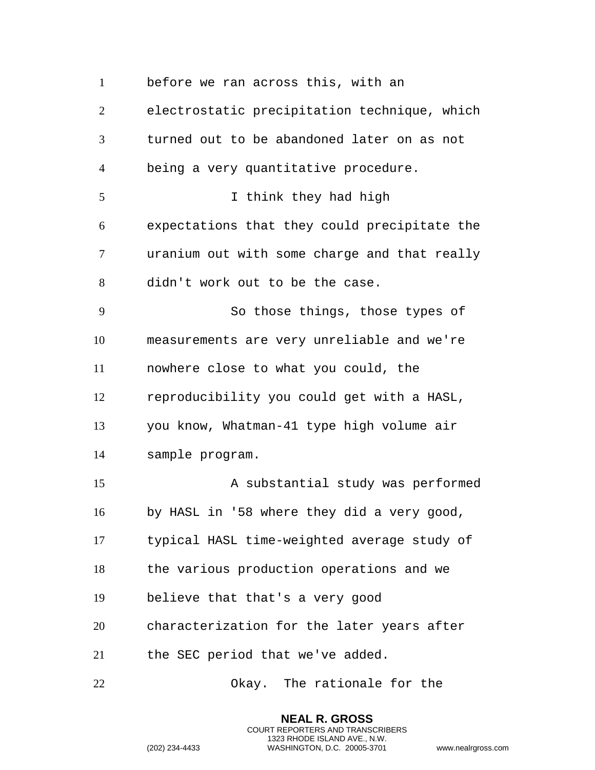before we ran across this, with an electrostatic precipitation technique, which turned out to be abandoned later on as not being a very quantitative procedure.

I think they had high expectations that they could precipitate the uranium out with some charge and that really didn't work out to be the case.

So those things, those types of measurements are very unreliable and we're nowhere close to what you could, the reproducibility you could get with a HASL, you know, Whatman-41 type high volume air sample program.

A substantial study was performed by HASL in '58 where they did a very good, typical HASL time-weighted average study of the various production operations and we believe that that's a very good characterization for the later years after the SEC period that we've added.

Okay. The rationale for the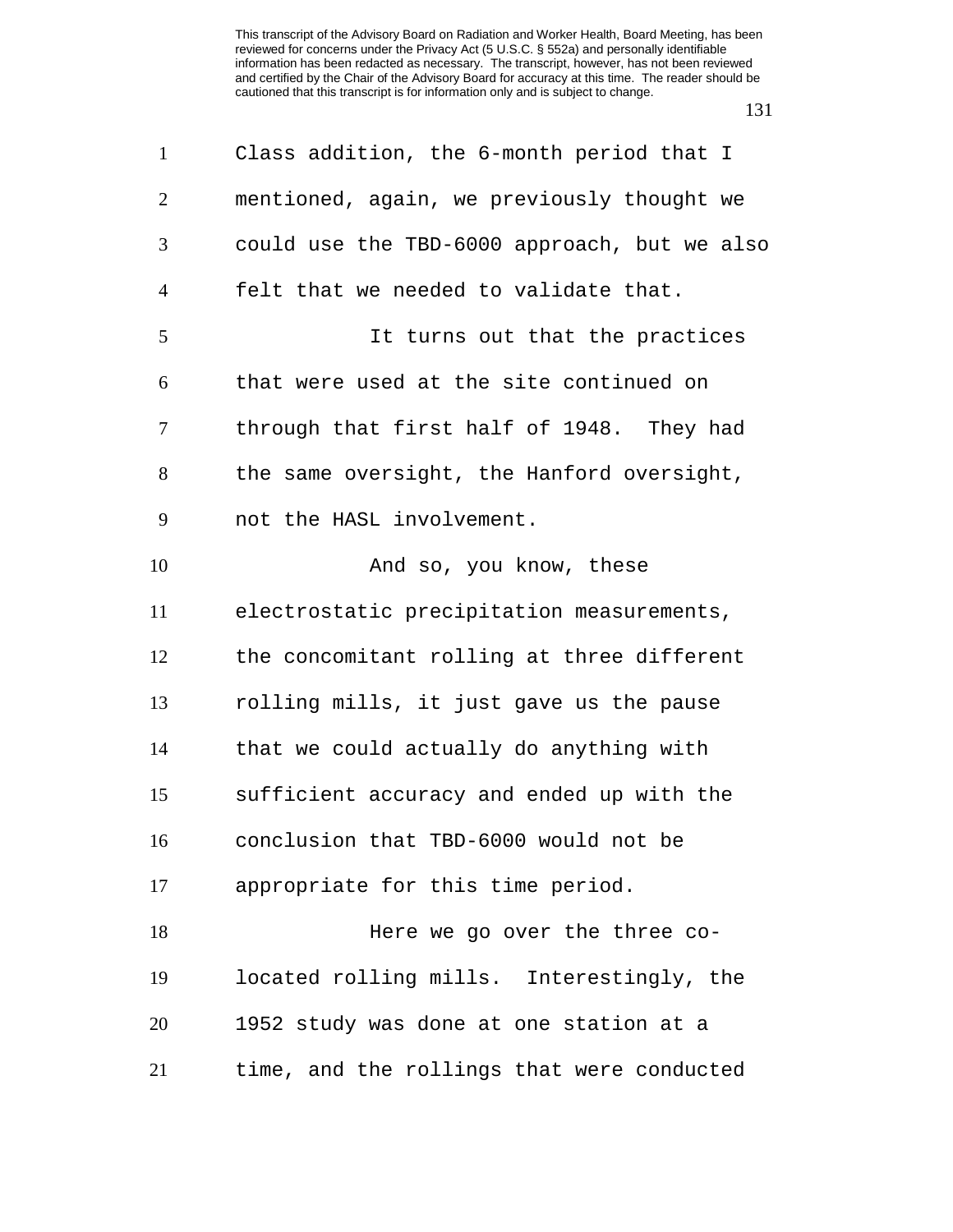Class addition, the 6-month period that I mentioned, again, we previously thought we could use the TBD-6000 approach, but we also felt that we needed to validate that.

It turns out that the practices that were used at the site continued on through that first half of 1948. They had the same oversight, the Hanford oversight, not the HASL involvement.

And so, you know, these electrostatic precipitation measurements, the concomitant rolling at three different rolling mills, it just gave us the pause that we could actually do anything with sufficient accuracy and ended up with the conclusion that TBD-6000 would not be appropriate for this time period.

Here we go over the three co-located rolling mills. Interestingly, the 1952 study was done at one station at a time, and the rollings that were conducted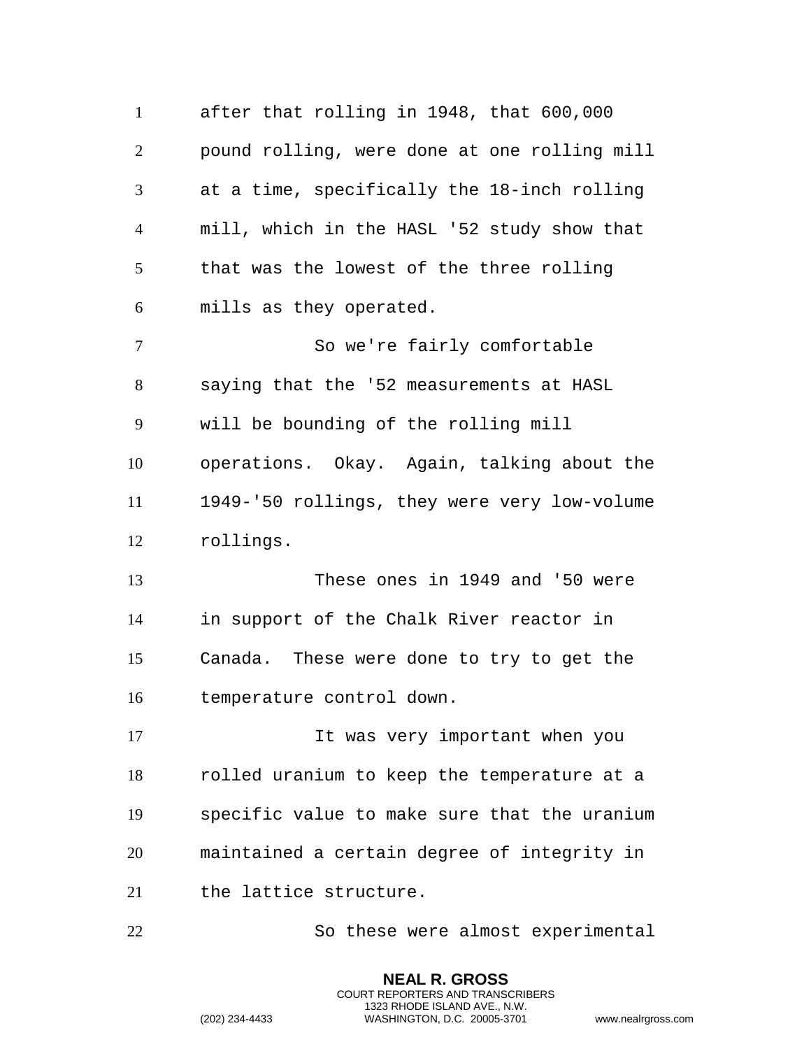after that rolling in 1948, that 600,000 pound rolling, were done at one rolling mill at a time, specifically the 18-inch rolling mill, which in the HASL '52 study show that that was the lowest of the three rolling mills as they operated.

So we're fairly comfortable saying that the '52 measurements at HASL will be bounding of the rolling mill operations. Okay. Again, talking about the 1949-'50 rollings, they were very low-volume rollings.

These ones in 1949 and '50 were in support of the Chalk River reactor in Canada. These were done to try to get the temperature control down.

It was very important when you rolled uranium to keep the temperature at a specific value to make sure that the uranium maintained a certain degree of integrity in the lattice structure.

So these were almost experimental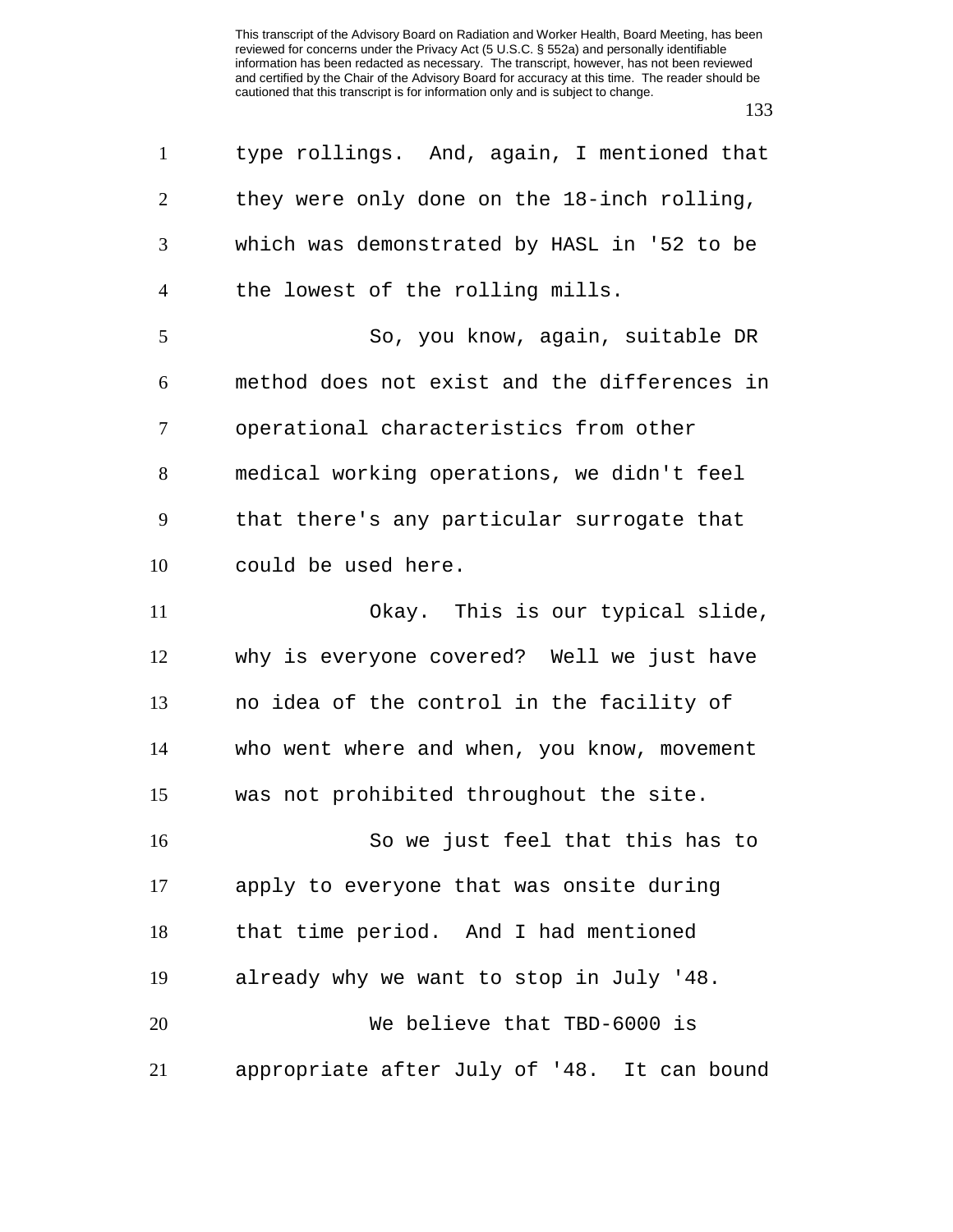type rollings. And, again, I mentioned that they were only done on the 18-inch rolling, which was demonstrated by HASL in '52 to be the lowest of the rolling mills.

So, you know, again, suitable DR method does not exist and the differences in operational characteristics from other medical working operations, we didn't feel that there's any particular surrogate that could be used here.

Okay. This is our typical slide, why is everyone covered? Well we just have no idea of the control in the facility of who went where and when, you know, movement was not prohibited throughout the site.

So we just feel that this has to apply to everyone that was onsite during that time period. And I had mentioned already why we want to stop in July '48.

We believe that TBD-6000 is appropriate after July of '48. It can bound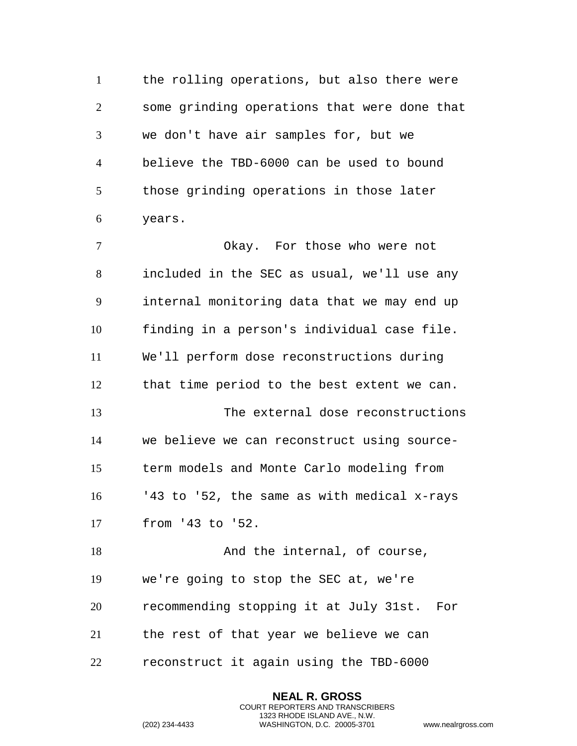the rolling operations, but also there were some grinding operations that were done that we don't have air samples for, but we believe the TBD-6000 can be used to bound those grinding operations in those later years.

Okay. For those who were not included in the SEC as usual, we'll use any internal monitoring data that we may end up finding in a person's individual case file. We'll perform dose reconstructions during that time period to the best extent we can.

The external dose reconstructions we believe we can reconstruct using source-term models and Monte Carlo modeling from '43 to '52, the same as with medical x-rays from '43 to '52.

And the internal, of course, we're going to stop the SEC at, we're recommending stopping it at July 31st. For the rest of that year we believe we can reconstruct it again using the TBD-6000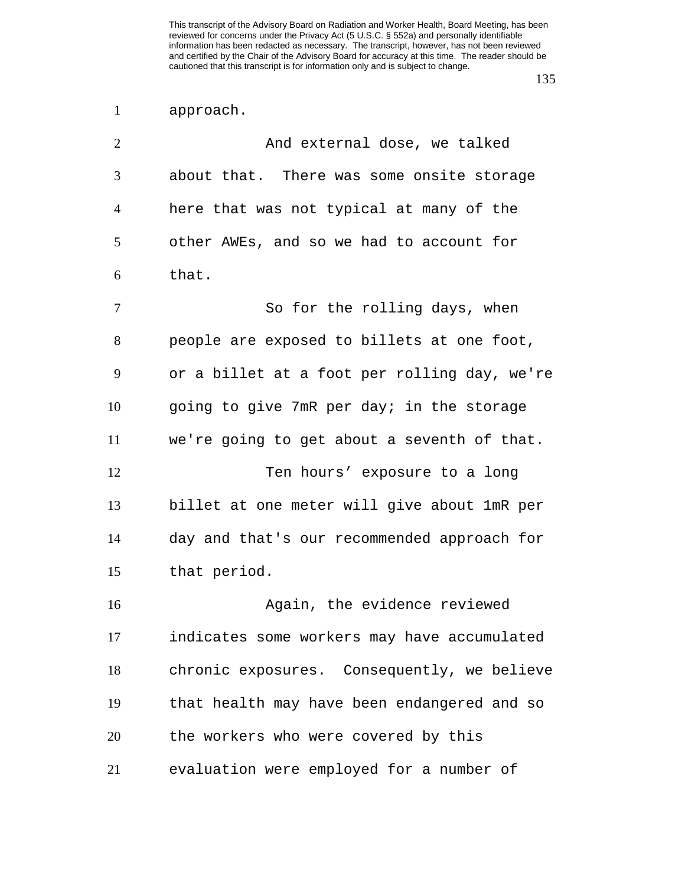approach.

And external dose, we talked about that. There was some onsite storage here that was not typical at many of the other AWEs, and so we had to account for that.

So for the rolling days, when people are exposed to billets at one foot, or a billet at a foot per rolling day, we're going to give 7mR per day; in the storage we're going to get about a seventh of that.

Ten hours' exposure to a long billet at one meter will give about 1mR per day and that's our recommended approach for that period.

Again, the evidence reviewed indicates some workers may have accumulated chronic exposures. Consequently, we believe that health may have been endangered and so the workers who were covered by this evaluation were employed for a number of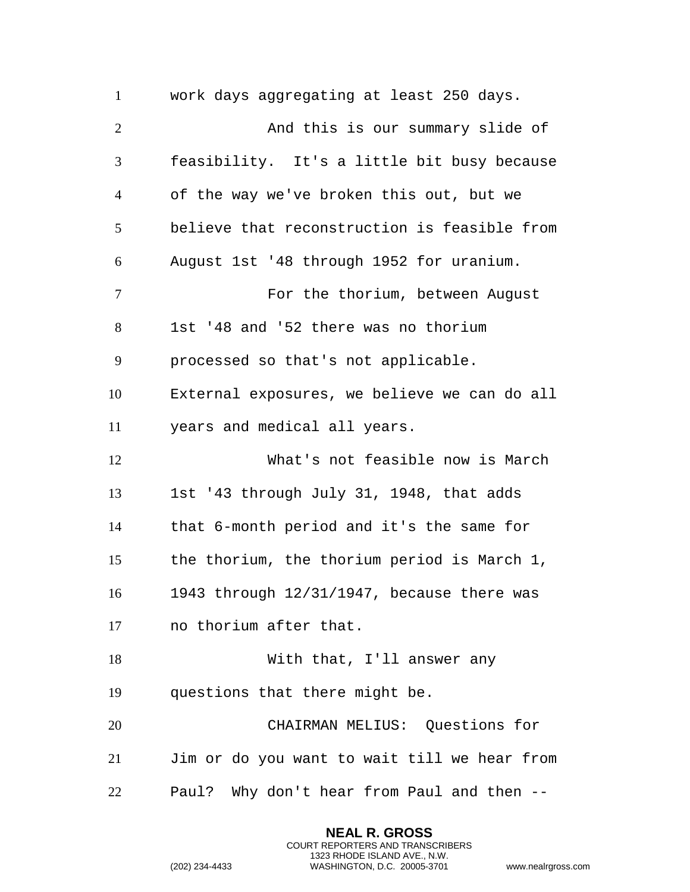work days aggregating at least 250 days.

And this is our summary slide of feasibility. It's a little bit busy because of the way we've broken this out, but we believe that reconstruction is feasible from August 1st '48 through 1952 for uranium.

For the thorium, between August 1st '48 and '52 there was no thorium processed so that's not applicable. External exposures, we believe we can do all years and medical all years.

What's not feasible now is March 1st '43 through July 31, 1948, that adds that 6-month period and it's the same for the thorium, the thorium period is March 1, 1943 through 12/31/1947, because there was no thorium after that.

With that, I'll answer any questions that there might be.

CHAIRMAN MELIUS: Questions for Jim or do you want to wait till we hear from Paul? Why don't hear from Paul and then --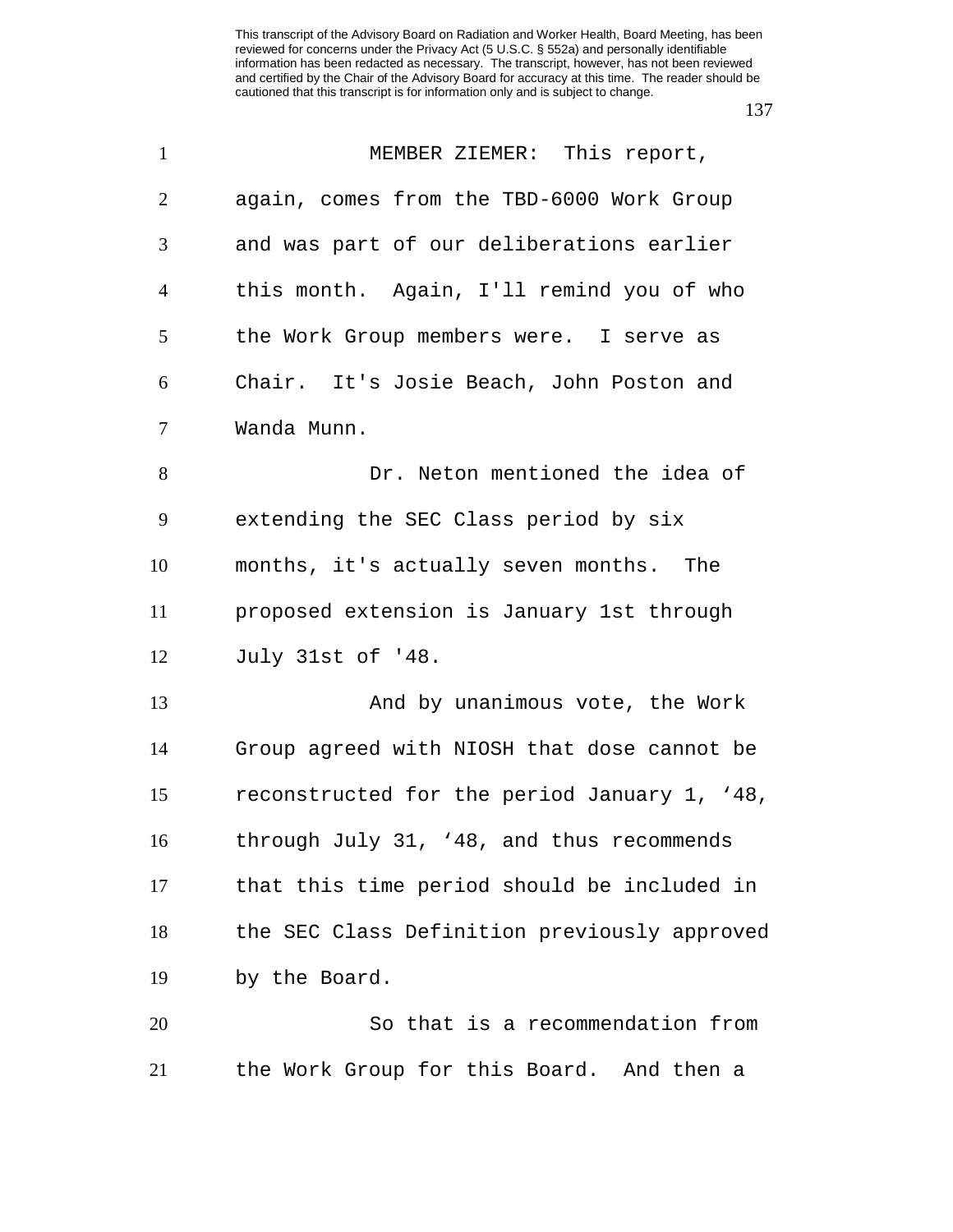MEMBER ZIEMER: This report, again, comes from the TBD-6000 Work Group and was part of our deliberations earlier this month. Again, I'll remind you of who the Work Group members were. I serve as Chair. It's Josie Beach, John Poston and Wanda Munn.

Dr. Neton mentioned the idea of extending the SEC Class period by six months, it's actually seven months. The proposed extension is January 1st through July 31st of '48.

And by unanimous vote, the Work Group agreed with NIOSH that dose cannot be reconstructed for the period January 1, ‘48, through July 31, ‘48, and thus recommends that this time period should be included in the SEC Class Definition previously approved by the Board.

So that is a recommendation from the Work Group for this Board. And then a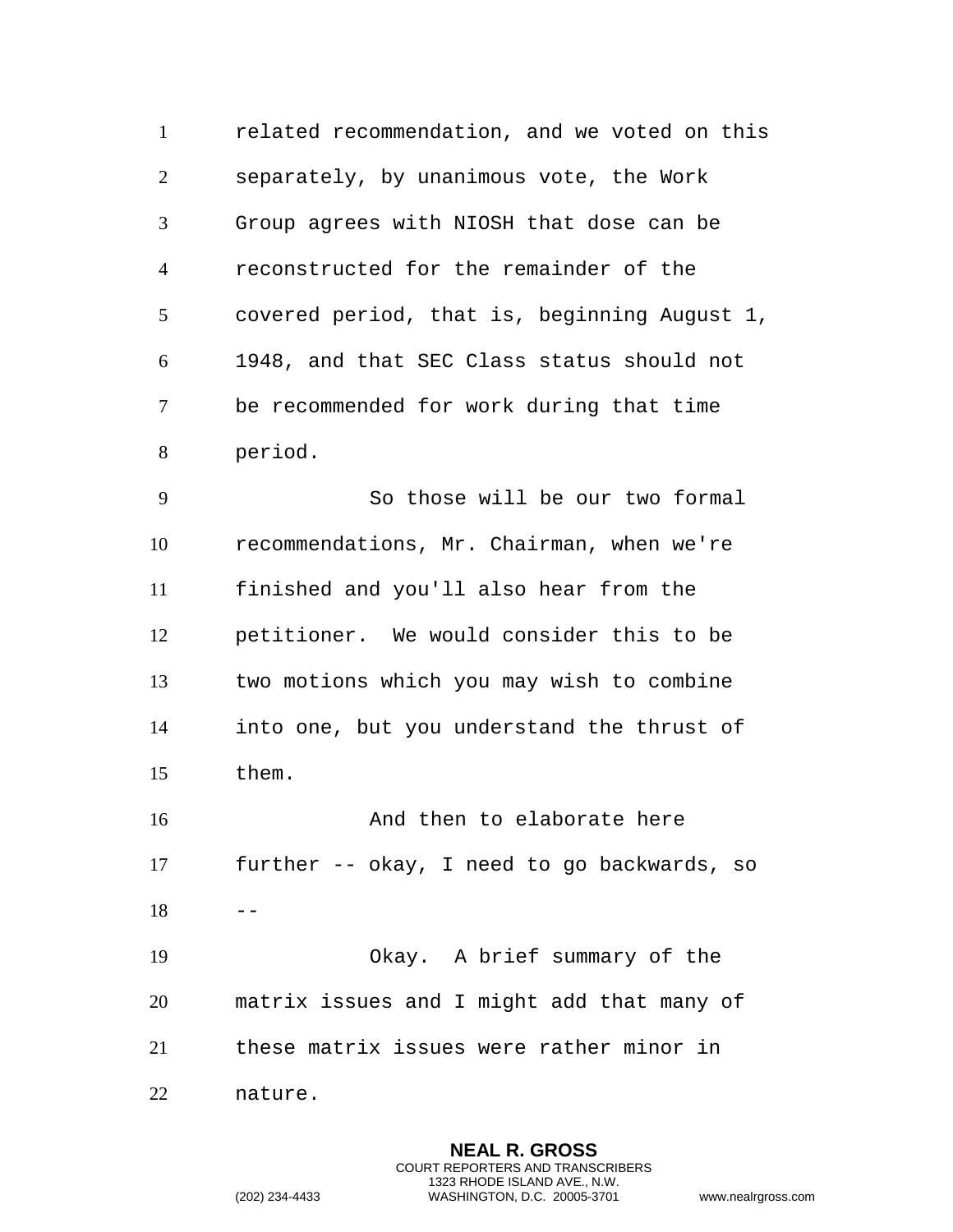related recommendation, and we voted on this separately, by unanimous vote, the Work Group agrees with NIOSH that dose can be reconstructed for the remainder of the covered period, that is, beginning August 1, 1948, and that SEC Class status should not be recommended for work during that time period.

So those will be our two formal recommendations, Mr. Chairman, when we're finished and you'll also hear from the petitioner. We would consider this to be two motions which you may wish to combine into one, but you understand the thrust of them.

And then to elaborate here further -- okay, I need to go backwards, so --

Okay. A brief summary of the matrix issues and I might add that many of these matrix issues were rather minor in nature.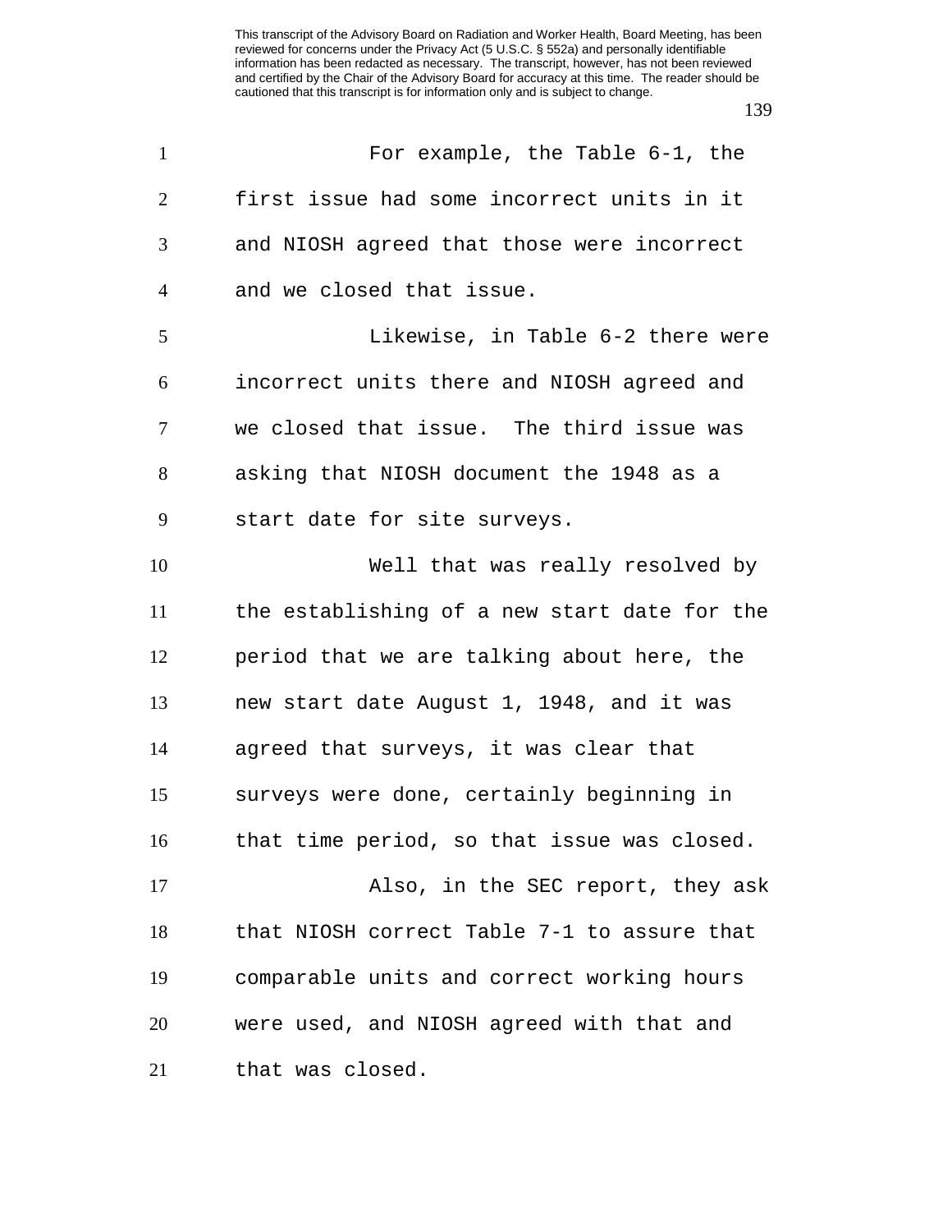For example, the Table 6-1, the first issue had some incorrect units in it and NIOSH agreed that those were incorrect and we closed that issue.

Likewise, in Table 6-2 there were incorrect units there and NIOSH agreed and we closed that issue. The third issue was asking that NIOSH document the 1948 as a start date for site surveys.

Well that was really resolved by the establishing of a new start date for the period that we are talking about here, the new start date August 1, 1948, and it was agreed that surveys, it was clear that surveys were done, certainly beginning in that time period, so that issue was closed.

Also, in the SEC report, they ask that NIOSH correct Table 7-1 to assure that comparable units and correct working hours were used, and NIOSH agreed with that and that was closed.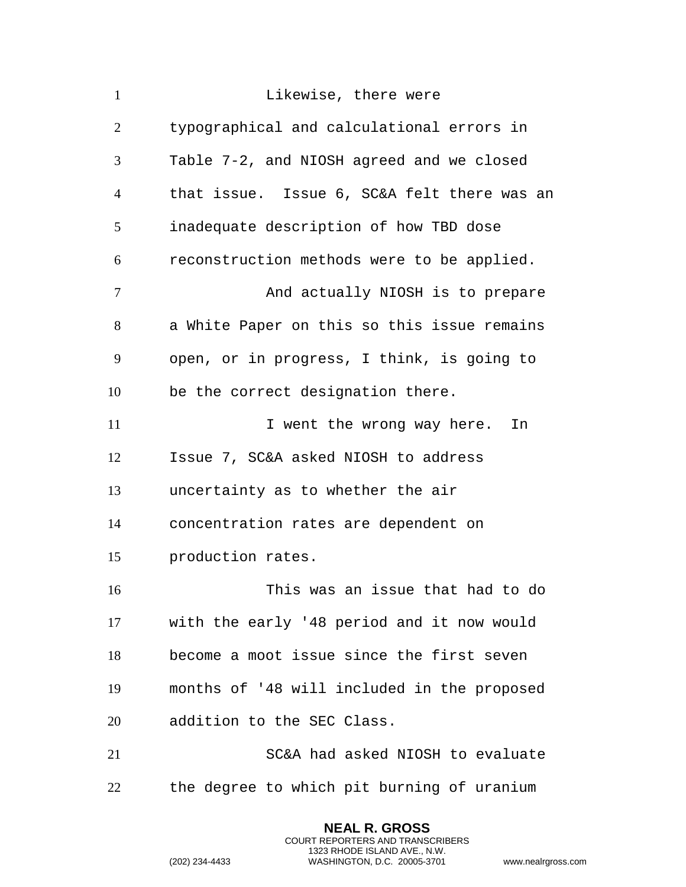Likewise, there were typographical and calculational errors in Table 7-2, and NIOSH agreed and we closed that issue. Issue 6, SC&A felt there was an inadequate description of how TBD dose reconstruction methods were to be applied.

And actually NIOSH is to prepare a White Paper on this so this issue remains open, or in progress, I think, is going to be the correct designation there.

I went the wrong way here. In Issue 7, SC&A asked NIOSH to address uncertainty as to whether the air concentration rates are dependent on production rates.

This was an issue that had to do with the early '48 period and it now would become a moot issue since the first seven months of '48 will included in the proposed addition to the SEC Class.

SC&A had asked NIOSH to evaluate the degree to which pit burning of uranium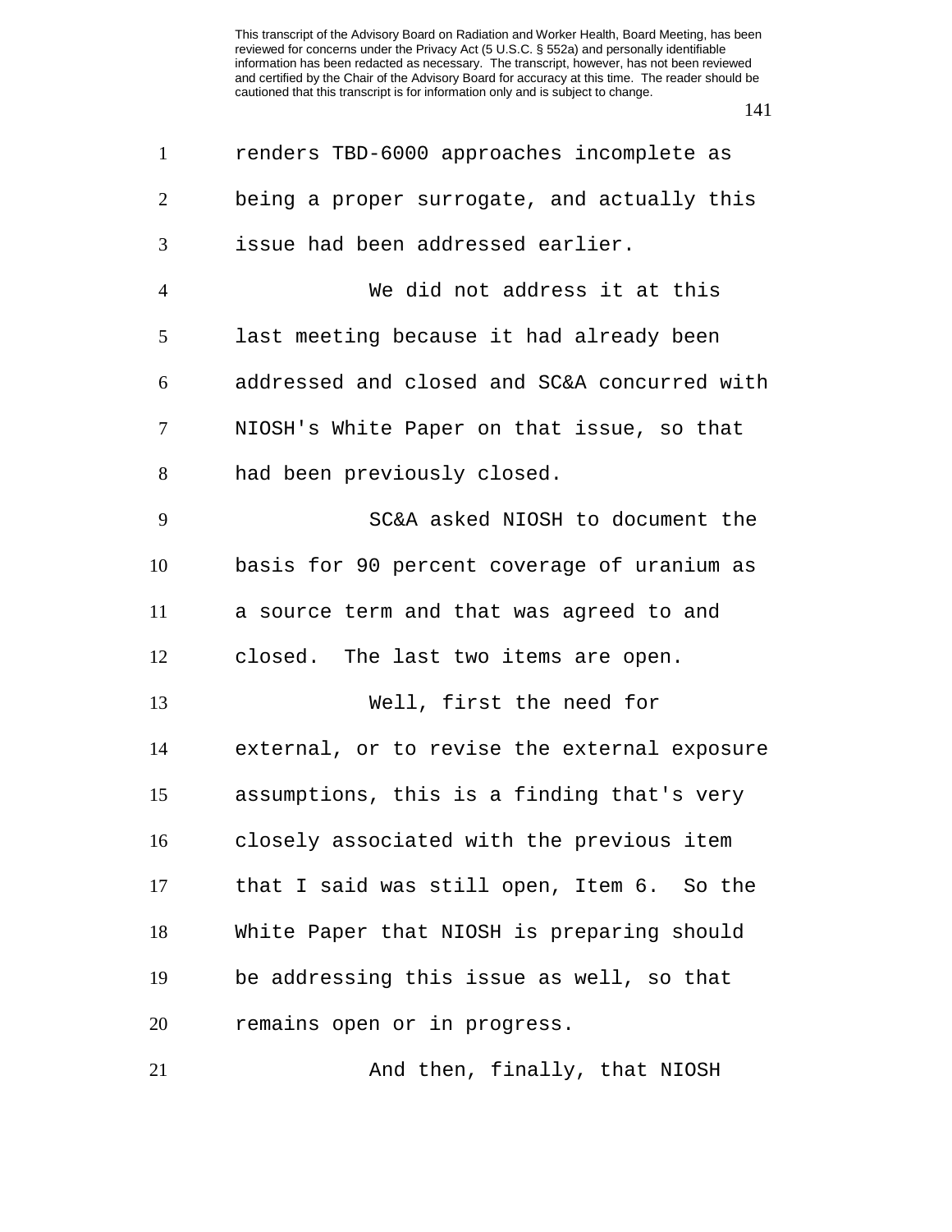renders TBD-6000 approaches incomplete as being a proper surrogate, and actually this issue had been addressed earlier.

We did not address it at this last meeting because it had already been addressed and closed and SC&A concurred with NIOSH's White Paper on that issue, so that had been previously closed.

SC&A asked NIOSH to document the basis for 90 percent coverage of uranium as a source term and that was agreed to and closed. The last two items are open.

Well, first the need for external, or to revise the external exposure assumptions, this is a finding that's very closely associated with the previous item that I said was still open, Item 6. So the White Paper that NIOSH is preparing should be addressing this issue as well, so that remains open or in progress.

And then, finally, that NIOSH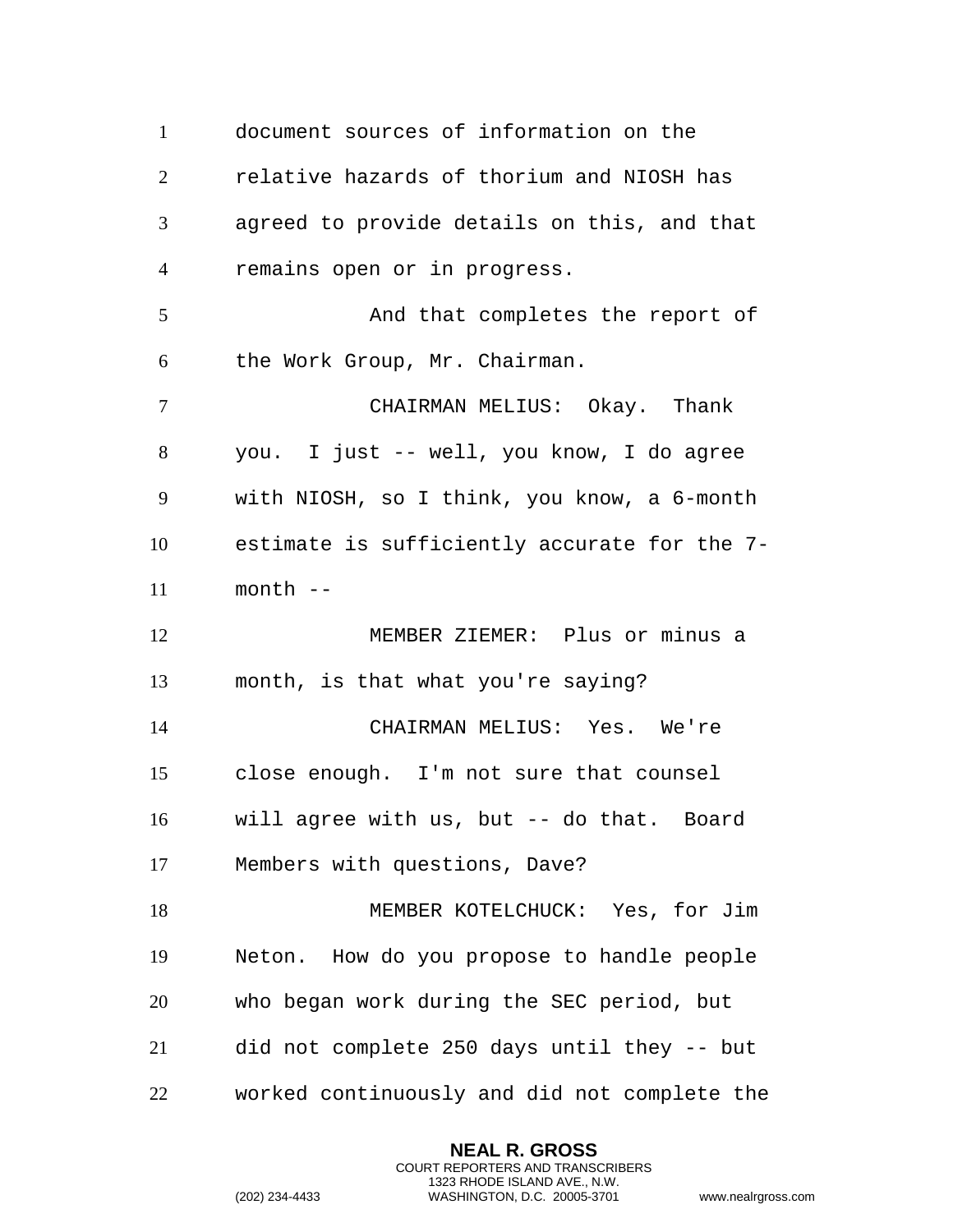document sources of information on the relative hazards of thorium and NIOSH has agreed to provide details on this, and that remains open or in progress.

And that completes the report of the Work Group, Mr. Chairman.

CHAIRMAN MELIUS: Okay. Thank you. I just -- well, you know, I do agree with NIOSH, so I think, you know, a 6-month estimate is sufficiently accurate for the 7-month --

MEMBER ZIEMER: Plus or minus a month, is that what you're saying?

CHAIRMAN MELIUS: Yes. We're close enough. I'm not sure that counsel will agree with us, but -- do that. Board Members with questions, Dave?

MEMBER KOTELCHUCK: Yes, for Jim Neton. How do you propose to handle people who began work during the SEC period, but did not complete 250 days until they -- but worked continuously and did not complete the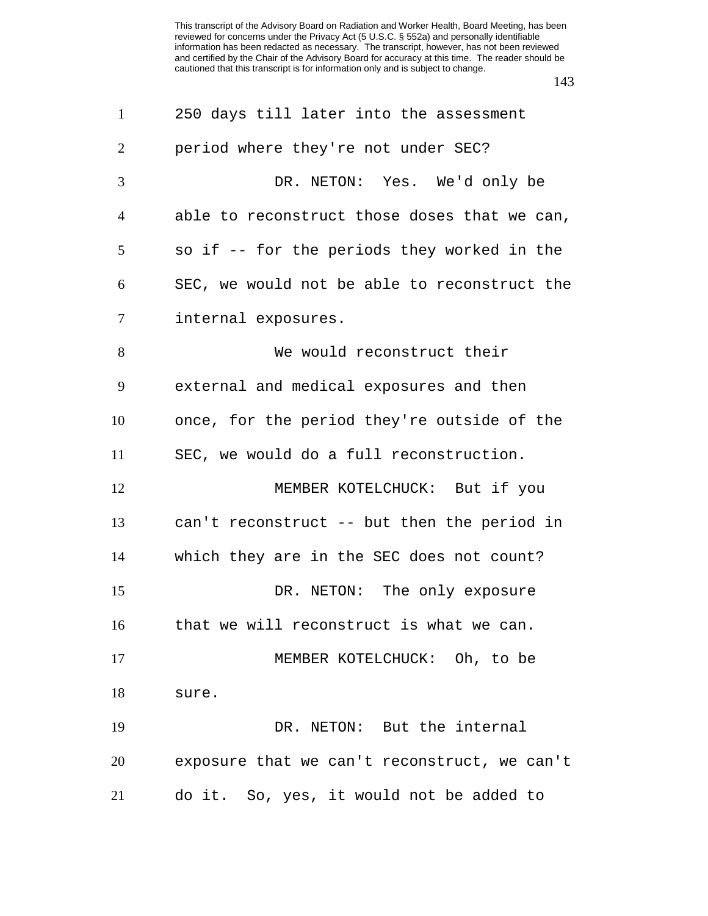250 days till later into the assessment period where they're not under SEC?

DR. NETON: Yes. We'd only be able to reconstruct those doses that we can, so if -- for the periods they worked in the SEC, we would not be able to reconstruct the internal exposures.

We would reconstruct their external and medical exposures and then once, for the period they're outside of the SEC, we would do a full reconstruction.

MEMBER KOTELCHUCK: But if you can't reconstruct -- but then the period in which they are in the SEC does not count?

DR. NETON: The only exposure that we will reconstruct is what we can.

MEMBER KOTELCHUCK: Oh, to be sure.

DR. NETON: But the internal exposure that we can't reconstruct, we can't do it. So, yes, it would not be added to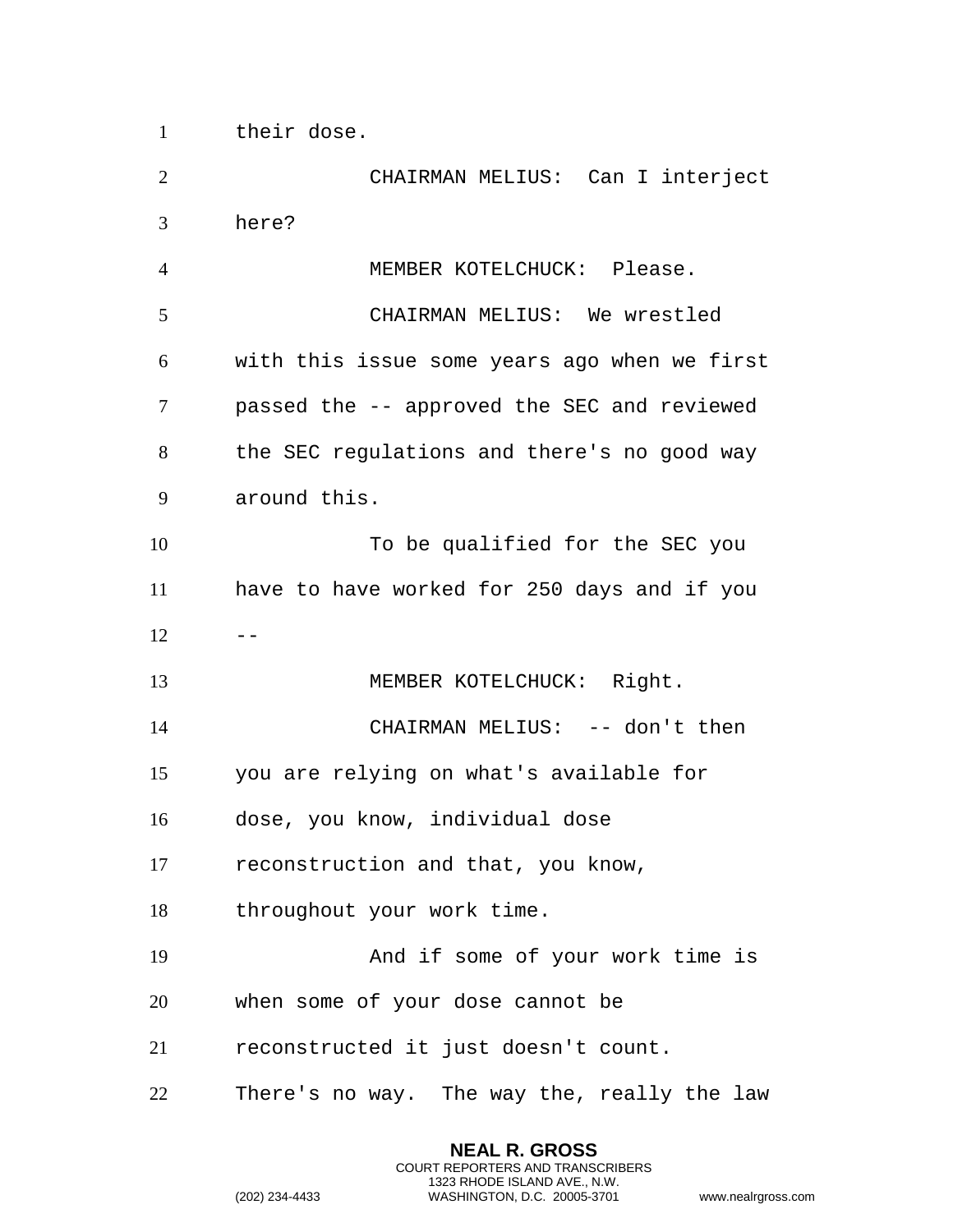their dose.

CHAIRMAN MELIUS: Can I interject here?

MEMBER KOTELCHUCK: Please.

CHAIRMAN MELIUS: We wrestled with this issue some years ago when we first passed the -- approved the SEC and reviewed the SEC regulations and there's no good way around this.

To be qualified for the SEC you have to have worked for 250 days and if you --

MEMBER KOTELCHUCK: Right.

CHAIRMAN MELIUS: -- don't then you are relying on what's available for dose, you know, individual dose reconstruction and that, you know, throughout your work time.

And if some of your work time is when some of your dose cannot be reconstructed it just doesn't count. There's no way. The way the, really the law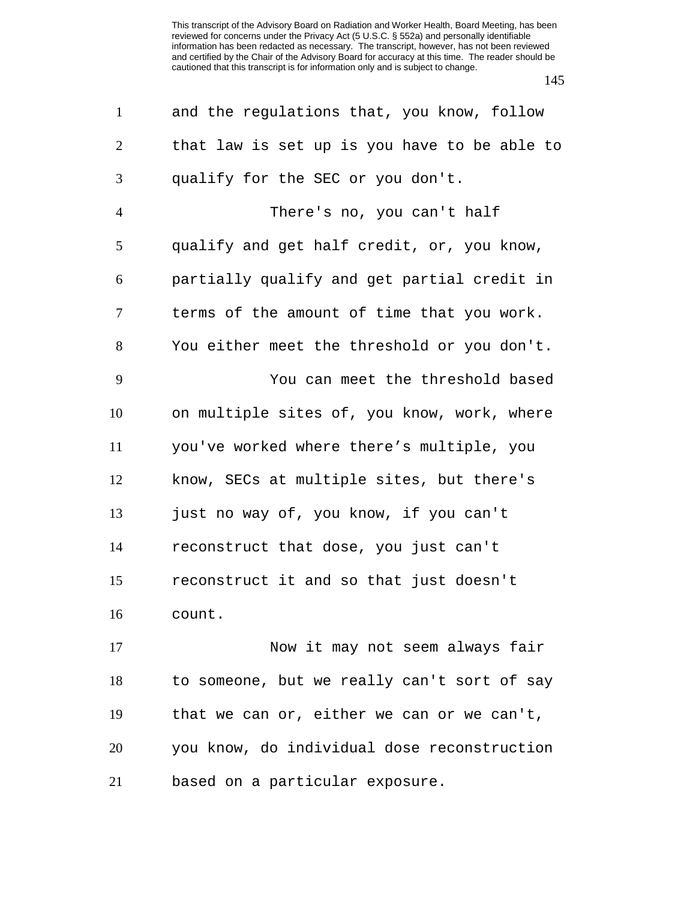and the regulations that, you know, follow that law is set up is you have to be able to qualify for the SEC or you don't.

There's no, you can't half qualify and get half credit, or, you know, partially qualify and get partial credit in terms of the amount of time that you work. You either meet the threshold or you don't.

You can meet the threshold based on multiple sites of, you know, work, where you've worked where there's multiple, you know, SECs at multiple sites, but there's just no way of, you know, if you can't reconstruct that dose, you just can't reconstruct it and so that just doesn't count.

Now it may not seem always fair to someone, but we really can't sort of say that we can or, either we can or we can't, you know, do individual dose reconstruction based on a particular exposure.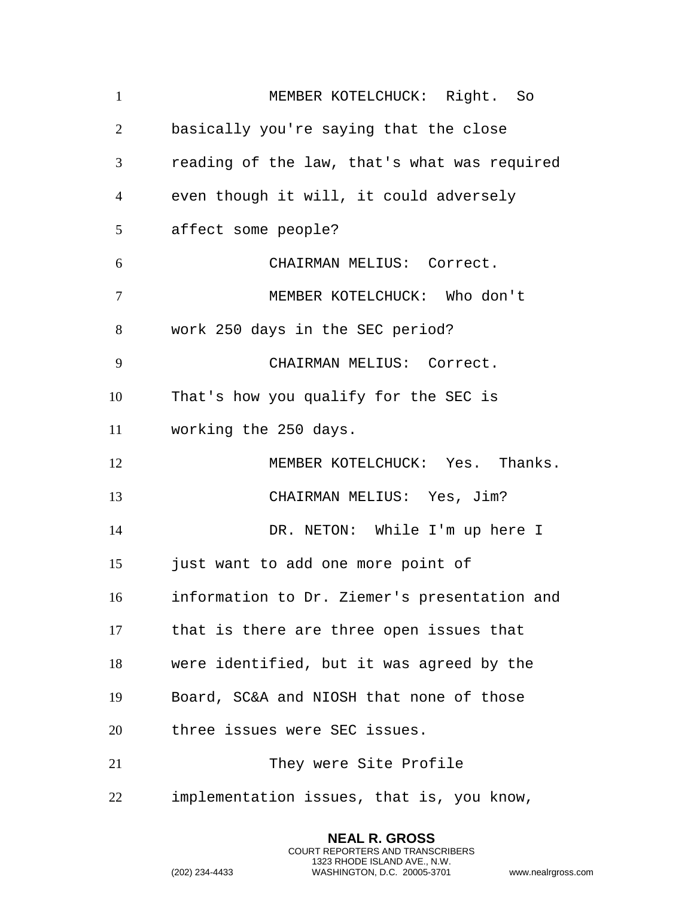MEMBER KOTELCHUCK: Right. So basically you're saying that the close reading of the law, that's what was required even though it will, it could adversely affect some people?

CHAIRMAN MELIUS: Correct.

MEMBER KOTELCHUCK: Who don't work 250 days in the SEC period?

CHAIRMAN MELIUS: Correct. That's how you qualify for the SEC is working the 250 days.

MEMBER KOTELCHUCK: Yes. Thanks.

CHAIRMAN MELIUS: Yes, Jim?

DR. NETON: While I'm up here I just want to add one more point of information to Dr. Ziemer's presentation and that is there are three open issues that were identified, but it was agreed by the Board, SC&A and NIOSH that none of those three issues were SEC issues.

They were Site Profile implementation issues, that is, you know,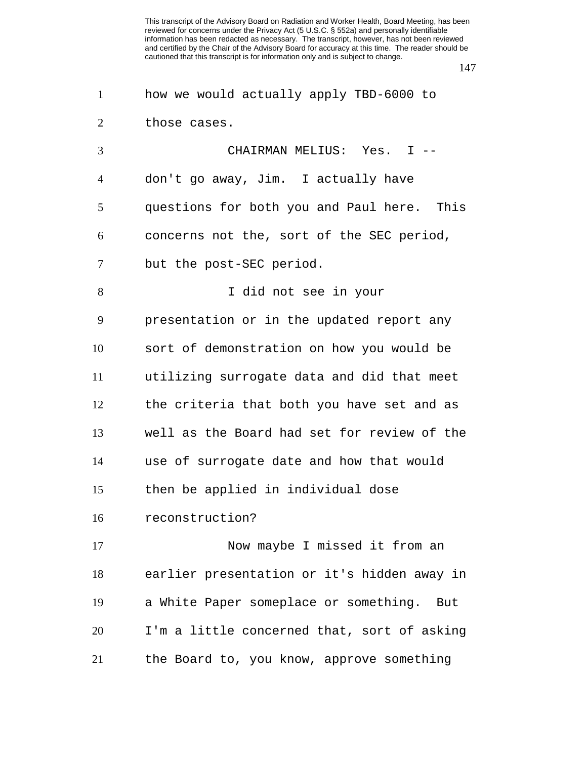how we would actually apply TBD-6000 to those cases.

CHAIRMAN MELIUS: Yes. I -- don't go away, Jim. I actually have questions for both you and Paul here. This concerns not the, sort of the SEC period, but the post-SEC period.

I did not see in your presentation or in the updated report any sort of demonstration on how you would be utilizing surrogate data and did that meet the criteria that both you have set and as well as the Board had set for review of the use of surrogate date and how that would then be applied in individual dose reconstruction?

Now maybe I missed it from an earlier presentation or it's hidden away in a White Paper someplace or something. But I'm a little concerned that, sort of asking the Board to, you know, approve something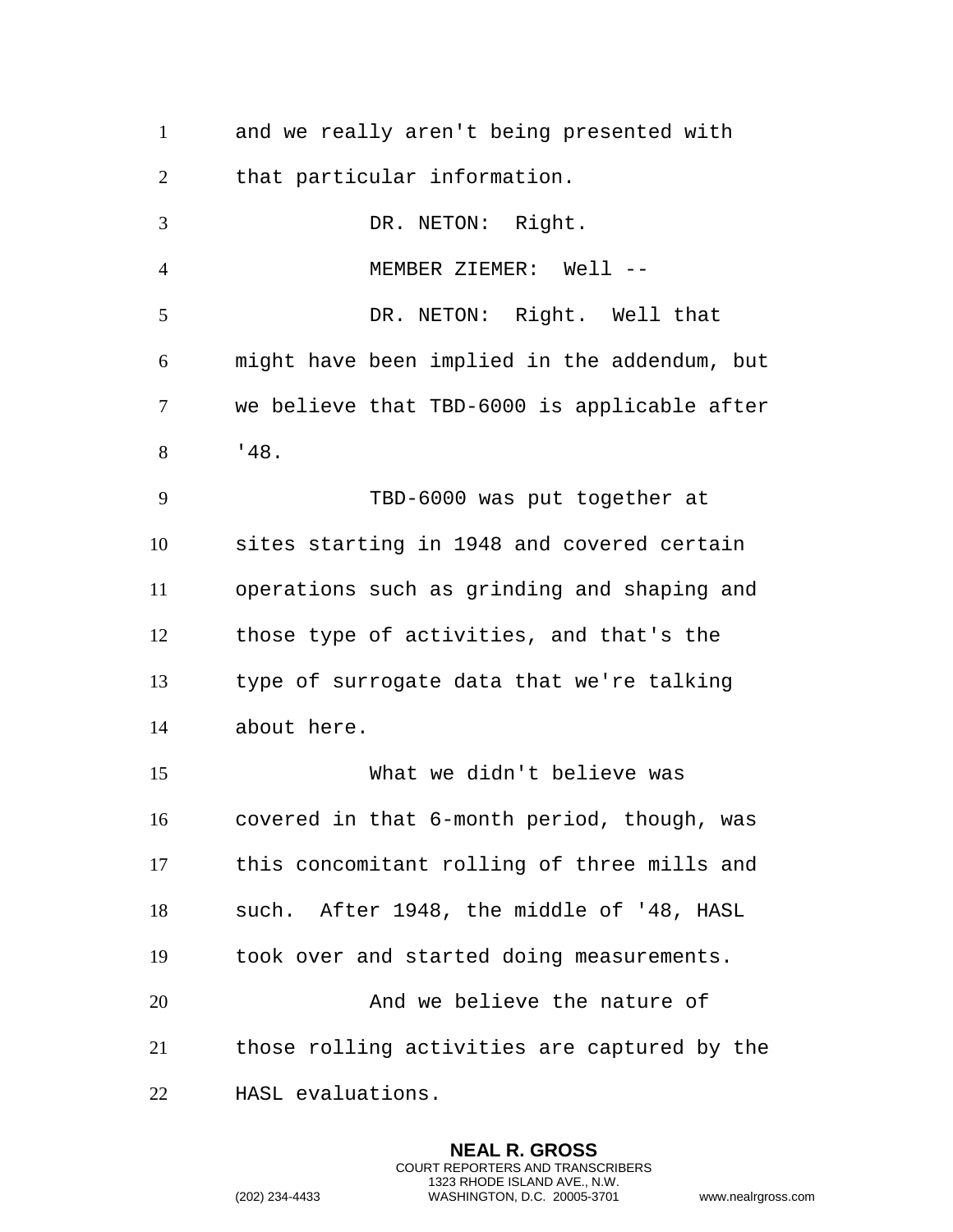and we really aren't being presented with that particular information.

DR. NETON: Right.

MEMBER ZIEMER: Well --

DR. NETON: Right. Well that might have been implied in the addendum, but we believe that TBD-6000 is applicable after '48.

TBD-6000 was put together at sites starting in 1948 and covered certain operations such as grinding and shaping and those type of activities, and that's the type of surrogate data that we're talking about here.

What we didn't believe was covered in that 6-month period, though, was this concomitant rolling of three mills and such. After 1948, the middle of '48, HASL took over and started doing measurements.

And we believe the nature of those rolling activities are captured by the HASL evaluations.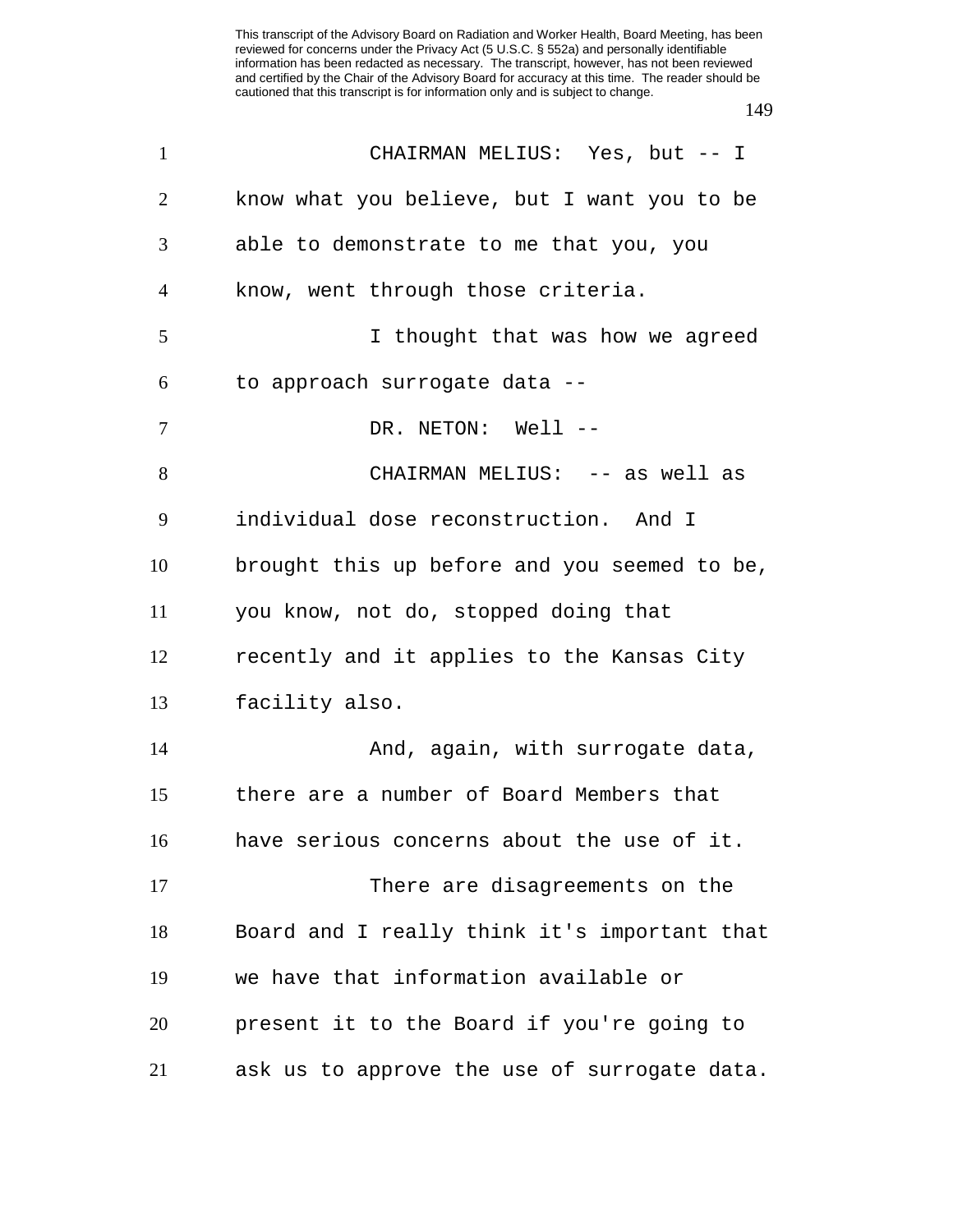CHAIRMAN MELIUS: Yes, but -- I know what you believe, but I want you to be able to demonstrate to me that you, you know, went through those criteria.

I thought that was how we agreed to approach surrogate data --

DR. NETON: Well --

CHAIRMAN MELIUS: -- as well as individual dose reconstruction. And I brought this up before and you seemed to be, you know, not do, stopped doing that recently and it applies to the Kansas City facility also.

And, again, with surrogate data, there are a number of Board Members that have serious concerns about the use of it.

There are disagreements on the Board and I really think it's important that we have that information available or present it to the Board if you're going to ask us to approve the use of surrogate data.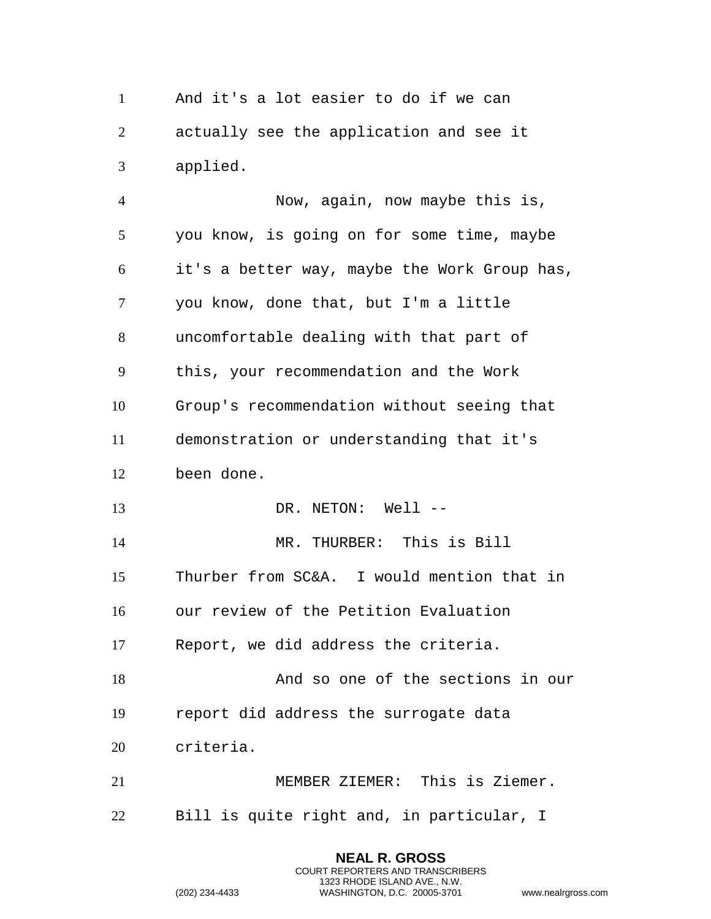And it's a lot easier to do if we can actually see the application and see it applied.

Now, again, now maybe this is, you know, is going on for some time, maybe it's a better way, maybe the Work Group has, you know, done that, but I'm a little uncomfortable dealing with that part of this, your recommendation and the Work Group's recommendation without seeing that demonstration or understanding that it's been done.

DR. NETON: Well --

MR. THURBER: This is Bill Thurber from SC&A. I would mention that in our review of the Petition Evaluation Report, we did address the criteria.

And so one of the sections in our report did address the surrogate data criteria.

MEMBER ZIEMER: This is Ziemer. Bill is quite right and, in particular, I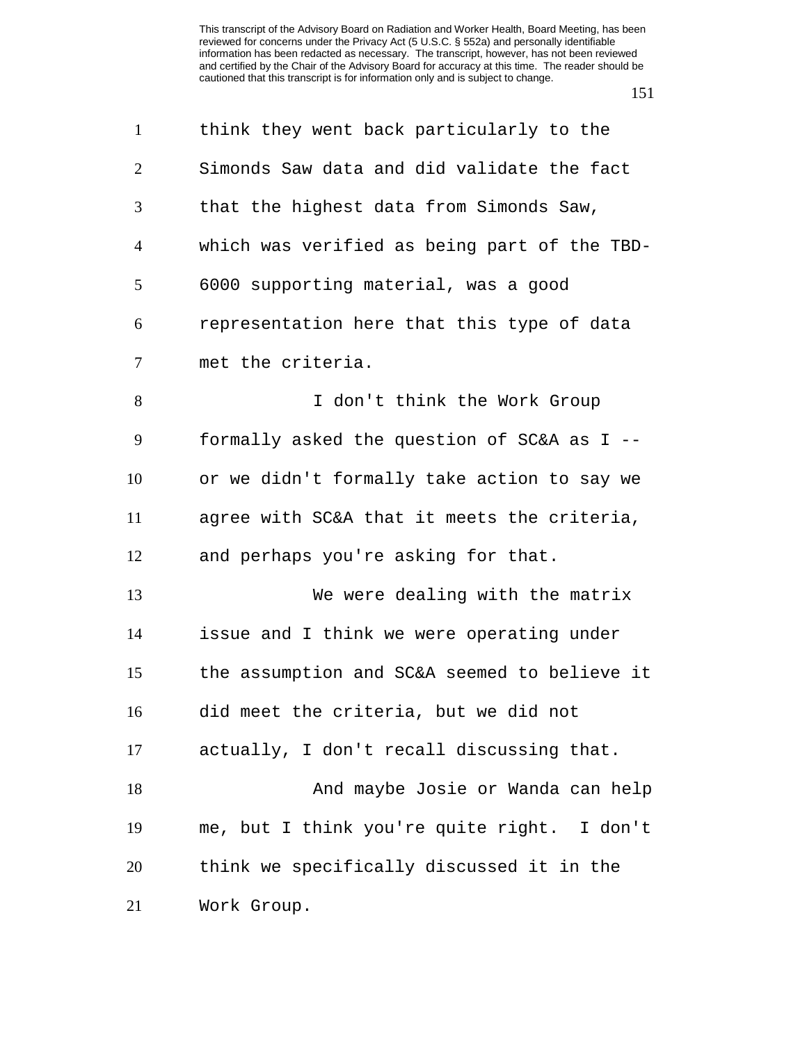think they went back particularly to the Simonds Saw data and did validate the fact that the highest data from Simonds Saw, which was verified as being part of the TBD-6000 supporting material, was a good representation here that this type of data met the criteria.

I don't think the Work Group formally asked the question of SC&A as I -- or we didn't formally take action to say we agree with SC&A that it meets the criteria, and perhaps you're asking for that.

We were dealing with the matrix issue and I think we were operating under the assumption and SC&A seemed to believe it did meet the criteria, but we did not actually, I don't recall discussing that.

And maybe Josie or Wanda can help me, but I think you're quite right. I don't think we specifically discussed it in the Work Group.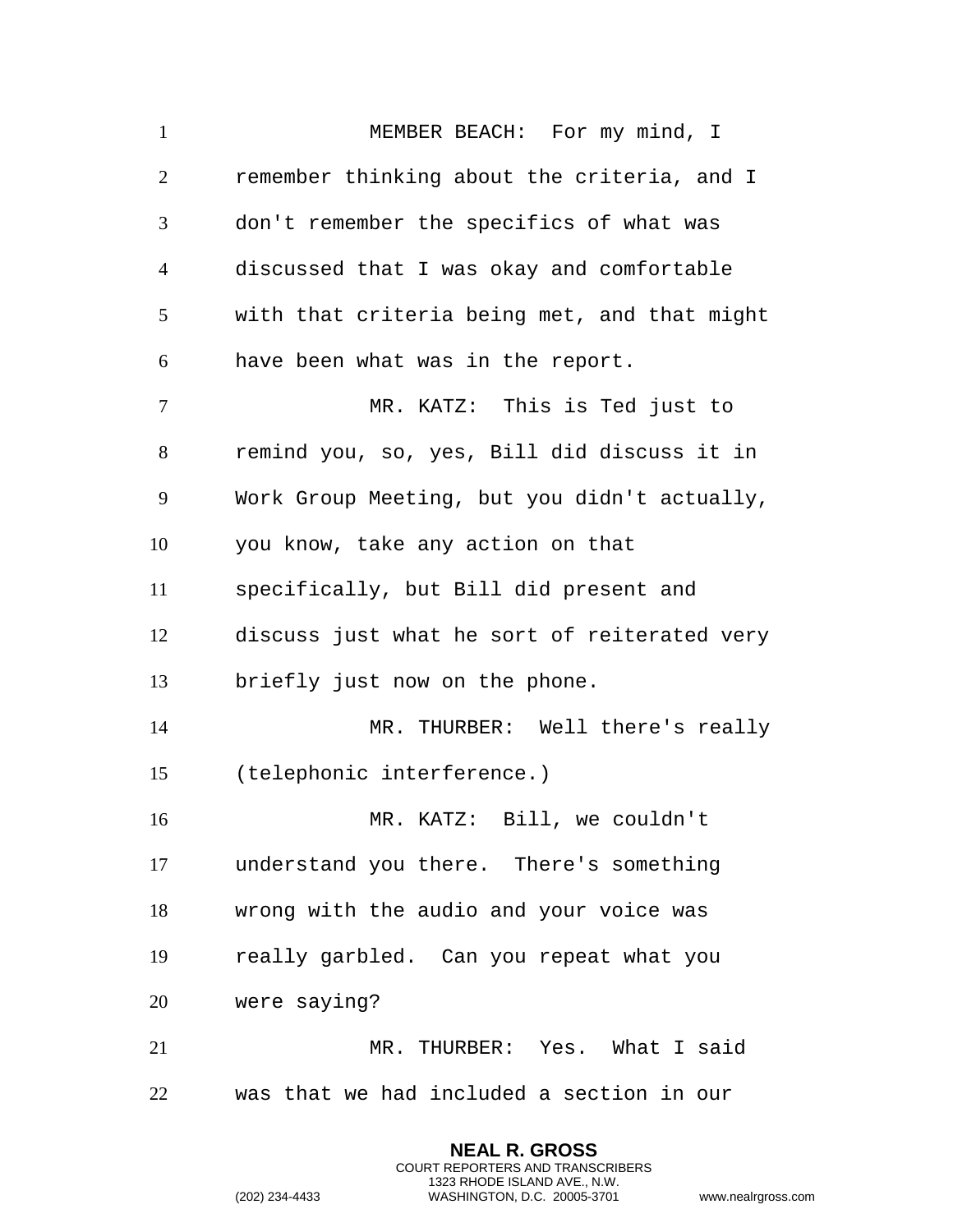MEMBER BEACH: For my mind, I remember thinking about the criteria, and I don't remember the specifics of what was discussed that I was okay and comfortable with that criteria being met, and that might have been what was in the report.

MR. KATZ: This is Ted just to remind you, so, yes, Bill did discuss it in Work Group Meeting, but you didn't actually, you know, take any action on that specifically, but Bill did present and discuss just what he sort of reiterated very briefly just now on the phone.

MR. THURBER: Well there's really (telephonic interference.)

MR. KATZ: Bill, we couldn't understand you there. There's something wrong with the audio and your voice was really garbled. Can you repeat what you were saying?

MR. THURBER: Yes. What I said was that we had included a section in our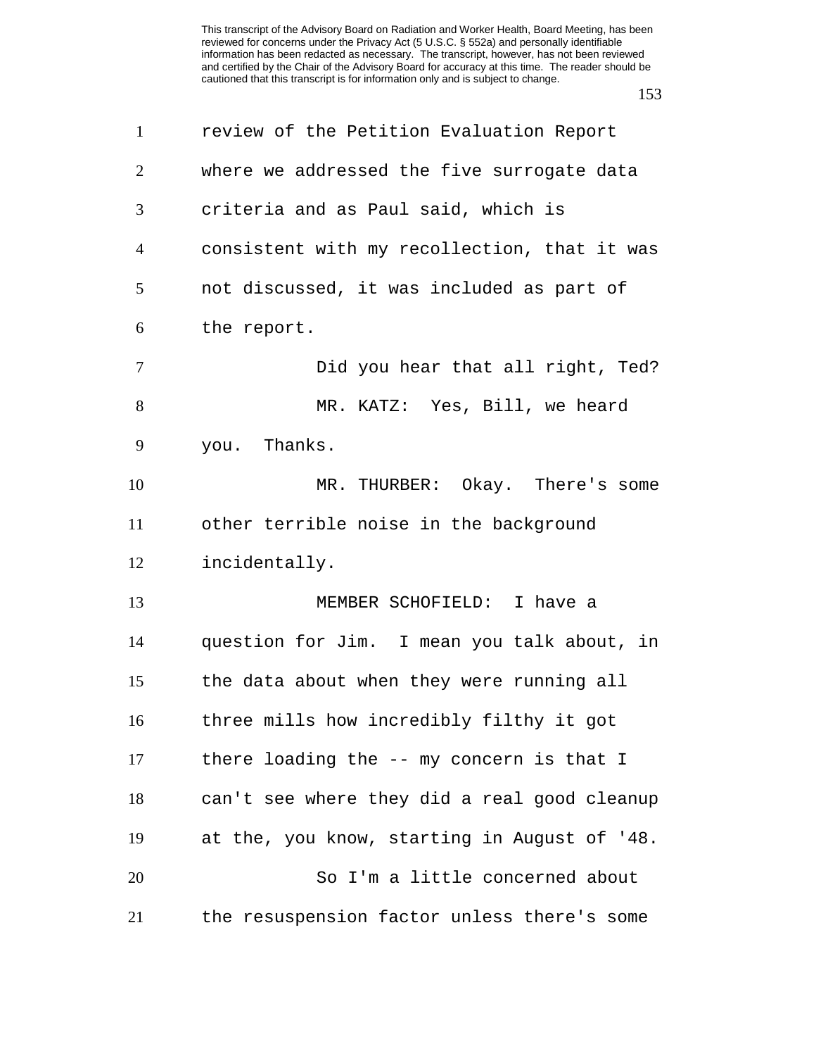review of the Petition Evaluation Report where we addressed the five surrogate data criteria and as Paul said, which is consistent with my recollection, that it was not discussed, it was included as part of the report.

Did you hear that all right, Ted?

MR. KATZ: Yes, Bill, we heard you. Thanks.

MR. THURBER: Okay. There's some other terrible noise in the background incidentally.

MEMBER SCHOFIELD: I have a question for Jim. I mean you talk about, in the data about when they were running all three mills how incredibly filthy it got there loading the -- my concern is that I can't see where they did a real good cleanup at the, you know, starting in August of '48.

So I'm a little concerned about the resuspension factor unless there's some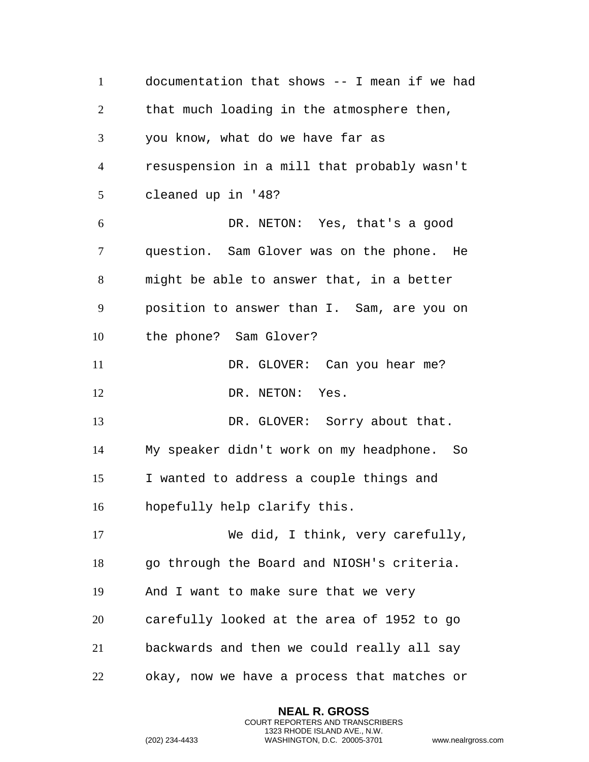documentation that shows -- I mean if we had that much loading in the atmosphere then, you know, what do we have far as resuspension in a mill that probably wasn't cleaned up in '48?

DR. NETON: Yes, that's a good question. Sam Glover was on the phone. He might be able to answer that, in a better position to answer than I. Sam, are you on the phone? Sam Glover?

DR. GLOVER: Can you hear me?

DR. NETON: Yes.

DR. GLOVER: Sorry about that. My speaker didn't work on my headphone. So I wanted to address a couple things and hopefully help clarify this.

We did, I think, very carefully, go through the Board and NIOSH's criteria. And I want to make sure that we very carefully looked at the area of 1952 to go backwards and then we could really all say okay, now we have a process that matches or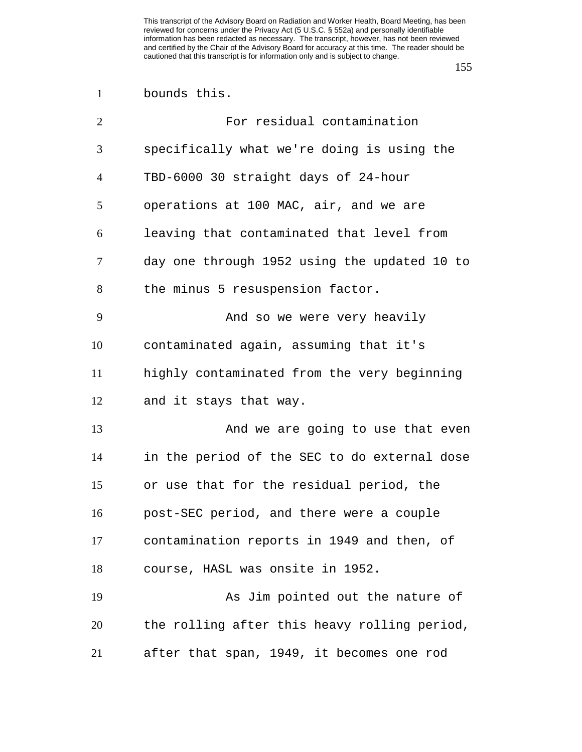bounds this.

For residual contamination specifically what we're doing is using the TBD-6000 30 straight days of 24-hour operations at 100 MAC, air, and we are leaving that contaminated that level from day one through 1952 using the updated 10 to the minus 5 resuspension factor.

And so we were very heavily contaminated again, assuming that it's highly contaminated from the very beginning and it stays that way.

And we are going to use that even in the period of the SEC to do external dose or use that for the residual period, the post-SEC period, and there were a couple contamination reports in 1949 and then, of course, HASL was onsite in 1952.

As Jim pointed out the nature of the rolling after this heavy rolling period, after that span, 1949, it becomes one rod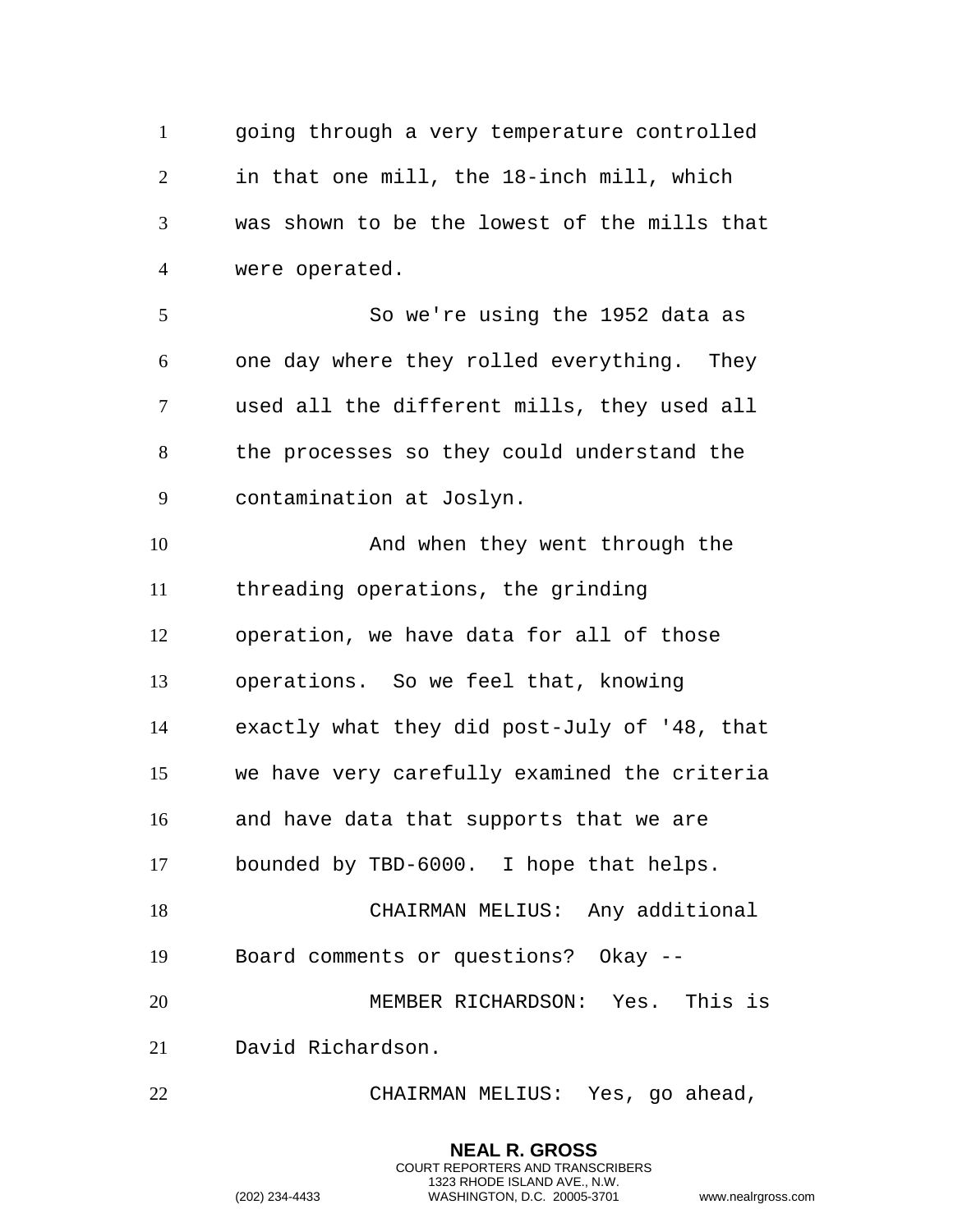going through a very temperature controlled in that one mill, the 18-inch mill, which was shown to be the lowest of the mills that were operated.

So we're using the 1952 data as one day where they rolled everything. They used all the different mills, they used all the processes so they could understand the contamination at Joslyn.

And when they went through the threading operations, the grinding operation, we have data for all of those operations. So we feel that, knowing exactly what they did post-July of '48, that we have very carefully examined the criteria and have data that supports that we are bounded by TBD-6000. I hope that helps.

CHAIRMAN MELIUS: Any additional Board comments or questions? Okay --

MEMBER RICHARDSON: Yes. This is David Richardson.

CHAIRMAN MELIUS: Yes, go ahead,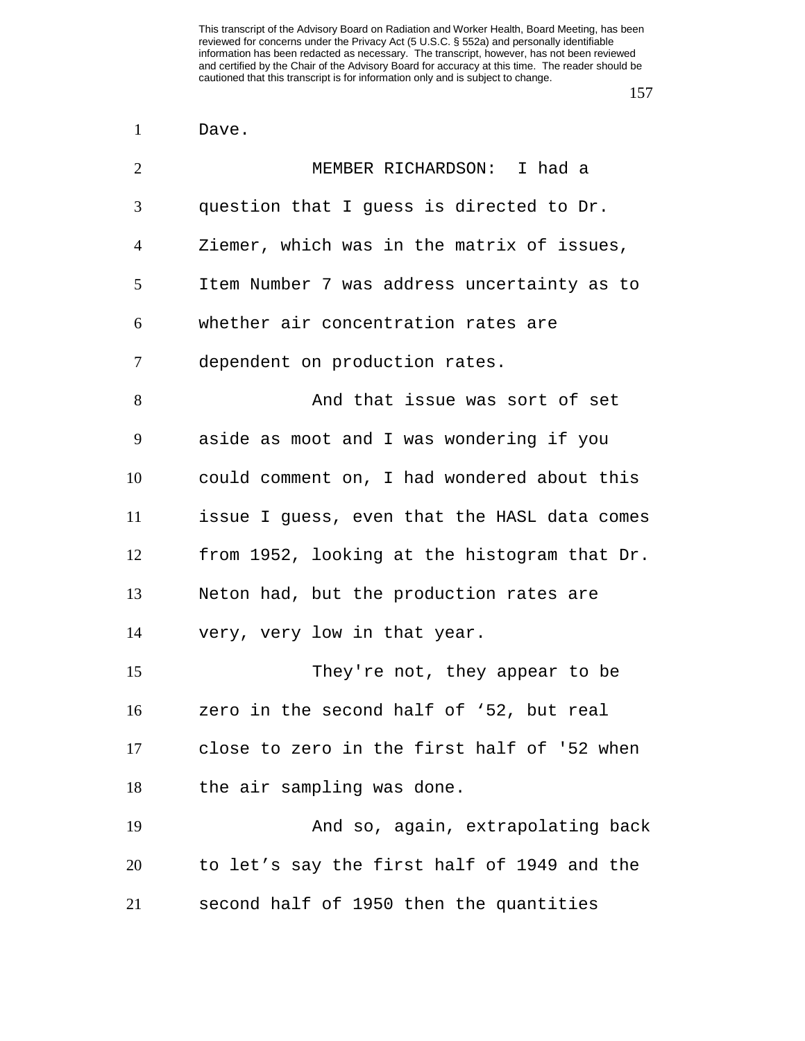Dave.

MEMBER RICHARDSON: I had a question that I guess is directed to Dr. Ziemer, which was in the matrix of issues, Item Number 7 was address uncertainty as to whether air concentration rates are dependent on production rates.

And that issue was sort of set aside as moot and I was wondering if you could comment on, I had wondered about this issue I guess, even that the HASL data comes from 1952, looking at the histogram that Dr. Neton had, but the production rates are very, very low in that year.

They're not, they appear to be zero in the second half of ‘52, but real close to zero in the first half of '52 when the air sampling was done.

And so, again, extrapolating back to let’s say the first half of 1949 and the second half of 1950 then the quantities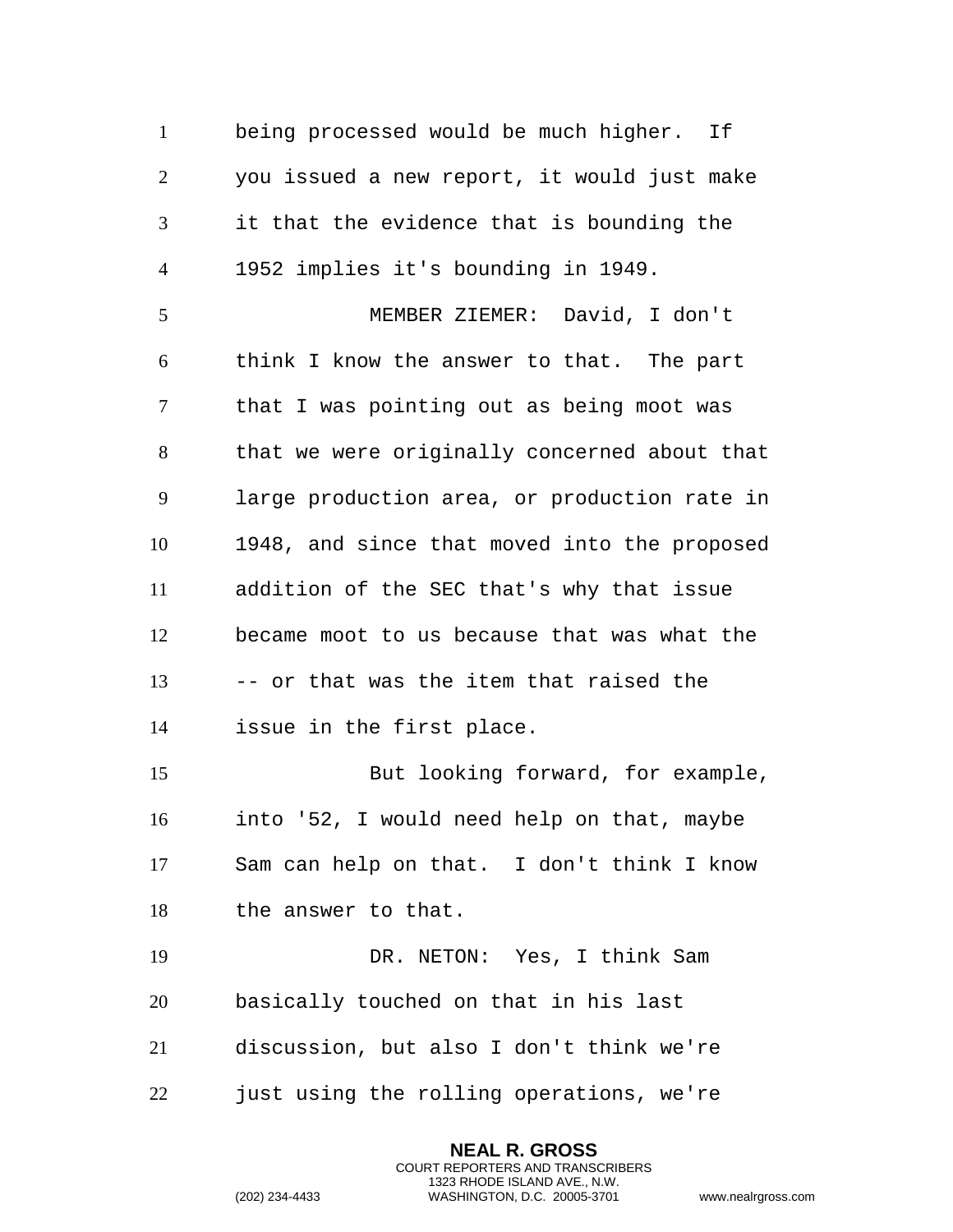being processed would be much higher. If you issued a new report, it would just make it that the evidence that is bounding the 1952 implies it's bounding in 1949.

MEMBER ZIEMER: David, I don't think I know the answer to that. The part that I was pointing out as being moot was that we were originally concerned about that large production area, or production rate in 1948, and since that moved into the proposed addition of the SEC that's why that issue became moot to us because that was what the -- or that was the item that raised the issue in the first place.

But looking forward, for example, into '52, I would need help on that, maybe Sam can help on that. I don't think I know the answer to that.

DR. NETON: Yes, I think Sam basically touched on that in his last discussion, but also I don't think we're just using the rolling operations, we're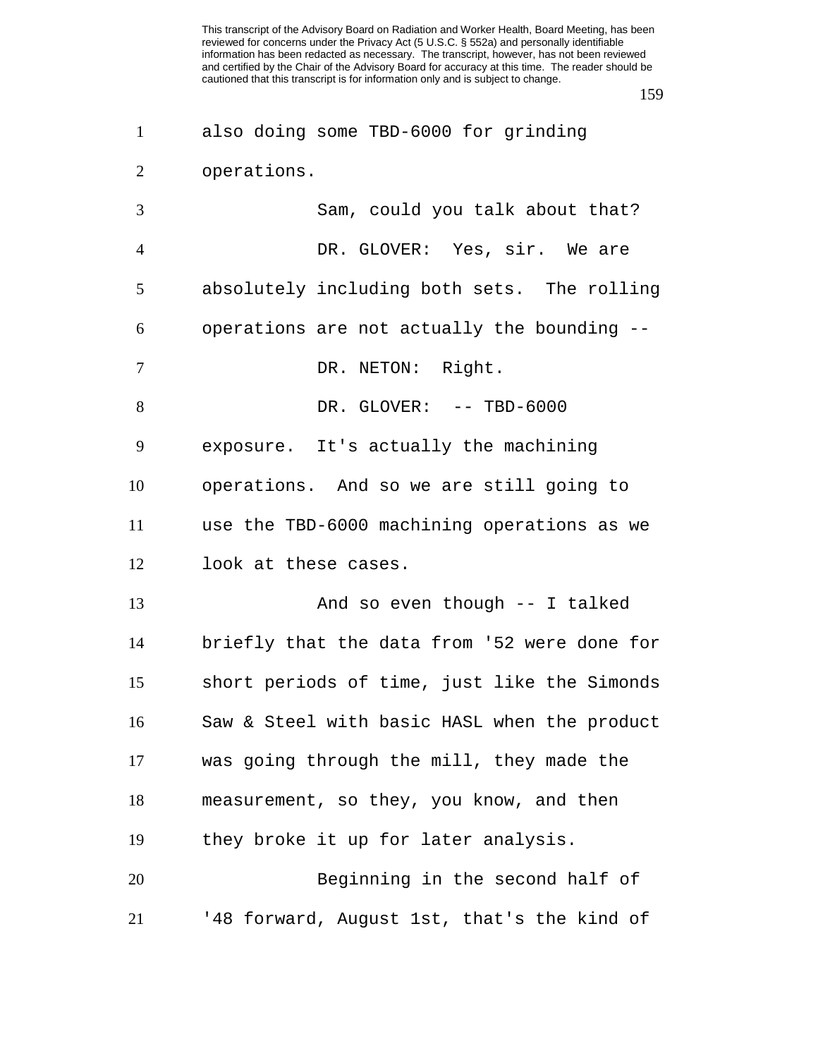also doing some TBD-6000 for grinding operations.

Sam, could you talk about that?

DR. GLOVER: Yes, sir. We are absolutely including both sets. The rolling operations are not actually the bounding --

DR. NETON: Right.

DR. GLOVER: -- TBD-6000 exposure. It's actually the machining operations. And so we are still going to use the TBD-6000 machining operations as we look at these cases.

And so even though -- I talked briefly that the data from '52 were done for short periods of time, just like the Simonds Saw & Steel with basic HASL when the product was going through the mill, they made the measurement, so they, you know, and then they broke it up for later analysis.

Beginning in the second half of '48 forward, August 1st, that's the kind of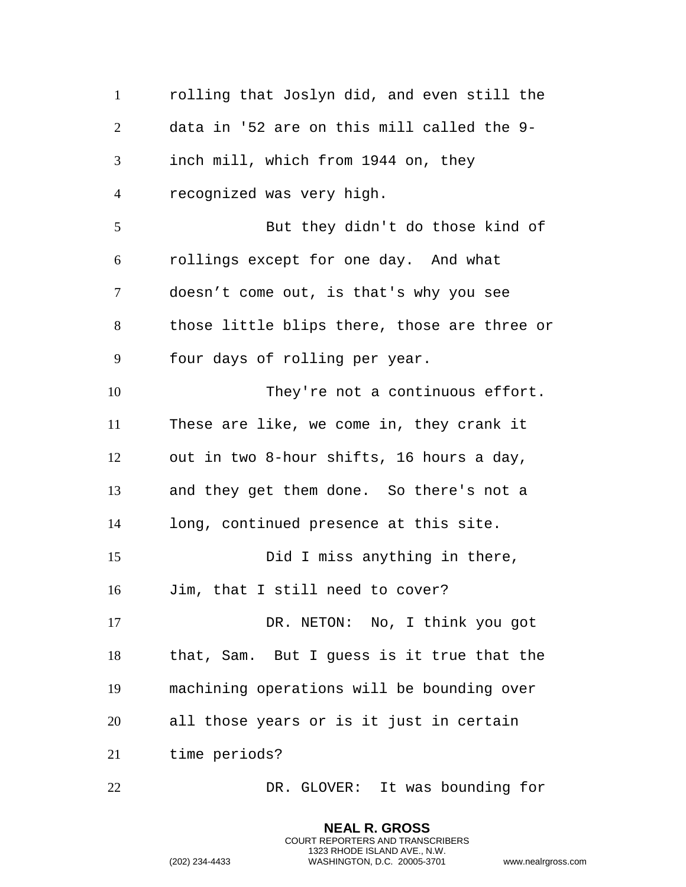rolling that Joslyn did, and even still the data in '52 are on this mill called the 9-inch mill, which from 1944 on, they recognized was very high.

But they didn't do those kind of rollings except for one day. And what doesn’t come out, is that's why you see those little blips there, those are three or four days of rolling per year.

They're not a continuous effort. These are like, we come in, they crank it out in two 8-hour shifts, 16 hours a day, and they get them done. So there's not a long, continued presence at this site.

Did I miss anything in there, Jim, that I still need to cover?

DR. NETON: No, I think you got that, Sam. But I guess is it true that the machining operations will be bounding over all those years or is it just in certain time periods?

DR. GLOVER: It was bounding for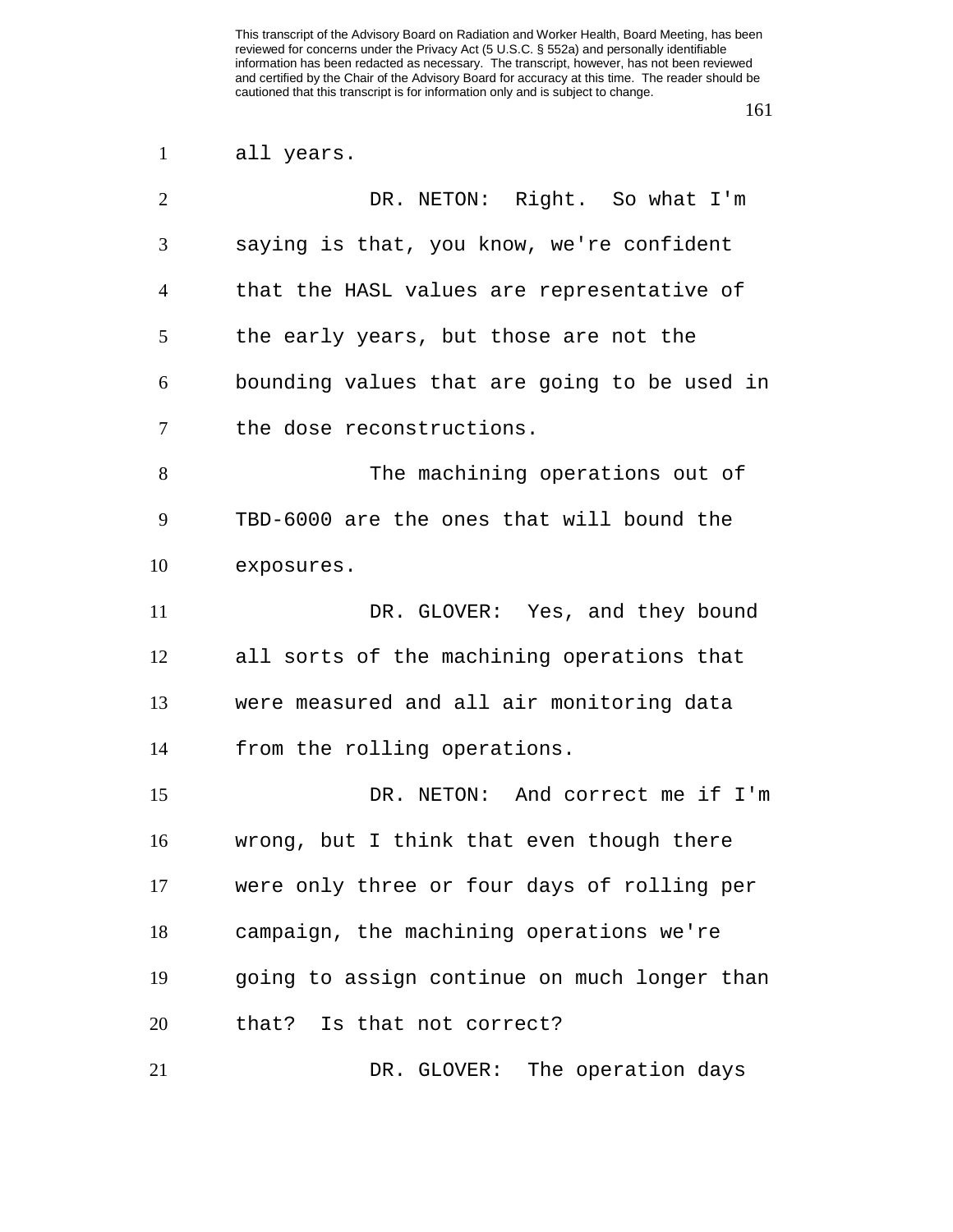all years.

DR. NETON: Right. So what I'm saying is that, you know, we're confident that the HASL values are representative of the early years, but those are not the bounding values that are going to be used in the dose reconstructions.

The machining operations out of TBD-6000 are the ones that will bound the exposures.

DR. GLOVER: Yes, and they bound all sorts of the machining operations that were measured and all air monitoring data from the rolling operations.

DR. NETON: And correct me if I'm wrong, but I think that even though there were only three or four days of rolling per campaign, the machining operations we're going to assign continue on much longer than that? Is that not correct?

DR. GLOVER: The operation days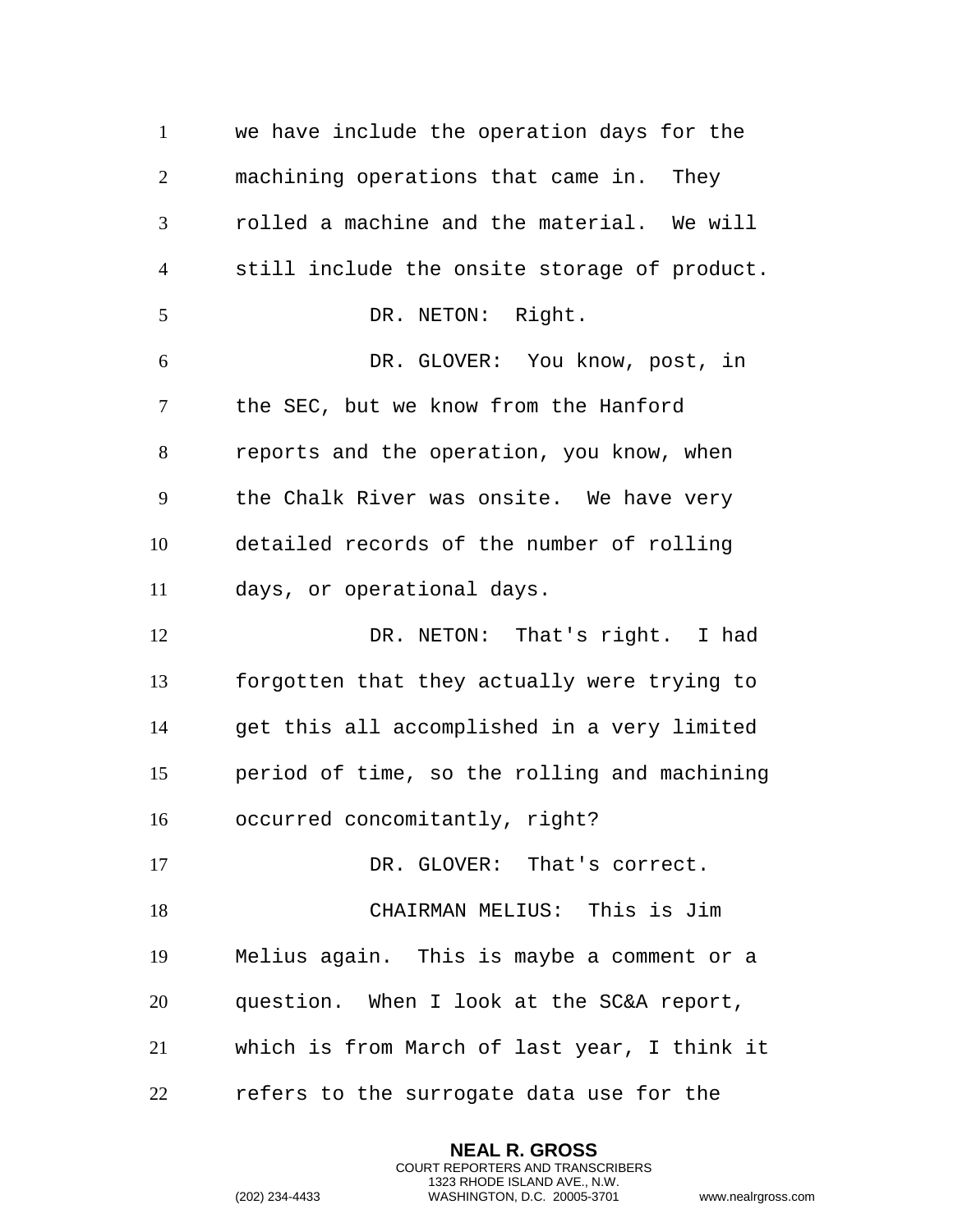we have include the operation days for the machining operations that came in. They rolled a machine and the material. We will still include the onsite storage of product.

DR. NETON: Right.

DR. GLOVER: You know, post, in the SEC, but we know from the Hanford reports and the operation, you know, when the Chalk River was onsite. We have very detailed records of the number of rolling days, or operational days.

DR. NETON: That's right. I had forgotten that they actually were trying to get this all accomplished in a very limited period of time, so the rolling and machining occurred concomitantly, right?

DR. GLOVER: That's correct.

CHAIRMAN MELIUS: This is Jim Melius again. This is maybe a comment or a question. When I look at the SC&A report, which is from March of last year, I think it refers to the surrogate data use for the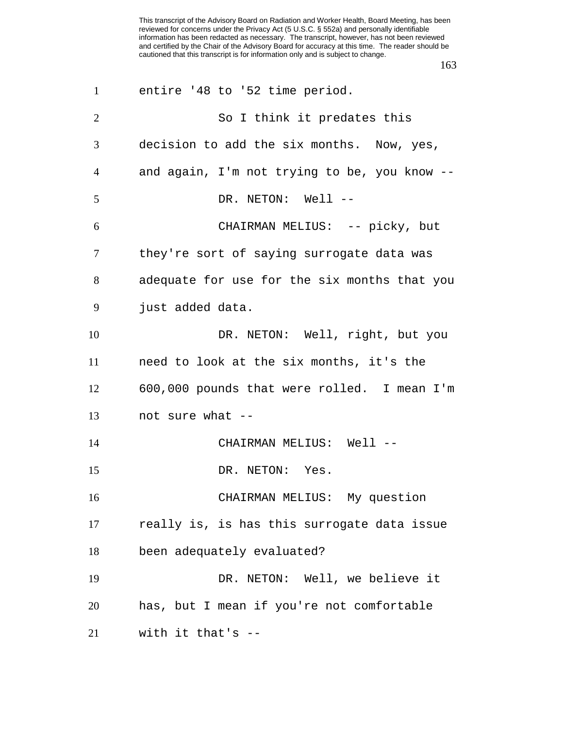entire '48 to '52 time period.

So I think it predates this decision to add the six months. Now, yes, and again, I'm not trying to be, you know --

DR. NETON: Well --

CHAIRMAN MELIUS: -- picky, but they're sort of saying surrogate data was adequate for use for the six months that you just added data.

DR. NETON: Well, right, but you need to look at the six months, it's the 600,000 pounds that were rolled. I mean I'm not sure what --

CHAIRMAN MELIUS: Well --

DR. NETON: Yes.

CHAIRMAN MELIUS: My question really is, is has this surrogate data issue been adequately evaluated?

DR. NETON: Well, we believe it has, but I mean if you're not comfortable with it that's --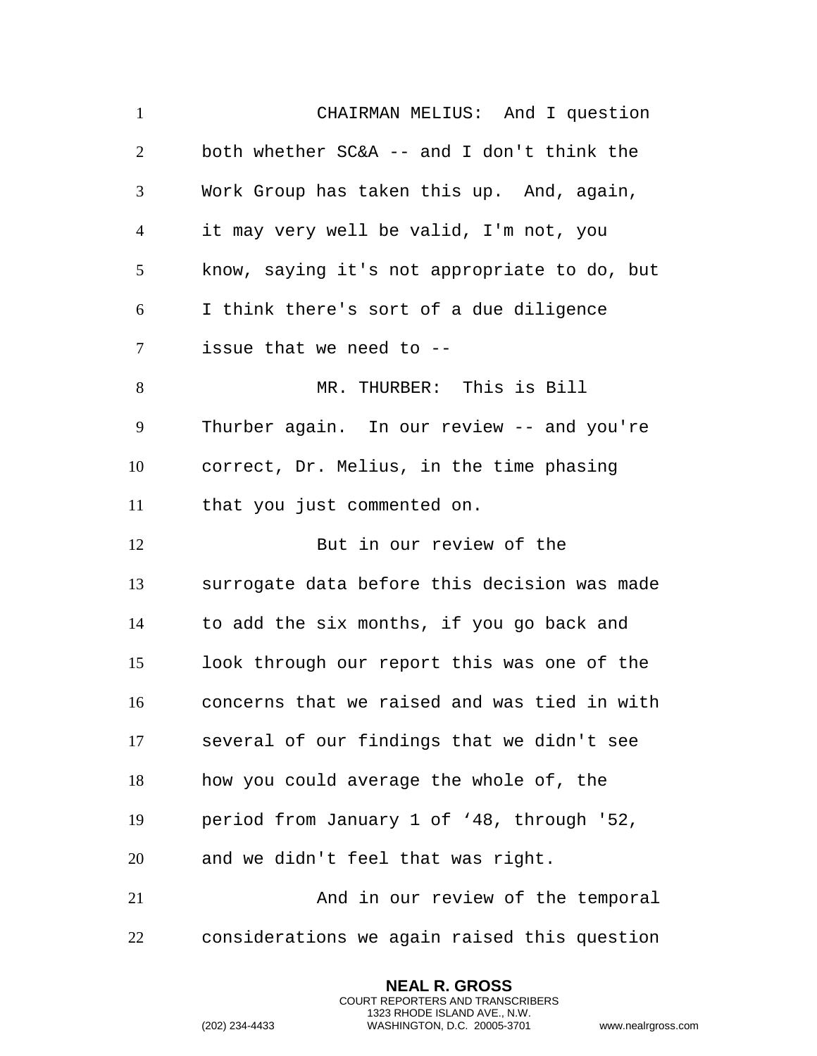CHAIRMAN MELIUS: And I question both whether SC&A -- and I don't think the Work Group has taken this up. And, again, it may very well be valid, I'm not, you know, saying it's not appropriate to do, but I think there's sort of a due diligence issue that we need to --

MR. THURBER: This is Bill Thurber again. In our review -- and you're correct, Dr. Melius, in the time phasing that you just commented on.

But in our review of the surrogate data before this decision was made to add the six months, if you go back and look through our report this was one of the concerns that we raised and was tied in with several of our findings that we didn't see how you could average the whole of, the period from January 1 of ‘48, through '52, and we didn't feel that was right.

And in our review of the temporal considerations we again raised this question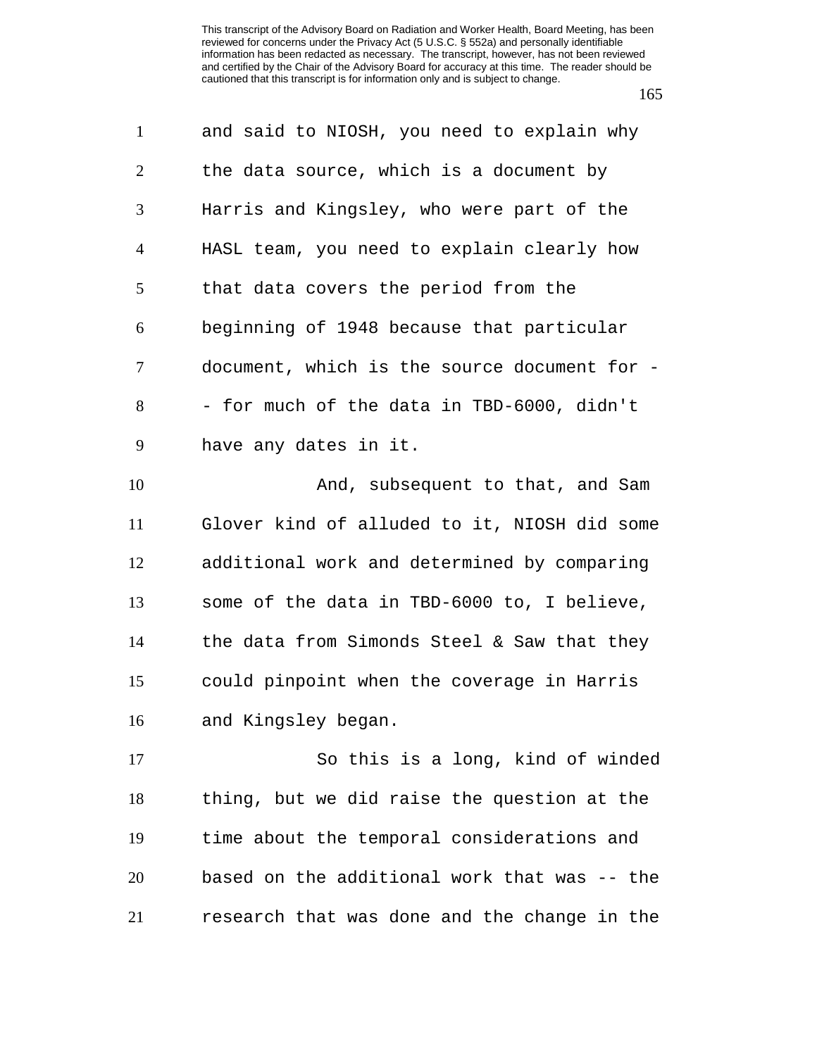and said to NIOSH, you need to explain why the data source, which is a document by Harris and Kingsley, who were part of the HASL team, you need to explain clearly how that data covers the period from the beginning of 1948 because that particular document, which is the source document for -- for much of the data in TBD-6000, didn't have any dates in it.

And, subsequent to that, and Sam Glover kind of alluded to it, NIOSH did some additional work and determined by comparing some of the data in TBD-6000 to, I believe, the data from Simonds Steel & Saw that they could pinpoint when the coverage in Harris and Kingsley began.

So this is a long, kind of winded thing, but we did raise the question at the time about the temporal considerations and based on the additional work that was -- the research that was done and the change in the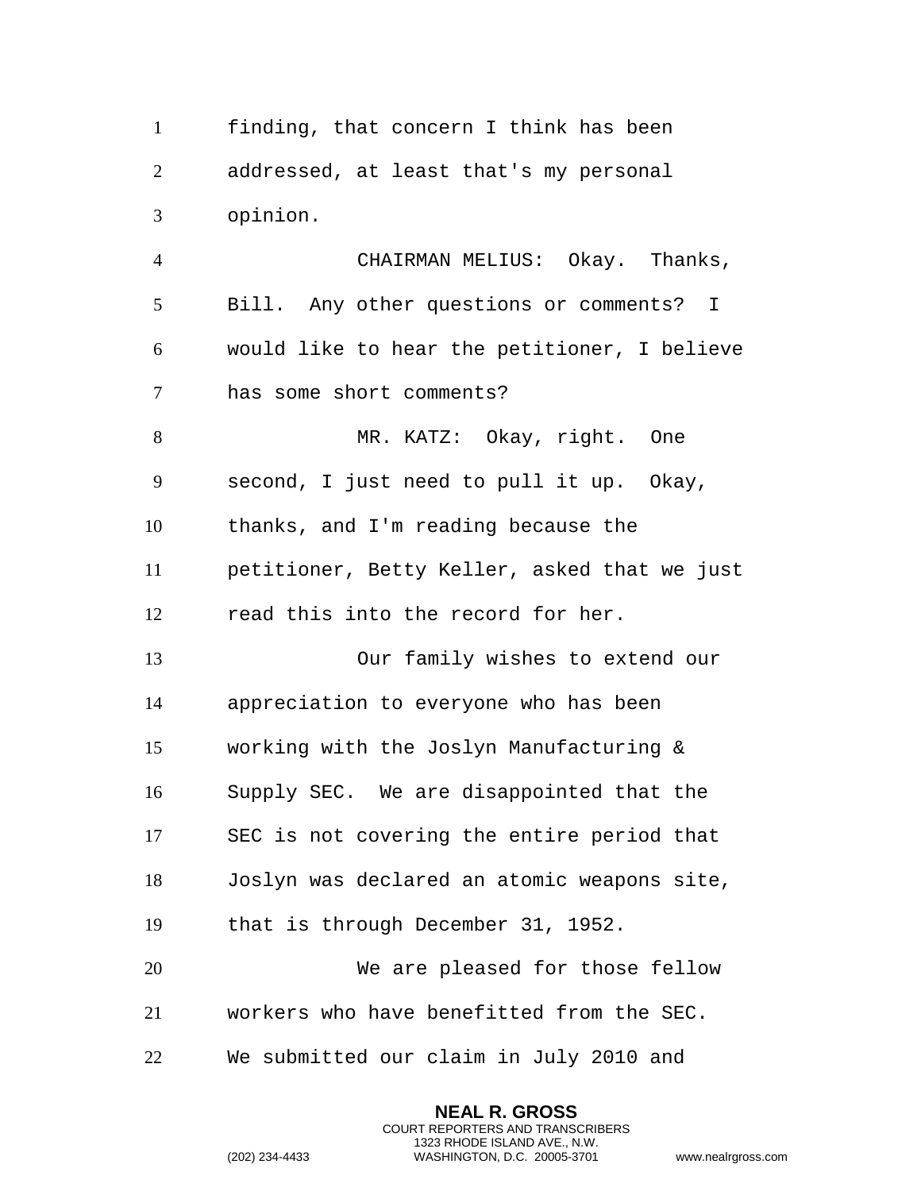finding, that concern I think has been addressed, at least that's my personal opinion.

CHAIRMAN MELIUS: Okay. Thanks, Bill. Any other questions or comments? I would like to hear the petitioner, I believe has some short comments?

MR. KATZ: Okay, right. One second, I just need to pull it up. Okay, thanks, and I'm reading because the petitioner, Betty Keller, asked that we just read this into the record for her.

Our family wishes to extend our appreciation to everyone who has been working with the Joslyn Manufacturing & Supply SEC. We are disappointed that the SEC is not covering the entire period that Joslyn was declared an atomic weapons site, that is through December 31, 1952.

We are pleased for those fellow workers who have benefitted from the SEC. We submitted our claim in July 2010 and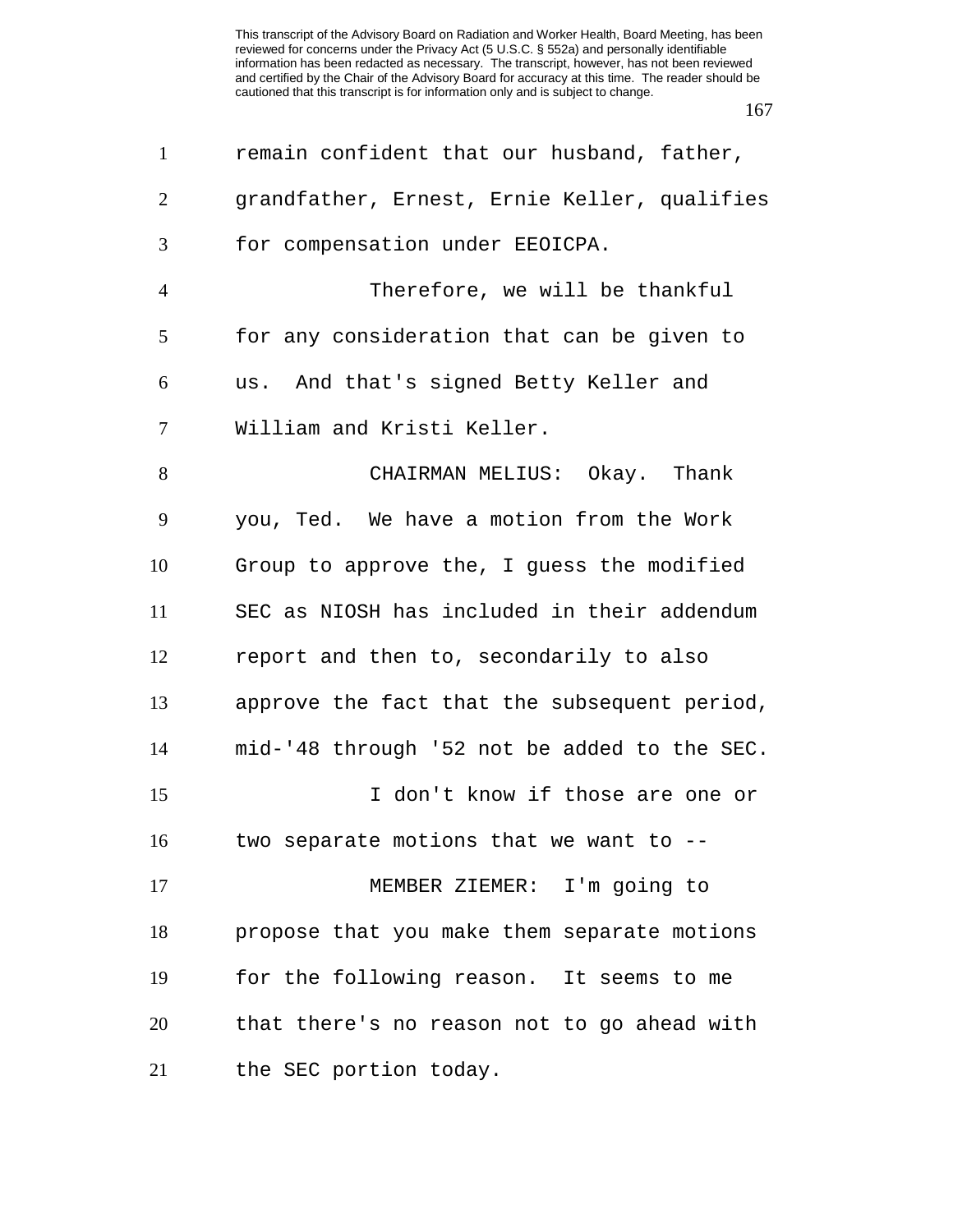remain confident that our husband, father, grandfather, Ernest, Ernie Keller, qualifies for compensation under EEOICPA.

Therefore, we will be thankful for any consideration that can be given to us. And that's signed Betty Keller and William and Kristi Keller.

CHAIRMAN MELIUS: Okay. Thank you, Ted. We have a motion from the Work Group to approve the, I guess the modified SEC as NIOSH has included in their addendum report and then to, secondarily to also approve the fact that the subsequent period, mid-'48 through '52 not be added to the SEC.

I don't know if those are one or two separate motions that we want to --

MEMBER ZIEMER: I'm going to propose that you make them separate motions for the following reason. It seems to me that there's no reason not to go ahead with the SEC portion today.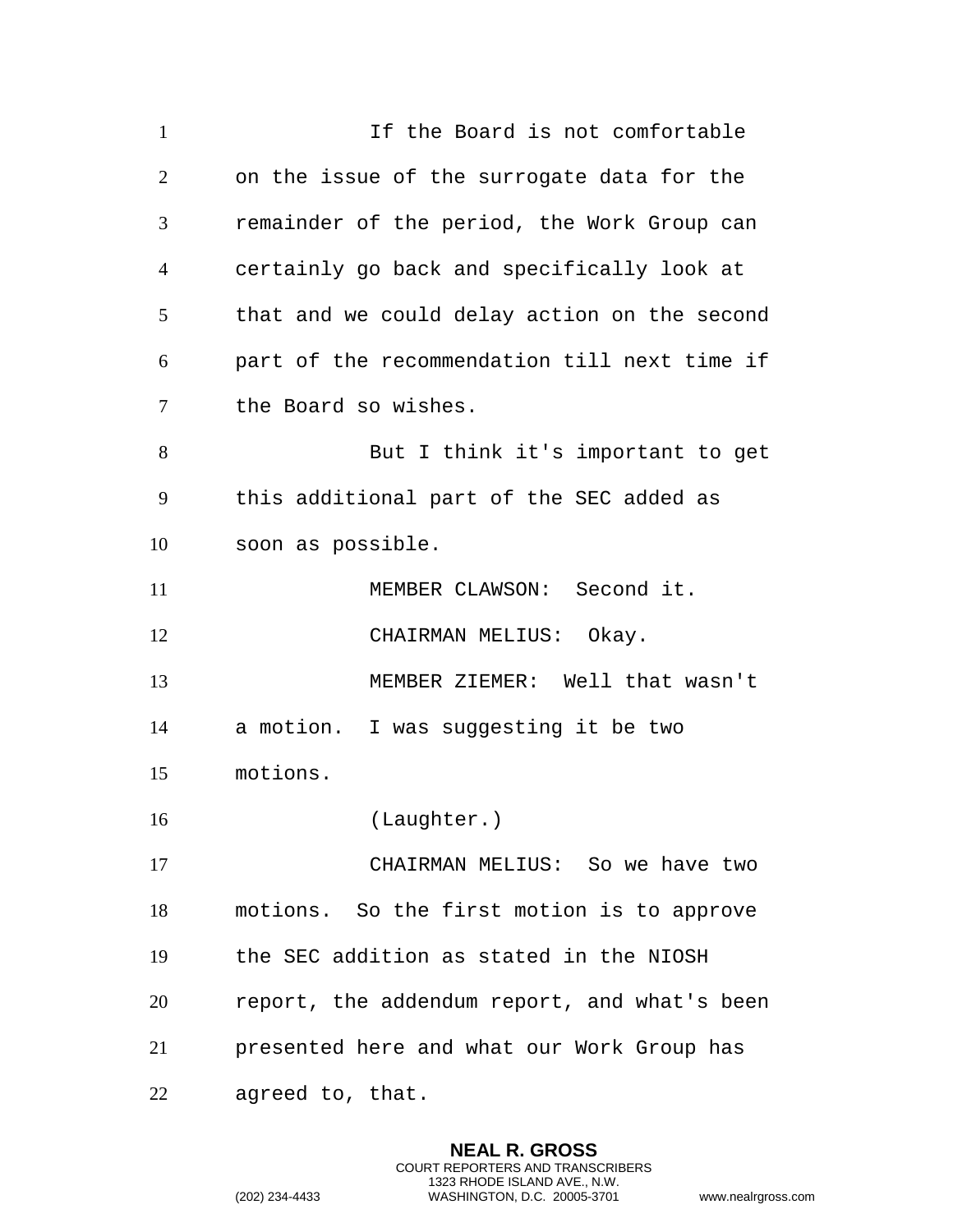If the Board is not comfortable on the issue of the surrogate data for the remainder of the period, the Work Group can certainly go back and specifically look at that and we could delay action on the second part of the recommendation till next time if the Board so wishes.

But I think it's important to get this additional part of the SEC added as soon as possible.

MEMBER CLAWSON: Second it.

CHAIRMAN MELIUS: Okay.

MEMBER ZIEMER: Well that wasn't a motion. I was suggesting it be two motions.

(Laughter.)

CHAIRMAN MELIUS: So we have two motions. So the first motion is to approve the SEC addition as stated in the NIOSH report, the addendum report, and what's been presented here and what our Work Group has agreed to, that.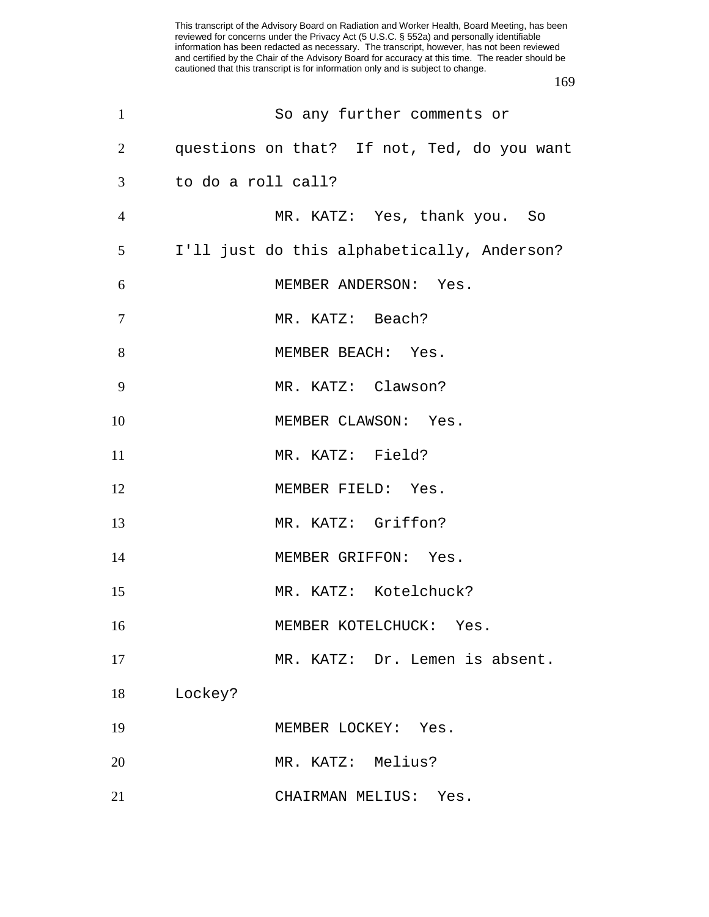So any further comments or questions on that? If not, Ted, do you want to do a roll call?

MR. KATZ: Yes, thank you. So I'll just do this alphabetically, Anderson?

MEMBER ANDERSON: Yes.

MR. KATZ: Beach?

MEMBER BEACH: Yes.

MR. KATZ: Clawson?

MEMBER CLAWSON: Yes.

MR. KATZ: Field?

MEMBER FIELD: Yes.

MR. KATZ: Griffon?

MEMBER GRIFFON: Yes.

MR. KATZ: Kotelchuck?

MEMBER KOTELCHUCK: Yes.

MR. KATZ: Dr. Lemen is absent. Lockey?

MEMBER LOCKEY: Yes.

MR. KATZ: Melius?

CHAIRMAN MELIUS: Yes.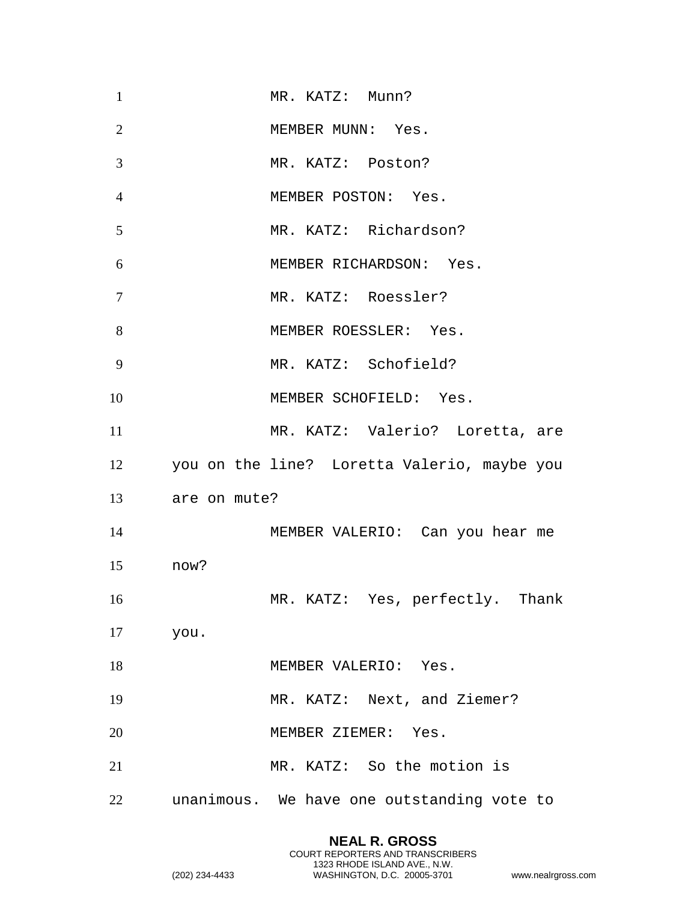MR. KATZ: Munn?

MEMBER MUNN: Yes.

MR. KATZ: Poston?

MEMBER POSTON: Yes.

MR. KATZ: Richardson?

MEMBER RICHARDSON: Yes.

MR. KATZ: Roessler?

MEMBER ROESSLER: Yes.

MR. KATZ: Schofield?

MEMBER SCHOFIELD: Yes.

MR. KATZ: Valerio? Loretta, are you on the line? Loretta Valerio, maybe you are on mute?

MEMBER VALERIO: Can you hear me now?

MR. KATZ: Yes, perfectly. Thank you.

MEMBER VALERIO: Yes.

MR. KATZ: Next, and Ziemer?

MEMBER ZIEMER: Yes.

MR. KATZ: So the motion is unanimous. We have one outstanding vote to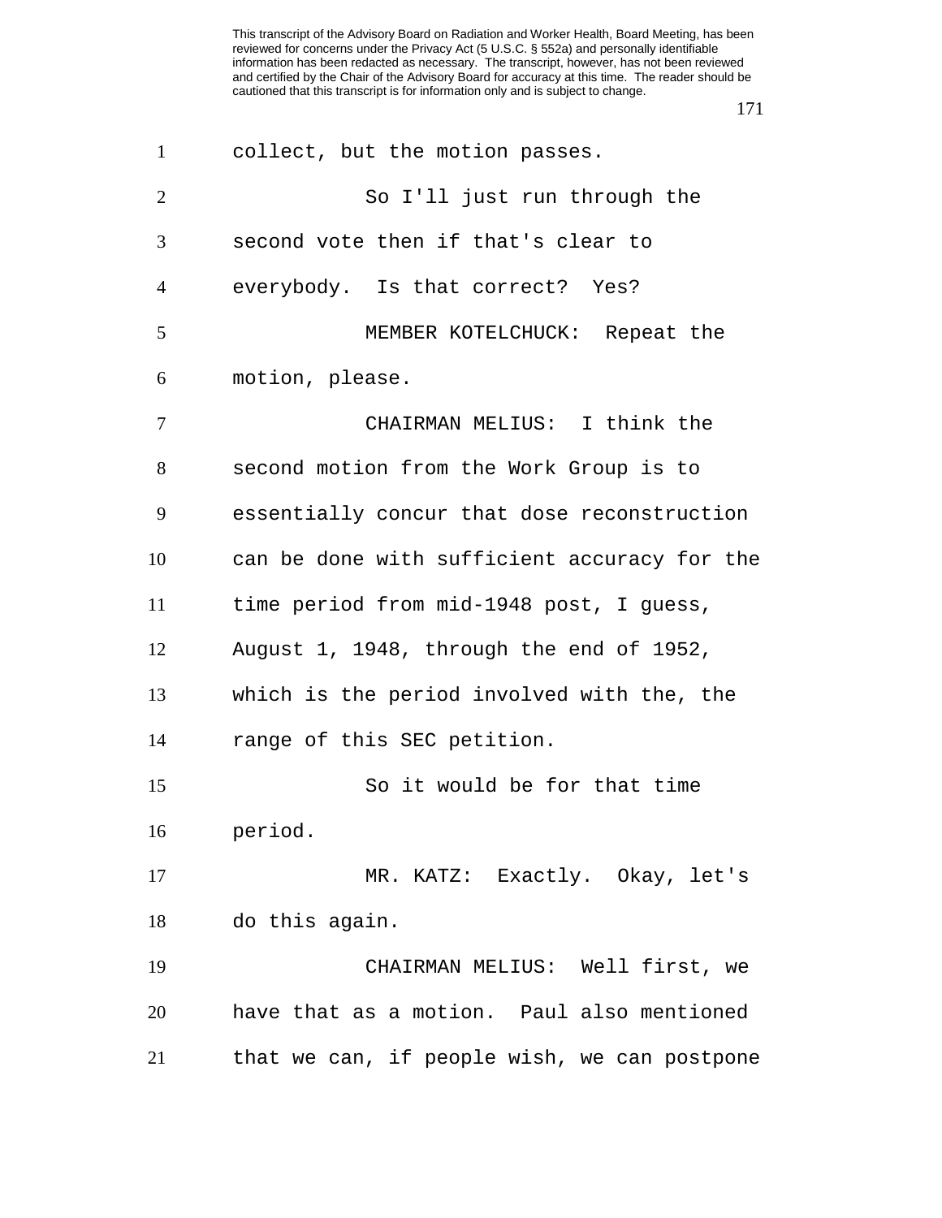collect, but the motion passes.

So I'll just run through the second vote then if that's clear to everybody. Is that correct? Yes?

MEMBER KOTELCHUCK: Repeat the motion, please.

CHAIRMAN MELIUS: I think the second motion from the Work Group is to essentially concur that dose reconstruction can be done with sufficient accuracy for the time period from mid-1948 post, I guess, August 1, 1948, through the end of 1952, which is the period involved with the, the range of this SEC petition.

So it would be for that time period.

MR. KATZ: Exactly. Okay, let's do this again.

CHAIRMAN MELIUS: Well first, we have that as a motion. Paul also mentioned that we can, if people wish, we can postpone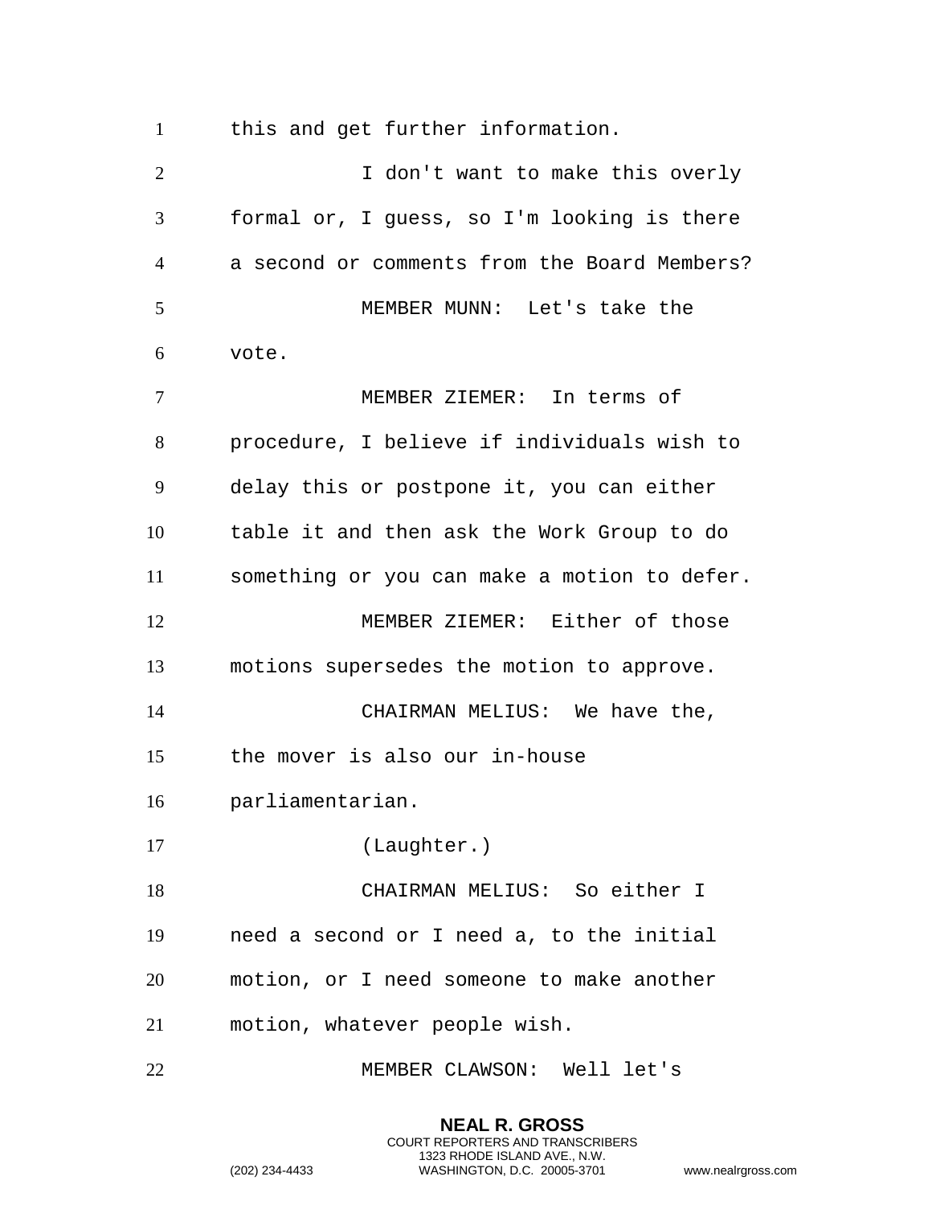this and get further information.

I don't want to make this overly formal or, I guess, so I'm looking is there a second or comments from the Board Members?

MEMBER MUNN: Let's take the vote.

MEMBER ZIEMER: In terms of procedure, I believe if individuals wish to delay this or postpone it, you can either table it and then ask the Work Group to do something or you can make a motion to defer.

MEMBER ZIEMER: Either of those motions supersedes the motion to approve.

CHAIRMAN MELIUS: We have the, the mover is also our in-house parliamentarian.

(Laughter.)

CHAIRMAN MELIUS: So either I need a second or I need a, to the initial motion, or I need someone to make another motion, whatever people wish.

MEMBER CLAWSON: Well let's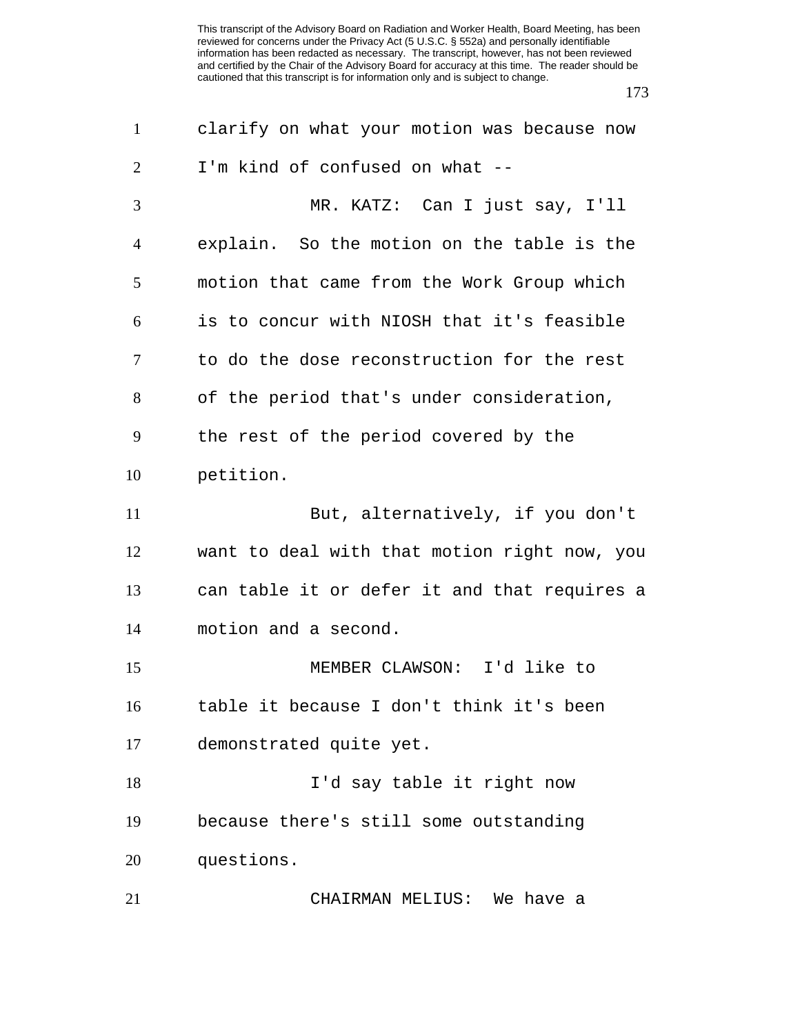clarify on what your motion was because now I'm kind of confused on what --

MR. KATZ: Can I just say, I'll explain. So the motion on the table is the motion that came from the Work Group which is to concur with NIOSH that it's feasible to do the dose reconstruction for the rest of the period that's under consideration, the rest of the period covered by the petition.

But, alternatively, if you don't want to deal with that motion right now, you can table it or defer it and that requires a motion and a second.

MEMBER CLAWSON: I'd like to table it because I don't think it's been demonstrated quite yet.

I'd say table it right now because there's still some outstanding questions.

CHAIRMAN MELIUS: We have a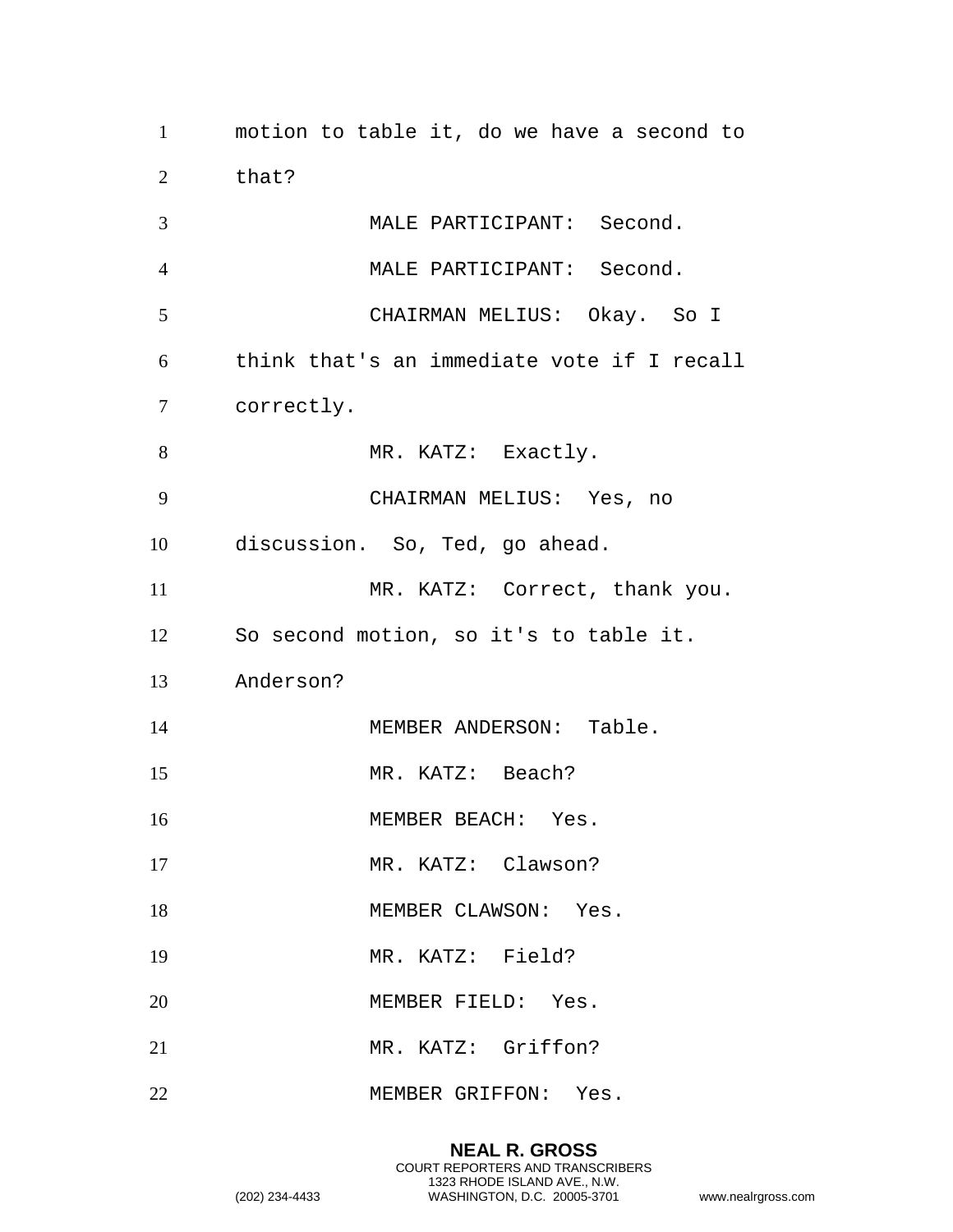motion to table it, do we have a second to that?

MALE PARTICIPANT: Second.

MALE PARTICIPANT: Second.

CHAIRMAN MELIUS: Okay. So I think that's an immediate vote if I recall correctly.

MR. KATZ: Exactly.

CHAIRMAN MELIUS: Yes, no discussion. So, Ted, go ahead.

MR. KATZ: Correct, thank you. So second motion, so it's to table it. Anderson?

MEMBER ANDERSON: Table.

MR. KATZ: Beach?

MEMBER BEACH: Yes.

MR. KATZ: Clawson?

MEMBER CLAWSON: Yes.

MR. KATZ: Field?

MEMBER FIELD: Yes.

MR. KATZ: Griffon?

MEMBER GRIFFON: Yes.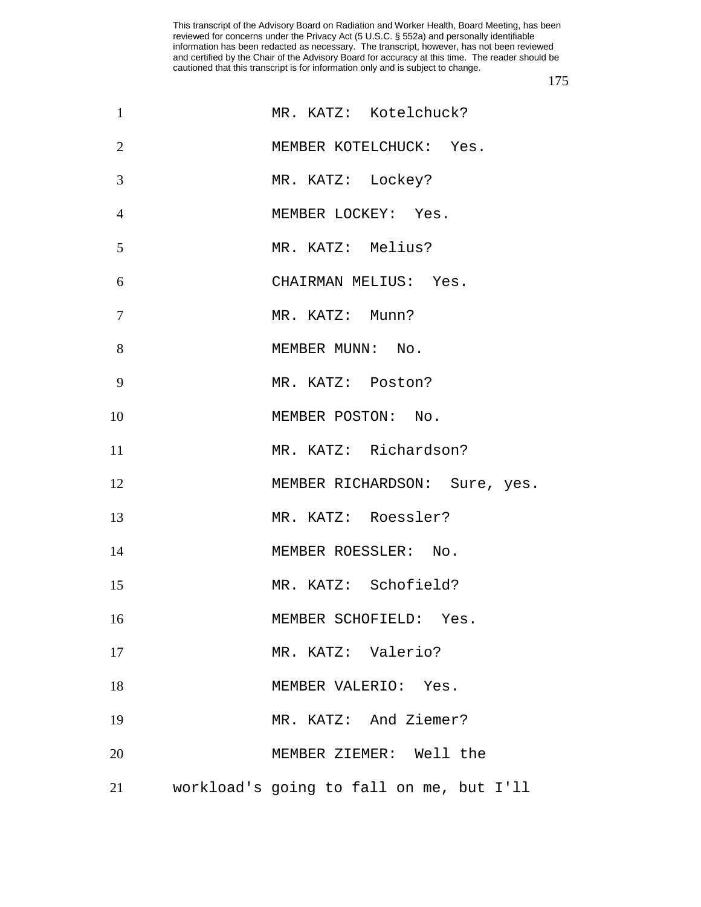MR. KATZ: Kotelchuck?

MEMBER KOTELCHUCK: Yes.

MR. KATZ: Lockey?

MEMBER LOCKEY: Yes.

MR. KATZ: Melius?

CHAIRMAN MELIUS: Yes.

MR. KATZ: Munn?

MEMBER MUNN: No.

MR. KATZ: Poston?

MEMBER POSTON: No.

MR. KATZ: Richardson?

MEMBER RICHARDSON: Sure, yes.

MR. KATZ: Roessler?

MEMBER ROESSLER: No.

MR. KATZ: Schofield?

MEMBER SCHOFIELD: Yes.

MR. KATZ: Valerio?

MEMBER VALERIO: Yes.

MR. KATZ: And Ziemer?

MEMBER ZIEMER: Well the workload's going to fall on me, but I'll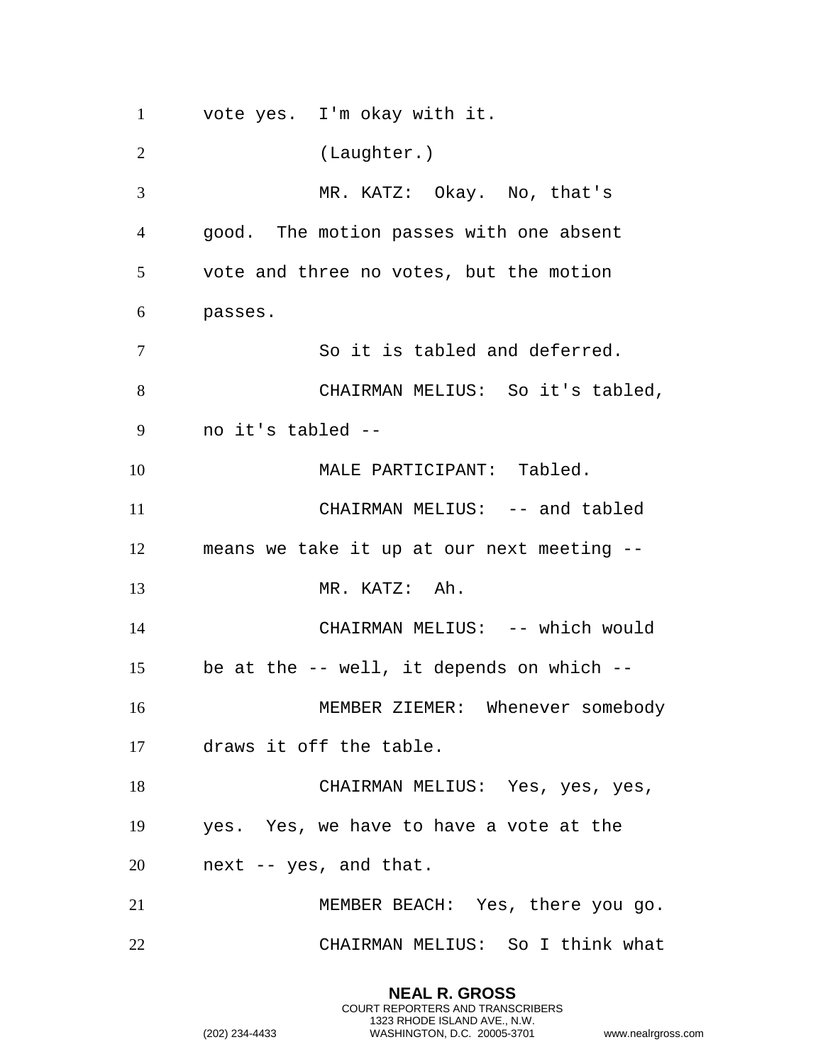vote yes. I'm okay with it.

(Laughter.)

MR. KATZ: Okay. No, that's good. The motion passes with one absent vote and three no votes, but the motion passes.

So it is tabled and deferred.

CHAIRMAN MELIUS: So it's tabled, no it's tabled --

MALE PARTICIPANT: Tabled.

CHAIRMAN MELIUS: -- and tabled means we take it up at our next meeting --

MR. KATZ: Ah.

CHAIRMAN MELIUS: -- which would be at the -- well, it depends on which --

MEMBER ZIEMER: Whenever somebody draws it off the table.

CHAIRMAN MELIUS: Yes, yes, yes, yes. Yes, we have to have a vote at the next -- yes, and that.

MEMBER BEACH: Yes, there you go.

CHAIRMAN MELIUS: So I think what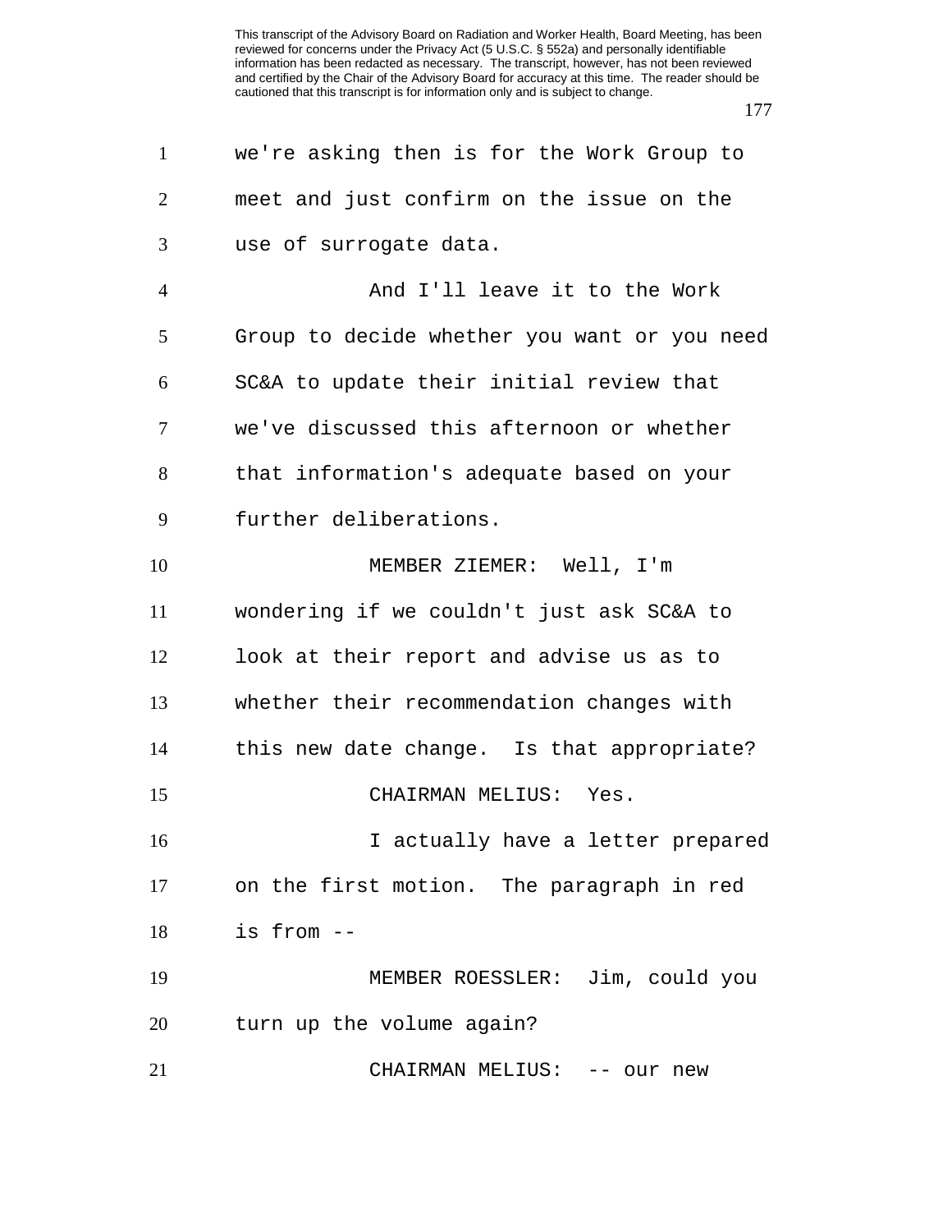we're asking then is for the Work Group to meet and just confirm on the issue on the use of surrogate data.

And I'll leave it to the Work Group to decide whether you want or you need SC&A to update their initial review that we've discussed this afternoon or whether that information's adequate based on your further deliberations.

MEMBER ZIEMER: Well, I'm wondering if we couldn't just ask SC&A to look at their report and advise us as to whether their recommendation changes with this new date change. Is that appropriate?

CHAIRMAN MELIUS: Yes.

I actually have a letter prepared on the first motion. The paragraph in red is from --

MEMBER ROESSLER: Jim, could you turn up the volume again?

CHAIRMAN MELIUS: -- our new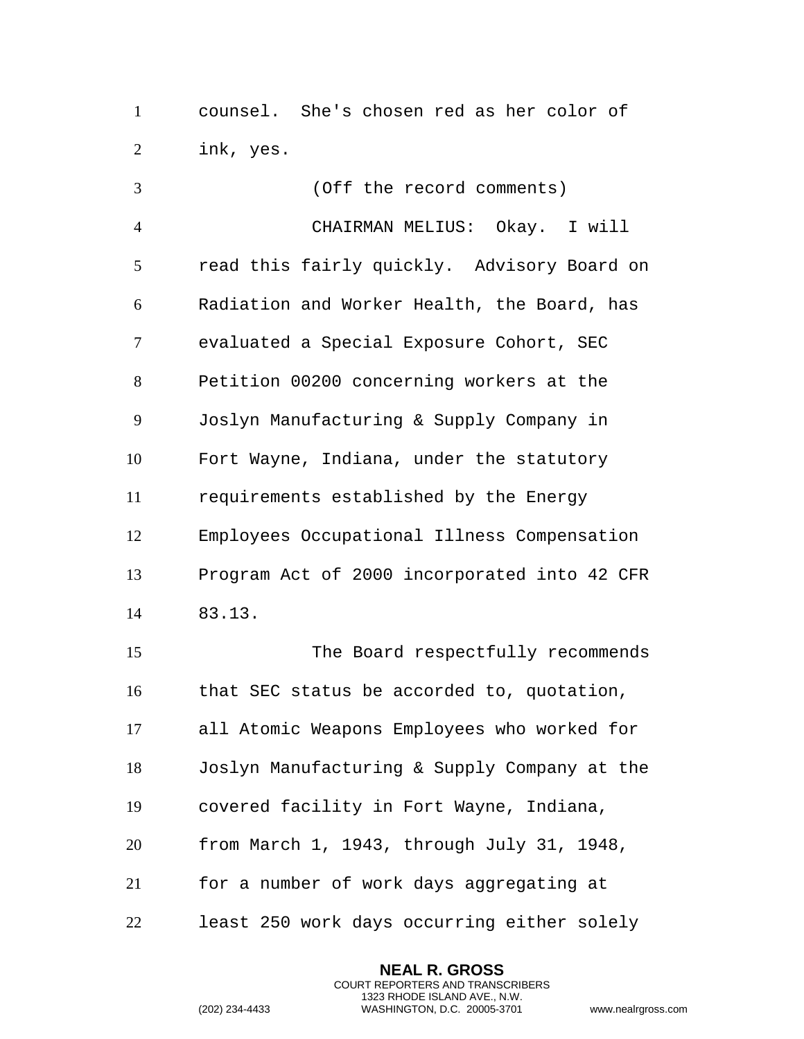counsel. She's chosen red as her color of ink, yes.

(Off the record comments)

CHAIRMAN MELIUS: Okay. I will read this fairly quickly. Advisory Board on Radiation and Worker Health, the Board, has evaluated a Special Exposure Cohort, SEC Petition 00200 concerning workers at the Joslyn Manufacturing & Supply Company in Fort Wayne, Indiana, under the statutory requirements established by the Energy Employees Occupational Illness Compensation Program Act of 2000 incorporated into 42 CFR 83.13.

The Board respectfully recommends that SEC status be accorded to, quotation, all Atomic Weapons Employees who worked for Joslyn Manufacturing & Supply Company at the covered facility in Fort Wayne, Indiana, from March 1, 1943, through July 31, 1948, for a number of work days aggregating at least 250 work days occurring either solely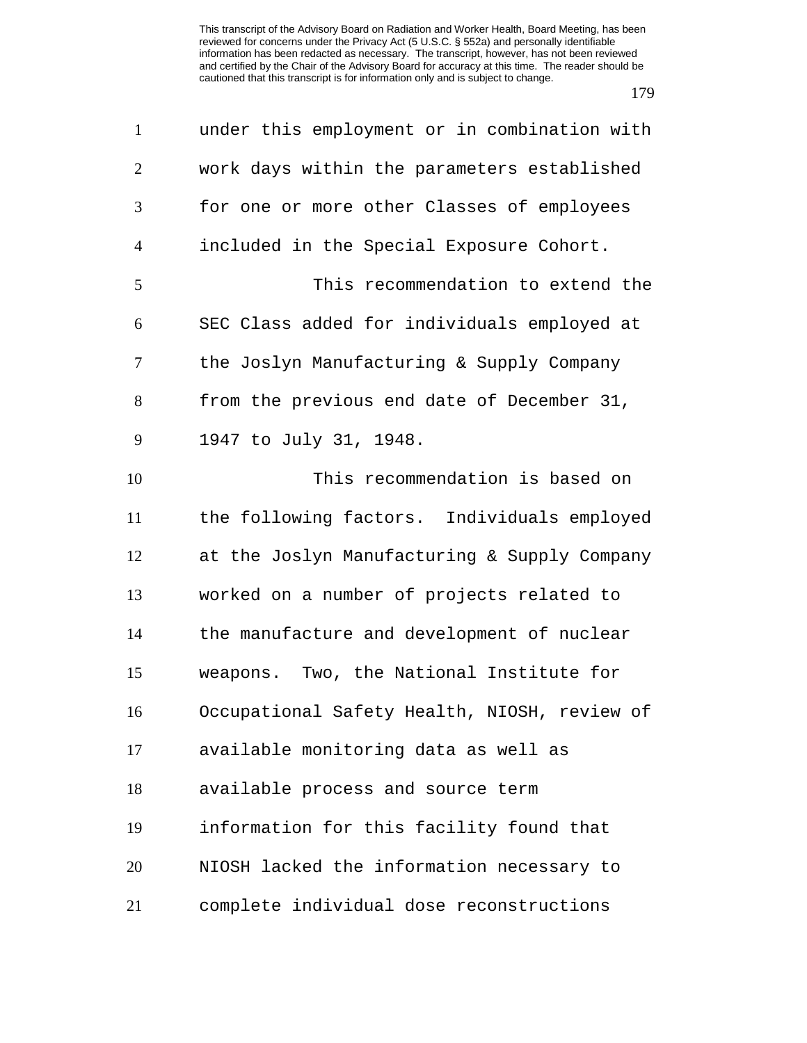under this employment or in combination with work days within the parameters established for one or more other Classes of employees included in the Special Exposure Cohort.

This recommendation to extend the SEC Class added for individuals employed at the Joslyn Manufacturing & Supply Company from the previous end date of December 31, 1947 to July 31, 1948.

This recommendation is based on the following factors. Individuals employed at the Joslyn Manufacturing & Supply Company worked on a number of projects related to the manufacture and development of nuclear weapons. Two, the National Institute for Occupational Safety Health, NIOSH, review of available monitoring data as well as available process and source term information for this facility found that NIOSH lacked the information necessary to complete individual dose reconstructions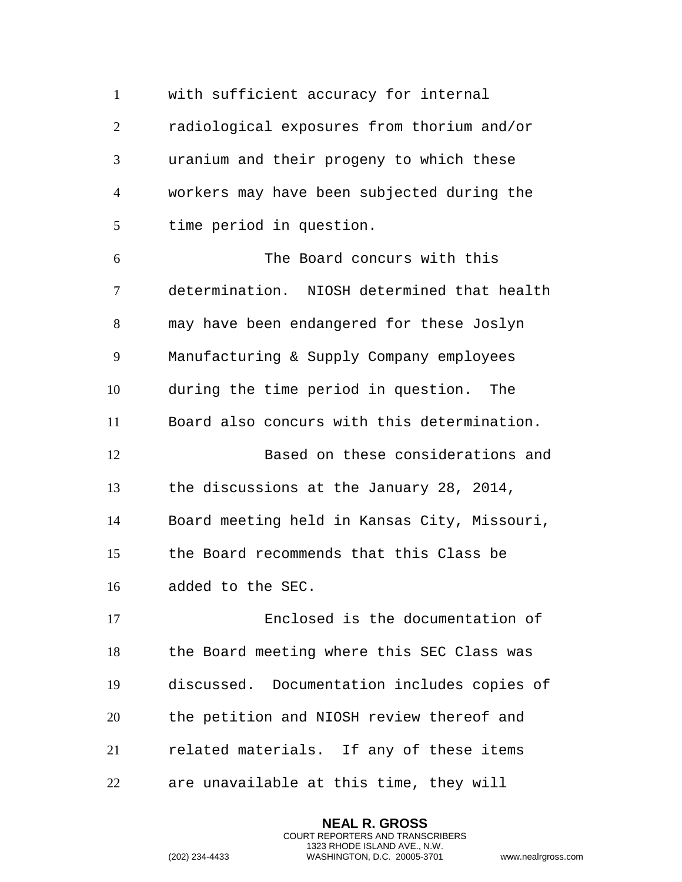with sufficient accuracy for internal radiological exposures from thorium and/or uranium and their progeny to which these workers may have been subjected during the time period in question.

The Board concurs with this determination. NIOSH determined that health may have been endangered for these Joslyn Manufacturing & Supply Company employees during the time period in question. The Board also concurs with this determination.

Based on these considerations and the discussions at the January 28, 2014, Board meeting held in Kansas City, Missouri, the Board recommends that this Class be added to the SEC.

Enclosed is the documentation of the Board meeting where this SEC Class was discussed. Documentation includes copies of the petition and NIOSH review thereof and related materials. If any of these items are unavailable at this time, they will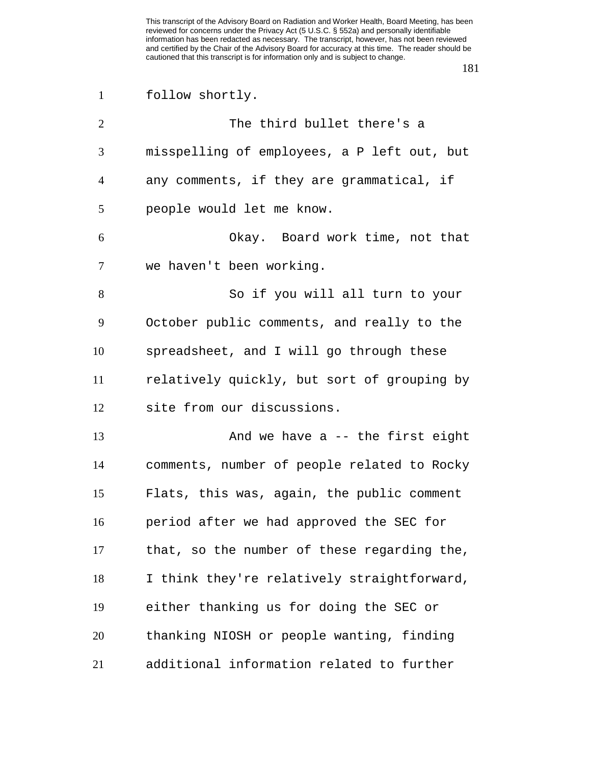follow shortly.

The third bullet there's a misspelling of employees, a P left out, but any comments, if they are grammatical, if people would let me know.

Okay. Board work time, not that we haven't been working.

So if you will all turn to your October public comments, and really to the spreadsheet, and I will go through these relatively quickly, but sort of grouping by site from our discussions.

And we have a -- the first eight comments, number of people related to Rocky Flats, this was, again, the public comment period after we had approved the SEC for that, so the number of these regarding the, I think they're relatively straightforward, either thanking us for doing the SEC or thanking NIOSH or people wanting, finding additional information related to further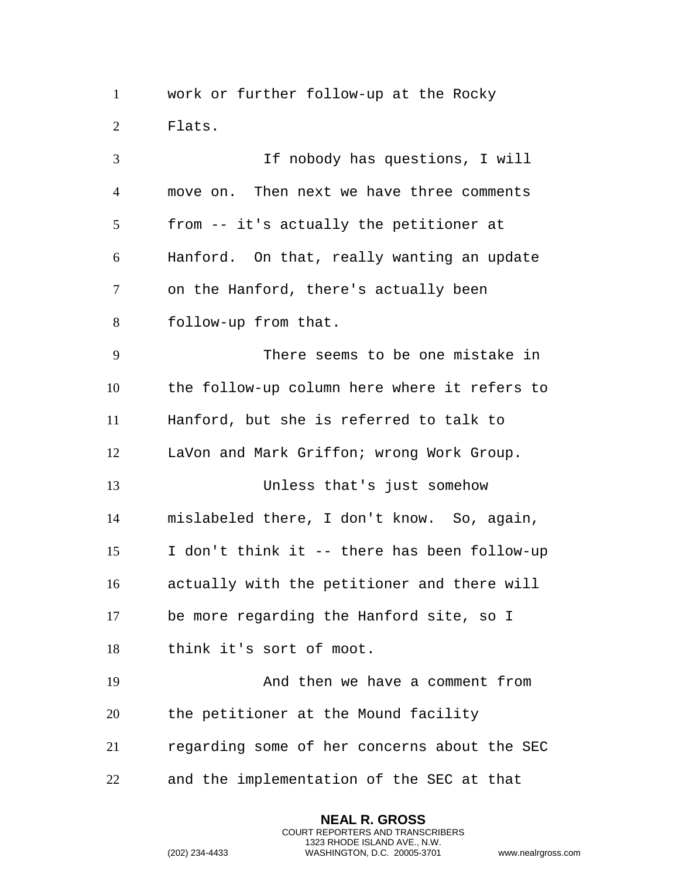work or further follow-up at the Rocky Flats.

If nobody has questions, I will move on. Then next we have three comments from -- it's actually the petitioner at Hanford. On that, really wanting an update on the Hanford, there's actually been follow-up from that.

There seems to be one mistake in the follow-up column here where it refers to Hanford, but she is referred to talk to LaVon and Mark Griffon; wrong Work Group.

Unless that's just somehow mislabeled there, I don't know. So, again, I don't think it -- there has been follow-up actually with the petitioner and there will be more regarding the Hanford site, so I think it's sort of moot.

And then we have a comment from the petitioner at the Mound facility regarding some of her concerns about the SEC and the implementation of the SEC at that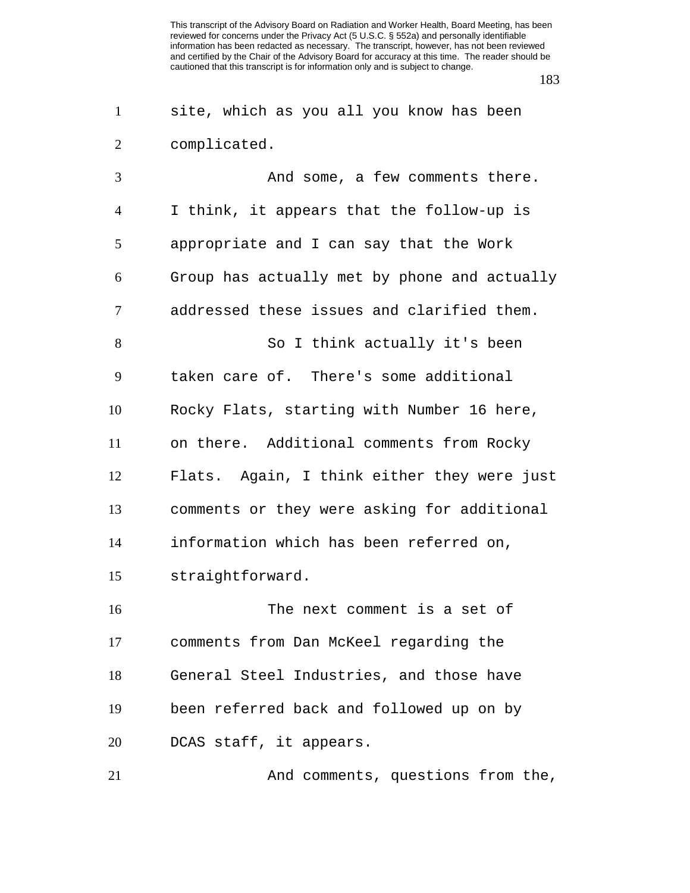site, which as you all you know has been complicated.

And some, a few comments there. I think, it appears that the follow-up is appropriate and I can say that the Work Group has actually met by phone and actually addressed these issues and clarified them.

So I think actually it's been taken care of. There's some additional Rocky Flats, starting with Number 16 here, on there. Additional comments from Rocky Flats. Again, I think either they were just comments or they were asking for additional information which has been referred on, straightforward.

The next comment is a set of comments from Dan McKeel regarding the General Steel Industries, and those have been referred back and followed up on by DCAS staff, it appears.

And comments, questions from the,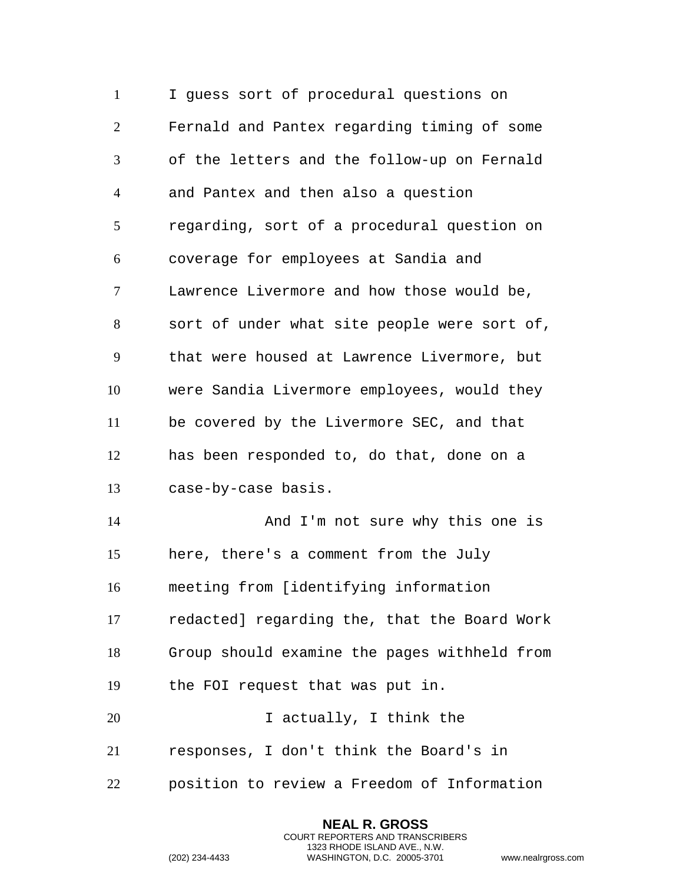I guess sort of procedural questions on Fernald and Pantex regarding timing of some of the letters and the follow-up on Fernald and Pantex and then also a question regarding, sort of a procedural question on coverage for employees at Sandia and Lawrence Livermore and how those would be, sort of under what site people were sort of, that were housed at Lawrence Livermore, but were Sandia Livermore employees, would they be covered by the Livermore SEC, and that has been responded to, do that, done on a case-by-case basis.

And I'm not sure why this one is here, there's a comment from the July meeting from [identifying information redacted] regarding the, that the Board Work Group should examine the pages withheld from the FOI request that was put in.

I actually, I think the responses, I don't think the Board's in position to review a Freedom of Information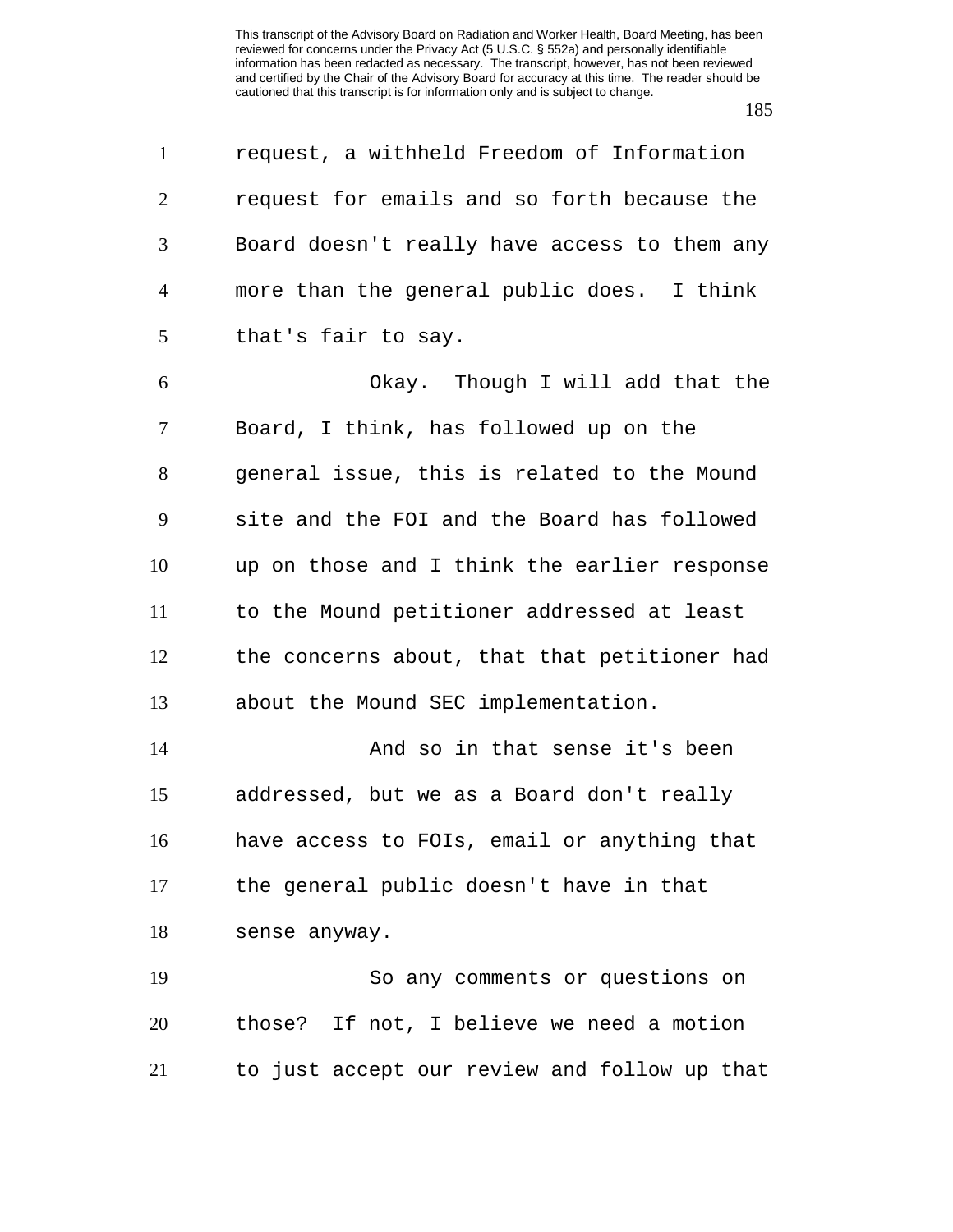request, a withheld Freedom of Information request for emails and so forth because the Board doesn't really have access to them any more than the general public does. I think that's fair to say.

Okay. Though I will add that the Board, I think, has followed up on the general issue, this is related to the Mound site and the FOI and the Board has followed up on those and I think the earlier response to the Mound petitioner addressed at least the concerns about, that that petitioner had about the Mound SEC implementation.

And so in that sense it's been addressed, but we as a Board don't really have access to FOIs, email or anything that the general public doesn't have in that sense anyway.

So any comments or questions on those? If not, I believe we need a motion to just accept our review and follow up that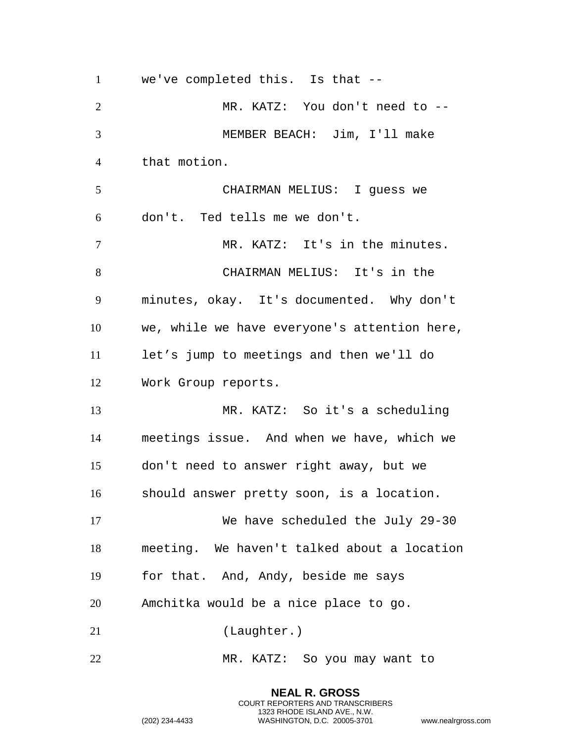we've completed this. Is that --

MR. KATZ: You don't need to --

MEMBER BEACH: Jim, I'll make that motion.

CHAIRMAN MELIUS: I guess we don't. Ted tells me we don't.

MR. KATZ: It's in the minutes.

CHAIRMAN MELIUS: It's in the minutes, okay. It's documented. Why don't we, while we have everyone's attention here, let’s jump to meetings and then we'll do Work Group reports.

MR. KATZ: So it's a scheduling meetings issue. And when we have, which we don't need to answer right away, but we should answer pretty soon, is a location.

We have scheduled the July 29-30 meeting. We haven't talked about a location for that. And, Andy, beside me says Amchitka would be a nice place to go.

(Laughter.)

MR. KATZ: So you may want to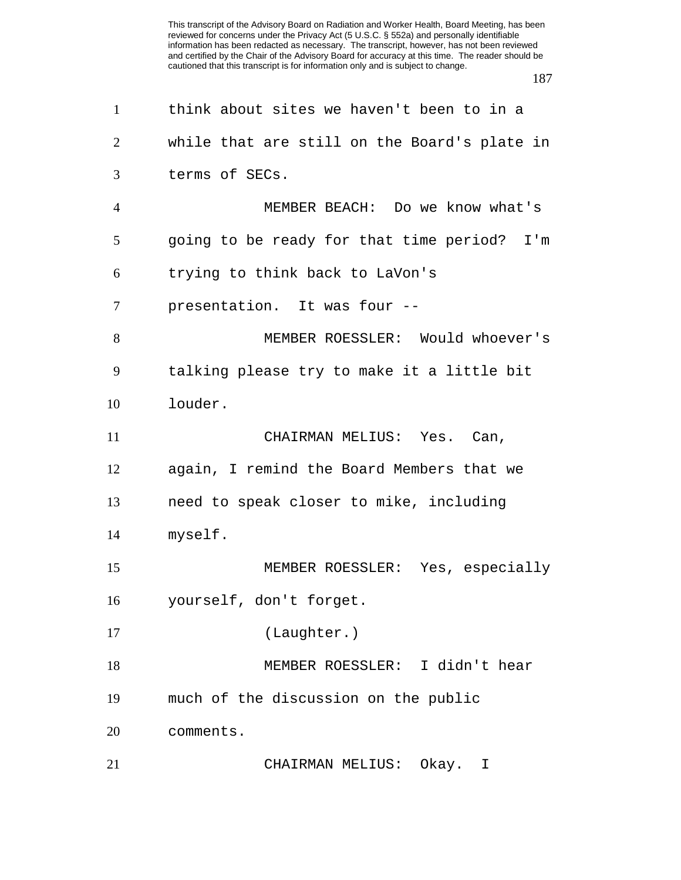think about sites we haven't been to in a while that are still on the Board's plate in terms of SECs.

MEMBER BEACH: Do we know what's going to be ready for that time period? I'm trying to think back to LaVon's presentation. It was four --

MEMBER ROESSLER: Would whoever's talking please try to make it a little bit louder.

CHAIRMAN MELIUS: Yes. Can, again, I remind the Board Members that we need to speak closer to mike, including myself.

MEMBER ROESSLER: Yes, especially yourself, don't forget.

(Laughter.)

MEMBER ROESSLER: I didn't hear much of the discussion on the public comments.

CHAIRMAN MELIUS: Okay. I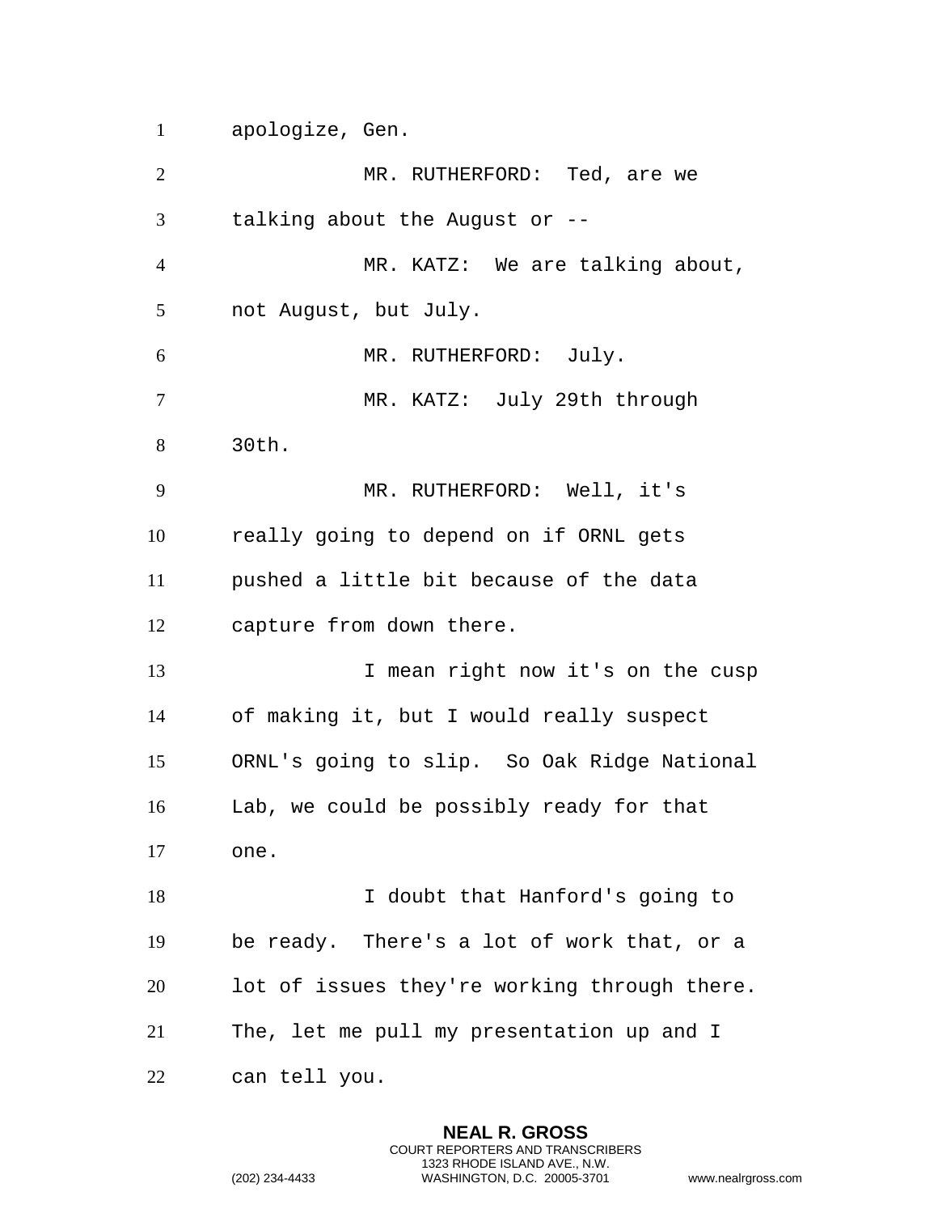apologize, Gen.

MR. RUTHERFORD: Ted, are we talking about the August or --

MR. KATZ: We are talking about, not August, but July.

MR. RUTHERFORD: July.

MR. KATZ: July 29th through 30th.

MR. RUTHERFORD: Well, it's really going to depend on if ORNL gets pushed a little bit because of the data capture from down there.

I mean right now it's on the cusp of making it, but I would really suspect ORNL's going to slip. So Oak Ridge National Lab, we could be possibly ready for that one.

I doubt that Hanford's going to be ready. There's a lot of work that, or a lot of issues they're working through there. The, let me pull my presentation up and I can tell you.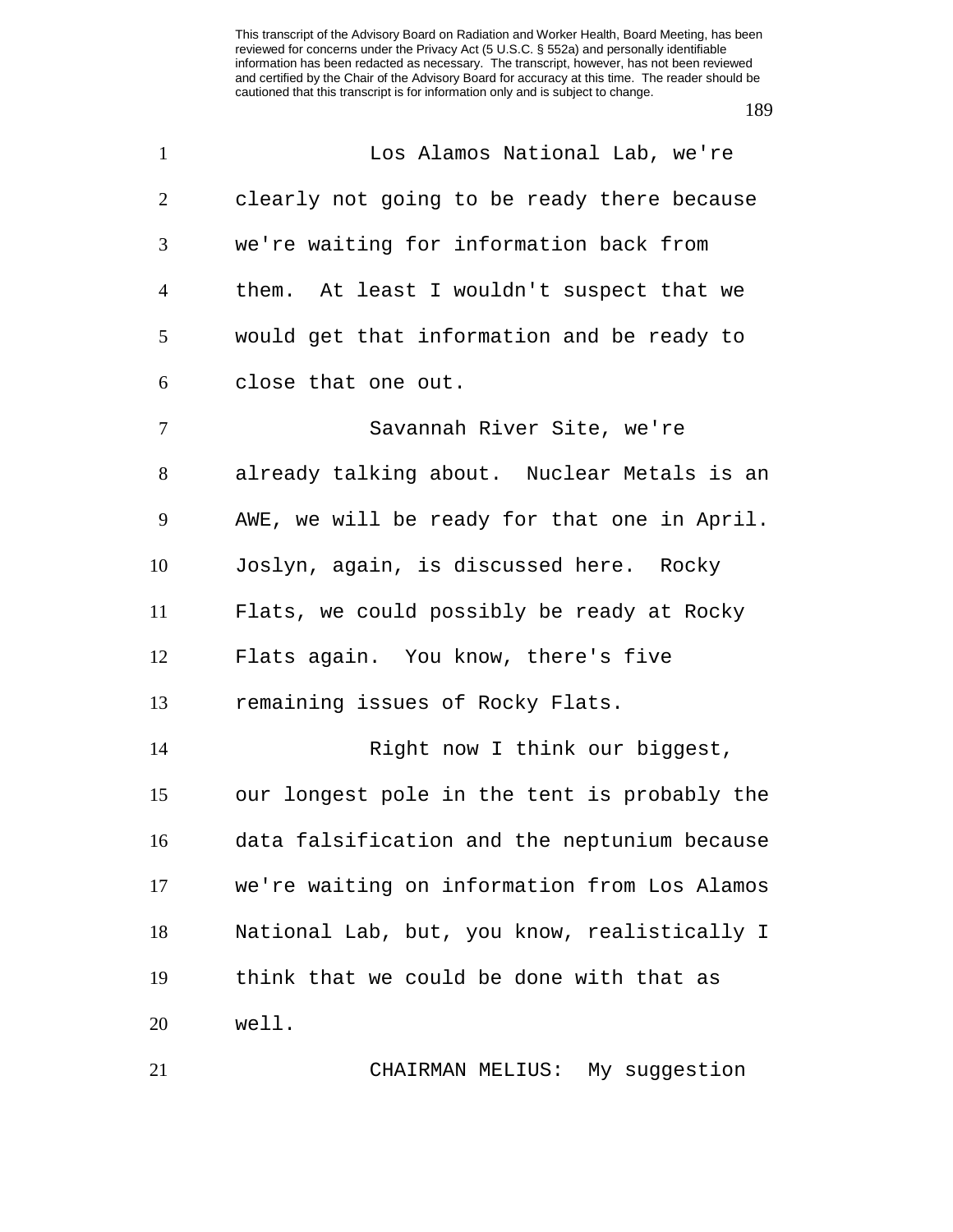Los Alamos National Lab, we're clearly not going to be ready there because we're waiting for information back from them. At least I wouldn't suspect that we would get that information and be ready to close that one out.

Savannah River Site, we're already talking about. Nuclear Metals is an AWE, we will be ready for that one in April. Joslyn, again, is discussed here. Rocky Flats, we could possibly be ready at Rocky Flats again. You know, there's five remaining issues of Rocky Flats.

Right now I think our biggest, our longest pole in the tent is probably the data falsification and the neptunium because we're waiting on information from Los Alamos National Lab, but, you know, realistically I think that we could be done with that as well.

CHAIRMAN MELIUS: My suggestion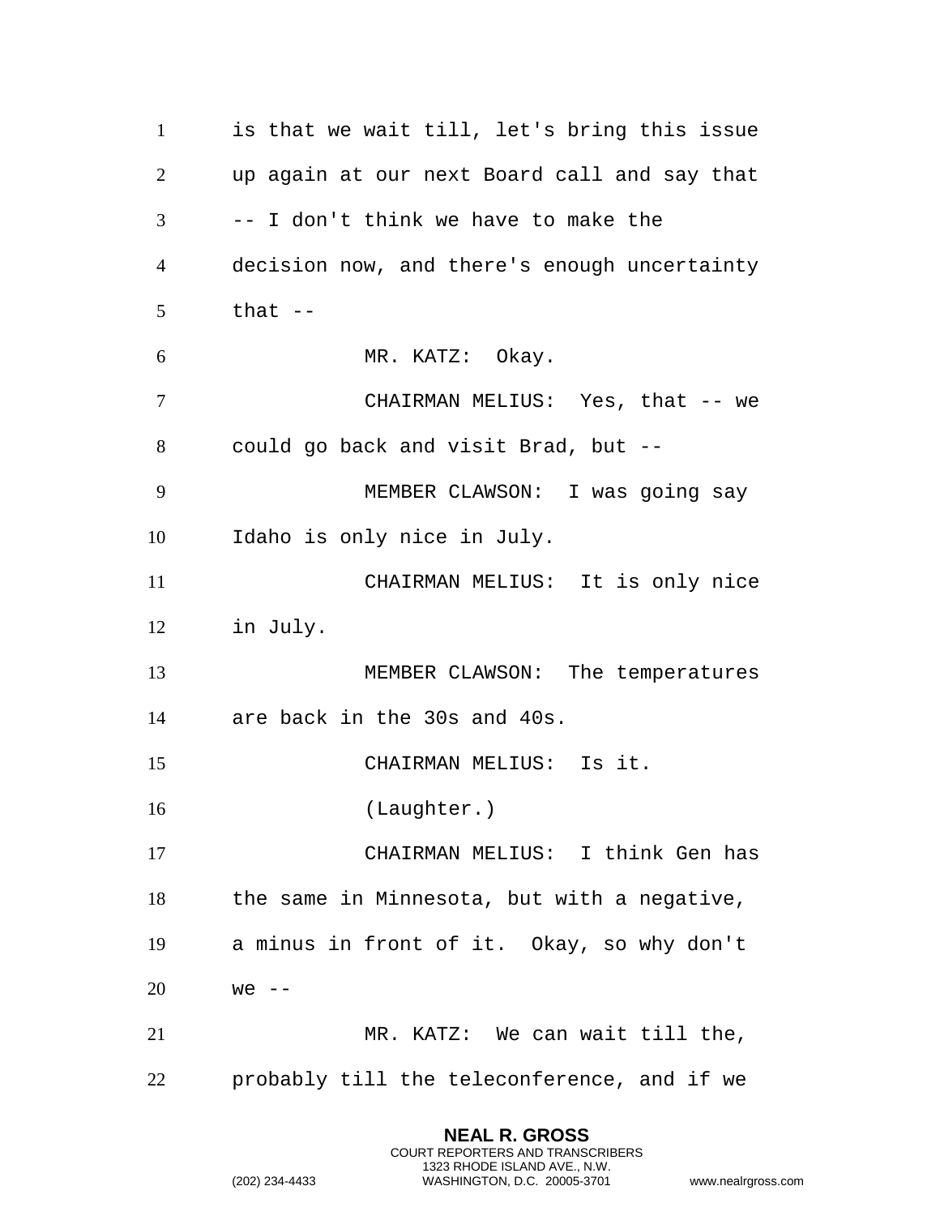is that we wait till, let's bring this issue up again at our next Board call and say that -- I don't think we have to make the decision now, and there's enough uncertainty that --

MR. KATZ: Okay.

CHAIRMAN MELIUS: Yes, that -- we could go back and visit Brad, but --

MEMBER CLAWSON: I was going say Idaho is only nice in July.

CHAIRMAN MELIUS: It is only nice in July.

MEMBER CLAWSON: The temperatures are back in the 30s and 40s.

CHAIRMAN MELIUS: Is it.

(Laughter.)

CHAIRMAN MELIUS: I think Gen has the same in Minnesota, but with a negative, a minus in front of it. Okay, so why don't we --

MR. KATZ: We can wait till the, probably till the teleconference, and if we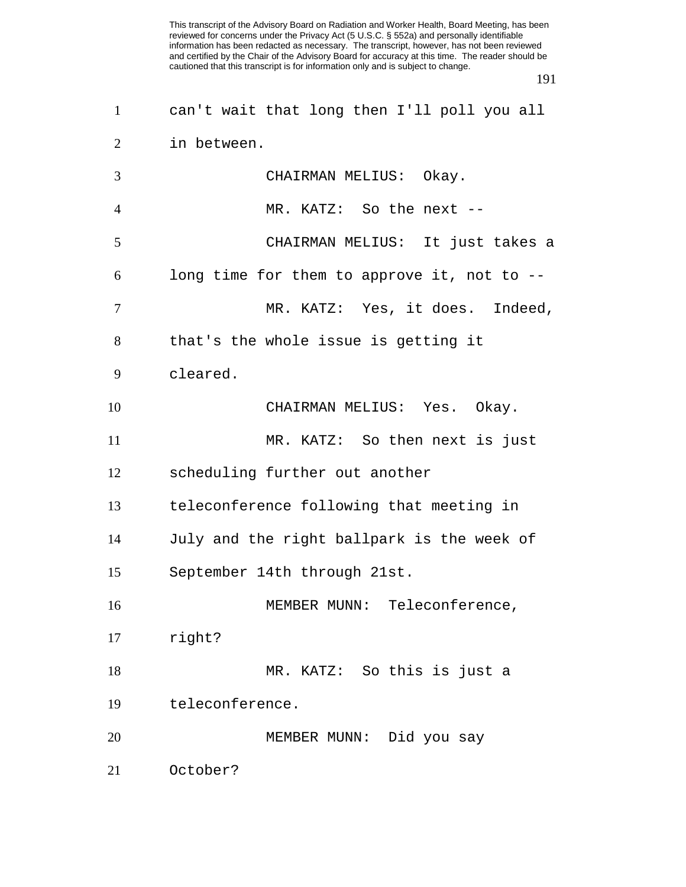can't wait that long then I'll poll you all in between.

CHAIRMAN MELIUS: Okay.

MR. KATZ: So the next --

CHAIRMAN MELIUS: It just takes a long time for them to approve it, not to --

MR. KATZ: Yes, it does. Indeed, that's the whole issue is getting it cleared.

CHAIRMAN MELIUS: Yes. Okay.

MR. KATZ: So then next is just scheduling further out another teleconference following that meeting in July and the right ballpark is the week of September 14th through 21st.

MEMBER MUNN: Teleconference, right?

MR. KATZ: So this is just a teleconference.

MEMBER MUNN: Did you say October?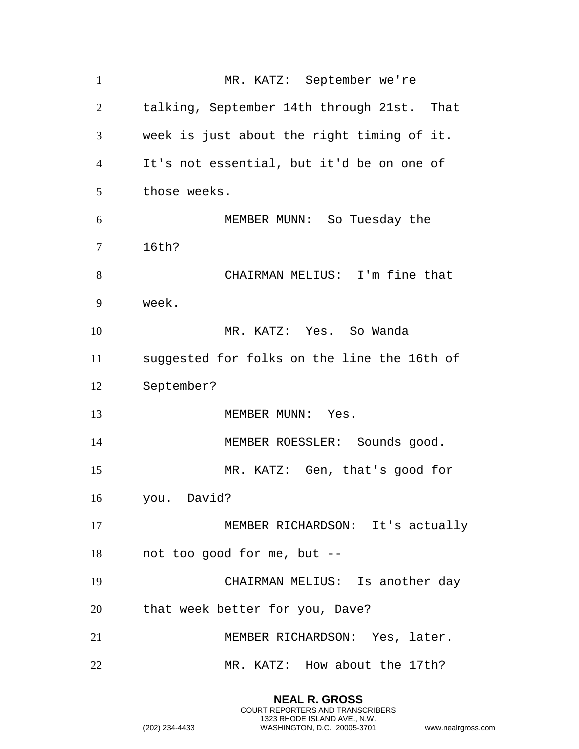MR. KATZ: September we're talking, September 14th through 21st. That week is just about the right timing of it. It's not essential, but it'd be on one of those weeks.

MEMBER MUNN: So Tuesday the 16th?

CHAIRMAN MELIUS: I'm fine that week.

MR. KATZ: Yes. So Wanda suggested for folks on the line the 16th of September?

MEMBER MUNN: Yes.

MEMBER ROESSLER: Sounds good.

MR. KATZ: Gen, that's good for you. David?

MEMBER RICHARDSON: It's actually not too good for me, but --

CHAIRMAN MELIUS: Is another day that week better for you, Dave?

MEMBER RICHARDSON: Yes, later.

MR. KATZ: How about the 17th?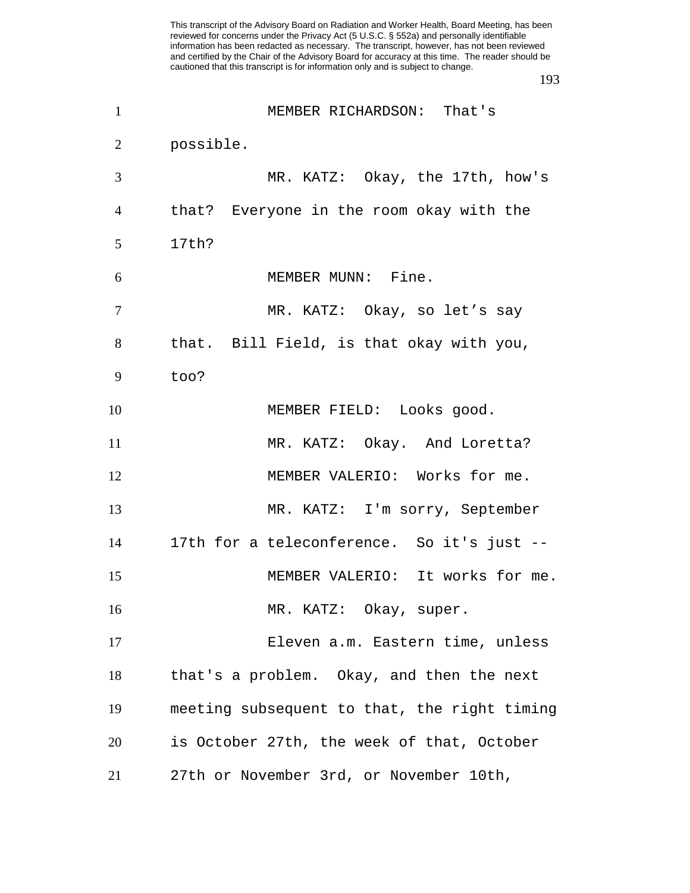MEMBER RICHARDSON: That's possible.

MR. KATZ: Okay, the 17th, how's that? Everyone in the room okay with the 17th?

MEMBER MUNN: Fine.

MR. KATZ: Okay, so let's say that. Bill Field, is that okay with you, too?

MEMBER FIELD: Looks good.

MR. KATZ: Okay. And Loretta?

MEMBER VALERIO: Works for me.

MR. KATZ: I'm sorry, September 17th for a teleconference. So it's just --

MEMBER VALERIO: It works for me.

MR. KATZ: Okay, super.

Eleven a.m. Eastern time, unless that's a problem. Okay, and then the next meeting subsequent to that, the right timing is October 27th, the week of that, October 27th or November 3rd, or November 10th,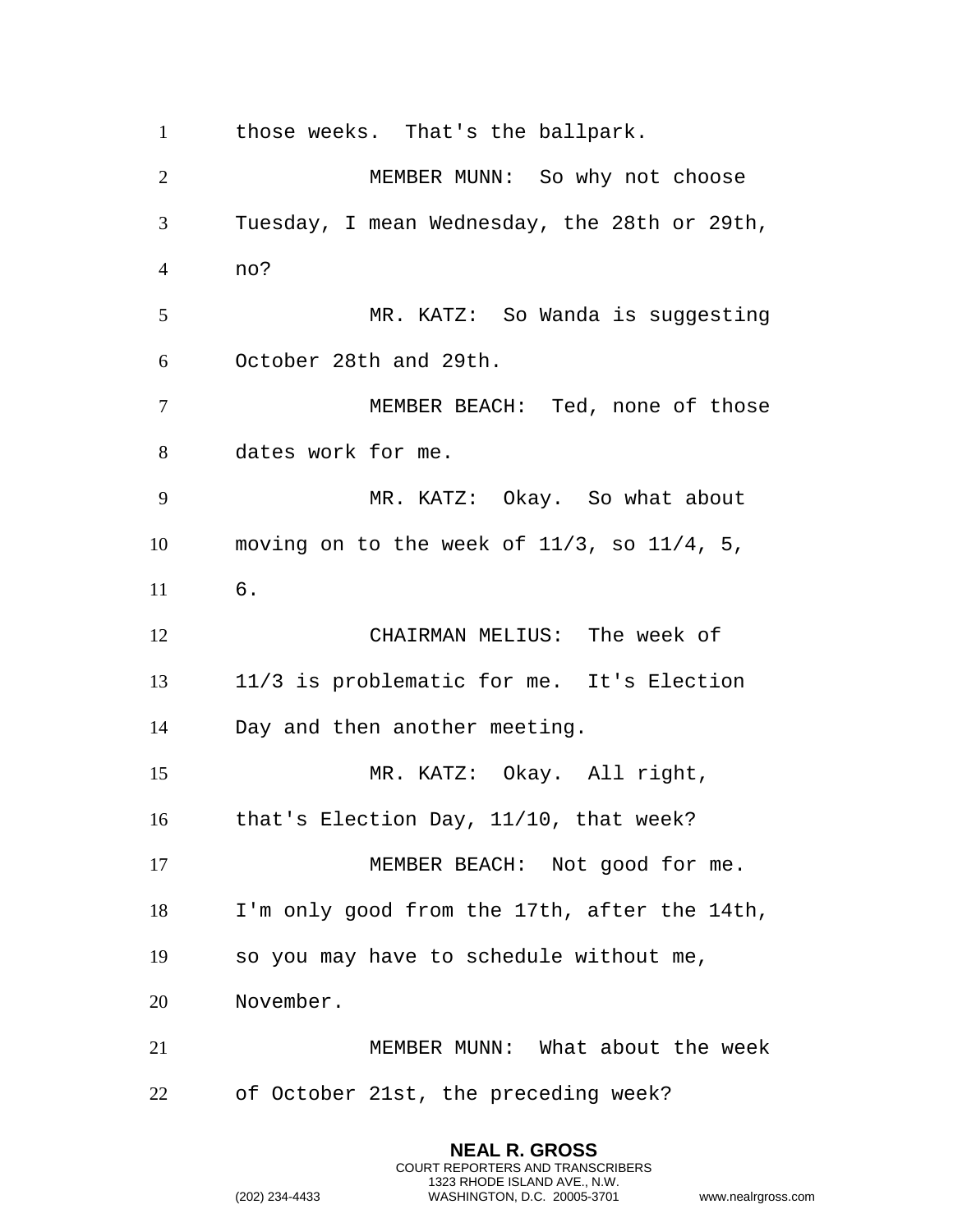those weeks. That's the ballpark.

MEMBER MUNN: So why not choose Tuesday, I mean Wednesday, the 28th or 29th, no?

MR. KATZ: So Wanda is suggesting October 28th and 29th.

MEMBER BEACH: Ted, none of those dates work for me.

MR. KATZ: Okay. So what about moving on to the week of 11/3, so 11/4, 5, 6.

CHAIRMAN MELIUS: The week of 11/3 is problematic for me. It's Election Day and then another meeting.

MR. KATZ: Okay. All right, that's Election Day, 11/10, that week?

MEMBER BEACH: Not good for me. I'm only good from the 17th, after the 14th, so you may have to schedule without me, November.

MEMBER MUNN: What about the week of October 21st, the preceding week?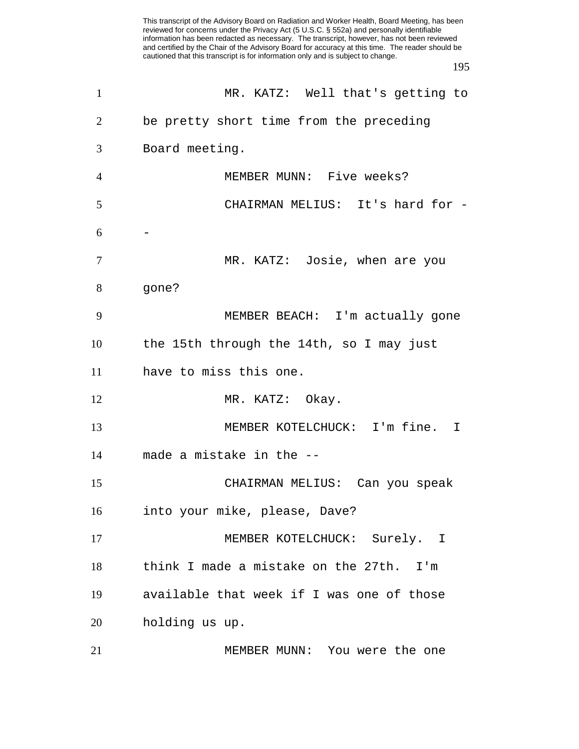MR. KATZ: Well that's getting to be pretty short time from the preceding Board meeting.

MEMBER MUNN: Five weeks?

CHAIRMAN MELIUS: It's hard for --

MR. KATZ: Josie, when are you gone?

MEMBER BEACH: I'm actually gone the 15th through the 14th, so I may just have to miss this one.

MR. KATZ: Okay.

MEMBER KOTELCHUCK: I'm fine. I made a mistake in the --

CHAIRMAN MELIUS: Can you speak into your mike, please, Dave?

MEMBER KOTELCHUCK: Surely. I think I made a mistake on the 27th. I'm available that week if I was one of those holding us up.

MEMBER MUNN: You were the one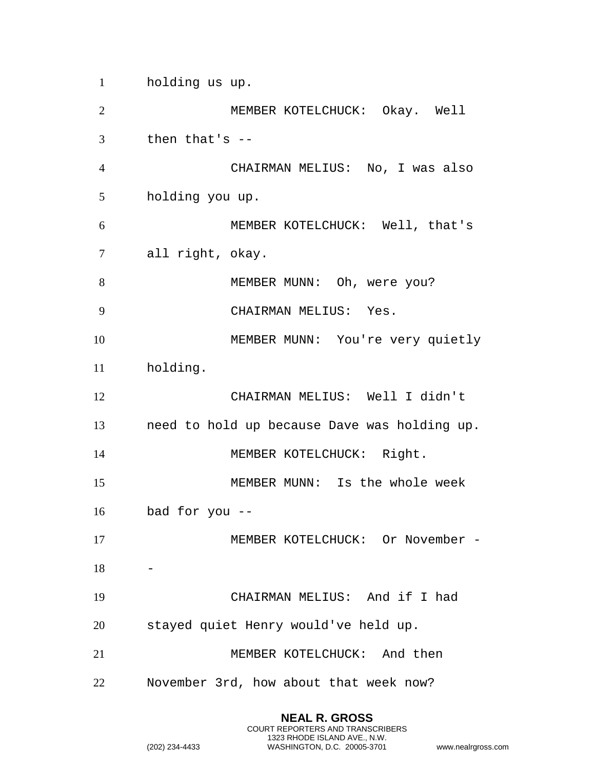holding us up.

MEMBER KOTELCHUCK: Okay. Well then that's --

CHAIRMAN MELIUS: No, I was also holding you up.

MEMBER KOTELCHUCK: Well, that's all right, okay.

MEMBER MUNN: Oh, were you?

CHAIRMAN MELIUS: Yes.

MEMBER MUNN: You're very quietly holding.

CHAIRMAN MELIUS: Well I didn't need to hold up because Dave was holding up.

MEMBER KOTELCHUCK: Right.

MEMBER MUNN: Is the whole week bad for you --

MEMBER KOTELCHUCK: Or November --

CHAIRMAN MELIUS: And if I had stayed quiet Henry would've held up.

MEMBER KOTELCHUCK: And then November 3rd, how about that week now?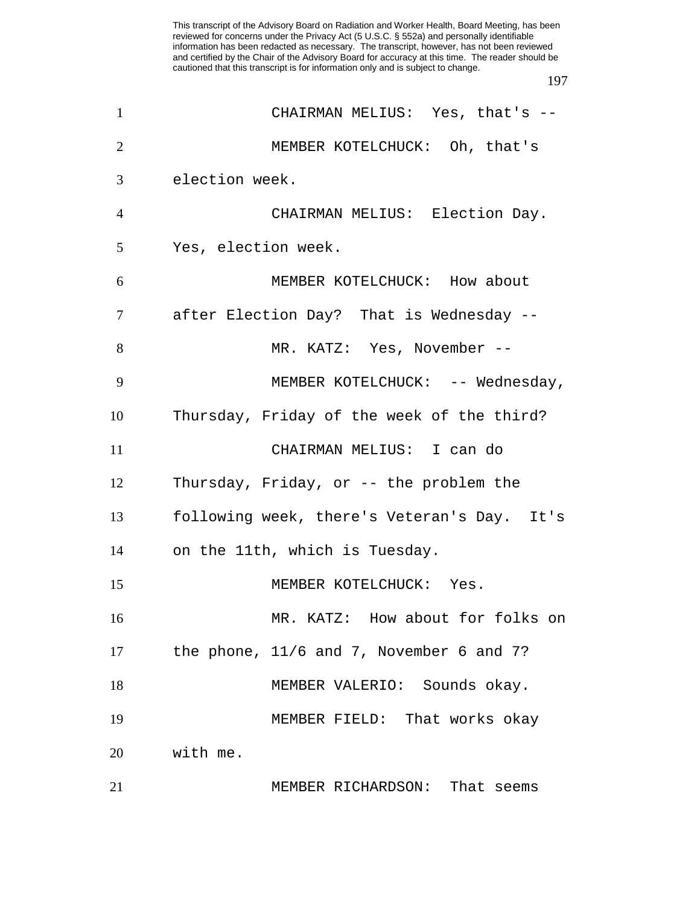CHAIRMAN MELIUS: Yes, that's --

MEMBER KOTELCHUCK: Oh, that's election week.

CHAIRMAN MELIUS: Election Day. Yes, election week.

MEMBER KOTELCHUCK: How about after Election Day? That is Wednesday --

MR. KATZ: Yes, November --

MEMBER KOTELCHUCK: -- Wednesday, Thursday, Friday of the week of the third?

CHAIRMAN MELIUS: I can do Thursday, Friday, or -- the problem the following week, there's Veteran's Day. It's on the 11th, which is Tuesday.

MEMBER KOTELCHUCK: Yes.

MR. KATZ: How about for folks on the phone, 11/6 and 7, November 6 and 7?

MEMBER VALERIO: Sounds okay.

MEMBER FIELD: That works okay with me.

MEMBER RICHARDSON: That seems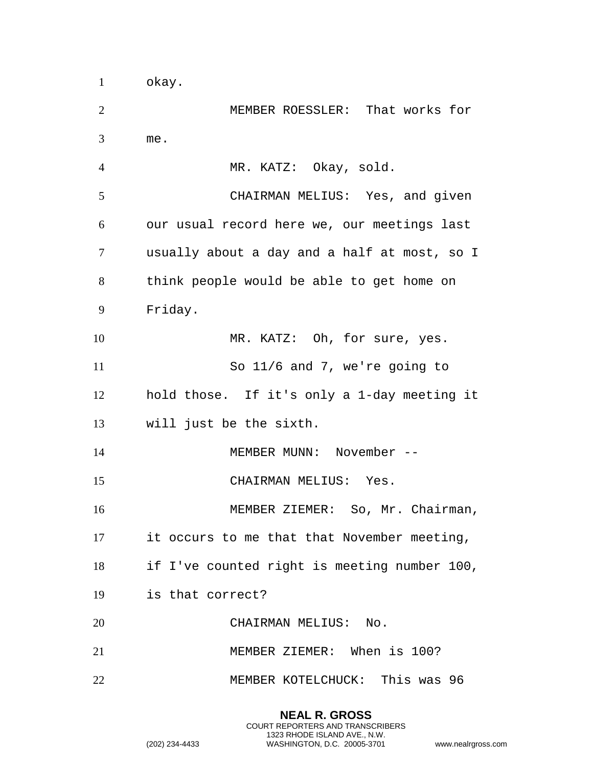okay.

MEMBER ROESSLER: That works for me.

MR. KATZ: Okay, sold.

CHAIRMAN MELIUS: Yes, and given our usual record here we, our meetings last usually about a day and a half at most, so I think people would be able to get home on Friday.

MR. KATZ: Oh, for sure, yes.

So 11/6 and 7, we're going to hold those. If it's only a 1-day meeting it will just be the sixth.

MEMBER MUNN: November --

CHAIRMAN MELIUS: Yes.

MEMBER ZIEMER: So, Mr. Chairman, it occurs to me that that November meeting, if I've counted right is meeting number 100, is that correct?

CHAIRMAN MELIUS: No.

MEMBER ZIEMER: When is 100?

MEMBER KOTELCHUCK: This was 96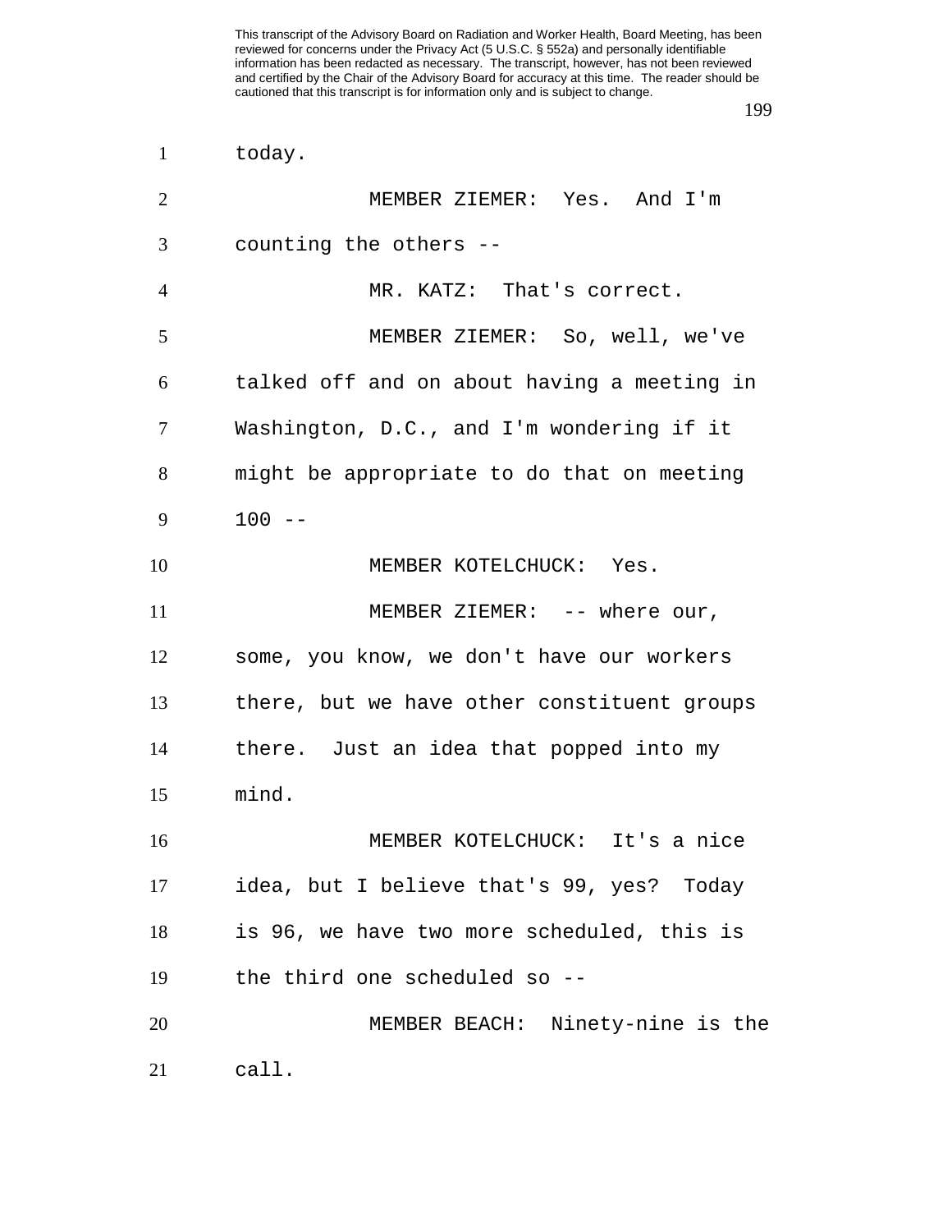today.

MEMBER ZIEMER: Yes. And I'm counting the others --

MR. KATZ: That's correct.

MEMBER ZIEMER: So, well, we've talked off and on about having a meeting in Washington, D.C., and I'm wondering if it might be appropriate to do that on meeting 100 --

MEMBER KOTELCHUCK: Yes.

MEMBER ZIEMER: -- where our, some, you know, we don't have our workers there, but we have other constituent groups there. Just an idea that popped into my mind.

MEMBER KOTELCHUCK: It's a nice idea, but I believe that's 99, yes? Today is 96, we have two more scheduled, this is the third one scheduled so --

MEMBER BEACH: Ninety-nine is the call.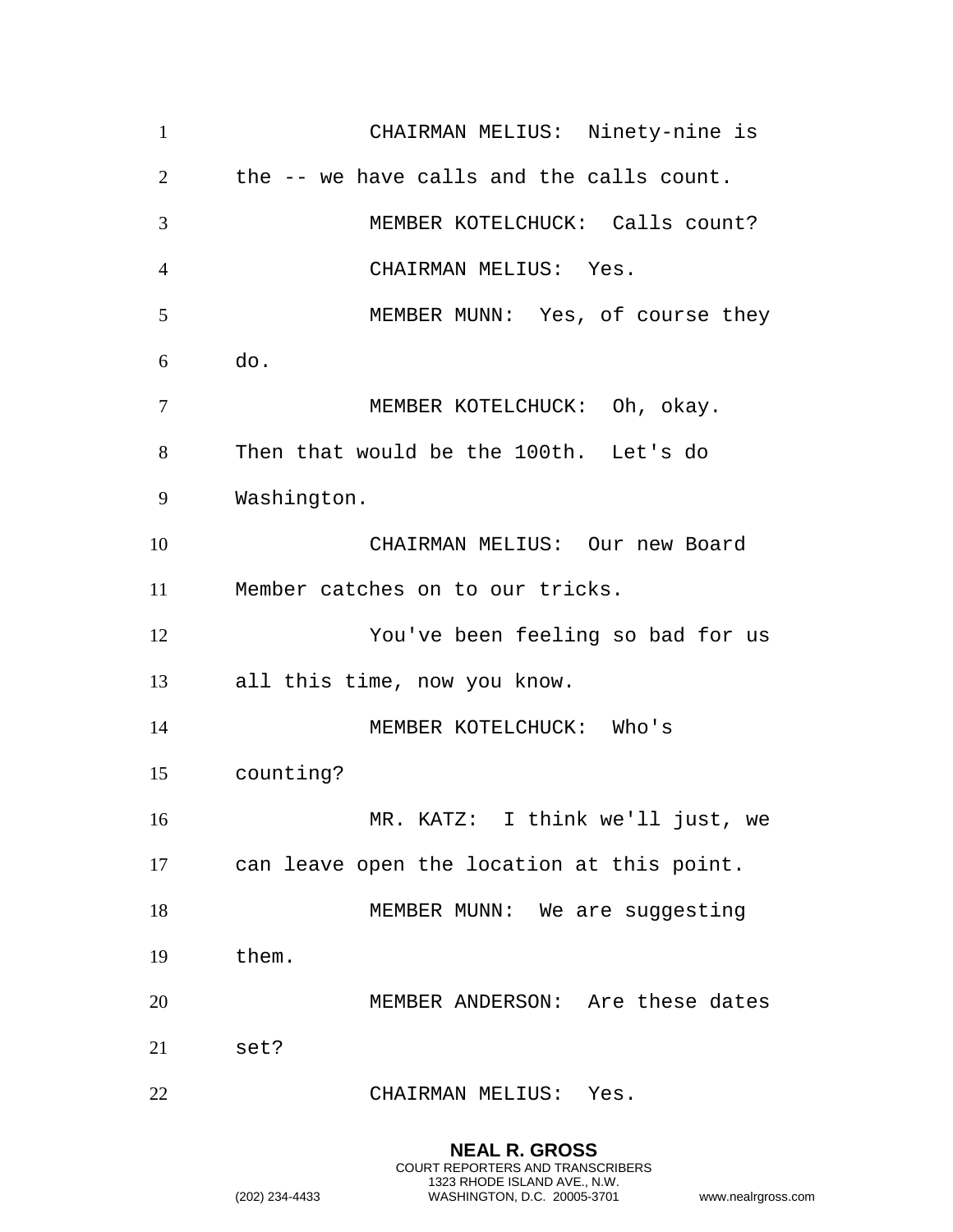CHAIRMAN MELIUS: Ninety-nine is the -- we have calls and the calls count.

MEMBER KOTELCHUCK: Calls count?

CHAIRMAN MELIUS: Yes.

MEMBER MUNN: Yes, of course they do.

MEMBER KOTELCHUCK: Oh, okay. Then that would be the 100th. Let's do Washington.

CHAIRMAN MELIUS: Our new Board Member catches on to our tricks.

You've been feeling so bad for us all this time, now you know.

MEMBER KOTELCHUCK: Who's counting?

MR. KATZ: I think we'll just, we can leave open the location at this point.

MEMBER MUNN: We are suggesting them.

MEMBER ANDERSON: Are these dates set?

CHAIRMAN MELIUS: Yes.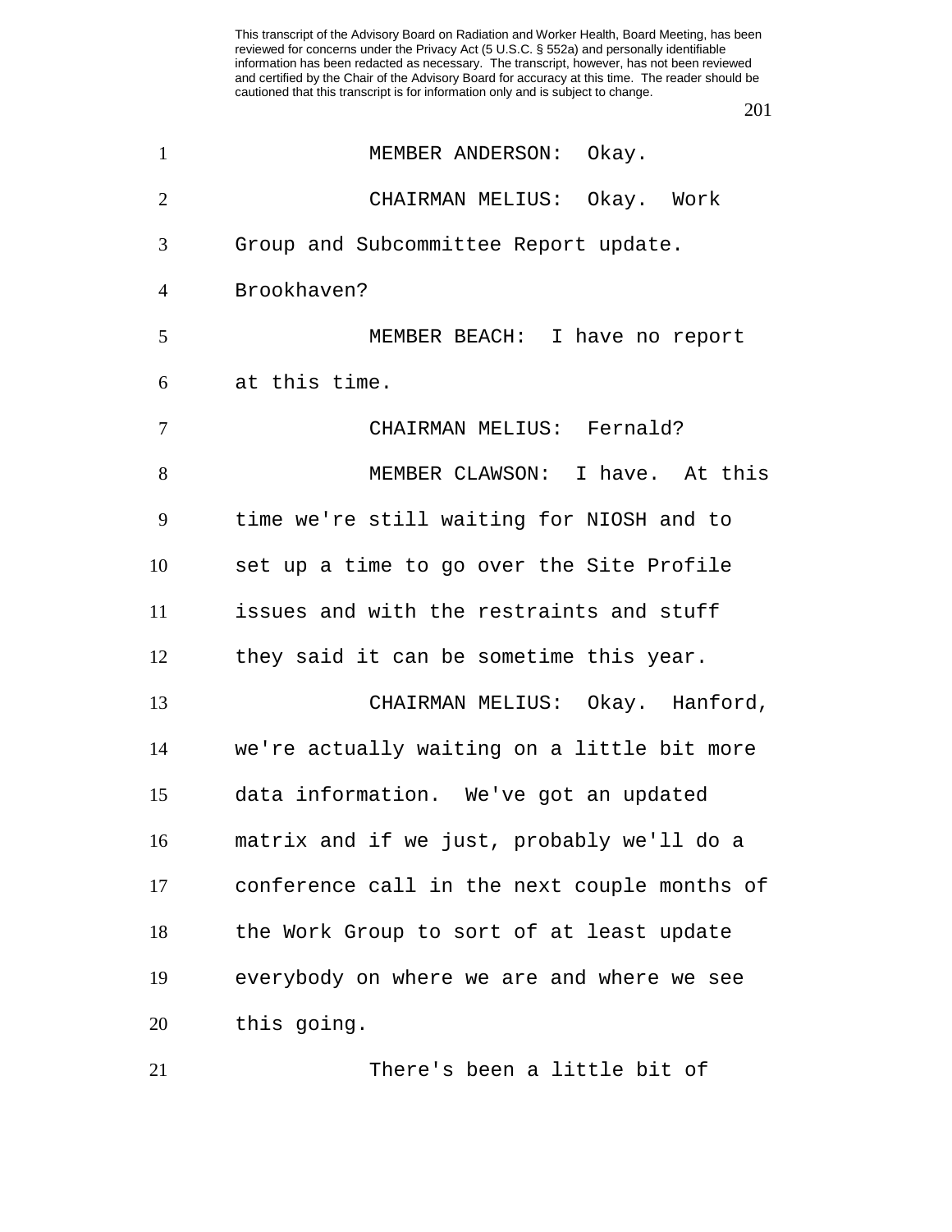MEMBER ANDERSON: Okay.

CHAIRMAN MELIUS: Okay. Work Group and Subcommittee Report update. Brookhaven?

MEMBER BEACH: I have no report at this time.

CHAIRMAN MELIUS: Fernald?

MEMBER CLAWSON: I have. At this time we're still waiting for NIOSH and to set up a time to go over the Site Profile issues and with the restraints and stuff they said it can be sometime this year.

CHAIRMAN MELIUS: Okay. Hanford, we're actually waiting on a little bit more data information. We've got an updated matrix and if we just, probably we'll do a conference call in the next couple months of the Work Group to sort of at least update everybody on where we are and where we see this going.

There's been a little bit of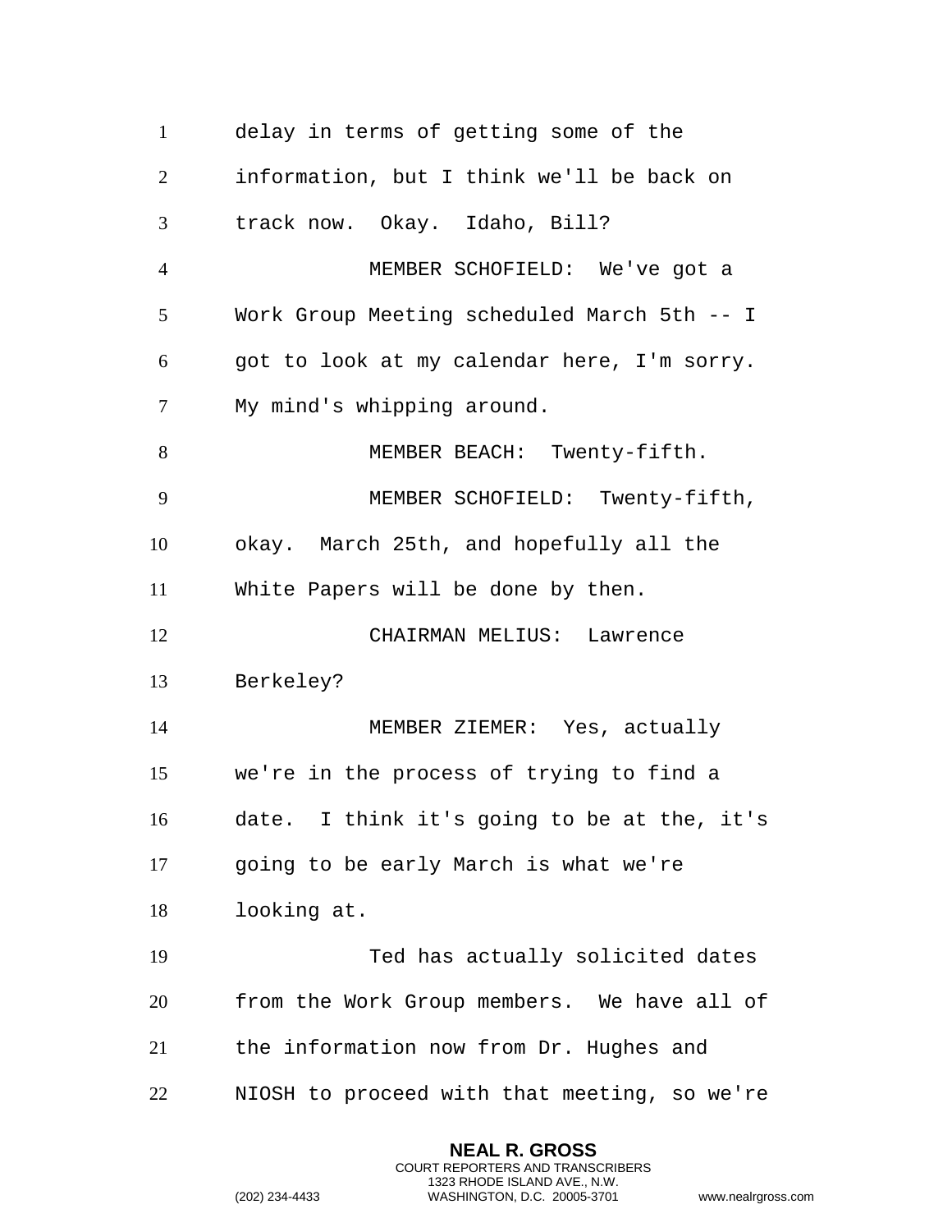delay in terms of getting some of the information, but I think we'll be back on track now. Okay. Idaho, Bill?

MEMBER SCHOFIELD: We've got a Work Group Meeting scheduled March 5th -- I got to look at my calendar here, I'm sorry. My mind's whipping around.

MEMBER BEACH: Twenty-fifth.

MEMBER SCHOFIELD: Twenty-fifth, okay. March 25th, and hopefully all the White Papers will be done by then.

CHAIRMAN MELIUS: Lawrence Berkeley?

MEMBER ZIEMER: Yes, actually we're in the process of trying to find a date. I think it's going to be at the, it's going to be early March is what we're looking at.

Ted has actually solicited dates from the Work Group members. We have all of the information now from Dr. Hughes and NIOSH to proceed with that meeting, so we're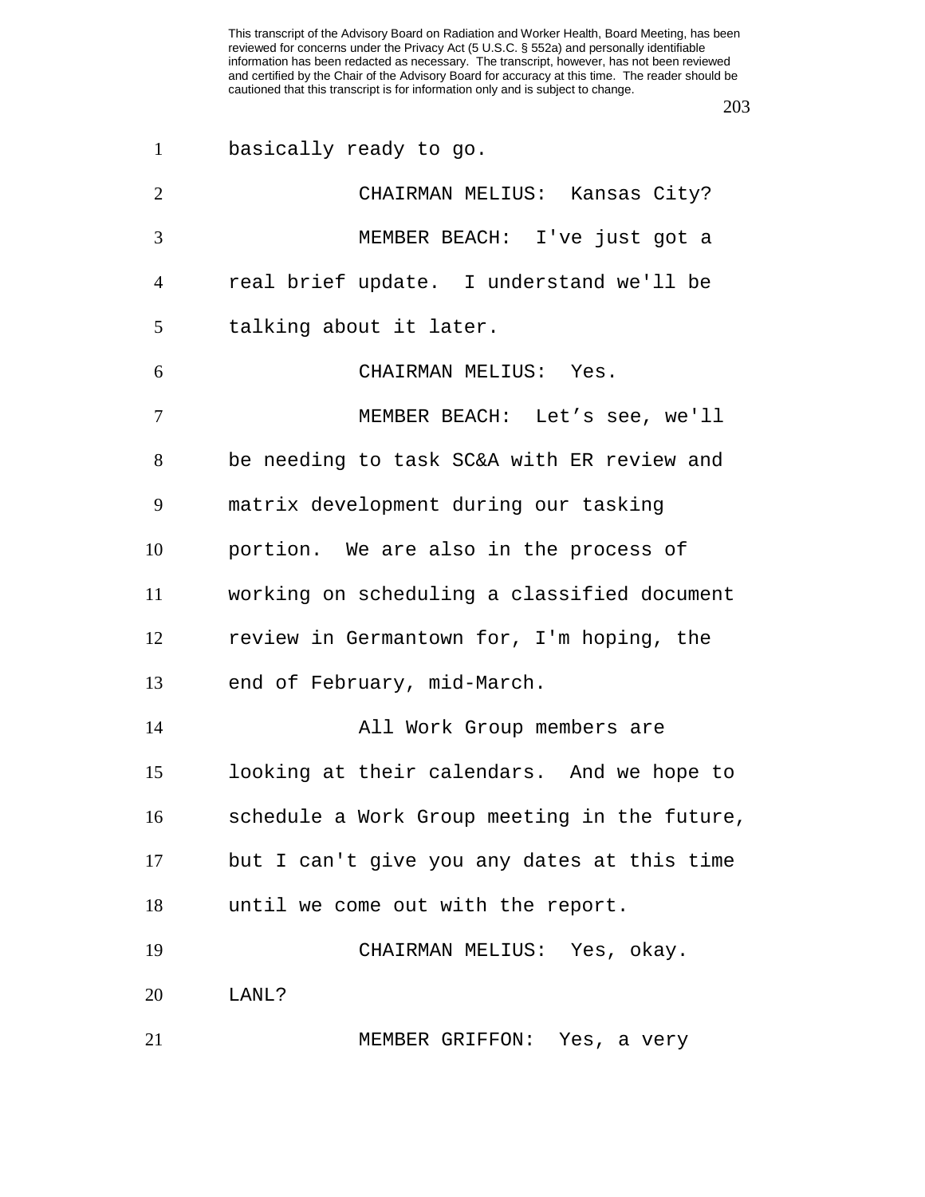basically ready to go.

CHAIRMAN MELIUS: Kansas City?

MEMBER BEACH: I've just got a real brief update. I understand we'll be talking about it later.

CHAIRMAN MELIUS: Yes.

MEMBER BEACH: Let's see, we'll be needing to task SC&A with ER review and matrix development during our tasking portion. We are also in the process of working on scheduling a classified document review in Germantown for, I'm hoping, the end of February, mid-March.

All Work Group members are looking at their calendars. And we hope to schedule a Work Group meeting in the future, but I can't give you any dates at this time until we come out with the report.

CHAIRMAN MELIUS: Yes, okay. LANL?

MEMBER GRIFFON: Yes, a very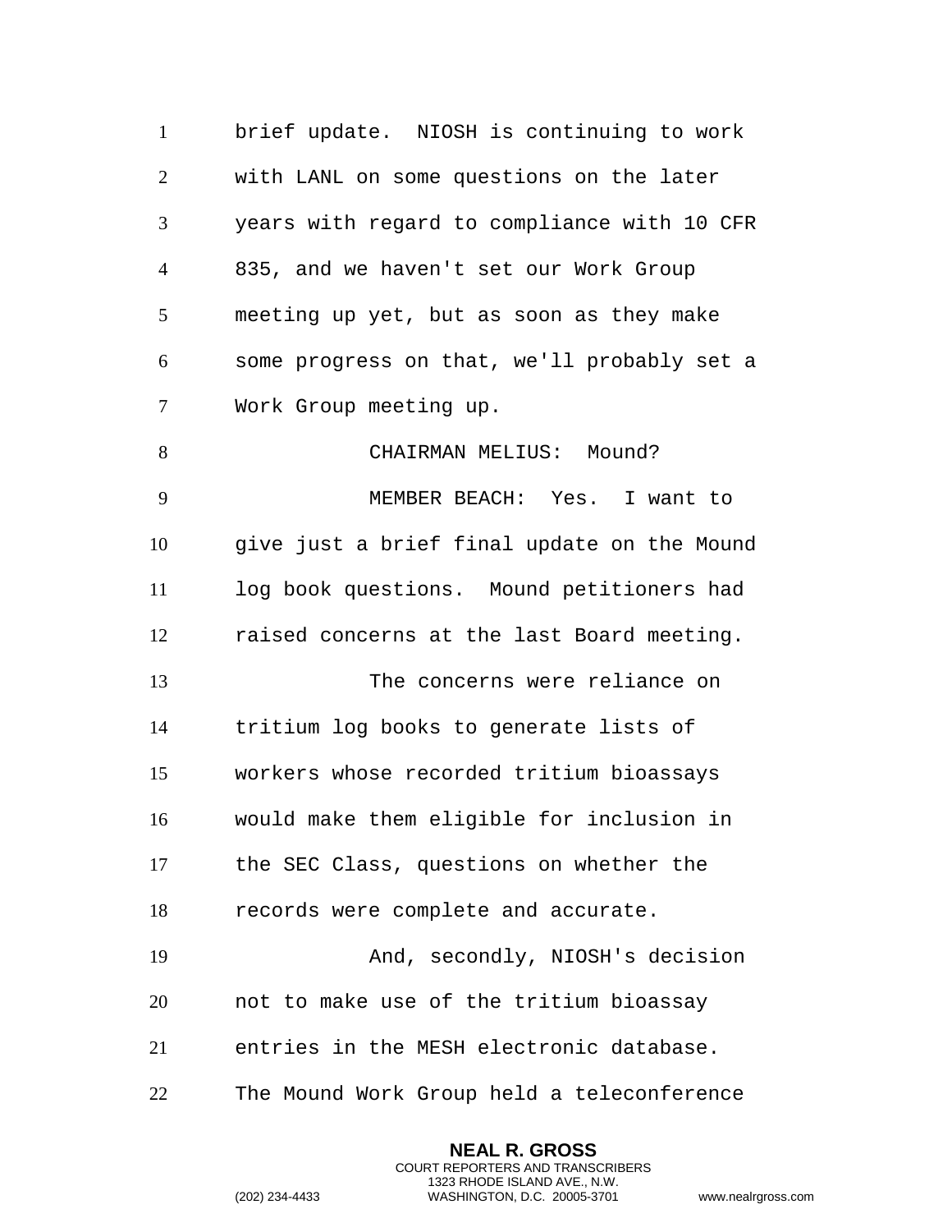brief update. NIOSH is continuing to work with LANL on some questions on the later years with regard to compliance with 10 CFR 835, and we haven't set our Work Group meeting up yet, but as soon as they make some progress on that, we'll probably set a Work Group meeting up.

CHAIRMAN MELIUS: Mound?

MEMBER BEACH: Yes. I want to give just a brief final update on the Mound log book questions. Mound petitioners had raised concerns at the last Board meeting.

The concerns were reliance on tritium log books to generate lists of workers whose recorded tritium bioassays would make them eligible for inclusion in the SEC Class, questions on whether the records were complete and accurate.

And, secondly, NIOSH's decision not to make use of the tritium bioassay entries in the MESH electronic database. The Mound Work Group held a teleconference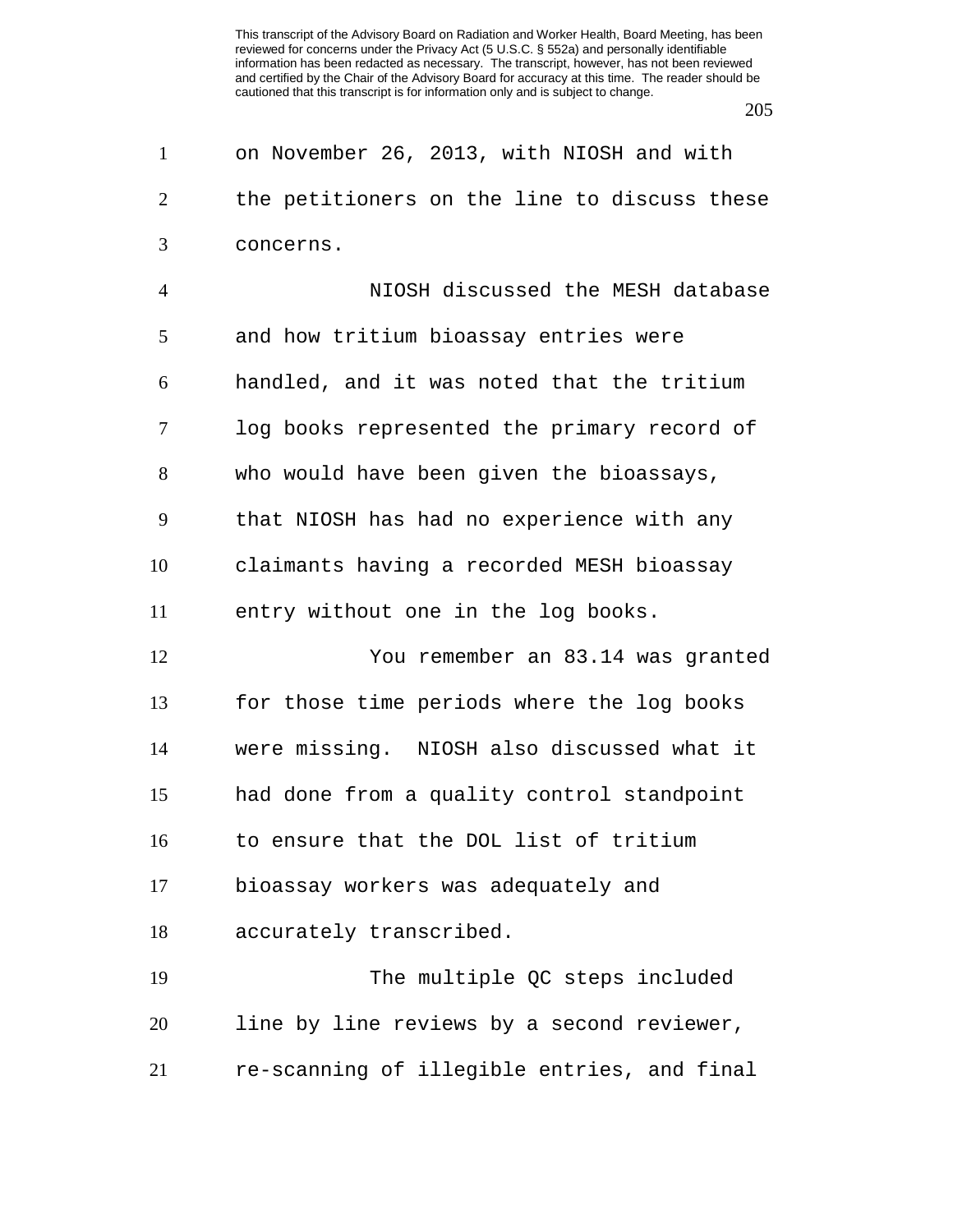on November 26, 2013, with NIOSH and with the petitioners on the line to discuss these concerns.

NIOSH discussed the MESH database and how tritium bioassay entries were handled, and it was noted that the tritium log books represented the primary record of who would have been given the bioassays, that NIOSH has had no experience with any claimants having a recorded MESH bioassay entry without one in the log books.

You remember an 83.14 was granted for those time periods where the log books were missing. NIOSH also discussed what it had done from a quality control standpoint to ensure that the DOL list of tritium bioassay workers was adequately and accurately transcribed.

The multiple QC steps included line by line reviews by a second reviewer, re-scanning of illegible entries, and final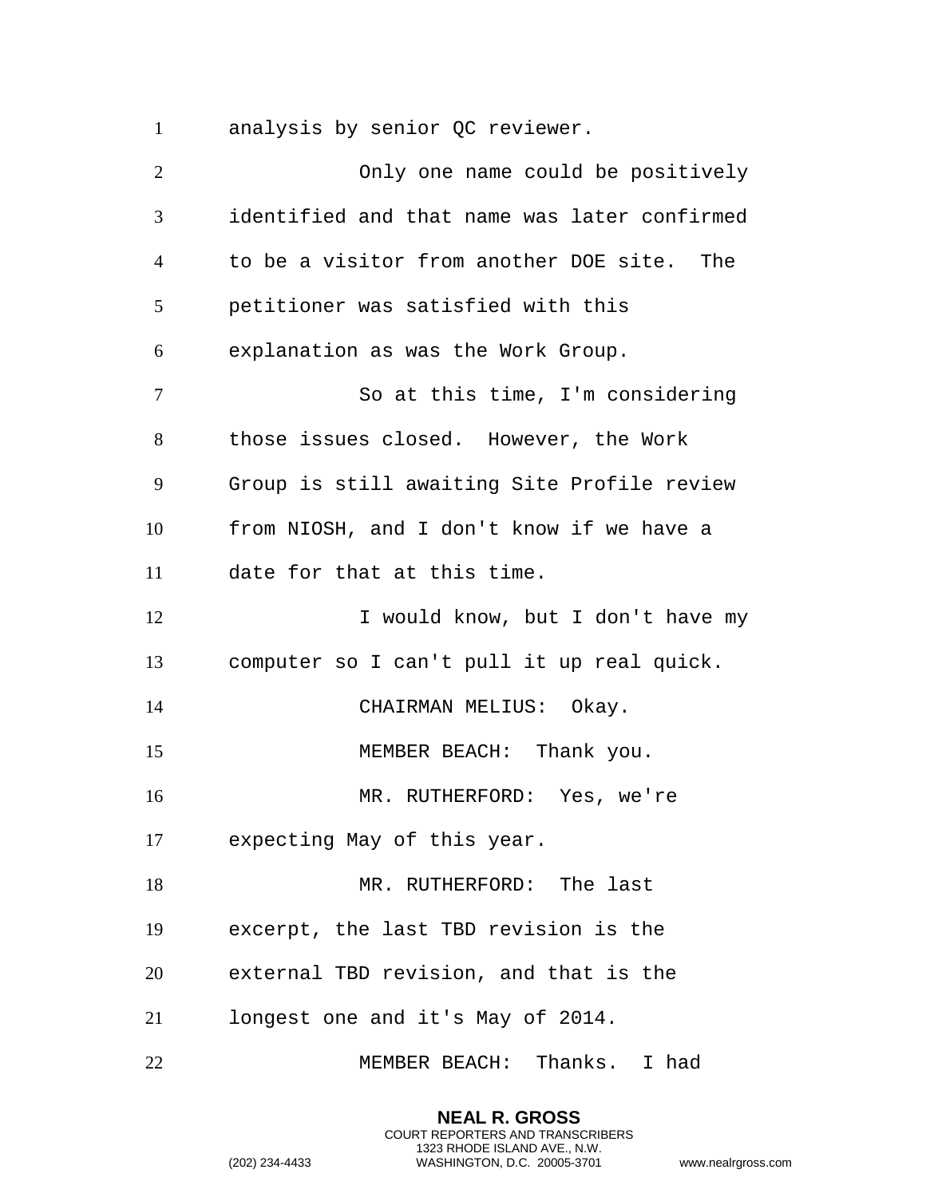analysis by senior QC reviewer.

Only one name could be positively identified and that name was later confirmed to be a visitor from another DOE site. The petitioner was satisfied with this explanation as was the Work Group.

So at this time, I'm considering those issues closed. However, the Work Group is still awaiting Site Profile review from NIOSH, and I don't know if we have a date for that at this time.

I would know, but I don't have my computer so I can't pull it up real quick.

CHAIRMAN MELIUS: Okay.

MEMBER BEACH: Thank you.

MR. RUTHERFORD: Yes, we're expecting May of this year.

MR. RUTHERFORD: The last excerpt, the last TBD revision is the external TBD revision, and that is the longest one and it's May of 2014.

MEMBER BEACH: Thanks. I had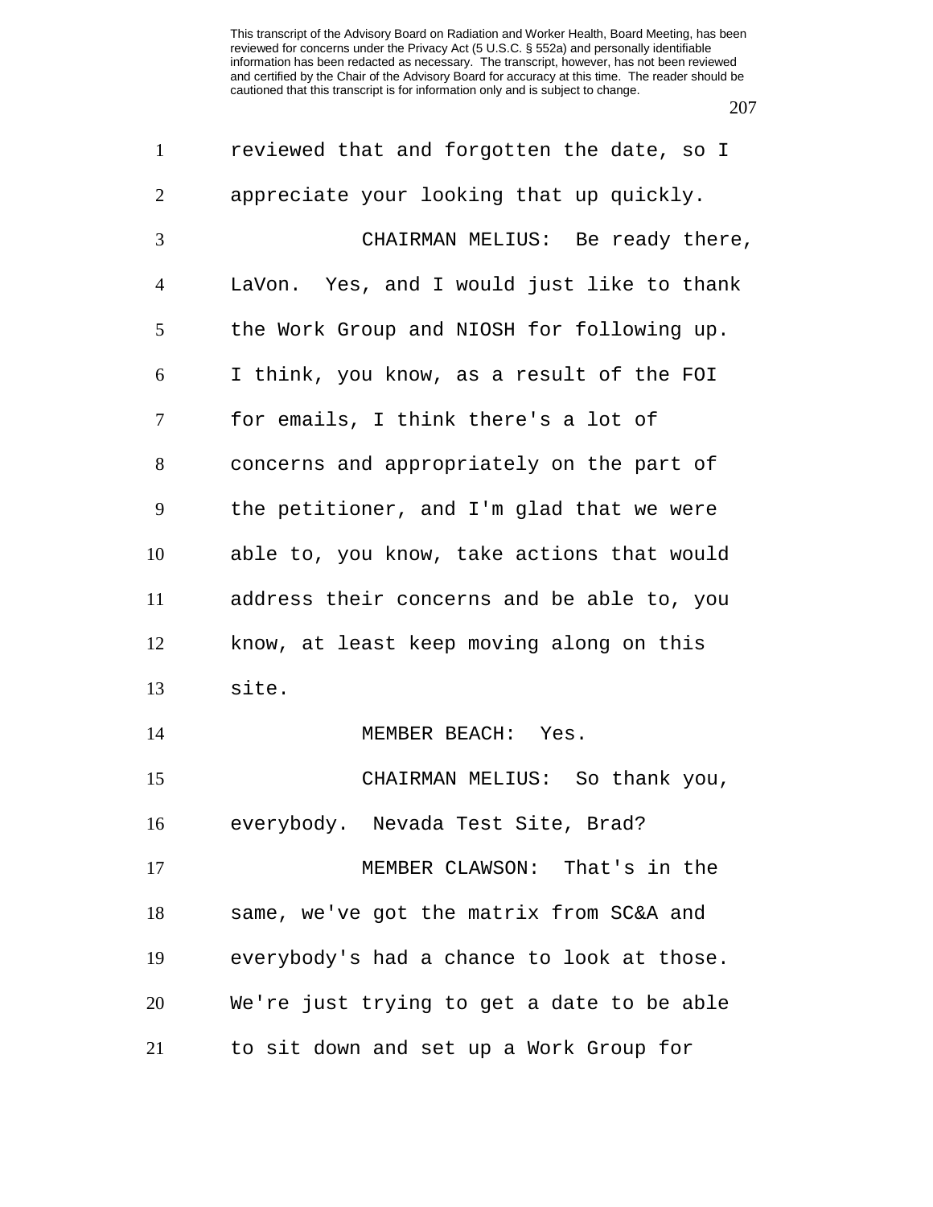reviewed that and forgotten the date, so I appreciate your looking that up quickly.

CHAIRMAN MELIUS: Be ready there, LaVon. Yes, and I would just like to thank the Work Group and NIOSH for following up. I think, you know, as a result of the FOI for emails, I think there's a lot of concerns and appropriately on the part of the petitioner, and I'm glad that we were able to, you know, take actions that would address their concerns and be able to, you know, at least keep moving along on this site.

MEMBER BEACH: Yes.

CHAIRMAN MELIUS: So thank you, everybody. Nevada Test Site, Brad?

MEMBER CLAWSON: That's in the same, we've got the matrix from SC&A and everybody's had a chance to look at those. We're just trying to get a date to be able to sit down and set up a Work Group for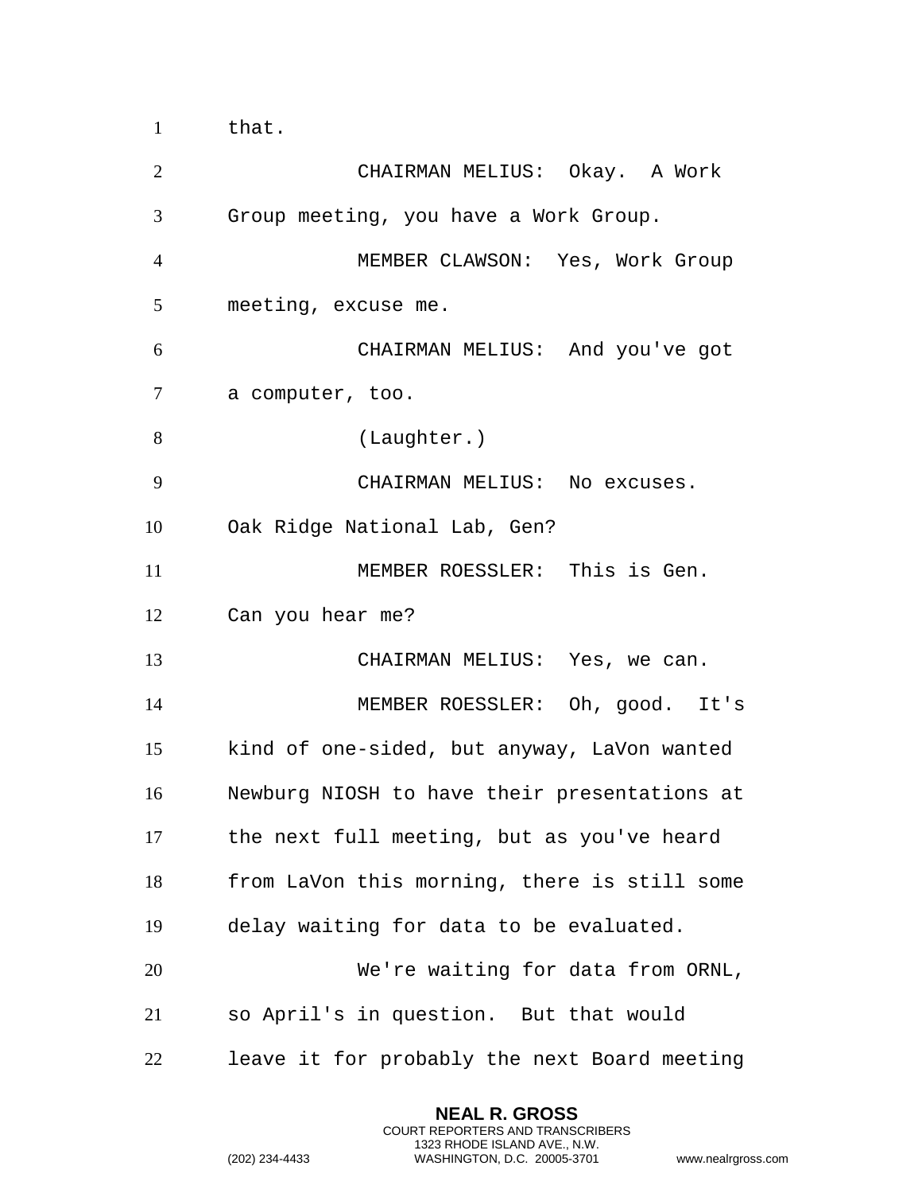that.

CHAIRMAN MELIUS: Okay. A Work Group meeting, you have a Work Group.

MEMBER CLAWSON: Yes, Work Group meeting, excuse me.

CHAIRMAN MELIUS: And you've got a computer, too.

(Laughter.)

CHAIRMAN MELIUS: No excuses. Oak Ridge National Lab, Gen?

MEMBER ROESSLER: This is Gen. Can you hear me?

CHAIRMAN MELIUS: Yes, we can.

MEMBER ROESSLER: Oh, good. It's kind of one-sided, but anyway, LaVon wanted Newburg NIOSH to have their presentations at the next full meeting, but as you've heard from LaVon this morning, there is still some delay waiting for data to be evaluated.

We're waiting for data from ORNL, so April's in question. But that would leave it for probably the next Board meeting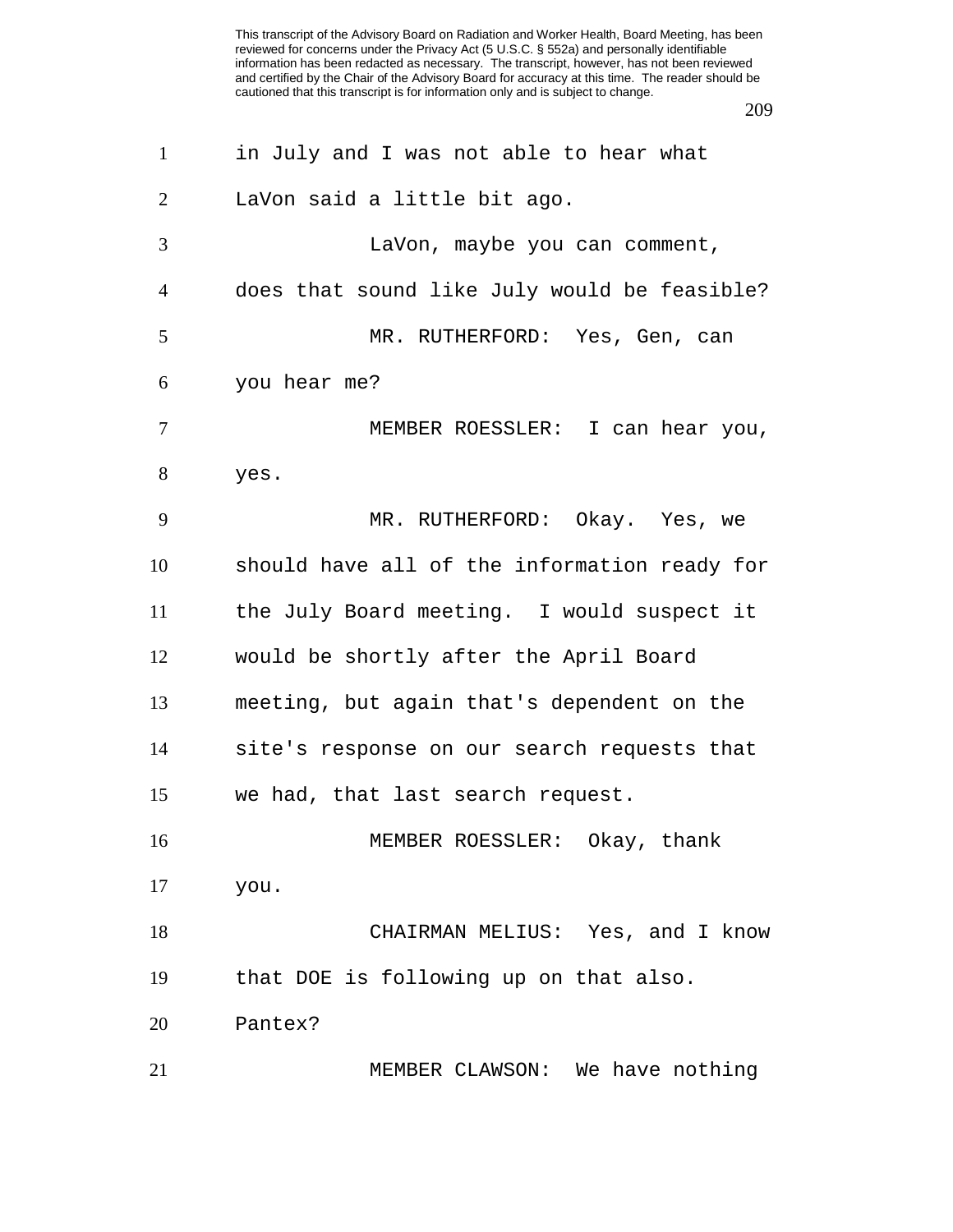in July and I was not able to hear what LaVon said a little bit ago.

LaVon, maybe you can comment, does that sound like July would be feasible?

MR. RUTHERFORD: Yes, Gen, can you hear me?

MEMBER ROESSLER: I can hear you, yes.

MR. RUTHERFORD: Okay. Yes, we should have all of the information ready for the July Board meeting. I would suspect it would be shortly after the April Board meeting, but again that's dependent on the site's response on our search requests that we had, that last search request.

MEMBER ROESSLER: Okay, thank you.

CHAIRMAN MELIUS: Yes, and I know that DOE is following up on that also. Pantex?

MEMBER CLAWSON: We have nothing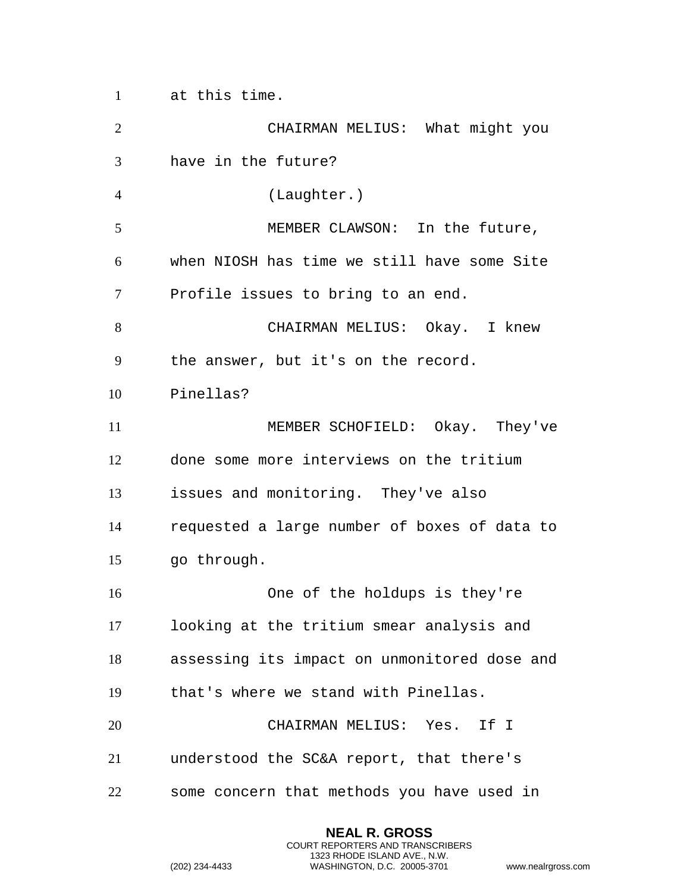at this time.

CHAIRMAN MELIUS: What might you have in the future?

(Laughter.)

MEMBER CLAWSON: In the future, when NIOSH has time we still have some Site Profile issues to bring to an end.

CHAIRMAN MELIUS: Okay. I knew the answer, but it's on the record. Pinellas?

MEMBER SCHOFIELD: Okay. They've done some more interviews on the tritium issues and monitoring. They've also requested a large number of boxes of data to go through.

One of the holdups is they're looking at the tritium smear analysis and assessing its impact on unmonitored dose and that's where we stand with Pinellas.

CHAIRMAN MELIUS: Yes. If I understood the SC&A report, that there's some concern that methods you have used in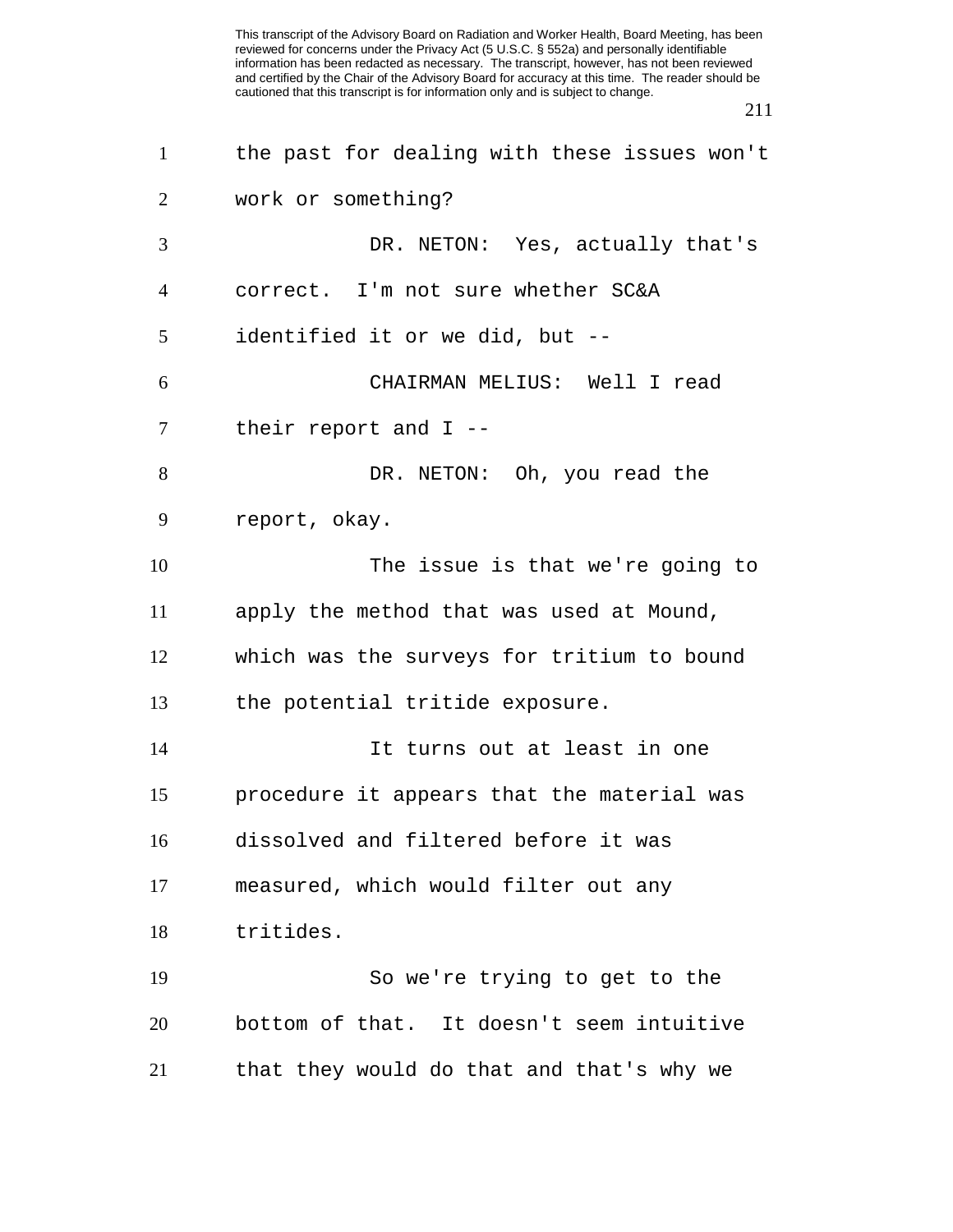the past for dealing with these issues won't work or something?

DR. NETON: Yes, actually that's correct. I'm not sure whether SC&A identified it or we did, but --

CHAIRMAN MELIUS: Well I read their report and I --

DR. NETON: Oh, you read the report, okay.

The issue is that we're going to apply the method that was used at Mound, which was the surveys for tritium to bound the potential tritide exposure.

It turns out at least in one procedure it appears that the material was dissolved and filtered before it was measured, which would filter out any tritides.

So we're trying to get to the bottom of that. It doesn't seem intuitive that they would do that and that's why we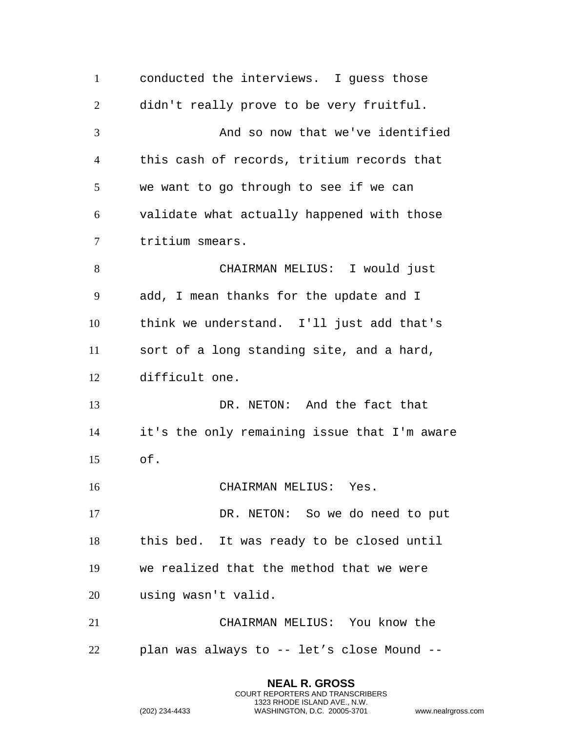conducted the interviews. I guess those didn't really prove to be very fruitful.

And so now that we've identified this cash of records, tritium records that we want to go through to see if we can validate what actually happened with those tritium smears.

CHAIRMAN MELIUS: I would just add, I mean thanks for the update and I think we understand. I'll just add that's sort of a long standing site, and a hard, difficult one.

DR. NETON: And the fact that it's the only remaining issue that I'm aware of.

CHAIRMAN MELIUS: Yes.

DR. NETON: So we do need to put this bed. It was ready to be closed until we realized that the method that we were using wasn't valid.

CHAIRMAN MELIUS: You know the plan was always to -- let’s close Mound --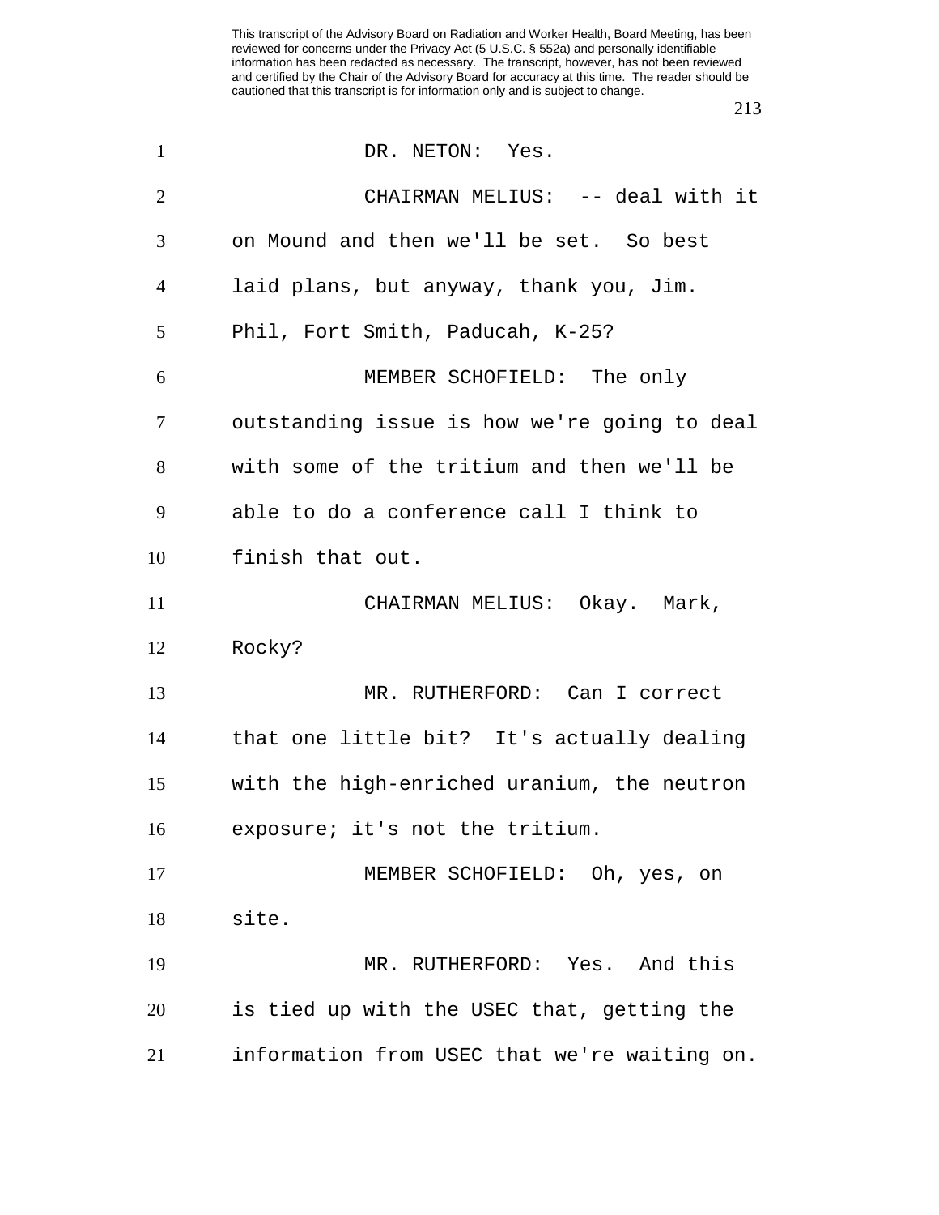DR. NETON: Yes.

CHAIRMAN MELIUS: -- deal with it on Mound and then we'll be set. So best laid plans, but anyway, thank you, Jim. Phil, Fort Smith, Paducah, K-25?

MEMBER SCHOFIELD: The only outstanding issue is how we're going to deal with some of the tritium and then we'll be able to do a conference call I think to finish that out.

CHAIRMAN MELIUS: Okay. Mark, Rocky?

MR. RUTHERFORD: Can I correct that one little bit? It's actually dealing with the high-enriched uranium, the neutron exposure; it's not the tritium.

MEMBER SCHOFIELD: Oh, yes, on site.

MR. RUTHERFORD: Yes. And this is tied up with the USEC that, getting the information from USEC that we're waiting on.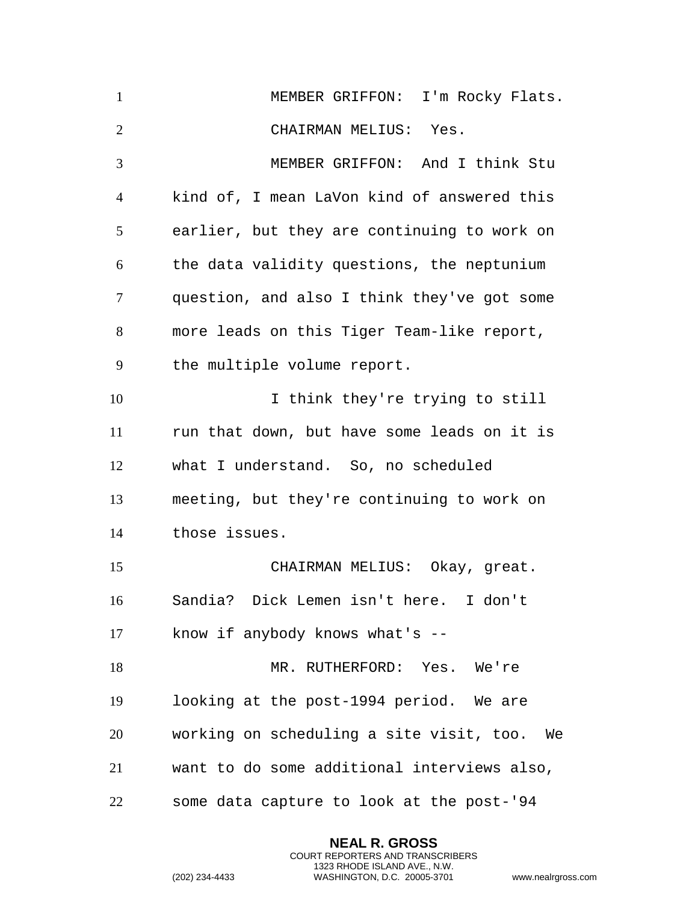MEMBER GRIFFON: I'm Rocky Flats.

CHAIRMAN MELIUS: Yes.

MEMBER GRIFFON: And I think Stu kind of, I mean LaVon kind of answered this earlier, but they are continuing to work on the data validity questions, the neptunium question, and also I think they've got some more leads on this Tiger Team-like report, the multiple volume report.

I think they're trying to still run that down, but have some leads on it is what I understand. So, no scheduled meeting, but they're continuing to work on those issues.

CHAIRMAN MELIUS: Okay, great. Sandia? Dick Lemen isn't here. I don't know if anybody knows what's --

MR. RUTHERFORD: Yes. We're looking at the post-1994 period. We are working on scheduling a site visit, too. We want to do some additional interviews also, some data capture to look at the post-'94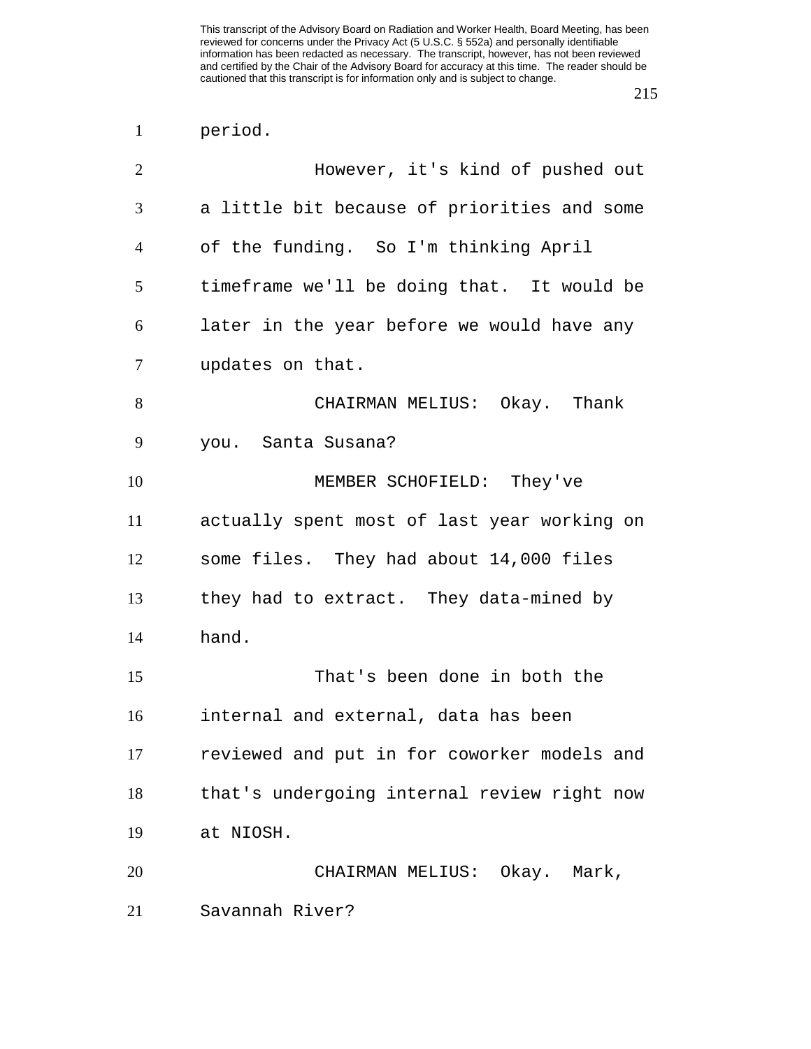period.

However, it's kind of pushed out a little bit because of priorities and some of the funding. So I'm thinking April timeframe we'll be doing that. It would be later in the year before we would have any updates on that.

CHAIRMAN MELIUS: Okay. Thank you. Santa Susana?

MEMBER SCHOFIELD: They've actually spent most of last year working on some files. They had about 14,000 files they had to extract. They data-mined by hand.

That's been done in both the internal and external, data has been reviewed and put in for coworker models and that's undergoing internal review right now at NIOSH.

CHAIRMAN MELIUS: Okay. Mark, Savannah River?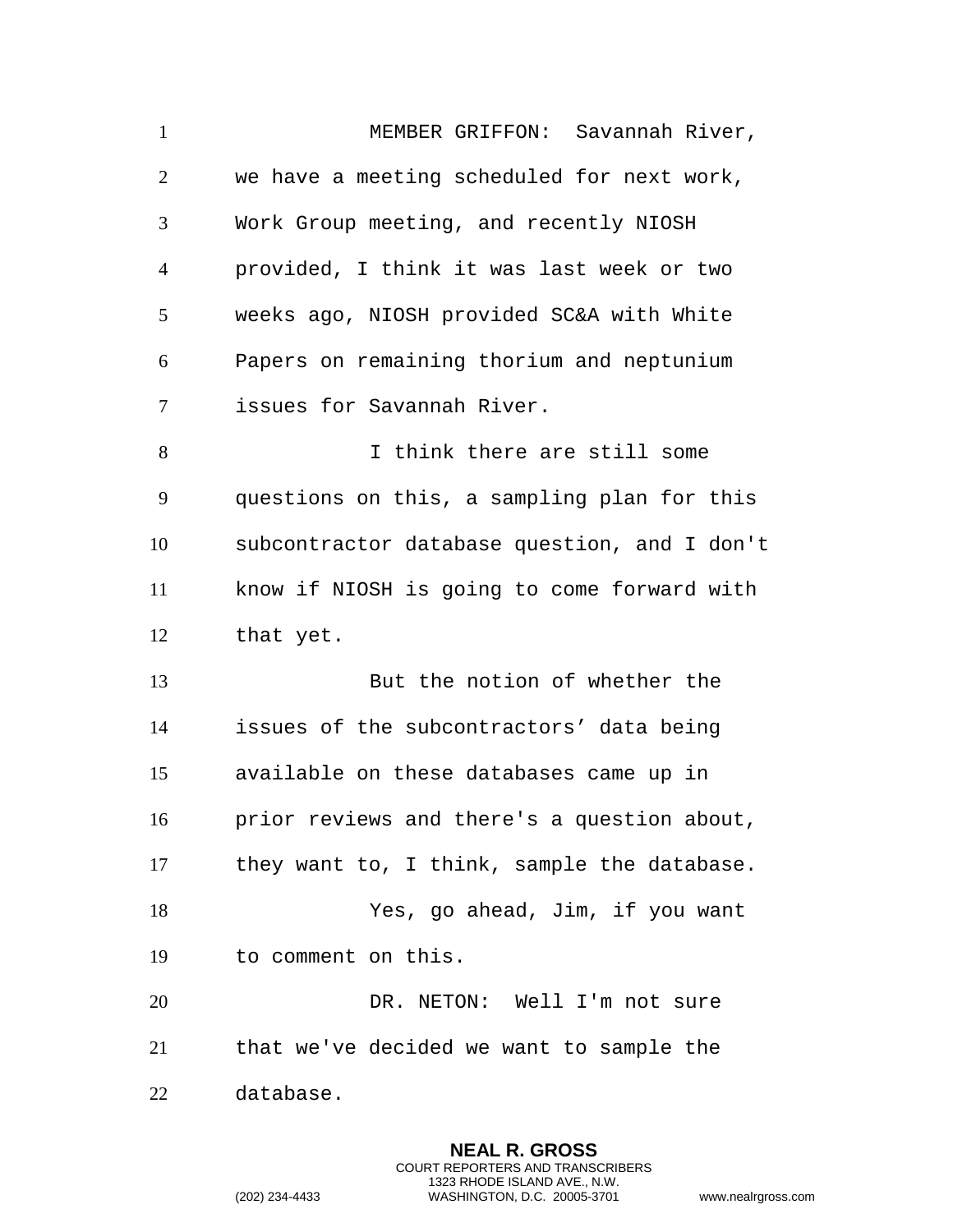MEMBER GRIFFON: Savannah River, we have a meeting scheduled for next work, Work Group meeting, and recently NIOSH provided, I think it was last week or two weeks ago, NIOSH provided SC&A with White Papers on remaining thorium and neptunium issues for Savannah River.

I think there are still some questions on this, a sampling plan for this subcontractor database question, and I don't know if NIOSH is going to come forward with that yet.

But the notion of whether the issues of the subcontractors' data being available on these databases came up in prior reviews and there's a question about, they want to, I think, sample the database.

Yes, go ahead, Jim, if you want to comment on this.

DR. NETON: Well I'm not sure that we've decided we want to sample the database.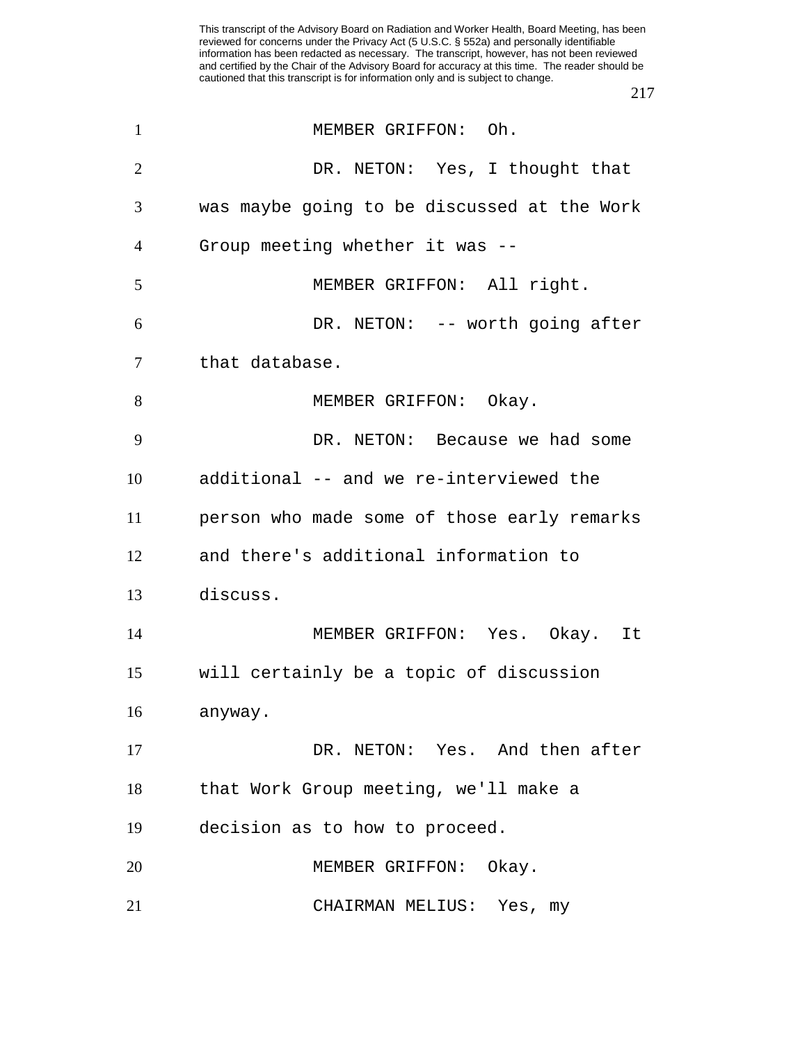MEMBER GRIFFON: Oh.

DR. NETON: Yes, I thought that was maybe going to be discussed at the Work Group meeting whether it was --

MEMBER GRIFFON: All right.

DR. NETON: -- worth going after that database.

MEMBER GRIFFON: Okay.

DR. NETON: Because we had some additional -- and we re-interviewed the person who made some of those early remarks and there's additional information to discuss.

MEMBER GRIFFON: Yes. Okay. It will certainly be a topic of discussion anyway.

DR. NETON: Yes. And then after that Work Group meeting, we'll make a decision as to how to proceed.

MEMBER GRIFFON: Okay.

CHAIRMAN MELIUS: Yes, my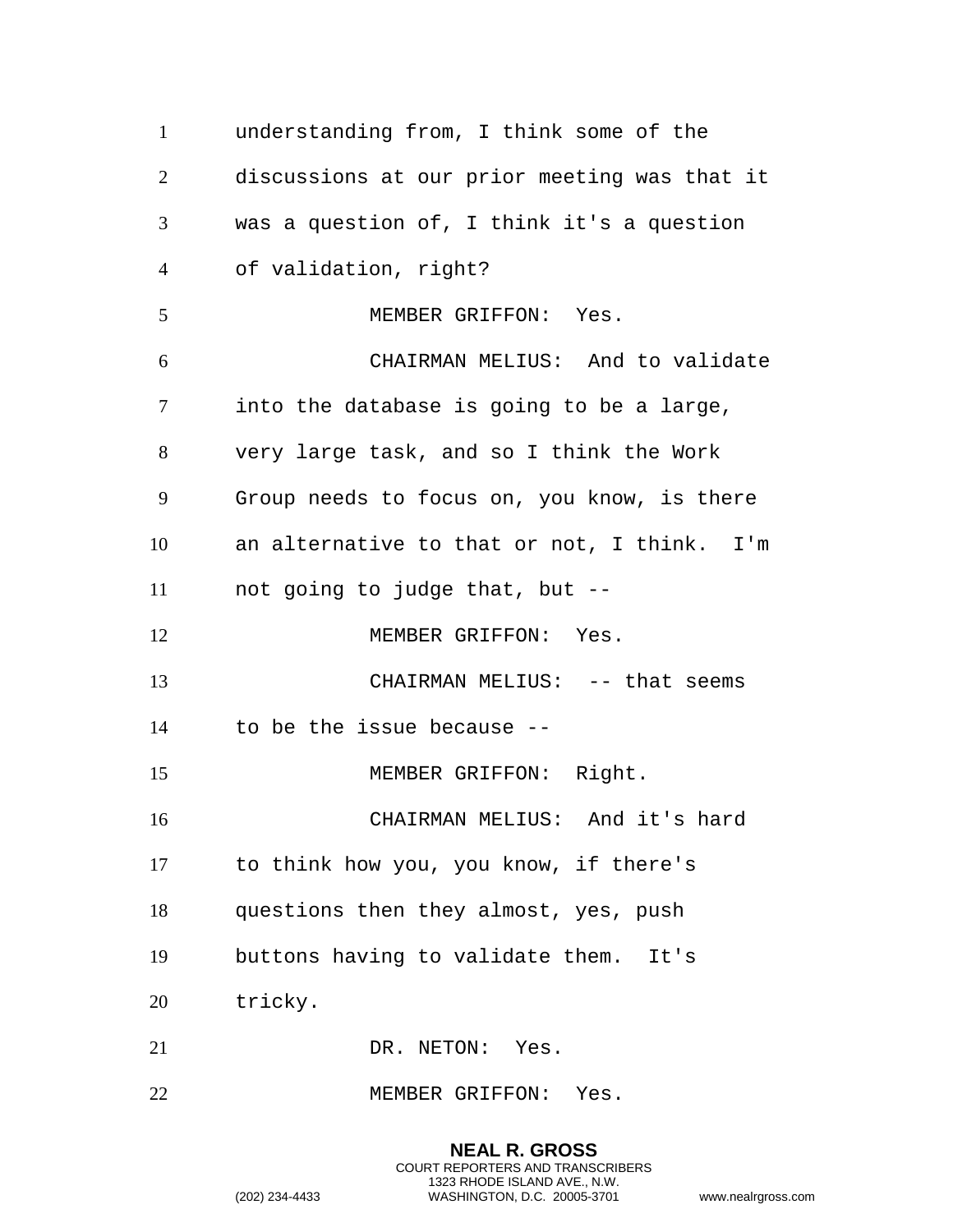understanding from, I think some of the discussions at our prior meeting was that it was a question of, I think it's a question of validation, right?

MEMBER GRIFFON: Yes.

CHAIRMAN MELIUS: And to validate into the database is going to be a large, very large task, and so I think the Work Group needs to focus on, you know, is there an alternative to that or not, I think. I'm not going to judge that, but --

MEMBER GRIFFON: Yes.

CHAIRMAN MELIUS: -- that seems to be the issue because --

MEMBER GRIFFON: Right.

CHAIRMAN MELIUS: And it's hard to think how you, you know, if there's questions then they almost, yes, push buttons having to validate them. It's tricky.

DR. NETON: Yes.

MEMBER GRIFFON: Yes.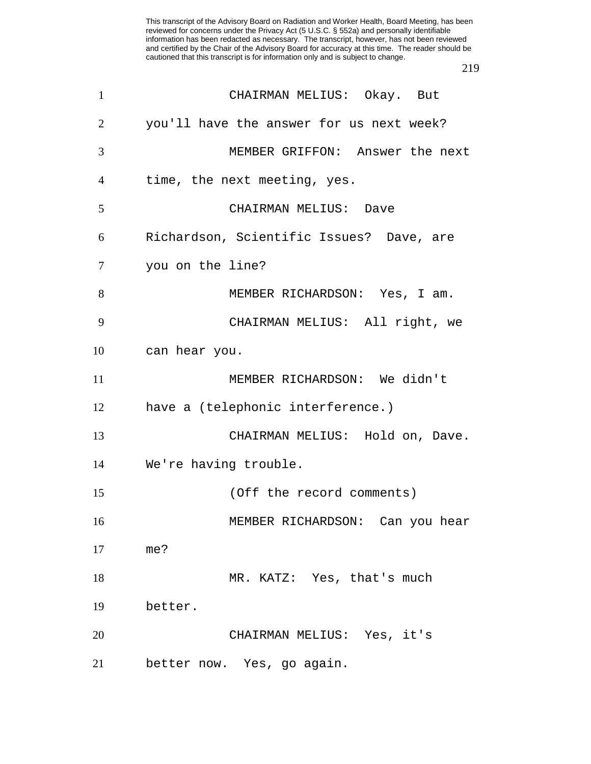CHAIRMAN MELIUS: Okay. But you'll have the answer for us next week?

MEMBER GRIFFON: Answer the next time, the next meeting, yes.

CHAIRMAN MELIUS: Dave Richardson, Scientific Issues? Dave, are you on the line?

MEMBER RICHARDSON: Yes, I am.

CHAIRMAN MELIUS: All right, we can hear you.

MEMBER RICHARDSON: We didn't have a (telephonic interference.)

CHAIRMAN MELIUS: Hold on, Dave. We're having trouble.

(Off the record comments)

MEMBER RICHARDSON: Can you hear me?

MR. KATZ: Yes, that's much better.

CHAIRMAN MELIUS: Yes, it's better now. Yes, go again.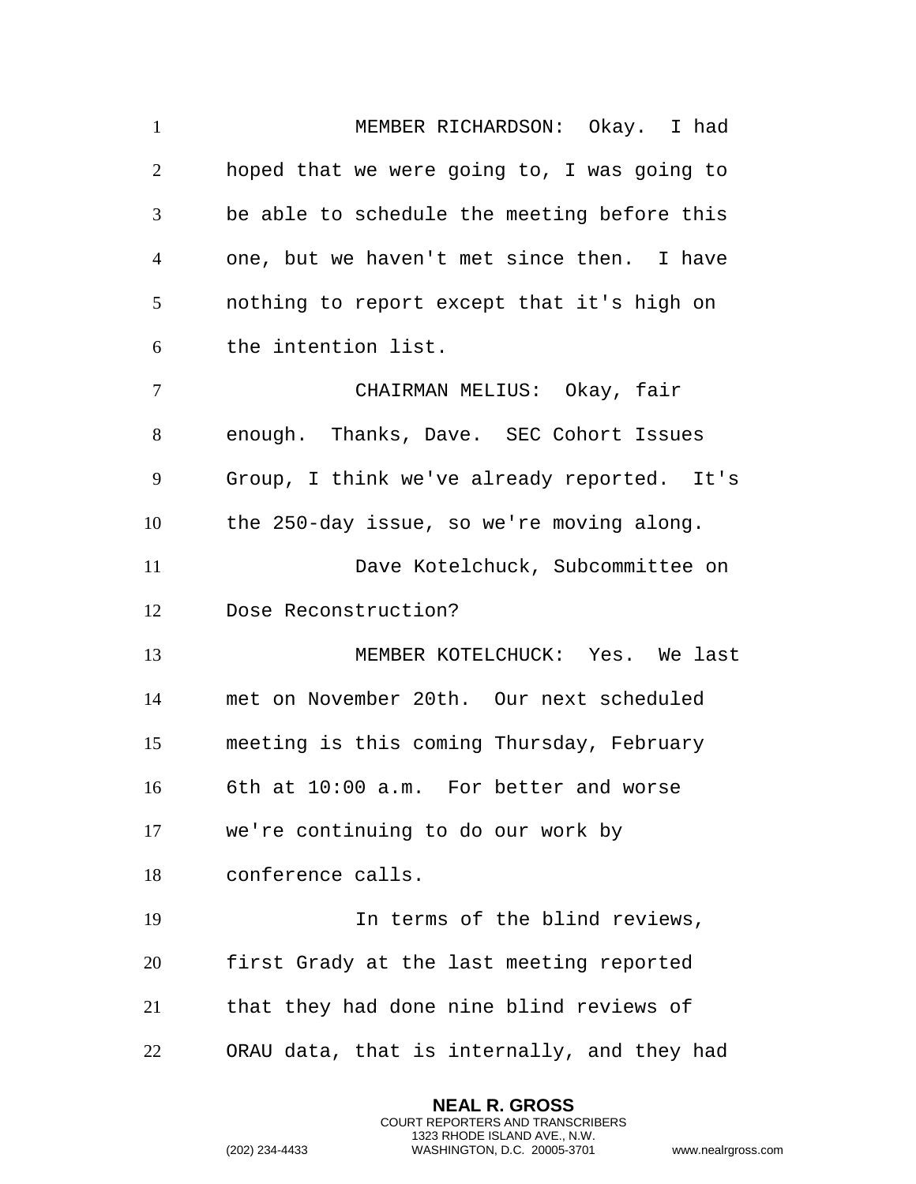MEMBER RICHARDSON: Okay. I had hoped that we were going to, I was going to be able to schedule the meeting before this one, but we haven't met since then. I have nothing to report except that it's high on the intention list.

CHAIRMAN MELIUS: Okay, fair enough. Thanks, Dave. SEC Cohort Issues Group, I think we've already reported. It's the 250-day issue, so we're moving along.

Dave Kotelchuck, Subcommittee on Dose Reconstruction?

MEMBER KOTELCHUCK: Yes. We last met on November 20th. Our next scheduled meeting is this coming Thursday, February 6th at 10:00 a.m. For better and worse we're continuing to do our work by conference calls.

In terms of the blind reviews, first Grady at the last meeting reported that they had done nine blind reviews of ORAU data, that is internally, and they had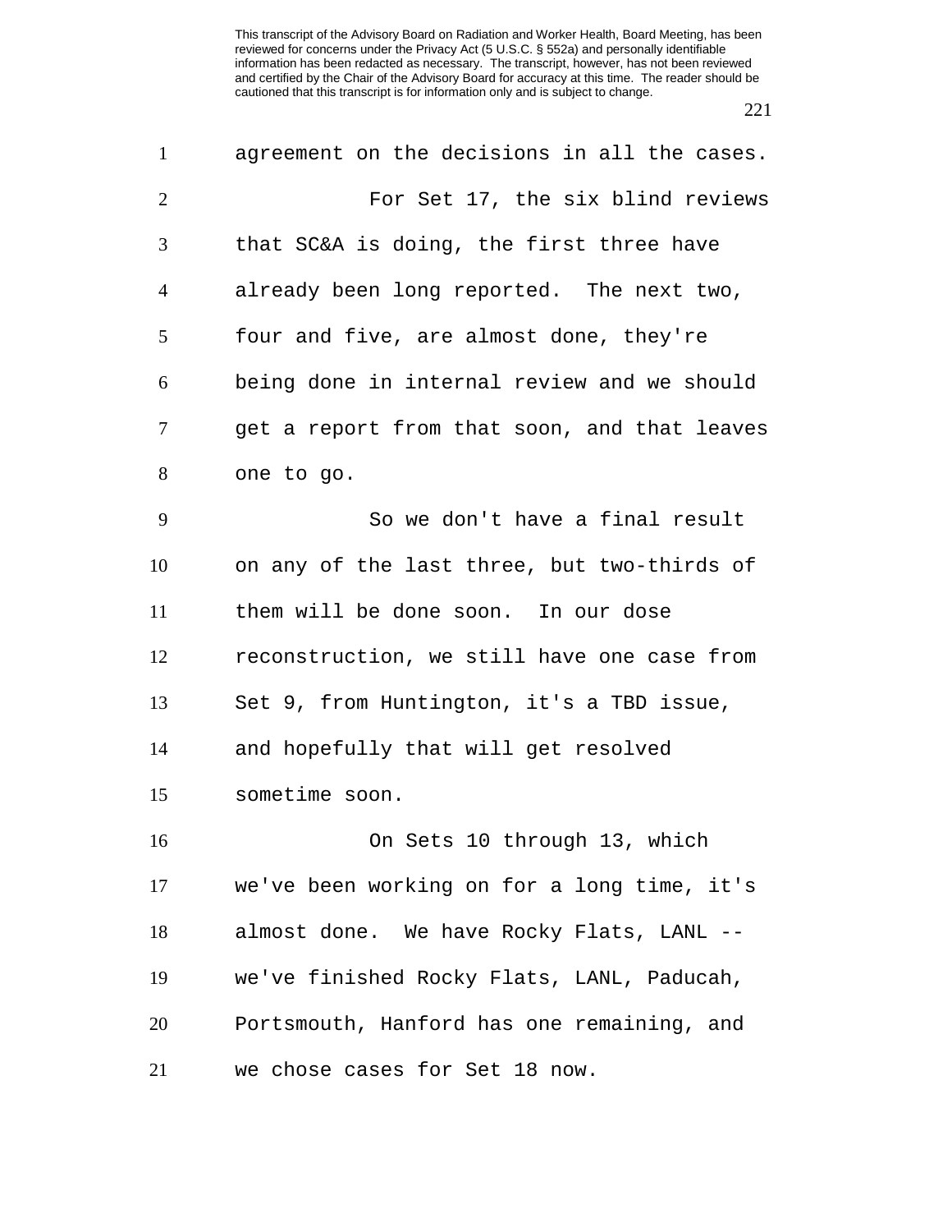agreement on the decisions in all the cases.

For Set 17, the six blind reviews that SC&A is doing, the first three have already been long reported. The next two, four and five, are almost done, they're being done in internal review and we should get a report from that soon, and that leaves one to go.

So we don't have a final result on any of the last three, but two-thirds of them will be done soon. In our dose reconstruction, we still have one case from Set 9, from Huntington, it's a TBD issue, and hopefully that will get resolved sometime soon.

On Sets 10 through 13, which we've been working on for a long time, it's almost done. We have Rocky Flats, LANL -- we've finished Rocky Flats, LANL, Paducah, Portsmouth, Hanford has one remaining, and we chose cases for Set 18 now.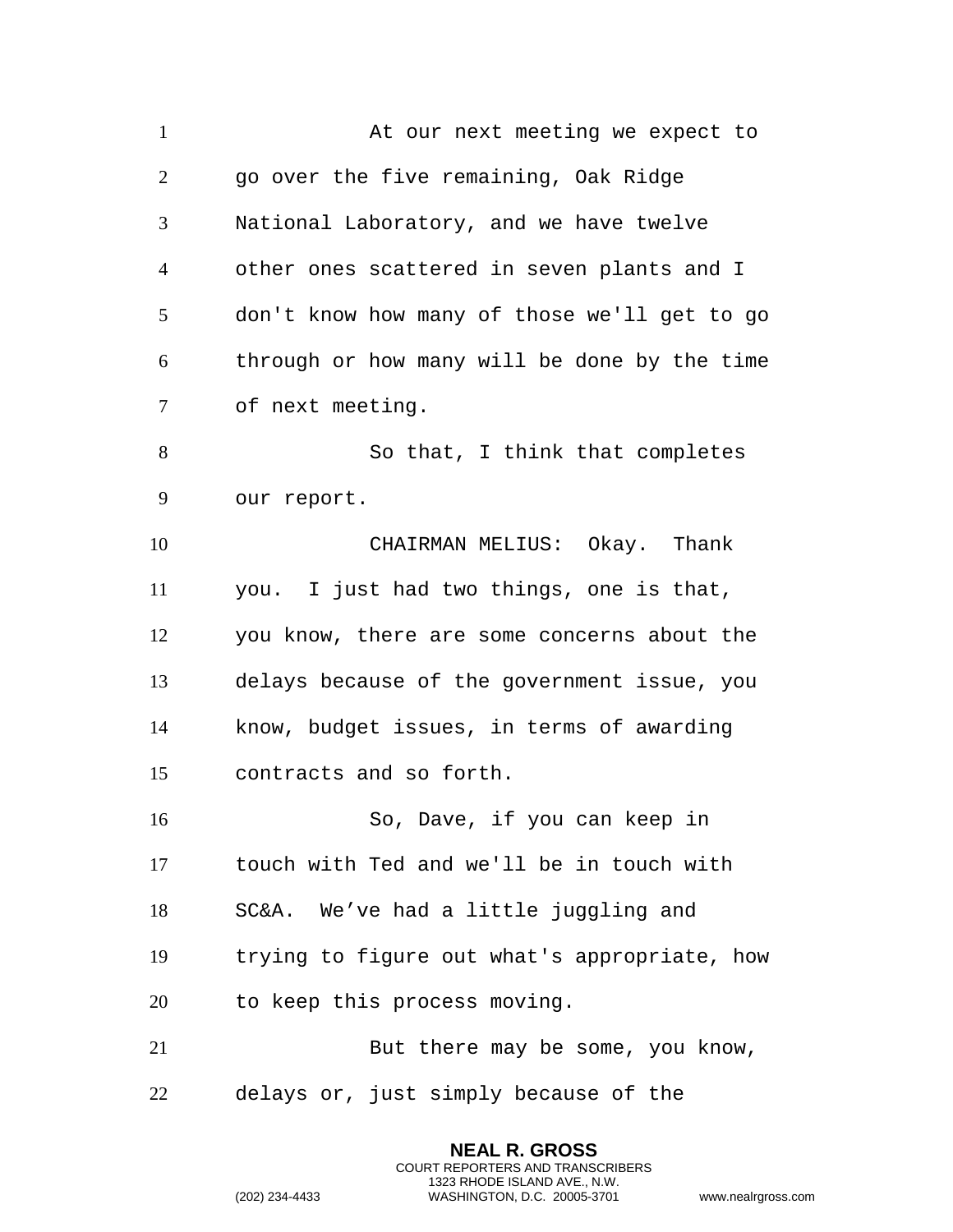At our next meeting we expect to go over the five remaining, Oak Ridge National Laboratory, and we have twelve other ones scattered in seven plants and I don't know how many of those we'll get to go through or how many will be done by the time of next meeting.

So that, I think that completes our report.

CHAIRMAN MELIUS: Okay. Thank you. I just had two things, one is that, you know, there are some concerns about the delays because of the government issue, you know, budget issues, in terms of awarding contracts and so forth.

So, Dave, if you can keep in touch with Ted and we'll be in touch with SC&A. We've had a little juggling and trying to figure out what's appropriate, how to keep this process moving.

But there may be some, you know, delays or, just simply because of the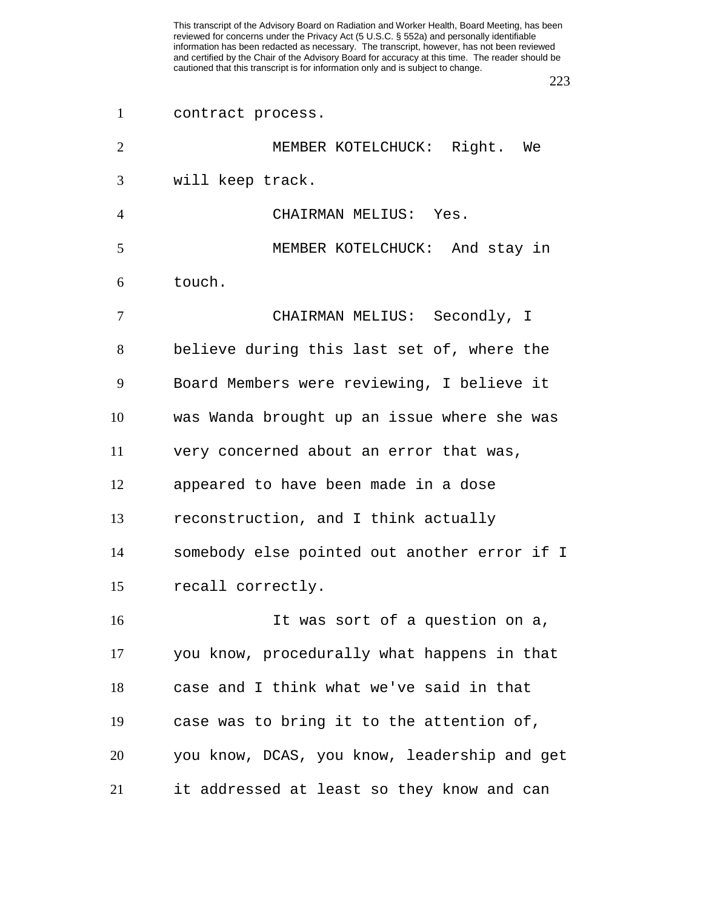contract process.

MEMBER KOTELCHUCK: Right. We will keep track.

CHAIRMAN MELIUS: Yes.

MEMBER KOTELCHUCK: And stay in touch.

CHAIRMAN MELIUS: Secondly, I believe during this last set of, where the Board Members were reviewing, I believe it was Wanda brought up an issue where she was very concerned about an error that was, appeared to have been made in a dose reconstruction, and I think actually somebody else pointed out another error if I recall correctly.

It was sort of a question on a, you know, procedurally what happens in that case and I think what we've said in that case was to bring it to the attention of, you know, DCAS, you know, leadership and get it addressed at least so they know and can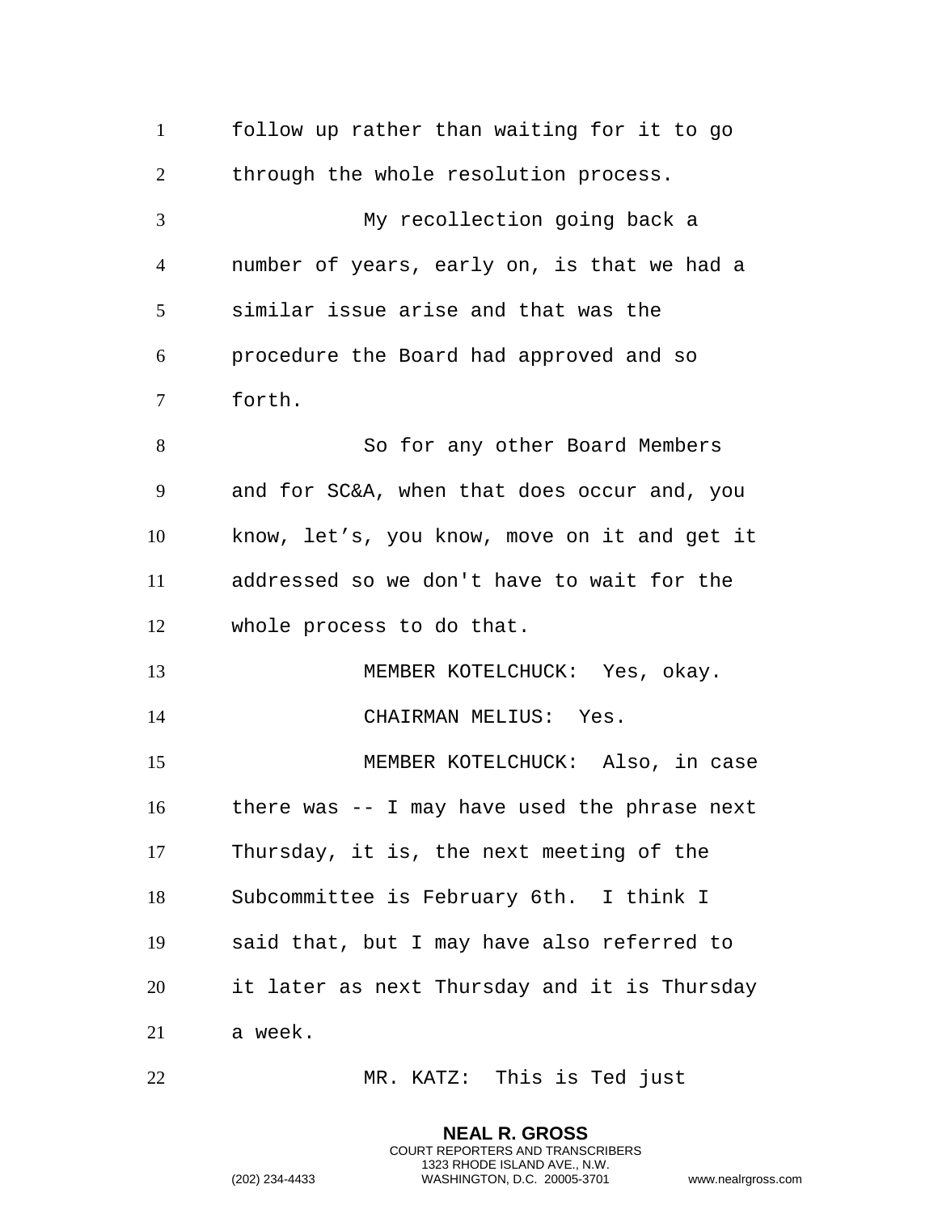follow up rather than waiting for it to go through the whole resolution process.

My recollection going back a number of years, early on, is that we had a similar issue arise and that was the procedure the Board had approved and so forth.

So for any other Board Members and for SC&A, when that does occur and, you know, let's, you know, move on it and get it addressed so we don't have to wait for the whole process to do that.

MEMBER KOTELCHUCK: Yes, okay.

CHAIRMAN MELIUS: Yes.

MEMBER KOTELCHUCK: Also, in case there was -- I may have used the phrase next Thursday, it is, the next meeting of the Subcommittee is February 6th. I think I said that, but I may have also referred to it later as next Thursday and it is Thursday a week.

MR. KATZ: This is Ted just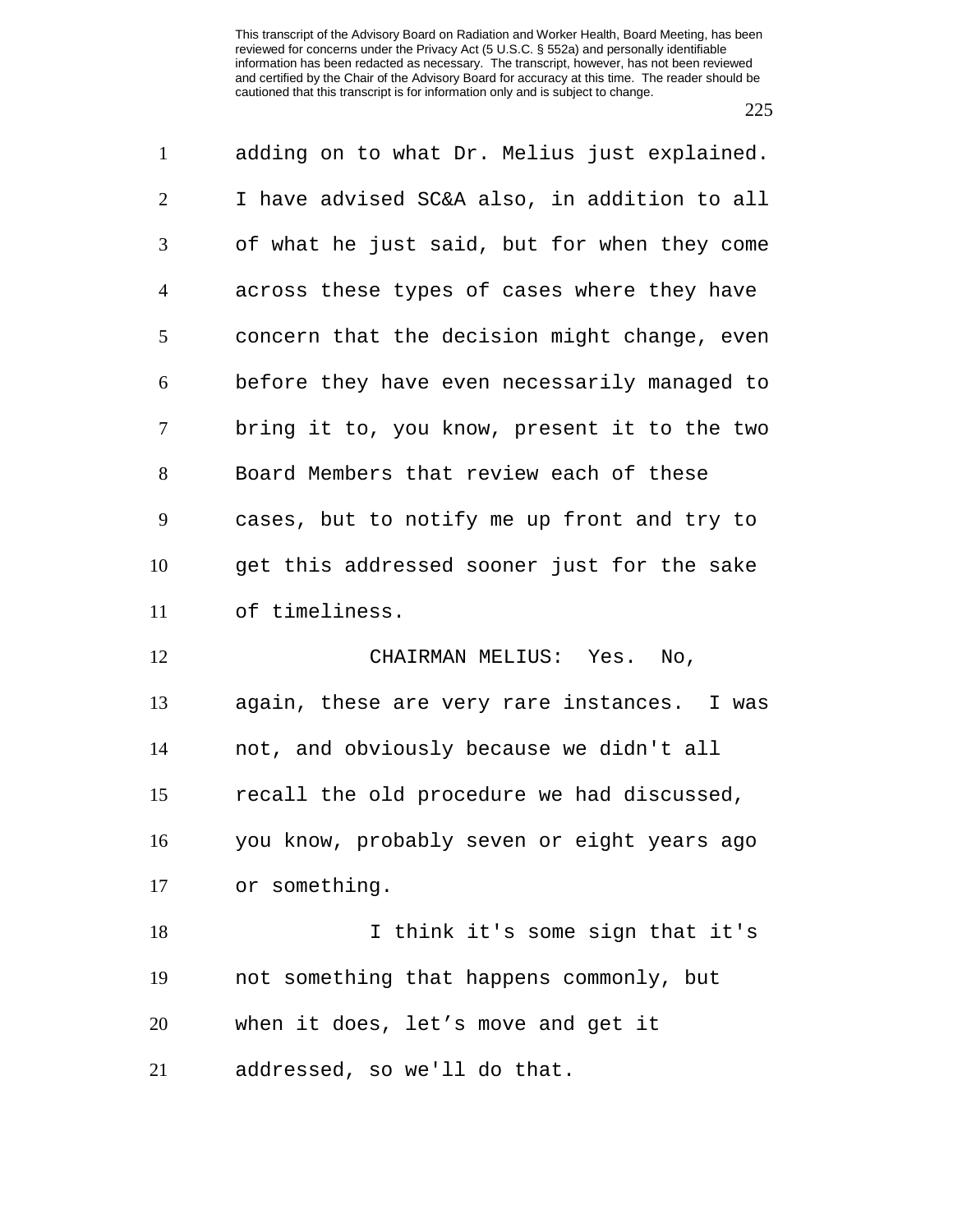adding on to what Dr. Melius just explained. I have advised SC&A also, in addition to all of what he just said, but for when they come across these types of cases where they have concern that the decision might change, even before they have even necessarily managed to bring it to, you know, present it to the two Board Members that review each of these cases, but to notify me up front and try to get this addressed sooner just for the sake of timeliness.

CHAIRMAN MELIUS: Yes. No, again, these are very rare instances. I was not, and obviously because we didn't all recall the old procedure we had discussed, you know, probably seven or eight years ago or something.

I think it's some sign that it's not something that happens commonly, but when it does, let's move and get it addressed, so we'll do that.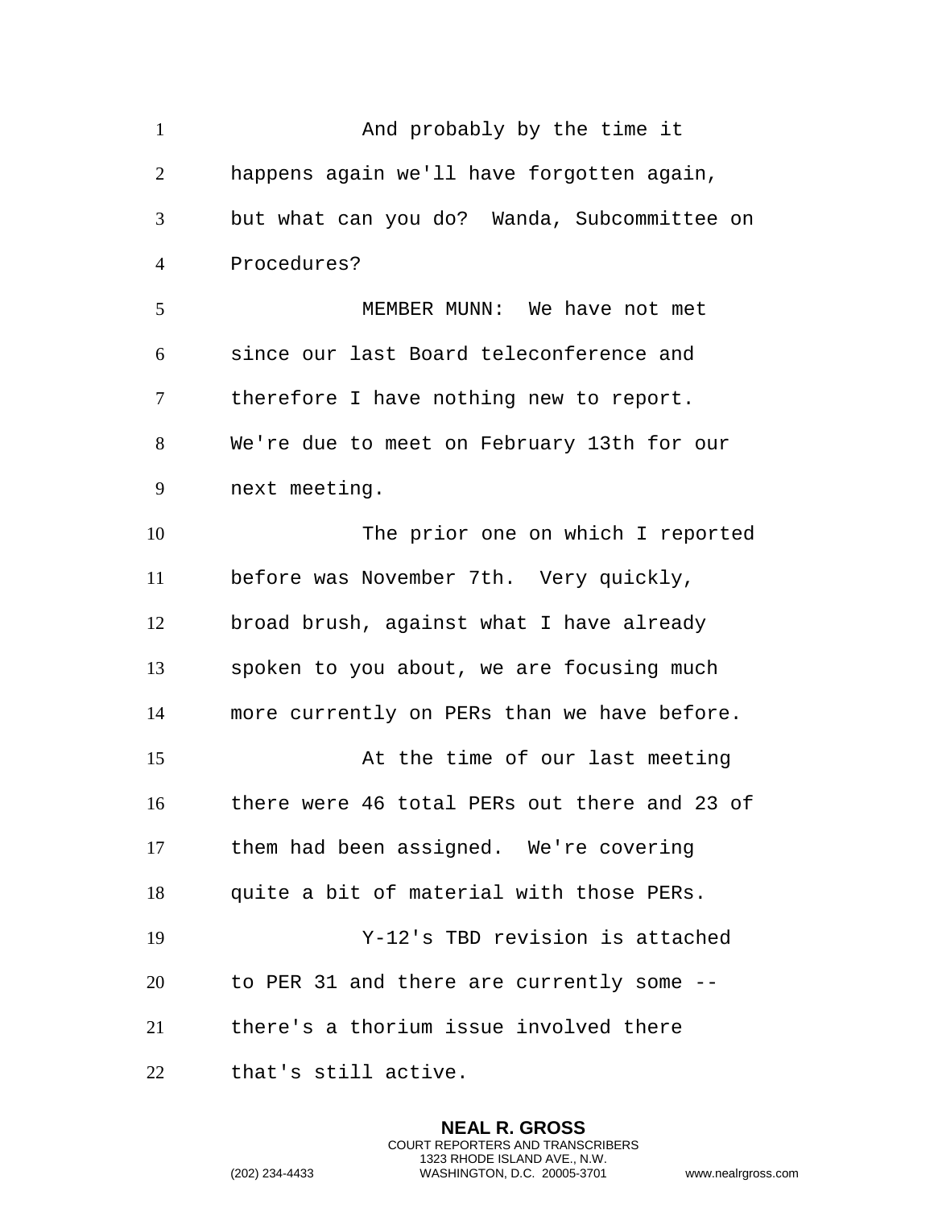And probably by the time it happens again we'll have forgotten again, but what can you do? Wanda, Subcommittee on Procedures?

MEMBER MUNN: We have not met since our last Board teleconference and therefore I have nothing new to report. We're due to meet on February 13th for our next meeting.

The prior one on which I reported before was November 7th. Very quickly, broad brush, against what I have already spoken to you about, we are focusing much more currently on PERs than we have before.

At the time of our last meeting there were 46 total PERs out there and 23 of them had been assigned. We're covering quite a bit of material with those PERs.

Y-12's TBD revision is attached to PER 31 and there are currently some -- there's a thorium issue involved there that's still active.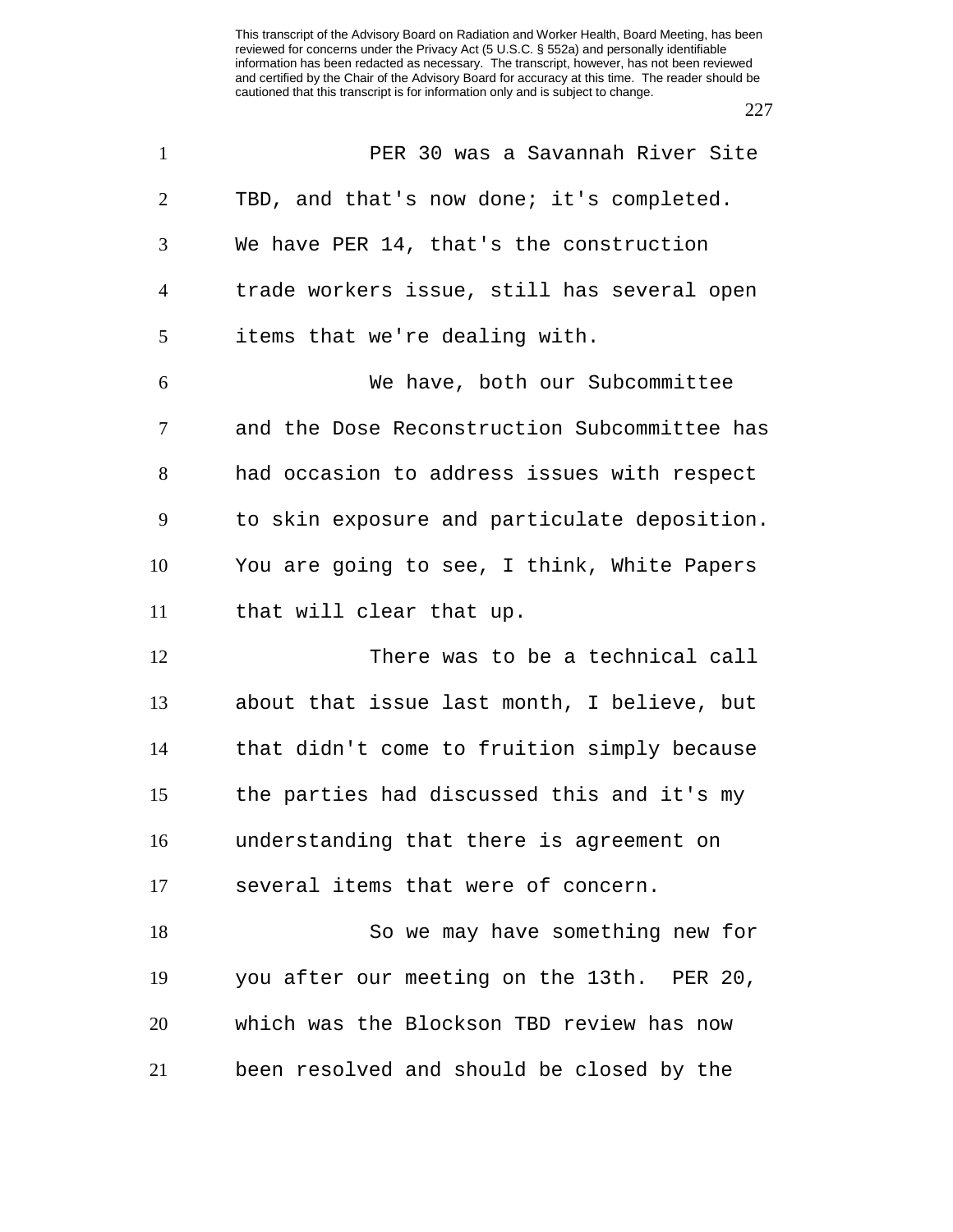PER 30 was a Savannah River Site TBD, and that's now done; it's completed. We have PER 14, that's the construction trade workers issue, still has several open items that we're dealing with.

We have, both our Subcommittee and the Dose Reconstruction Subcommittee has had occasion to address issues with respect to skin exposure and particulate deposition. You are going to see, I think, White Papers that will clear that up.

There was to be a technical call about that issue last month, I believe, but that didn't come to fruition simply because the parties had discussed this and it's my understanding that there is agreement on several items that were of concern.

So we may have something new for you after our meeting on the 13th. PER 20, which was the Blockson TBD review has now been resolved and should be closed by the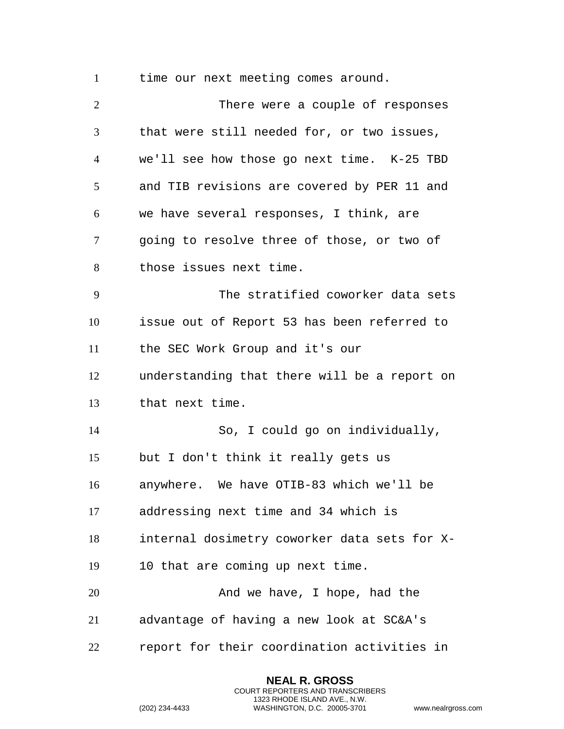time our next meeting comes around.

There were a couple of responses that were still needed for, or two issues, we'll see how those go next time. K-25 TBD and TIB revisions are covered by PER 11 and we have several responses, I think, are going to resolve three of those, or two of those issues next time.

The stratified coworker data sets issue out of Report 53 has been referred to the SEC Work Group and it's our understanding that there will be a report on that next time.

So, I could go on individually, but I don't think it really gets us anywhere. We have OTIB-83 which we'll be addressing next time and 34 which is internal dosimetry coworker data sets for X-10 that are coming up next time.

And we have, I hope, had the advantage of having a new look at SC&A's report for their coordination activities in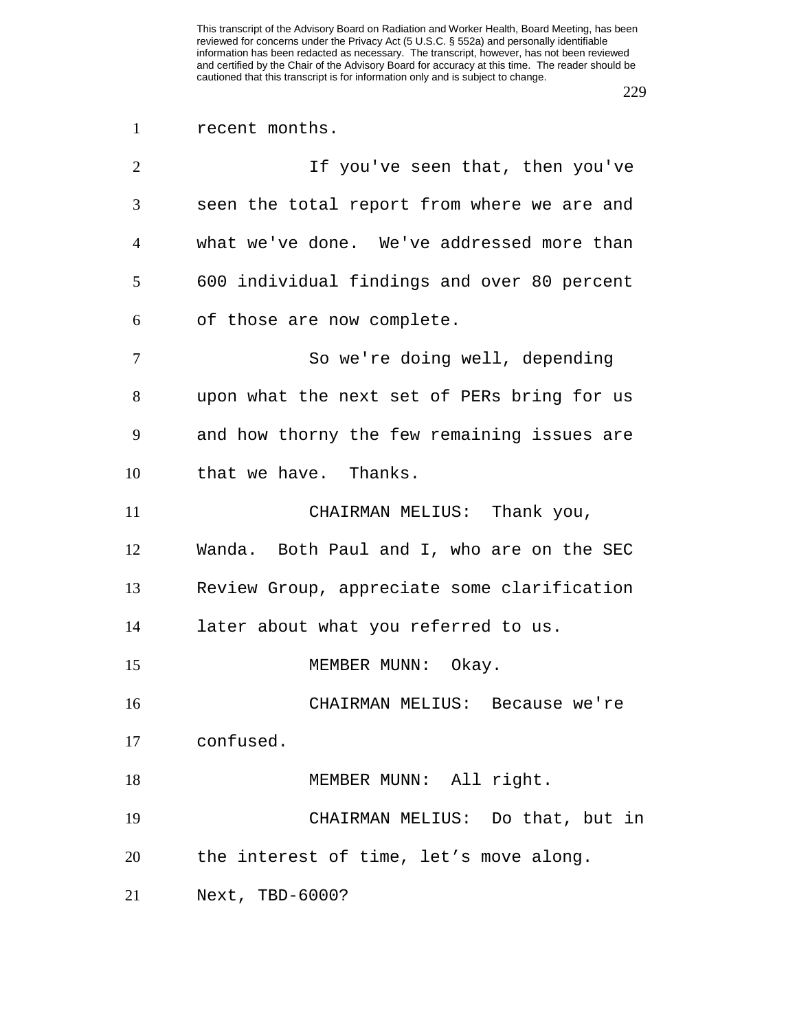recent months.

If you've seen that, then you've seen the total report from where we are and what we've done. We've addressed more than 600 individual findings and over 80 percent of those are now complete.

So we're doing well, depending upon what the next set of PERs bring for us and how thorny the few remaining issues are that we have. Thanks.

CHAIRMAN MELIUS: Thank you, Wanda. Both Paul and I, who are on the SEC Review Group, appreciate some clarification later about what you referred to us.

MEMBER MUNN: Okay.

CHAIRMAN MELIUS: Because we're confused.

MEMBER MUNN: All right.

CHAIRMAN MELIUS: Do that, but in the interest of time, let’s move along. Next, TBD-6000?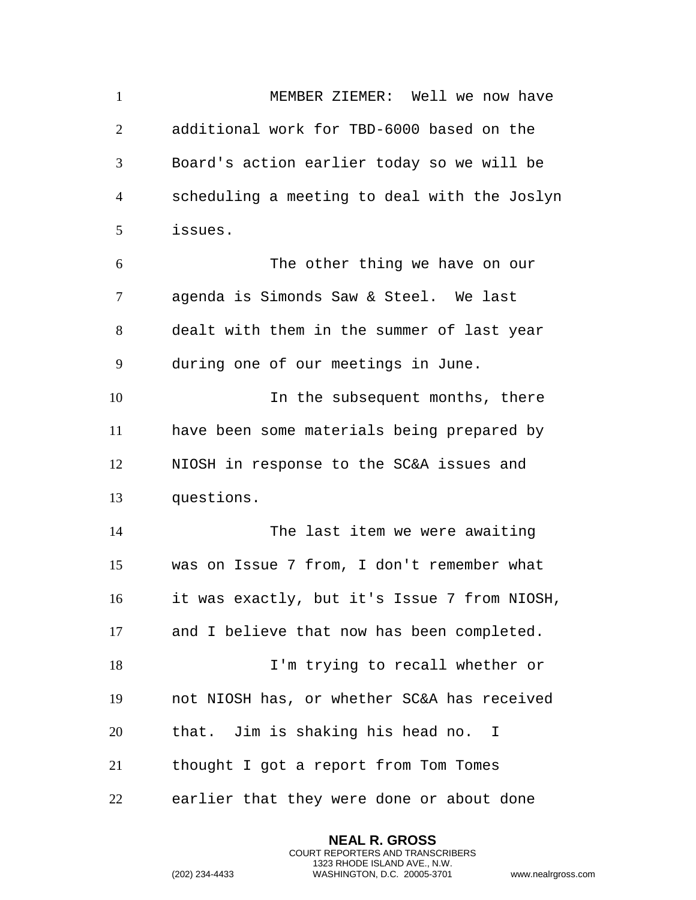MEMBER ZIEMER: Well we now have additional work for TBD-6000 based on the Board's action earlier today so we will be scheduling a meeting to deal with the Joslyn issues.

The other thing we have on our agenda is Simonds Saw & Steel. We last dealt with them in the summer of last year during one of our meetings in June.

In the subsequent months, there have been some materials being prepared by NIOSH in response to the SC&A issues and questions.

The last item we were awaiting was on Issue 7 from, I don't remember what it was exactly, but it's Issue 7 from NIOSH, and I believe that now has been completed.

I'm trying to recall whether or not NIOSH has, or whether SC&A has received that. Jim is shaking his head no. I thought I got a report from Tom Tomes earlier that they were done or about done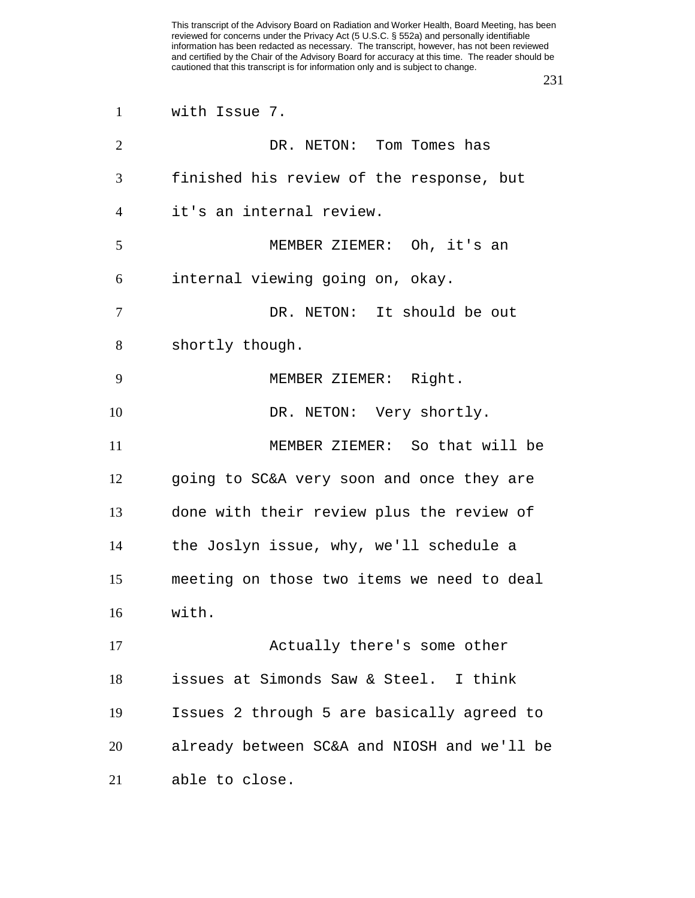with Issue 7.

DR. NETON: Tom Tomes has finished his review of the response, but it's an internal review.

MEMBER ZIEMER: Oh, it's an internal viewing going on, okay.

DR. NETON: It should be out shortly though.

MEMBER ZIEMER: Right.

DR. NETON: Very shortly.

MEMBER ZIEMER: So that will be going to SC&A very soon and once they are done with their review plus the review of the Joslyn issue, why, we'll schedule a meeting on those two items we need to deal with.

Actually there's some other issues at Simonds Saw & Steel. I think Issues 2 through 5 are basically agreed to already between SC&A and NIOSH and we'll be able to close.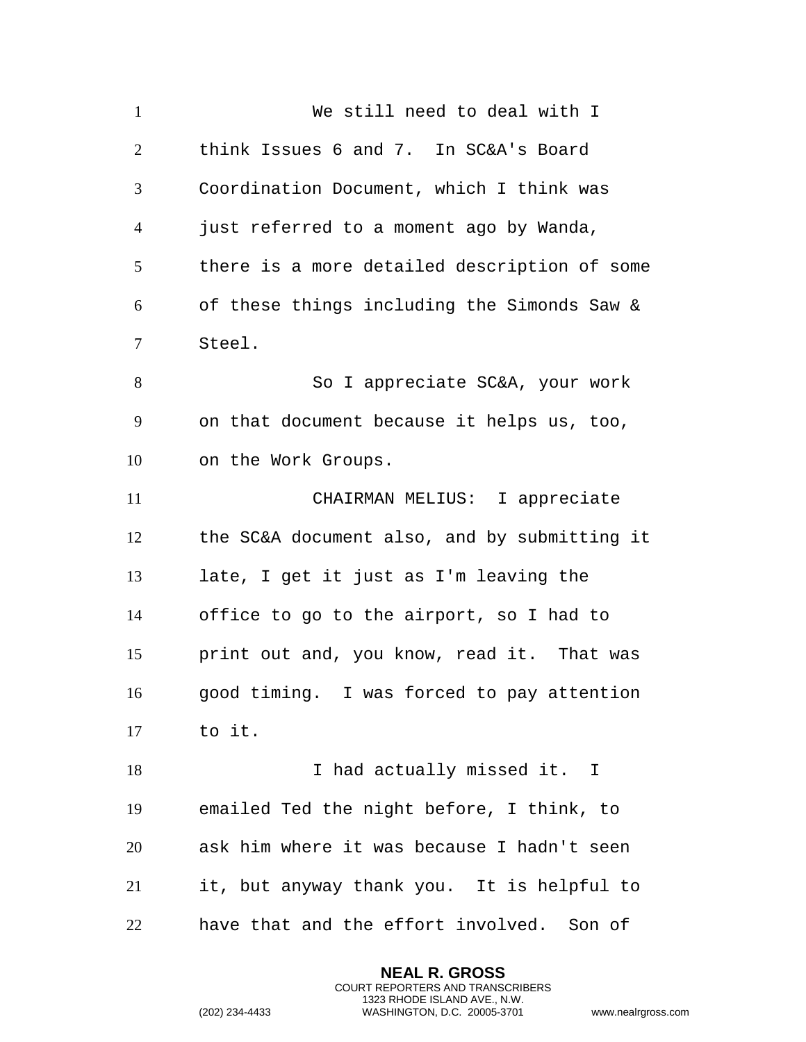We still need to deal with I think Issues 6 and 7. In SC&A's Board Coordination Document, which I think was just referred to a moment ago by Wanda, there is a more detailed description of some of these things including the Simonds Saw & Steel.

So I appreciate SC&A, your work on that document because it helps us, too, on the Work Groups.

CHAIRMAN MELIUS: I appreciate the SC&A document also, and by submitting it late, I get it just as I'm leaving the office to go to the airport, so I had to print out and, you know, read it. That was good timing. I was forced to pay attention to it.

I had actually missed it. I emailed Ted the night before, I think, to ask him where it was because I hadn't seen it, but anyway thank you. It is helpful to have that and the effort involved. Son of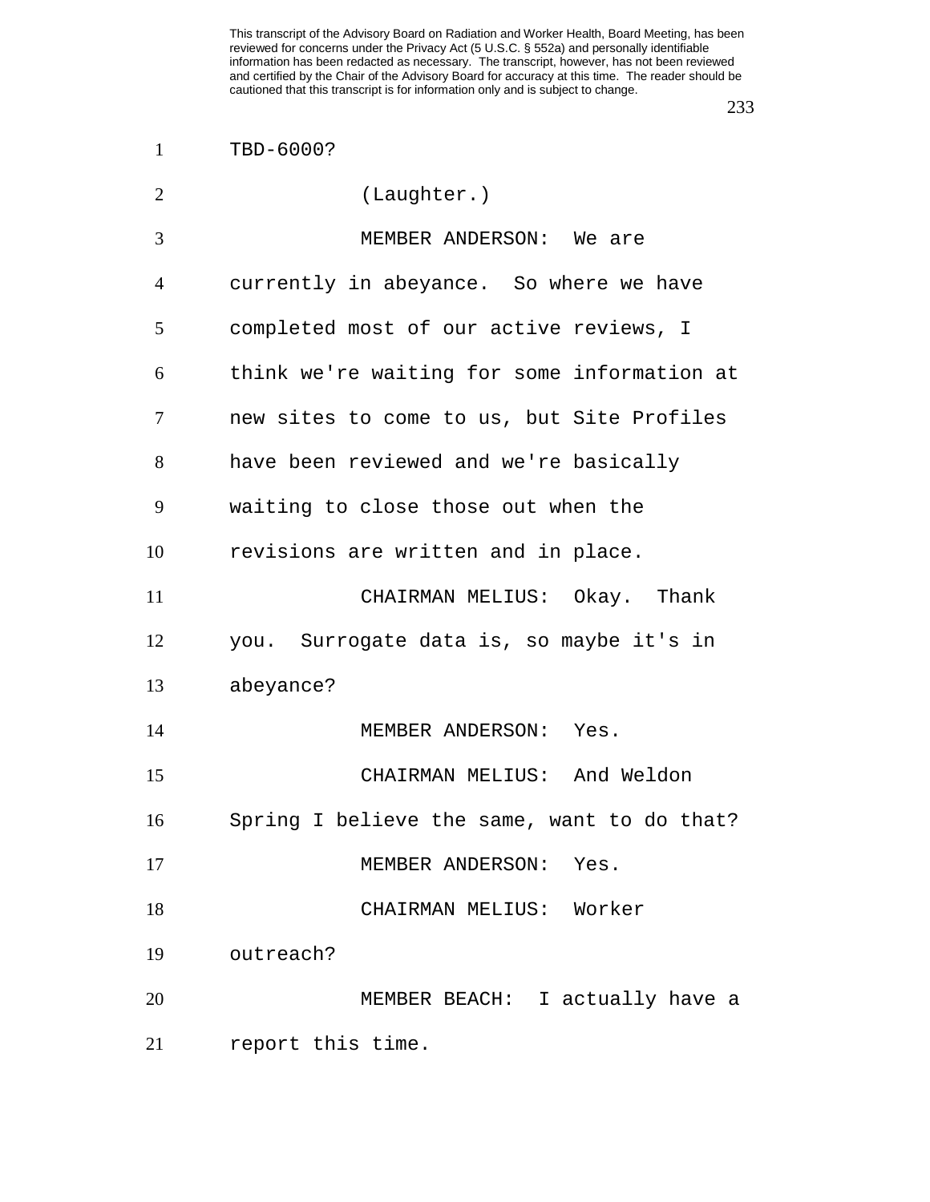TBD-6000?

(Laughter.)

MEMBER ANDERSON: We are currently in abeyance. So where we have completed most of our active reviews, I think we're waiting for some information at new sites to come to us, but Site Profiles have been reviewed and we're basically waiting to close those out when the revisions are written and in place.

CHAIRMAN MELIUS: Okay. Thank you. Surrogate data is, so maybe it's in abeyance?

MEMBER ANDERSON: Yes.

CHAIRMAN MELIUS: And Weldon Spring I believe the same, want to do that?

MEMBER ANDERSON: Yes.

CHAIRMAN MELIUS: Worker outreach?

MEMBER BEACH: I actually have a report this time.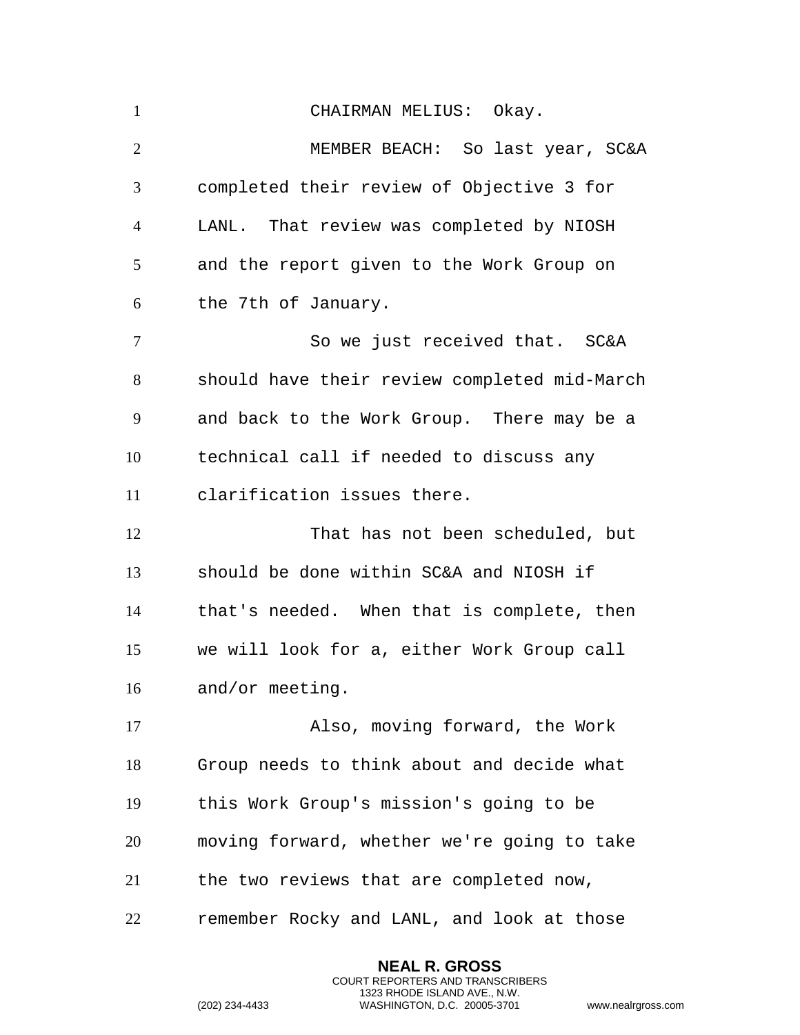CHAIRMAN MELIUS: Okay.

MEMBER BEACH: So last year, SC&A completed their review of Objective 3 for LANL. That review was completed by NIOSH and the report given to the Work Group on the 7th of January.

So we just received that. SC&A should have their review completed mid-March and back to the Work Group. There may be a technical call if needed to discuss any clarification issues there.

That has not been scheduled, but should be done within SC&A and NIOSH if that's needed. When that is complete, then we will look for a, either Work Group call and/or meeting.

Also, moving forward, the Work Group needs to think about and decide what this Work Group's mission's going to be moving forward, whether we're going to take the two reviews that are completed now, remember Rocky and LANL, and look at those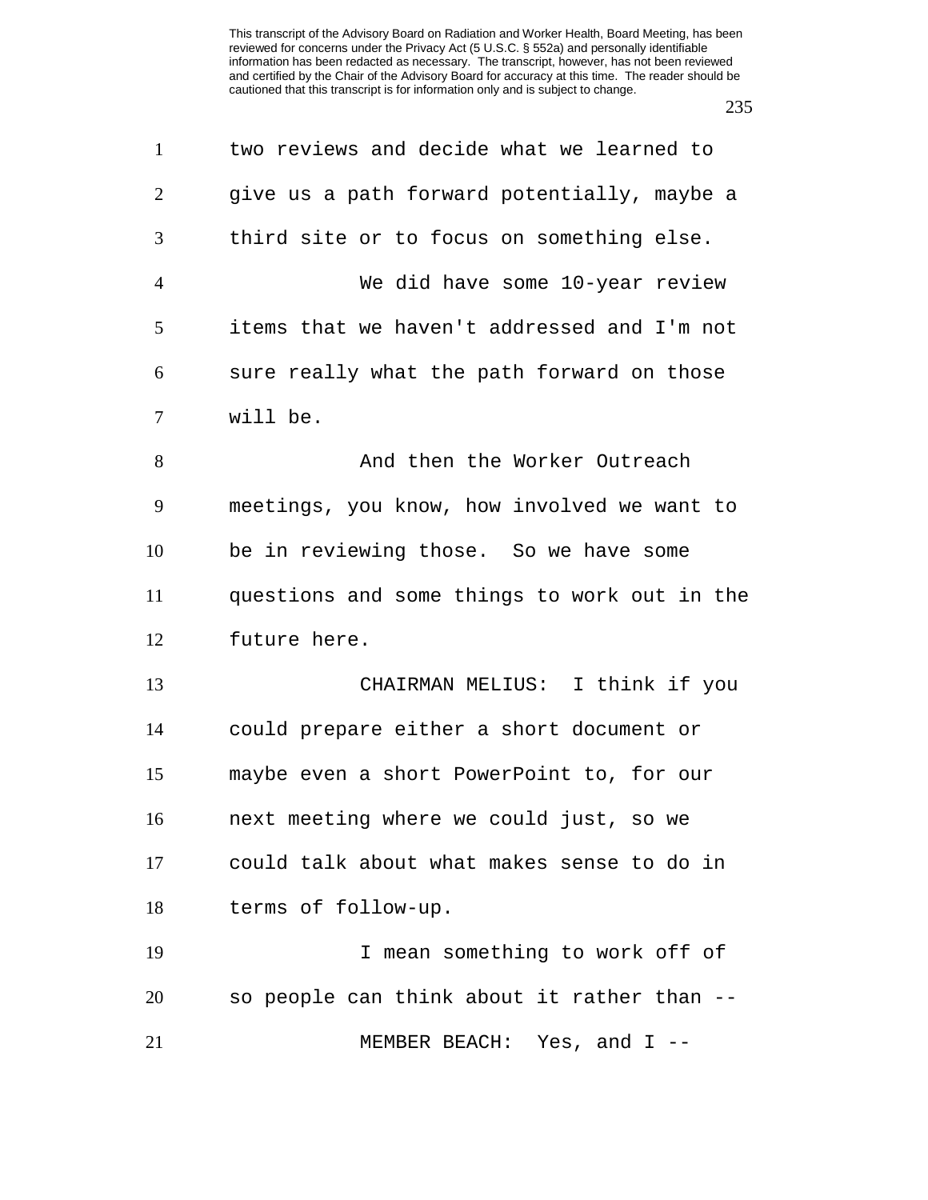two reviews and decide what we learned to give us a path forward potentially, maybe a third site or to focus on something else.

We did have some 10-year review items that we haven't addressed and I'm not sure really what the path forward on those will be.

And then the Worker Outreach meetings, you know, how involved we want to be in reviewing those. So we have some questions and some things to work out in the future here.

CHAIRMAN MELIUS: I think if you could prepare either a short document or maybe even a short PowerPoint to, for our next meeting where we could just, so we could talk about what makes sense to do in terms of follow-up.

I mean something to work off of so people can think about it rather than --

MEMBER BEACH: Yes, and I --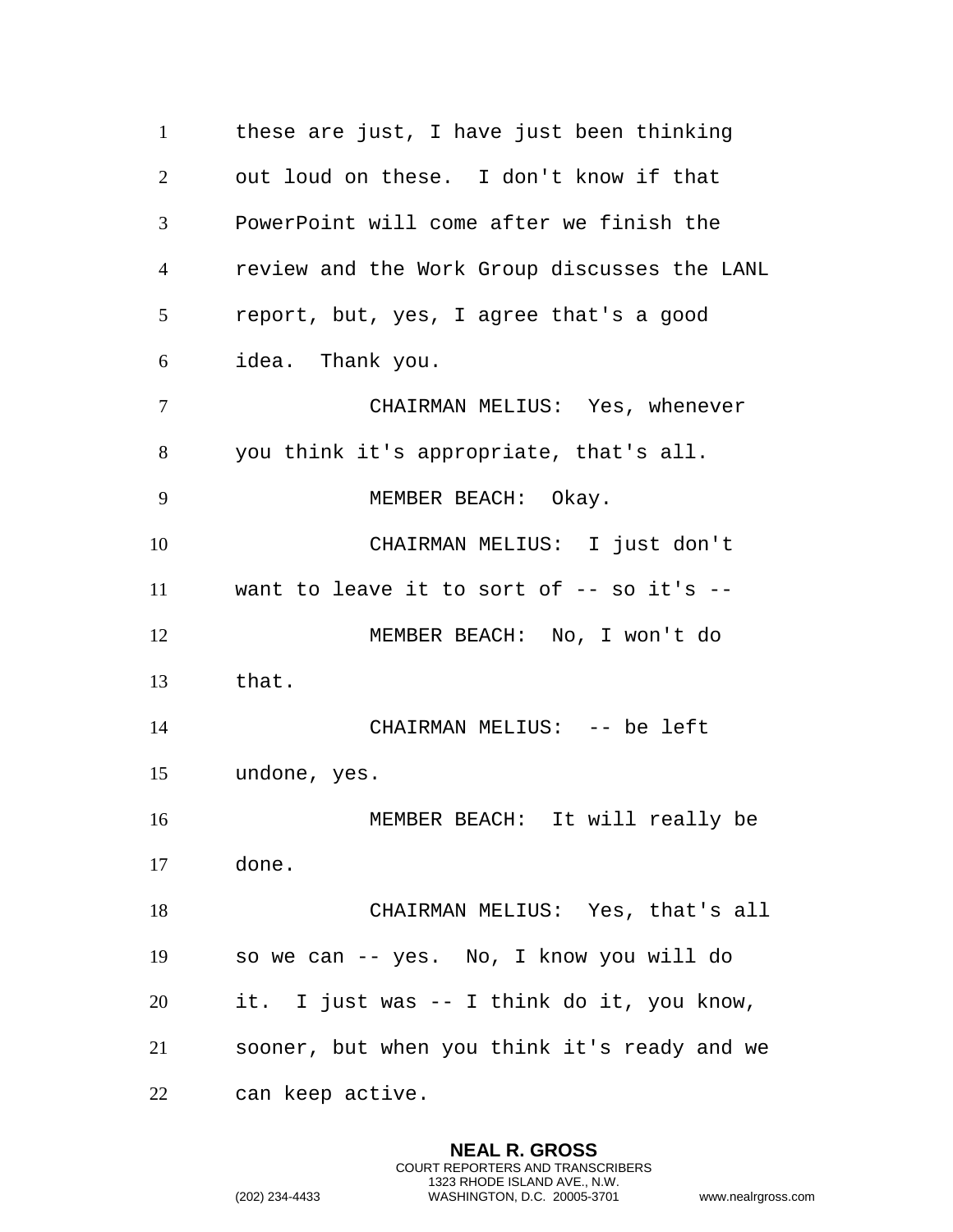these are just, I have just been thinking out loud on these. I don't know if that PowerPoint will come after we finish the review and the Work Group discusses the LANL report, but, yes, I agree that's a good idea. Thank you.

CHAIRMAN MELIUS: Yes, whenever you think it's appropriate, that's all.

MEMBER BEACH: Okay.

CHAIRMAN MELIUS: I just don't want to leave it to sort of -- so it's --

MEMBER BEACH: No, I won't do that.

CHAIRMAN MELIUS: -- be left undone, yes.

MEMBER BEACH: It will really be done.

CHAIRMAN MELIUS: Yes, that's all so we can -- yes. No, I know you will do it. I just was -- I think do it, you know, sooner, but when you think it's ready and we can keep active.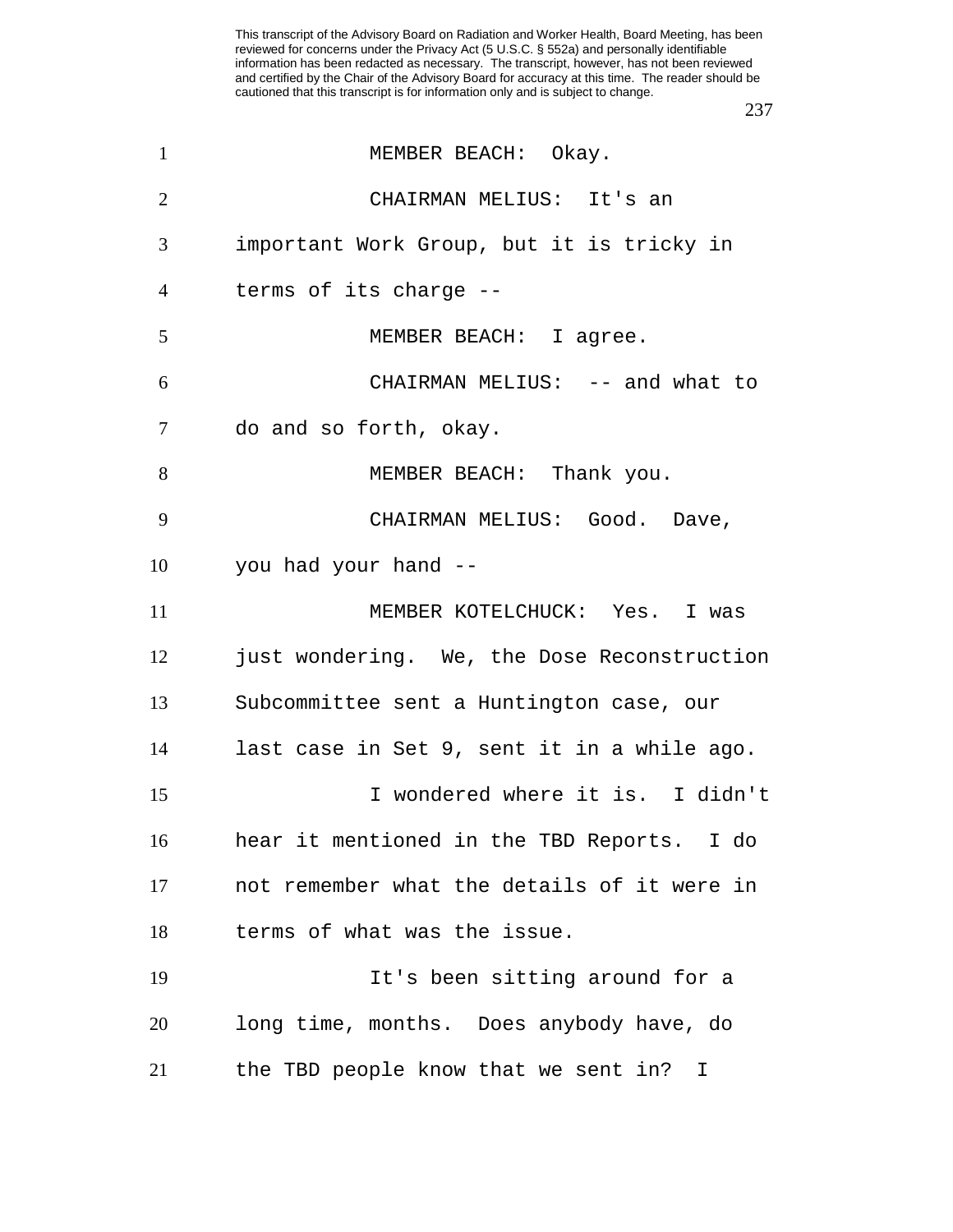MEMBER BEACH: Okay.

CHAIRMAN MELIUS: It's an important Work Group, but it is tricky in terms of its charge --

MEMBER BEACH: I agree.

CHAIRMAN MELIUS: -- and what to do and so forth, okay.

MEMBER BEACH: Thank you.

CHAIRMAN MELIUS: Good. Dave, you had your hand --

MEMBER KOTELCHUCK: Yes. I was just wondering. We, the Dose Reconstruction Subcommittee sent a Huntington case, our last case in Set 9, sent it in a while ago.

I wondered where it is. I didn't hear it mentioned in the TBD Reports. I do not remember what the details of it were in terms of what was the issue.

It's been sitting around for a long time, months. Does anybody have, do the TBD people know that we sent in? I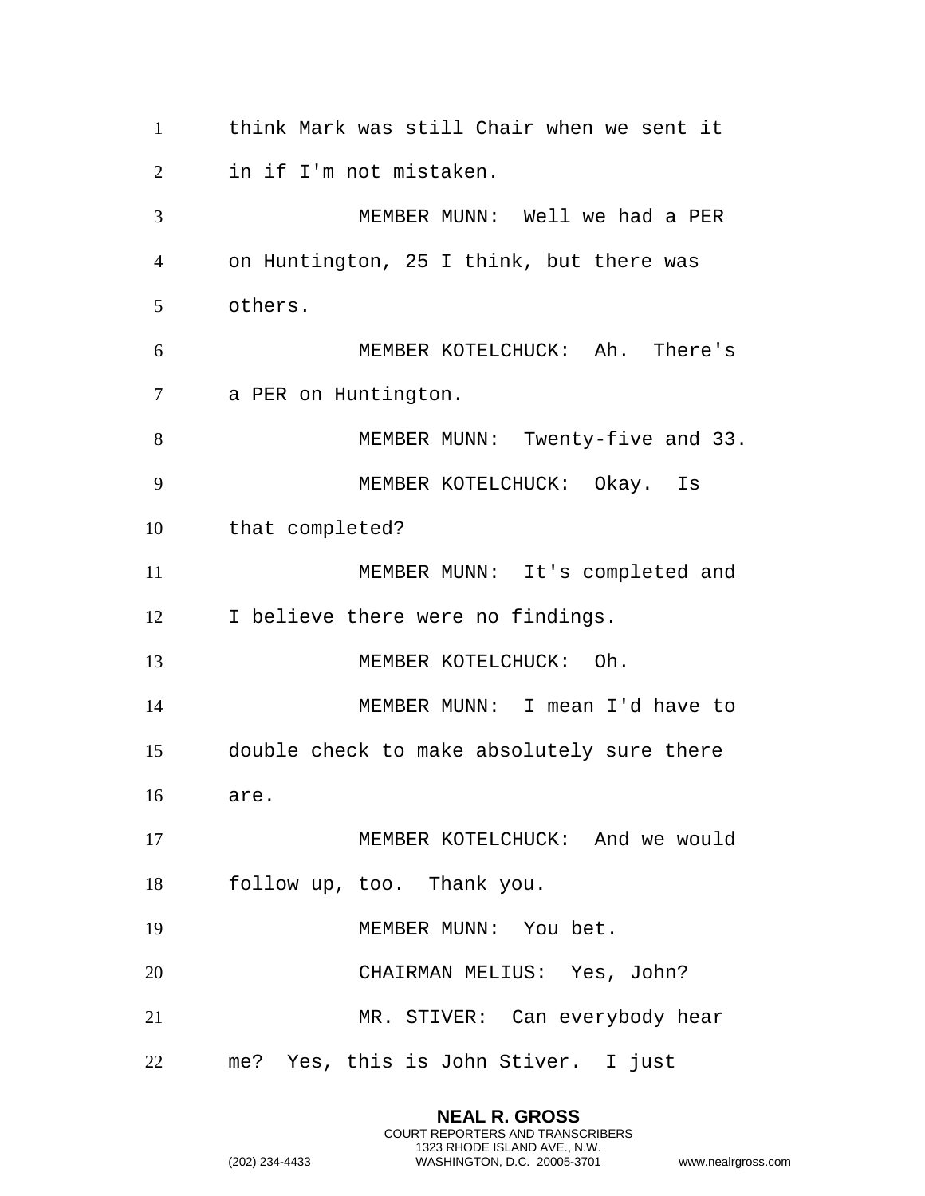think Mark was still Chair when we sent it in if I'm not mistaken.

MEMBER MUNN: Well we had a PER on Huntington, 25 I think, but there was others.

MEMBER KOTELCHUCK: Ah. There's a PER on Huntington.

MEMBER MUNN: Twenty-five and 33.

MEMBER KOTELCHUCK: Okay. Is that completed?

MEMBER MUNN: It's completed and I believe there were no findings.

MEMBER KOTELCHUCK: Oh.

MEMBER MUNN: I mean I'd have to double check to make absolutely sure there are.

MEMBER KOTELCHUCK: And we would follow up, too. Thank you.

MEMBER MUNN: You bet.

CHAIRMAN MELIUS: Yes, John?

MR. STIVER: Can everybody hear me? Yes, this is John Stiver. I just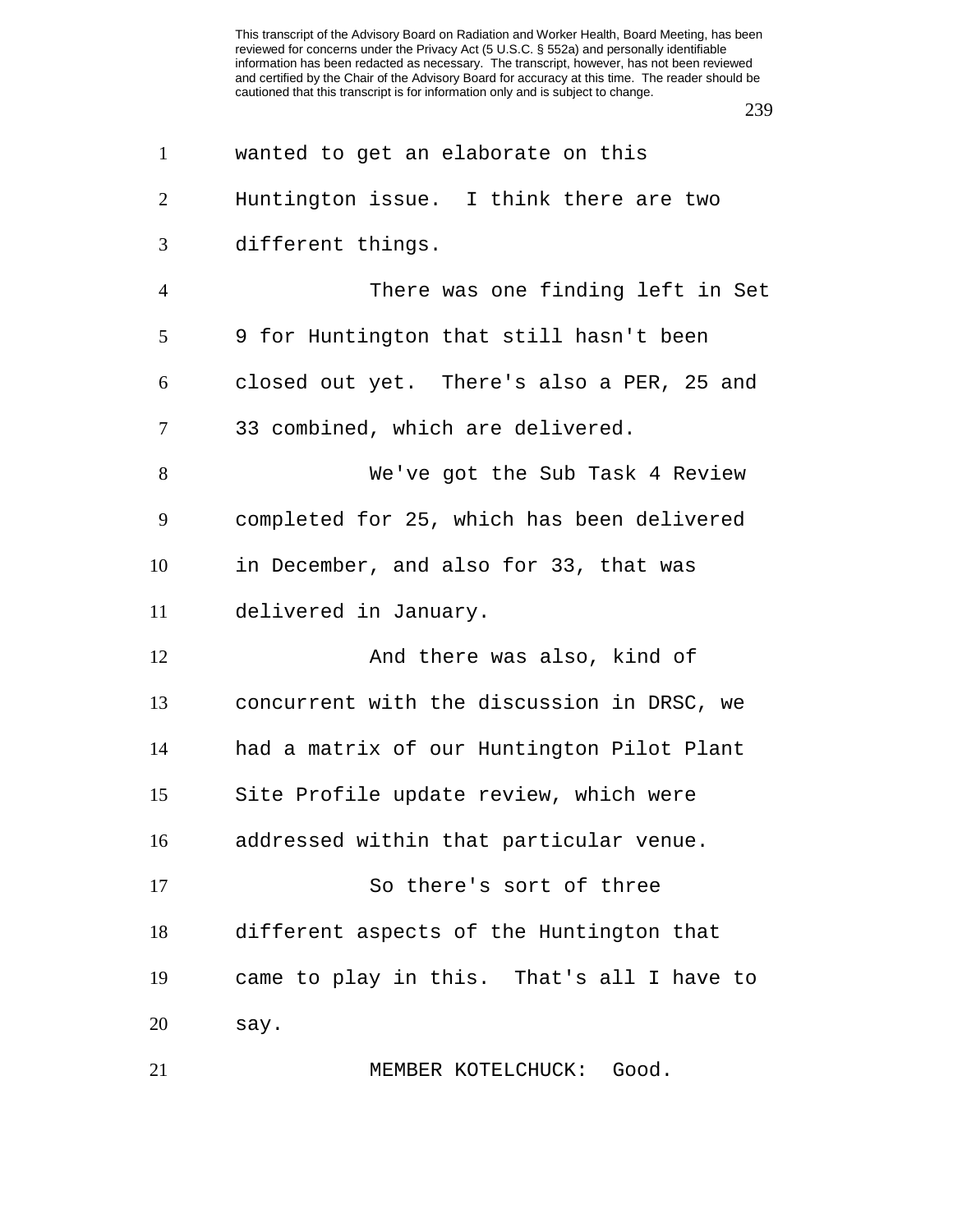wanted to get an elaborate on this Huntington issue. I think there are two different things.

There was one finding left in Set 9 for Huntington that still hasn't been closed out yet. There's also a PER, 25 and 33 combined, which are delivered.

We've got the Sub Task 4 Review completed for 25, which has been delivered in December, and also for 33, that was delivered in January.

And there was also, kind of concurrent with the discussion in DRSC, we had a matrix of our Huntington Pilot Plant Site Profile update review, which were addressed within that particular venue.

So there's sort of three different aspects of the Huntington that came to play in this. That's all I have to say.

MEMBER KOTELCHUCK: Good.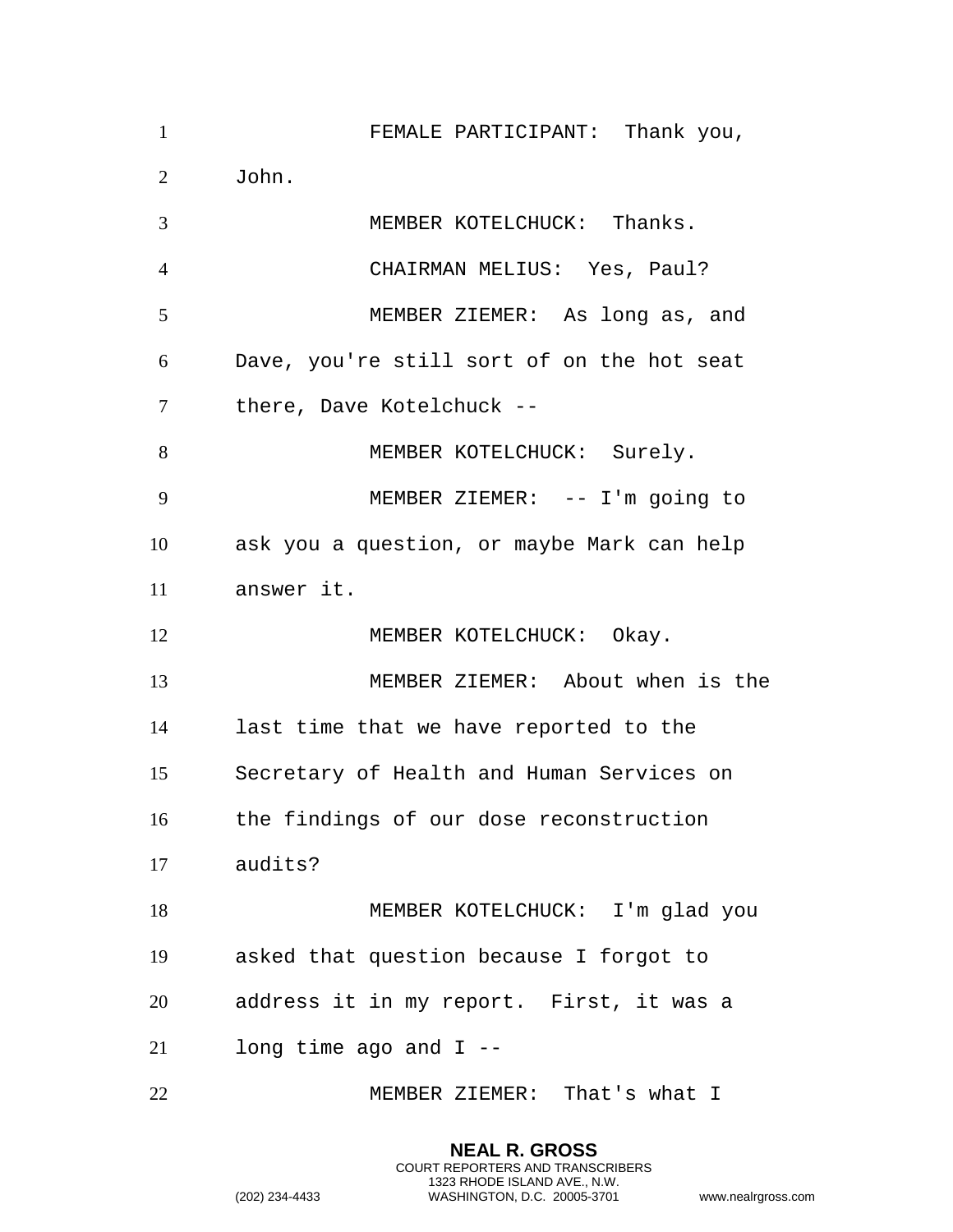FEMALE PARTICIPANT: Thank you, John.

MEMBER KOTELCHUCK: Thanks.

CHAIRMAN MELIUS: Yes, Paul?

MEMBER ZIEMER: As long as, and Dave, you're still sort of on the hot seat there, Dave Kotelchuck --

MEMBER KOTELCHUCK: Surely.

MEMBER ZIEMER: -- I'm going to ask you a question, or maybe Mark can help answer it.

MEMBER KOTELCHUCK: Okay.

MEMBER ZIEMER: About when is the last time that we have reported to the Secretary of Health and Human Services on the findings of our dose reconstruction audits?

MEMBER KOTELCHUCK: I'm glad you asked that question because I forgot to address it in my report. First, it was a long time ago and I --

MEMBER ZIEMER: That's what I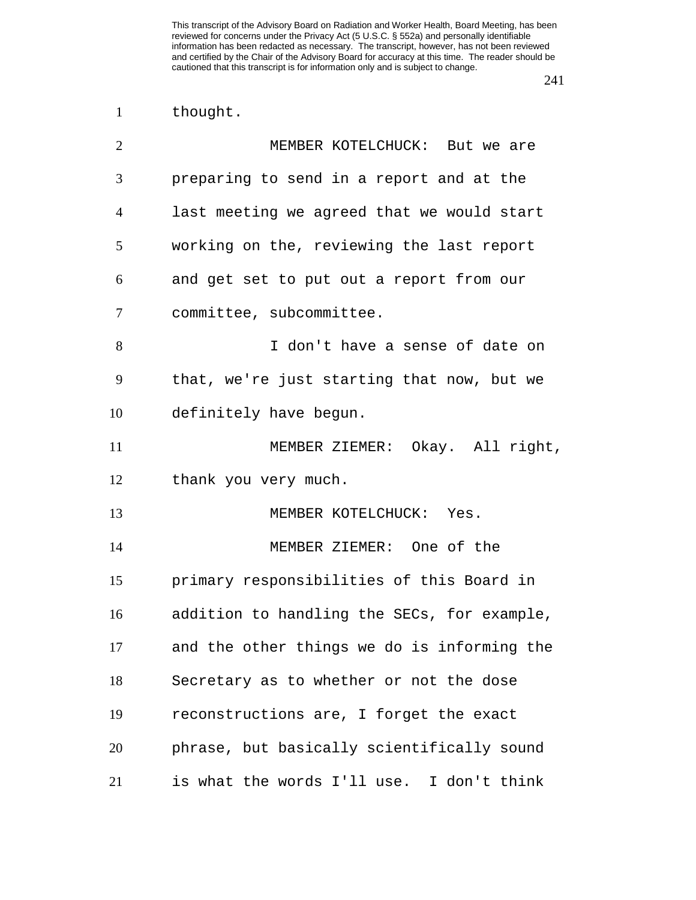thought.

MEMBER KOTELCHUCK: But we are preparing to send in a report and at the last meeting we agreed that we would start working on the, reviewing the last report and get set to put out a report from our committee, subcommittee.

I don't have a sense of date on that, we're just starting that now, but we definitely have begun.

MEMBER ZIEMER: Okay. All right, thank you very much.

MEMBER KOTELCHUCK: Yes.

MEMBER ZIEMER: One of the primary responsibilities of this Board in addition to handling the SECs, for example, and the other things we do is informing the Secretary as to whether or not the dose reconstructions are, I forget the exact phrase, but basically scientifically sound is what the words I'll use. I don't think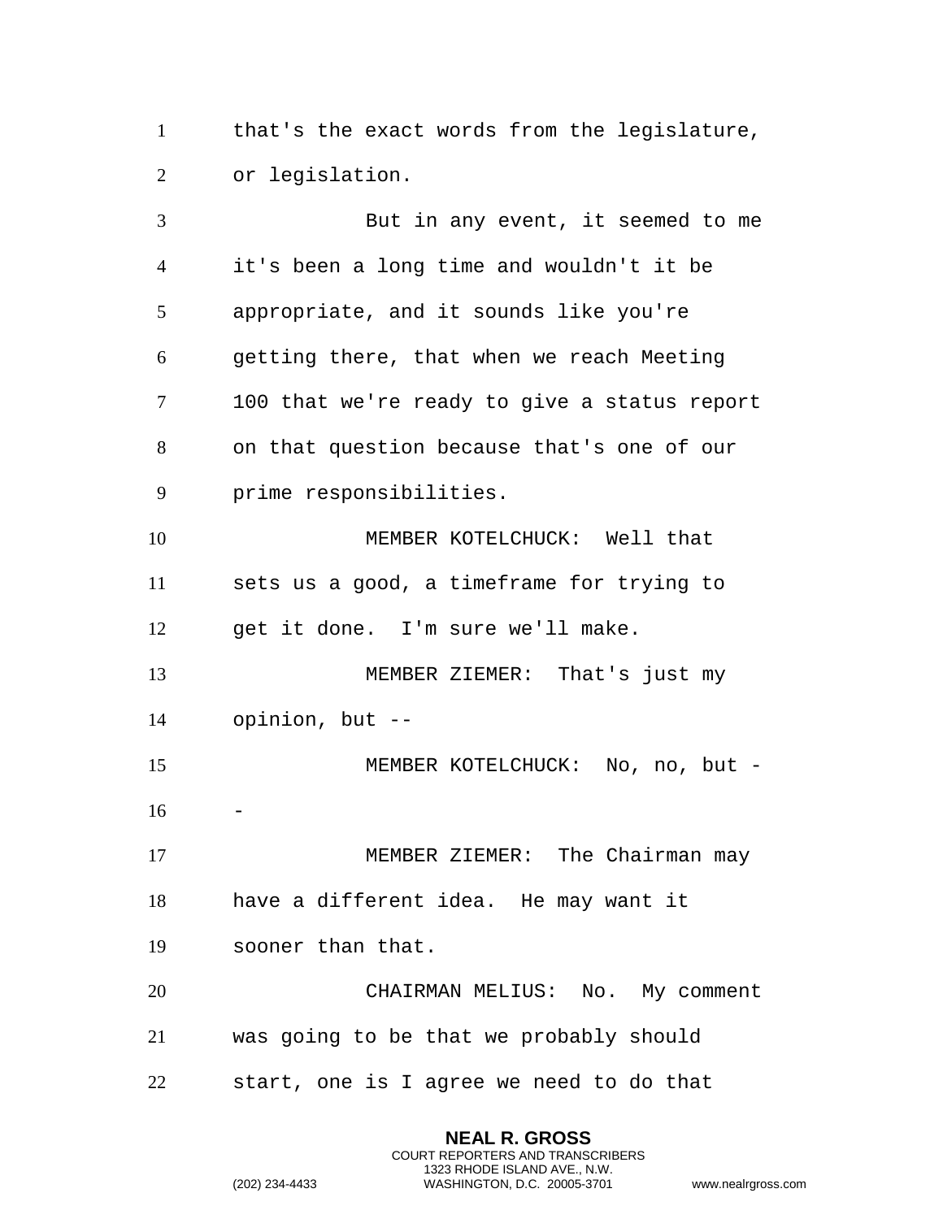that's the exact words from the legislature, or legislation.

But in any event, it seemed to me it's been a long time and wouldn't it be appropriate, and it sounds like you're getting there, that when we reach Meeting 100 that we're ready to give a status report on that question because that's one of our prime responsibilities.

MEMBER KOTELCHUCK: Well that sets us a good, a timeframe for trying to get it done. I'm sure we'll make.

MEMBER ZIEMER: That's just my opinion, but --

MEMBER KOTELCHUCK: No, no, but --

MEMBER ZIEMER: The Chairman may have a different idea. He may want it sooner than that.

CHAIRMAN MELIUS: No. My comment was going to be that we probably should start, one is I agree we need to do that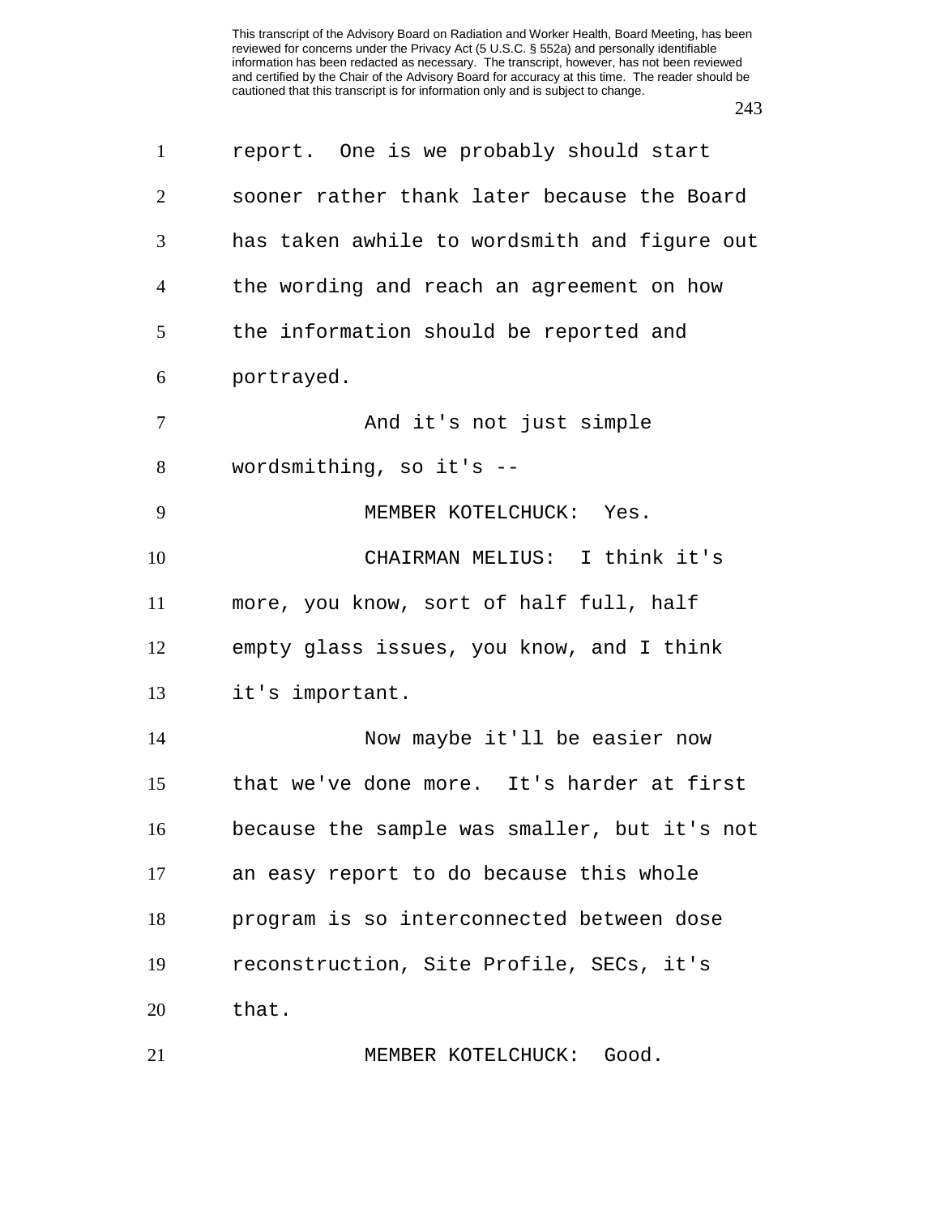report. One is we probably should start sooner rather thank later because the Board has taken awhile to wordsmith and figure out the wording and reach an agreement on how the information should be reported and portrayed.

And it's not just simple wordsmithing, so it's --

MEMBER KOTELCHUCK: Yes.

CHAIRMAN MELIUS: I think it's more, you know, sort of half full, half empty glass issues, you know, and I think it's important.

Now maybe it'll be easier now that we've done more. It's harder at first because the sample was smaller, but it's not an easy report to do because this whole program is so interconnected between dose reconstruction, Site Profile, SECs, it's that.

MEMBER KOTELCHUCK: Good.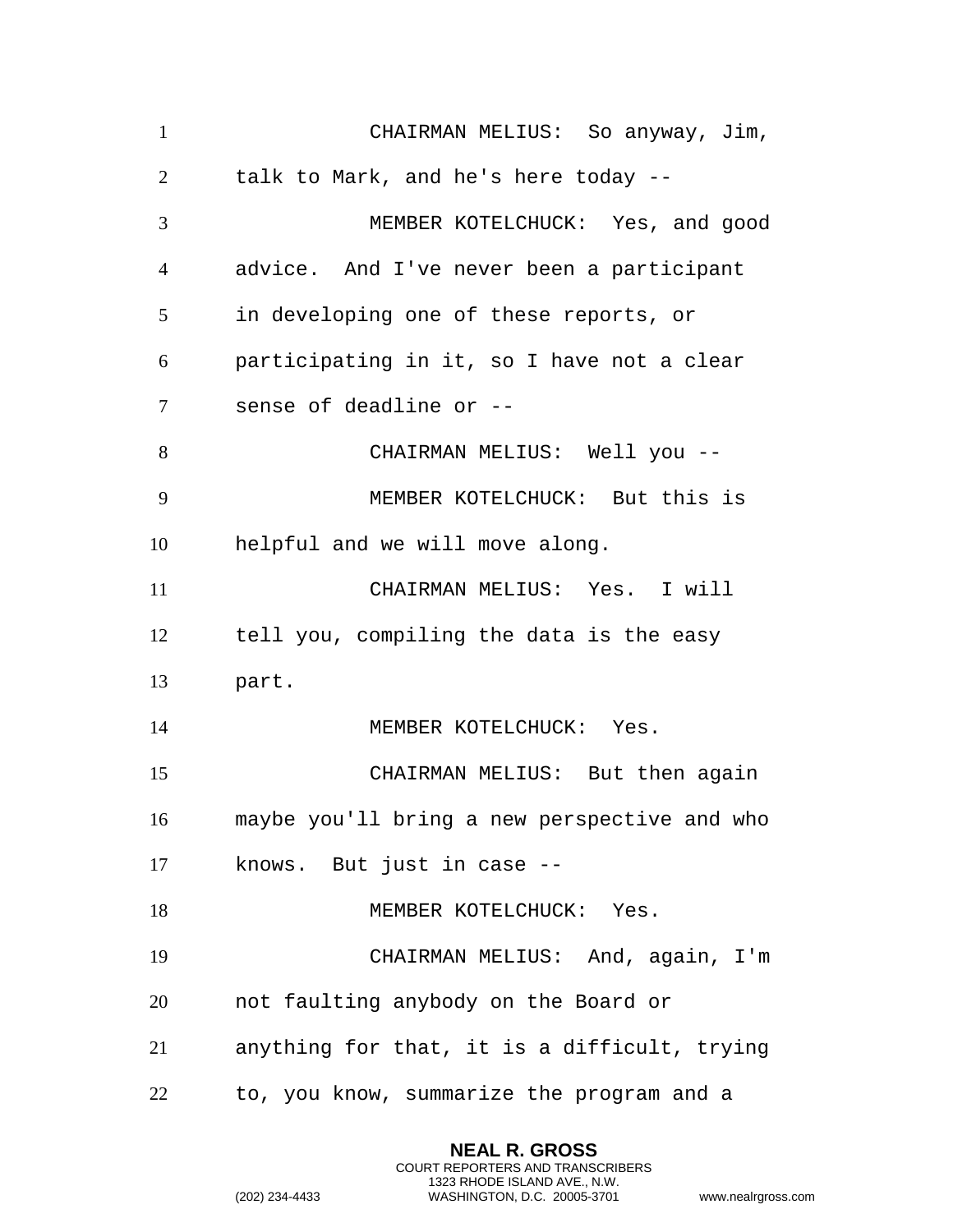CHAIRMAN MELIUS: So anyway, Jim, talk to Mark, and he's here today --

MEMBER KOTELCHUCK: Yes, and good advice. And I've never been a participant in developing one of these reports, or participating in it, so I have not a clear sense of deadline or --

CHAIRMAN MELIUS: Well you --

MEMBER KOTELCHUCK: But this is helpful and we will move along.

CHAIRMAN MELIUS: Yes. I will tell you, compiling the data is the easy part.

MEMBER KOTELCHUCK: Yes.

CHAIRMAN MELIUS: But then again maybe you'll bring a new perspective and who knows. But just in case --

MEMBER KOTELCHUCK: Yes.

CHAIRMAN MELIUS: And, again, I'm not faulting anybody on the Board or anything for that, it is a difficult, trying to, you know, summarize the program and a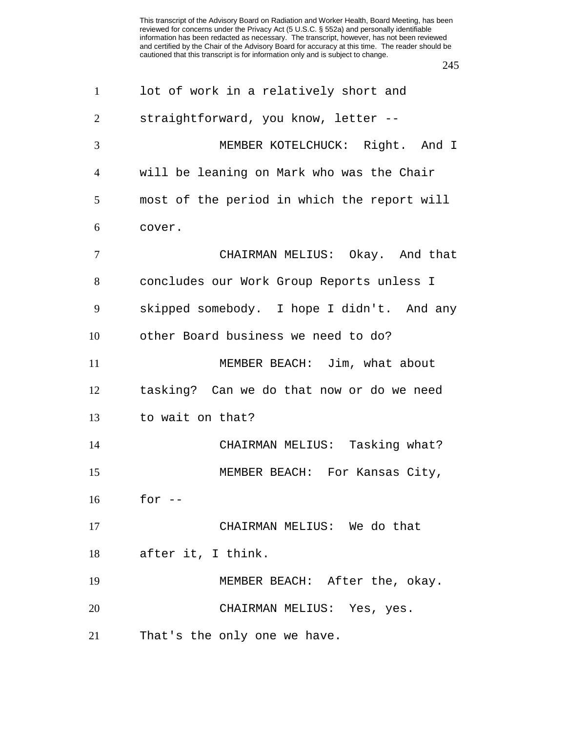lot of work in a relatively short and straightforward, you know, letter --

MEMBER KOTELCHUCK: Right. And I will be leaning on Mark who was the Chair most of the period in which the report will cover.

CHAIRMAN MELIUS: Okay. And that concludes our Work Group Reports unless I skipped somebody. I hope I didn't. And any other Board business we need to do?

MEMBER BEACH: Jim, what about tasking? Can we do that now or do we need to wait on that?

CHAIRMAN MELIUS: Tasking what?

MEMBER BEACH: For Kansas City, for --

CHAIRMAN MELIUS: We do that after it, I think.

MEMBER BEACH: After the, okay.

CHAIRMAN MELIUS: Yes, yes. That's the only one we have.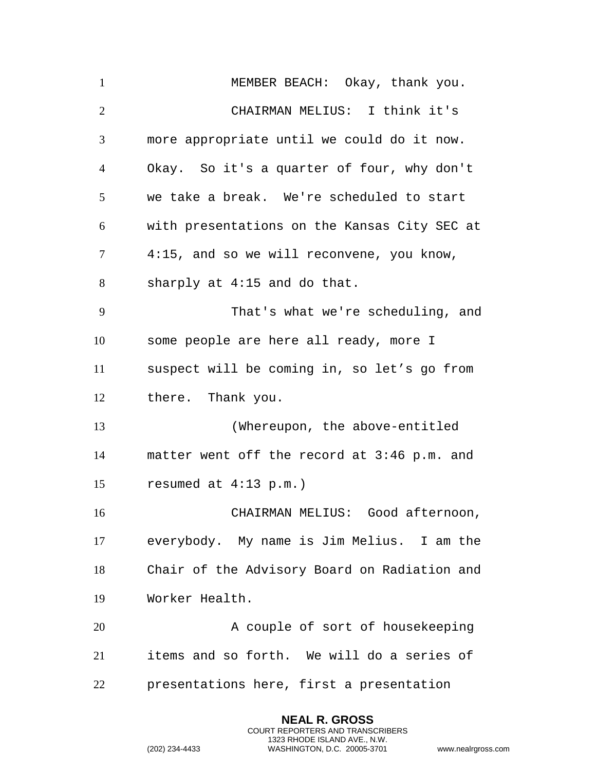MEMBER BEACH: Okay, thank you.

CHAIRMAN MELIUS: I think it's more appropriate until we could do it now. Okay. So it's a quarter of four, why don't we take a break. We're scheduled to start with presentations on the Kansas City SEC at 4:15, and so we will reconvene, you know, sharply at 4:15 and do that.

That's what we're scheduling, and some people are here all ready, more I suspect will be coming in, so let’s go from there. Thank you.

(Whereupon, the above-entitled matter went off the record at 3:46 p.m. and resumed at 4:13 p.m.)

CHAIRMAN MELIUS: Good afternoon, everybody. My name is Jim Melius. I am the Chair of the Advisory Board on Radiation and Worker Health.

A couple of sort of housekeeping items and so forth. We will do a series of presentations here, first a presentation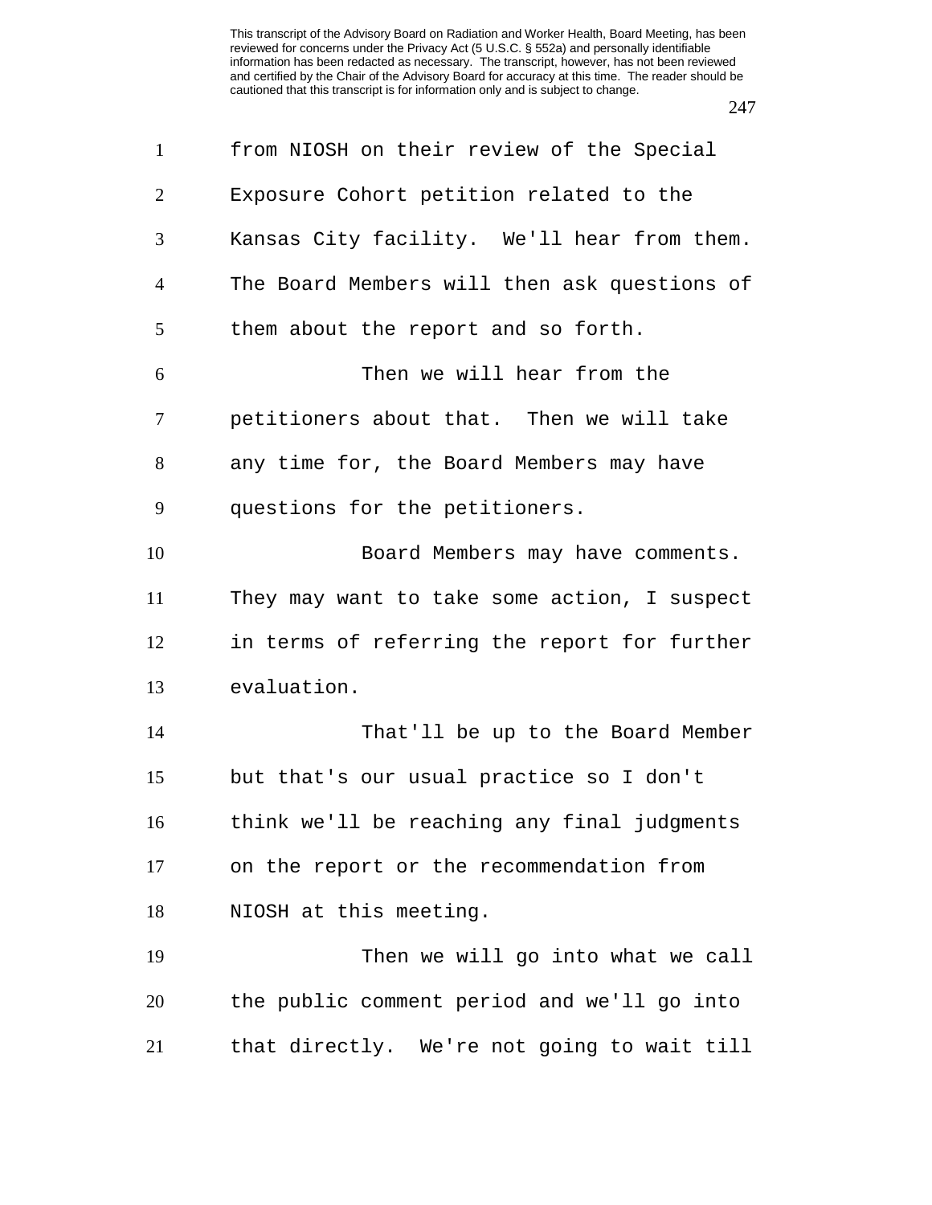from NIOSH on their review of the Special Exposure Cohort petition related to the Kansas City facility. We'll hear from them. The Board Members will then ask questions of them about the report and so forth.

Then we will hear from the petitioners about that. Then we will take any time for, the Board Members may have questions for the petitioners.

Board Members may have comments. They may want to take some action, I suspect in terms of referring the report for further evaluation.

That'll be up to the Board Member but that's our usual practice so I don't think we'll be reaching any final judgments on the report or the recommendation from NIOSH at this meeting.

Then we will go into what we call the public comment period and we'll go into that directly. We're not going to wait till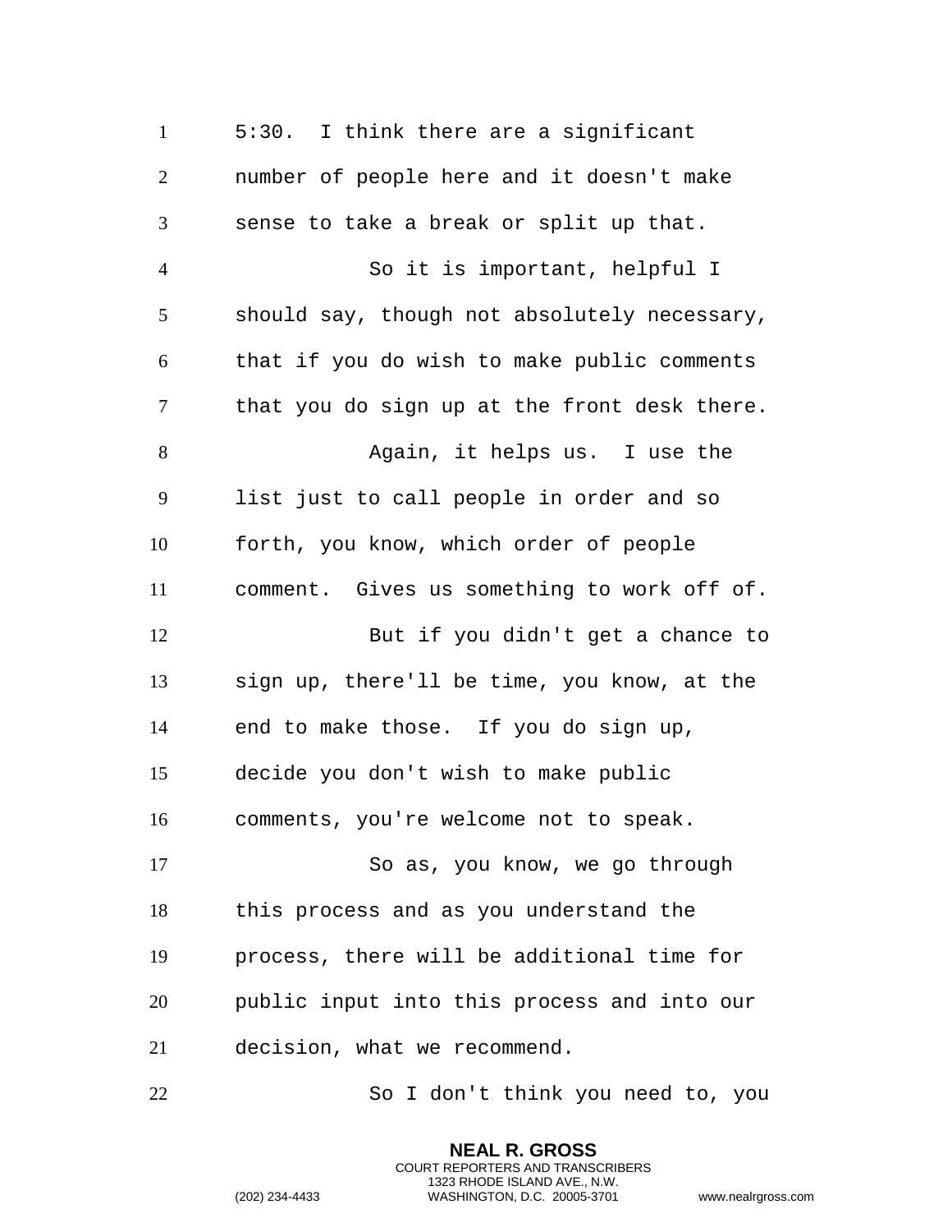5:30. I think there are a significant number of people here and it doesn't make sense to take a break or split up that.

So it is important, helpful I should say, though not absolutely necessary, that if you do wish to make public comments that you do sign up at the front desk there.

Again, it helps us. I use the list just to call people in order and so forth, you know, which order of people comment. Gives us something to work off of.

But if you didn't get a chance to sign up, there'll be time, you know, at the end to make those. If you do sign up, decide you don't wish to make public comments, you're welcome not to speak.

So as, you know, we go through this process and as you understand the process, there will be additional time for public input into this process and into our decision, what we recommend.

So I don't think you need to, you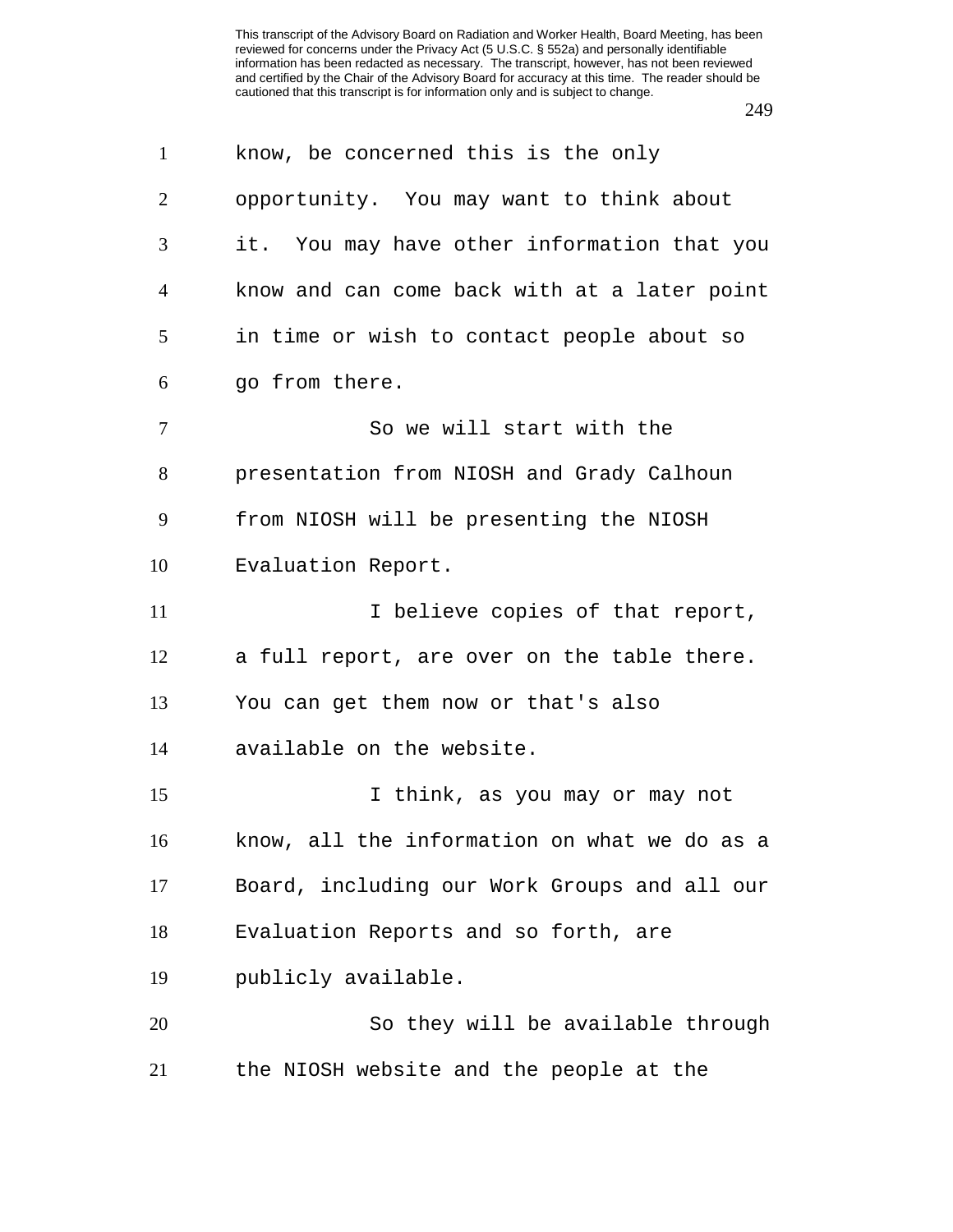know, be concerned this is the only opportunity. You may want to think about it. You may have other information that you know and can come back with at a later point in time or wish to contact people about so go from there.

So we will start with the presentation from NIOSH and Grady Calhoun from NIOSH will be presenting the NIOSH Evaluation Report.

I believe copies of that report, a full report, are over on the table there. You can get them now or that's also available on the website.

I think, as you may or may not know, all the information on what we do as a Board, including our Work Groups and all our Evaluation Reports and so forth, are publicly available.

So they will be available through the NIOSH website and the people at the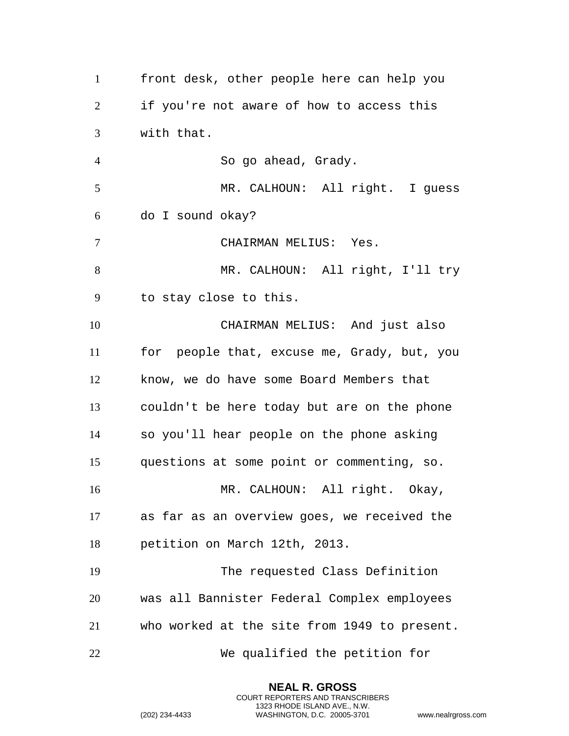front desk, other people here can help you if you're not aware of how to access this with that.

So go ahead, Grady.

MR. CALHOUN: All right. I guess do I sound okay?

CHAIRMAN MELIUS: Yes.

MR. CALHOUN: All right, I'll try to stay close to this.

CHAIRMAN MELIUS: And just also for people that, excuse me, Grady, but, you know, we do have some Board Members that couldn't be here today but are on the phone so you'll hear people on the phone asking questions at some point or commenting, so.

MR. CALHOUN: All right. Okay, as far as an overview goes, we received the petition on March 12th, 2013.

The requested Class Definition was all Bannister Federal Complex employees who worked at the site from 1949 to present.

We qualified the petition for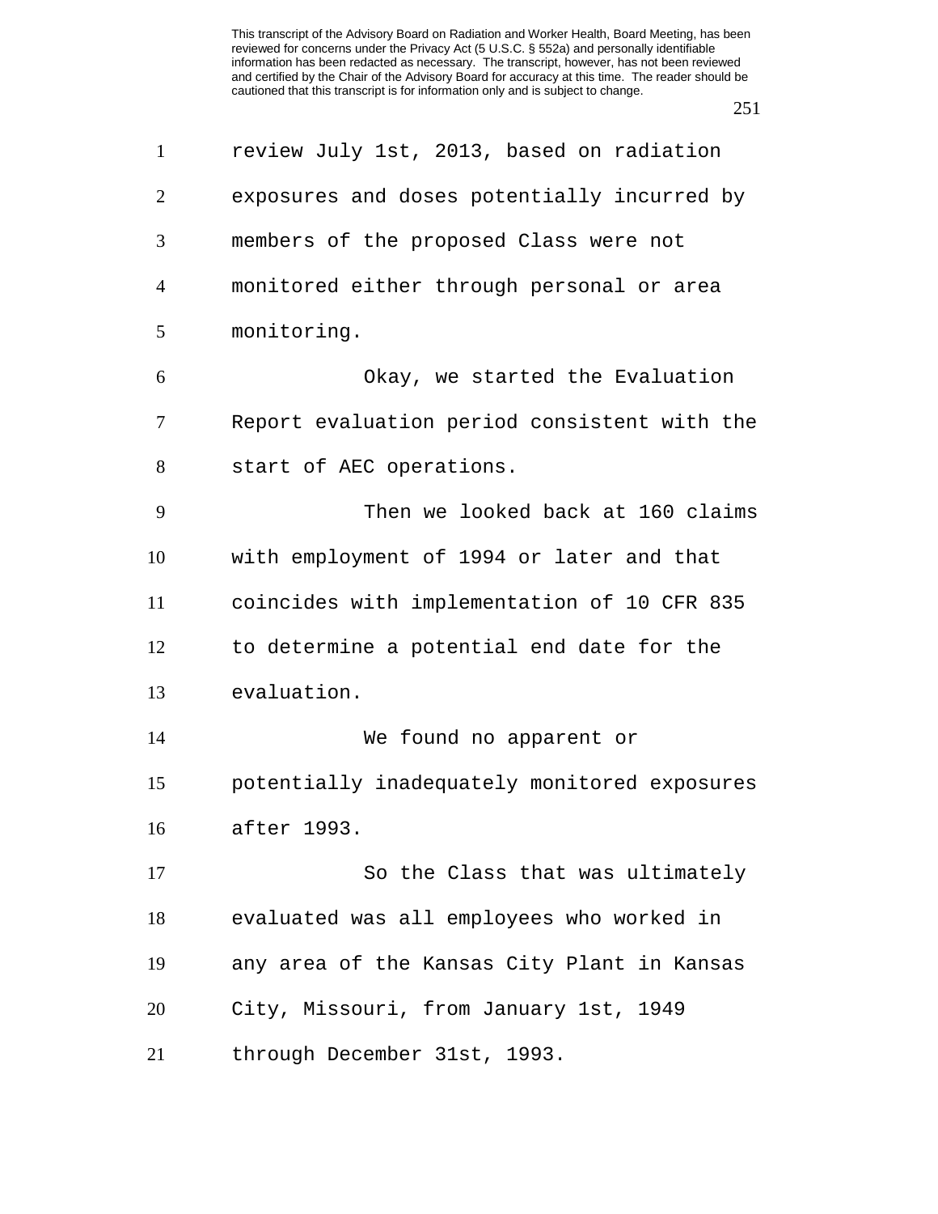review July 1st, 2013, based on radiation exposures and doses potentially incurred by members of the proposed Class were not monitored either through personal or area monitoring.

Okay, we started the Evaluation Report evaluation period consistent with the start of AEC operations.

Then we looked back at 160 claims with employment of 1994 or later and that coincides with implementation of 10 CFR 835 to determine a potential end date for the evaluation.

We found no apparent or potentially inadequately monitored exposures after 1993.

So the Class that was ultimately evaluated was all employees who worked in any area of the Kansas City Plant in Kansas City, Missouri, from January 1st, 1949 through December 31st, 1993.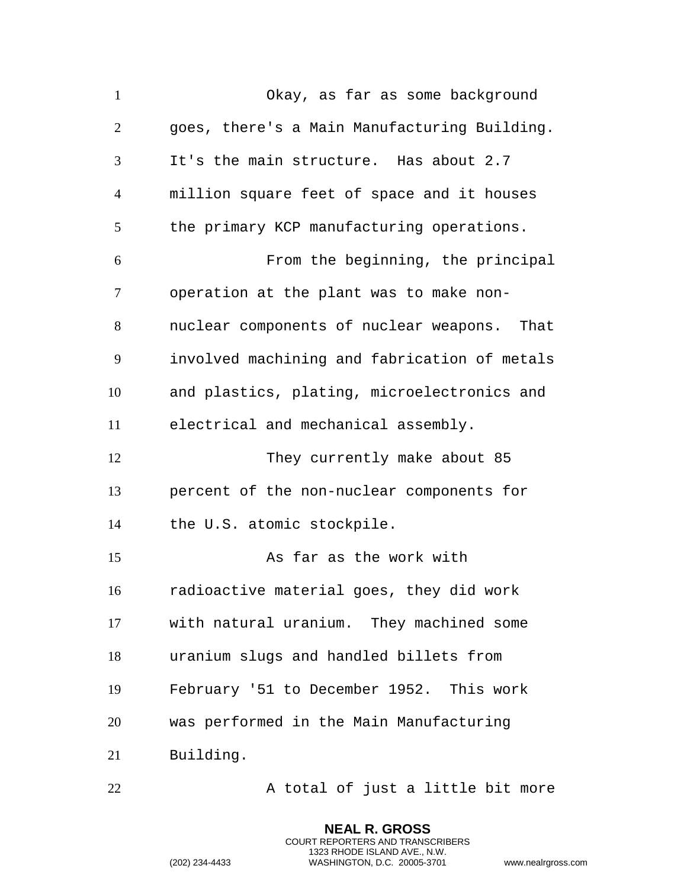Okay, as far as some background goes, there's a Main Manufacturing Building. It's the main structure. Has about 2.7 million square feet of space and it houses the primary KCP manufacturing operations.

From the beginning, the principal operation at the plant was to make non-nuclear components of nuclear weapons. That involved machining and fabrication of metals and plastics, plating, microelectronics and electrical and mechanical assembly.

They currently make about 85 percent of the non-nuclear components for the U.S. atomic stockpile.

As far as the work with radioactive material goes, they did work with natural uranium. They machined some uranium slugs and handled billets from February '51 to December 1952. This work was performed in the Main Manufacturing Building.

A total of just a little bit more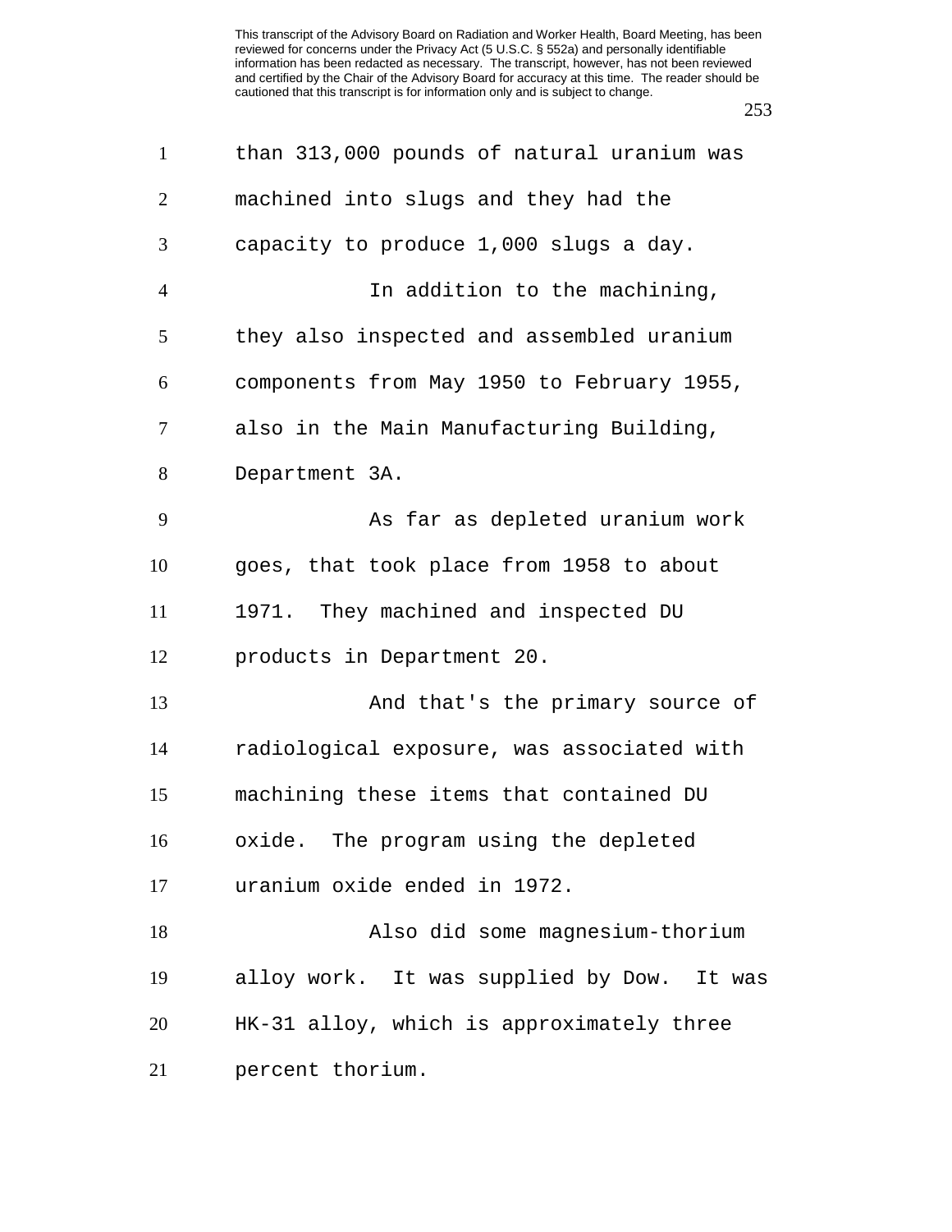than 313,000 pounds of natural uranium was machined into slugs and they had the capacity to produce 1,000 slugs a day.

In addition to the machining, they also inspected and assembled uranium components from May 1950 to February 1955, also in the Main Manufacturing Building, Department 3A.

As far as depleted uranium work goes, that took place from 1958 to about 1971. They machined and inspected DU products in Department 20.

And that's the primary source of radiological exposure, was associated with machining these items that contained DU oxide. The program using the depleted uranium oxide ended in 1972.

Also did some magnesium-thorium alloy work. It was supplied by Dow. It was HK-31 alloy, which is approximately three percent thorium.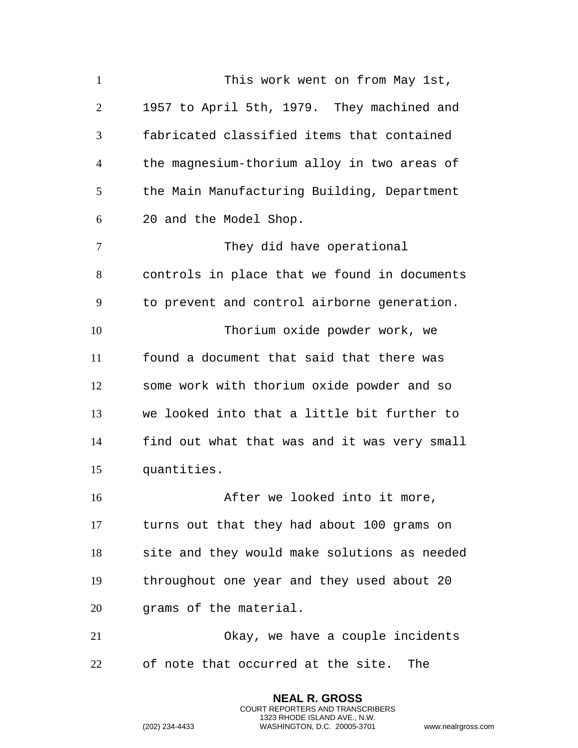This work went on from May 1st, 1957 to April 5th, 1979. They machined and fabricated classified items that contained the magnesium-thorium alloy in two areas of the Main Manufacturing Building, Department 20 and the Model Shop.

They did have operational controls in place that we found in documents to prevent and control airborne generation.

Thorium oxide powder work, we found a document that said that there was some work with thorium oxide powder and so we looked into that a little bit further to find out what that was and it was very small quantities.

After we looked into it more, turns out that they had about 100 grams on site and they would make solutions as needed throughout one year and they used about 20 grams of the material.

Okay, we have a couple incidents of note that occurred at the site. The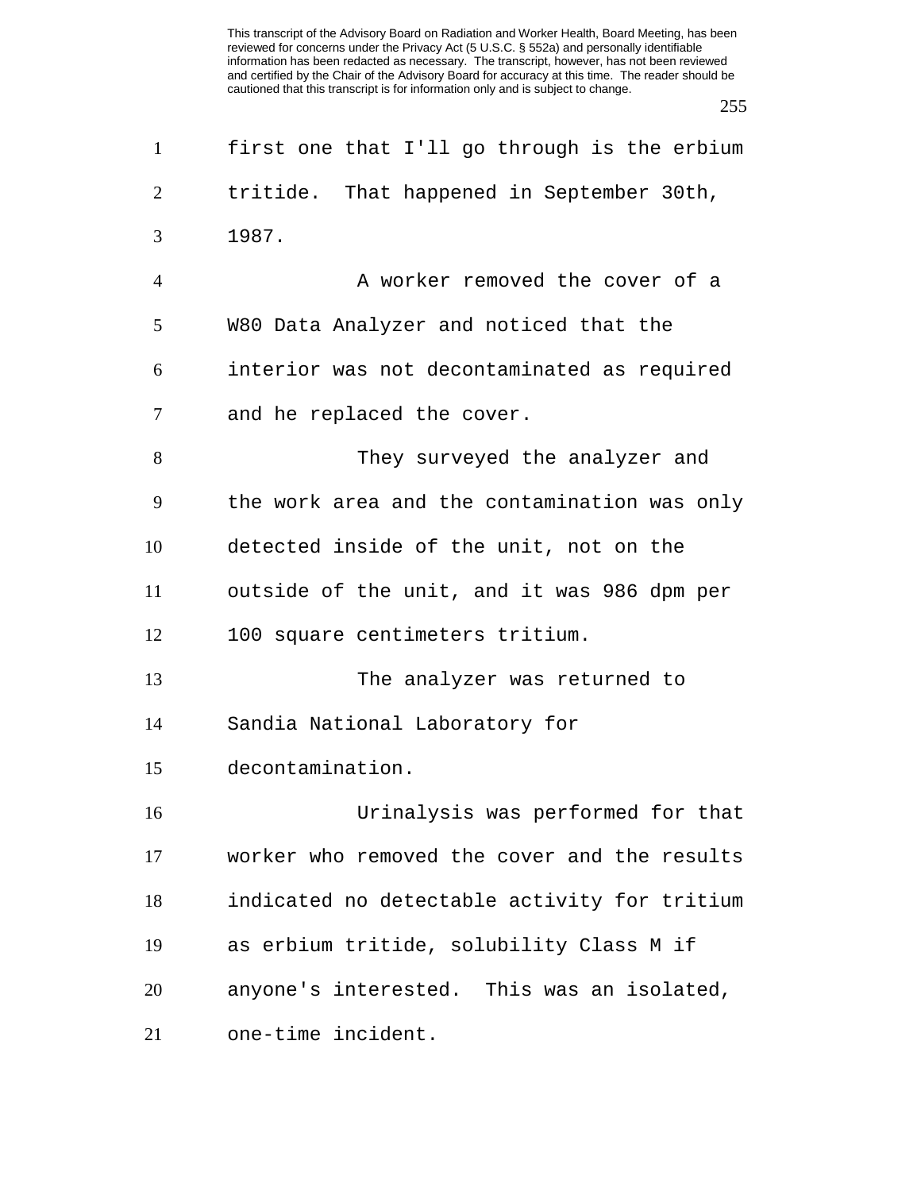first one that I'll go through is the erbium tritide. That happened in September 30th, 1987.

A worker removed the cover of a W80 Data Analyzer and noticed that the interior was not decontaminated as required and he replaced the cover.

They surveyed the analyzer and the work area and the contamination was only detected inside of the unit, not on the outside of the unit, and it was 986 dpm per 100 square centimeters tritium.

The analyzer was returned to Sandia National Laboratory for decontamination.

Urinalysis was performed for that worker who removed the cover and the results indicated no detectable activity for tritium as erbium tritide, solubility Class M if anyone's interested. This was an isolated, one-time incident.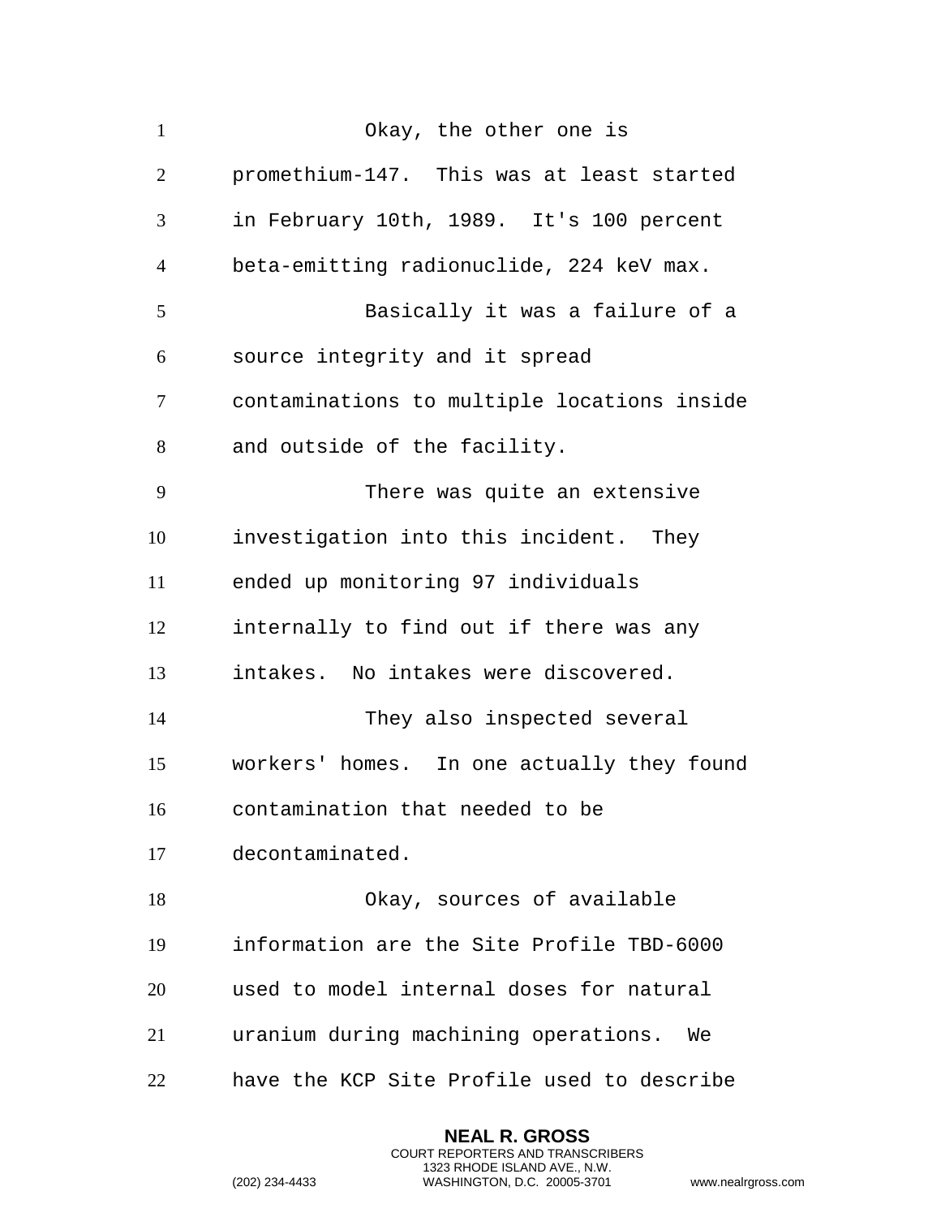Okay, the other one is promethium-147. This was at least started in February 10th, 1989. It's 100 percent beta-emitting radionuclide, 224 keV max.

Basically it was a failure of a source integrity and it spread contaminations to multiple locations inside and outside of the facility.

There was quite an extensive investigation into this incident. They ended up monitoring 97 individuals internally to find out if there was any intakes. No intakes were discovered.

They also inspected several workers' homes. In one actually they found contamination that needed to be decontaminated.

Okay, sources of available information are the Site Profile TBD-6000 used to model internal doses for natural uranium during machining operations. We have the KCP Site Profile used to describe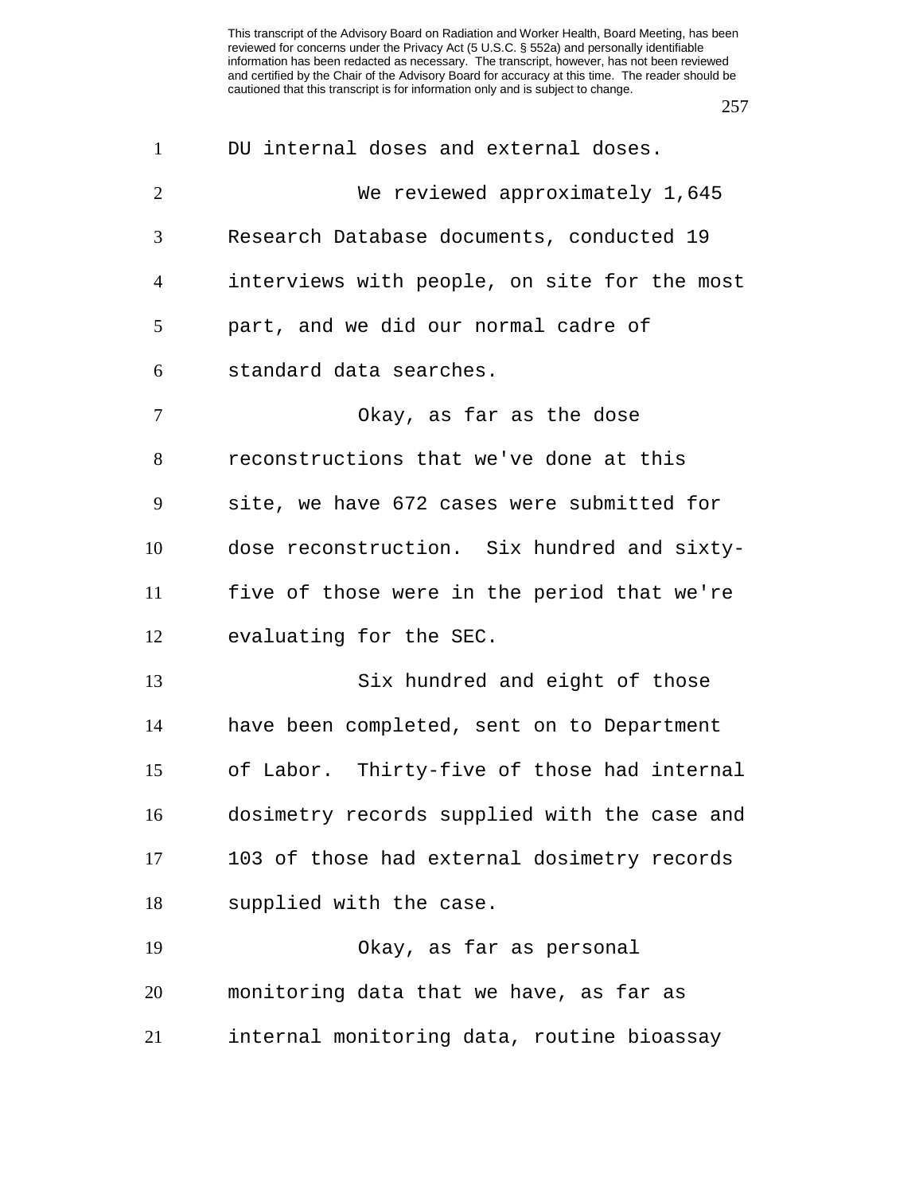DU internal doses and external doses.

We reviewed approximately 1,645 Research Database documents, conducted 19 interviews with people, on site for the most part, and we did our normal cadre of standard data searches.

Okay, as far as the dose reconstructions that we've done at this site, we have 672 cases were submitted for dose reconstruction. Six hundred and sixty-five of those were in the period that we're evaluating for the SEC.

Six hundred and eight of those have been completed, sent on to Department of Labor. Thirty-five of those had internal dosimetry records supplied with the case and 103 of those had external dosimetry records supplied with the case.

Okay, as far as personal monitoring data that we have, as far as internal monitoring data, routine bioassay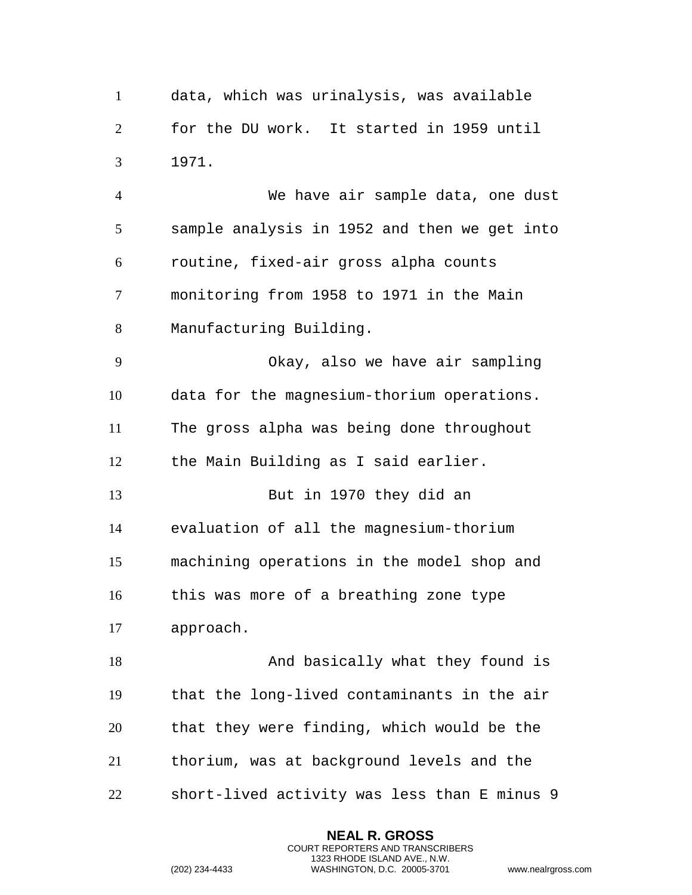data, which was urinalysis, was available for the DU work. It started in 1959 until 1971.

We have air sample data, one dust sample analysis in 1952 and then we get into routine, fixed-air gross alpha counts monitoring from 1958 to 1971 in the Main Manufacturing Building.

Okay, also we have air sampling data for the magnesium-thorium operations. The gross alpha was being done throughout the Main Building as I said earlier.

But in 1970 they did an evaluation of all the magnesium-thorium machining operations in the model shop and this was more of a breathing zone type approach.

And basically what they found is that the long-lived contaminants in the air that they were finding, which would be the thorium, was at background levels and the short-lived activity was less than E minus 9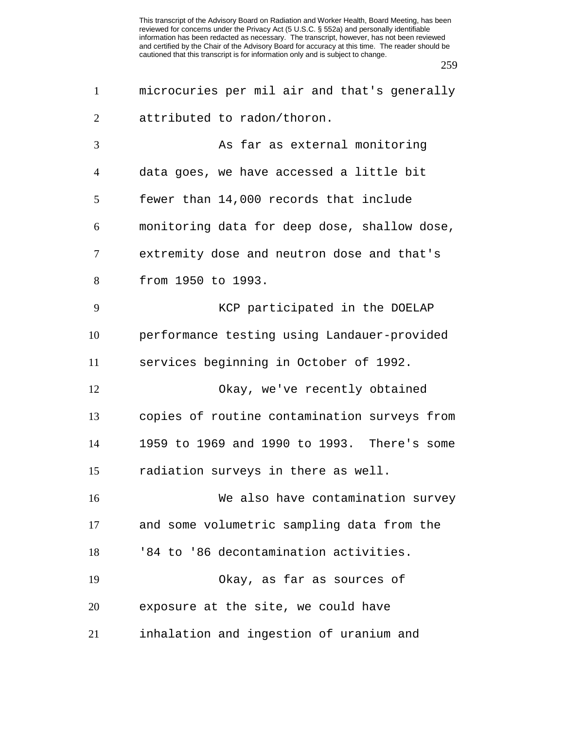microcuries per mil air and that's generally attributed to radon/thoron.

As far as external monitoring data goes, we have accessed a little bit fewer than 14,000 records that include monitoring data for deep dose, shallow dose, extremity dose and neutron dose and that's from 1950 to 1993.

KCP participated in the DOELAP performance testing using Landauer-provided services beginning in October of 1992.

Okay, we've recently obtained copies of routine contamination surveys from 1959 to 1969 and 1990 to 1993. There's some radiation surveys in there as well.

We also have contamination survey and some volumetric sampling data from the '84 to '86 decontamination activities.

Okay, as far as sources of exposure at the site, we could have inhalation and ingestion of uranium and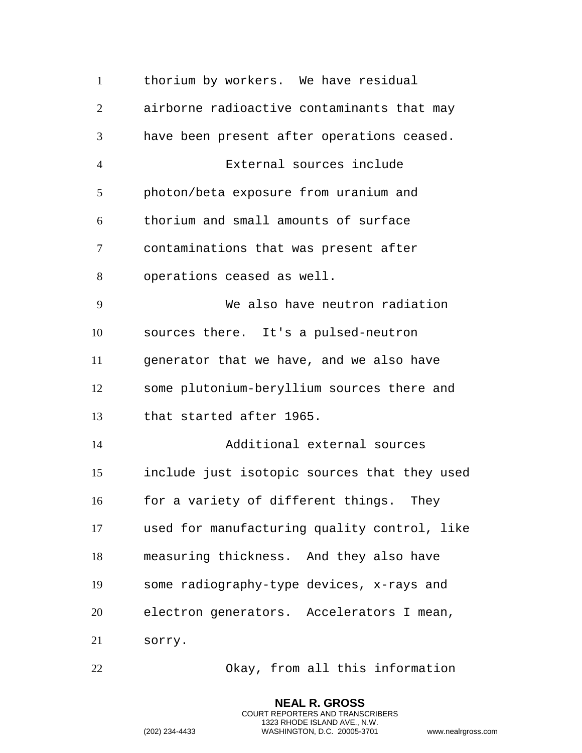thorium by workers. We have residual airborne radioactive contaminants that may have been present after operations ceased.

External sources include photon/beta exposure from uranium and thorium and small amounts of surface contaminations that was present after operations ceased as well.

We also have neutron radiation sources there. It's a pulsed-neutron generator that we have, and we also have some plutonium-beryllium sources there and that started after 1965.

Additional external sources include just isotopic sources that they used for a variety of different things. They used for manufacturing quality control, like measuring thickness. And they also have some radiography-type devices, x-rays and electron generators. Accelerators I mean, sorry.

Okay, from all this information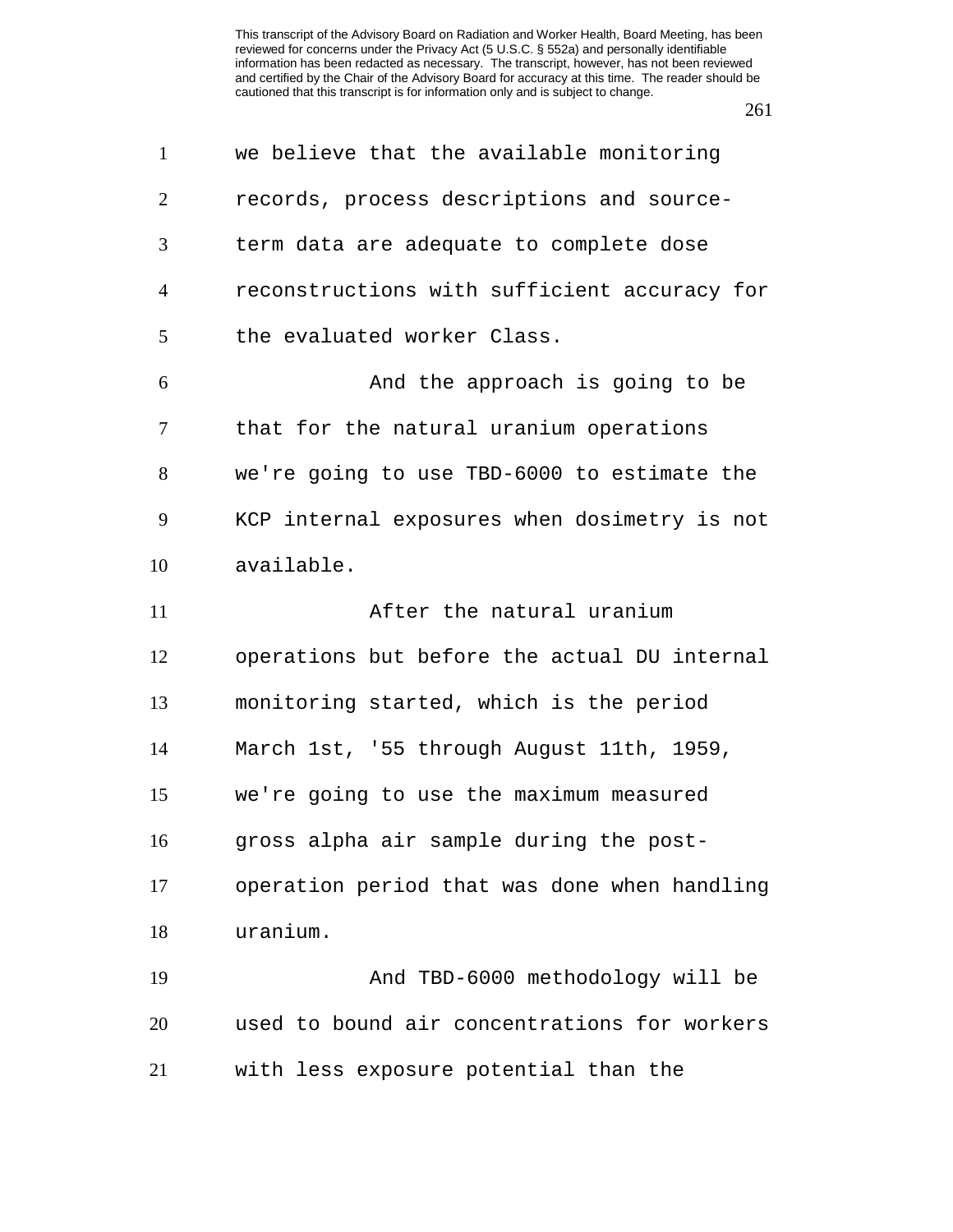we believe that the available monitoring records, process descriptions and source-term data are adequate to complete dose reconstructions with sufficient accuracy for the evaluated worker Class.

And the approach is going to be that for the natural uranium operations we're going to use TBD-6000 to estimate the KCP internal exposures when dosimetry is not available.

After the natural uranium operations but before the actual DU internal monitoring started, which is the period March 1st, '55 through August 11th, 1959, we're going to use the maximum measured gross alpha air sample during the post-operation period that was done when handling uranium.

And TBD-6000 methodology will be used to bound air concentrations for workers with less exposure potential than the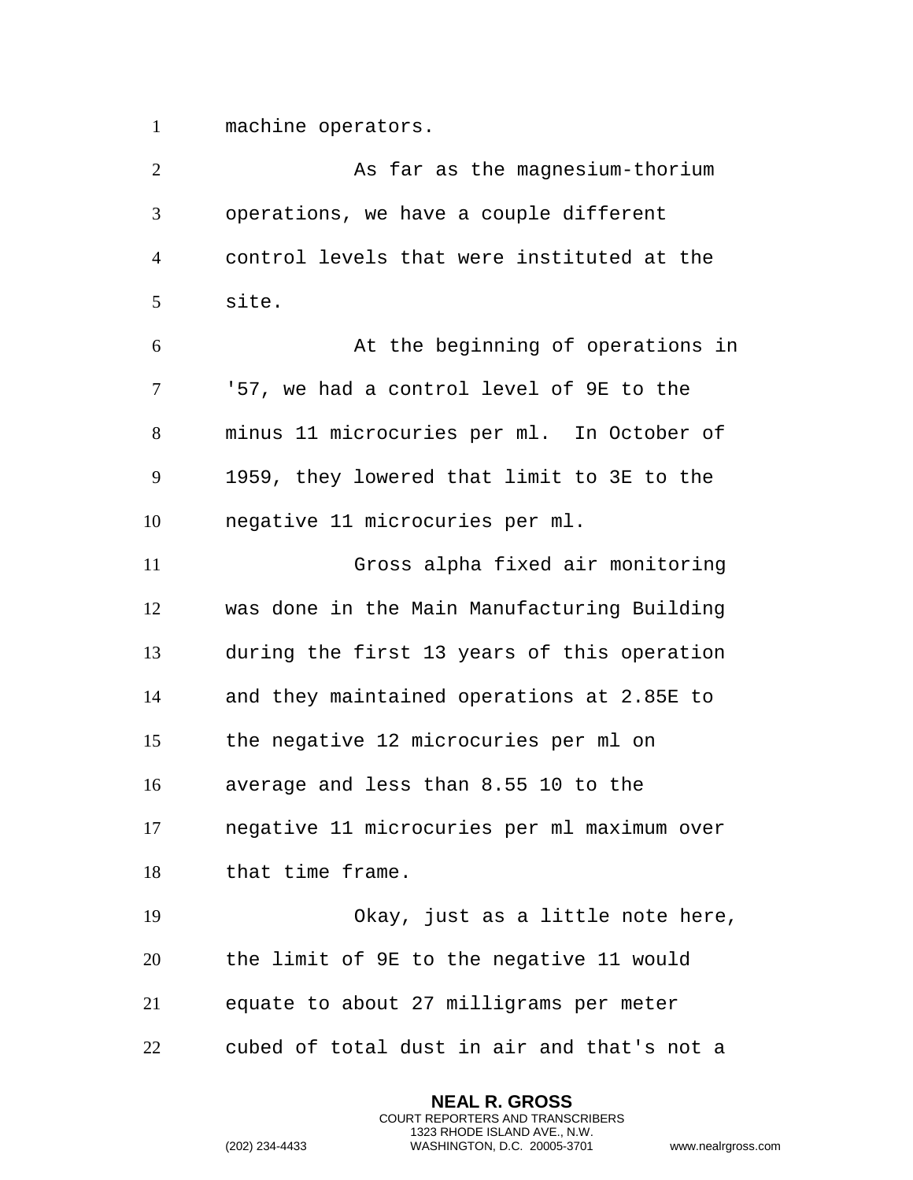machine operators.

As far as the magnesium-thorium operations, we have a couple different control levels that were instituted at the site.

At the beginning of operations in '57, we had a control level of 9E to the minus 11 microcuries per ml. In October of 1959, they lowered that limit to 3E to the negative 11 microcuries per ml.

Gross alpha fixed air monitoring was done in the Main Manufacturing Building during the first 13 years of this operation and they maintained operations at 2.85E to the negative 12 microcuries per ml on average and less than 8.55 10 to the negative 11 microcuries per ml maximum over that time frame.

Okay, just as a little note here, the limit of 9E to the negative 11 would equate to about 27 milligrams per meter cubed of total dust in air and that's not a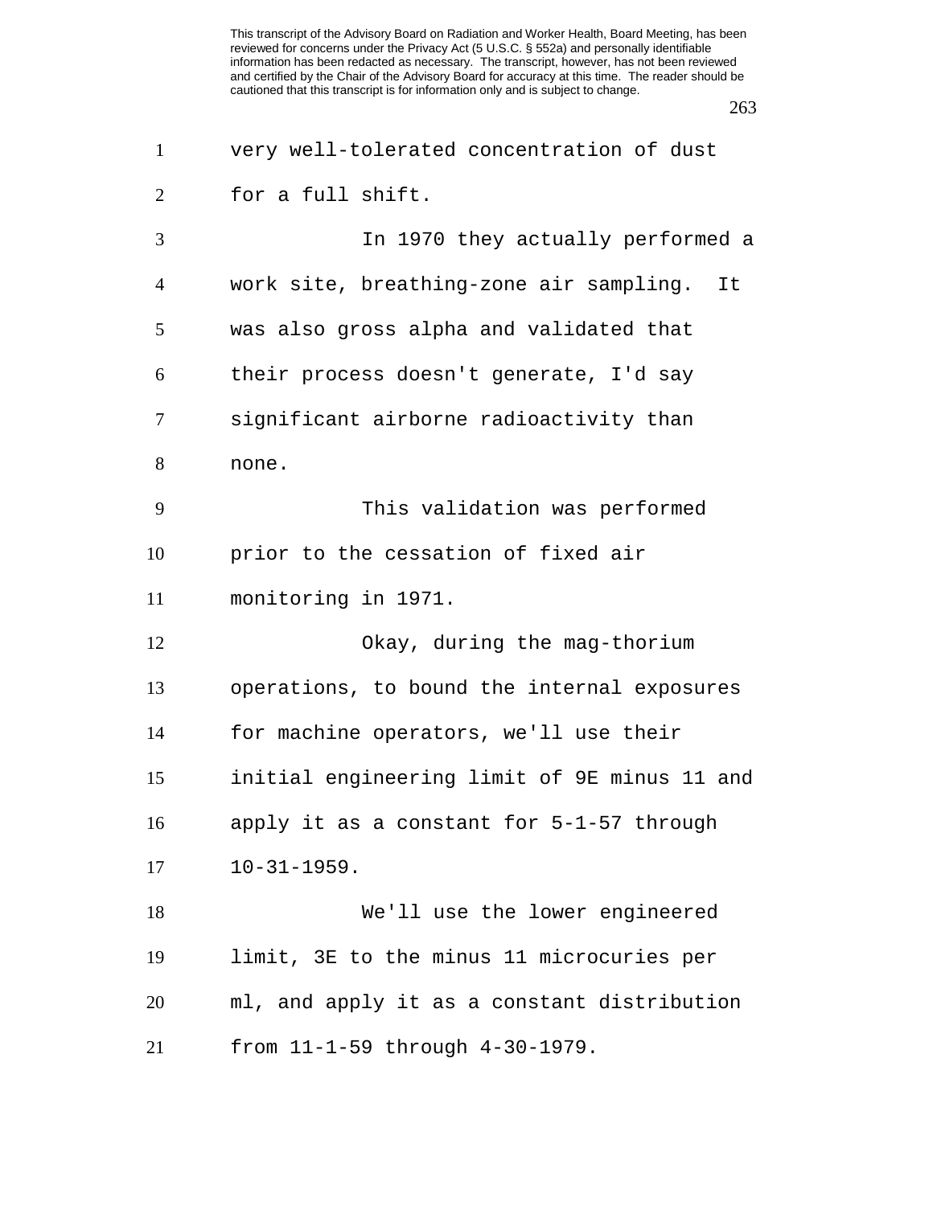very well-tolerated concentration of dust for a full shift.

In 1970 they actually performed a work site, breathing-zone air sampling. It was also gross alpha and validated that their process doesn't generate, I'd say significant airborne radioactivity than none.

This validation was performed prior to the cessation of fixed air monitoring in 1971.

Okay, during the mag-thorium operations, to bound the internal exposures for machine operators, we'll use their initial engineering limit of 9E minus 11 and apply it as a constant for 5-1-57 through 10-31-1959.

We'll use the lower engineered limit, 3E to the minus 11 microcuries per ml, and apply it as a constant distribution from 11-1-59 through 4-30-1979.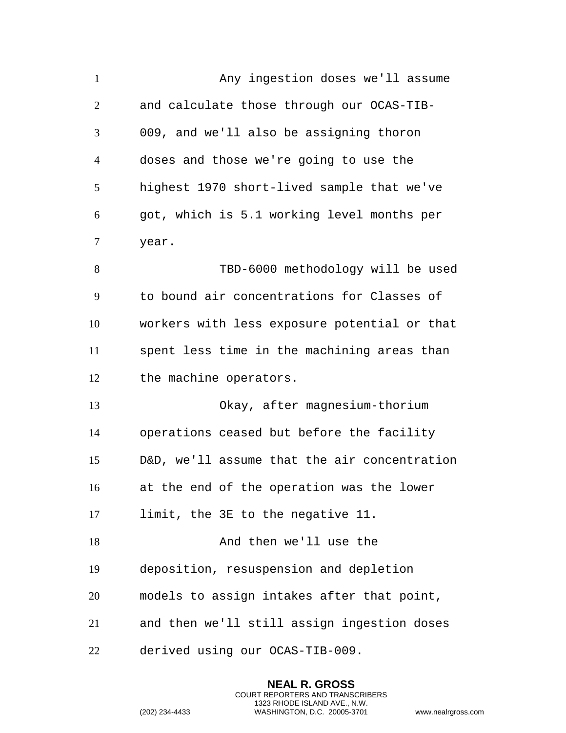Any ingestion doses we'll assume and calculate those through our OCAS-TIB-009, and we'll also be assigning thoron doses and those we're going to use the highest 1970 short-lived sample that we've got, which is 5.1 working level months per year.

TBD-6000 methodology will be used to bound air concentrations for Classes of workers with less exposure potential or that spent less time in the machining areas than the machine operators.

Okay, after magnesium-thorium operations ceased but before the facility D&D, we'll assume that the air concentration at the end of the operation was the lower limit, the 3E to the negative 11.

And then we'll use the deposition, resuspension and depletion models to assign intakes after that point, and then we'll still assign ingestion doses derived using our OCAS-TIB-009.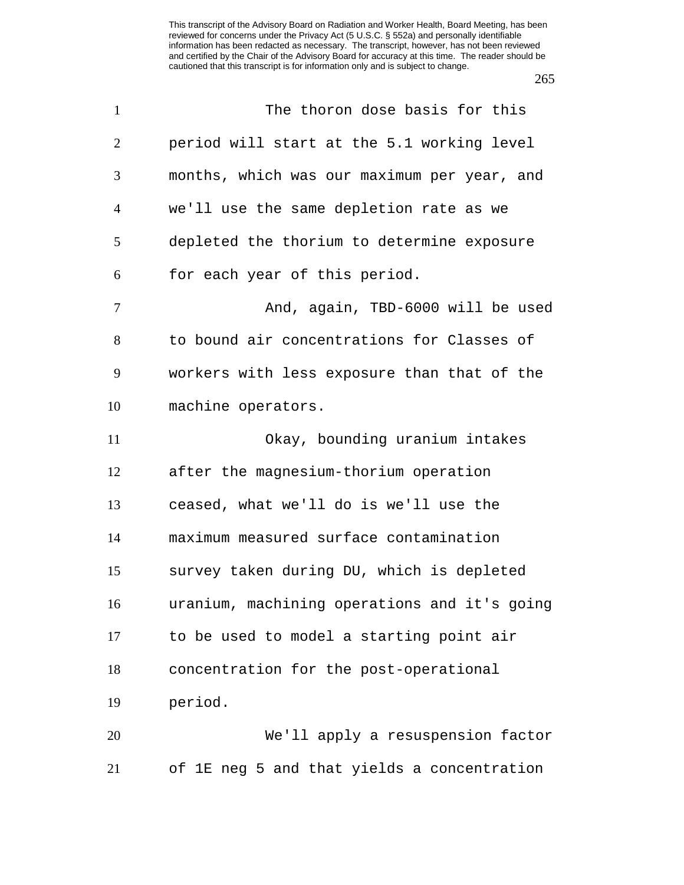The thoron dose basis for this period will start at the 5.1 working level months, which was our maximum per year, and we'll use the same depletion rate as we depleted the thorium to determine exposure for each year of this period.

And, again, TBD-6000 will be used to bound air concentrations for Classes of workers with less exposure than that of the machine operators.

Okay, bounding uranium intakes after the magnesium-thorium operation ceased, what we'll do is we'll use the maximum measured surface contamination survey taken during DU, which is depleted uranium, machining operations and it's going to be used to model a starting point air concentration for the post-operational period.

We'll apply a resuspension factor of 1E neg 5 and that yields a concentration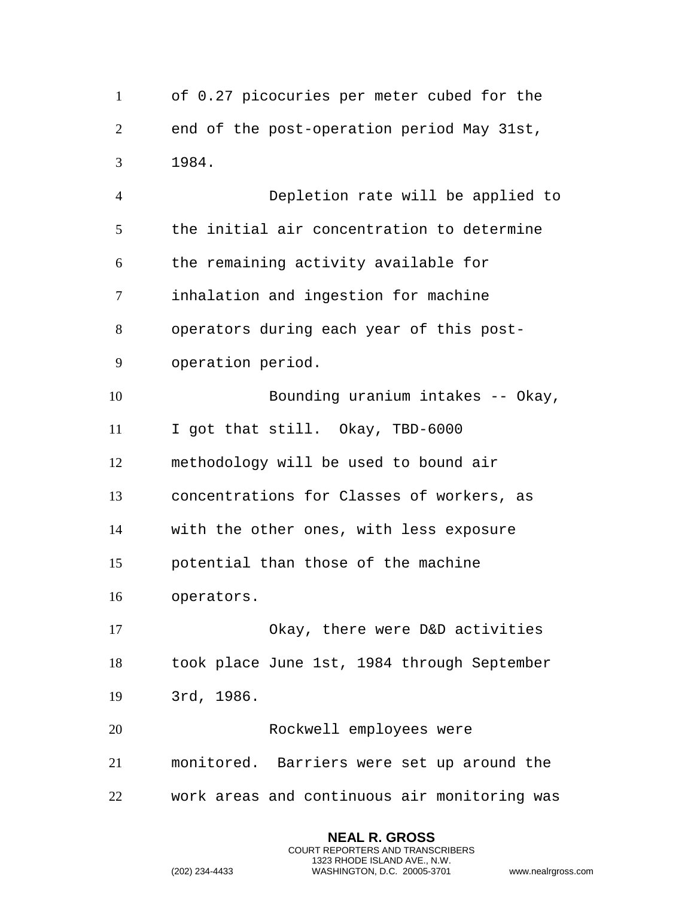of 0.27 picocuries per meter cubed for the end of the post-operation period May 31st, 1984.

Depletion rate will be applied to the initial air concentration to determine the remaining activity available for inhalation and ingestion for machine operators during each year of this post-operation period.

Bounding uranium intakes -- Okay, I got that still. Okay, TBD-6000 methodology will be used to bound air concentrations for Classes of workers, as with the other ones, with less exposure potential than those of the machine operators.

Okay, there were D&D activities took place June 1st, 1984 through September 3rd, 1986.

Rockwell employees were monitored. Barriers were set up around the work areas and continuous air monitoring was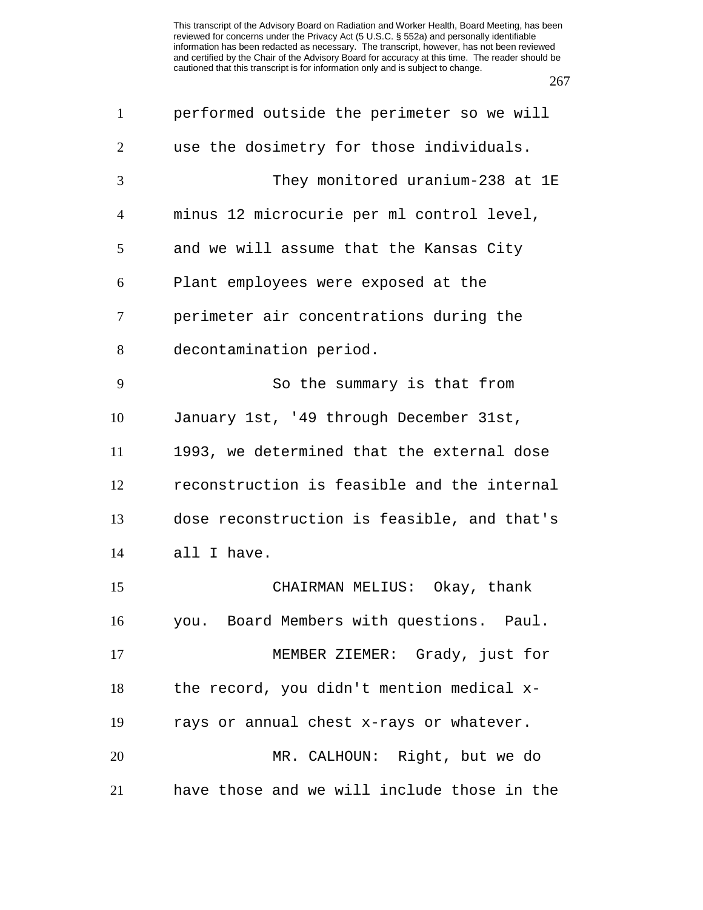performed outside the perimeter so we will use the dosimetry for those individuals.

They monitored uranium-238 at 1E minus 12 microcurie per ml control level, and we will assume that the Kansas City Plant employees were exposed at the perimeter air concentrations during the decontamination period.

So the summary is that from January 1st, '49 through December 31st, 1993, we determined that the external dose reconstruction is feasible and the internal dose reconstruction is feasible, and that's all I have.

CHAIRMAN MELIUS: Okay, thank you. Board Members with questions. Paul.

MEMBER ZIEMER: Grady, just for the record, you didn't mention medical x-rays or annual chest x-rays or whatever.

MR. CALHOUN: Right, but we do have those and we will include those in the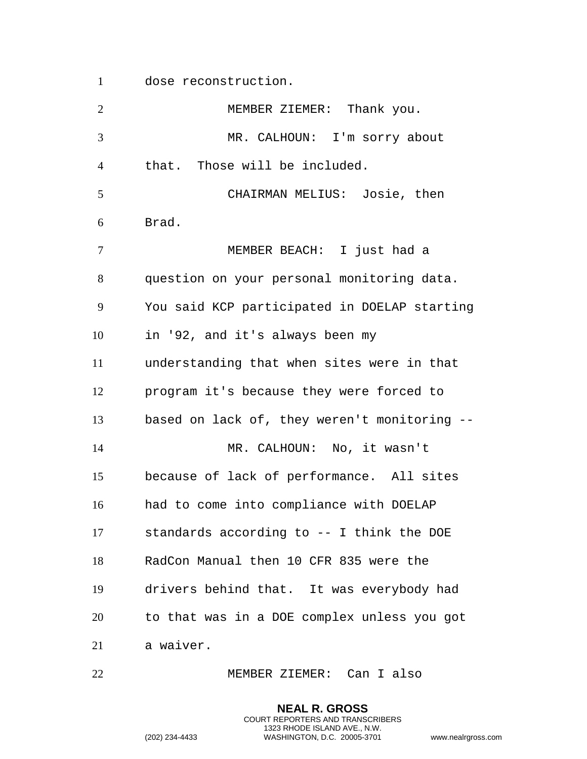dose reconstruction.

MEMBER ZIEMER: Thank you.

MR. CALHOUN: I'm sorry about that. Those will be included.

CHAIRMAN MELIUS: Josie, then Brad.

MEMBER BEACH: I just had a question on your personal monitoring data. You said KCP participated in DOELAP starting in '92, and it's always been my understanding that when sites were in that program it's because they were forced to based on lack of, they weren't monitoring --

MR. CALHOUN: No, it wasn't because of lack of performance. All sites had to come into compliance with DOELAP standards according to -- I think the DOE RadCon Manual then 10 CFR 835 were the drivers behind that. It was everybody had to that was in a DOE complex unless you got a waiver.

MEMBER ZIEMER: Can I also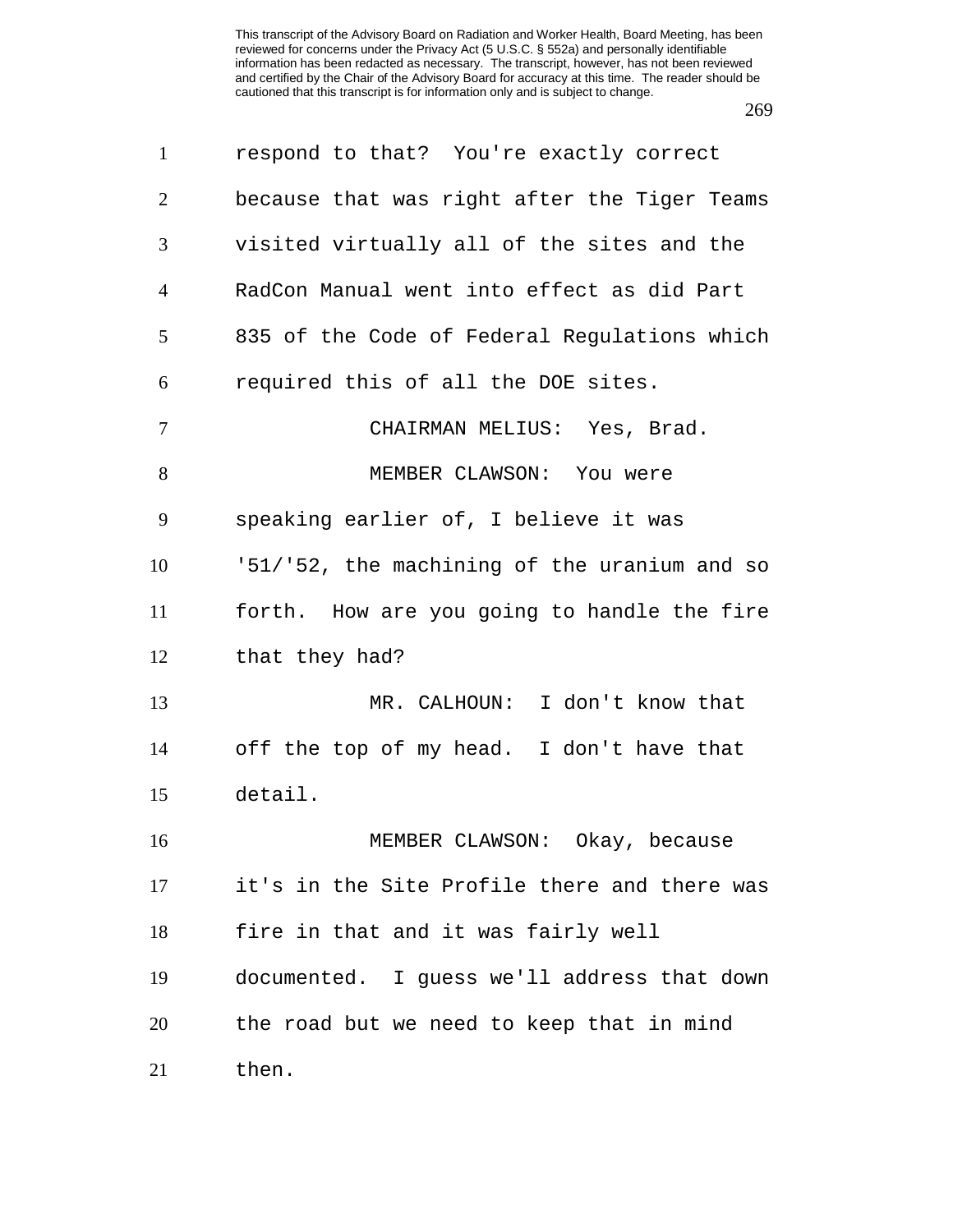respond to that? You're exactly correct because that was right after the Tiger Teams visited virtually all of the sites and the RadCon Manual went into effect as did Part 835 of the Code of Federal Regulations which required this of all the DOE sites.

CHAIRMAN MELIUS: Yes, Brad.

MEMBER CLAWSON: You were speaking earlier of, I believe it was '51/'52, the machining of the uranium and so forth. How are you going to handle the fire that they had?

MR. CALHOUN: I don't know that off the top of my head. I don't have that detail.

MEMBER CLAWSON: Okay, because it's in the Site Profile there and there was fire in that and it was fairly well documented. I guess we'll address that down the road but we need to keep that in mind then.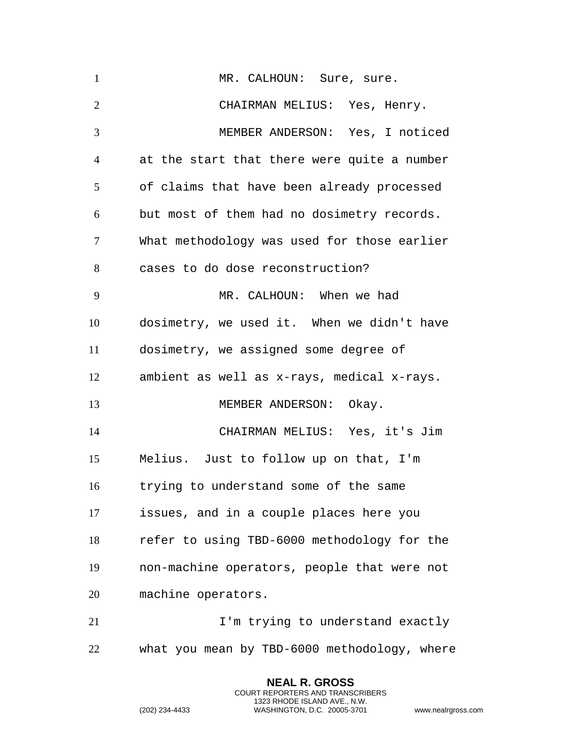MR. CALHOUN: Sure, sure.

CHAIRMAN MELIUS: Yes, Henry.

MEMBER ANDERSON: Yes, I noticed at the start that there were quite a number of claims that have been already processed but most of them had no dosimetry records. What methodology was used for those earlier cases to do dose reconstruction?

MR. CALHOUN: When we had dosimetry, we used it. When we didn't have dosimetry, we assigned some degree of ambient as well as x-rays, medical x-rays.

MEMBER ANDERSON: Okay.

CHAIRMAN MELIUS: Yes, it's Jim Melius. Just to follow up on that, I'm trying to understand some of the same issues, and in a couple places here you refer to using TBD-6000 methodology for the non-machine operators, people that were not machine operators.

I'm trying to understand exactly what you mean by TBD-6000 methodology, where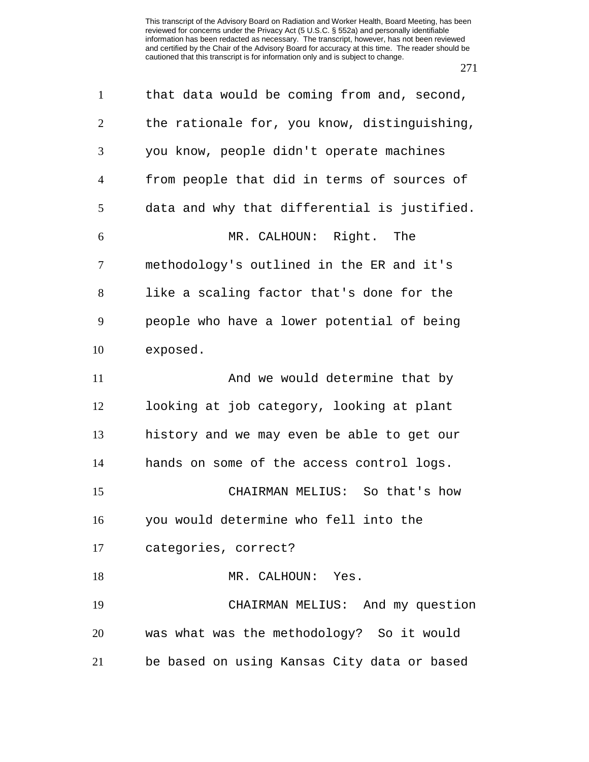that data would be coming from and, second, the rationale for, you know, distinguishing, you know, people didn't operate machines from people that did in terms of sources of data and why that differential is justified.

MR. CALHOUN: Right. The methodology's outlined in the ER and it's like a scaling factor that's done for the people who have a lower potential of being exposed.

And we would determine that by looking at job category, looking at plant history and we may even be able to get our hands on some of the access control logs.

CHAIRMAN MELIUS: So that's how you would determine who fell into the categories, correct?

MR. CALHOUN: Yes.

CHAIRMAN MELIUS: And my question was what was the methodology? So it would be based on using Kansas City data or based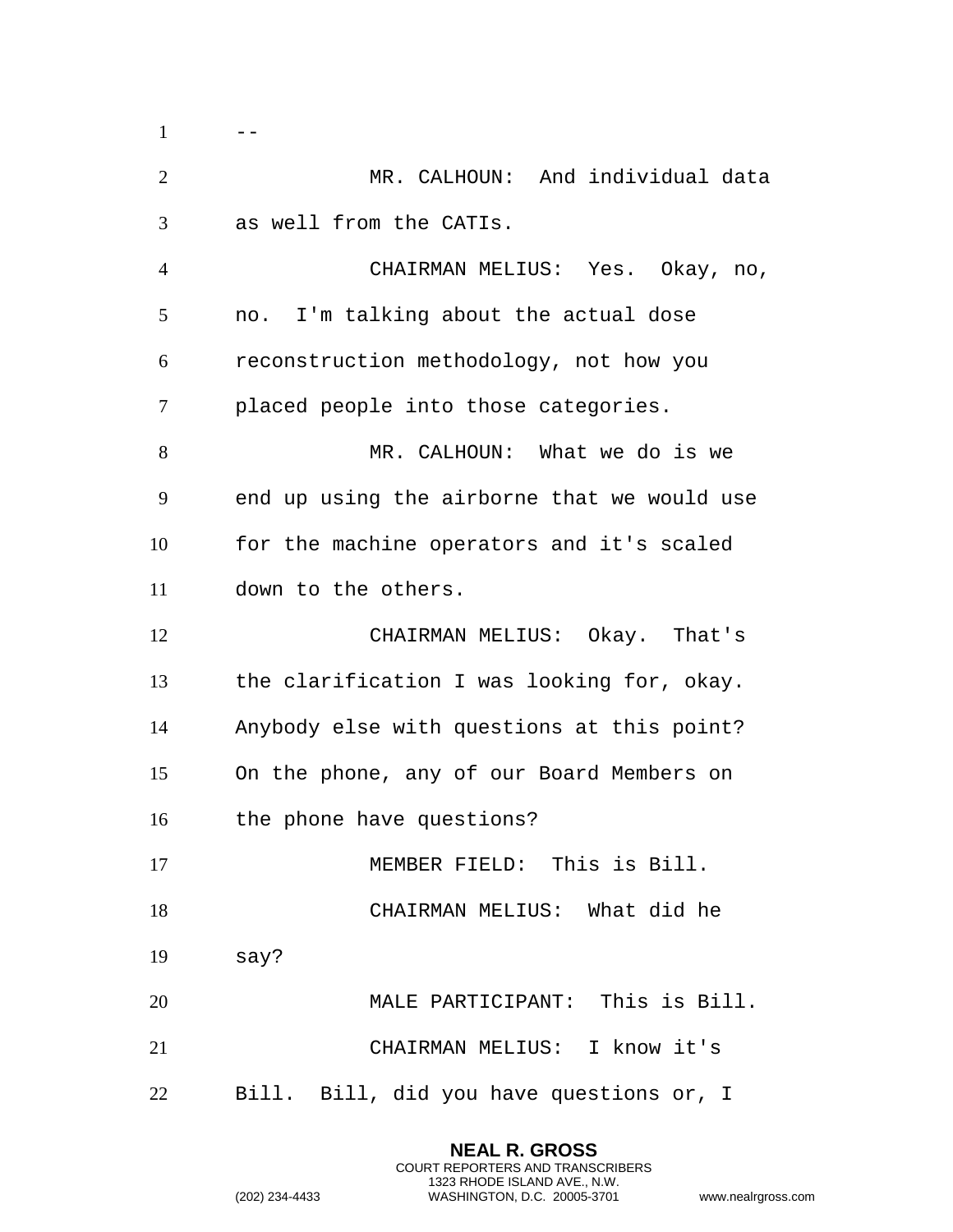--

MR. CALHOUN: And individual data as well from the CATIs.

CHAIRMAN MELIUS: Yes. Okay, no, no. I'm talking about the actual dose reconstruction methodology, not how you placed people into those categories.

MR. CALHOUN: What we do is we end up using the airborne that we would use for the machine operators and it's scaled down to the others.

CHAIRMAN MELIUS: Okay. That's the clarification I was looking for, okay. Anybody else with questions at this point? On the phone, any of our Board Members on the phone have questions?

MEMBER FIELD: This is Bill.

CHAIRMAN MELIUS: What did he say?

MALE PARTICIPANT: This is Bill.

CHAIRMAN MELIUS: I know it's Bill. Bill, did you have questions or, I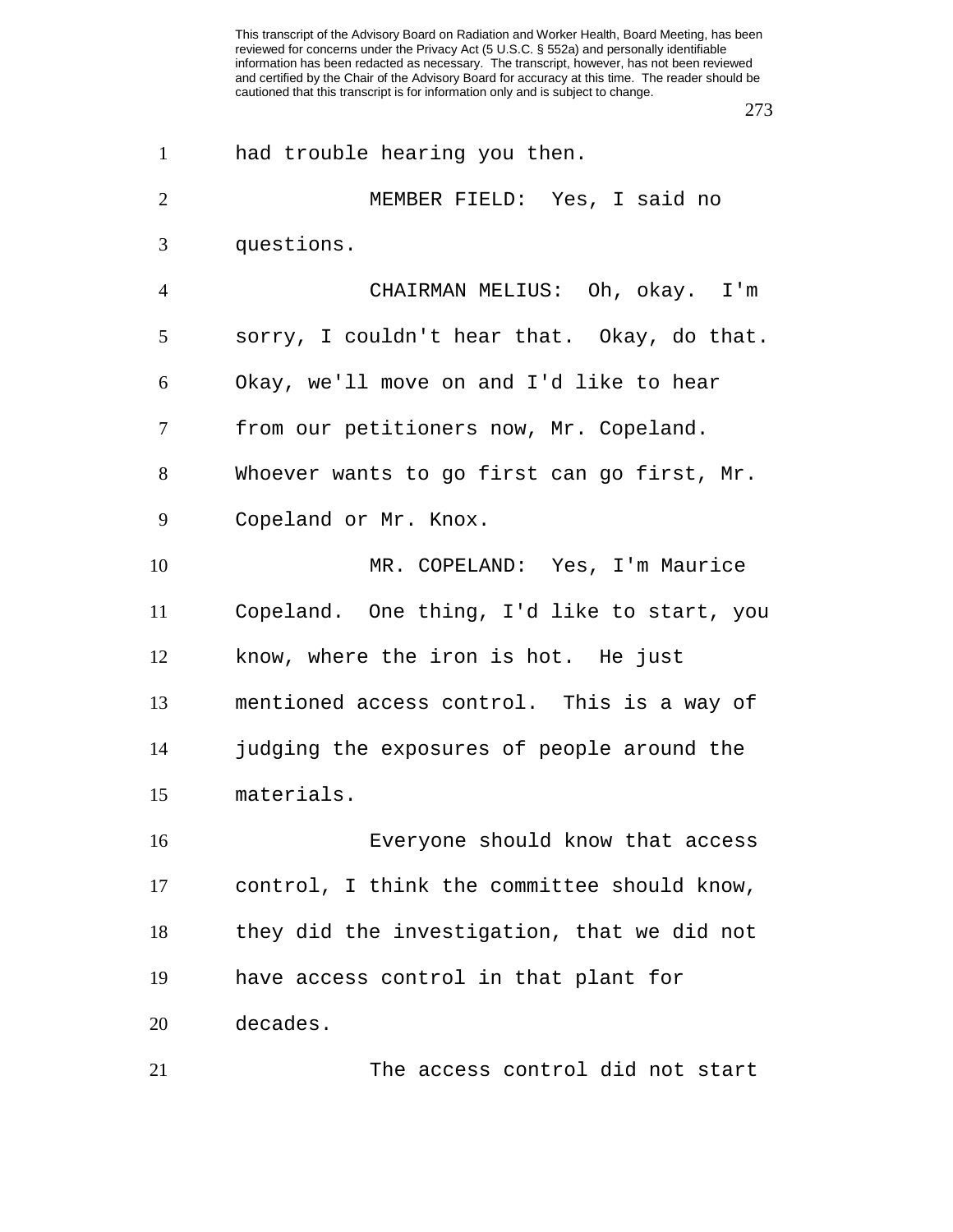had trouble hearing you then.

MEMBER FIELD: Yes, I said no questions.

CHAIRMAN MELIUS: Oh, okay. I'm sorry, I couldn't hear that. Okay, do that. Okay, we'll move on and I'd like to hear from our petitioners now, Mr. Copeland. Whoever wants to go first can go first, Mr. Copeland or Mr. Knox.

MR. COPELAND: Yes, I'm Maurice Copeland. One thing, I'd like to start, you know, where the iron is hot. He just mentioned access control. This is a way of judging the exposures of people around the materials.

Everyone should know that access control, I think the committee should know, they did the investigation, that we did not have access control in that plant for decades.

The access control did not start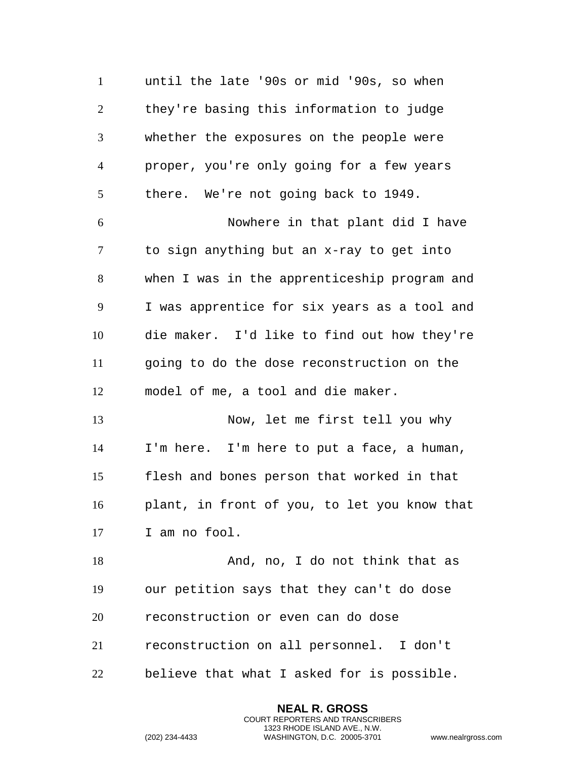until the late '90s or mid '90s, so when they're basing this information to judge whether the exposures on the people were proper, you're only going for a few years there. We're not going back to 1949.

Nowhere in that plant did I have to sign anything but an x-ray to get into when I was in the apprenticeship program and I was apprentice for six years as a tool and die maker. I'd like to find out how they're going to do the dose reconstruction on the model of me, a tool and die maker.

Now, let me first tell you why I'm here. I'm here to put a face, a human, flesh and bones person that worked in that plant, in front of you, to let you know that I am no fool.

And, no, I do not think that as our petition says that they can't do dose reconstruction or even can do dose reconstruction on all personnel. I don't believe that what I asked for is possible.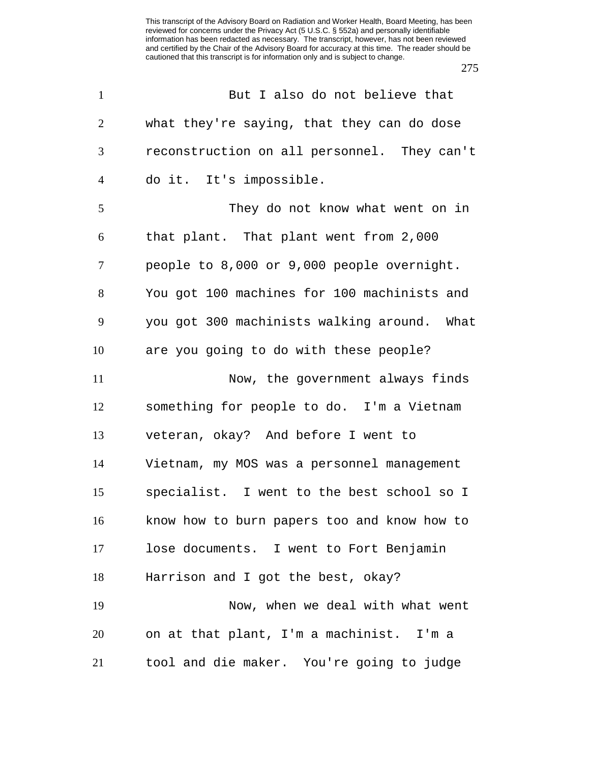But I also do not believe that what they're saying, that they can do dose reconstruction on all personnel. They can't do it. It's impossible.

They do not know what went on in that plant. That plant went from 2,000 people to 8,000 or 9,000 people overnight. You got 100 machines for 100 machinists and you got 300 machinists walking around. What are you going to do with these people?

Now, the government always finds something for people to do. I'm a Vietnam veteran, okay? And before I went to Vietnam, my MOS was a personnel management specialist. I went to the best school so I know how to burn papers too and know how to lose documents. I went to Fort Benjamin Harrison and I got the best, okay?

Now, when we deal with what went on at that plant, I'm a machinist. I'm a tool and die maker. You're going to judge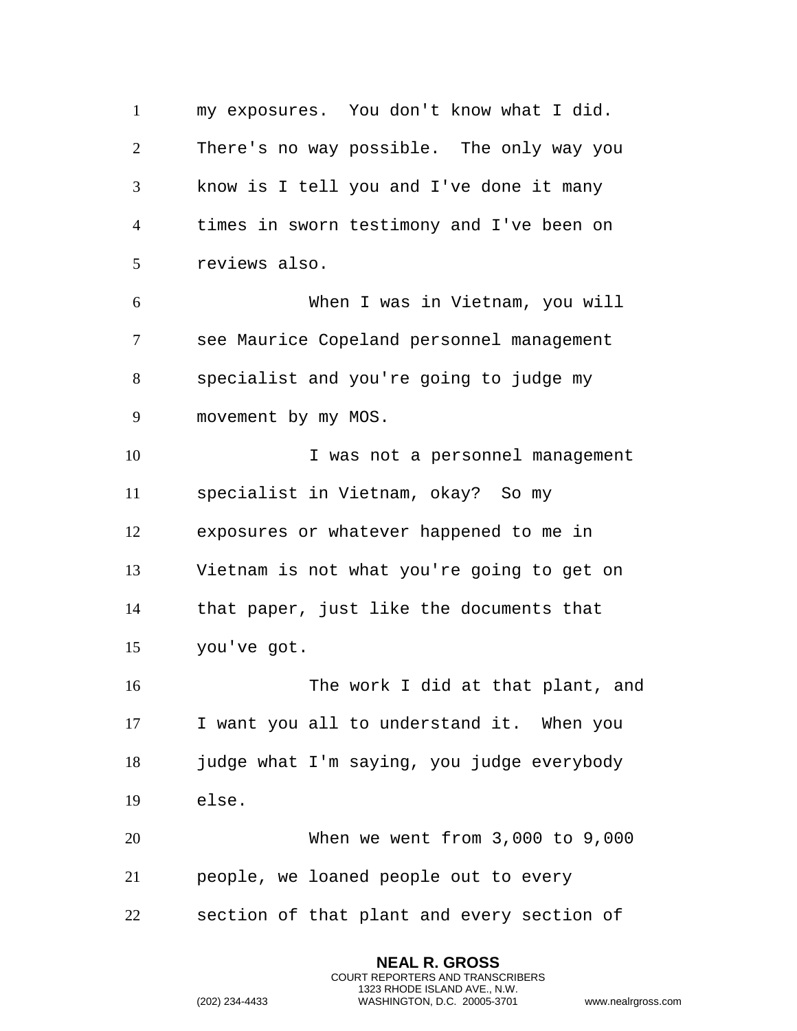my exposures. You don't know what I did. There's no way possible. The only way you know is I tell you and I've done it many times in sworn testimony and I've been on reviews also.

When I was in Vietnam, you will see Maurice Copeland personnel management specialist and you're going to judge my movement by my MOS.

I was not a personnel management specialist in Vietnam, okay? So my exposures or whatever happened to me in Vietnam is not what you're going to get on that paper, just like the documents that you've got.

The work I did at that plant, and I want you all to understand it. When you judge what I'm saying, you judge everybody else.

When we went from 3,000 to 9,000 people, we loaned people out to every section of that plant and every section of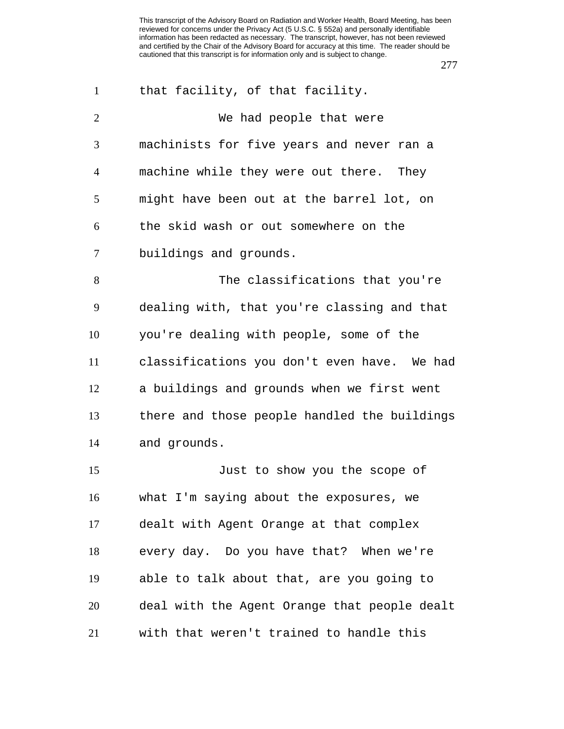that facility, of that facility.

We had people that were machinists for five years and never ran a machine while they were out there. They might have been out at the barrel lot, on the skid wash or out somewhere on the buildings and grounds.

The classifications that you're dealing with, that you're classing and that you're dealing with people, some of the classifications you don't even have. We had a buildings and grounds when we first went there and those people handled the buildings and grounds.

Just to show you the scope of what I'm saying about the exposures, we dealt with Agent Orange at that complex every day. Do you have that? When we're able to talk about that, are you going to deal with the Agent Orange that people dealt with that weren't trained to handle this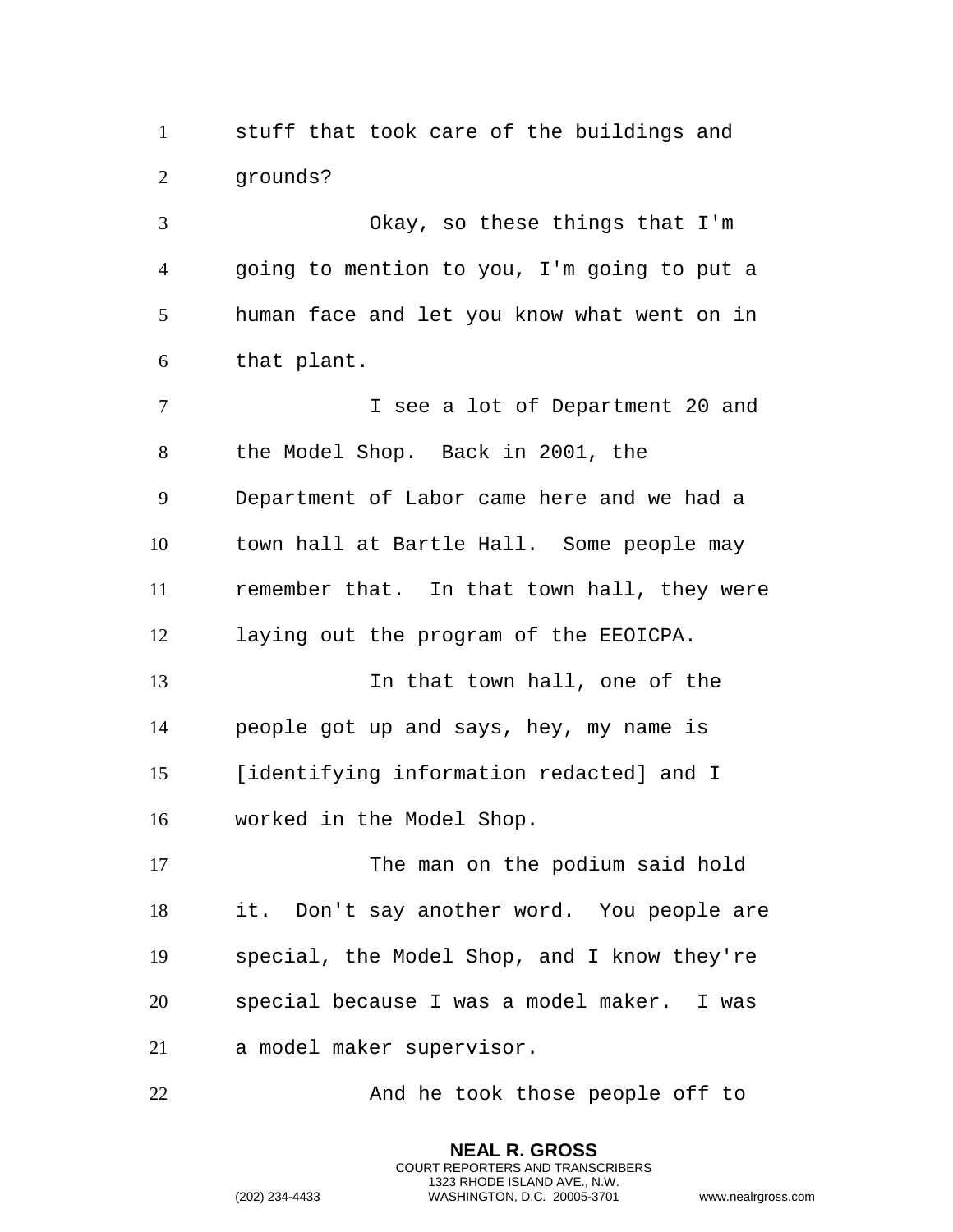stuff that took care of the buildings and grounds?

Okay, so these things that I'm going to mention to you, I'm going to put a human face and let you know what went on in that plant.

I see a lot of Department 20 and the Model Shop. Back in 2001, the Department of Labor came here and we had a town hall at Bartle Hall. Some people may remember that. In that town hall, they were laying out the program of the EEOICPA.

In that town hall, one of the people got up and says, hey, my name is [identifying information redacted] and I worked in the Model Shop.

The man on the podium said hold it. Don't say another word. You people are special, the Model Shop, and I know they're special because I was a model maker. I was a model maker supervisor.

And he took those people off to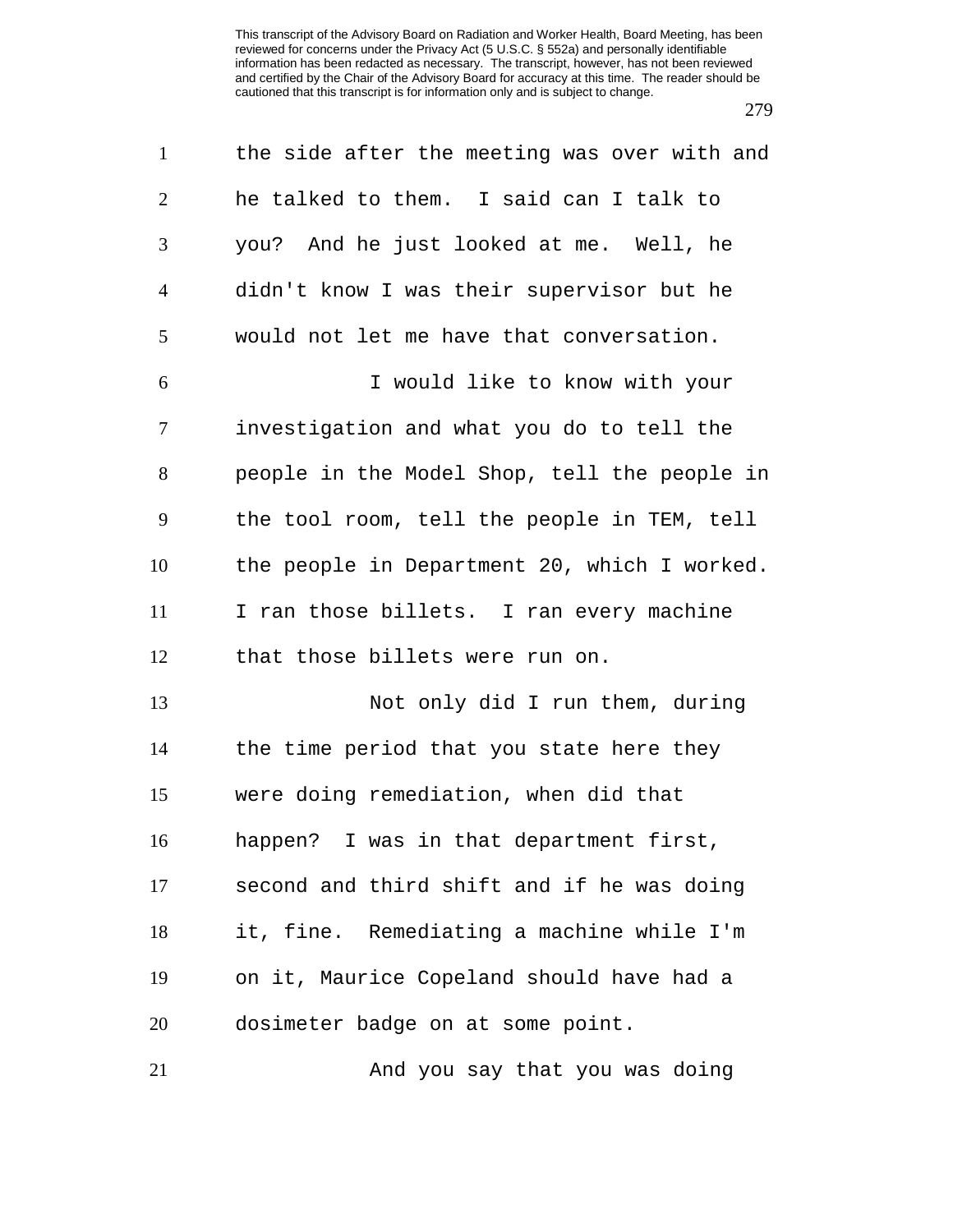the side after the meeting was over with and he talked to them. I said can I talk to you? And he just looked at me. Well, he didn't know I was their supervisor but he would not let me have that conversation.

I would like to know with your investigation and what you do to tell the people in the Model Shop, tell the people in the tool room, tell the people in TEM, tell the people in Department 20, which I worked. I ran those billets. I ran every machine that those billets were run on.

Not only did I run them, during the time period that you state here they were doing remediation, when did that happen? I was in that department first, second and third shift and if he was doing it, fine. Remediating a machine while I'm on it, Maurice Copeland should have had a dosimeter badge on at some point.

And you say that you was doing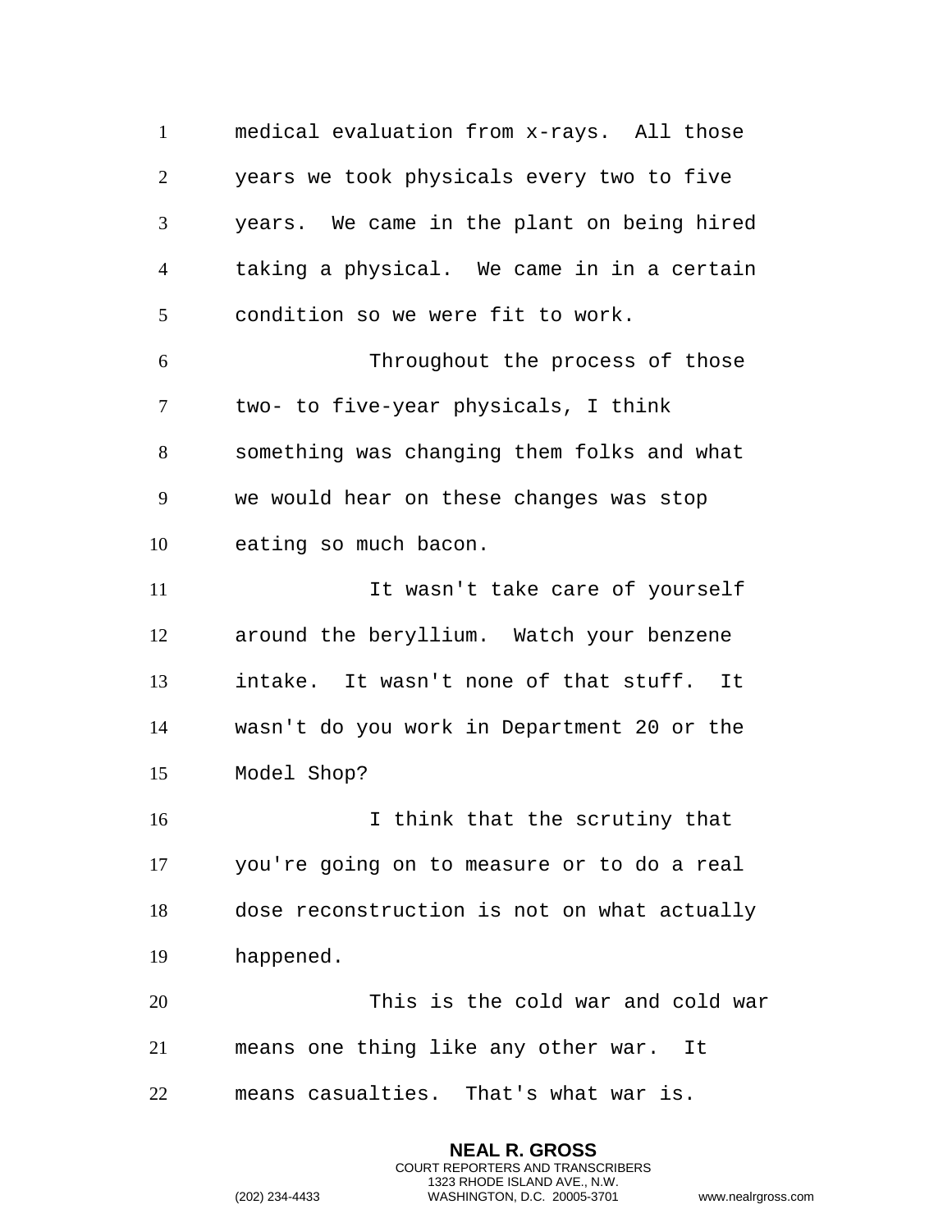medical evaluation from x-rays. All those years we took physicals every two to five years. We came in the plant on being hired taking a physical. We came in in a certain condition so we were fit to work.

Throughout the process of those two- to five-year physicals, I think something was changing them folks and what we would hear on these changes was stop eating so much bacon.

It wasn't take care of yourself around the beryllium. Watch your benzene intake. It wasn't none of that stuff. It wasn't do you work in Department 20 or the Model Shop?

I think that the scrutiny that you're going on to measure or to do a real dose reconstruction is not on what actually happened.

This is the cold war and cold war means one thing like any other war. It means casualties. That's what war is.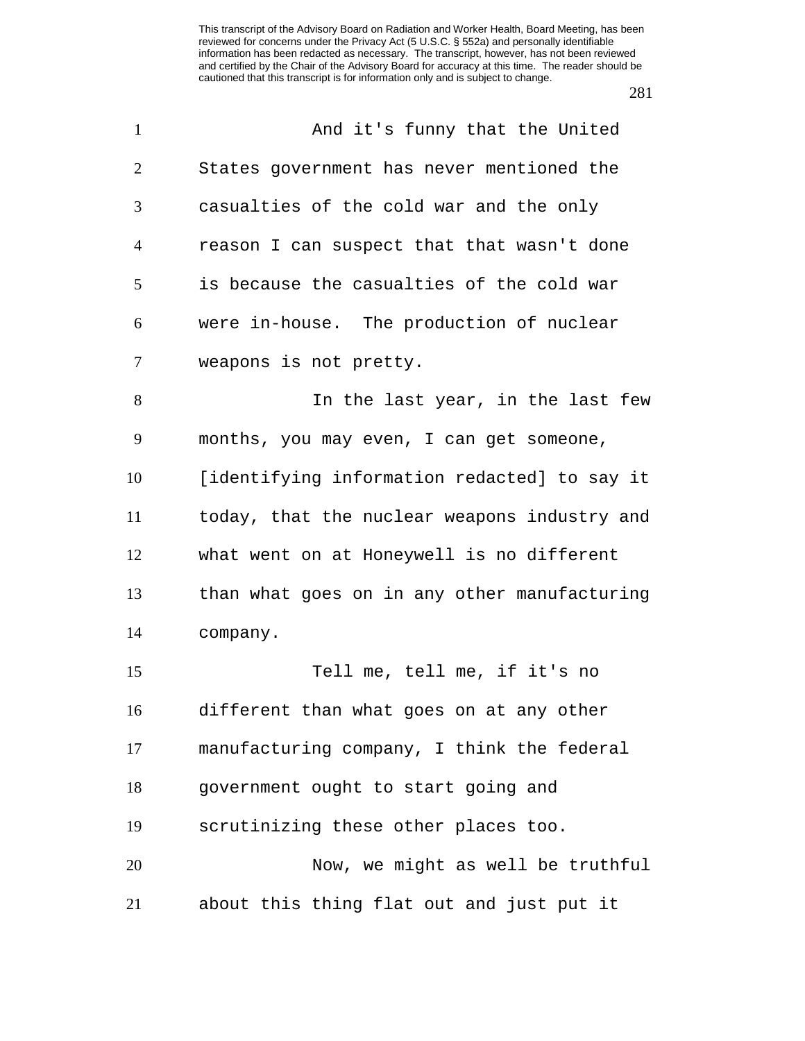And it's funny that the United States government has never mentioned the casualties of the cold war and the only reason I can suspect that that wasn't done is because the casualties of the cold war were in-house. The production of nuclear weapons is not pretty.

In the last year, in the last few months, you may even, I can get someone, [identifying information redacted] to say it today, that the nuclear weapons industry and what went on at Honeywell is no different than what goes on in any other manufacturing company.

Tell me, tell me, if it's no different than what goes on at any other manufacturing company, I think the federal government ought to start going and scrutinizing these other places too.

Now, we might as well be truthful about this thing flat out and just put it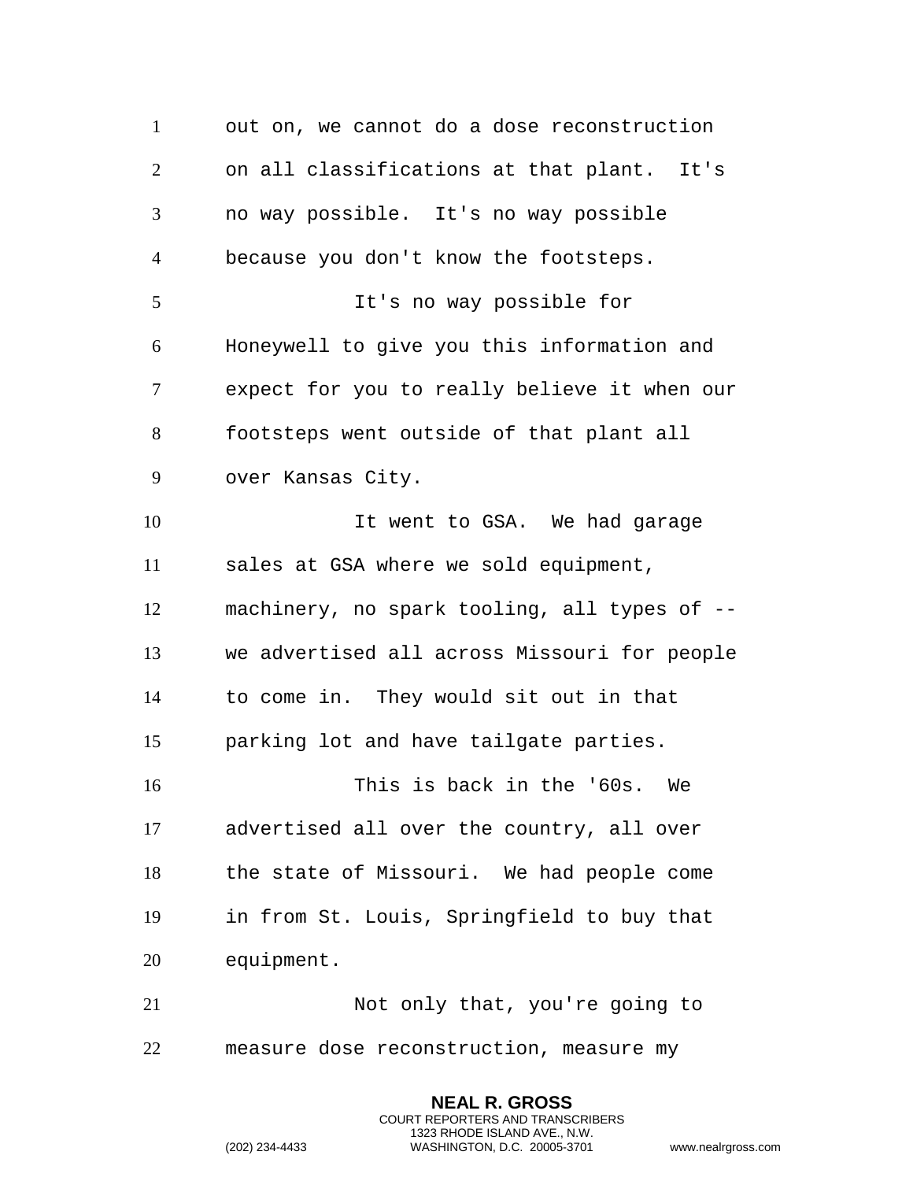out on, we cannot do a dose reconstruction on all classifications at that plant. It's no way possible. It's no way possible because you don't know the footsteps.

It's no way possible for Honeywell to give you this information and expect for you to really believe it when our footsteps went outside of that plant all over Kansas City.

It went to GSA. We had garage sales at GSA where we sold equipment, machinery, no spark tooling, all types of -- we advertised all across Missouri for people to come in. They would sit out in that parking lot and have tailgate parties.

This is back in the '60s. We advertised all over the country, all over the state of Missouri. We had people come in from St. Louis, Springfield to buy that equipment.

Not only that, you're going to measure dose reconstruction, measure my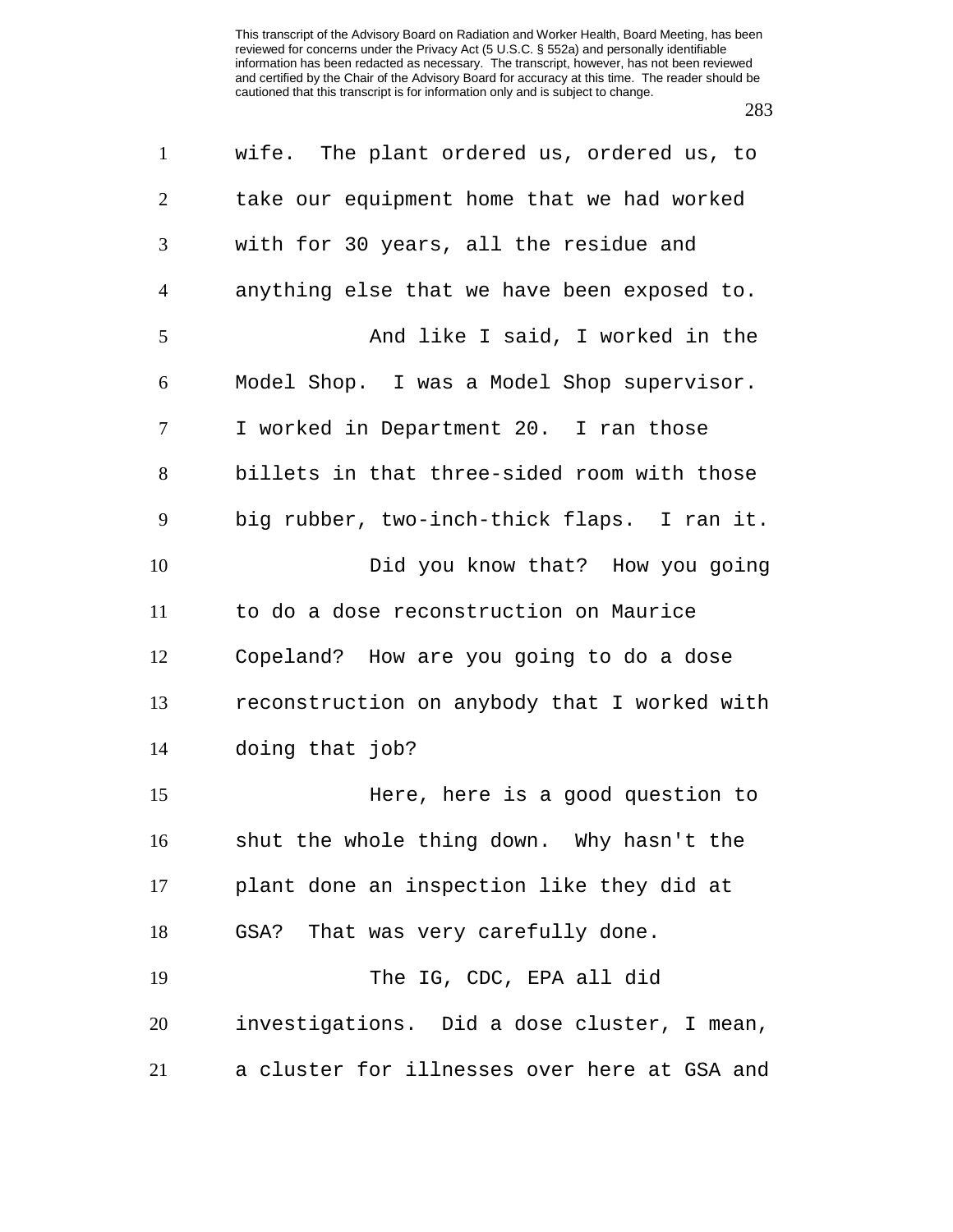This transcript of the Advisory Board on Radiation and Worker Health, Board Meeting, has been reviewed for concerns under the Privacy Act (5 U.S.C. § 552a) and personally identifiable information has been redacted as necessary. The transcript, however, has not been reviewed and certified by the Chair of the Advisory Board for accuracy at this time. The reader should be cautioned that this transcript is for information only and is subject to change.

wife. The plant ordered us, ordered us, to take our equipment home that we had worked with for 30 years, all the residue and anything else that we have been exposed to.

And like I said, I worked in the Model Shop. I was a Model Shop supervisor. I worked in Department 20. I ran those billets in that three-sided room with those big rubber, two-inch-thick flaps. I ran it.

Did you know that? How you going to do a dose reconstruction on Maurice Copeland? How are you going to do a dose reconstruction on anybody that I worked with doing that job?

Here, here is a good question to shut the whole thing down. Why hasn't the plant done an inspection like they did at GSA? That was very carefully done.

The IG, CDC, EPA all did investigations. Did a dose cluster, I mean, a cluster for illnesses over here at GSA and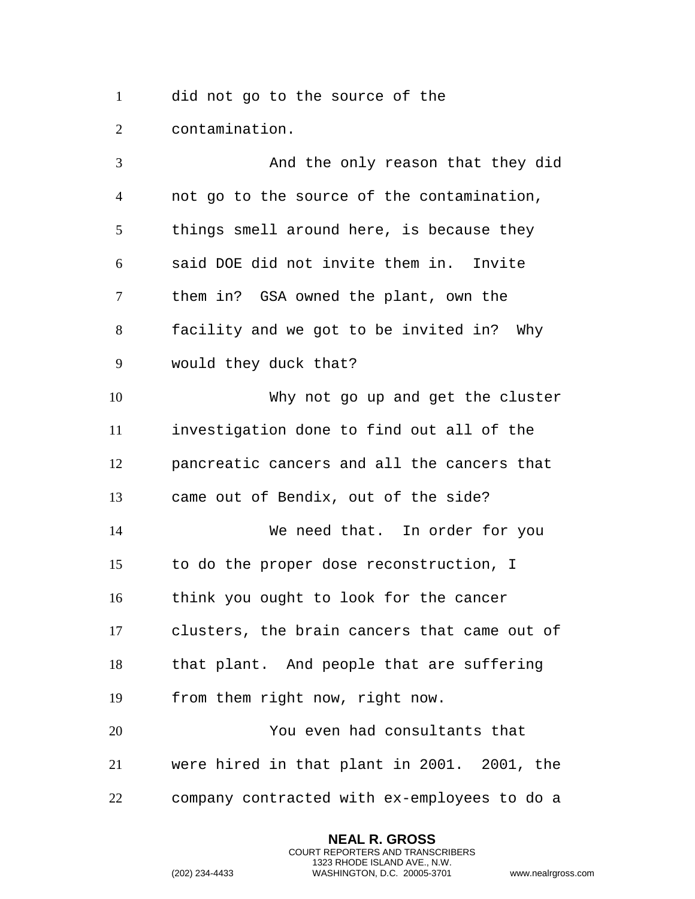did not go to the source of the contamination.

And the only reason that they did not go to the source of the contamination, things smell around here, is because they said DOE did not invite them in. Invite them in? GSA owned the plant, own the facility and we got to be invited in? Why would they duck that?

Why not go up and get the cluster investigation done to find out all of the pancreatic cancers and all the cancers that came out of Bendix, out of the side?

We need that. In order for you to do the proper dose reconstruction, I think you ought to look for the cancer clusters, the brain cancers that came out of that plant. And people that are suffering from them right now, right now.

You even had consultants that were hired in that plant in 2001. 2001, the company contracted with ex-employees to do a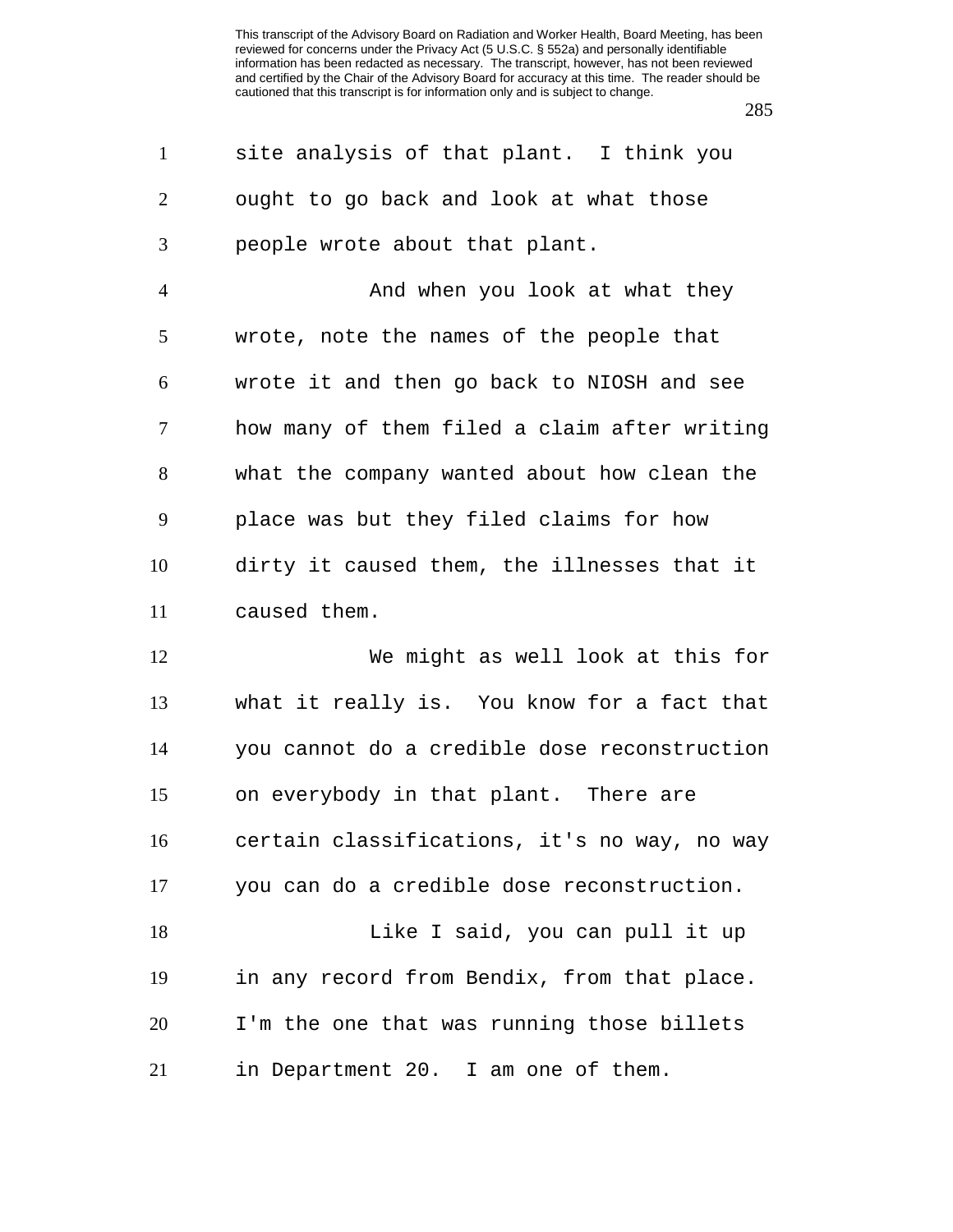site analysis of that plant. I think you ought to go back and look at what those people wrote about that plant.

And when you look at what they wrote, note the names of the people that wrote it and then go back to NIOSH and see how many of them filed a claim after writing what the company wanted about how clean the place was but they filed claims for how dirty it caused them, the illnesses that it caused them.

We might as well look at this for what it really is. You know for a fact that you cannot do a credible dose reconstruction on everybody in that plant. There are certain classifications, it's no way, no way you can do a credible dose reconstruction.

Like I said, you can pull it up in any record from Bendix, from that place. I'm the one that was running those billets in Department 20. I am one of them.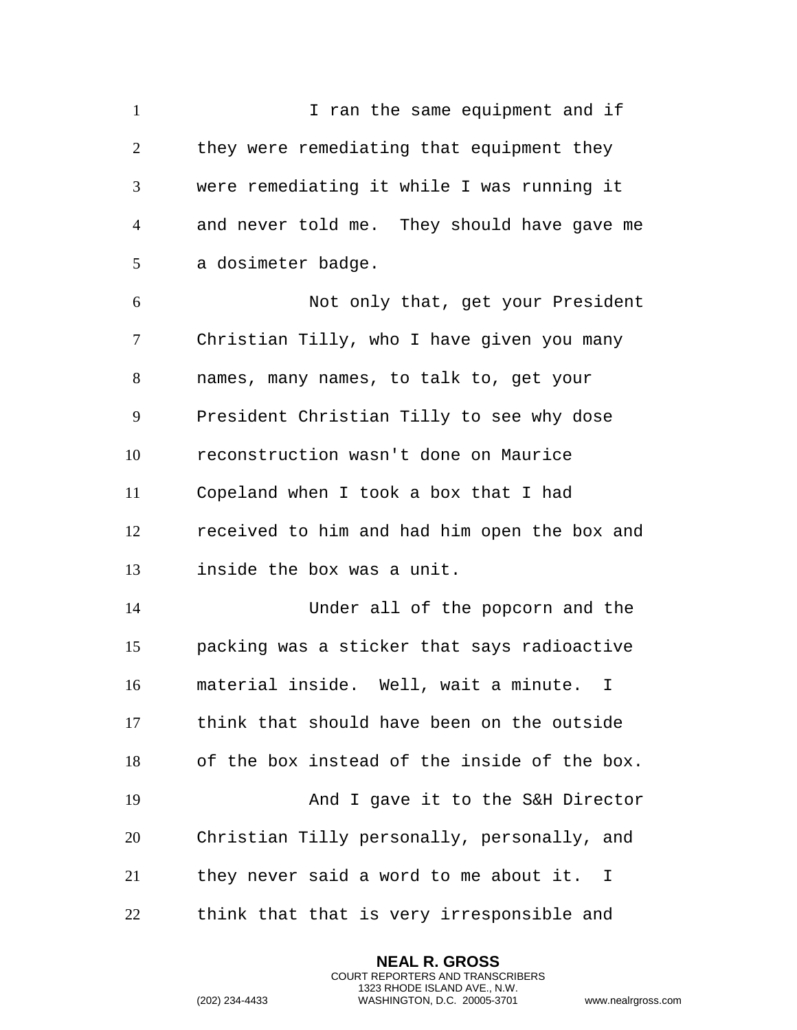I ran the same equipment and if they were remediating that equipment they were remediating it while I was running it and never told me. They should have gave me a dosimeter badge.

Not only that, get your President Christian Tilly, who I have given you many names, many names, to talk to, get your President Christian Tilly to see why dose reconstruction wasn't done on Maurice Copeland when I took a box that I had received to him and had him open the box and inside the box was a unit.

Under all of the popcorn and the packing was a sticker that says radioactive material inside. Well, wait a minute. I think that should have been on the outside of the box instead of the inside of the box.

And I gave it to the S&H Director Christian Tilly personally, personally, and they never said a word to me about it. I think that that is very irresponsible and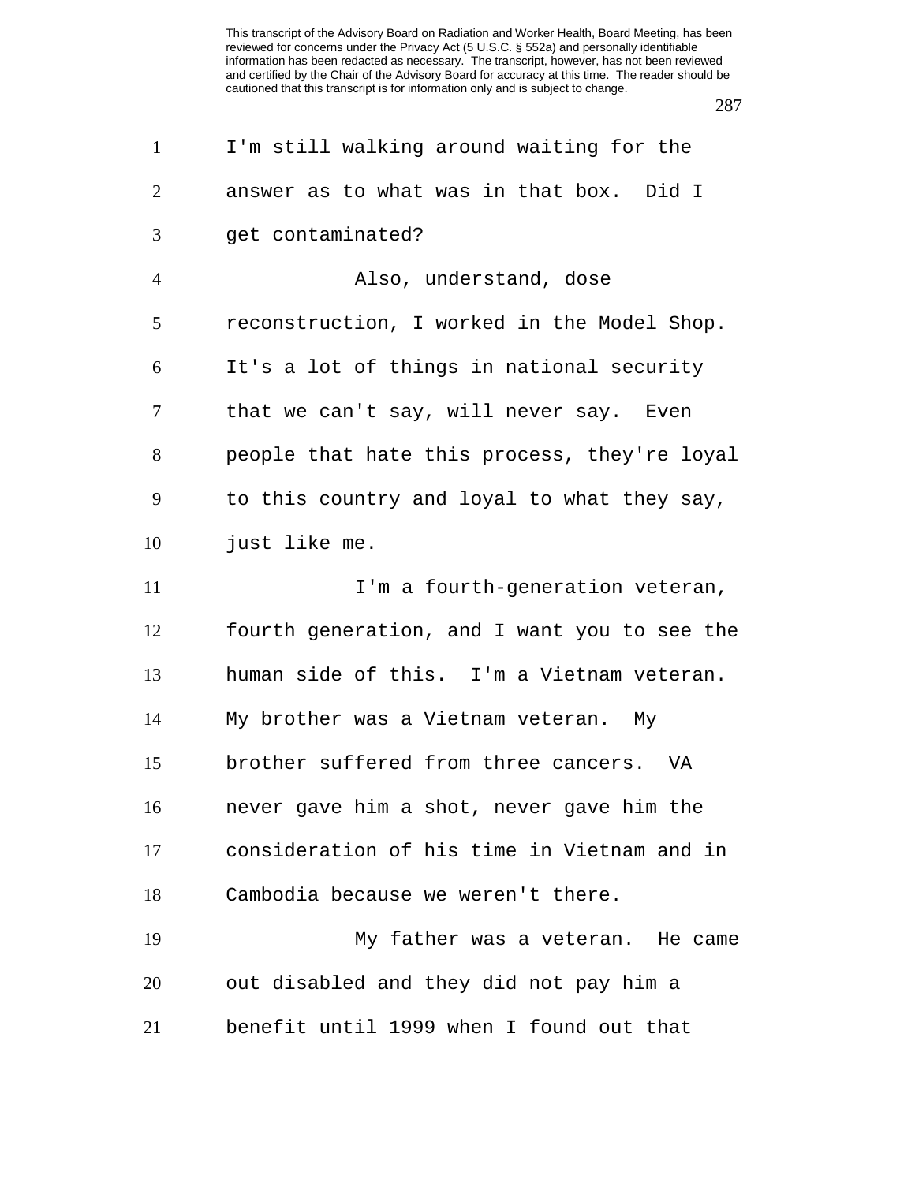I'm still walking around waiting for the answer as to what was in that box. Did I get contaminated?

Also, understand, dose reconstruction, I worked in the Model Shop. It's a lot of things in national security that we can't say, will never say. Even people that hate this process, they're loyal to this country and loyal to what they say, just like me.

I'm a fourth-generation veteran, fourth generation, and I want you to see the human side of this. I'm a Vietnam veteran. My brother was a Vietnam veteran. My brother suffered from three cancers. VA never gave him a shot, never gave him the consideration of his time in Vietnam and in Cambodia because we weren't there.

My father was a veteran. He came out disabled and they did not pay him a benefit until 1999 when I found out that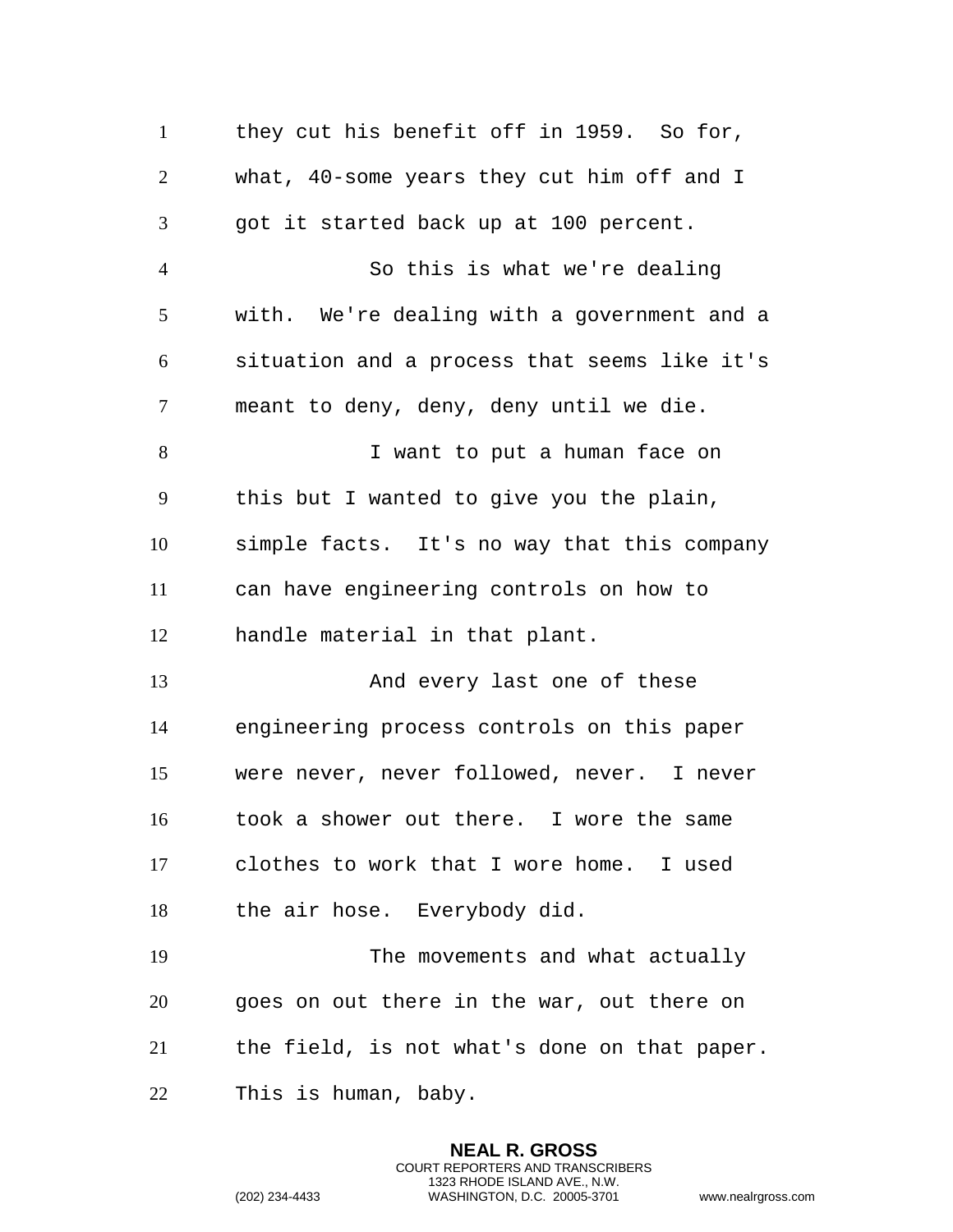they cut his benefit off in 1959. So for, what, 40-some years they cut him off and I got it started back up at 100 percent.

So this is what we're dealing with. We're dealing with a government and a situation and a process that seems like it's meant to deny, deny, deny until we die.

I want to put a human face on this but I wanted to give you the plain, simple facts. It's no way that this company can have engineering controls on how to handle material in that plant.

And every last one of these engineering process controls on this paper were never, never followed, never. I never took a shower out there. I wore the same clothes to work that I wore home. I used the air hose. Everybody did.

The movements and what actually goes on out there in the war, out there on the field, is not what's done on that paper. This is human, baby.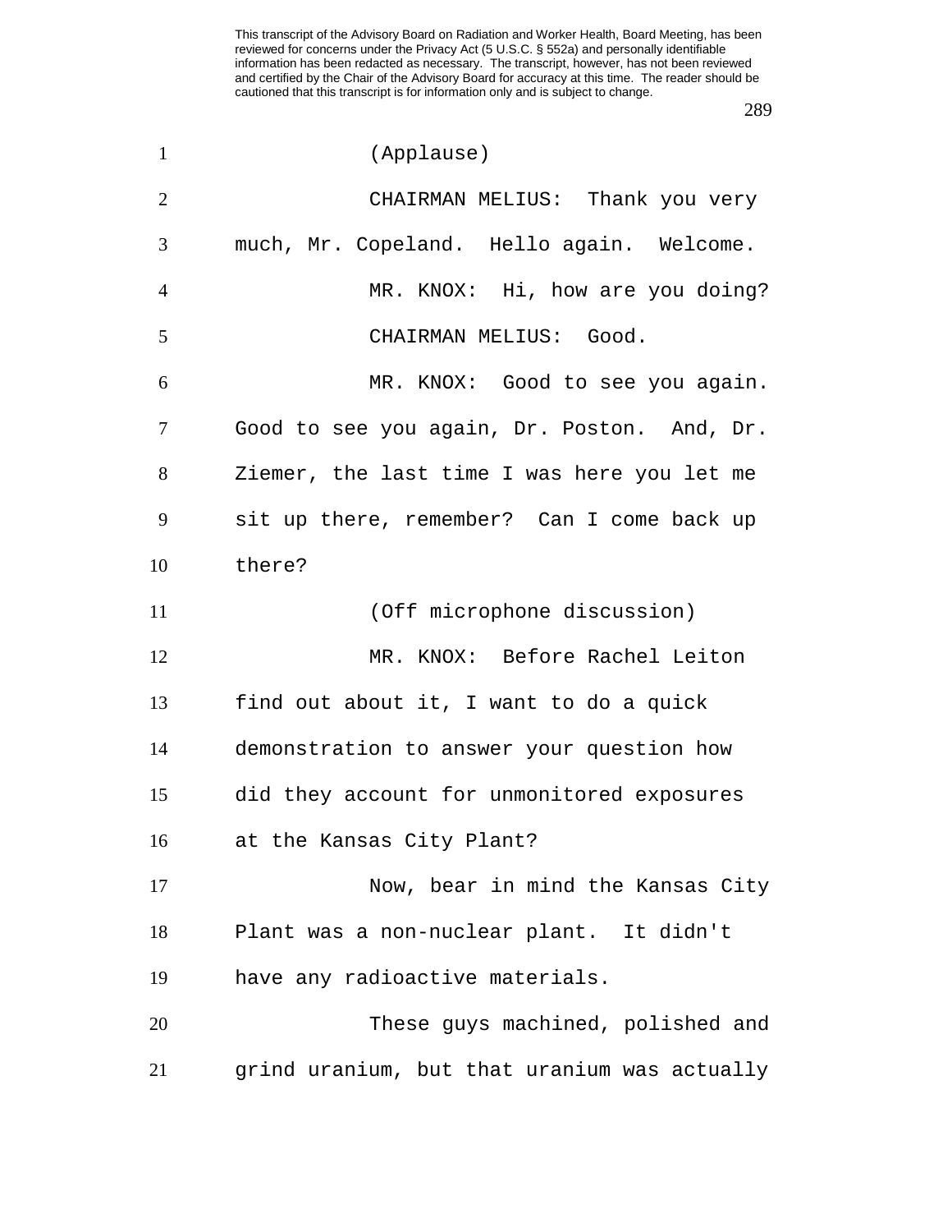This transcript of the Advisory Board on Radiation and Worker Health, Board Meeting, has been reviewed for concerns under the Privacy Act (5 U.S.C. § 552a) and personally identifiable information has been redacted as necessary. The transcript, however, has not been reviewed and certified by the Chair of the Advisory Board for accuracy at this time. The reader should be cautioned that this transcript is for information only and is subject to change.

(Applause)

CHAIRMAN MELIUS: Thank you very much, Mr. Copeland. Hello again. Welcome.

MR. KNOX: Hi, how are you doing?

CHAIRMAN MELIUS: Good.

MR. KNOX: Good to see you again. Good to see you again, Dr. Poston. And, Dr. Ziemer, the last time I was here you let me sit up there, remember? Can I come back up there?

(Off microphone discussion)

MR. KNOX: Before Rachel Leiton find out about it, I want to do a quick demonstration to answer your question how did they account for unmonitored exposures at the Kansas City Plant?

Now, bear in mind the Kansas City Plant was a non-nuclear plant. It didn't have any radioactive materials.

These guys machined, polished and grind uranium, but that uranium was actually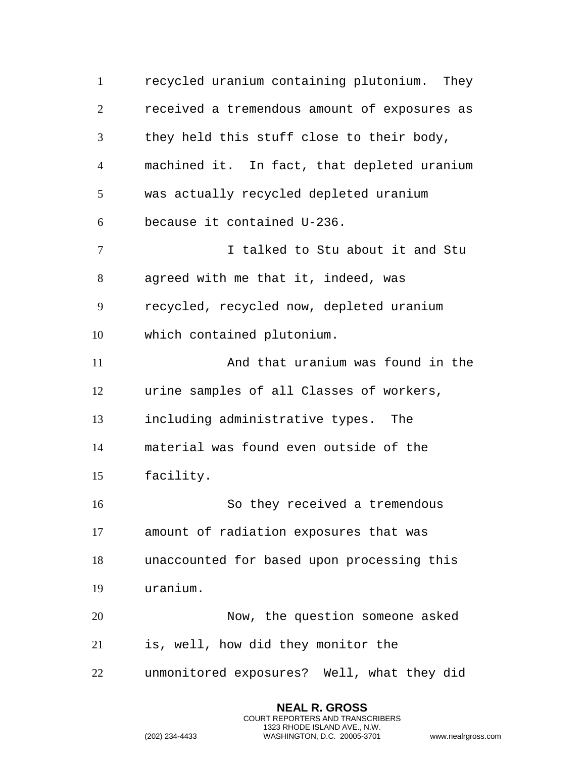recycled uranium containing plutonium. They received a tremendous amount of exposures as they held this stuff close to their body, machined it. In fact, that depleted uranium was actually recycled depleted uranium because it contained U-236.

I talked to Stu about it and Stu agreed with me that it, indeed, was recycled, recycled now, depleted uranium which contained plutonium.

And that uranium was found in the urine samples of all Classes of workers, including administrative types. The material was found even outside of the facility.

So they received a tremendous amount of radiation exposures that was unaccounted for based upon processing this uranium.

Now, the question someone asked is, well, how did they monitor the unmonitored exposures? Well, what they did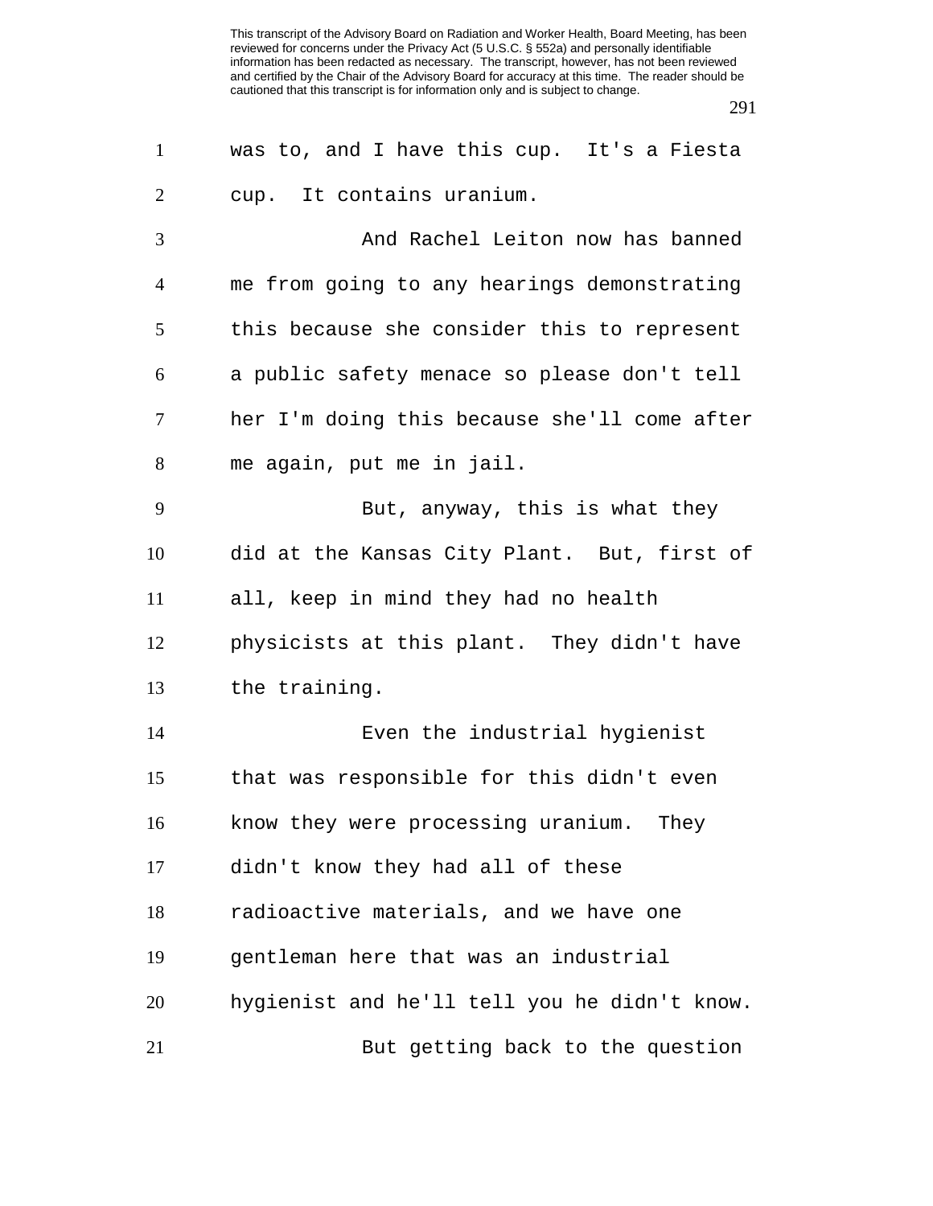was to, and I have this cup. It's a Fiesta cup. It contains uranium.

And Rachel Leiton now has banned me from going to any hearings demonstrating this because she consider this to represent a public safety menace so please don't tell her I'm doing this because she'll come after me again, put me in jail.

But, anyway, this is what they did at the Kansas City Plant. But, first of all, keep in mind they had no health physicists at this plant. They didn't have the training.

Even the industrial hygienist that was responsible for this didn't even know they were processing uranium. They didn't know they had all of these radioactive materials, and we have one gentleman here that was an industrial hygienist and he'll tell you he didn't know.

But getting back to the question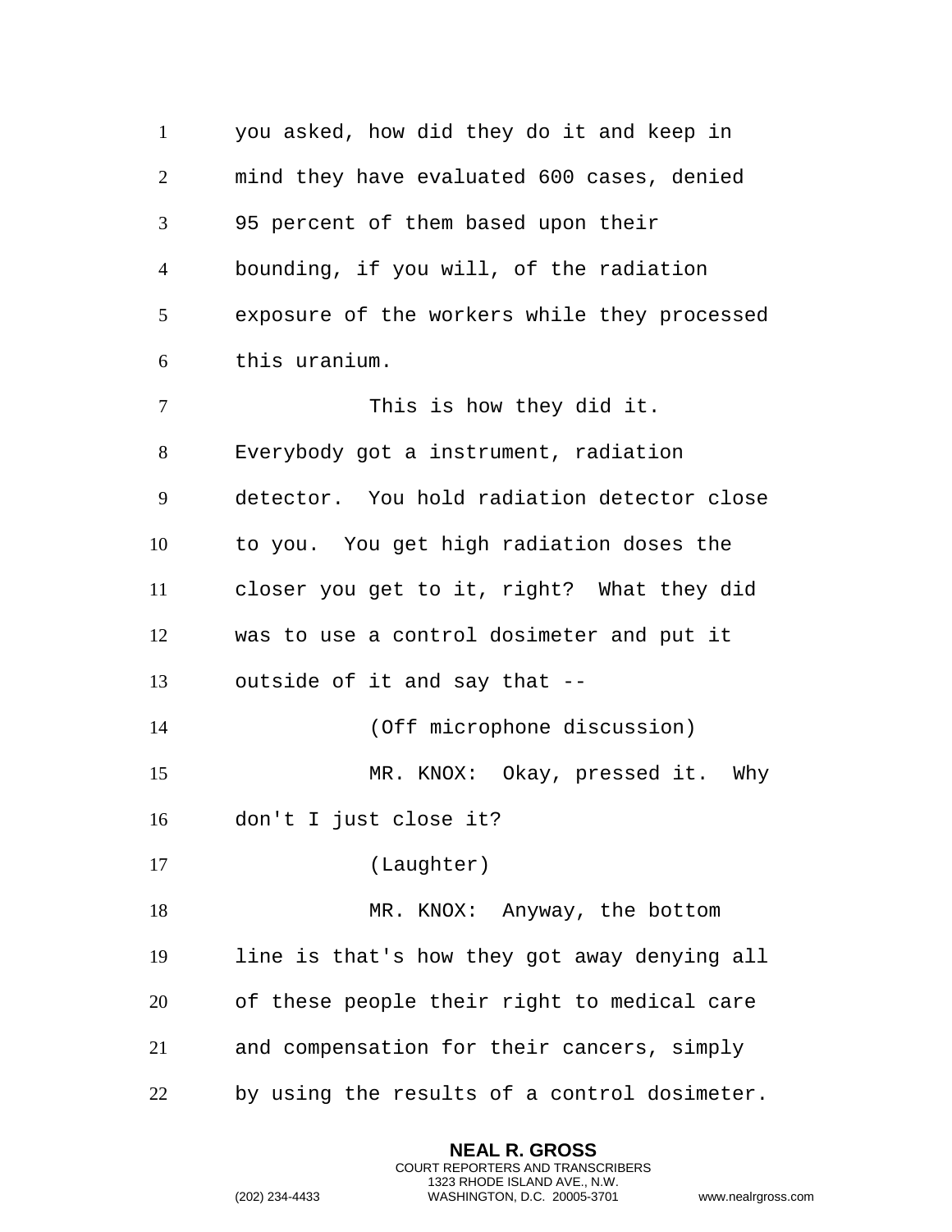you asked, how did they do it and keep in mind they have evaluated 600 cases, denied 95 percent of them based upon their bounding, if you will, of the radiation exposure of the workers while they processed this uranium.

This is how they did it. Everybody got a instrument, radiation detector. You hold radiation detector close to you. You get high radiation doses the closer you get to it, right? What they did was to use a control dosimeter and put it outside of it and say that --

(Off microphone discussion)

MR. KNOX: Okay, pressed it. Why don't I just close it?

(Laughter)

MR. KNOX: Anyway, the bottom line is that's how they got away denying all of these people their right to medical care and compensation for their cancers, simply by using the results of a control dosimeter.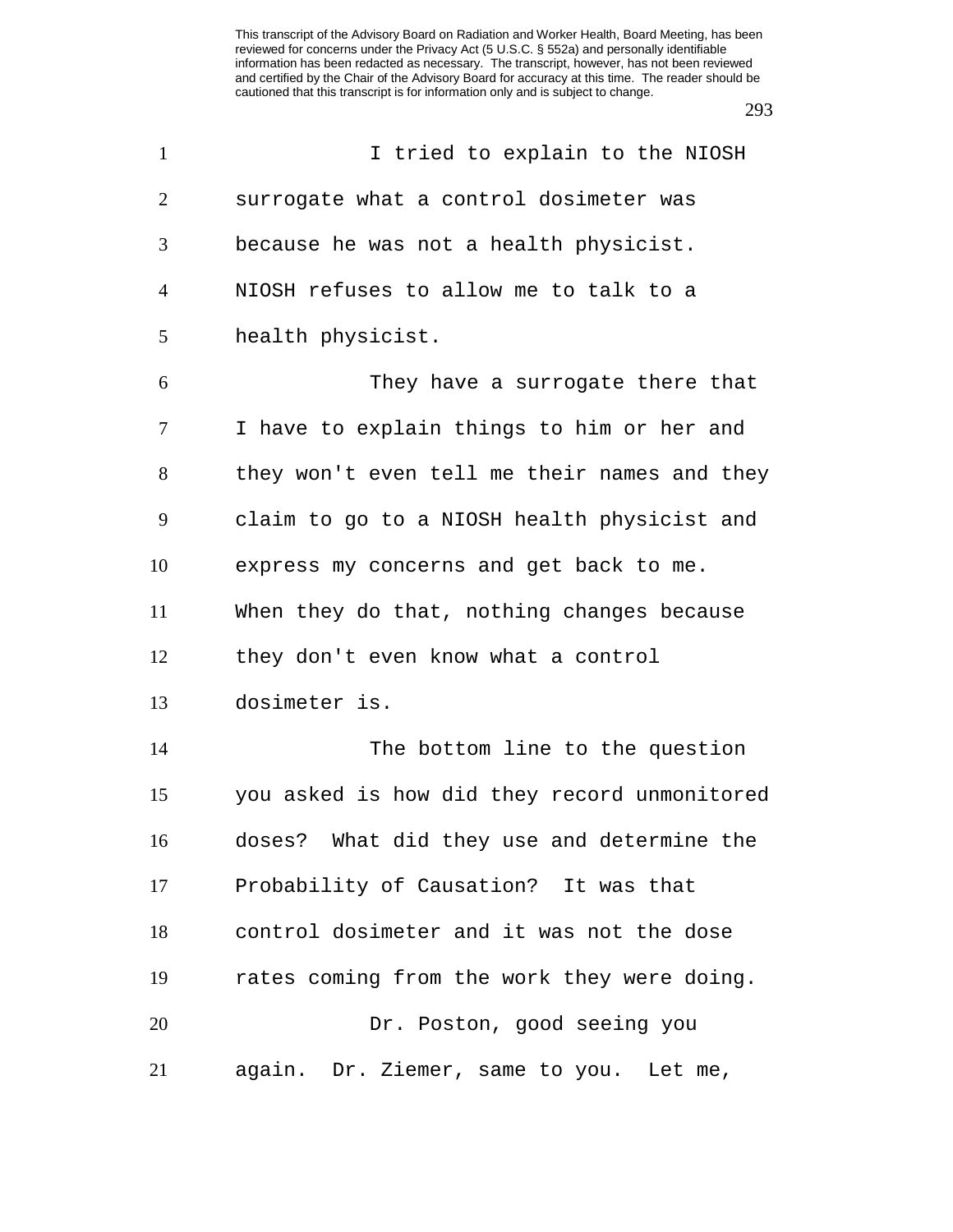I tried to explain to the NIOSH surrogate what a control dosimeter was because he was not a health physicist. NIOSH refuses to allow me to talk to a health physicist.

They have a surrogate there that I have to explain things to him or her and they won't even tell me their names and they claim to go to a NIOSH health physicist and express my concerns and get back to me. When they do that, nothing changes because they don't even know what a control dosimeter is.

The bottom line to the question you asked is how did they record unmonitored doses? What did they use and determine the Probability of Causation? It was that control dosimeter and it was not the dose rates coming from the work they were doing.

Dr. Poston, good seeing you again. Dr. Ziemer, same to you. Let me,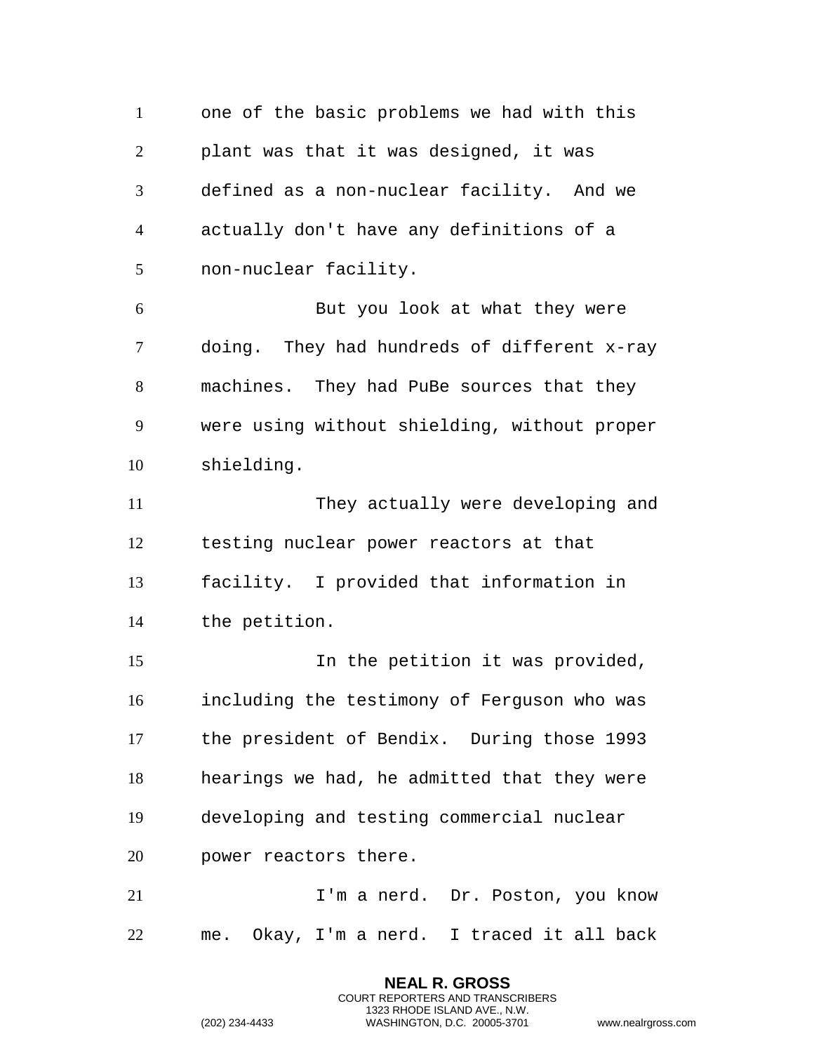one of the basic problems we had with this plant was that it was designed, it was defined as a non-nuclear facility. And we actually don't have any definitions of a non-nuclear facility.

But you look at what they were doing. They had hundreds of different x-ray machines. They had PuBe sources that they were using without shielding, without proper shielding.

They actually were developing and testing nuclear power reactors at that facility. I provided that information in the petition.

In the petition it was provided, including the testimony of Ferguson who was the president of Bendix. During those 1993 hearings we had, he admitted that they were developing and testing commercial nuclear power reactors there.

I'm a nerd. Dr. Poston, you know me. Okay, I'm a nerd. I traced it all back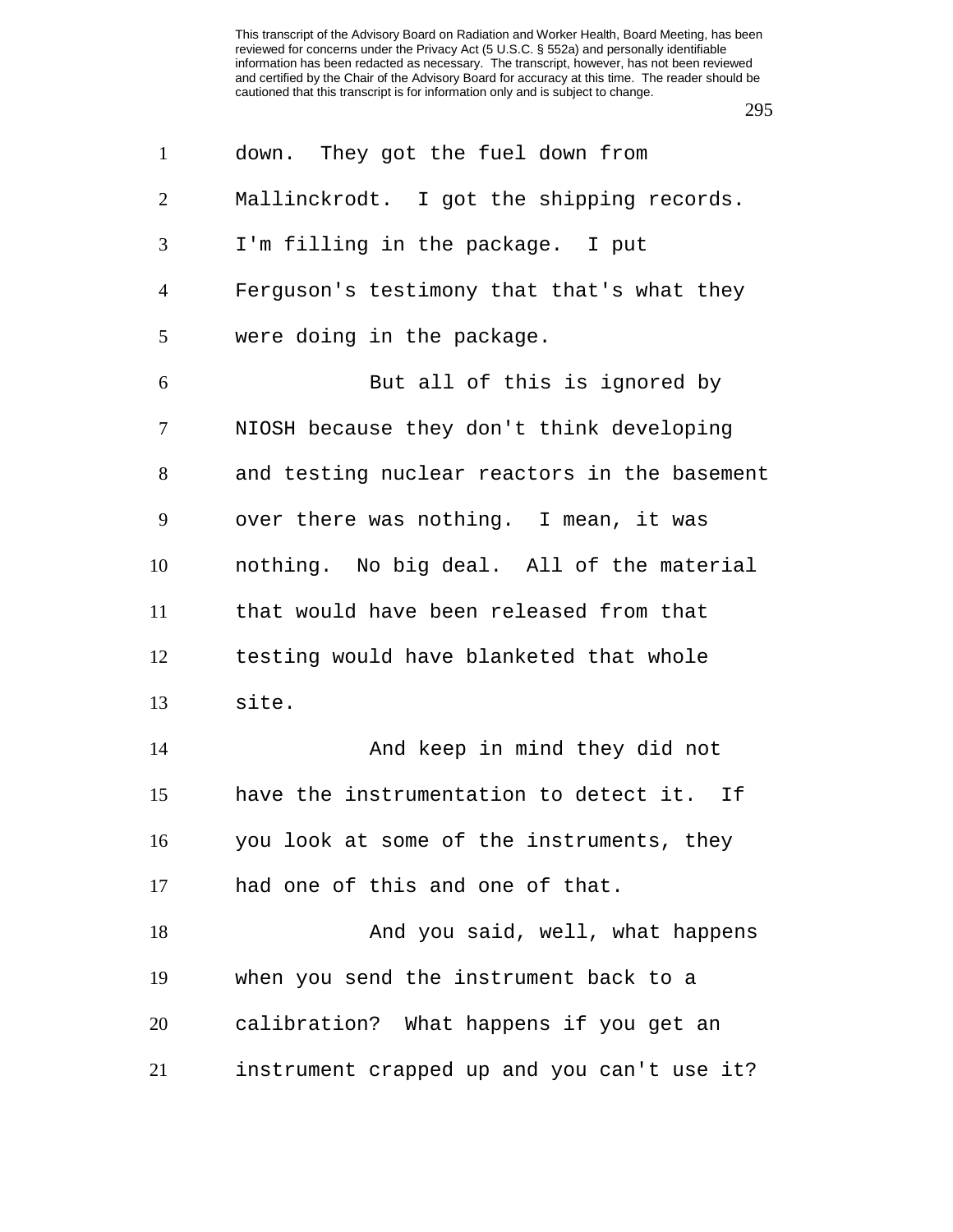down. They got the fuel down from Mallinckrodt. I got the shipping records. I'm filling in the package. I put Ferguson's testimony that that's what they were doing in the package.

But all of this is ignored by NIOSH because they don't think developing and testing nuclear reactors in the basement over there was nothing. I mean, it was nothing. No big deal. All of the material that would have been released from that testing would have blanketed that whole site.

And keep in mind they did not have the instrumentation to detect it. If you look at some of the instruments, they had one of this and one of that.

And you said, well, what happens when you send the instrument back to a calibration? What happens if you get an instrument crapped up and you can't use it?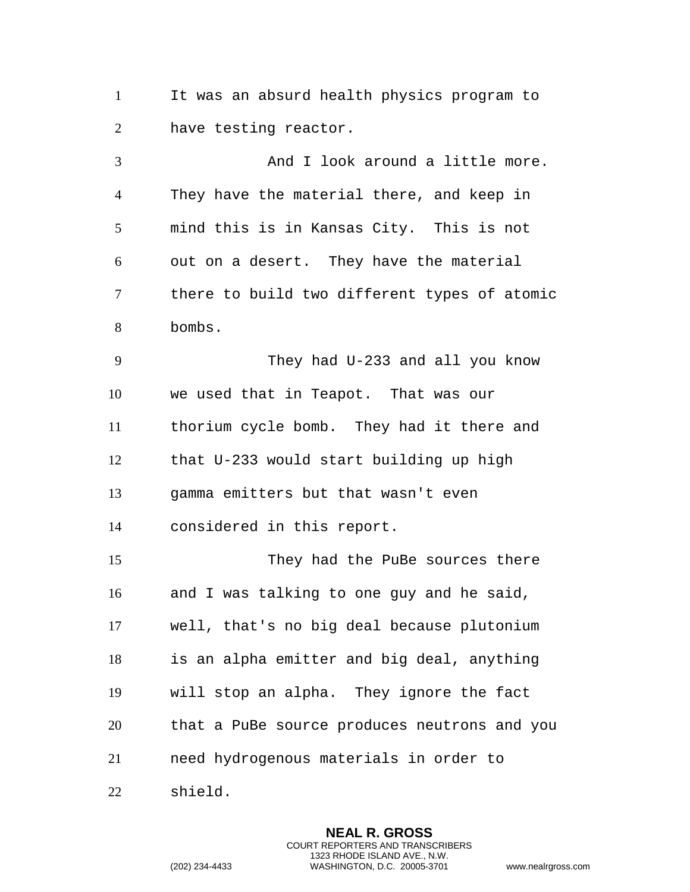It was an absurd health physics program to have testing reactor.

And I look around a little more. They have the material there, and keep in mind this is in Kansas City. This is not out on a desert. They have the material there to build two different types of atomic bombs.

They had U-233 and all you know we used that in Teapot. That was our thorium cycle bomb. They had it there and that U-233 would start building up high gamma emitters but that wasn't even considered in this report.

They had the PuBe sources there and I was talking to one guy and he said, well, that's no big deal because plutonium is an alpha emitter and big deal, anything will stop an alpha. They ignore the fact that a PuBe source produces neutrons and you need hydrogenous materials in order to shield.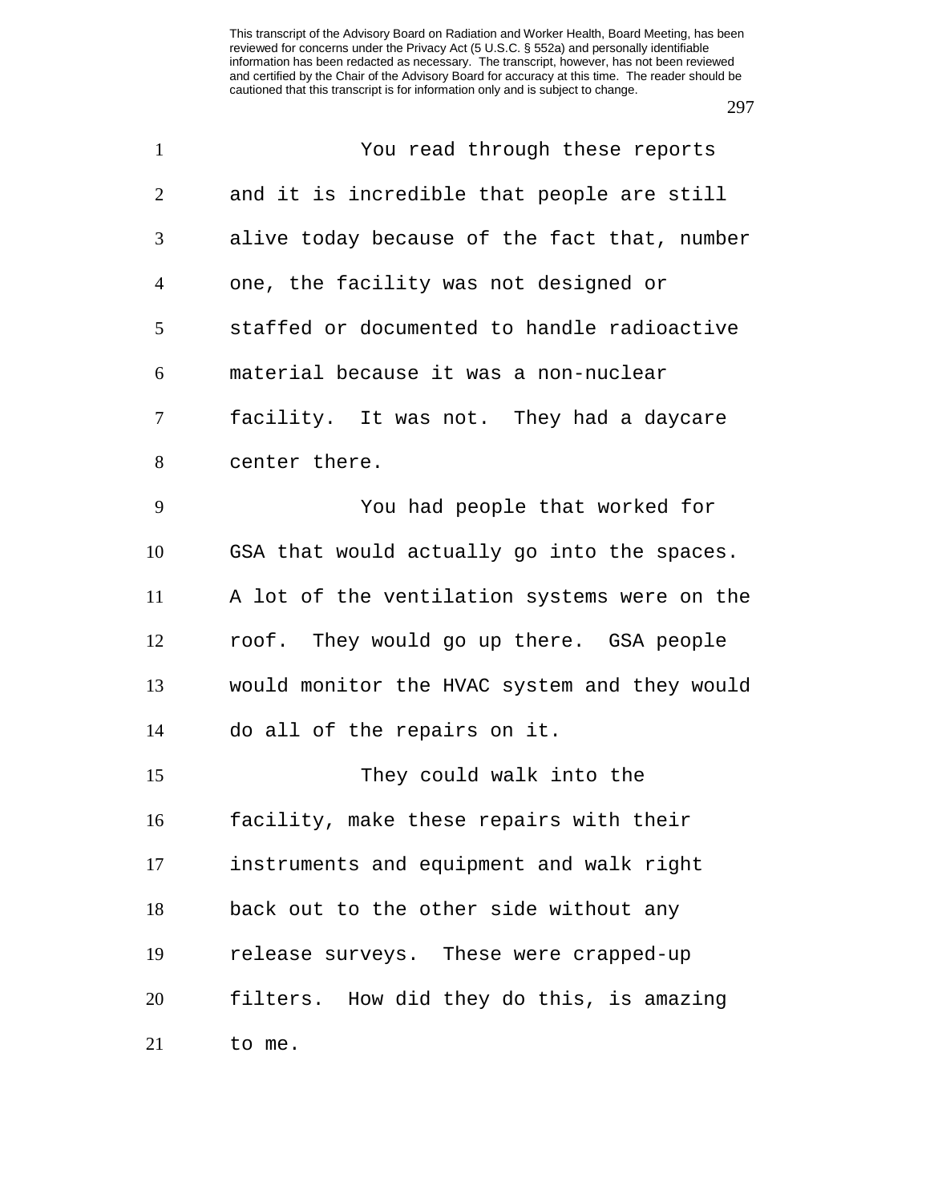You read through these reports and it is incredible that people are still alive today because of the fact that, number one, the facility was not designed or staffed or documented to handle radioactive material because it was a non-nuclear facility. It was not. They had a daycare center there.

You had people that worked for GSA that would actually go into the spaces. A lot of the ventilation systems were on the roof. They would go up there. GSA people would monitor the HVAC system and they would do all of the repairs on it.

They could walk into the facility, make these repairs with their instruments and equipment and walk right back out to the other side without any release surveys. These were crapped-up filters. How did they do this, is amazing to me.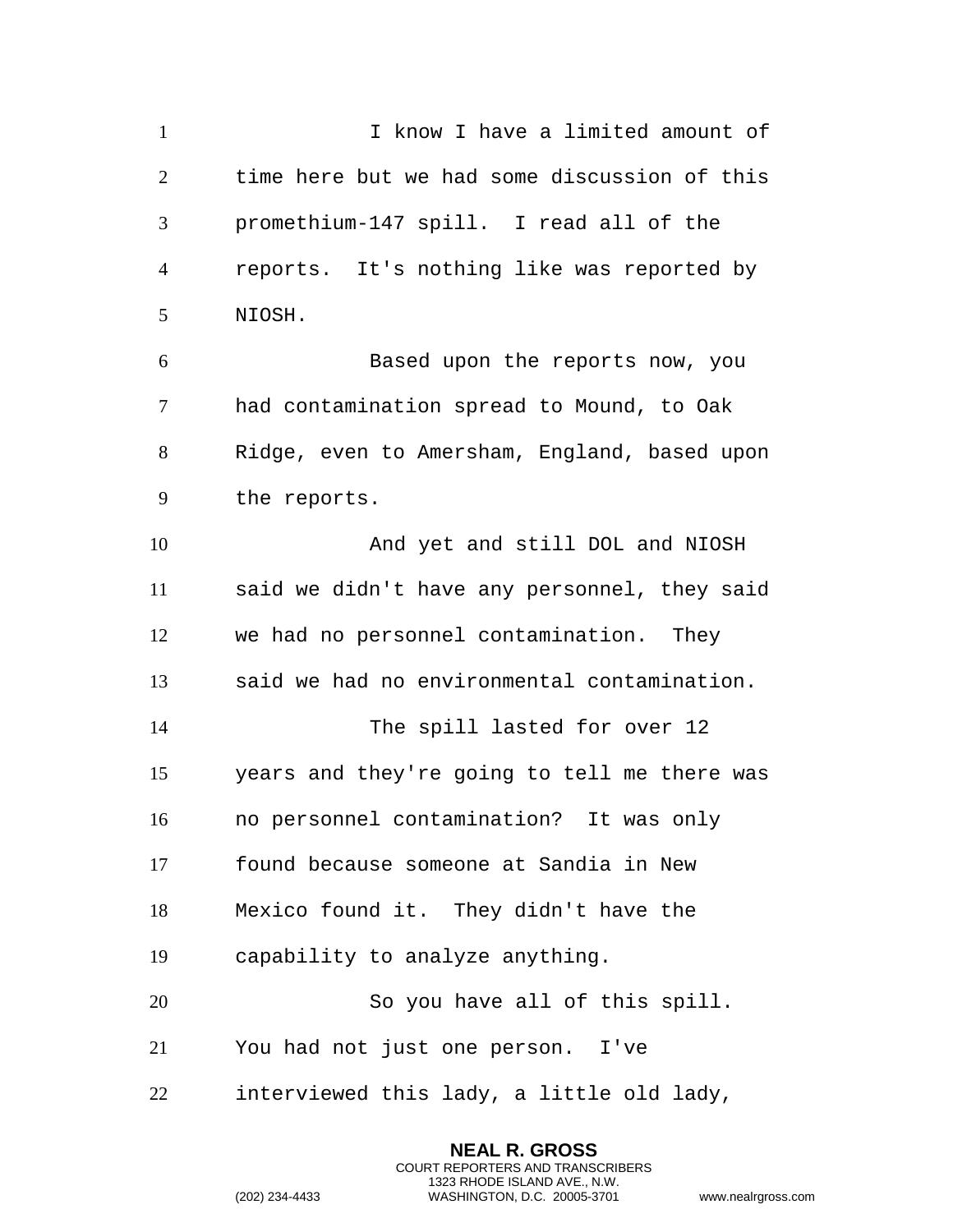I know I have a limited amount of time here but we had some discussion of this promethium-147 spill. I read all of the reports. It's nothing like was reported by NIOSH.

Based upon the reports now, you had contamination spread to Mound, to Oak Ridge, even to Amersham, England, based upon the reports.

And yet and still DOL and NIOSH said we didn't have any personnel, they said we had no personnel contamination. They said we had no environmental contamination.

The spill lasted for over 12 years and they're going to tell me there was no personnel contamination? It was only found because someone at Sandia in New Mexico found it. They didn't have the capability to analyze anything.

So you have all of this spill. You had not just one person. I've interviewed this lady, a little old lady,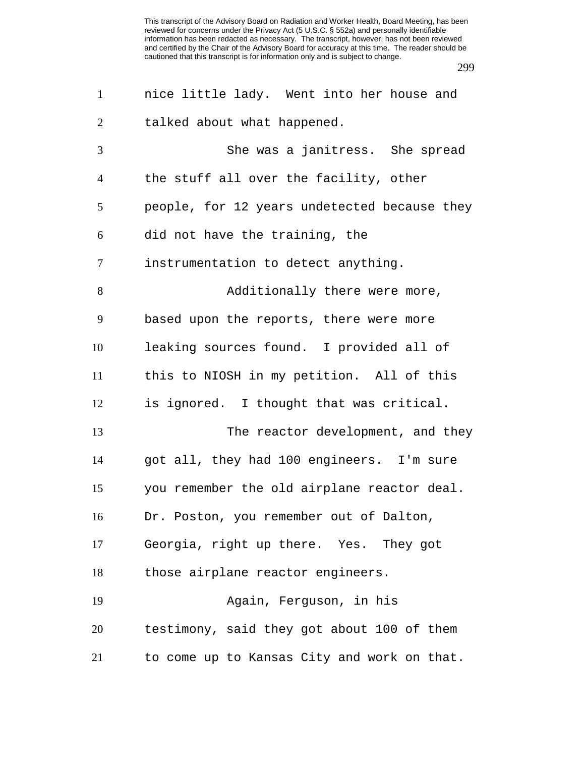nice little lady. Went into her house and talked about what happened.

She was a janitress. She spread the stuff all over the facility, other people, for 12 years undetected because they did not have the training, the instrumentation to detect anything.

Additionally there were more, based upon the reports, there were more leaking sources found. I provided all of this to NIOSH in my petition. All of this is ignored. I thought that was critical.

The reactor development, and they got all, they had 100 engineers. I'm sure you remember the old airplane reactor deal. Dr. Poston, you remember out of Dalton, Georgia, right up there. Yes. They got those airplane reactor engineers.

Again, Ferguson, in his testimony, said they got about 100 of them to come up to Kansas City and work on that.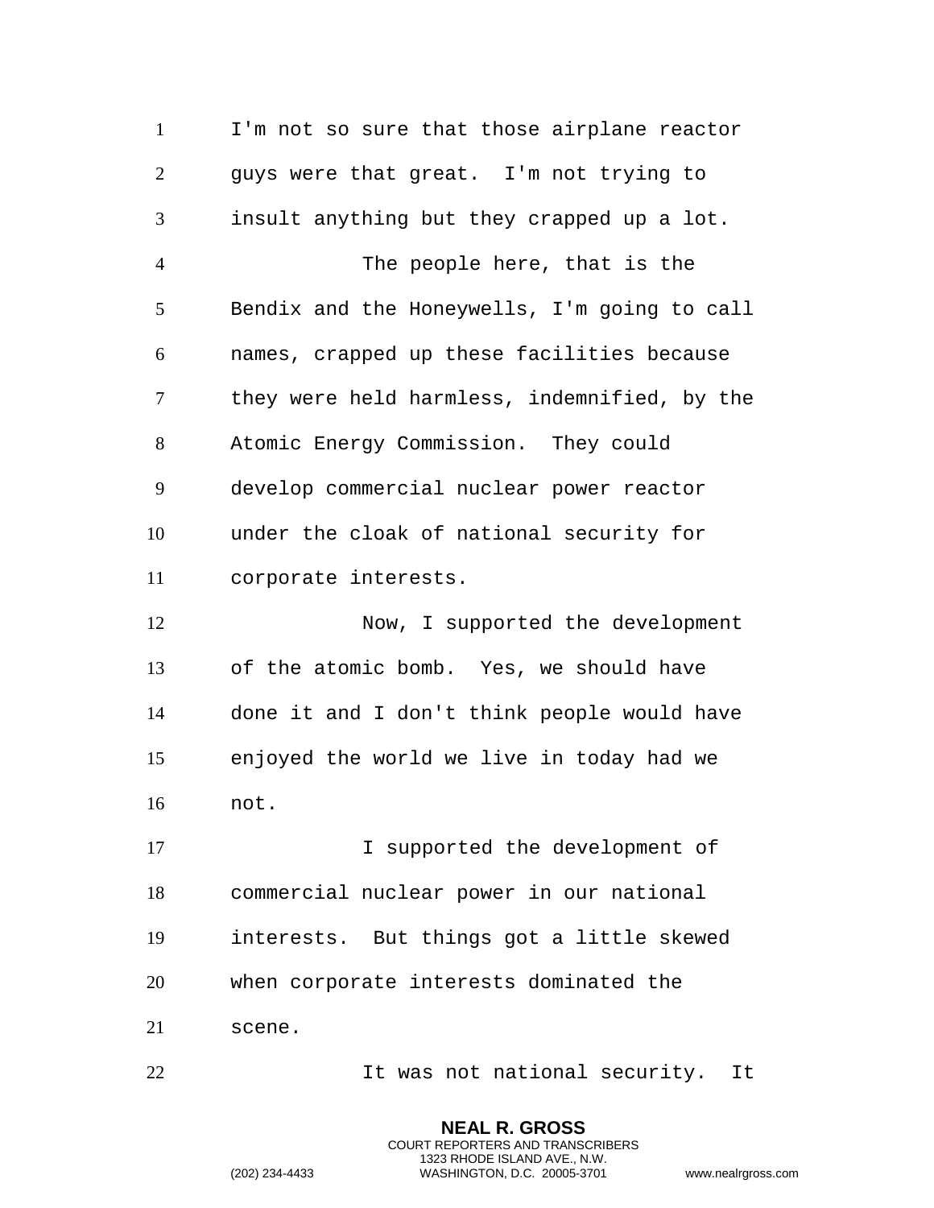I'm not so sure that those airplane reactor guys were that great. I'm not trying to insult anything but they crapped up a lot.

The people here, that is the Bendix and the Honeywells, I'm going to call names, crapped up these facilities because they were held harmless, indemnified, by the Atomic Energy Commission. They could develop commercial nuclear power reactor under the cloak of national security for corporate interests.

Now, I supported the development of the atomic bomb. Yes, we should have done it and I don't think people would have enjoyed the world we live in today had we not.

I supported the development of commercial nuclear power in our national interests. But things got a little skewed when corporate interests dominated the scene.

It was not national security. It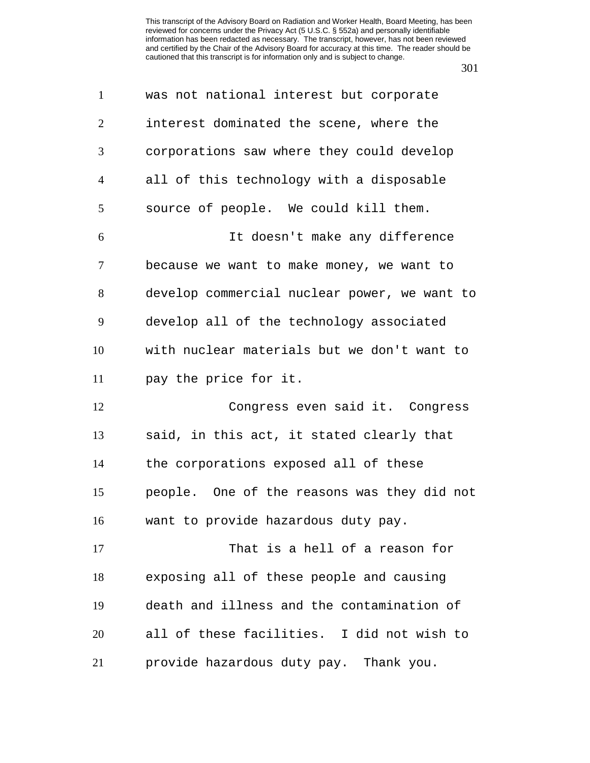was not national interest but corporate interest dominated the scene, where the corporations saw where they could develop all of this technology with a disposable source of people. We could kill them.

It doesn't make any difference because we want to make money, we want to develop commercial nuclear power, we want to develop all of the technology associated with nuclear materials but we don't want to pay the price for it.

Congress even said it. Congress said, in this act, it stated clearly that the corporations exposed all of these people. One of the reasons was they did not want to provide hazardous duty pay.

That is a hell of a reason for exposing all of these people and causing death and illness and the contamination of all of these facilities. I did not wish to provide hazardous duty pay. Thank you.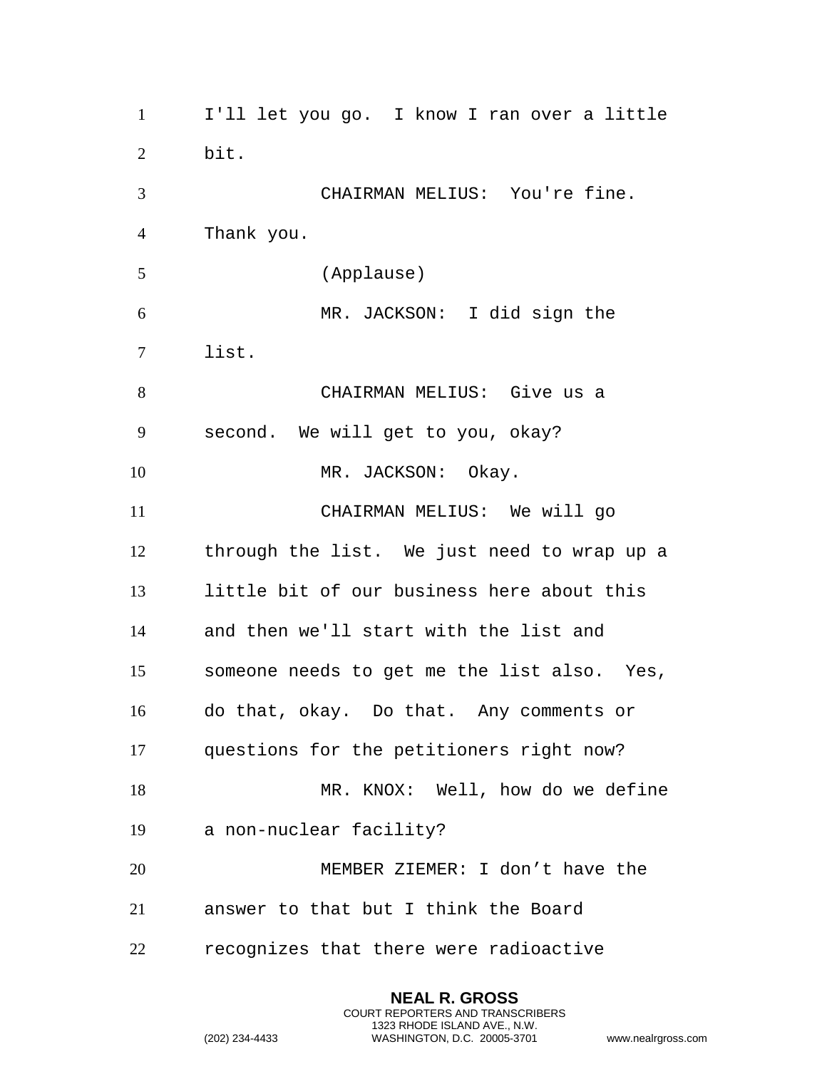I'll let you go. I know I ran over a little bit.

CHAIRMAN MELIUS: You're fine. Thank you.

(Applause)

MR. JACKSON: I did sign the list.

CHAIRMAN MELIUS: Give us a second. We will get to you, okay?

MR. JACKSON: Okay.

CHAIRMAN MELIUS: We will go through the list. We just need to wrap up a little bit of our business here about this and then we'll start with the list and someone needs to get me the list also. Yes, do that, okay. Do that. Any comments or questions for the petitioners right now?

MR. KNOX: Well, how do we define a non-nuclear facility?

MEMBER ZIEMER: I don't have the answer to that but I think the Board recognizes that there were radioactive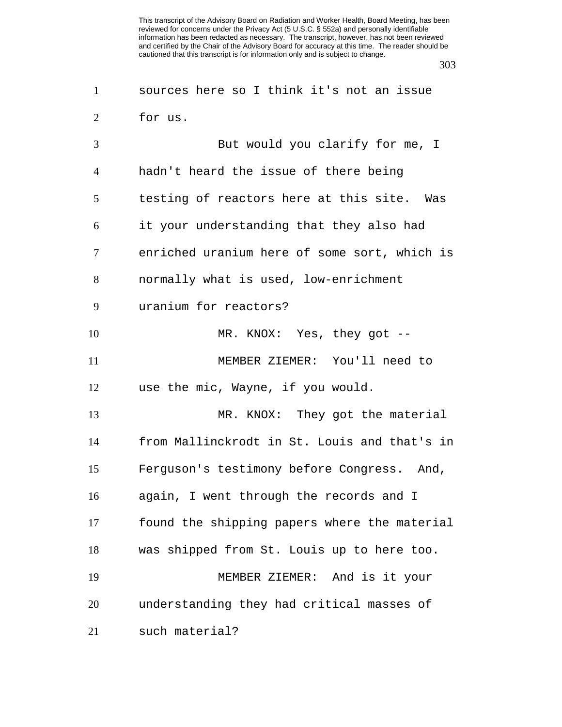This transcript of the Advisory Board on Radiation and Worker Health, Board Meeting, has been reviewed for concerns under the Privacy Act (5 U.S.C. § 552a) and personally identifiable information has been redacted as necessary. The transcript, however, has not been reviewed and certified by the Chair of the Advisory Board for accuracy at this time. The reader should be cautioned that this transcript is for information only and is subject to change.

sources here so I think it's not an issue for us.

But would you clarify for me, I hadn't heard the issue of there being testing of reactors here at this site. Was it your understanding that they also had enriched uranium here of some sort, which is normally what is used, low-enrichment uranium for reactors?

MR. KNOX: Yes, they got --

MEMBER ZIEMER: You'll need to use the mic, Wayne, if you would.

MR. KNOX: They got the material from Mallinckrodt in St. Louis and that's in Ferguson's testimony before Congress. And, again, I went through the records and I found the shipping papers where the material was shipped from St. Louis up to here too.

MEMBER ZIEMER: And is it your understanding they had critical masses of such material?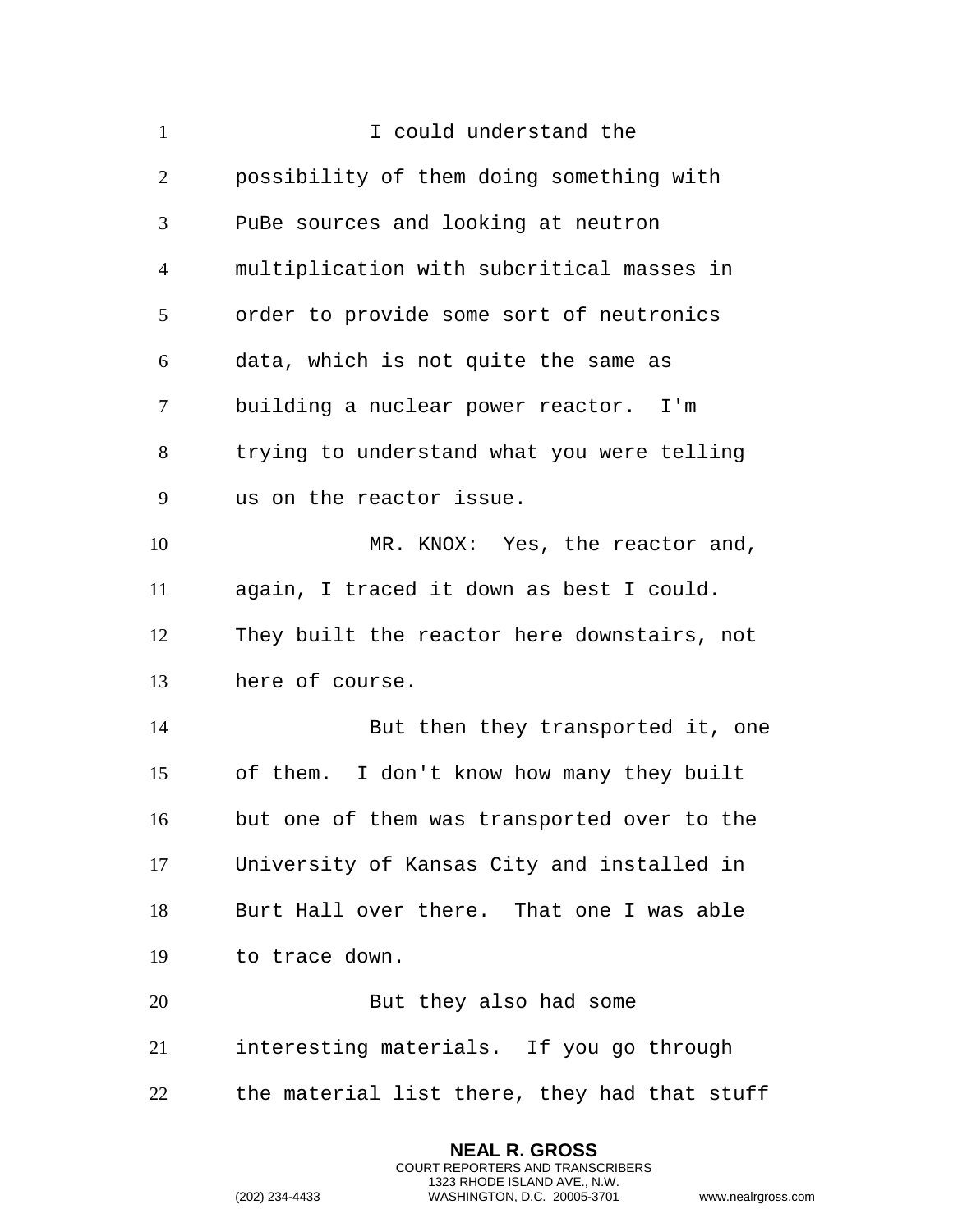I could understand the possibility of them doing something with PuBe sources and looking at neutron multiplication with subcritical masses in order to provide some sort of neutronics data, which is not quite the same as building a nuclear power reactor. I'm trying to understand what you were telling us on the reactor issue.

MR. KNOX: Yes, the reactor and, again, I traced it down as best I could. They built the reactor here downstairs, not here of course.

But then they transported it, one of them. I don't know how many they built but one of them was transported over to the University of Kansas City and installed in Burt Hall over there. That one I was able to trace down.

But they also had some interesting materials. If you go through the material list there, they had that stuff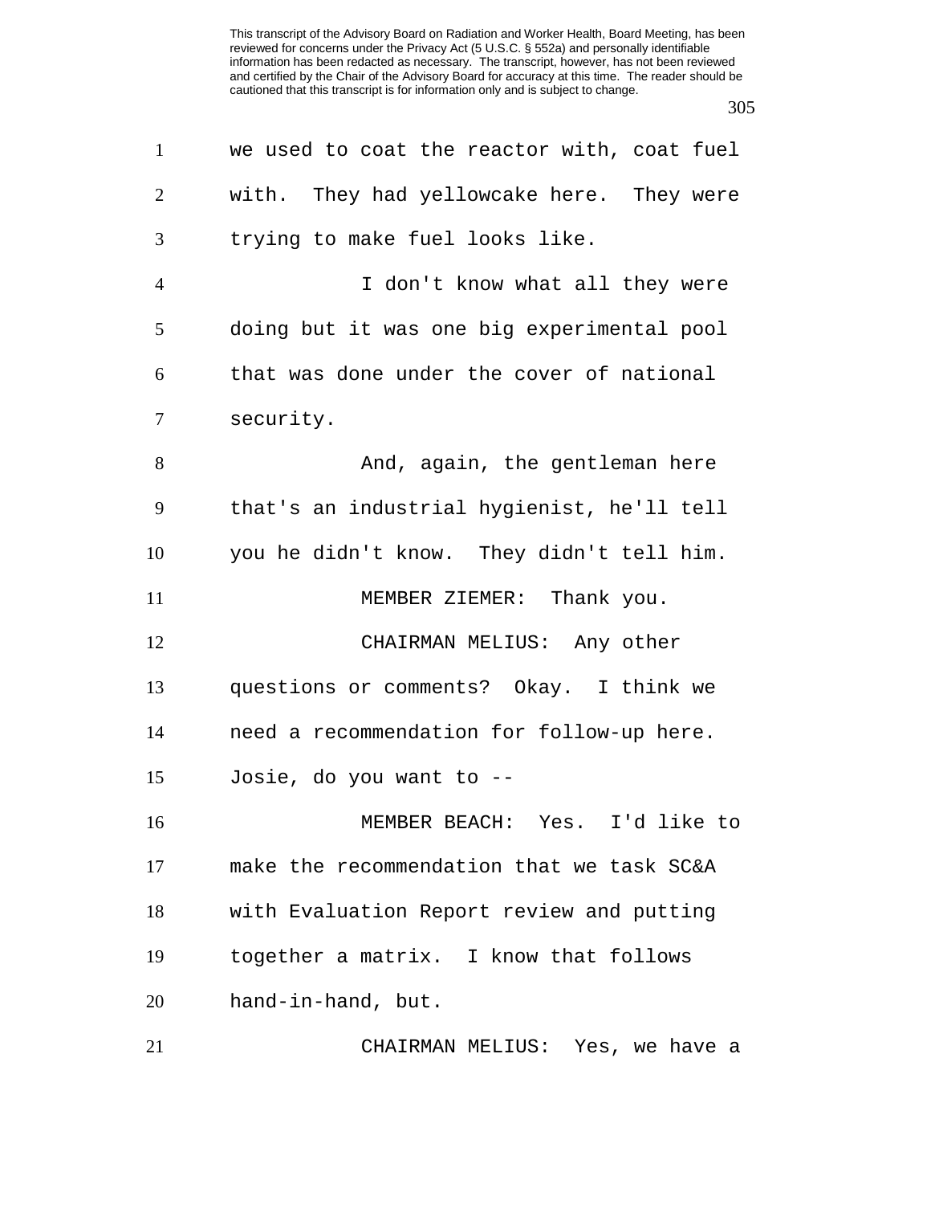we used to coat the reactor with, coat fuel with. They had yellowcake here. They were trying to make fuel looks like.

I don't know what all they were doing but it was one big experimental pool that was done under the cover of national security.

And, again, the gentleman here that's an industrial hygienist, he'll tell you he didn't know. They didn't tell him.

MEMBER ZIEMER: Thank you.

CHAIRMAN MELIUS: Any other questions or comments? Okay. I think we need a recommendation for follow-up here. Josie, do you want to --

MEMBER BEACH: Yes. I'd like to make the recommendation that we task SC&A with Evaluation Report review and putting together a matrix. I know that follows hand-in-hand, but.

CHAIRMAN MELIUS: Yes, we have a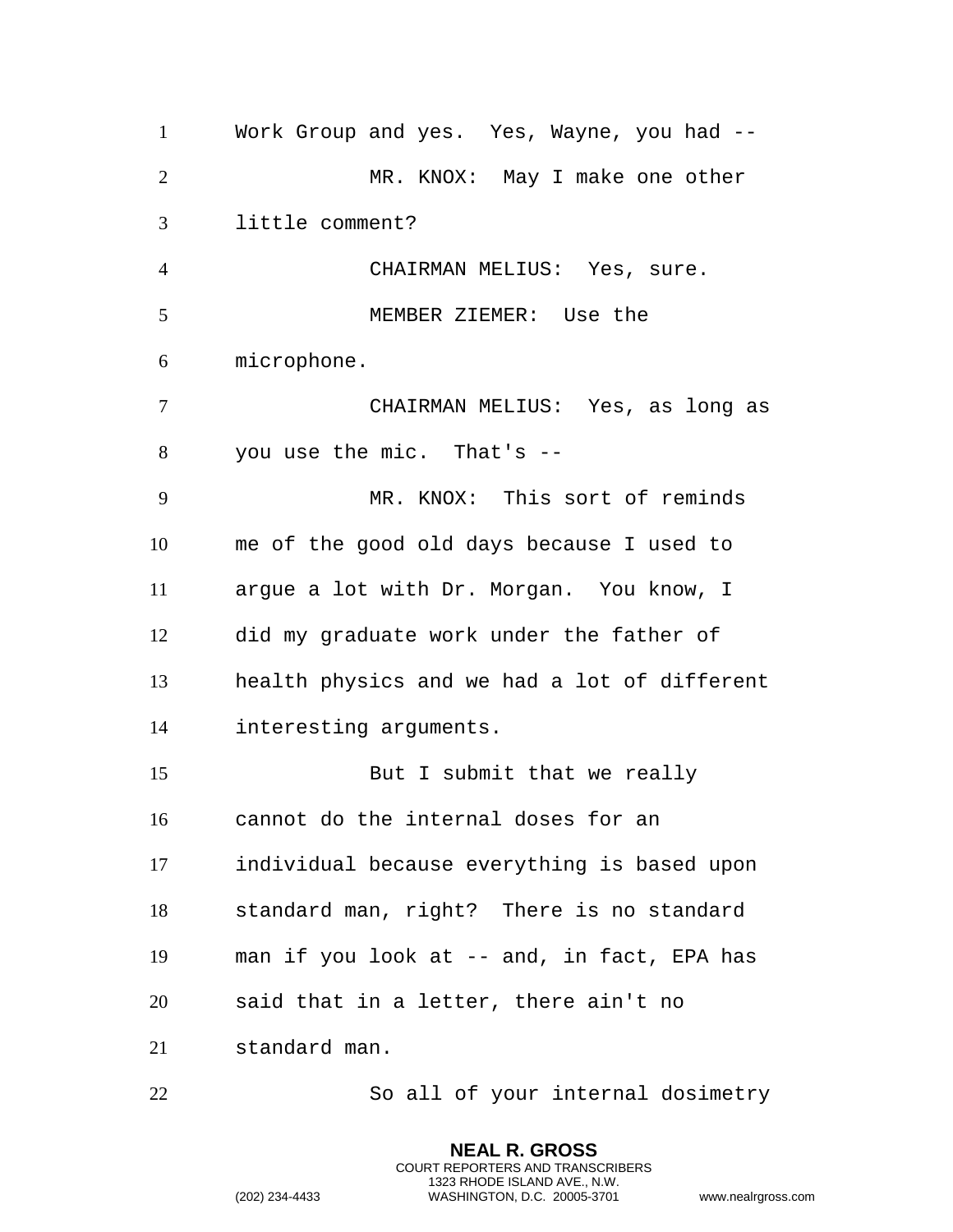Work Group and yes. Yes, Wayne, you had --

MR. KNOX: May I make one other little comment?

CHAIRMAN MELIUS: Yes, sure.

MEMBER ZIEMER: Use the microphone.

CHAIRMAN MELIUS: Yes, as long as you use the mic. That's --

MR. KNOX: This sort of reminds me of the good old days because I used to argue a lot with Dr. Morgan. You know, I did my graduate work under the father of health physics and we had a lot of different interesting arguments.

But I submit that we really cannot do the internal doses for an individual because everything is based upon standard man, right? There is no standard man if you look at -- and, in fact, EPA has said that in a letter, there ain't no standard man.

So all of your internal dosimetry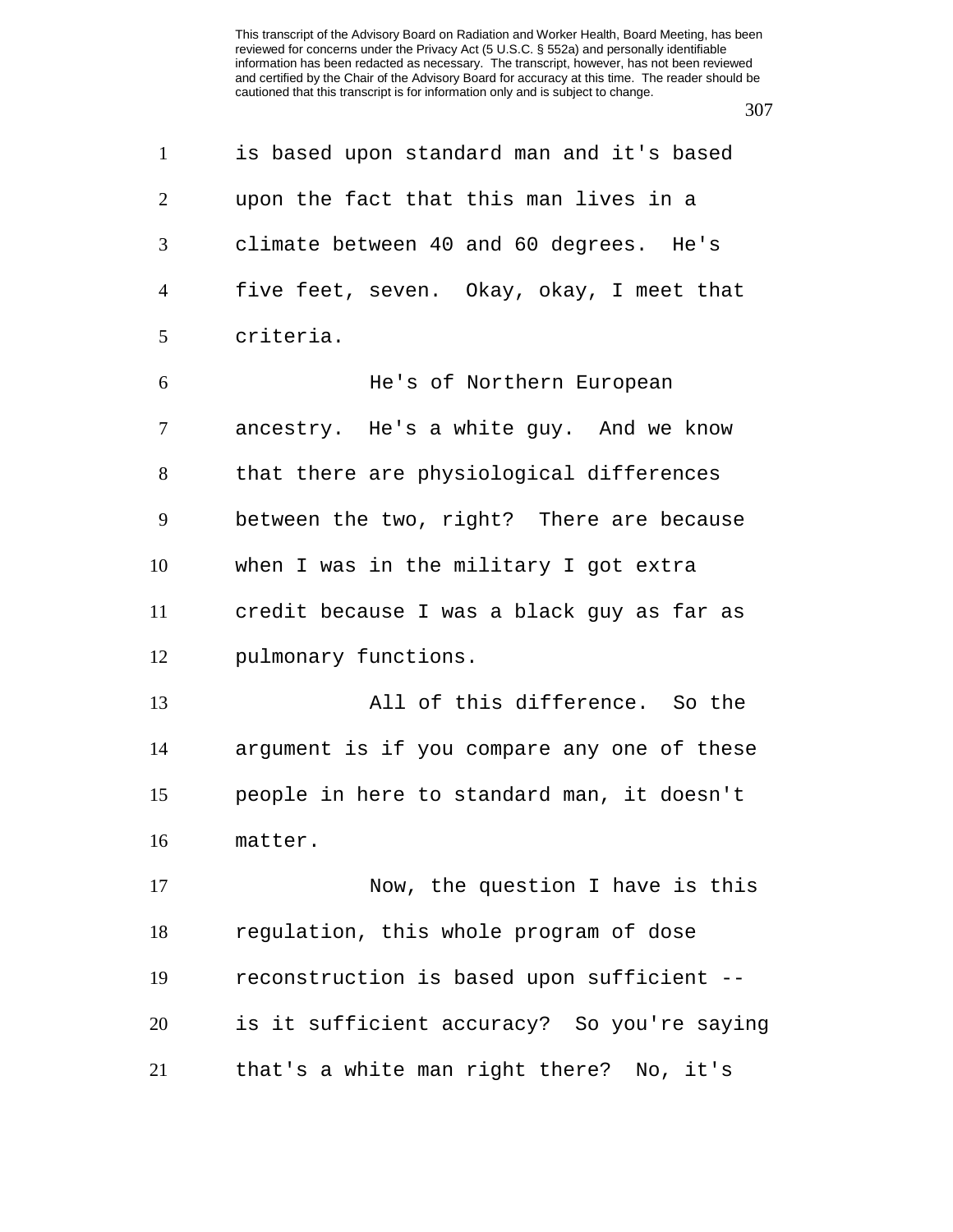is based upon standard man and it's based upon the fact that this man lives in a climate between 40 and 60 degrees. He's five feet, seven. Okay, okay, I meet that criteria.

He's of Northern European ancestry. He's a white guy. And we know that there are physiological differences between the two, right? There are because when I was in the military I got extra credit because I was a black guy as far as pulmonary functions.

All of this difference. So the argument is if you compare any one of these people in here to standard man, it doesn't matter.

Now, the question I have is this regulation, this whole program of dose reconstruction is based upon sufficient -- is it sufficient accuracy? So you're saying that's a white man right there? No, it's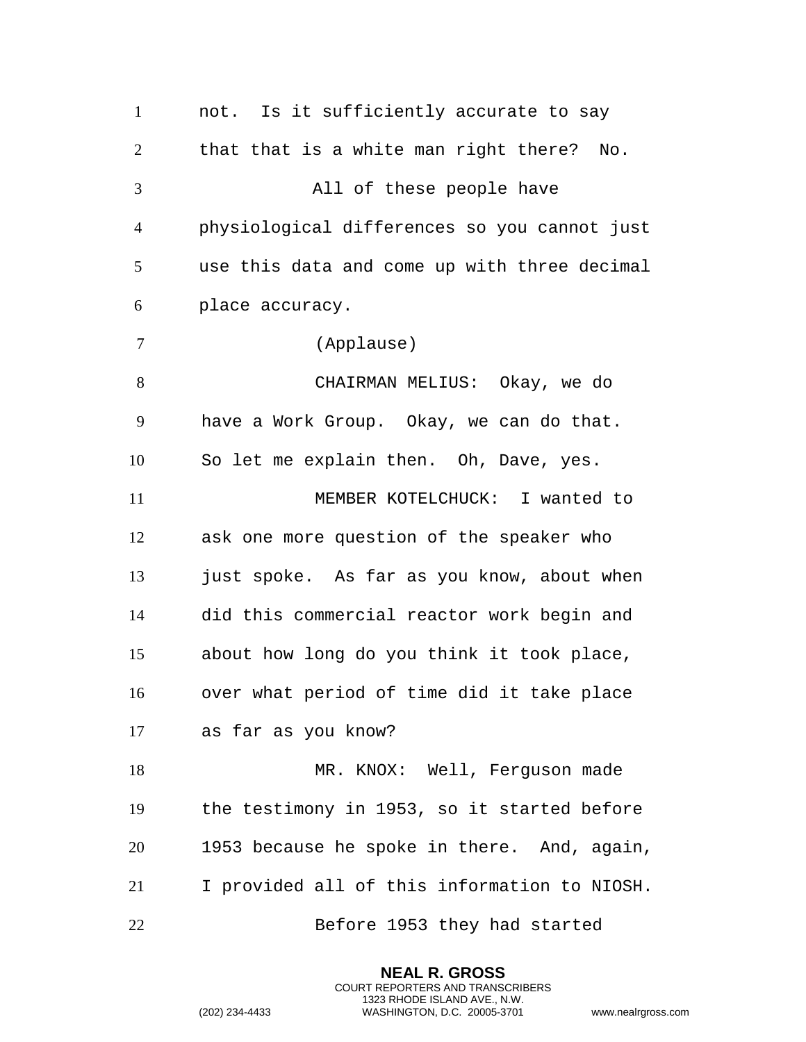not. Is it sufficiently accurate to say that that is a white man right there? No.

All of these people have physiological differences so you cannot just use this data and come up with three decimal place accuracy.

(Applause)

CHAIRMAN MELIUS: Okay, we do have a Work Group. Okay, we can do that. So let me explain then. Oh, Dave, yes.

MEMBER KOTELCHUCK: I wanted to ask one more question of the speaker who just spoke. As far as you know, about when did this commercial reactor work begin and about how long do you think it took place, over what period of time did it take place as far as you know?

MR. KNOX: Well, Ferguson made the testimony in 1953, so it started before 1953 because he spoke in there. And, again, I provided all of this information to NIOSH.

Before 1953 they had started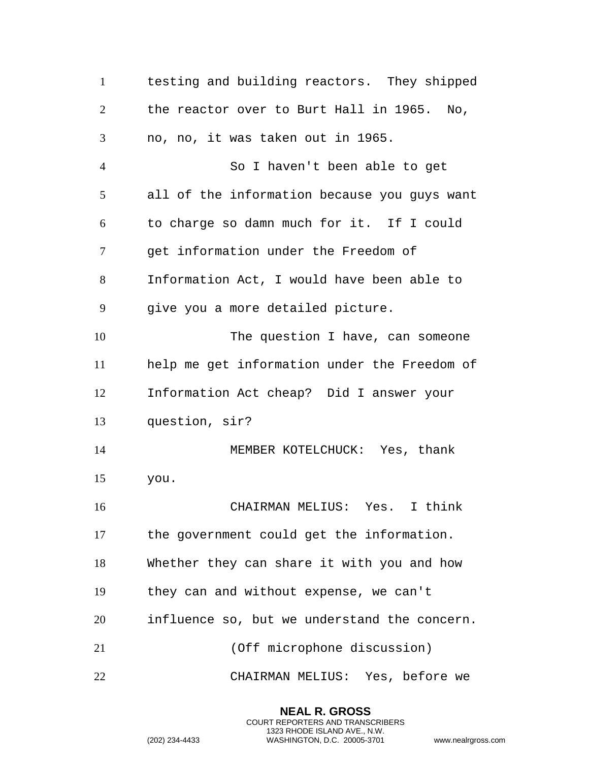testing and building reactors. They shipped the reactor over to Burt Hall in 1965. No, no, no, it was taken out in 1965.

So I haven't been able to get all of the information because you guys want to charge so damn much for it. If I could get information under the Freedom of Information Act, I would have been able to give you a more detailed picture.

The question I have, can someone help me get information under the Freedom of Information Act cheap? Did I answer your question, sir?

MEMBER KOTELCHUCK: Yes, thank you.

CHAIRMAN MELIUS: Yes. I think the government could get the information. Whether they can share it with you and how they can and without expense, we can't influence so, but we understand the concern.

(Off microphone discussion)

CHAIRMAN MELIUS: Yes, before we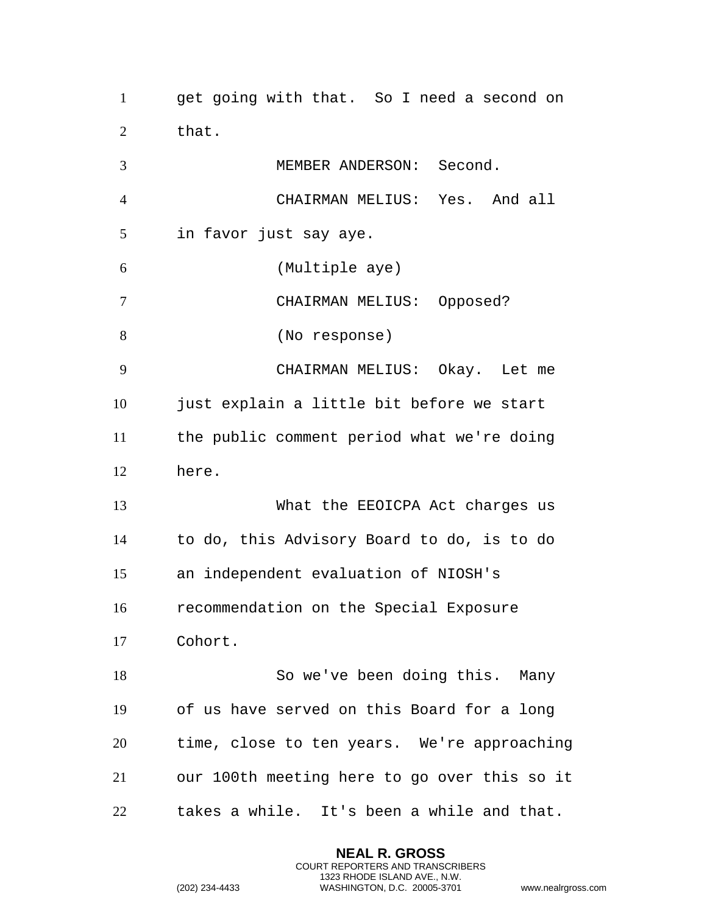get going with that. So I need a second on that.

MEMBER ANDERSON: Second.

CHAIRMAN MELIUS: Yes. And all in favor just say aye.

(Multiple aye)

CHAIRMAN MELIUS: Opposed?

(No response)

CHAIRMAN MELIUS: Okay. Let me just explain a little bit before we start the public comment period what we're doing here.

What the EEOICPA Act charges us to do, this Advisory Board to do, is to do an independent evaluation of NIOSH's recommendation on the Special Exposure Cohort.

So we've been doing this. Many of us have served on this Board for a long time, close to ten years. We're approaching our 100th meeting here to go over this so it takes a while. It's been a while and that.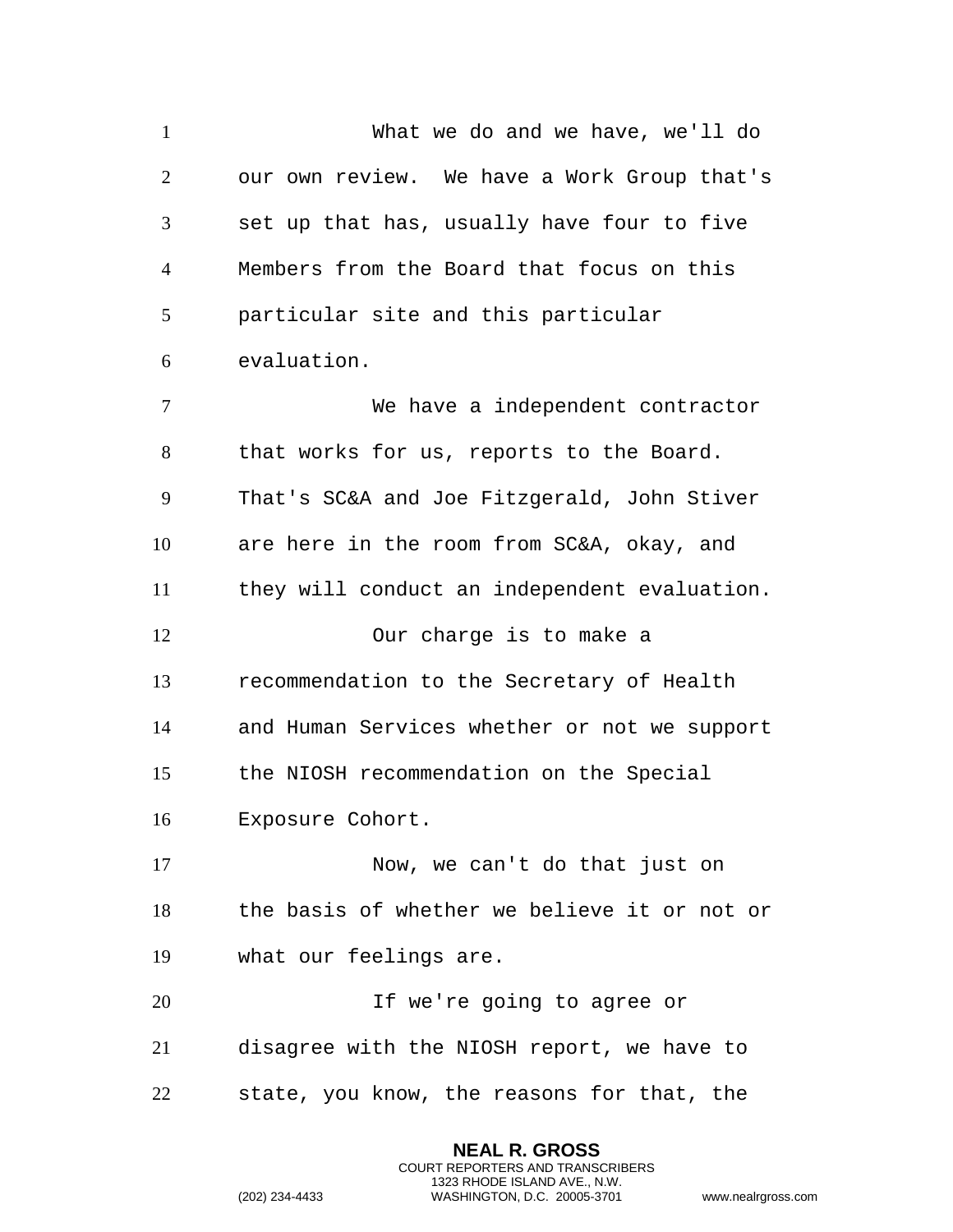What we do and we have, we'll do our own review. We have a Work Group that's set up that has, usually have four to five Members from the Board that focus on this particular site and this particular evaluation.

We have a independent contractor that works for us, reports to the Board. That's SC&A and Joe Fitzgerald, John Stiver are here in the room from SC&A, okay, and they will conduct an independent evaluation.

Our charge is to make a recommendation to the Secretary of Health and Human Services whether or not we support the NIOSH recommendation on the Special Exposure Cohort.

Now, we can't do that just on the basis of whether we believe it or not or what our feelings are.

If we're going to agree or disagree with the NIOSH report, we have to state, you know, the reasons for that, the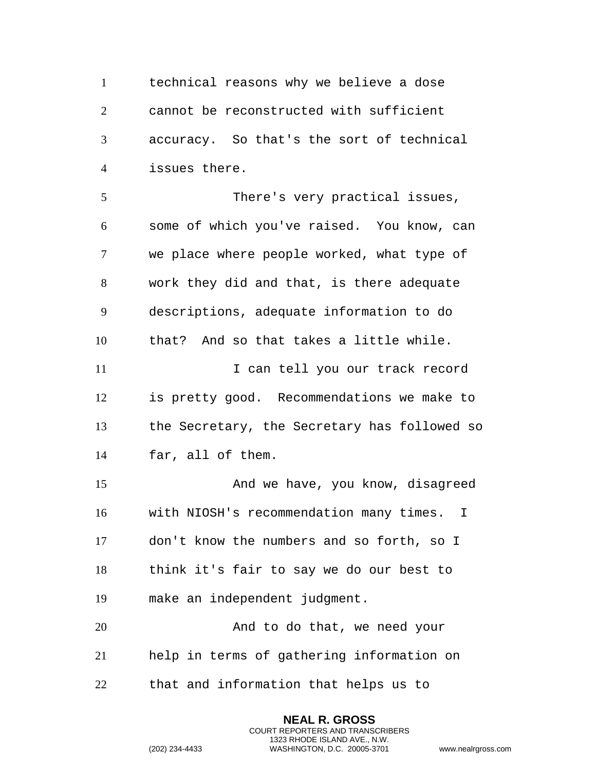technical reasons why we believe a dose cannot be reconstructed with sufficient accuracy. So that's the sort of technical issues there.

There's very practical issues, some of which you've raised. You know, can we place where people worked, what type of work they did and that, is there adequate descriptions, adequate information to do that? And so that takes a little while.

I can tell you our track record is pretty good. Recommendations we make to the Secretary, the Secretary has followed so far, all of them.

And we have, you know, disagreed with NIOSH's recommendation many times. I don't know the numbers and so forth, so I think it's fair to say we do our best to make an independent judgment.

And to do that, we need your help in terms of gathering information on that and information that helps us to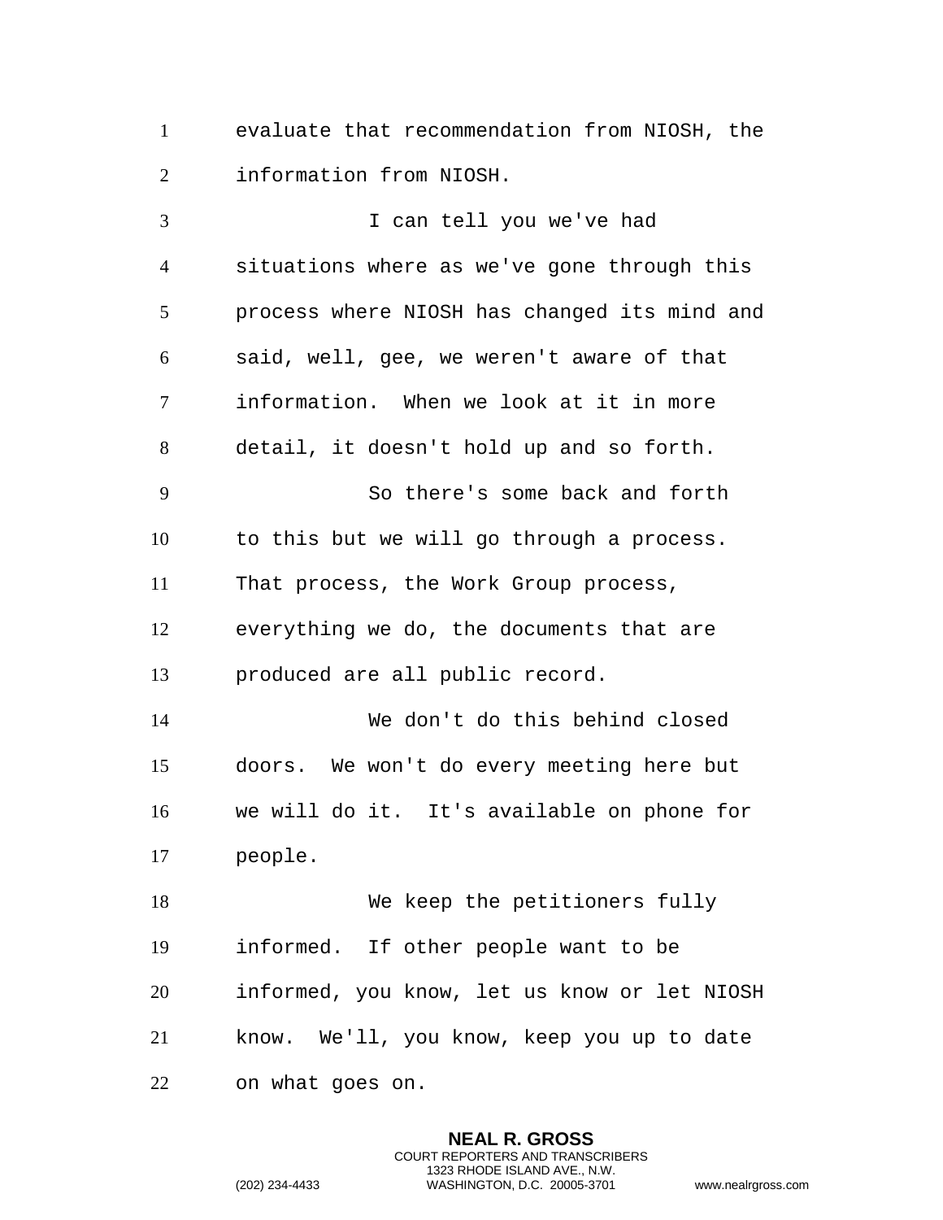evaluate that recommendation from NIOSH, the information from NIOSH.

I can tell you we've had situations where as we've gone through this process where NIOSH has changed its mind and said, well, gee, we weren't aware of that information. When we look at it in more detail, it doesn't hold up and so forth.

So there's some back and forth to this but we will go through a process. That process, the Work Group process, everything we do, the documents that are produced are all public record.

We don't do this behind closed doors. We won't do every meeting here but we will do it. It's available on phone for people.

We keep the petitioners fully informed. If other people want to be informed, you know, let us know or let NIOSH know. We'll, you know, keep you up to date on what goes on.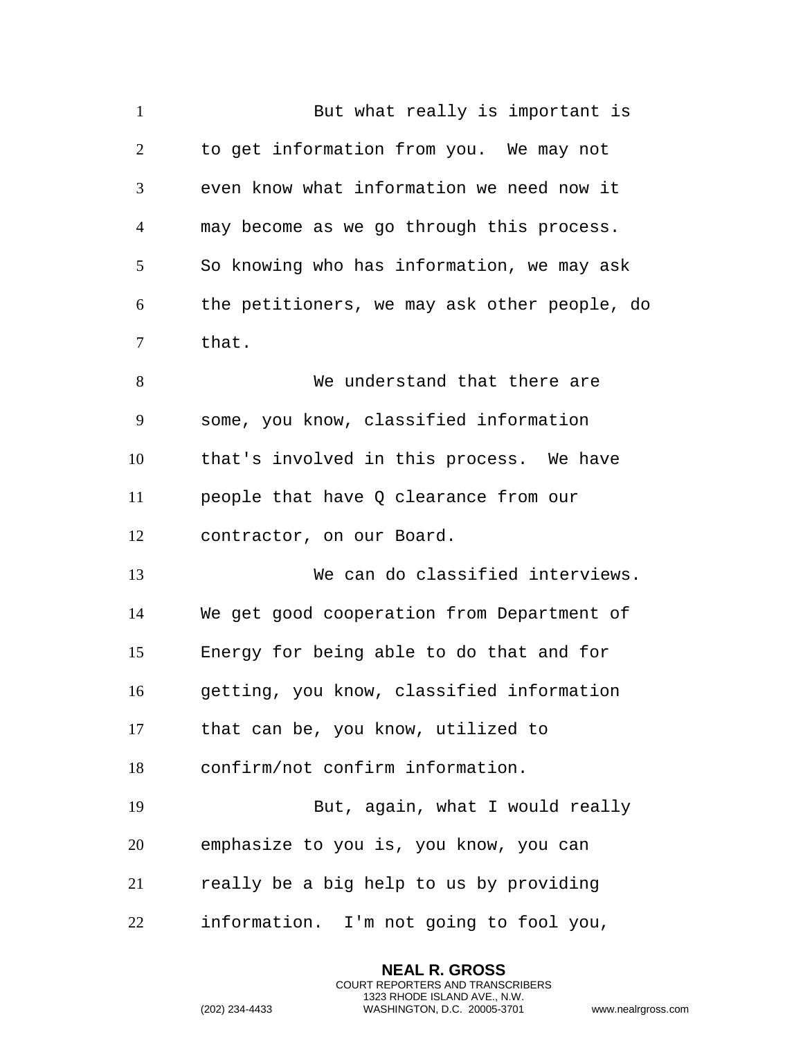But what really is important is to get information from you. We may not even know what information we need now it may become as we go through this process. So knowing who has information, we may ask the petitioners, we may ask other people, do that.

We understand that there are some, you know, classified information that's involved in this process. We have people that have Q clearance from our contractor, on our Board.

We can do classified interviews. We get good cooperation from Department of Energy for being able to do that and for getting, you know, classified information that can be, you know, utilized to confirm/not confirm information.

But, again, what I would really emphasize to you is, you know, you can really be a big help to us by providing information. I'm not going to fool you,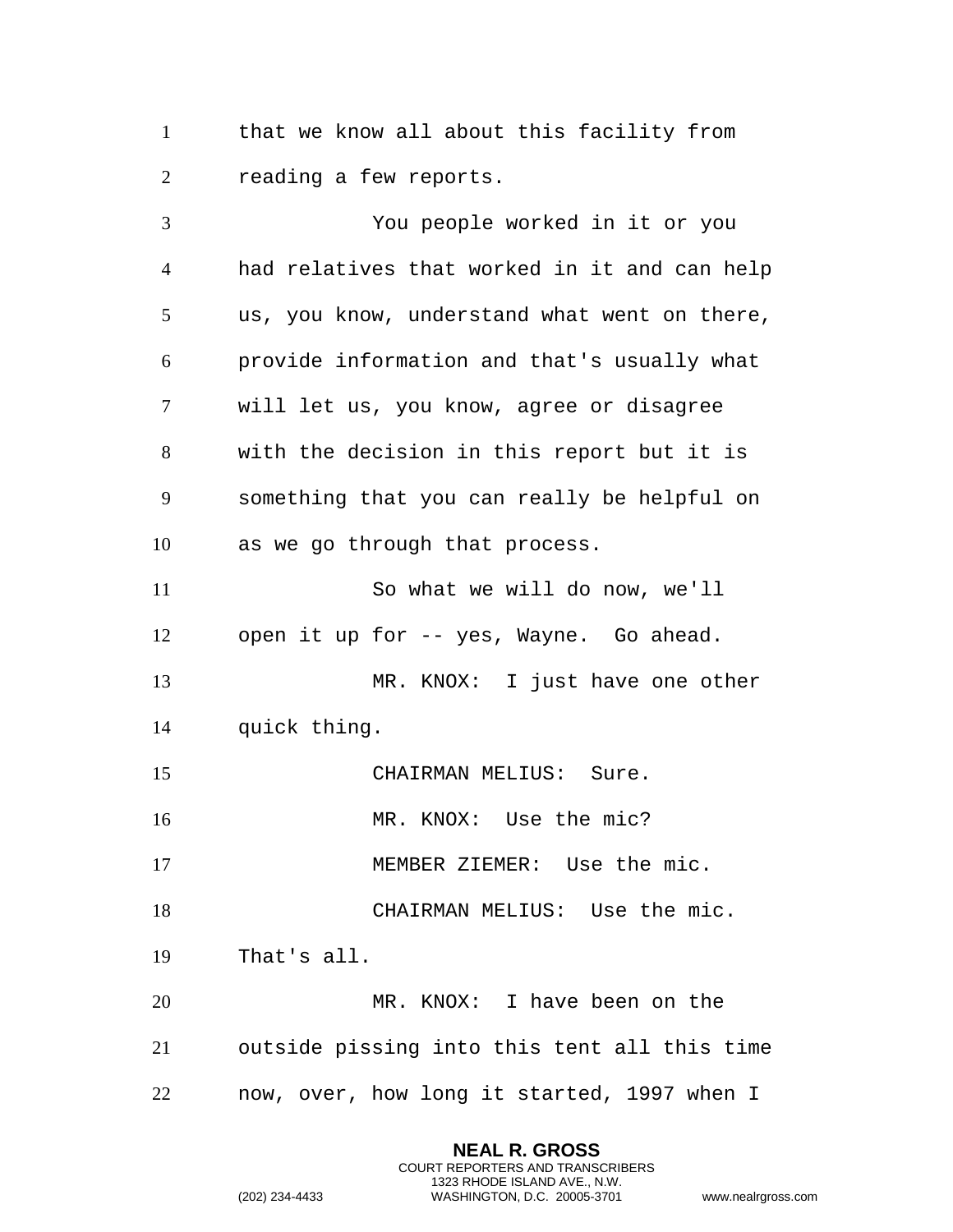that we know all about this facility from reading a few reports.

You people worked in it or you had relatives that worked in it and can help us, you know, understand what went on there, provide information and that's usually what will let us, you know, agree or disagree with the decision in this report but it is something that you can really be helpful on as we go through that process.

So what we will do now, we'll open it up for -- yes, Wayne. Go ahead.

MR. KNOX: I just have one other quick thing.

CHAIRMAN MELIUS: Sure.

MR. KNOX: Use the mic?

MEMBER ZIEMER: Use the mic.

CHAIRMAN MELIUS: Use the mic. That's all.

MR. KNOX: I have been on the outside pissing into this tent all this time now, over, how long it started, 1997 when I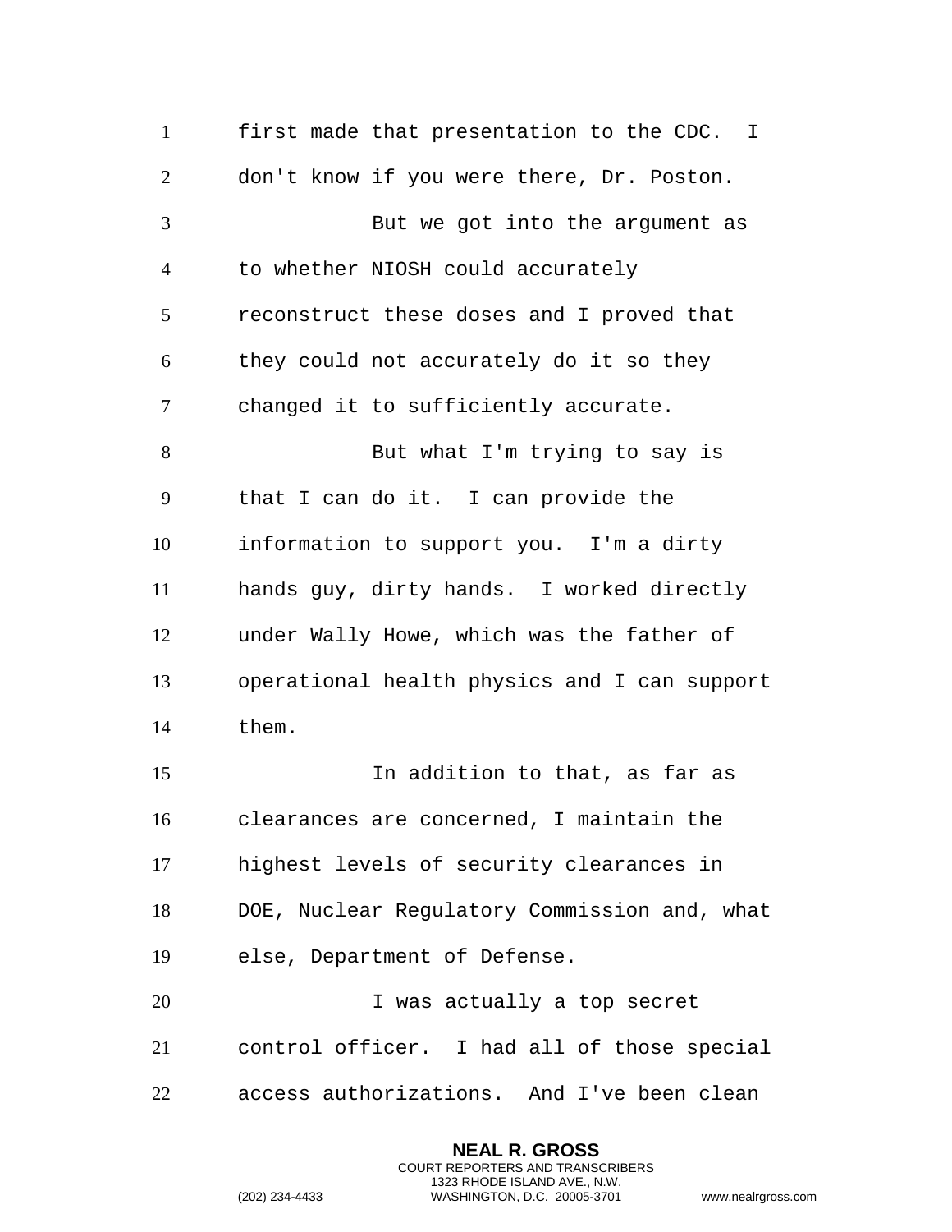first made that presentation to the CDC. I don't know if you were there, Dr. Poston.

But we got into the argument as to whether NIOSH could accurately reconstruct these doses and I proved that they could not accurately do it so they changed it to sufficiently accurate.

But what I'm trying to say is that I can do it. I can provide the information to support you. I'm a dirty hands guy, dirty hands. I worked directly under Wally Howe, which was the father of operational health physics and I can support them.

In addition to that, as far as clearances are concerned, I maintain the highest levels of security clearances in DOE, Nuclear Regulatory Commission and, what else, Department of Defense.

I was actually a top secret control officer. I had all of those special access authorizations. And I've been clean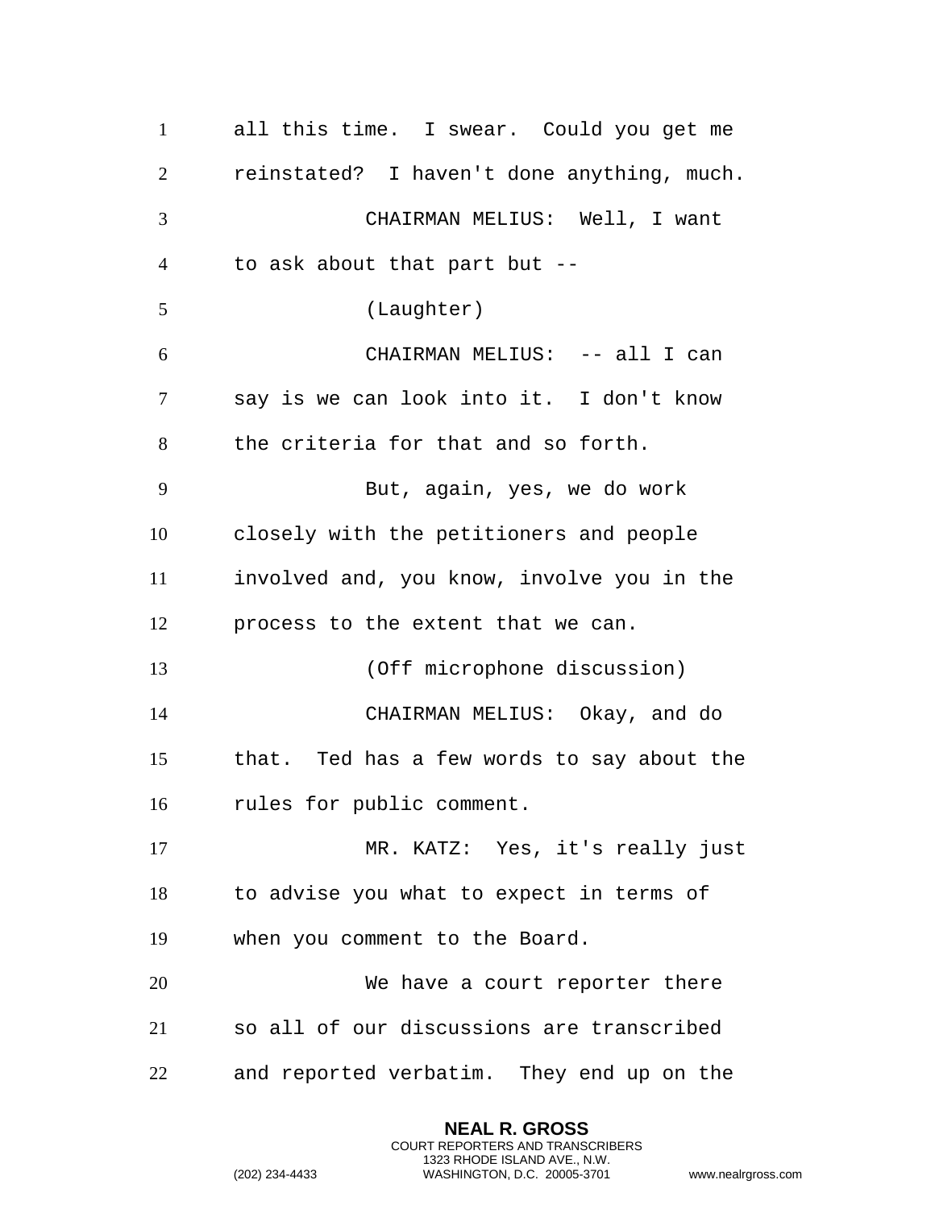all this time. I swear. Could you get me reinstated? I haven't done anything, much.

CHAIRMAN MELIUS: Well, I want to ask about that part but --

(Laughter)

CHAIRMAN MELIUS: -- all I can say is we can look into it. I don't know the criteria for that and so forth.

But, again, yes, we do work closely with the petitioners and people involved and, you know, involve you in the process to the extent that we can.

(Off microphone discussion)

CHAIRMAN MELIUS: Okay, and do that. Ted has a few words to say about the rules for public comment.

MR. KATZ: Yes, it's really just to advise you what to expect in terms of when you comment to the Board.

We have a court reporter there so all of our discussions are transcribed and reported verbatim. They end up on the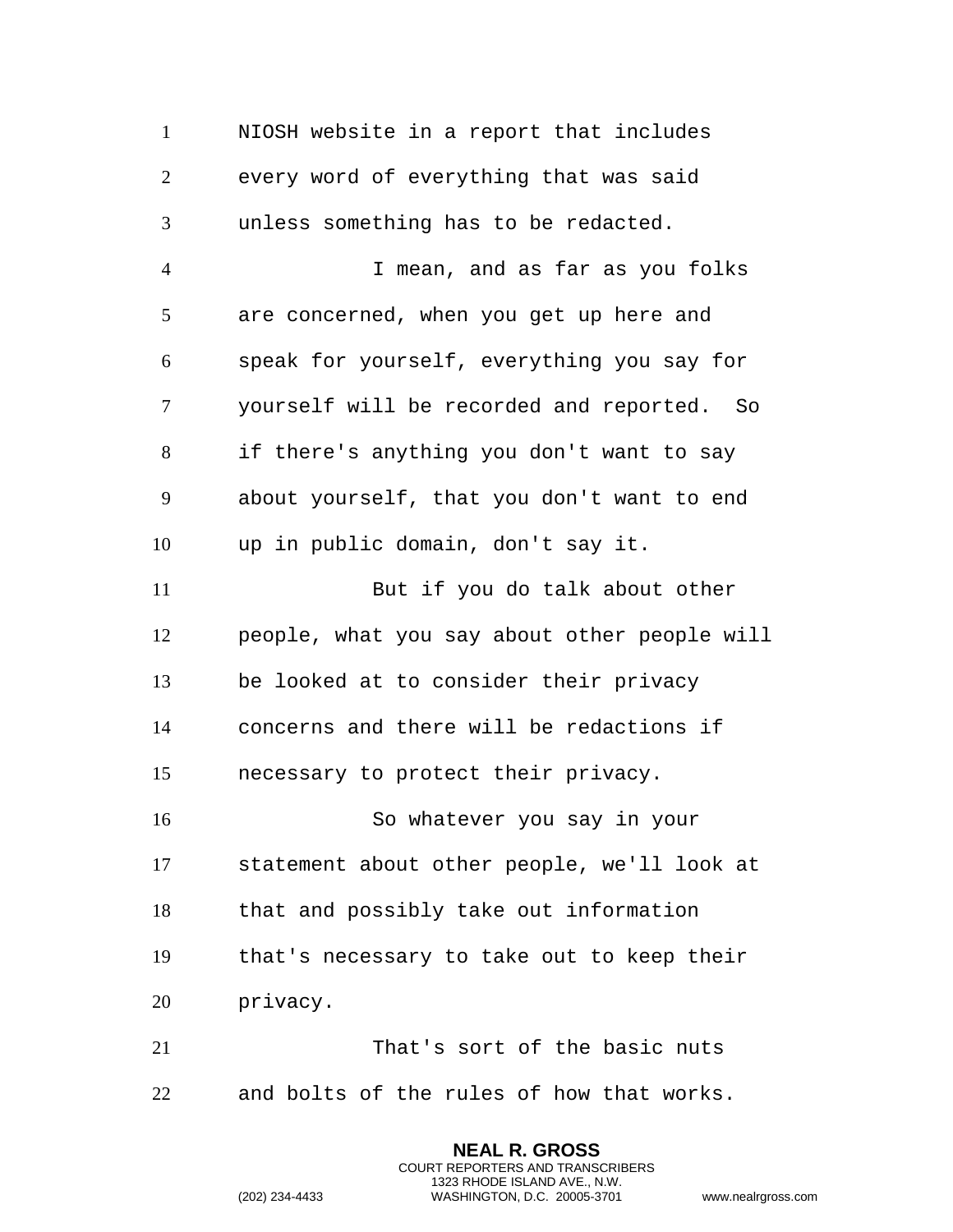NIOSH website in a report that includes every word of everything that was said unless something has to be redacted.

I mean, and as far as you folks are concerned, when you get up here and speak for yourself, everything you say for yourself will be recorded and reported. So if there's anything you don't want to say about yourself, that you don't want to end up in public domain, don't say it.

But if you do talk about other people, what you say about other people will be looked at to consider their privacy concerns and there will be redactions if necessary to protect their privacy.

So whatever you say in your statement about other people, we'll look at that and possibly take out information that's necessary to take out to keep their privacy.

That's sort of the basic nuts and bolts of the rules of how that works.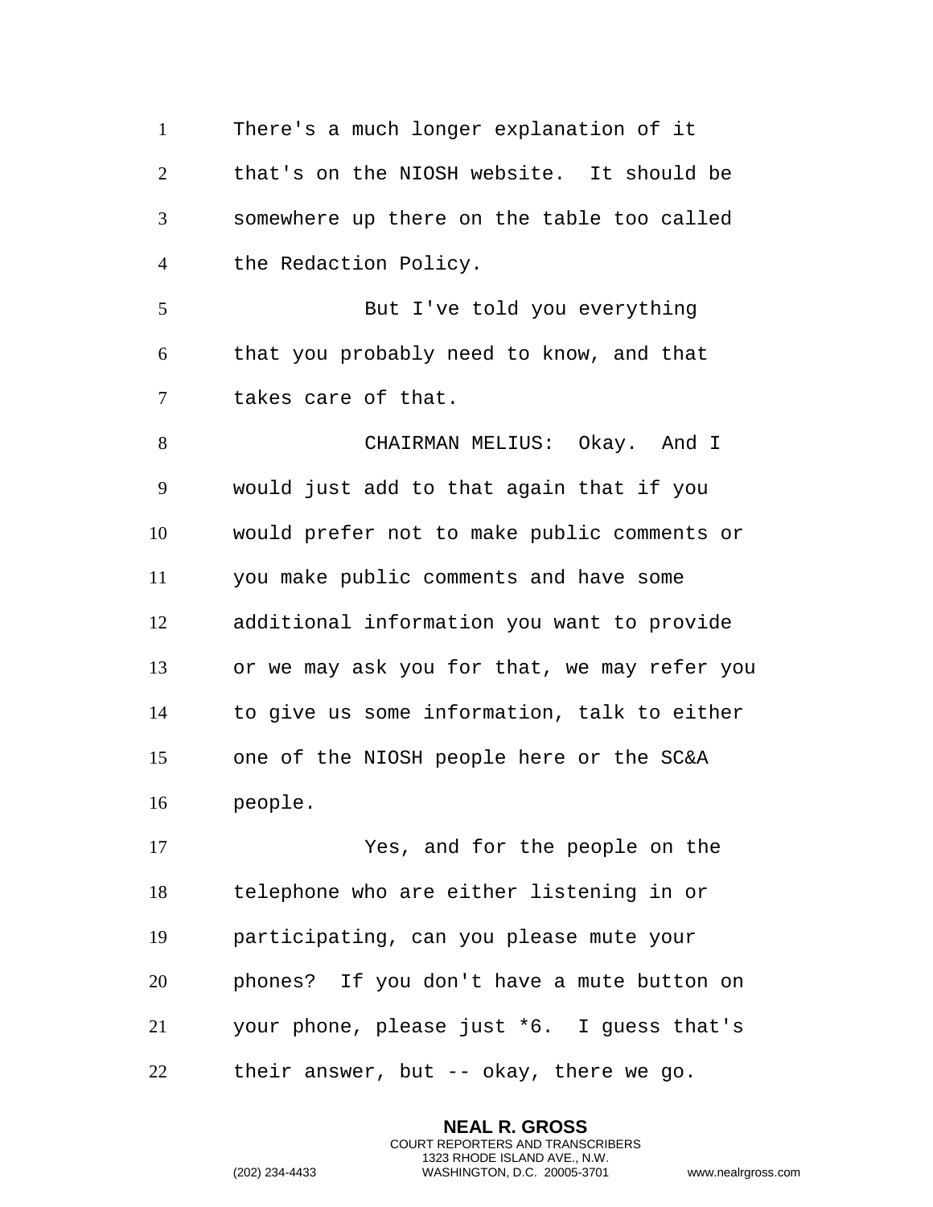There's a much longer explanation of it that's on the NIOSH website. It should be somewhere up there on the table too called the Redaction Policy.

But I've told you everything that you probably need to know, and that takes care of that.

CHAIRMAN MELIUS: Okay. And I would just add to that again that if you would prefer not to make public comments or you make public comments and have some additional information you want to provide or we may ask you for that, we may refer you to give us some information, talk to either one of the NIOSH people here or the SC&A people.

Yes, and for the people on the telephone who are either listening in or participating, can you please mute your phones? If you don't have a mute button on your phone, please just *6. I guess that's their answer, but -- okay, there we go.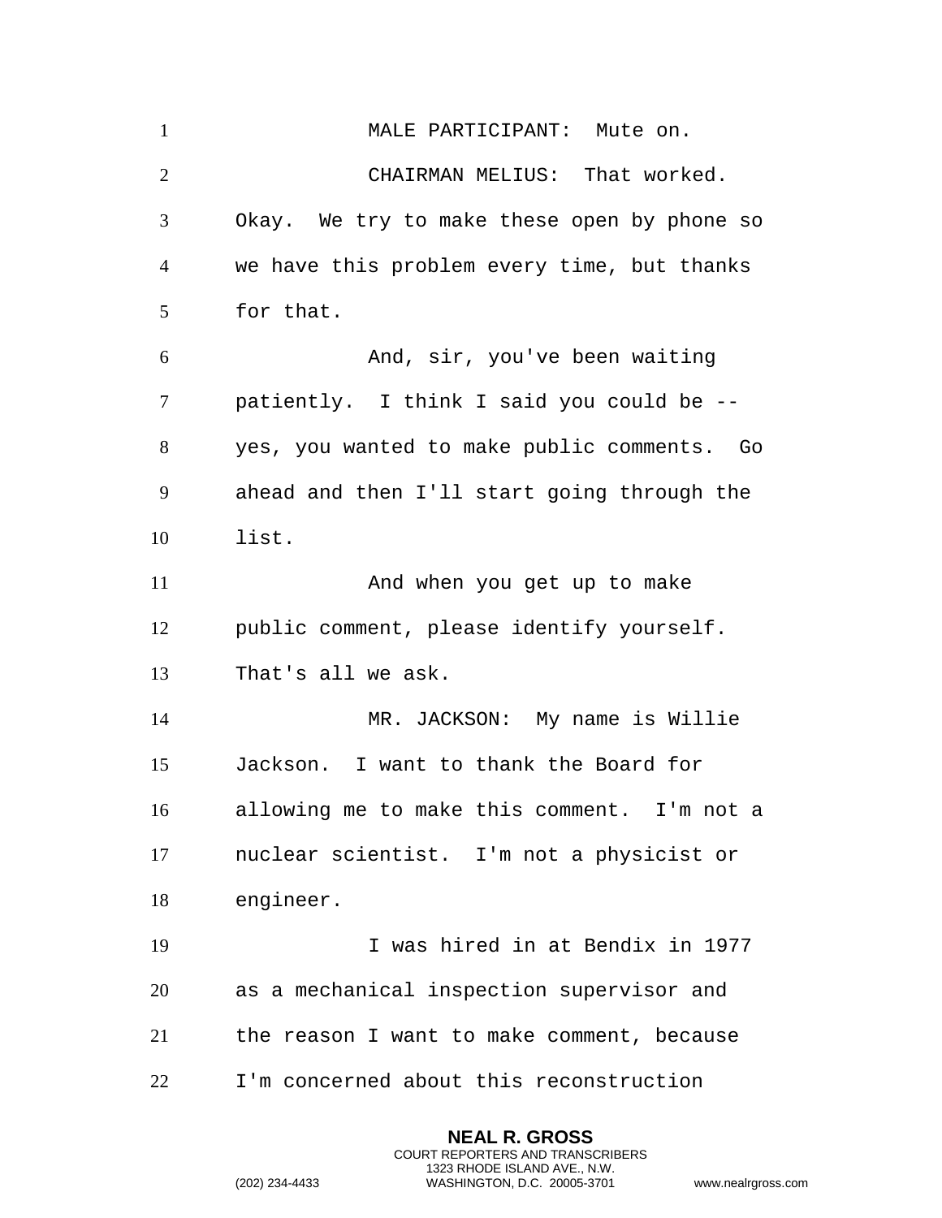MALE PARTICIPANT: Mute on.

CHAIRMAN MELIUS: That worked. Okay. We try to make these open by phone so we have this problem every time, but thanks for that.

And, sir, you've been waiting patiently. I think I said you could be -- yes, you wanted to make public comments. Go ahead and then I'll start going through the list.

And when you get up to make public comment, please identify yourself. That's all we ask.

MR. JACKSON: My name is Willie Jackson. I want to thank the Board for allowing me to make this comment. I'm not a nuclear scientist. I'm not a physicist or engineer.

I was hired in at Bendix in 1977 as a mechanical inspection supervisor and the reason I want to make comment, because I'm concerned about this reconstruction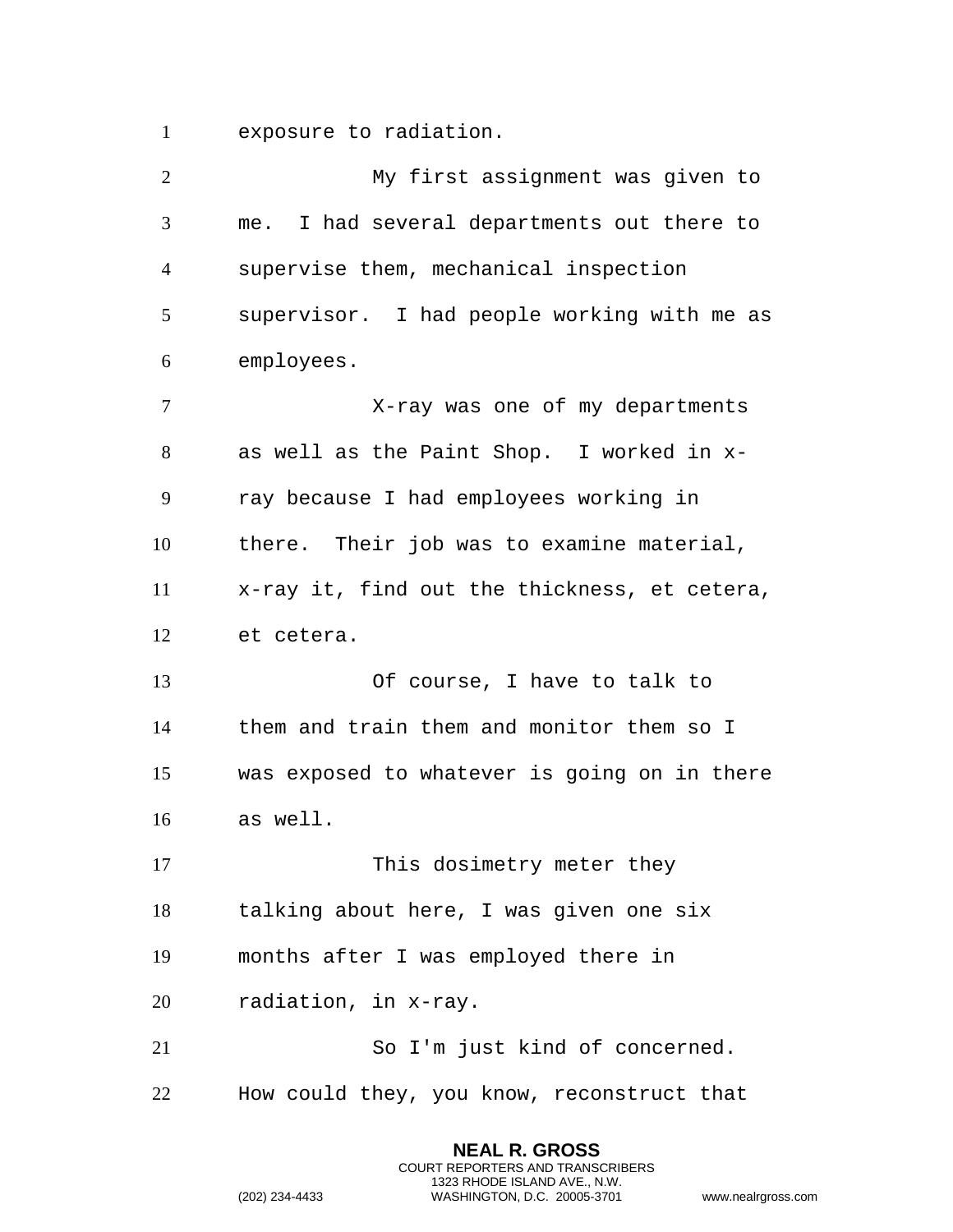exposure to radiation.

My first assignment was given to me. I had several departments out there to supervise them, mechanical inspection supervisor. I had people working with me as employees.

X-ray was one of my departments as well as the Paint Shop. I worked in x-ray because I had employees working in there. Their job was to examine material, x-ray it, find out the thickness, et cetera, et cetera.

Of course, I have to talk to them and train them and monitor them so I was exposed to whatever is going on in there as well.

This dosimetry meter they talking about here, I was given one six months after I was employed there in radiation, in x-ray.

So I'm just kind of concerned. How could they, you know, reconstruct that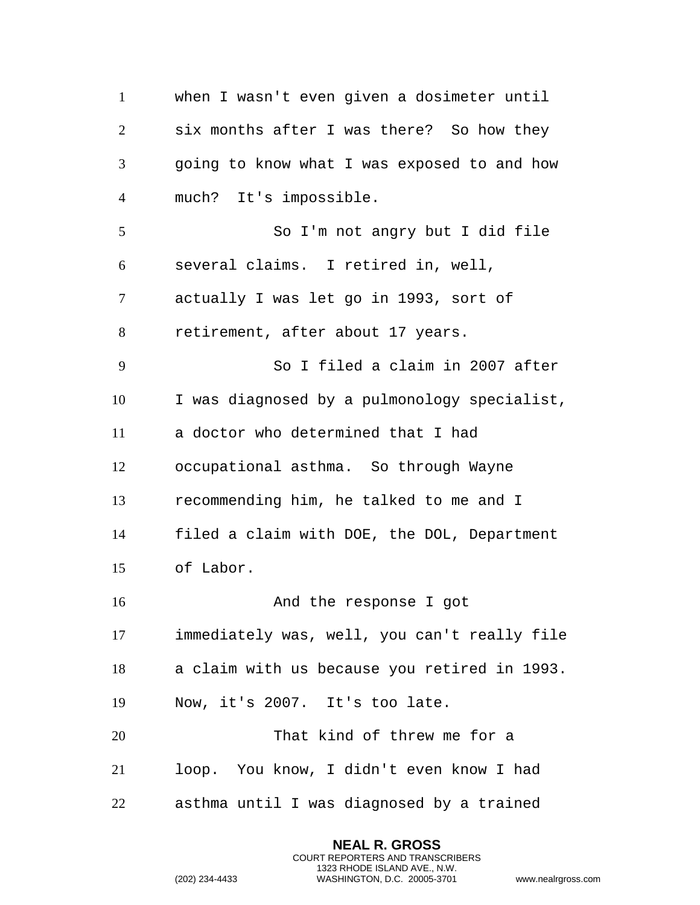when I wasn't even given a dosimeter until six months after I was there? So how they going to know what I was exposed to and how much? It's impossible.

So I'm not angry but I did file several claims. I retired in, well, actually I was let go in 1993, sort of retirement, after about 17 years.

So I filed a claim in 2007 after I was diagnosed by a pulmonology specialist, a doctor who determined that I had occupational asthma. So through Wayne recommending him, he talked to me and I filed a claim with DOE, the DOL, Department of Labor.

And the response I got immediately was, well, you can't really file a claim with us because you retired in 1993. Now, it's 2007. It's too late.

That kind of threw me for a loop. You know, I didn't even know I had asthma until I was diagnosed by a trained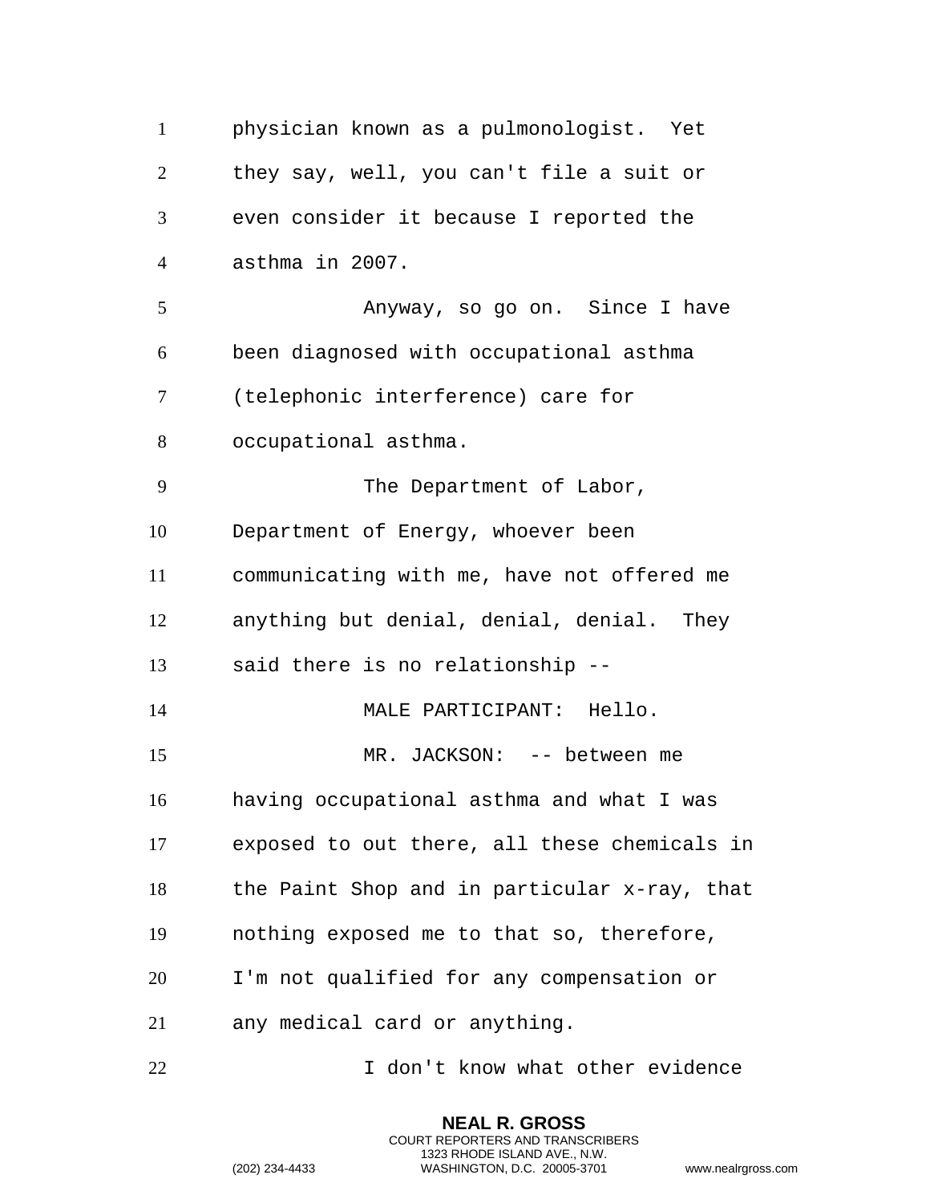physician known as a pulmonologist. Yet they say, well, you can't file a suit or even consider it because I reported the asthma in 2007.

Anyway, so go on. Since I have been diagnosed with occupational asthma (telephonic interference) care for occupational asthma.

The Department of Labor, Department of Energy, whoever been communicating with me, have not offered me anything but denial, denial, denial. They said there is no relationship --

MALE PARTICIPANT: Hello.

MR. JACKSON: -- between me having occupational asthma and what I was exposed to out there, all these chemicals in the Paint Shop and in particular x-ray, that nothing exposed me to that so, therefore, I'm not qualified for any compensation or any medical card or anything.

I don't know what other evidence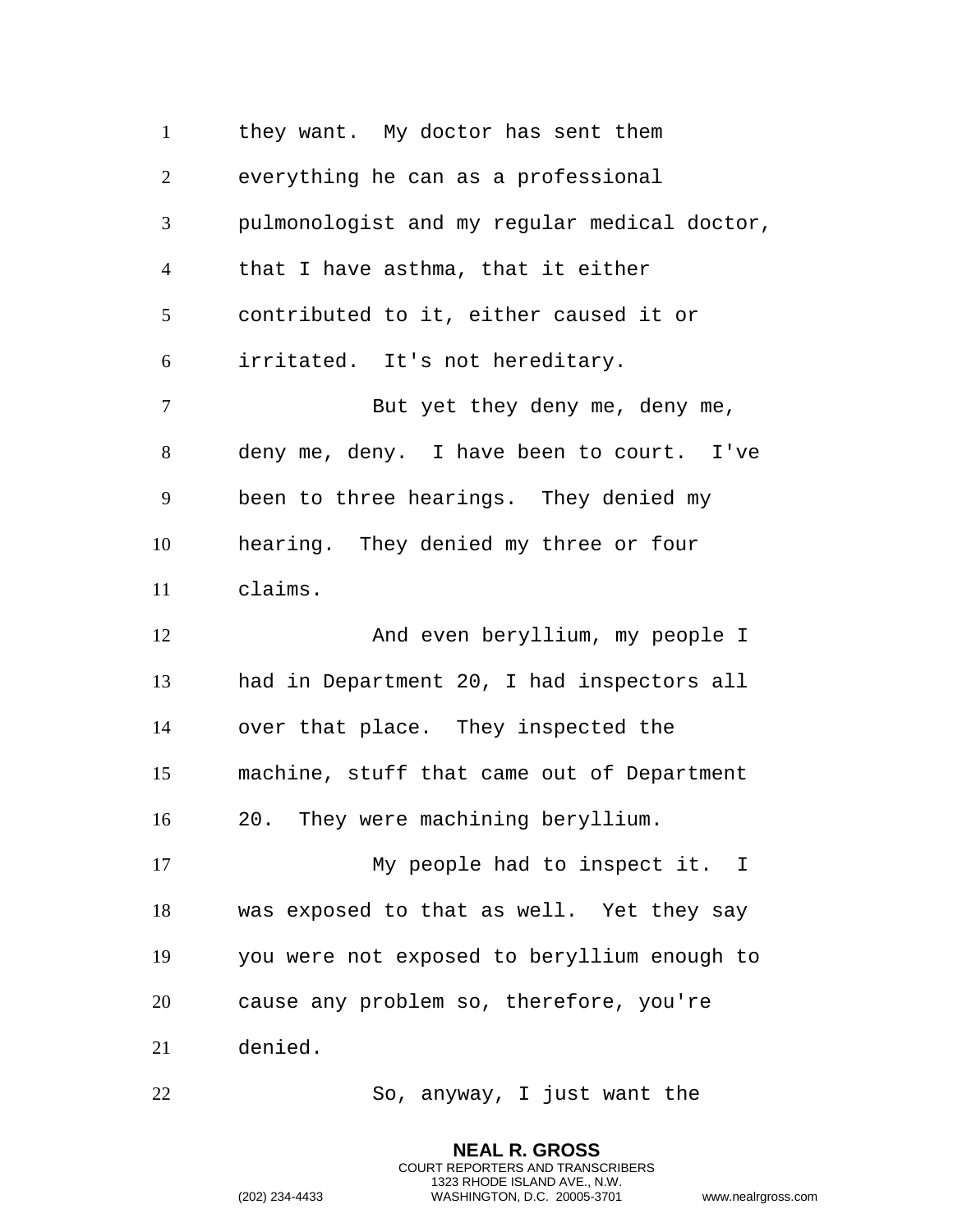they want. My doctor has sent them everything he can as a professional pulmonologist and my regular medical doctor, that I have asthma, that it either contributed to it, either caused it or irritated. It's not hereditary.

But yet they deny me, deny me, deny me, deny. I have been to court. I've been to three hearings. They denied my hearing. They denied my three or four claims.

And even beryllium, my people I had in Department 20, I had inspectors all over that place. They inspected the machine, stuff that came out of Department 20. They were machining beryllium.

My people had to inspect it. I was exposed to that as well. Yet they say you were not exposed to beryllium enough to cause any problem so, therefore, you're denied.

So, anyway, I just want the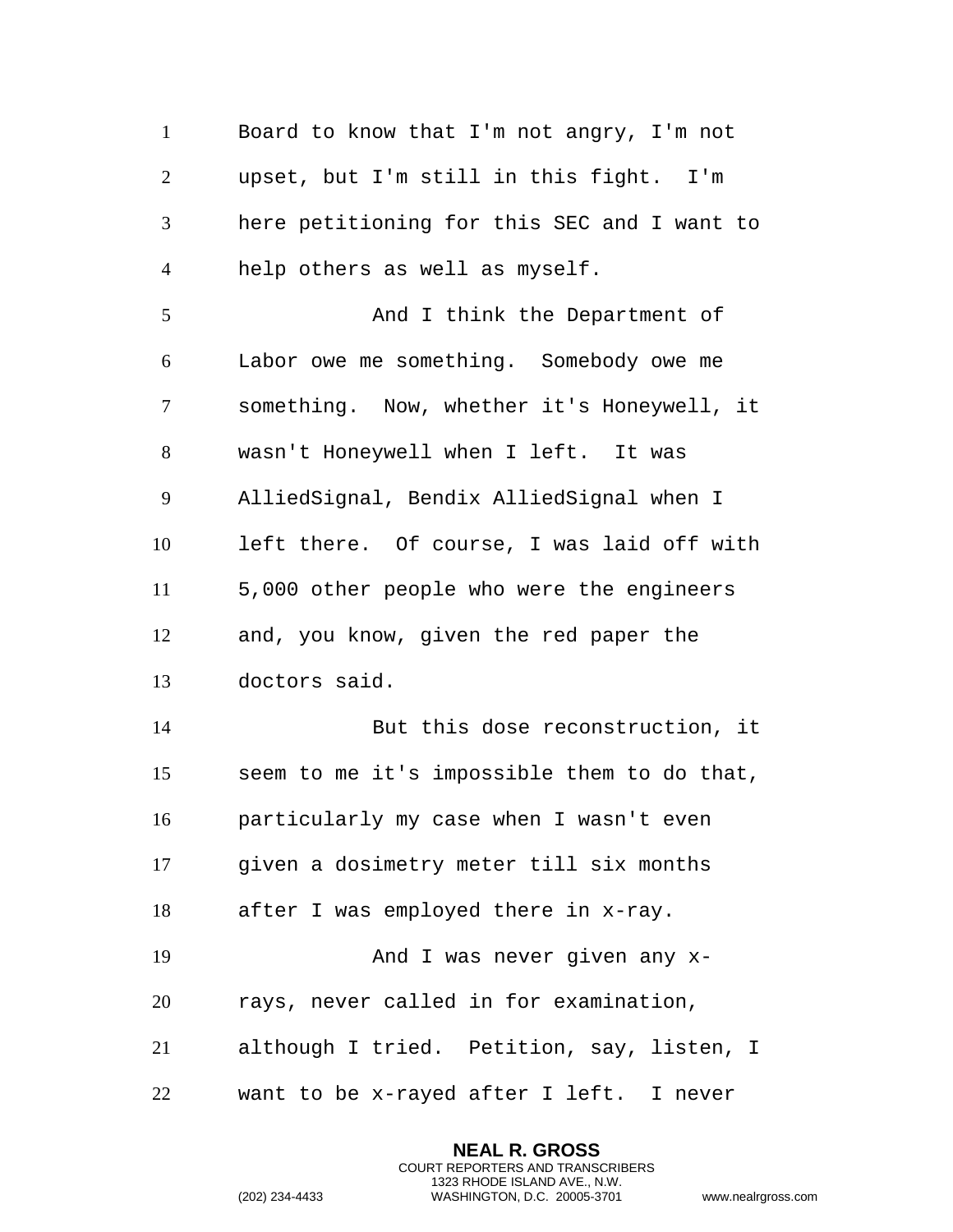Board to know that I'm not angry, I'm not upset, but I'm still in this fight. I'm here petitioning for this SEC and I want to help others as well as myself.

And I think the Department of Labor owe me something. Somebody owe me something. Now, whether it's Honeywell, it wasn't Honeywell when I left. It was AlliedSignal, Bendix AlliedSignal when I left there. Of course, I was laid off with 5,000 other people who were the engineers and, you know, given the red paper the doctors said.

But this dose reconstruction, it seem to me it's impossible them to do that, particularly my case when I wasn't even given a dosimetry meter till six months after I was employed there in x-ray.

And I was never given any x-rays, never called in for examination, although I tried. Petition, say, listen, I want to be x-rayed after I left. I never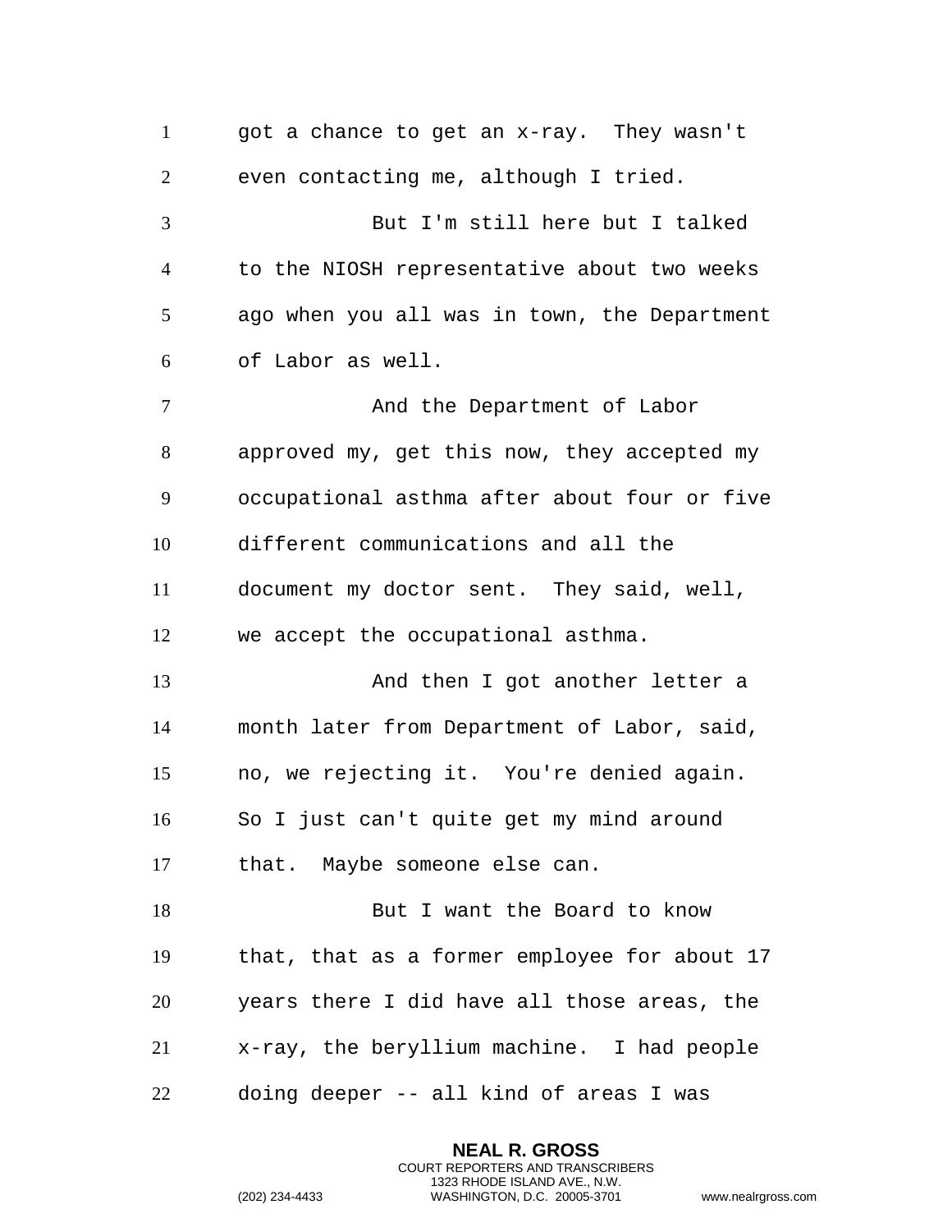got a chance to get an x-ray. They wasn't even contacting me, although I tried.

But I'm still here but I talked to the NIOSH representative about two weeks ago when you all was in town, the Department of Labor as well.

And the Department of Labor approved my, get this now, they accepted my occupational asthma after about four or five different communications and all the document my doctor sent. They said, well, we accept the occupational asthma.

And then I got another letter a month later from Department of Labor, said, no, we rejecting it. You're denied again. So I just can't quite get my mind around that. Maybe someone else can.

But I want the Board to know that, that as a former employee for about 17 years there I did have all those areas, the x-ray, the beryllium machine. I had people doing deeper -- all kind of areas I was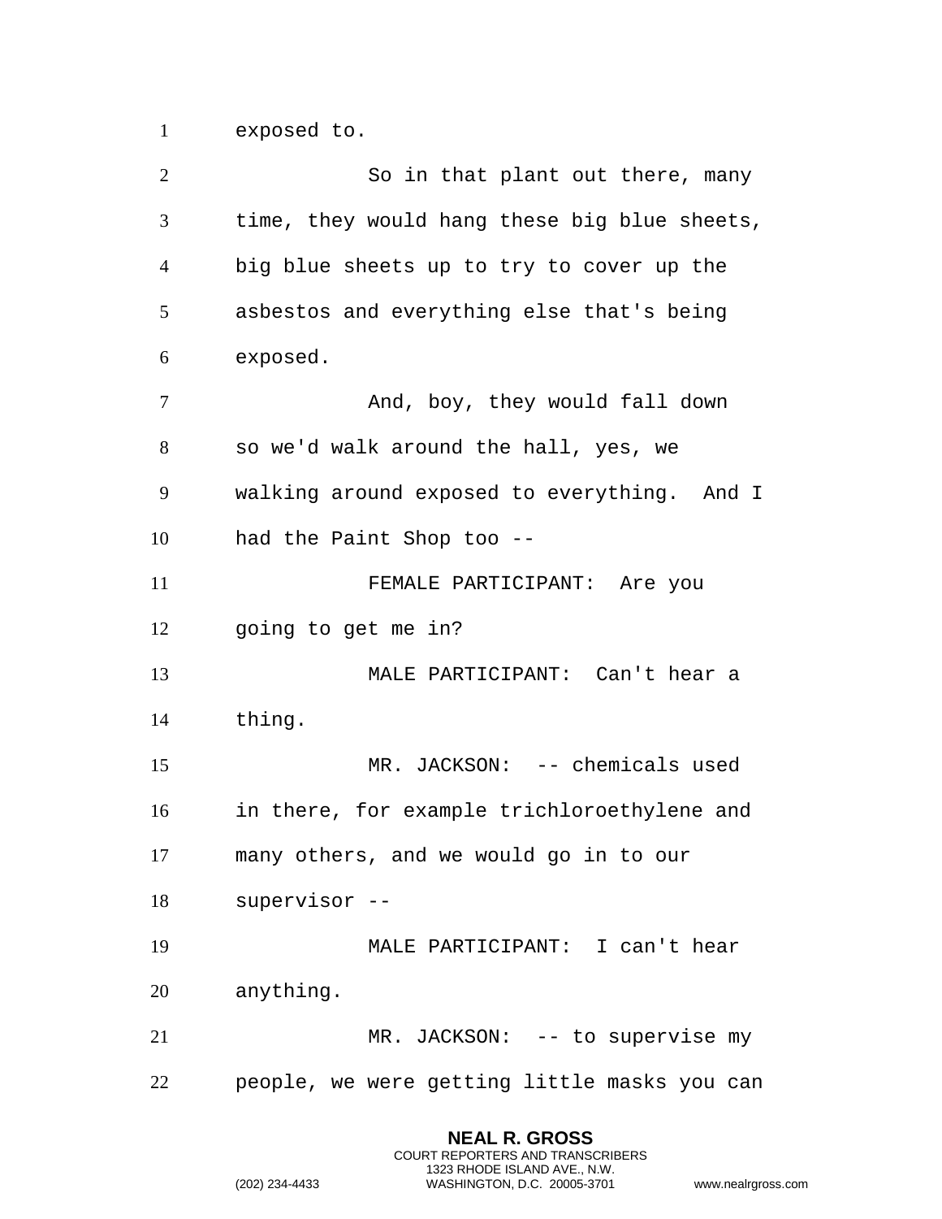exposed to.

So in that plant out there, many time, they would hang these big blue sheets, big blue sheets up to try to cover up the asbestos and everything else that's being exposed.

And, boy, they would fall down so we'd walk around the hall, yes, we walking around exposed to everything. And I had the Paint Shop too --

FEMALE PARTICIPANT: Are you going to get me in?

MALE PARTICIPANT: Can't hear a thing.

MR. JACKSON: -- chemicals used in there, for example trichloroethylene and many others, and we would go in to our supervisor --

MALE PARTICIPANT: I can't hear anything.

MR. JACKSON: -- to supervise my people, we were getting little masks you can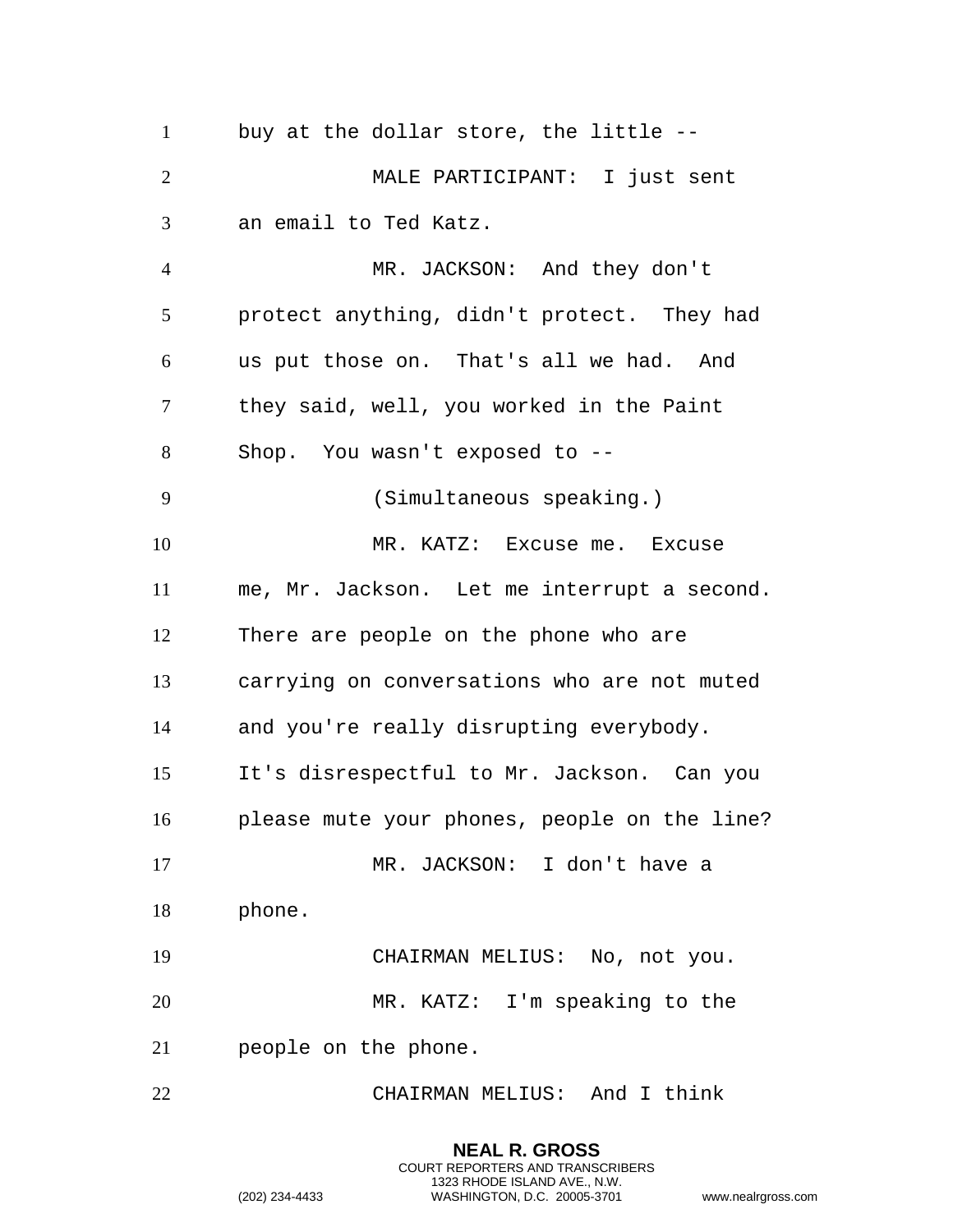buy at the dollar store, the little --

MALE PARTICIPANT: I just sent an email to Ted Katz.

MR. JACKSON: And they don't protect anything, didn't protect. They had us put those on. That's all we had. And they said, well, you worked in the Paint Shop. You wasn't exposed to --

(Simultaneous speaking.)

MR. KATZ: Excuse me. Excuse me, Mr. Jackson. Let me interrupt a second. There are people on the phone who are carrying on conversations who are not muted and you're really disrupting everybody. It's disrespectful to Mr. Jackson. Can you please mute your phones, people on the line?

MR. JACKSON: I don't have a phone.

CHAIRMAN MELIUS: No, not you.

MR. KATZ: I'm speaking to the people on the phone.

CHAIRMAN MELIUS: And I think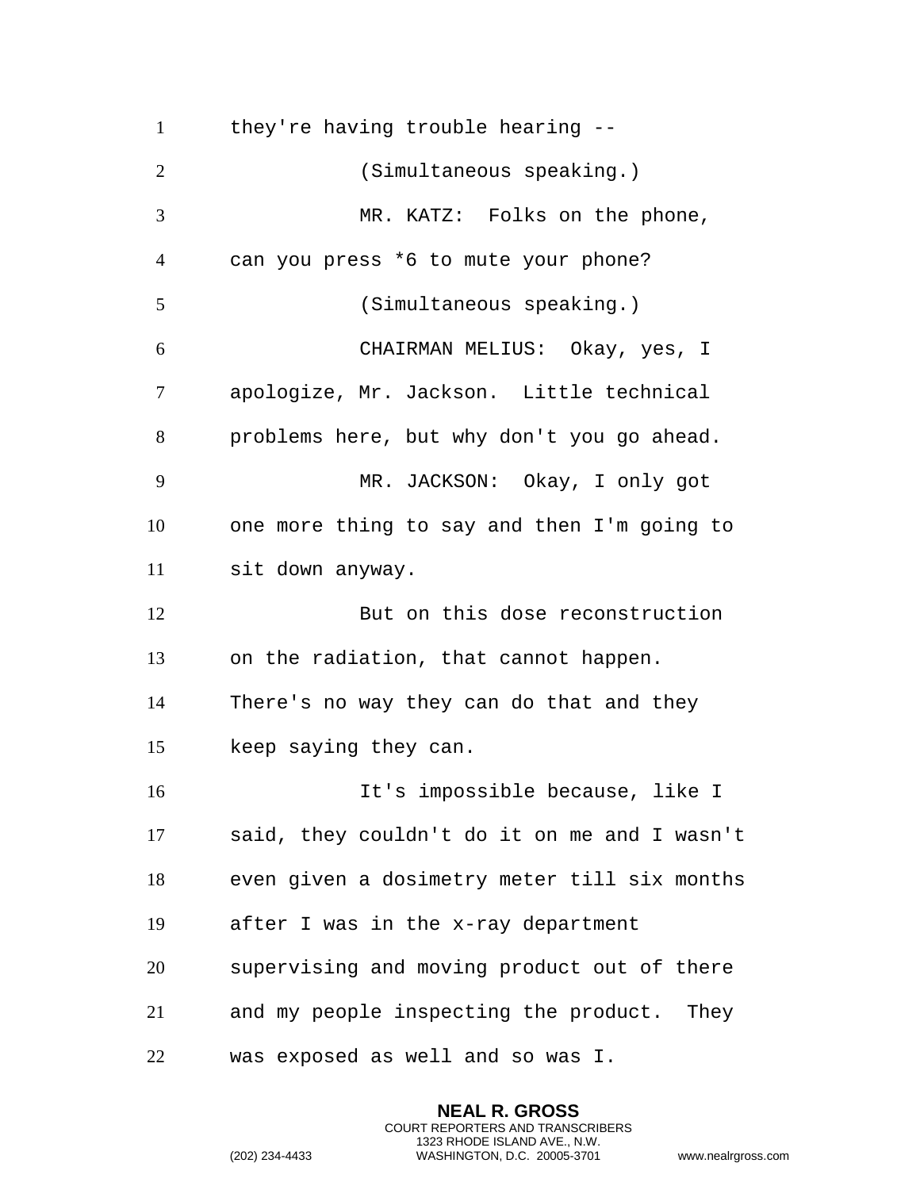they're having trouble hearing --

(Simultaneous speaking.)

MR. KATZ: Folks on the phone, can you press *6 to mute your phone?

(Simultaneous speaking.)

CHAIRMAN MELIUS: Okay, yes, I apologize, Mr. Jackson. Little technical problems here, but why don't you go ahead.

MR. JACKSON: Okay, I only got one more thing to say and then I'm going to sit down anyway.

But on this dose reconstruction on the radiation, that cannot happen. There's no way they can do that and they keep saying they can.

It's impossible because, like I said, they couldn't do it on me and I wasn't even given a dosimetry meter till six months after I was in the x-ray department supervising and moving product out of there and my people inspecting the product. They was exposed as well and so was I.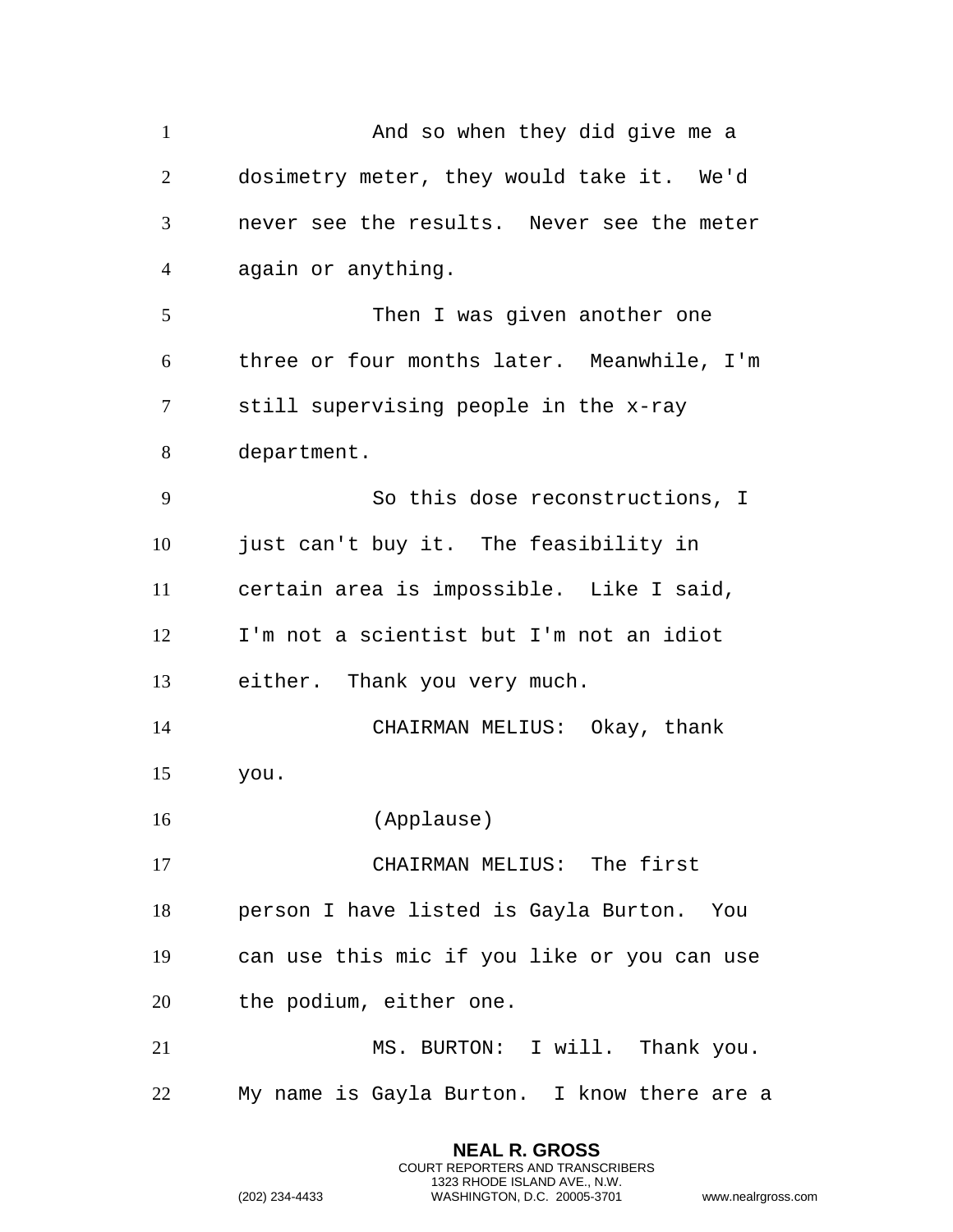And so when they did give me a dosimetry meter, they would take it. We'd never see the results. Never see the meter again or anything.

Then I was given another one three or four months later. Meanwhile, I'm still supervising people in the x-ray department.

So this dose reconstructions, I just can't buy it. The feasibility in certain area is impossible. Like I said, I'm not a scientist but I'm not an idiot either. Thank you very much.

CHAIRMAN MELIUS: Okay, thank you.

(Applause)

CHAIRMAN MELIUS: The first person I have listed is Gayla Burton. You can use this mic if you like or you can use the podium, either one.

MS. BURTON: I will. Thank you. My name is Gayla Burton. I know there are a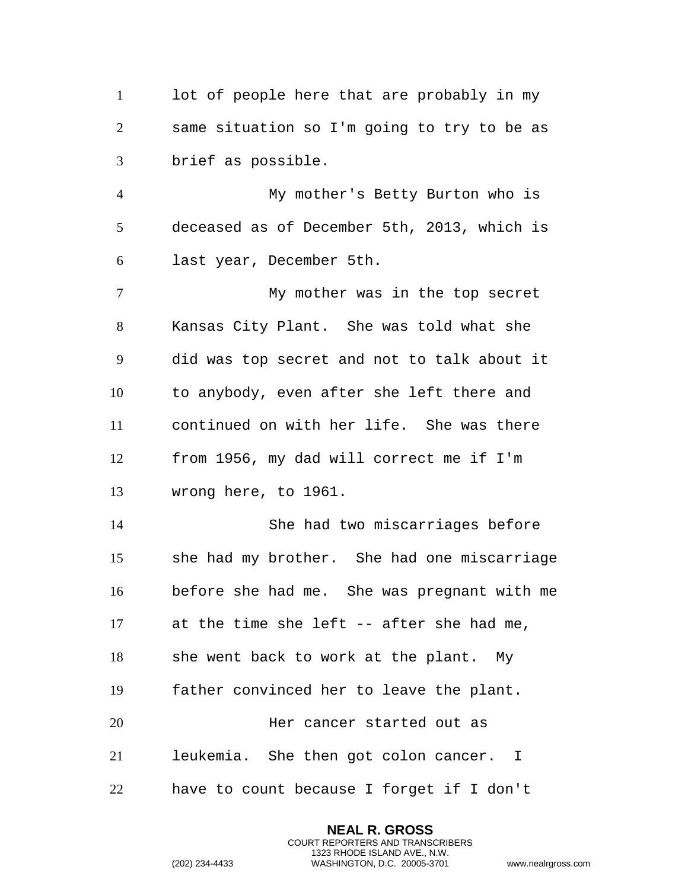lot of people here that are probably in my same situation so I'm going to try to be as brief as possible.

My mother's Betty Burton who is deceased as of December 5th, 2013, which is last year, December 5th.

My mother was in the top secret Kansas City Plant. She was told what she did was top secret and not to talk about it to anybody, even after she left there and continued on with her life. She was there from 1956, my dad will correct me if I'm wrong here, to 1961.

She had two miscarriages before she had my brother. She had one miscarriage before she had me. She was pregnant with me at the time she left -- after she had me, she went back to work at the plant. My father convinced her to leave the plant.

Her cancer started out as leukemia. She then got colon cancer. I have to count because I forget if I don't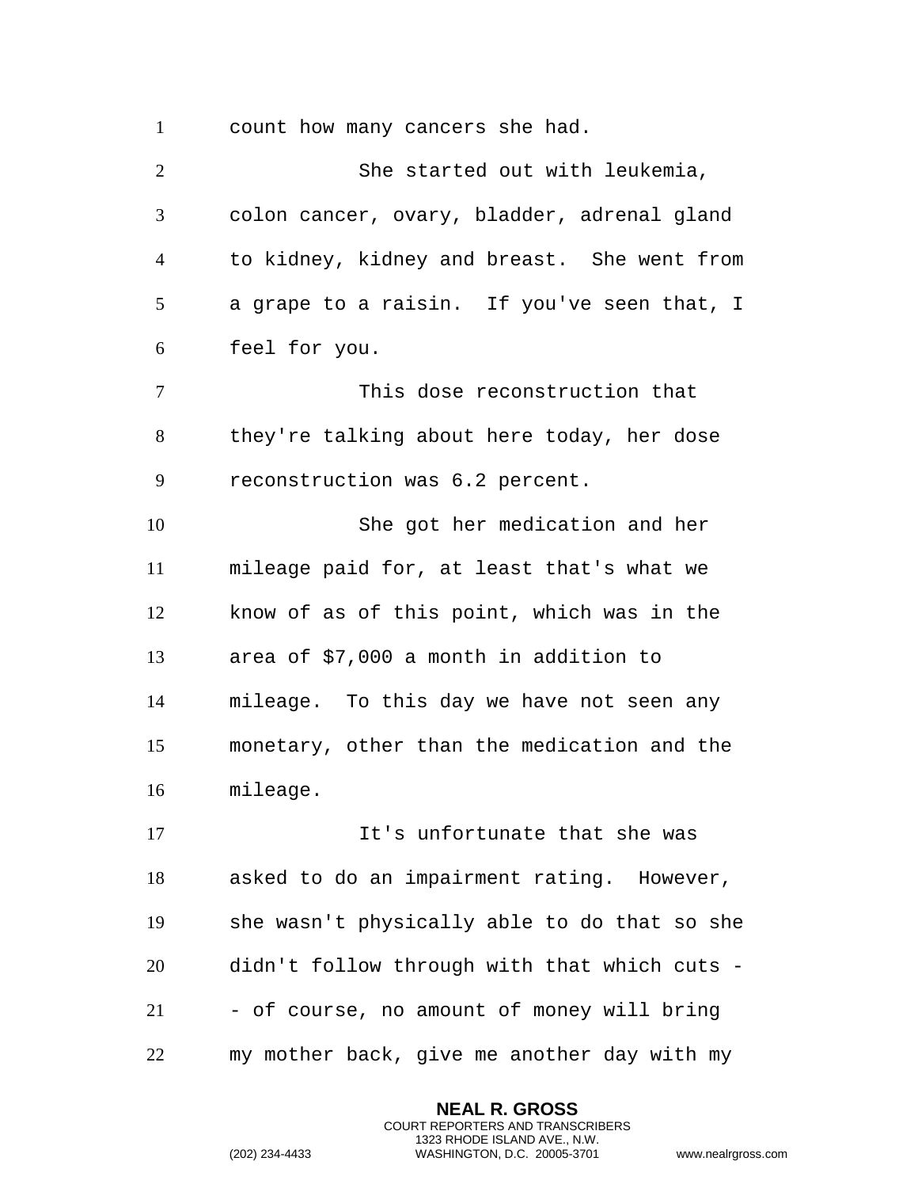count how many cancers she had.

She started out with leukemia, colon cancer, ovary, bladder, adrenal gland to kidney, kidney and breast. She went from a grape to a raisin. If you've seen that, I feel for you.

This dose reconstruction that they're talking about here today, her dose reconstruction was 6.2 percent.

She got her medication and her mileage paid for, at least that's what we know of as of this point, which was in the area of $7,000 a month in addition to mileage. To this day we have not seen any monetary, other than the medication and the mileage.

It's unfortunate that she was asked to do an impairment rating. However, she wasn't physically able to do that so she didn't follow through with that which cuts -- of course, no amount of money will bring my mother back, give me another day with my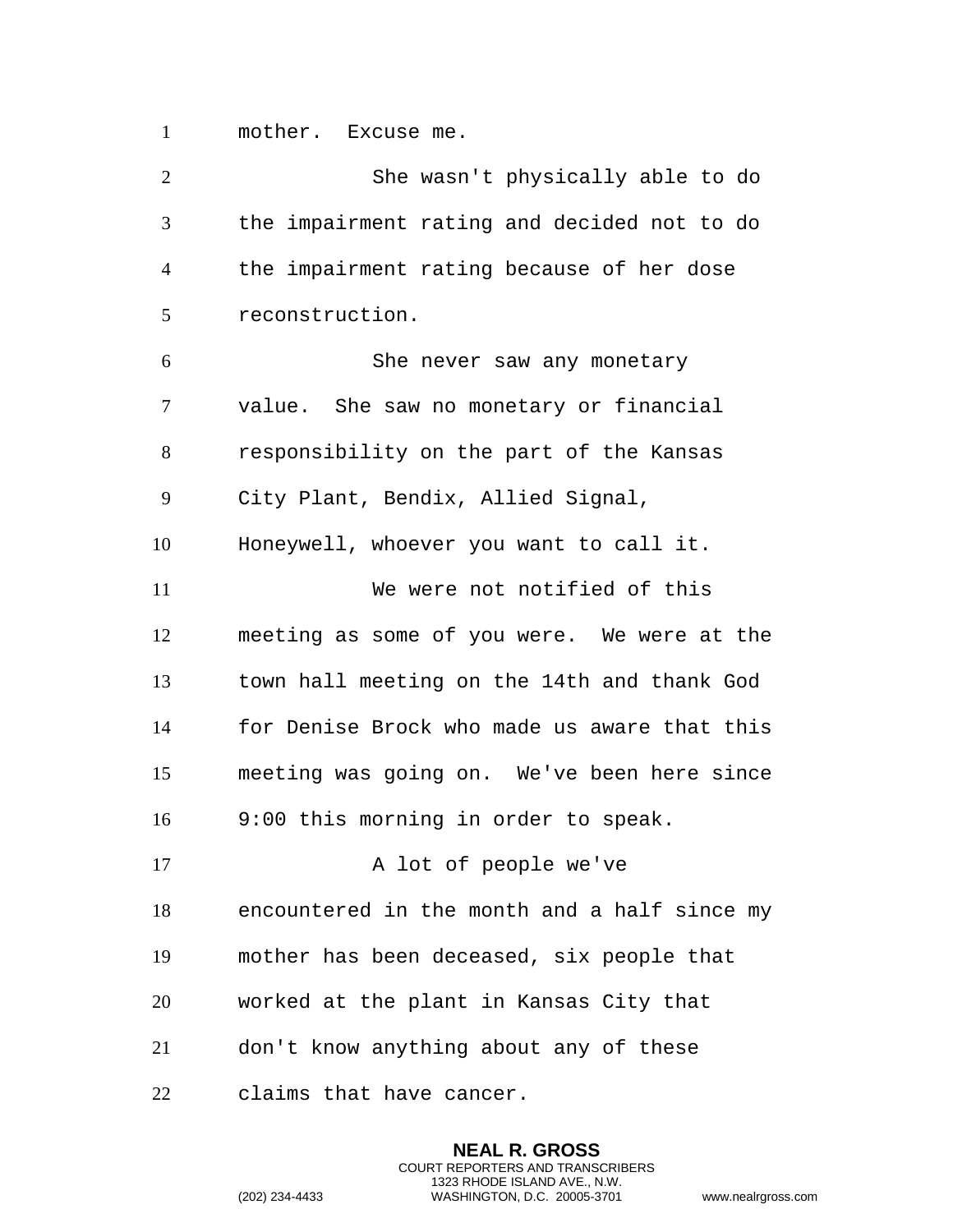mother. Excuse me.

She wasn't physically able to do the impairment rating and decided not to do the impairment rating because of her dose reconstruction.

She never saw any monetary value. She saw no monetary or financial responsibility on the part of the Kansas City Plant, Bendix, Allied Signal, Honeywell, whoever you want to call it.

We were not notified of this meeting as some of you were. We were at the town hall meeting on the 14th and thank God for Denise Brock who made us aware that this meeting was going on. We've been here since 9:00 this morning in order to speak.

A lot of people we've encountered in the month and a half since my mother has been deceased, six people that worked at the plant in Kansas City that don't know anything about any of these claims that have cancer.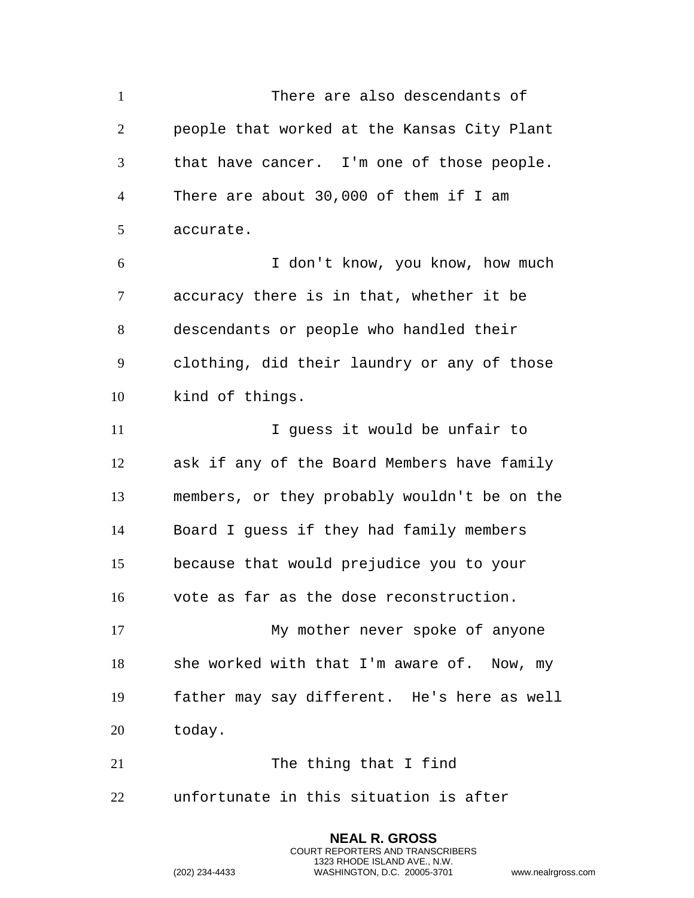There are also descendants of people that worked at the Kansas City Plant that have cancer. I'm one of those people. There are about 30,000 of them if I am accurate.

I don't know, you know, how much accuracy there is in that, whether it be descendants or people who handled their clothing, did their laundry or any of those kind of things.

I guess it would be unfair to ask if any of the Board Members have family members, or they probably wouldn't be on the Board I guess if they had family members because that would prejudice you to your vote as far as the dose reconstruction.

My mother never spoke of anyone she worked with that I'm aware of. Now, my father may say different. He's here as well today.

The thing that I find unfortunate in this situation is after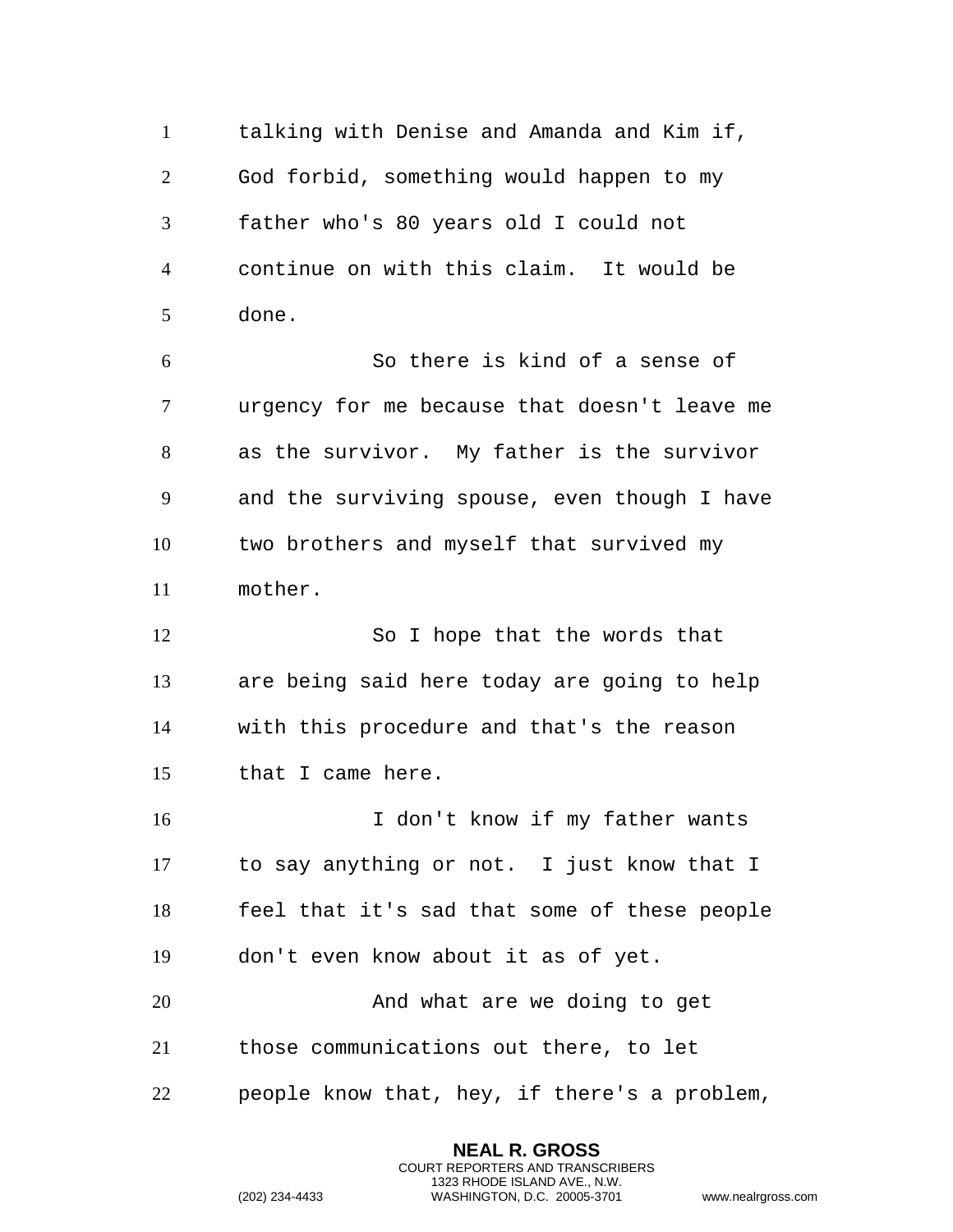talking with Denise and Amanda and Kim if, God forbid, something would happen to my father who's 80 years old I could not continue on with this claim. It would be done.

So there is kind of a sense of urgency for me because that doesn't leave me as the survivor. My father is the survivor and the surviving spouse, even though I have two brothers and myself that survived my mother.

So I hope that the words that are being said here today are going to help with this procedure and that's the reason that I came here.

I don't know if my father wants to say anything or not. I just know that I feel that it's sad that some of these people don't even know about it as of yet.

And what are we doing to get those communications out there, to let people know that, hey, if there's a problem,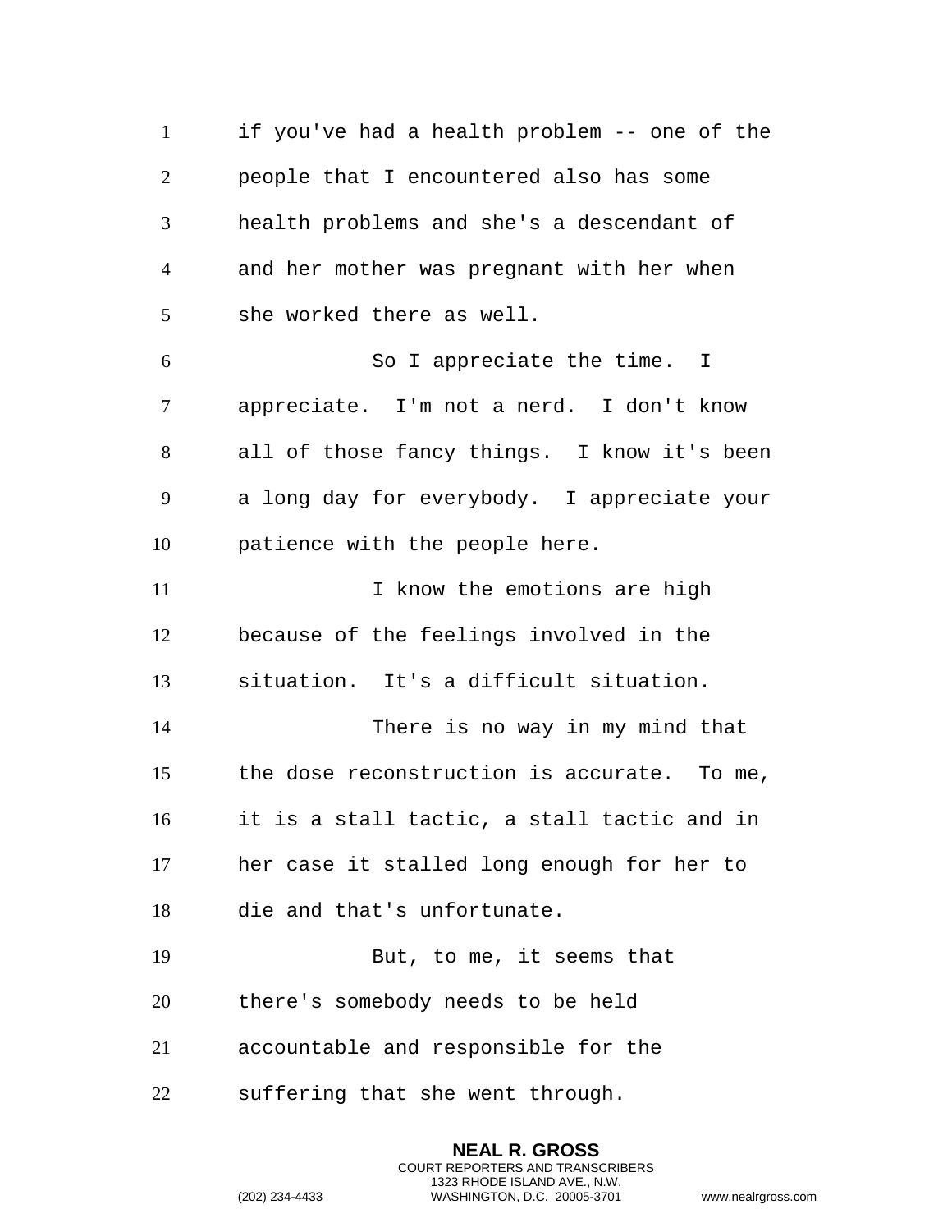if you've had a health problem -- one of the people that I encountered also has some health problems and she's a descendant of and her mother was pregnant with her when she worked there as well.

So I appreciate the time. I appreciate. I'm not a nerd. I don't know all of those fancy things. I know it's been a long day for everybody. I appreciate your patience with the people here.

I know the emotions are high because of the feelings involved in the situation. It's a difficult situation.

There is no way in my mind that the dose reconstruction is accurate. To me, it is a stall tactic, a stall tactic and in her case it stalled long enough for her to die and that's unfortunate.

But, to me, it seems that there's somebody needs to be held accountable and responsible for the suffering that she went through.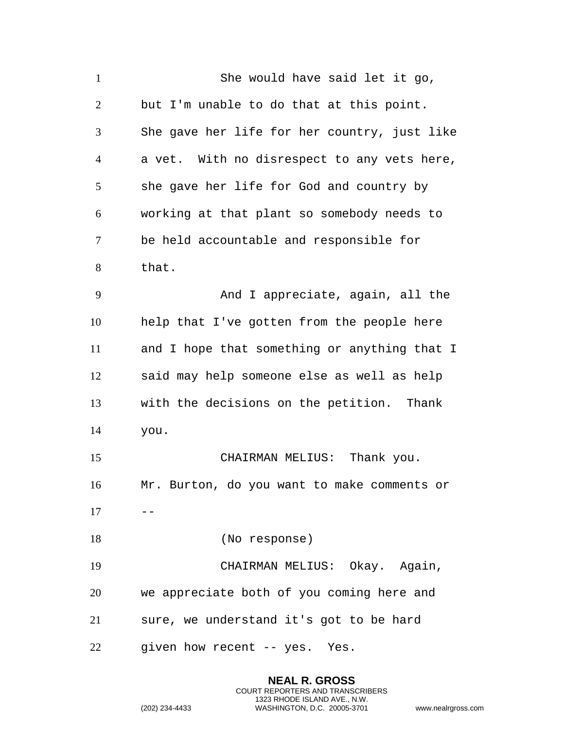She would have said let it go, but I'm unable to do that at this point. She gave her life for her country, just like a vet. With no disrespect to any vets here, she gave her life for God and country by working at that plant so somebody needs to be held accountable and responsible for that.

And I appreciate, again, all the help that I've gotten from the people here and I hope that something or anything that I said may help someone else as well as help with the decisions on the petition. Thank you.

CHAIRMAN MELIUS: Thank you. Mr. Burton, do you want to make comments or --

(No response)

CHAIRMAN MELIUS: Okay. Again, we appreciate both of you coming here and sure, we understand it's got to be hard given how recent -- yes. Yes.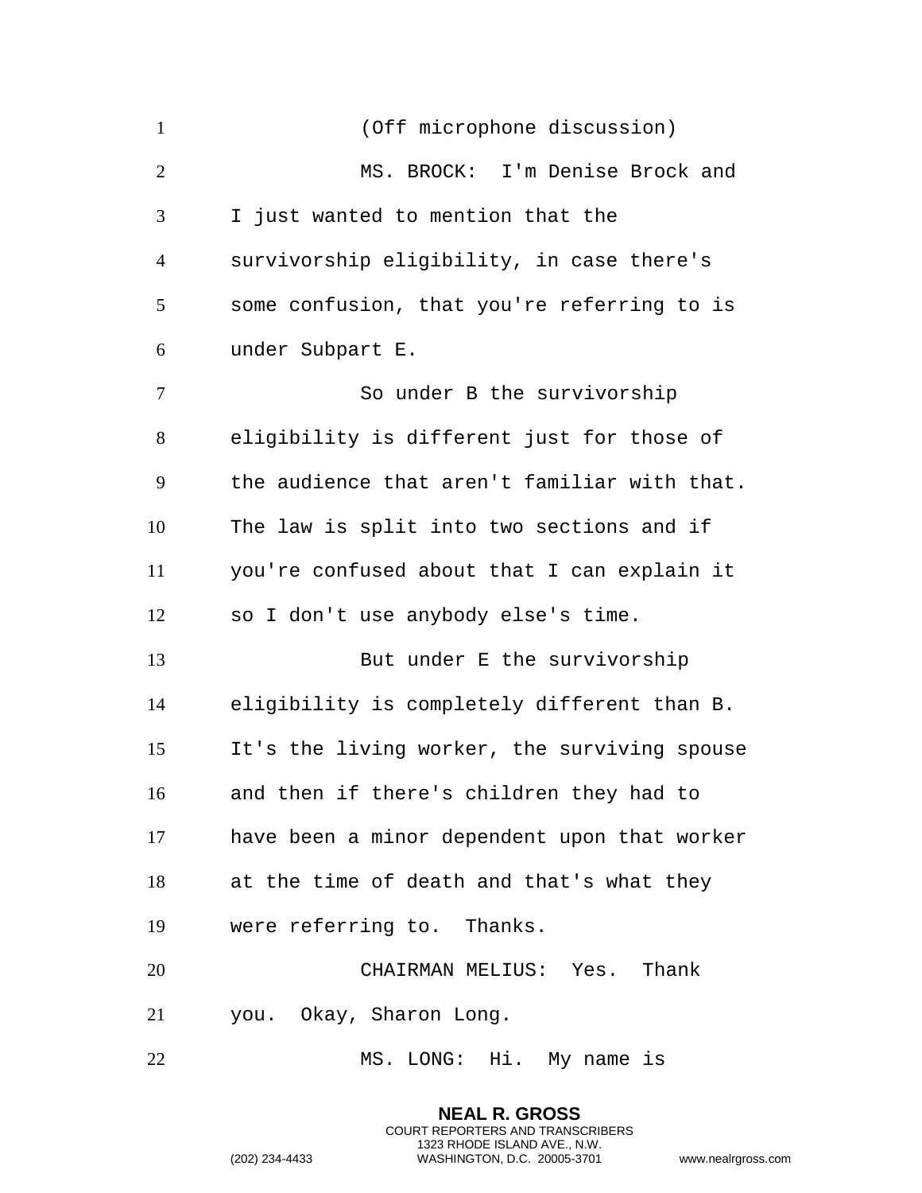(Off microphone discussion)

MS. BROCK: I'm Denise Brock and I just wanted to mention that the survivorship eligibility, in case there's some confusion, that you're referring to is under Subpart E.

So under B the survivorship eligibility is different just for those of the audience that aren't familiar with that. The law is split into two sections and if you're confused about that I can explain it so I don't use anybody else's time.

But under E the survivorship eligibility is completely different than B. It's the living worker, the surviving spouse and then if there's children they had to have been a minor dependent upon that worker at the time of death and that's what they were referring to. Thanks.

CHAIRMAN MELIUS: Yes. Thank you. Okay, Sharon Long.

MS. LONG: Hi. My name is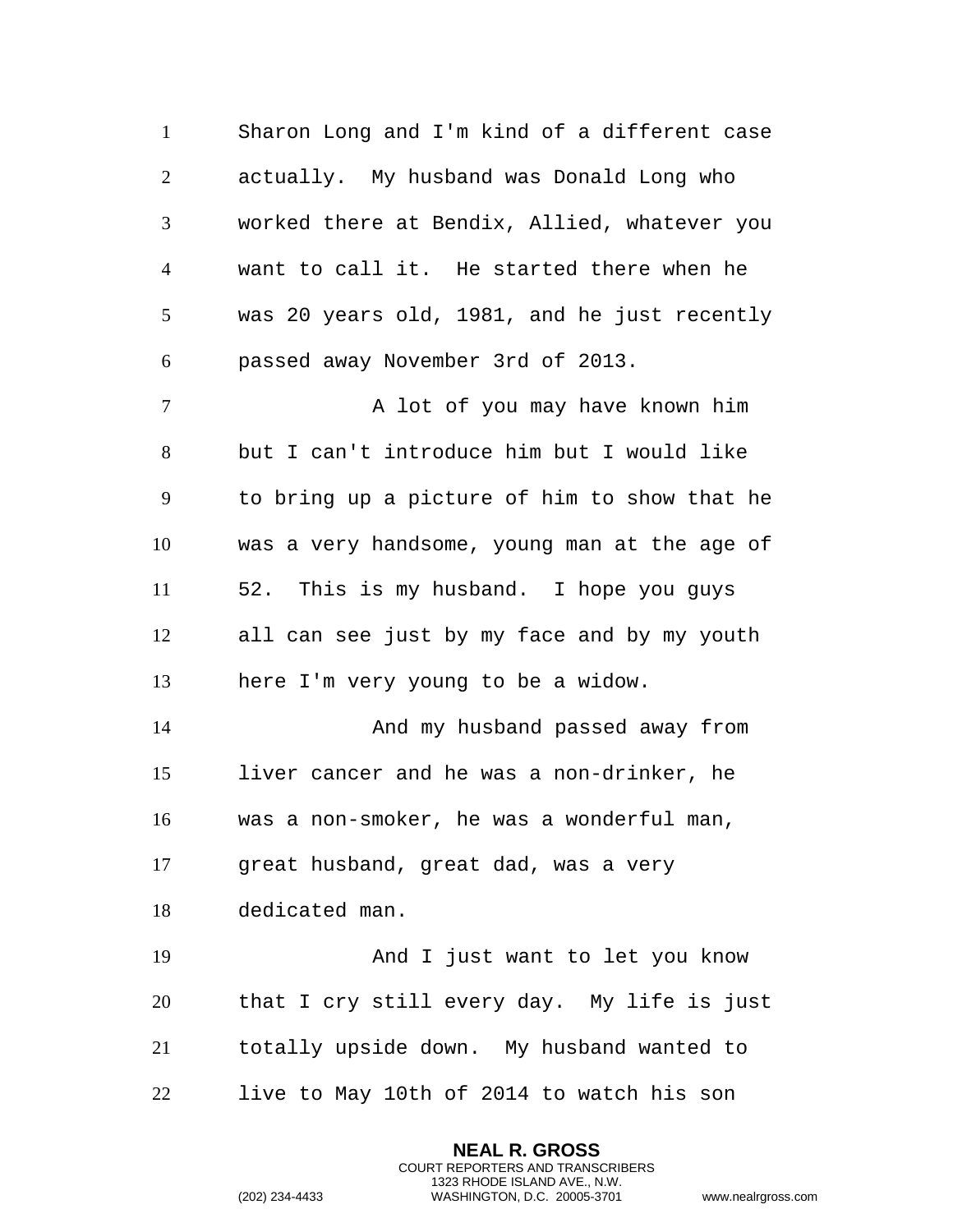Sharon Long and I'm kind of a different case actually. My husband was Donald Long who worked there at Bendix, Allied, whatever you want to call it. He started there when he was 20 years old, 1981, and he just recently passed away November 3rd of 2013.

A lot of you may have known him but I can't introduce him but I would like to bring up a picture of him to show that he was a very handsome, young man at the age of 52. This is my husband. I hope you guys all can see just by my face and by my youth here I'm very young to be a widow.

And my husband passed away from liver cancer and he was a non-drinker, he was a non-smoker, he was a wonderful man, great husband, great dad, was a very dedicated man.

And I just want to let you know that I cry still every day. My life is just totally upside down. My husband wanted to live to May 10th of 2014 to watch his son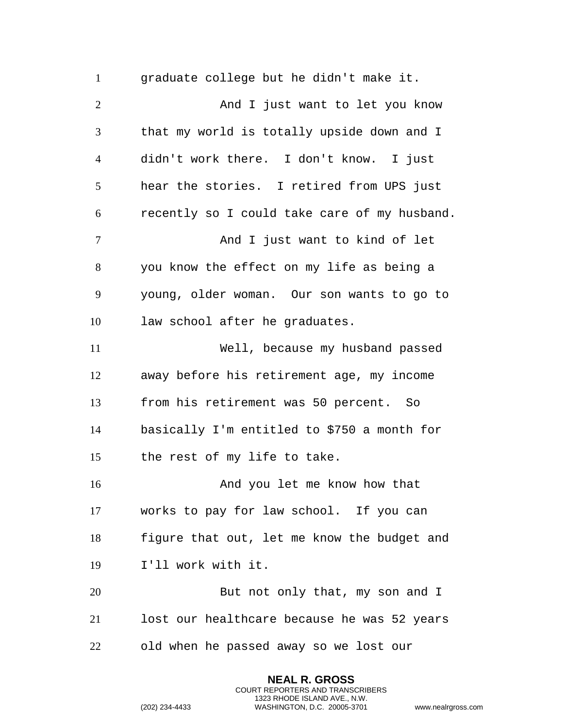graduate college but he didn't make it.

And I just want to let you know that my world is totally upside down and I didn't work there. I don't know. I just hear the stories. I retired from UPS just recently so I could take care of my husband.

And I just want to kind of let you know the effect on my life as being a young, older woman. Our son wants to go to law school after he graduates.

Well, because my husband passed away before his retirement age, my income from his retirement was 50 percent. So basically I'm entitled to $750 a month for the rest of my life to take.

And you let me know how that works to pay for law school. If you can figure that out, let me know the budget and I'll work with it.

But not only that, my son and I lost our healthcare because he was 52 years old when he passed away so we lost our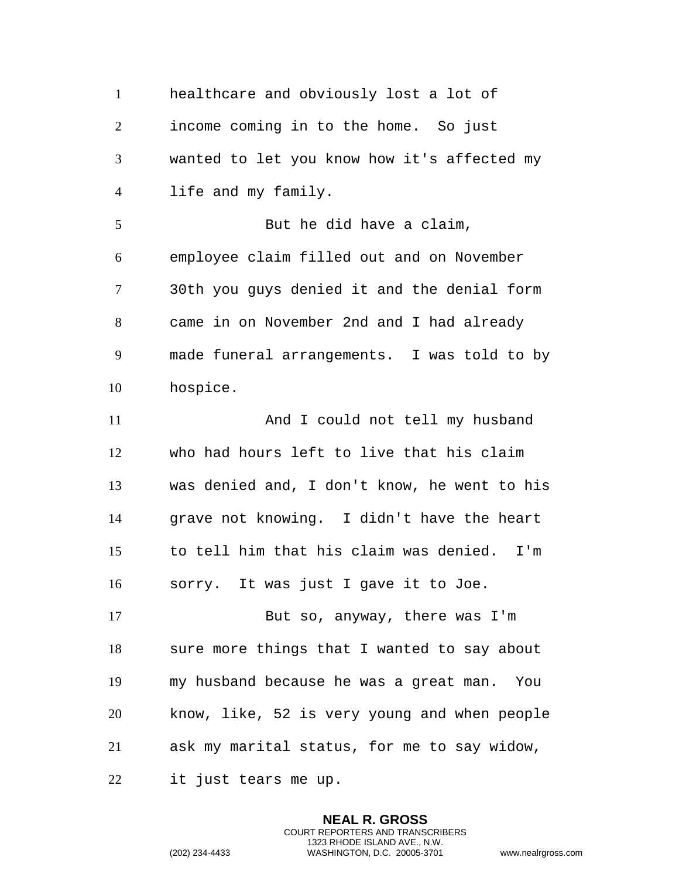healthcare and obviously lost a lot of income coming in to the home. So just wanted to let you know how it's affected my life and my family.

But he did have a claim, employee claim filled out and on November 30th you guys denied it and the denial form came in on November 2nd and I had already made funeral arrangements. I was told to by hospice.

And I could not tell my husband who had hours left to live that his claim was denied and, I don't know, he went to his grave not knowing. I didn't have the heart to tell him that his claim was denied. I'm sorry. It was just I gave it to Joe.

But so, anyway, there was I'm sure more things that I wanted to say about my husband because he was a great man. You know, like, 52 is very young and when people ask my marital status, for me to say widow, it just tears me up.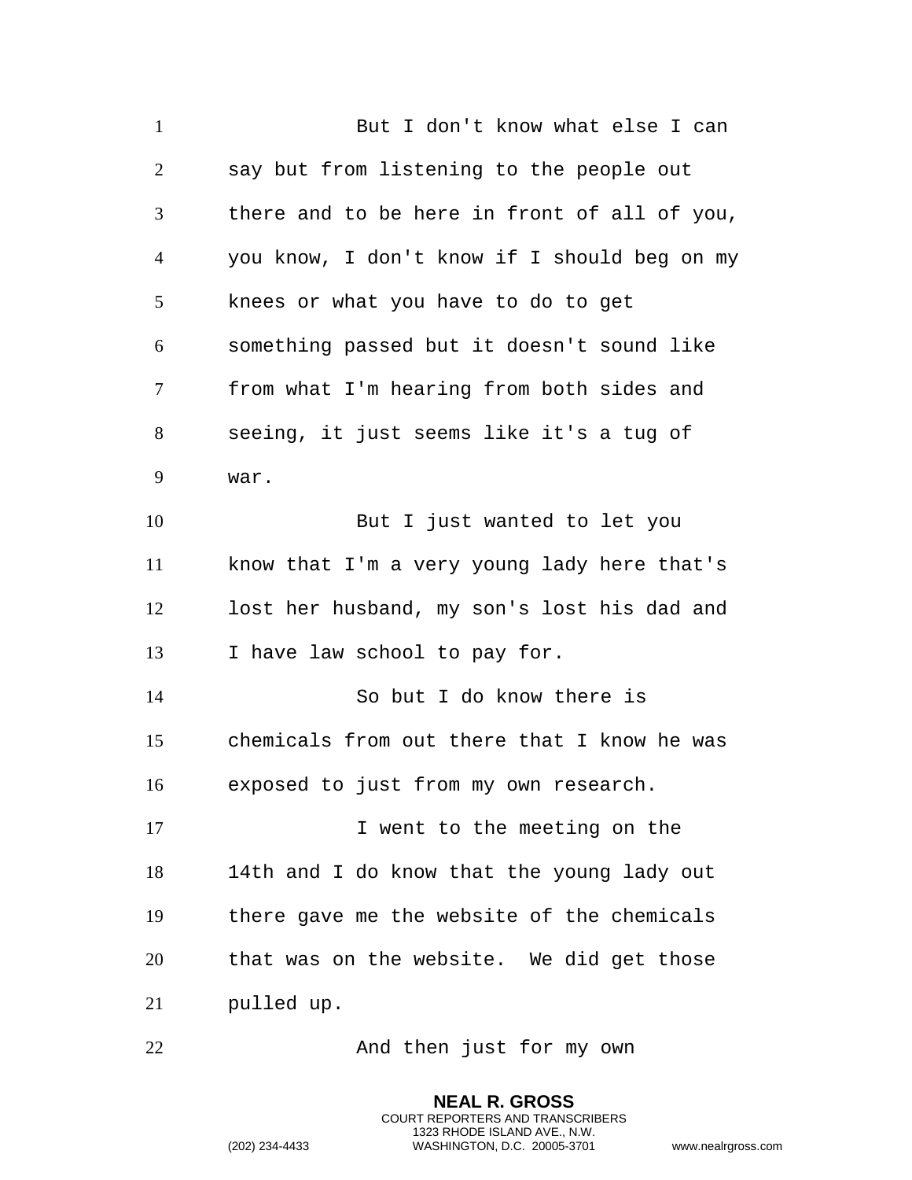But I don't know what else I can say but from listening to the people out there and to be here in front of all of you, you know, I don't know if I should beg on my knees or what you have to do to get something passed but it doesn't sound like from what I'm hearing from both sides and seeing, it just seems like it's a tug of war.

But I just wanted to let you know that I'm a very young lady here that's lost her husband, my son's lost his dad and I have law school to pay for.

So but I do know there is chemicals from out there that I know he was exposed to just from my own research.

I went to the meeting on the 14th and I do know that the young lady out there gave me the website of the chemicals that was on the website. We did get those pulled up.

And then just for my own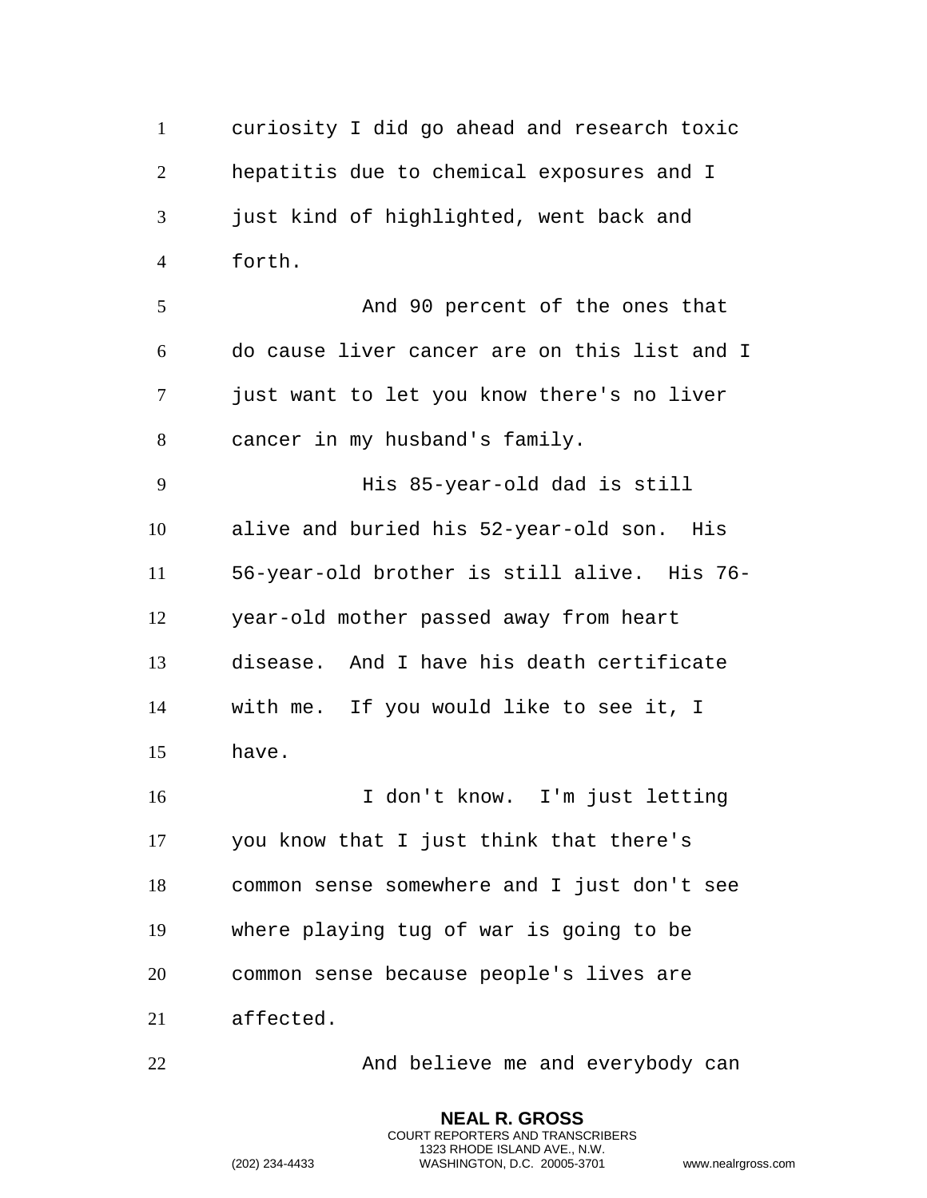curiosity I did go ahead and research toxic hepatitis due to chemical exposures and I just kind of highlighted, went back and forth.

And 90 percent of the ones that do cause liver cancer are on this list and I just want to let you know there's no liver cancer in my husband's family.

His 85-year-old dad is still alive and buried his 52-year-old son. His 56-year-old brother is still alive. His 76-year-old mother passed away from heart disease. And I have his death certificate with me. If you would like to see it, I have.

I don't know. I'm just letting you know that I just think that there's common sense somewhere and I just don't see where playing tug of war is going to be common sense because people's lives are affected.

And believe me and everybody can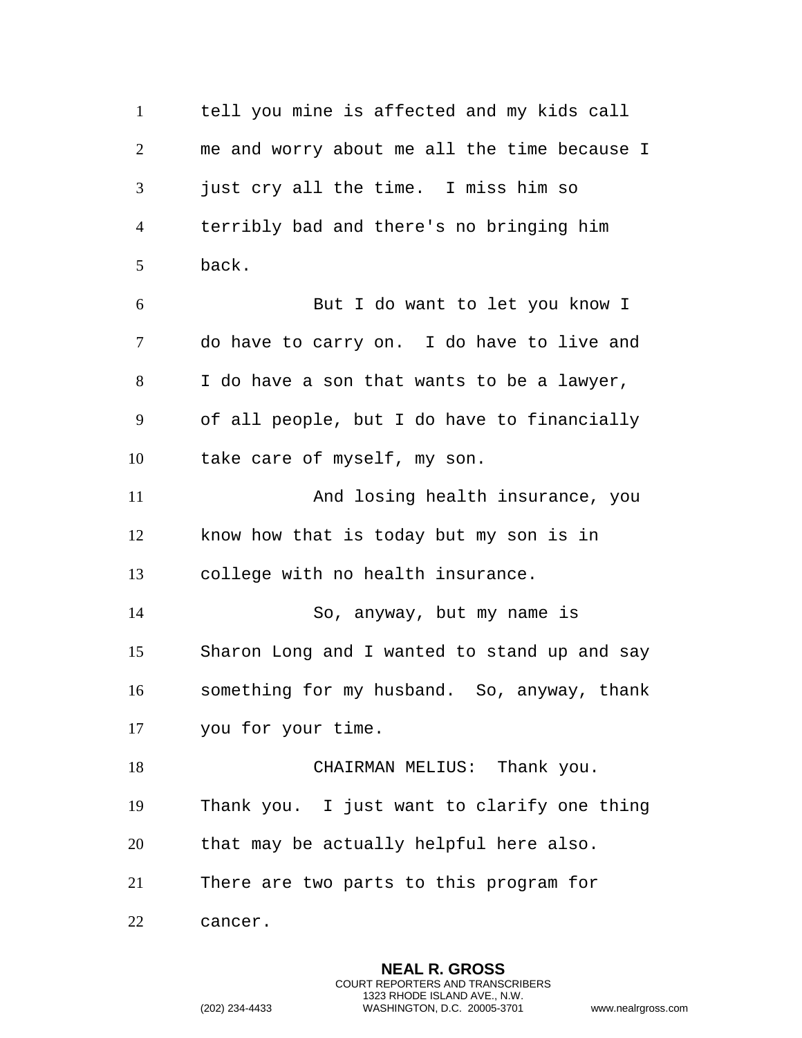tell you mine is affected and my kids call me and worry about me all the time because I just cry all the time. I miss him so terribly bad and there's no bringing him back.

But I do want to let you know I do have to carry on. I do have to live and I do have a son that wants to be a lawyer, of all people, but I do have to financially take care of myself, my son.

And losing health insurance, you know how that is today but my son is in college with no health insurance.

So, anyway, but my name is Sharon Long and I wanted to stand up and say something for my husband. So, anyway, thank you for your time.

CHAIRMAN MELIUS: Thank you. Thank you. I just want to clarify one thing that may be actually helpful here also. There are two parts to this program for cancer.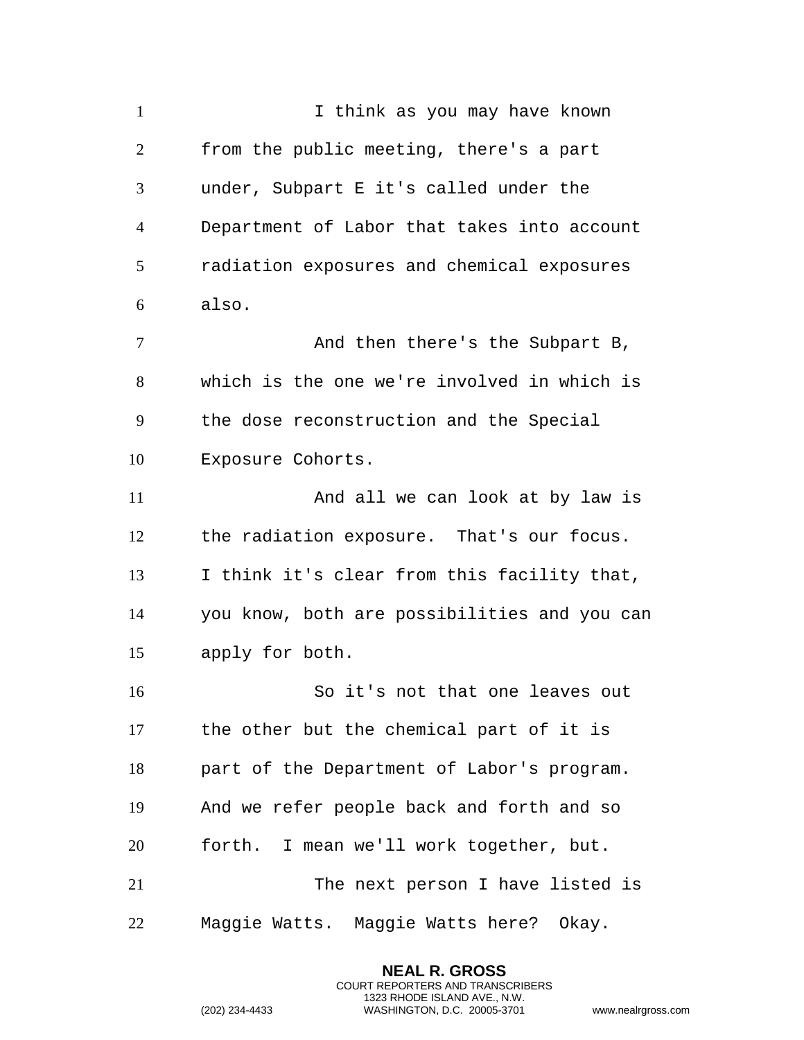I think as you may have known from the public meeting, there's a part under, Subpart E it's called under the Department of Labor that takes into account radiation exposures and chemical exposures also.

And then there's the Subpart B, which is the one we're involved in which is the dose reconstruction and the Special Exposure Cohorts.

And all we can look at by law is the radiation exposure. That's our focus. I think it's clear from this facility that, you know, both are possibilities and you can apply for both.

So it's not that one leaves out the other but the chemical part of it is part of the Department of Labor's program. And we refer people back and forth and so forth. I mean we'll work together, but.

The next person I have listed is Maggie Watts. Maggie Watts here? Okay.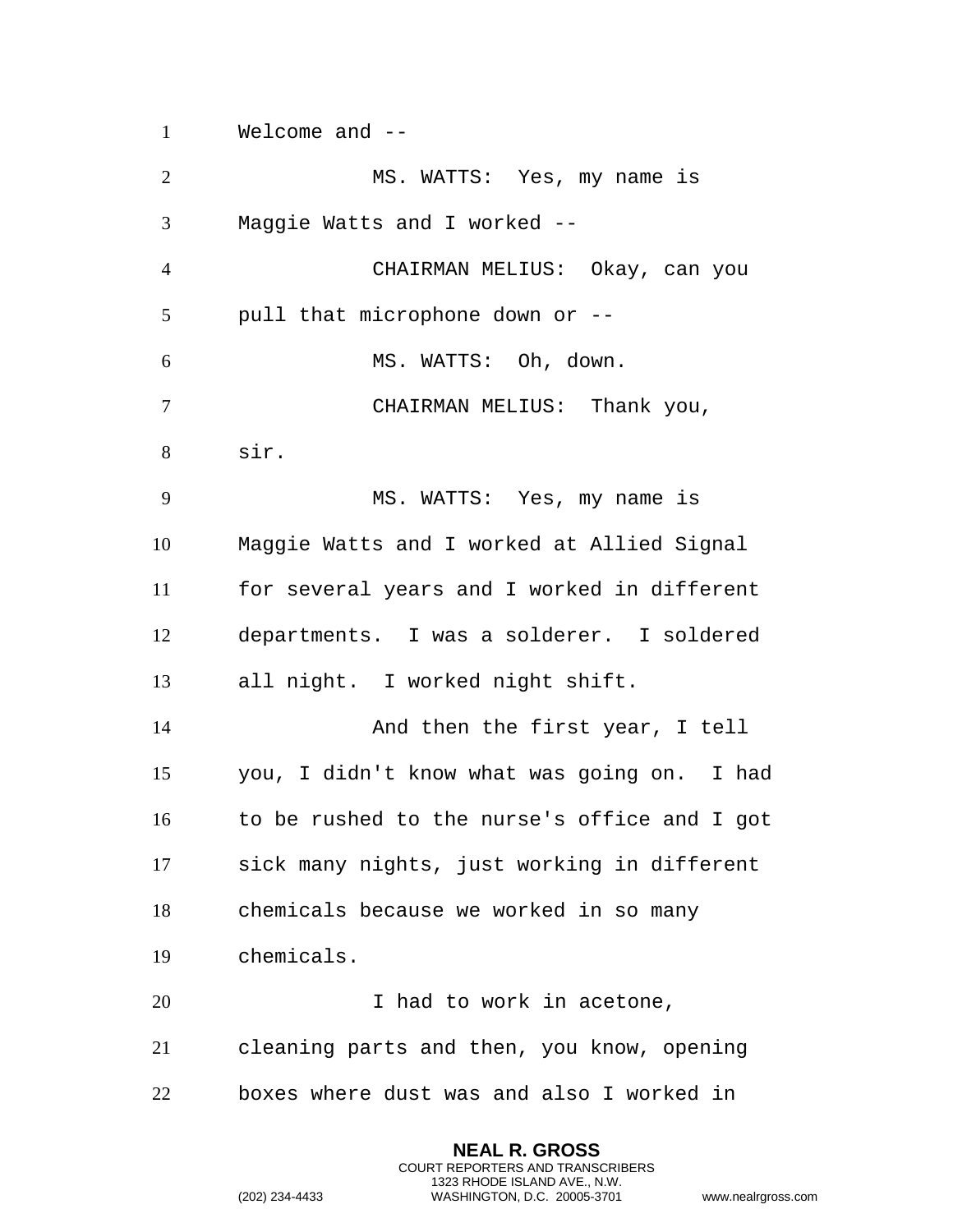Welcome and --

MS. WATTS: Yes, my name is Maggie Watts and I worked --

CHAIRMAN MELIUS: Okay, can you pull that microphone down or --

MS. WATTS: Oh, down.

CHAIRMAN MELIUS: Thank you, sir.

MS. WATTS: Yes, my name is Maggie Watts and I worked at Allied Signal for several years and I worked in different departments. I was a solderer. I soldered all night. I worked night shift.

And then the first year, I tell you, I didn't know what was going on. I had to be rushed to the nurse's office and I got sick many nights, just working in different chemicals because we worked in so many chemicals.

I had to work in acetone, cleaning parts and then, you know, opening boxes where dust was and also I worked in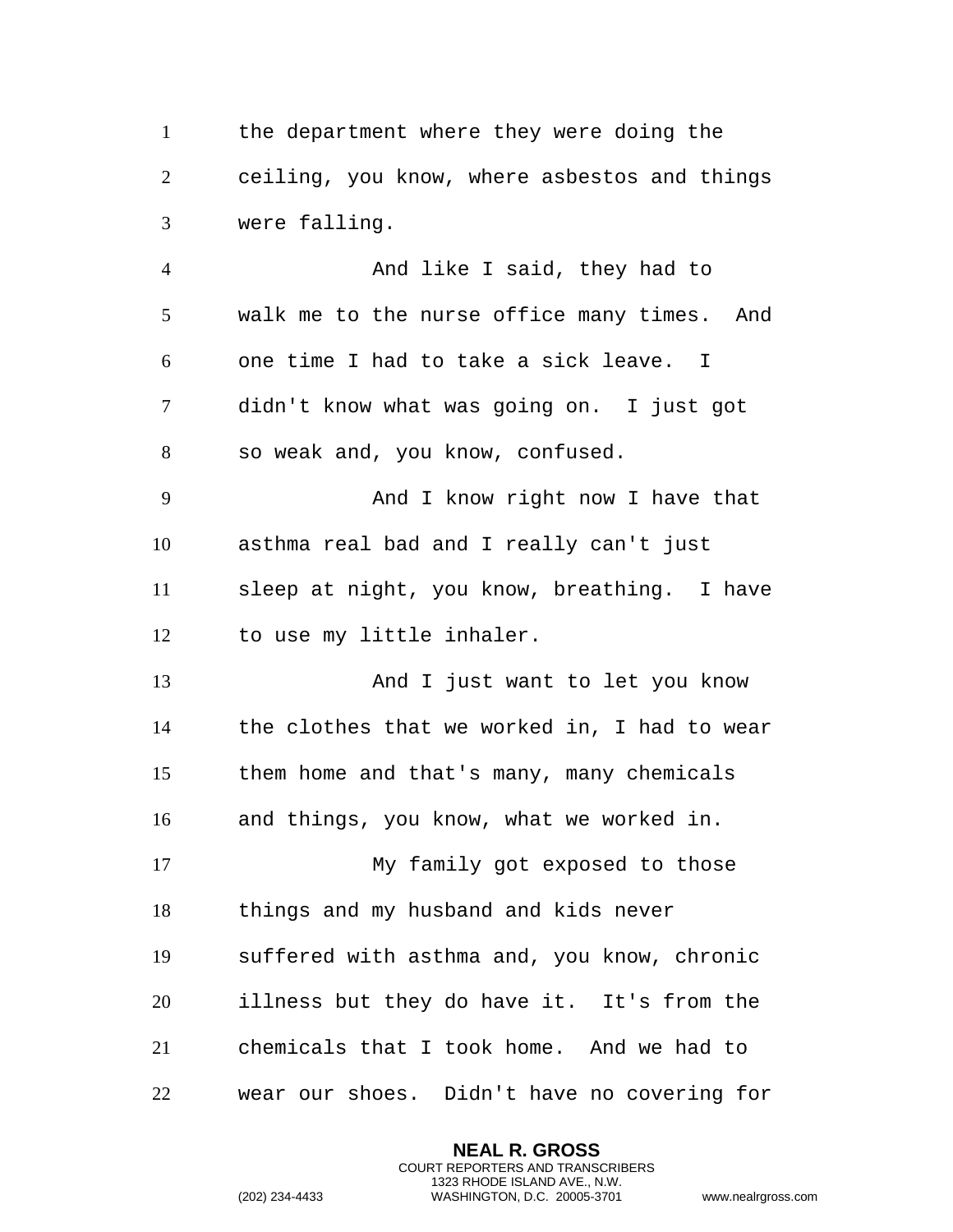the department where they were doing the ceiling, you know, where asbestos and things were falling.

And like I said, they had to walk me to the nurse office many times. And one time I had to take a sick leave. I didn't know what was going on. I just got so weak and, you know, confused.

And I know right now I have that asthma real bad and I really can't just sleep at night, you know, breathing. I have to use my little inhaler.

And I just want to let you know the clothes that we worked in, I had to wear them home and that's many, many chemicals and things, you know, what we worked in.

My family got exposed to those things and my husband and kids never suffered with asthma and, you know, chronic illness but they do have it. It's from the chemicals that I took home. And we had to wear our shoes. Didn't have no covering for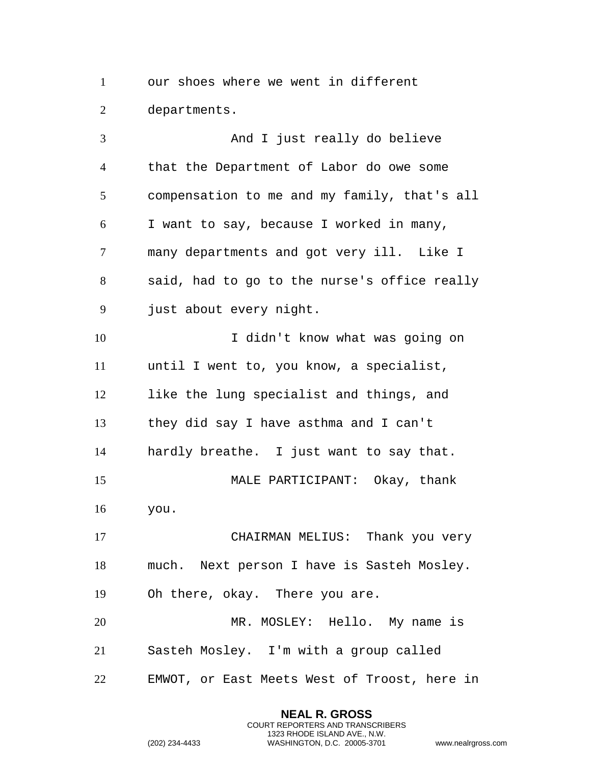our shoes where we went in different departments.

And I just really do believe that the Department of Labor do owe some compensation to me and my family, that's all I want to say, because I worked in many, many departments and got very ill. Like I said, had to go to the nurse's office really just about every night.

I didn't know what was going on until I went to, you know, a specialist, like the lung specialist and things, and they did say I have asthma and I can't hardly breathe. I just want to say that.

MALE PARTICIPANT: Okay, thank you.

CHAIRMAN MELIUS: Thank you very much. Next person I have is Sasteh Mosley. Oh there, okay. There you are.

MR. MOSLEY: Hello. My name is Sasteh Mosley. I'm with a group called EMWOT, or East Meets West of Troost, here in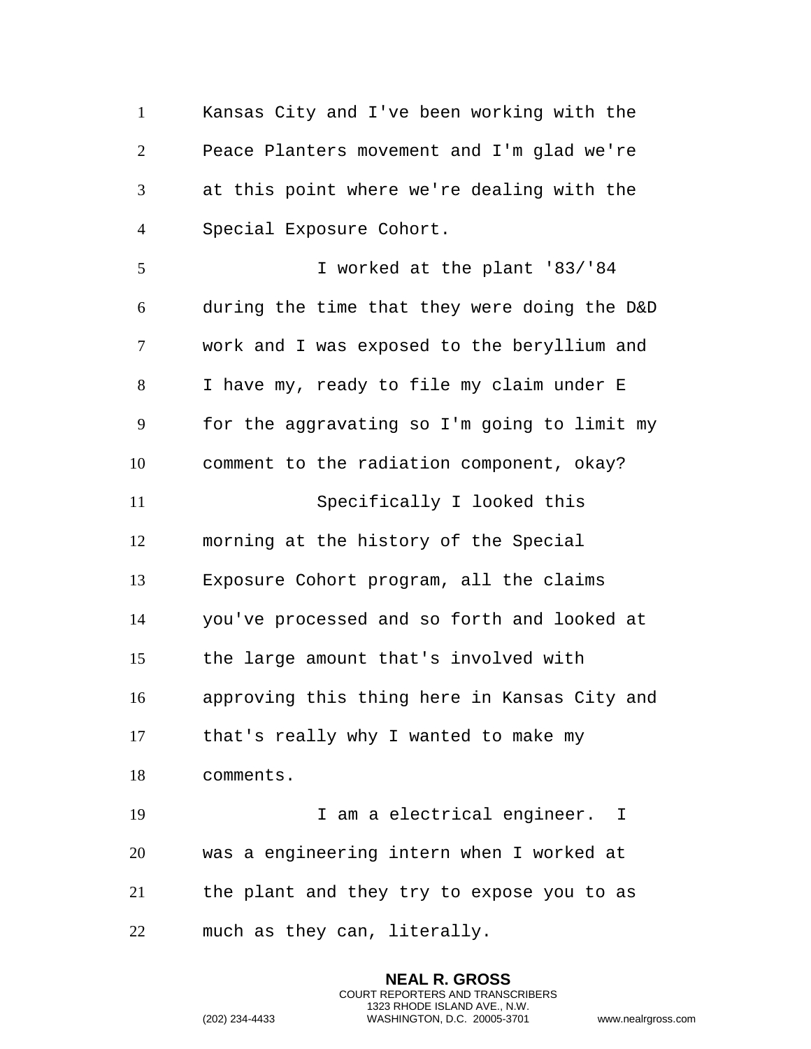Kansas City and I've been working with the Peace Planters movement and I'm glad we're at this point where we're dealing with the Special Exposure Cohort.

I worked at the plant '83/'84 during the time that they were doing the D&D work and I was exposed to the beryllium and I have my, ready to file my claim under E for the aggravating so I'm going to limit my comment to the radiation component, okay?

Specifically I looked this morning at the history of the Special Exposure Cohort program, all the claims you've processed and so forth and looked at the large amount that's involved with approving this thing here in Kansas City and that's really why I wanted to make my comments.

I am a electrical engineer. I was a engineering intern when I worked at the plant and they try to expose you to as much as they can, literally.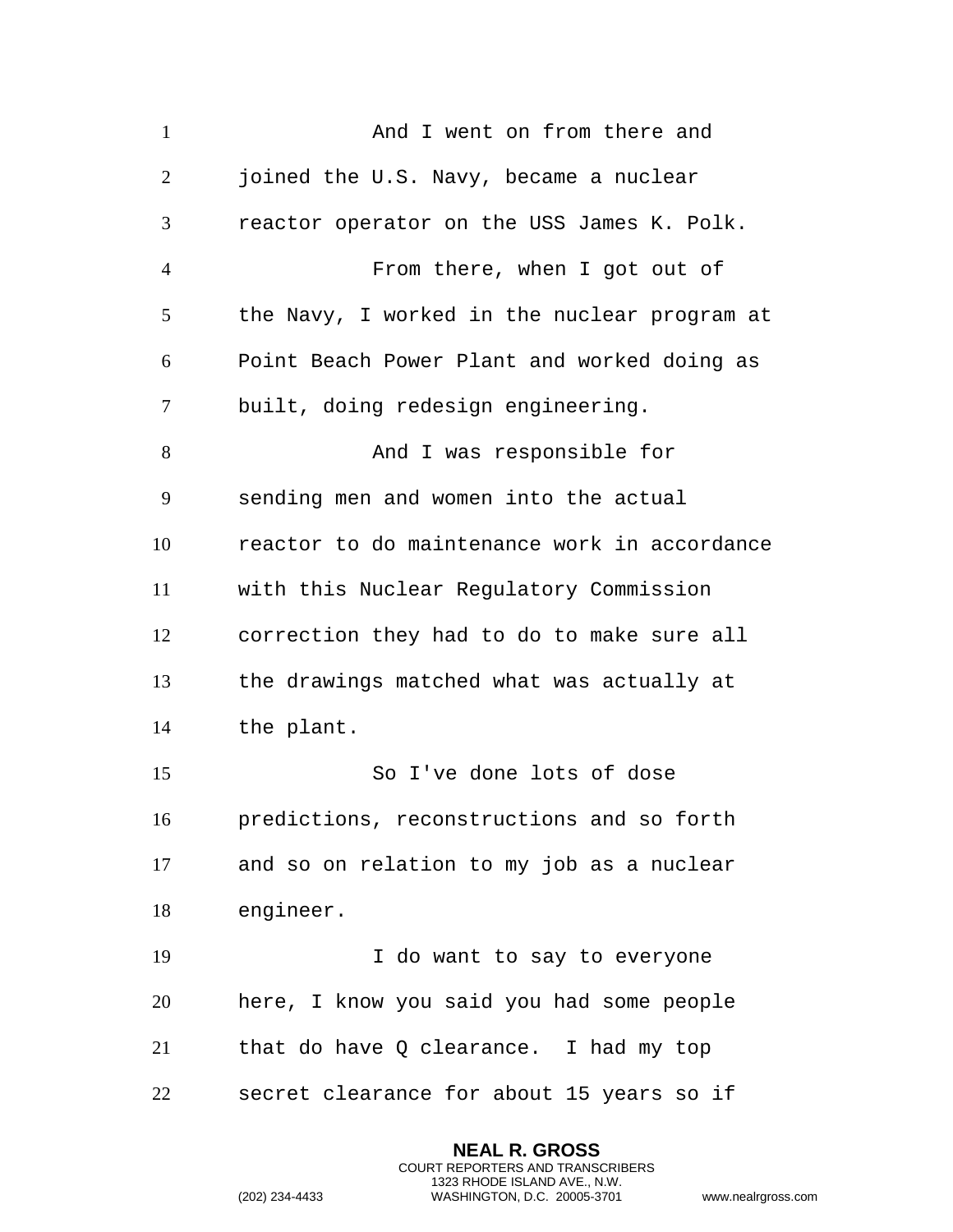And I went on from there and joined the U.S. Navy, became a nuclear reactor operator on the USS James K. Polk.

From there, when I got out of the Navy, I worked in the nuclear program at Point Beach Power Plant and worked doing as built, doing redesign engineering.

And I was responsible for sending men and women into the actual reactor to do maintenance work in accordance with this Nuclear Regulatory Commission correction they had to do to make sure all the drawings matched what was actually at the plant.

So I've done lots of dose predictions, reconstructions and so forth and so on relation to my job as a nuclear engineer.

I do want to say to everyone here, I know you said you had some people that do have Q clearance. I had my top secret clearance for about 15 years so if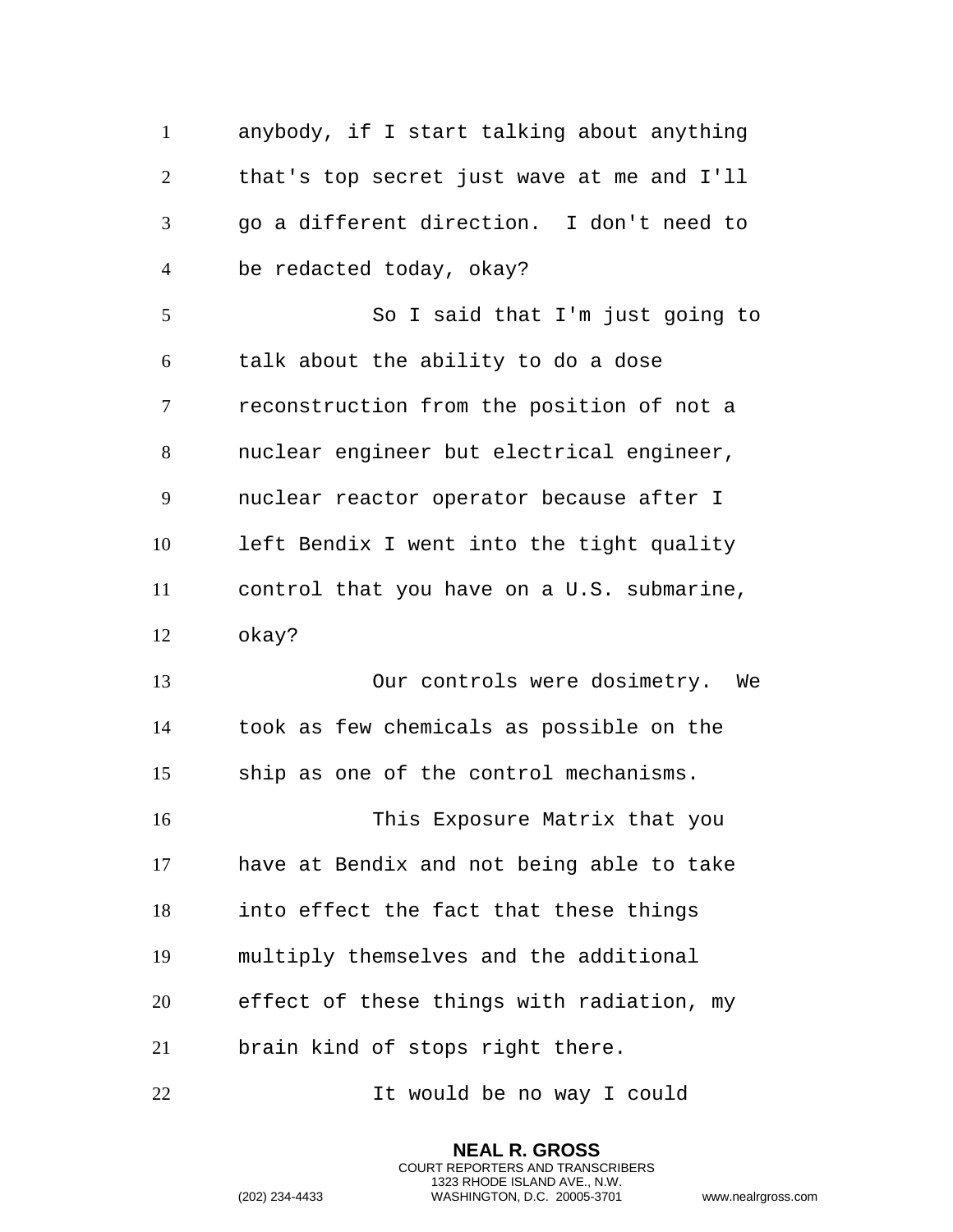anybody, if I start talking about anything that's top secret just wave at me and I'll go a different direction. I don't need to be redacted today, okay?

So I said that I'm just going to talk about the ability to do a dose reconstruction from the position of not a nuclear engineer but electrical engineer, nuclear reactor operator because after I left Bendix I went into the tight quality control that you have on a U.S. submarine, okay?

Our controls were dosimetry. We took as few chemicals as possible on the ship as one of the control mechanisms.

This Exposure Matrix that you have at Bendix and not being able to take into effect the fact that these things multiply themselves and the additional effect of these things with radiation, my brain kind of stops right there.

It would be no way I could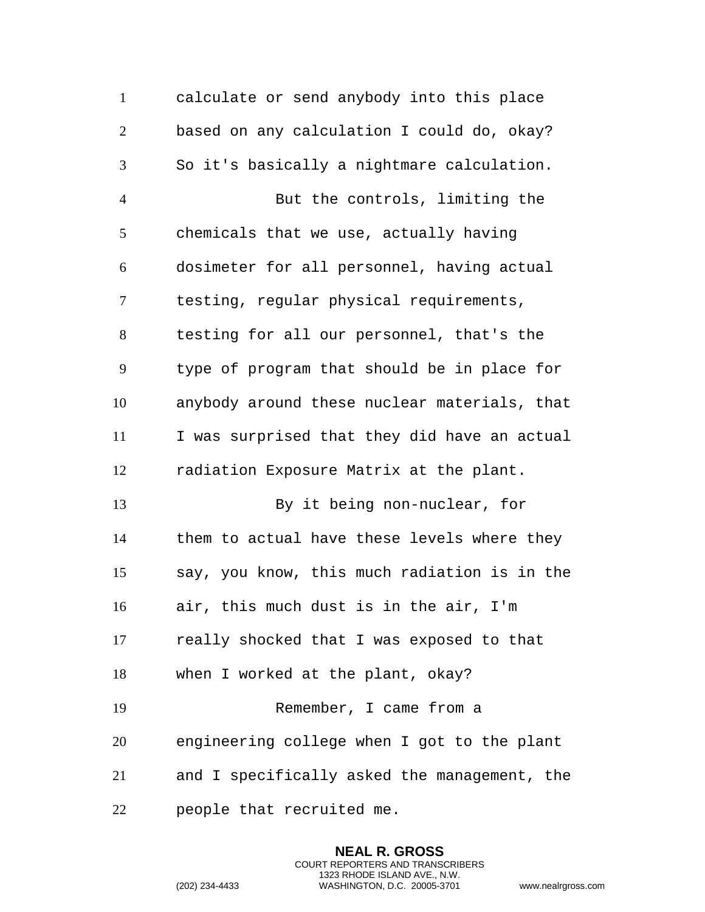calculate or send anybody into this place based on any calculation I could do, okay? So it's basically a nightmare calculation.

But the controls, limiting the chemicals that we use, actually having dosimeter for all personnel, having actual testing, regular physical requirements, testing for all our personnel, that's the type of program that should be in place for anybody around these nuclear materials, that I was surprised that they did have an actual radiation Exposure Matrix at the plant.

By it being non-nuclear, for them to actual have these levels where they say, you know, this much radiation is in the air, this much dust is in the air, I'm really shocked that I was exposed to that when I worked at the plant, okay?

Remember, I came from a engineering college when I got to the plant and I specifically asked the management, the people that recruited me.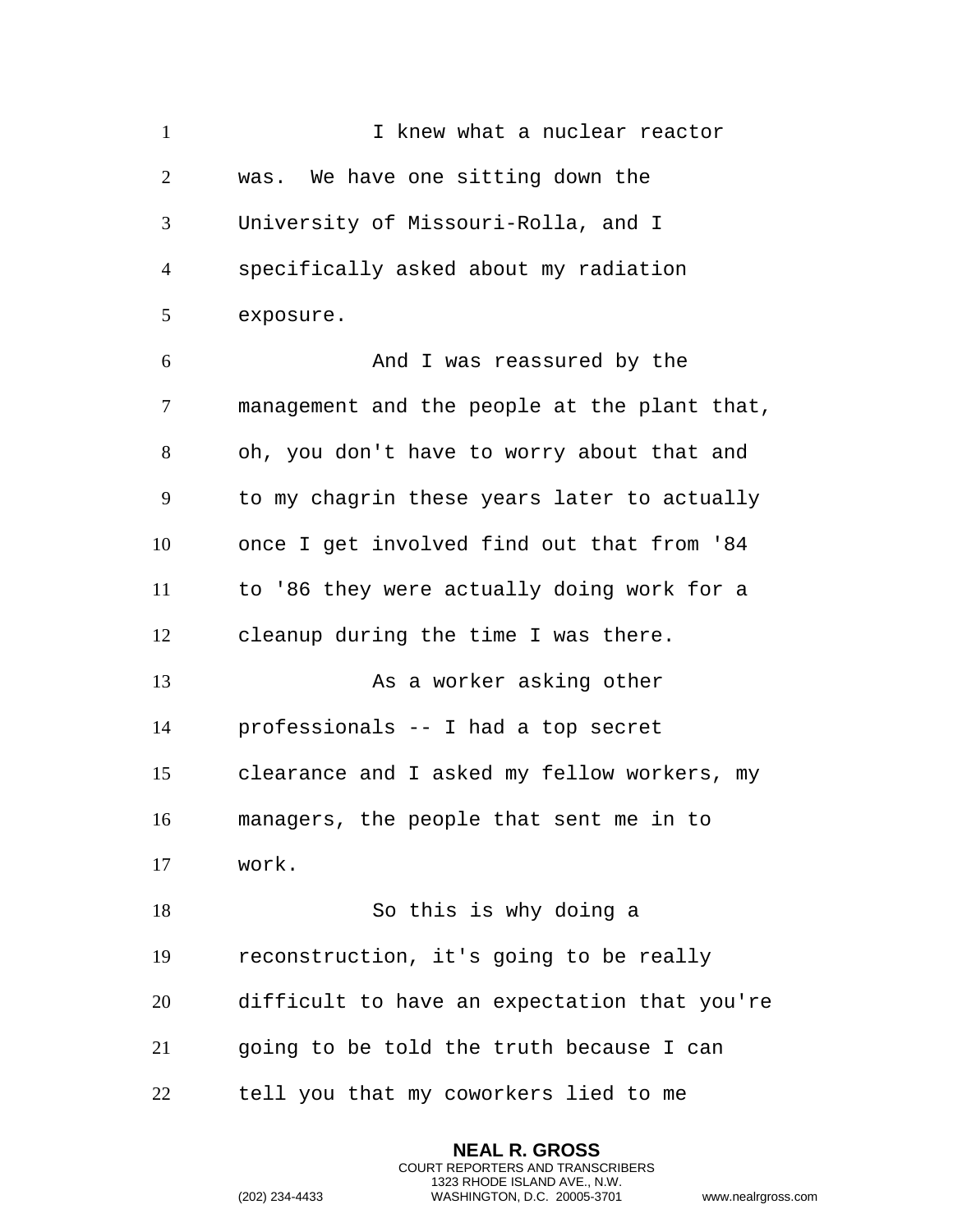I knew what a nuclear reactor was. We have one sitting down the University of Missouri-Rolla, and I specifically asked about my radiation exposure.

And I was reassured by the management and the people at the plant that, oh, you don't have to worry about that and to my chagrin these years later to actually once I get involved find out that from '84 to '86 they were actually doing work for a cleanup during the time I was there.

As a worker asking other professionals -- I had a top secret clearance and I asked my fellow workers, my managers, the people that sent me in to work.

So this is why doing a reconstruction, it's going to be really difficult to have an expectation that you're going to be told the truth because I can tell you that my coworkers lied to me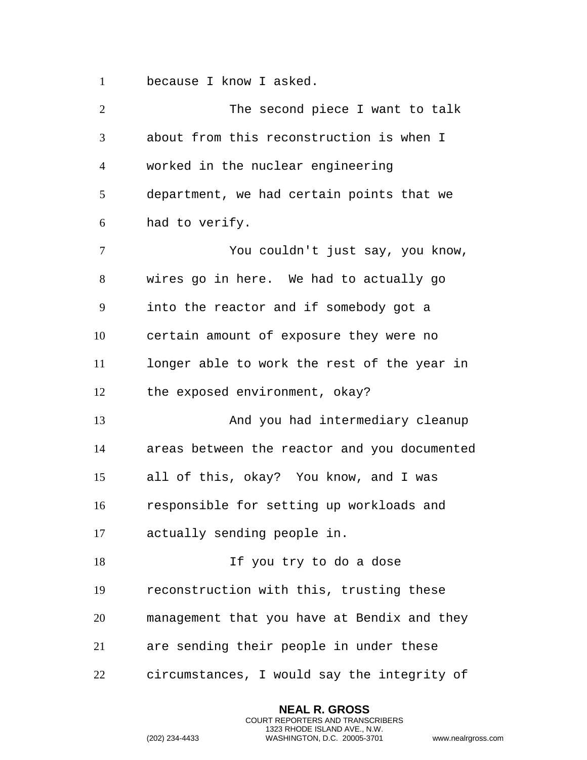because I know I asked.

The second piece I want to talk about from this reconstruction is when I worked in the nuclear engineering department, we had certain points that we had to verify.

You couldn't just say, you know, wires go in here. We had to actually go into the reactor and if somebody got a certain amount of exposure they were no longer able to work the rest of the year in the exposed environment, okay?

And you had intermediary cleanup areas between the reactor and you documented all of this, okay? You know, and I was responsible for setting up workloads and actually sending people in.

If you try to do a dose reconstruction with this, trusting these management that you have at Bendix and they are sending their people in under these circumstances, I would say the integrity of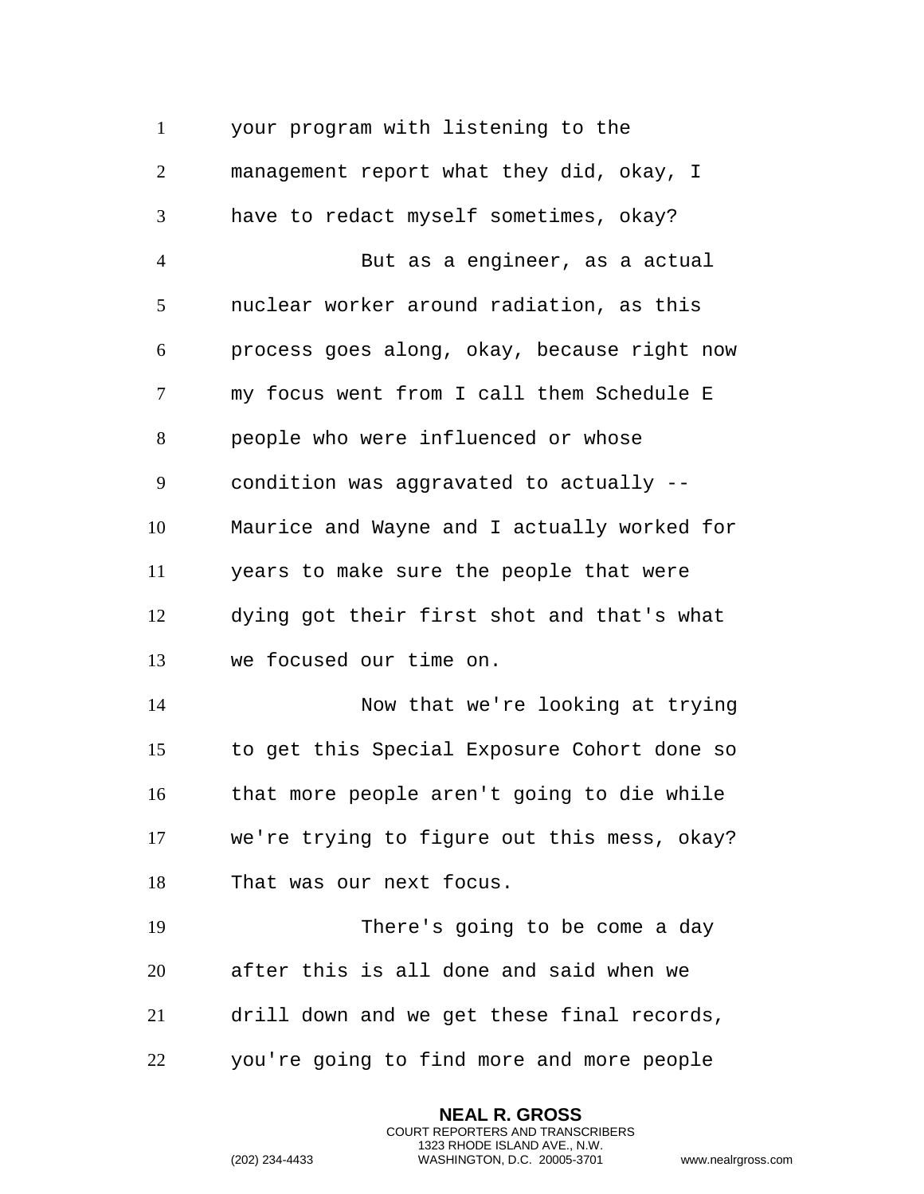your program with listening to the management report what they did, okay, I have to redact myself sometimes, okay?

But as a engineer, as a actual nuclear worker around radiation, as this process goes along, okay, because right now my focus went from I call them Schedule E people who were influenced or whose condition was aggravated to actually -- Maurice and Wayne and I actually worked for years to make sure the people that were dying got their first shot and that's what we focused our time on.

Now that we're looking at trying to get this Special Exposure Cohort done so that more people aren't going to die while we're trying to figure out this mess, okay? That was our next focus.

There's going to be come a day after this is all done and said when we drill down and we get these final records, you're going to find more and more people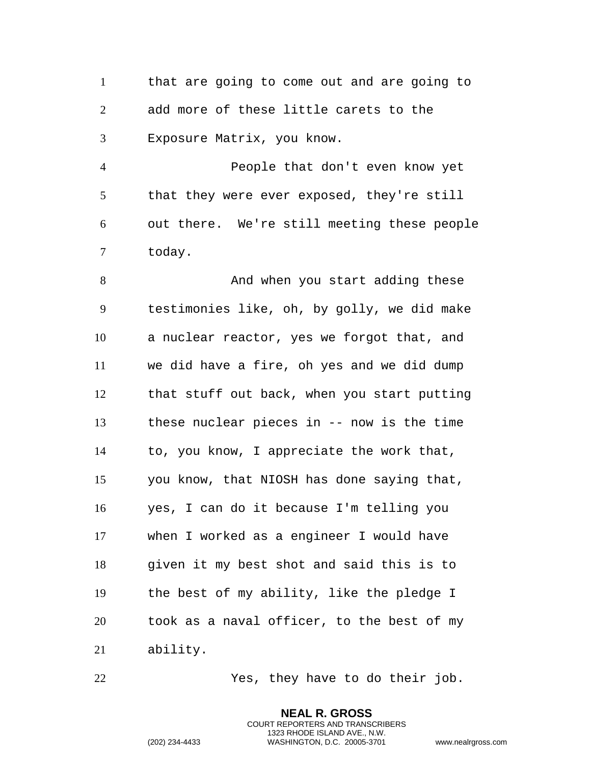that are going to come out and are going to add more of these little carets to the Exposure Matrix, you know.

People that don't even know yet that they were ever exposed, they're still out there.  We're still meeting these people today.

And when you start adding these testimonies like, oh, by golly, we did make a nuclear reactor, yes we forgot that, and we did have a fire, oh yes and we did dump that stuff out back, when you start putting these nuclear pieces in -- now is the time to, you know, I appreciate the work that, you know, that NIOSH has done saying that, yes, I can do it because I'm telling you when I worked as a engineer I would have given it my best shot and said this is to the best of my ability, like the pledge I took as a naval officer, to the best of my ability.

Yes, they have to do their job.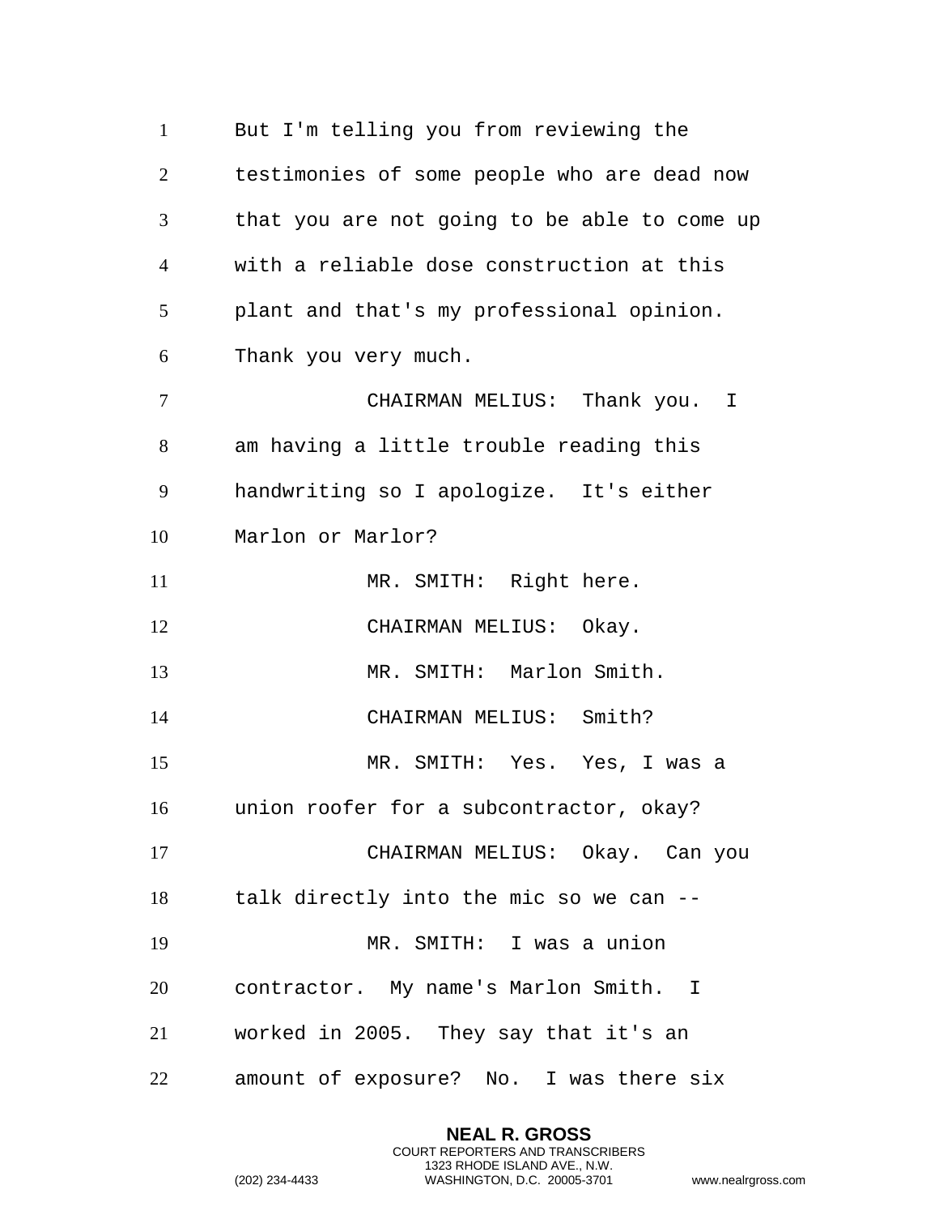But I'm telling you from reviewing the testimonies of some people who are dead now that you are not going to be able to come up with a reliable dose construction at this plant and that's my professional opinion. Thank you very much.

CHAIRMAN MELIUS: Thank you. I am having a little trouble reading this handwriting so I apologize. It's either Marlon or Marlor?

MR. SMITH: Right here.

CHAIRMAN MELIUS: Okay.

MR. SMITH: Marlon Smith.

CHAIRMAN MELIUS: Smith?

MR. SMITH: Yes. Yes, I was a union roofer for a subcontractor, okay?

CHAIRMAN MELIUS: Okay. Can you talk directly into the mic so we can --

MR. SMITH: I was a union contractor. My name's Marlon Smith. I worked in 2005. They say that it's an amount of exposure? No. I was there six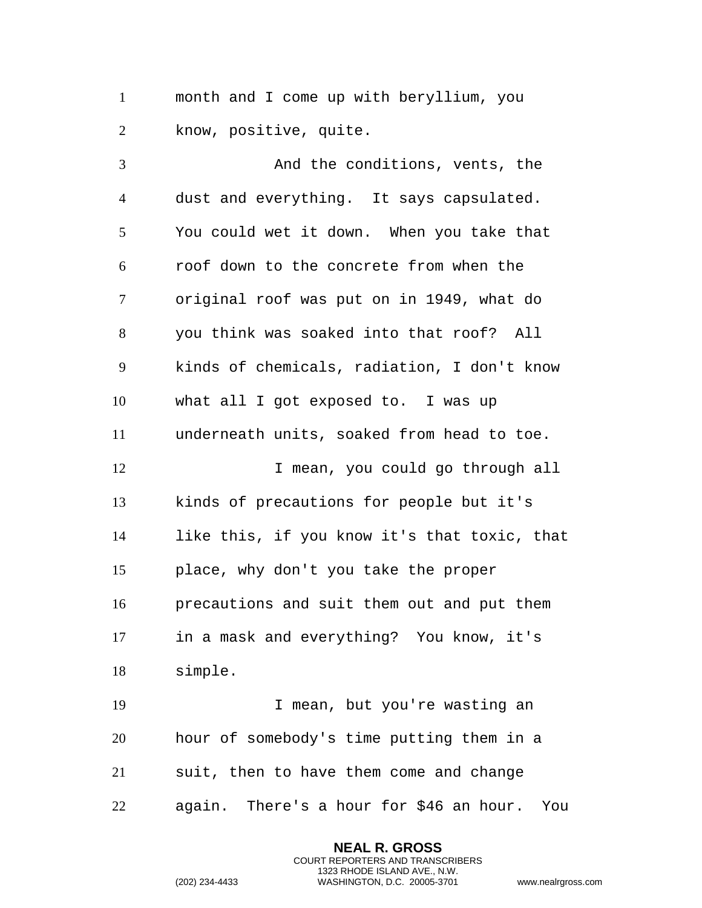month and I come up with beryllium, you know, positive, quite.

And the conditions, vents, the dust and everything. It says capsulated. You could wet it down. When you take that roof down to the concrete from when the original roof was put on in 1949, what do you think was soaked into that roof? All kinds of chemicals, radiation, I don't know what all I got exposed to. I was up underneath units, soaked from head to toe.

I mean, you could go through all kinds of precautions for people but it's like this, if you know it's that toxic, that place, why don't you take the proper precautions and suit them out and put them in a mask and everything? You know, it's simple.

I mean, but you're wasting an hour of somebody's time putting them in a suit, then to have them come and change again. There's a hour for $46 an hour. You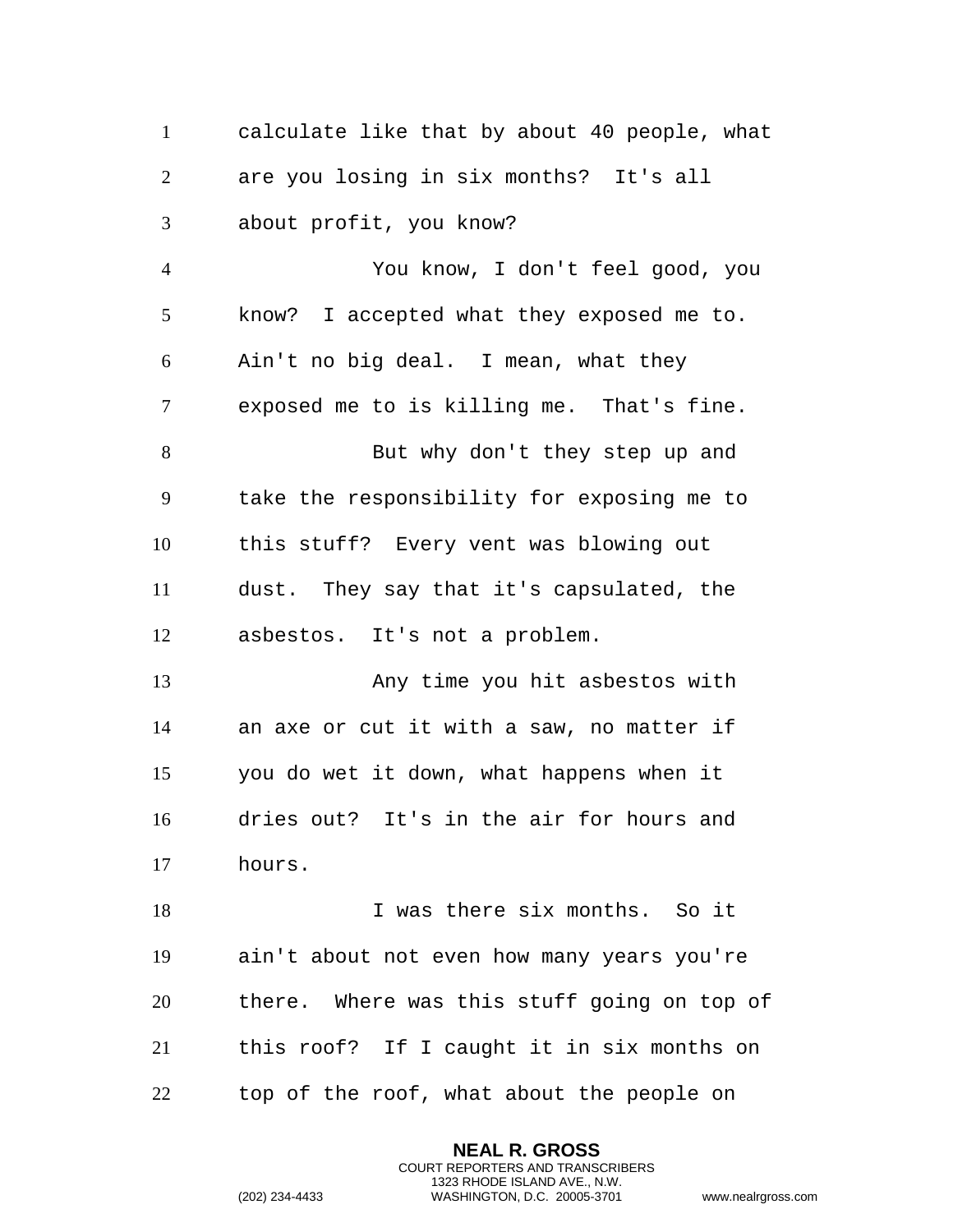calculate like that by about 40 people, what are you losing in six months? It's all about profit, you know?

You know, I don't feel good, you know? I accepted what they exposed me to. Ain't no big deal. I mean, what they exposed me to is killing me. That's fine.

But why don't they step up and take the responsibility for exposing me to this stuff? Every vent was blowing out dust. They say that it's capsulated, the asbestos. It's not a problem.

Any time you hit asbestos with an axe or cut it with a saw, no matter if you do wet it down, what happens when it dries out? It's in the air for hours and hours.

I was there six months. So it ain't about not even how many years you're there. Where was this stuff going on top of this roof? If I caught it in six months on top of the roof, what about the people on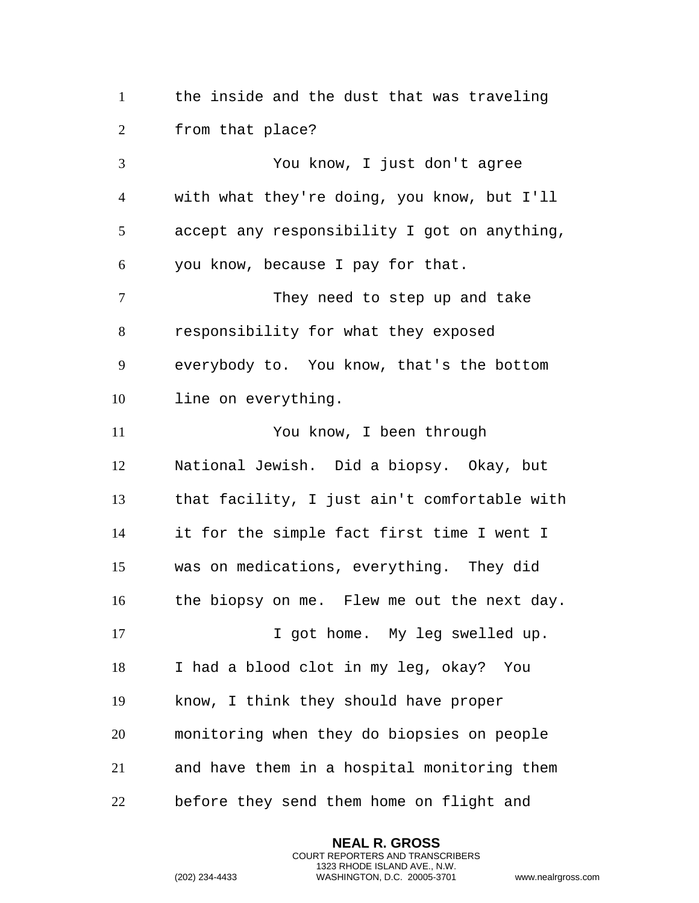the inside and the dust that was traveling from that place?

You know, I just don't agree with what they're doing, you know, but I'll accept any responsibility I got on anything, you know, because I pay for that.

They need to step up and take responsibility for what they exposed everybody to. You know, that's the bottom line on everything.

You know, I been through National Jewish. Did a biopsy. Okay, but that facility, I just ain't comfortable with it for the simple fact first time I went I was on medications, everything. They did the biopsy on me. Flew me out the next day.

I got home. My leg swelled up. I had a blood clot in my leg, okay? You know, I think they should have proper monitoring when they do biopsies on people and have them in a hospital monitoring them before they send them home on flight and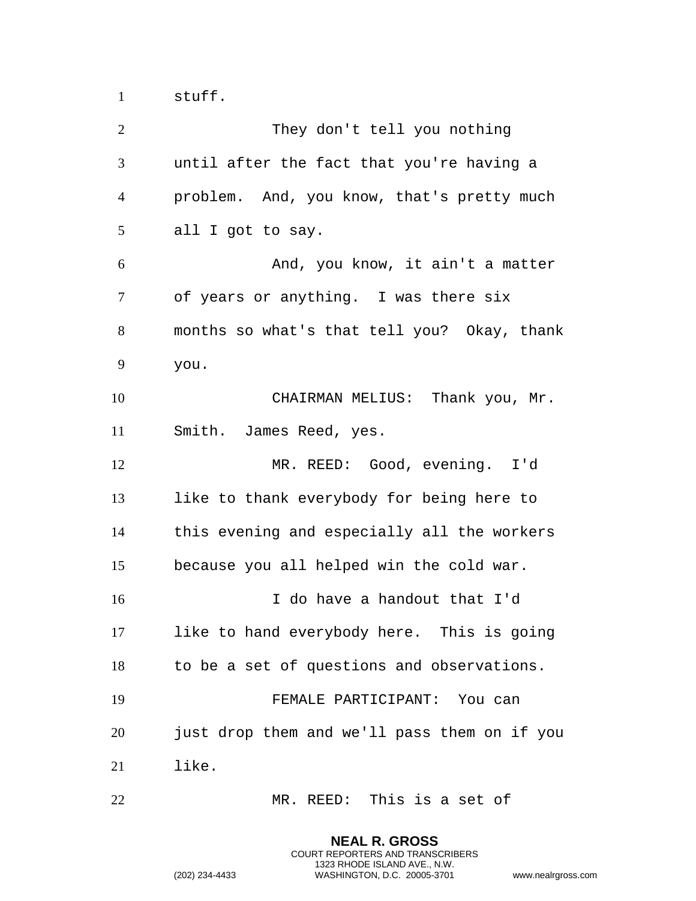stuff.

They don't tell you nothing until after the fact that you're having a problem. And, you know, that's pretty much all I got to say.

And, you know, it ain't a matter of years or anything. I was there six months so what's that tell you? Okay, thank you.

CHAIRMAN MELIUS: Thank you, Mr. Smith. James Reed, yes.

MR. REED: Good, evening. I'd like to thank everybody for being here to this evening and especially all the workers because you all helped win the cold war.

I do have a handout that I'd like to hand everybody here. This is going to be a set of questions and observations.

FEMALE PARTICIPANT: You can just drop them and we'll pass them on if you like.

MR. REED: This is a set of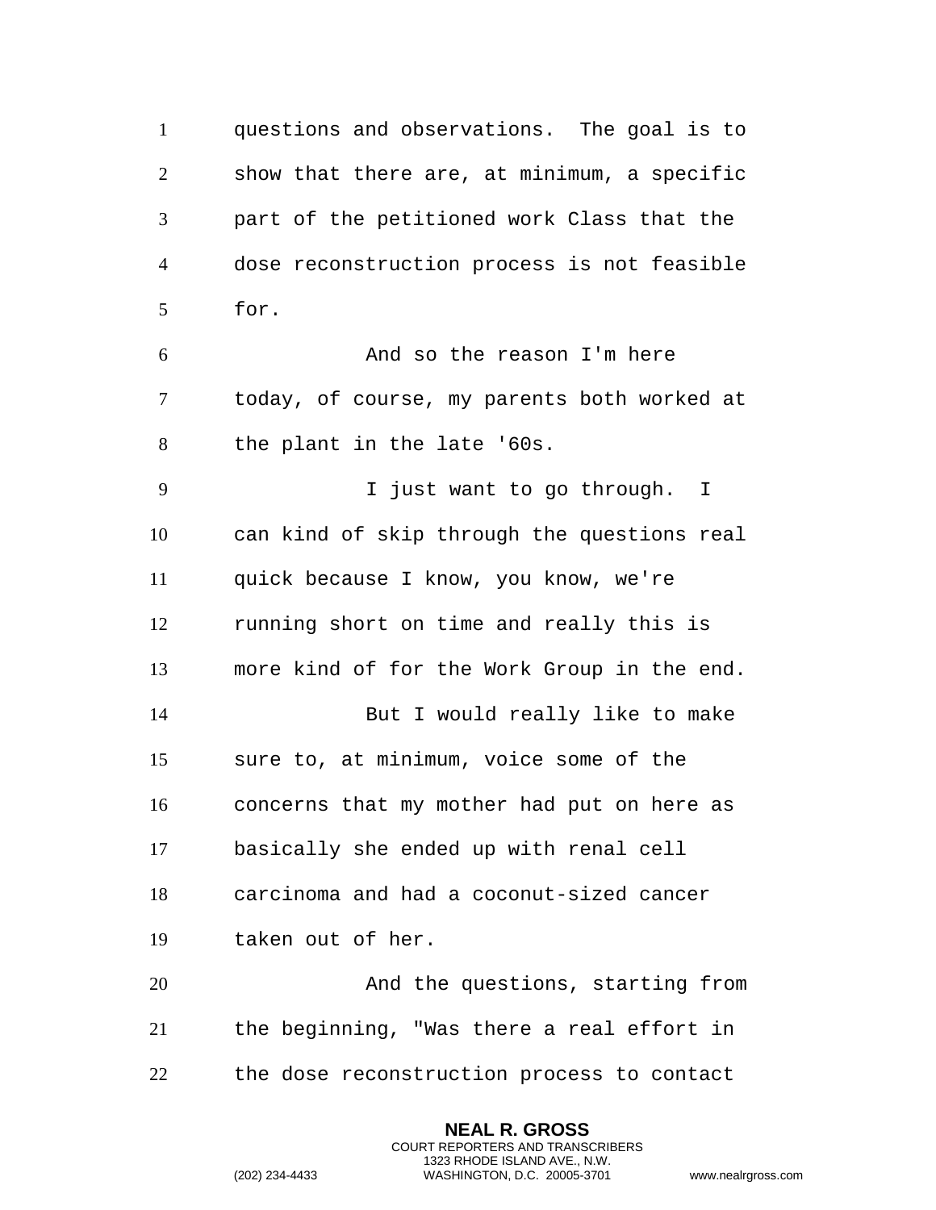questions and observations. The goal is to show that there are, at minimum, a specific part of the petitioned work Class that the dose reconstruction process is not feasible for.

And so the reason I'm here today, of course, my parents both worked at the plant in the late '60s.

I just want to go through. I can kind of skip through the questions real quick because I know, you know, we're running short on time and really this is more kind of for the Work Group in the end.

But I would really like to make sure to, at minimum, voice some of the concerns that my mother had put on here as basically she ended up with renal cell carcinoma and had a coconut-sized cancer taken out of her.

And the questions, starting from the beginning, "Was there a real effort in the dose reconstruction process to contact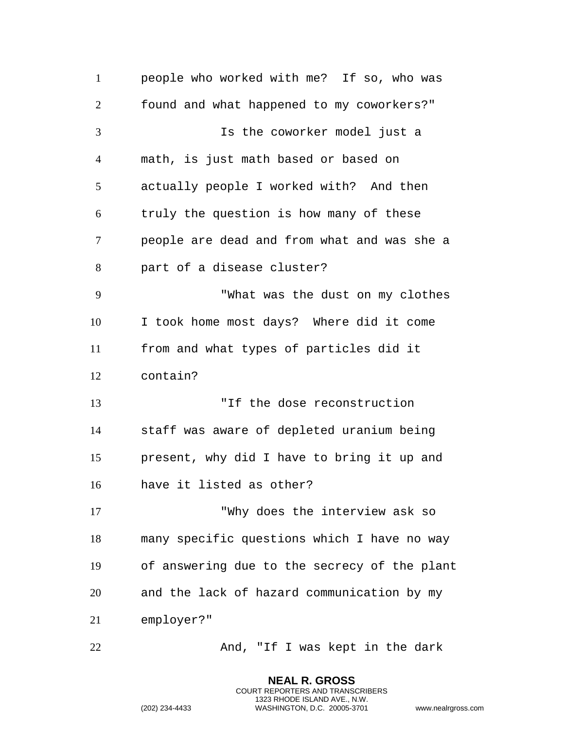people who worked with me? If so, who was found and what happened to my coworkers?"

Is the coworker model just a math, is just math based or based on actually people I worked with? And then truly the question is how many of these people are dead and from what and was she a part of a disease cluster?

"What was the dust on my clothes I took home most days? Where did it come from and what types of particles did it contain?

"If the dose reconstruction staff was aware of depleted uranium being present, why did I have to bring it up and have it listed as other?

"Why does the interview ask so many specific questions which I have no way of answering due to the secrecy of the plant and the lack of hazard communication by my employer?"

And, "If I was kept in the dark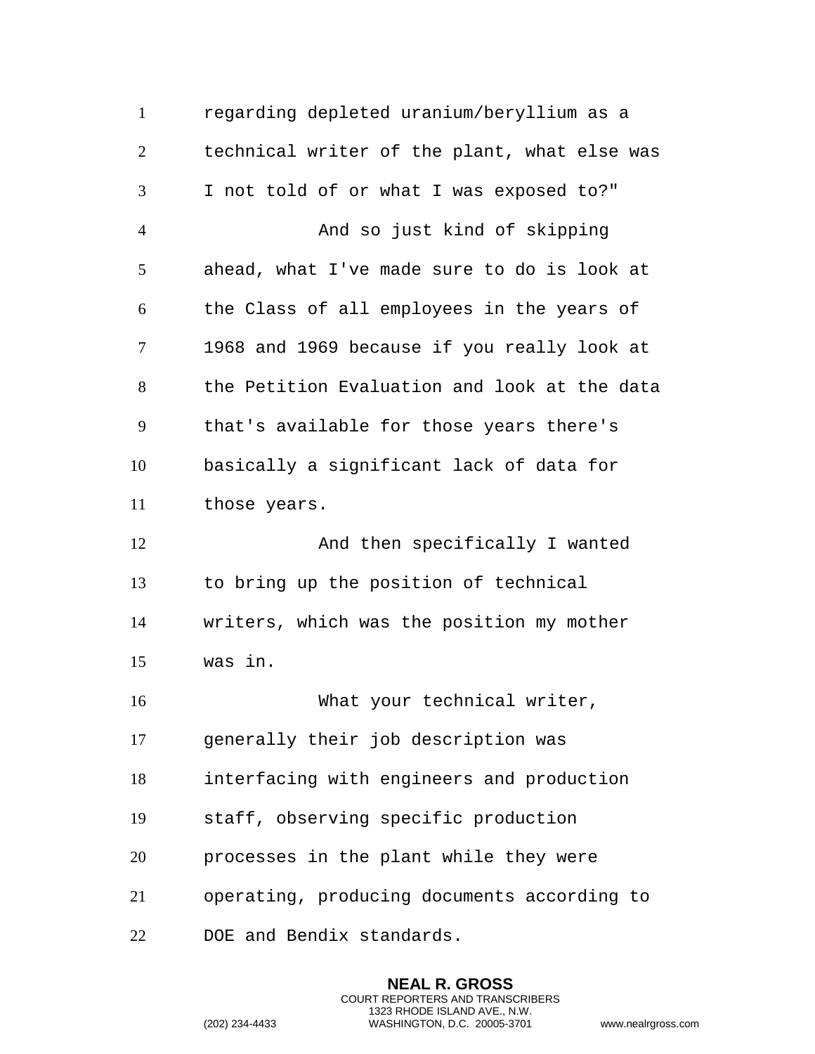regarding depleted uranium/beryllium as a technical writer of the plant, what else was I not told of or what I was exposed to?"

And so just kind of skipping ahead, what I've made sure to do is look at the Class of all employees in the years of 1968 and 1969 because if you really look at the Petition Evaluation and look at the data that's available for those years there's basically a significant lack of data for those years.

And then specifically I wanted to bring up the position of technical writers, which was the position my mother was in.

What your technical writer, generally their job description was interfacing with engineers and production staff, observing specific production processes in the plant while they were operating, producing documents according to DOE and Bendix standards.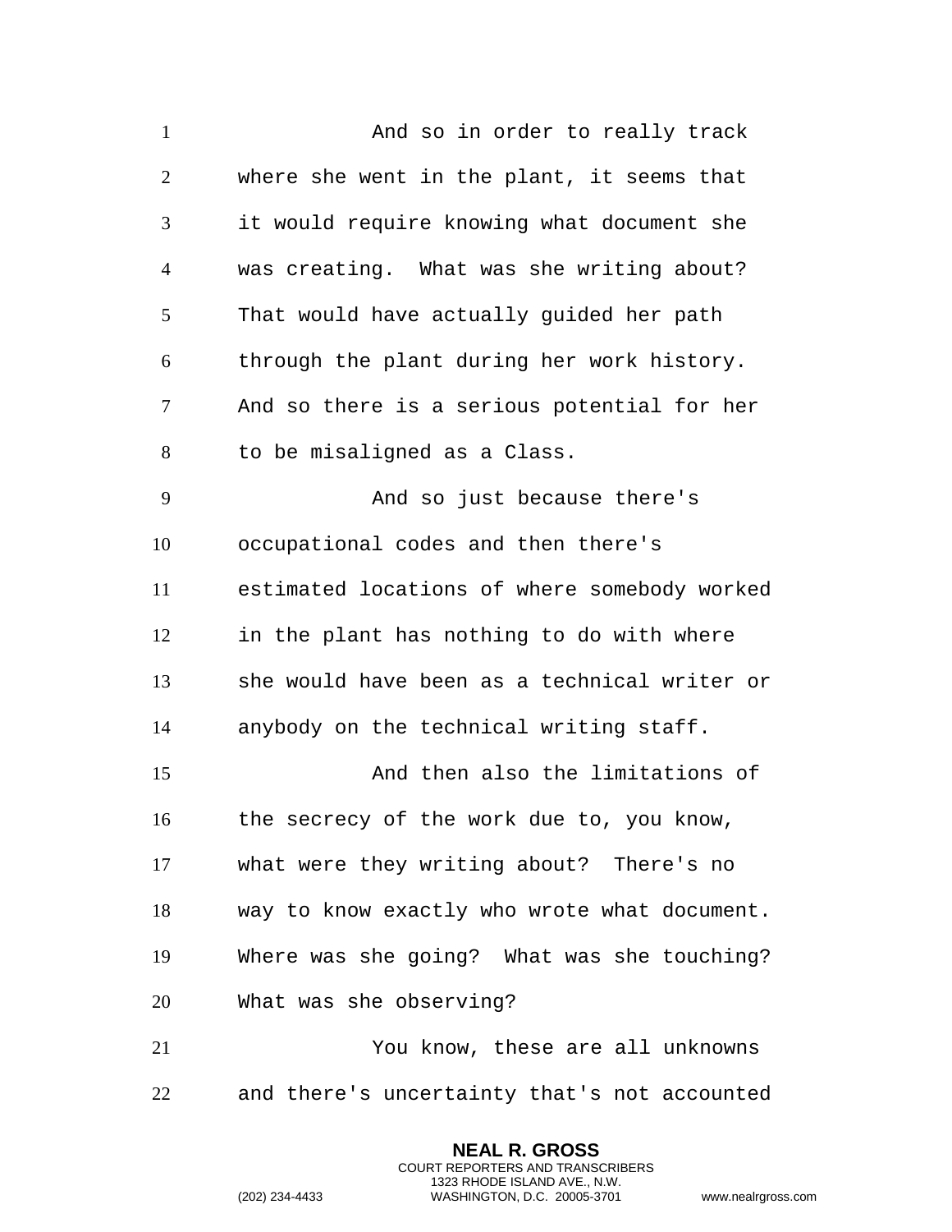And so in order to really track where she went in the plant, it seems that it would require knowing what document she was creating. What was she writing about? That would have actually guided her path through the plant during her work history. And so there is a serious potential for her to be misaligned as a Class.

And so just because there's occupational codes and then there's estimated locations of where somebody worked in the plant has nothing to do with where she would have been as a technical writer or anybody on the technical writing staff.

And then also the limitations of the secrecy of the work due to, you know, what were they writing about? There's no way to know exactly who wrote what document. Where was she going? What was she touching? What was she observing?

You know, these are all unknowns and there's uncertainty that's not accounted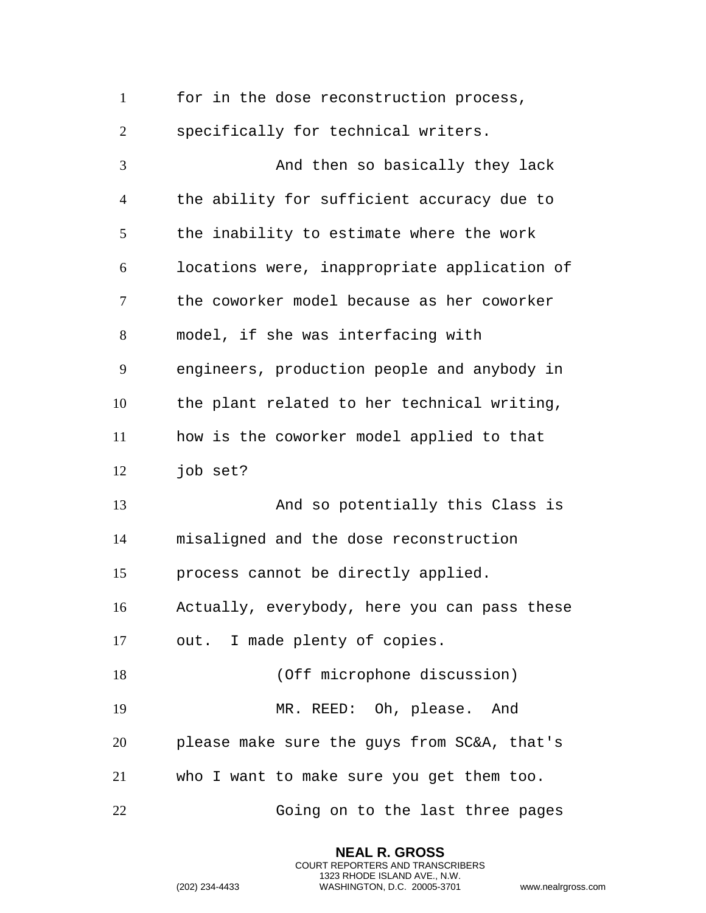for in the dose reconstruction process, specifically for technical writers.

And then so basically they lack the ability for sufficient accuracy due to the inability to estimate where the work locations were, inappropriate application of the coworker model because as her coworker model, if she was interfacing with engineers, production people and anybody in the plant related to her technical writing, how is the coworker model applied to that job set?

And so potentially this Class is misaligned and the dose reconstruction process cannot be directly applied. Actually, everybody, here you can pass these out. I made plenty of copies.

(Off microphone discussion)

MR. REED: Oh, please. And please make sure the guys from SC&A, that's who I want to make sure you get them too.

Going on to the last three pages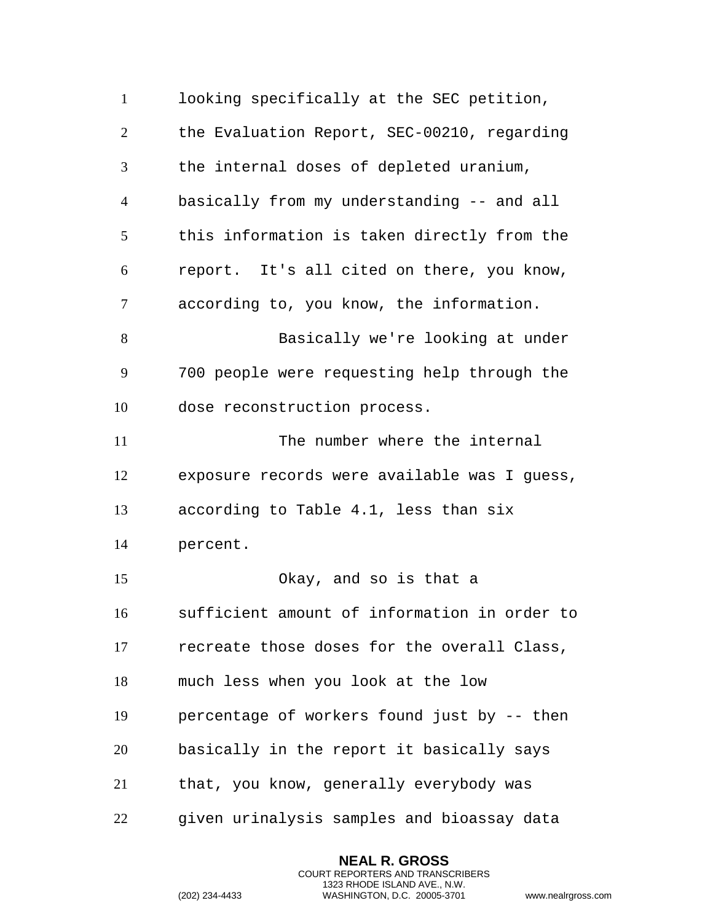looking specifically at the SEC petition, the Evaluation Report, SEC-00210, regarding the internal doses of depleted uranium, basically from my understanding -- and all this information is taken directly from the report. It's all cited on there, you know, according to, you know, the information.

Basically we're looking at under 700 people were requesting help through the dose reconstruction process.

The number where the internal exposure records were available was I guess, according to Table 4.1, less than six percent.

Okay, and so is that a sufficient amount of information in order to recreate those doses for the overall Class, much less when you look at the low percentage of workers found just by -- then basically in the report it basically says that, you know, generally everybody was given urinalysis samples and bioassay data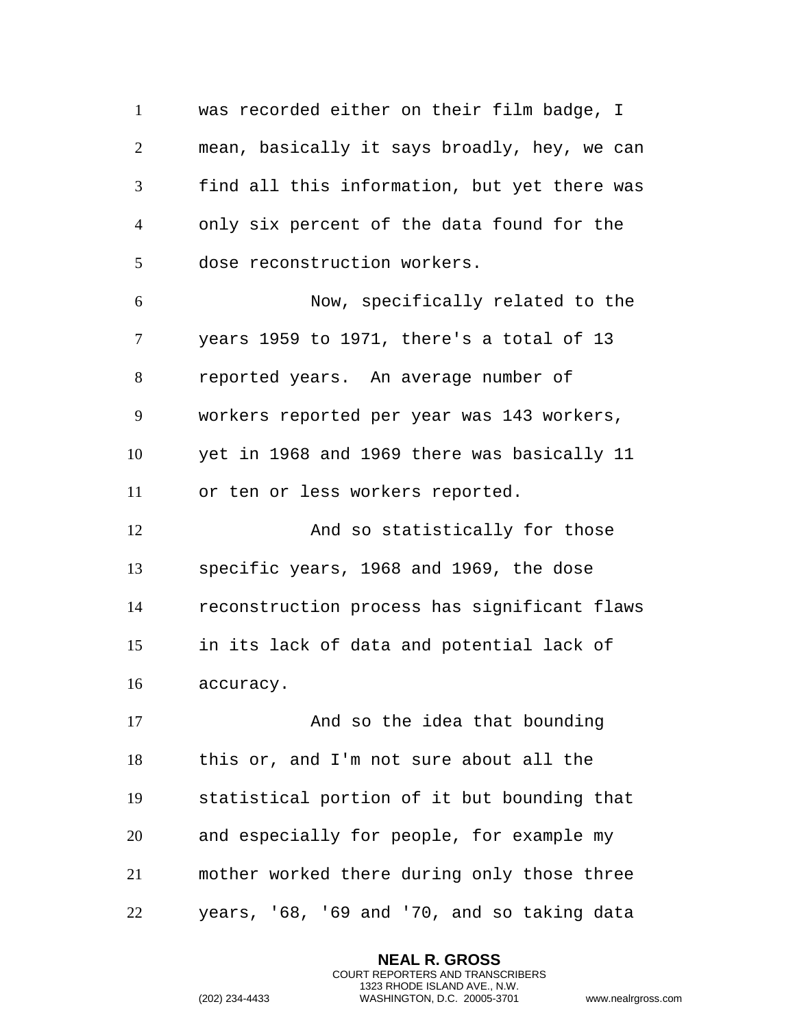was recorded either on their film badge, I mean, basically it says broadly, hey, we can find all this information, but yet there was only six percent of the data found for the dose reconstruction workers.

Now, specifically related to the years 1959 to 1971, there's a total of 13 reported years. An average number of workers reported per year was 143 workers, yet in 1968 and 1969 there was basically 11 or ten or less workers reported.

And so statistically for those specific years, 1968 and 1969, the dose reconstruction process has significant flaws in its lack of data and potential lack of accuracy.

And so the idea that bounding this or, and I'm not sure about all the statistical portion of it but bounding that and especially for people, for example my mother worked there during only those three years, '68, '69 and '70, and so taking data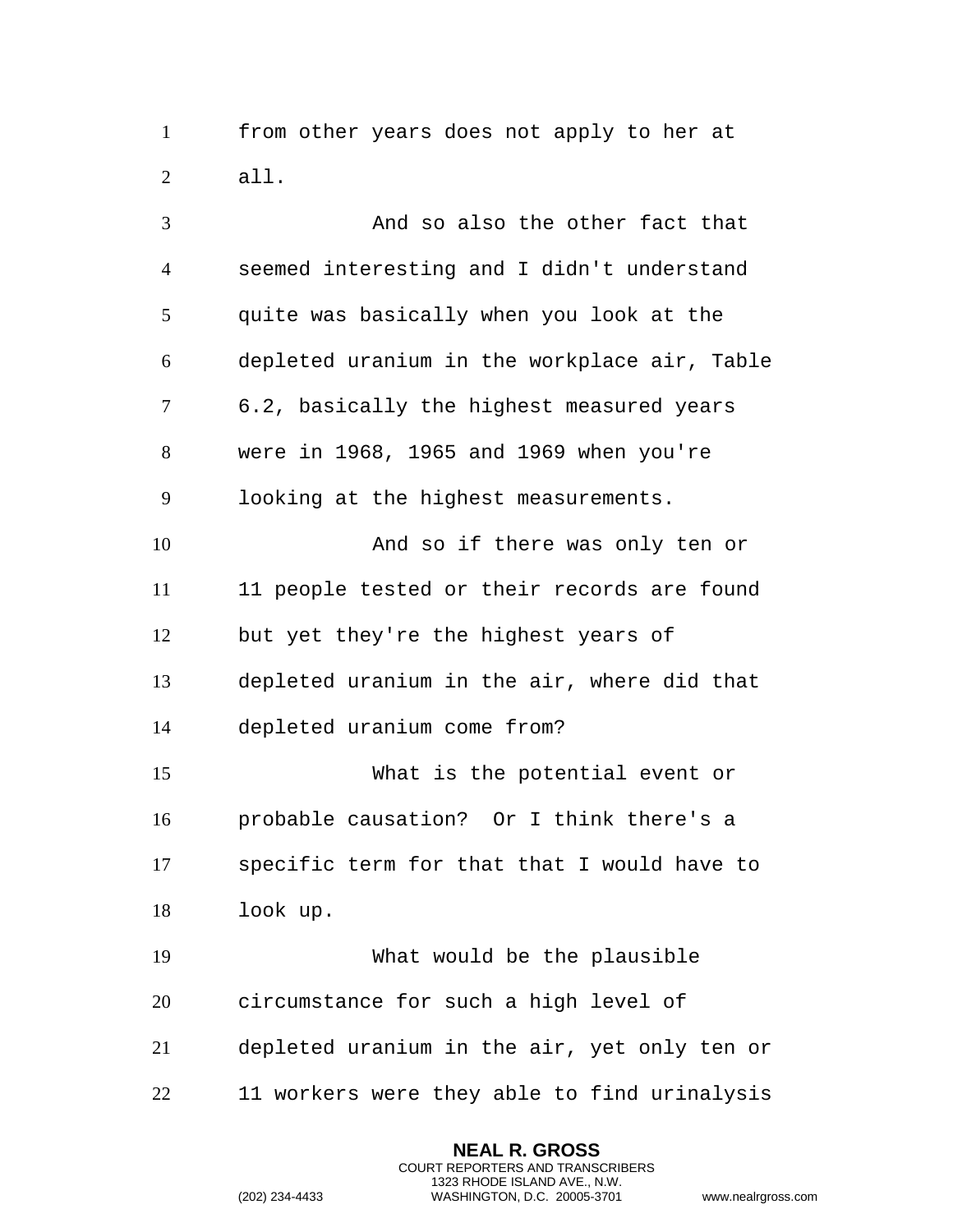from other years does not apply to her at all.

And so also the other fact that seemed interesting and I didn't understand quite was basically when you look at the depleted uranium in the workplace air, Table 6.2, basically the highest measured years were in 1968, 1965 and 1969 when you're looking at the highest measurements.

And so if there was only ten or 11 people tested or their records are found but yet they're the highest years of depleted uranium in the air, where did that depleted uranium come from?

What is the potential event or probable causation? Or I think there's a specific term for that that I would have to look up.

What would be the plausible circumstance for such a high level of depleted uranium in the air, yet only ten or 11 workers were they able to find urinalysis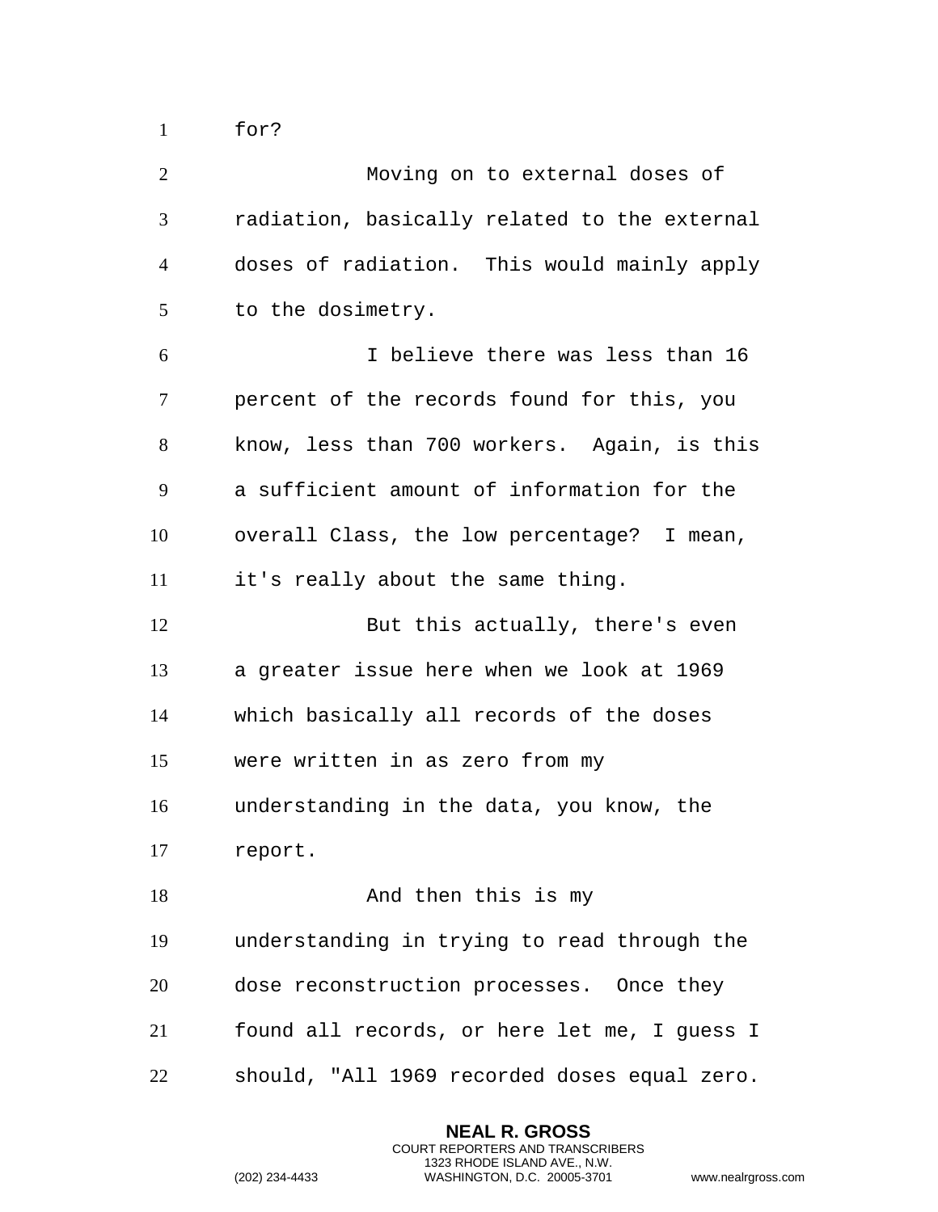for?

Moving on to external doses of radiation, basically related to the external doses of radiation. This would mainly apply to the dosimetry.

I believe there was less than 16 percent of the records found for this, you know, less than 700 workers. Again, is this a sufficient amount of information for the overall Class, the low percentage? I mean, it's really about the same thing.

But this actually, there's even a greater issue here when we look at 1969 which basically all records of the doses were written in as zero from my understanding in the data, you know, the report.

And then this is my understanding in trying to read through the dose reconstruction processes. Once they found all records, or here let me, I guess I should, "All 1969 recorded doses equal zero.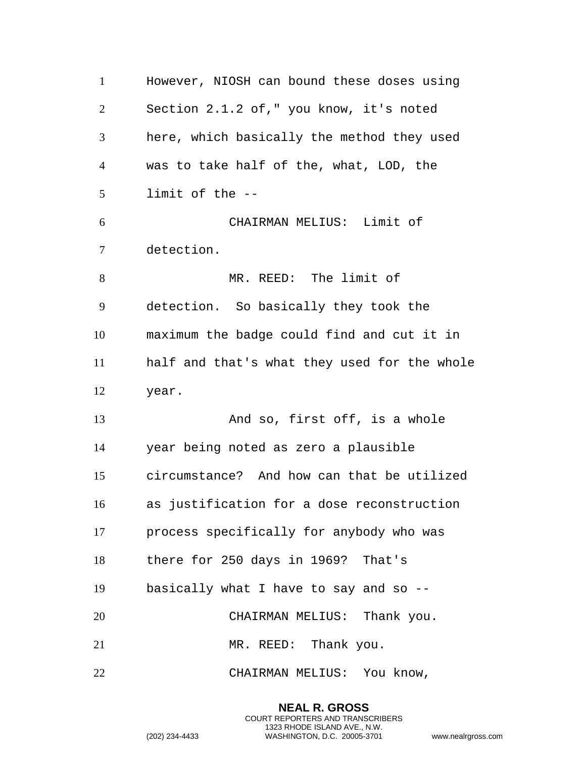However, NIOSH can bound these doses using Section 2.1.2 of," you know, it's noted here, which basically the method they used was to take half of the, what, LOD, the limit of the --

CHAIRMAN MELIUS: Limit of detection.

MR. REED: The limit of detection. So basically they took the maximum the badge could find and cut it in half and that's what they used for the whole year.

And so, first off, is a whole year being noted as zero a plausible circumstance? And how can that be utilized as justification for a dose reconstruction process specifically for anybody who was there for 250 days in 1969? That's basically what I have to say and so --

CHAIRMAN MELIUS: Thank you.

MR. REED: Thank you.

CHAIRMAN MELIUS: You know,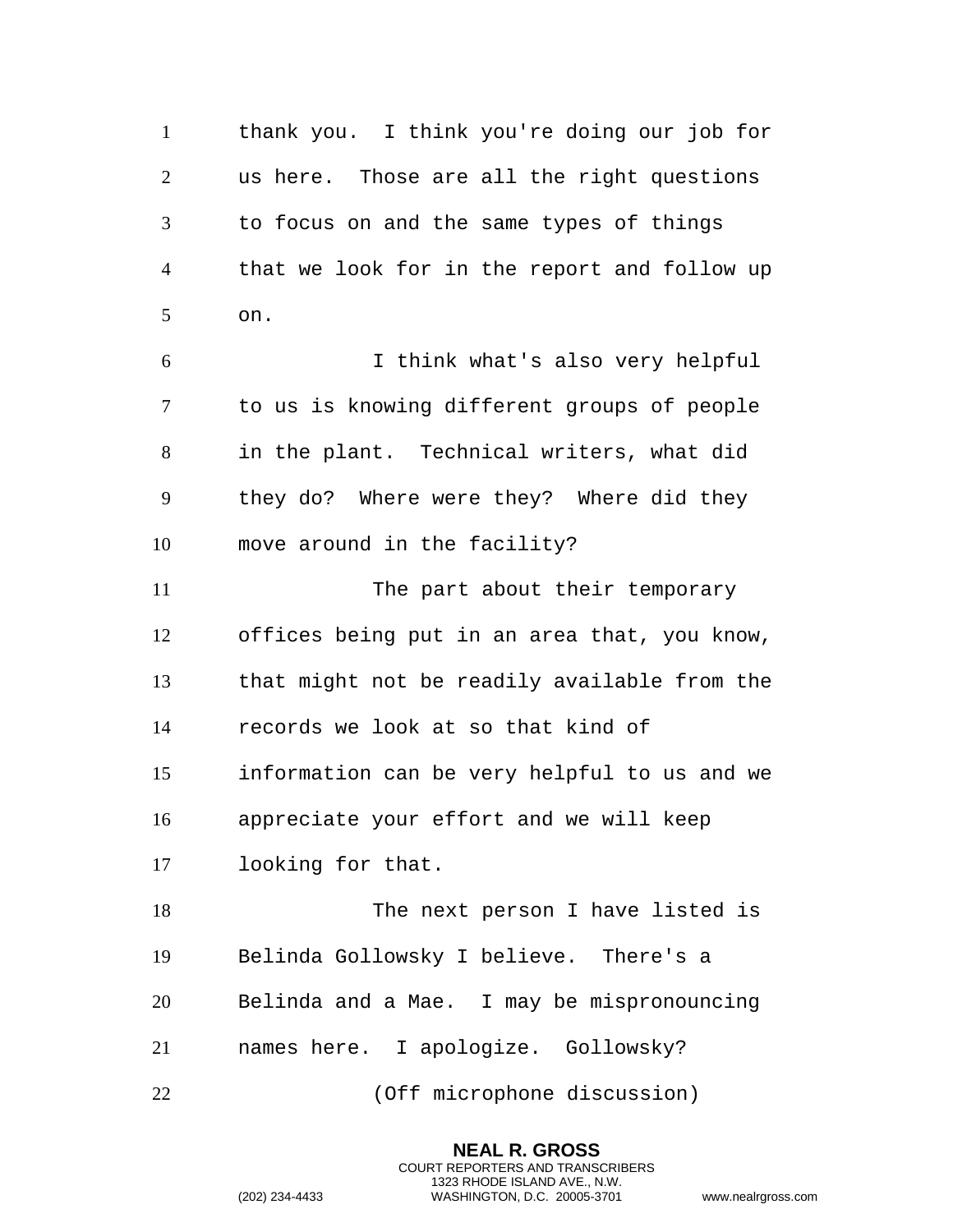thank you. I think you're doing our job for us here. Those are all the right questions to focus on and the same types of things that we look for in the report and follow up on.

I think what's also very helpful to us is knowing different groups of people in the plant. Technical writers, what did they do? Where were they? Where did they move around in the facility?

The part about their temporary offices being put in an area that, you know, that might not be readily available from the records we look at so that kind of information can be very helpful to us and we appreciate your effort and we will keep looking for that.

The next person I have listed is Belinda Gollowsky I believe. There's a Belinda and a Mae. I may be mispronouncing names here. I apologize. Gollowsky?

(Off microphone discussion)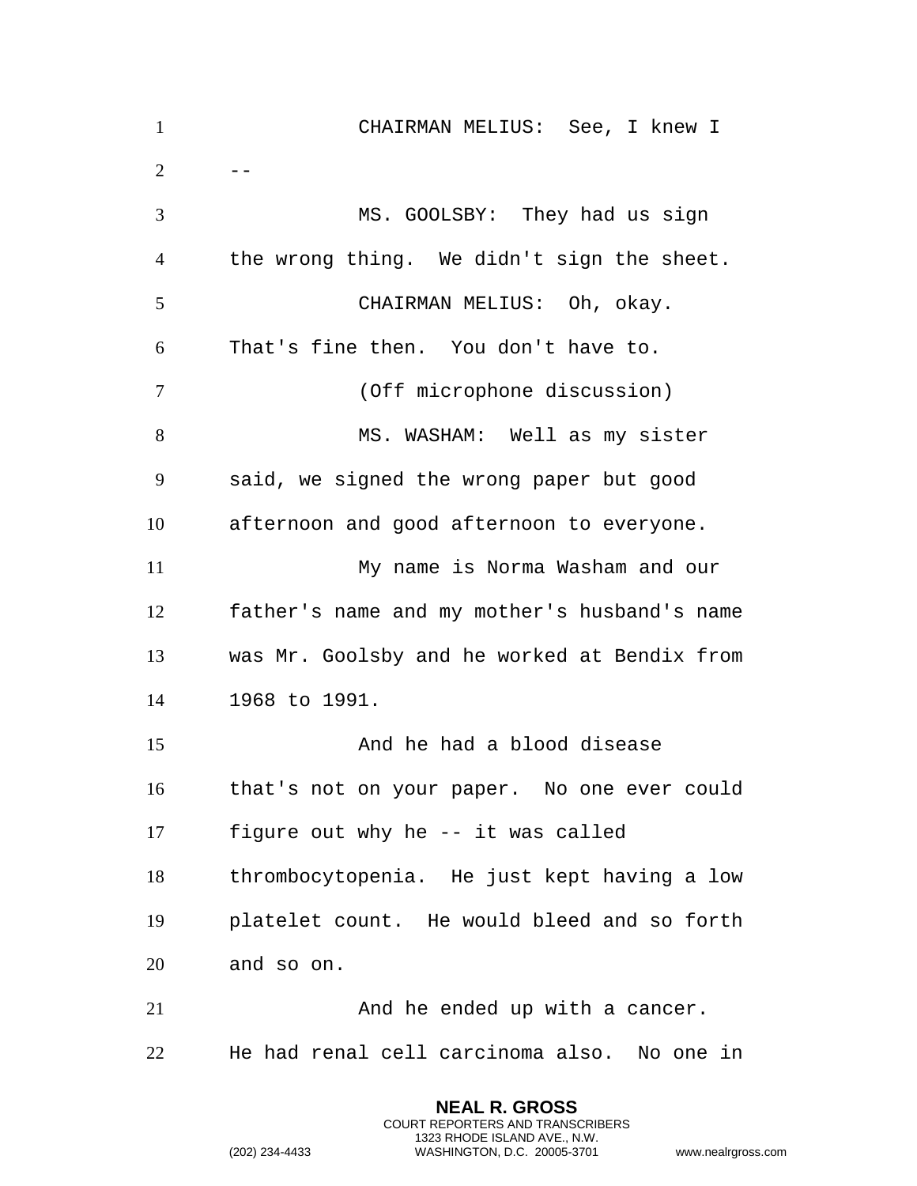CHAIRMAN MELIUS: See, I knew I --

MS. GOOLSBY: They had us sign the wrong thing. We didn't sign the sheet.

CHAIRMAN MELIUS: Oh, okay. That's fine then. You don't have to.

(Off microphone discussion)

MS. WASHAM: Well as my sister said, we signed the wrong paper but good afternoon and good afternoon to everyone.

My name is Norma Washam and our father's name and my mother's husband's name was Mr. Goolsby and he worked at Bendix from 1968 to 1991.

And he had a blood disease that's not on your paper. No one ever could figure out why he -- it was called thrombocytopenia. He just kept having a low platelet count. He would bleed and so forth and so on.

And he ended up with a cancer. He had renal cell carcinoma also. No one in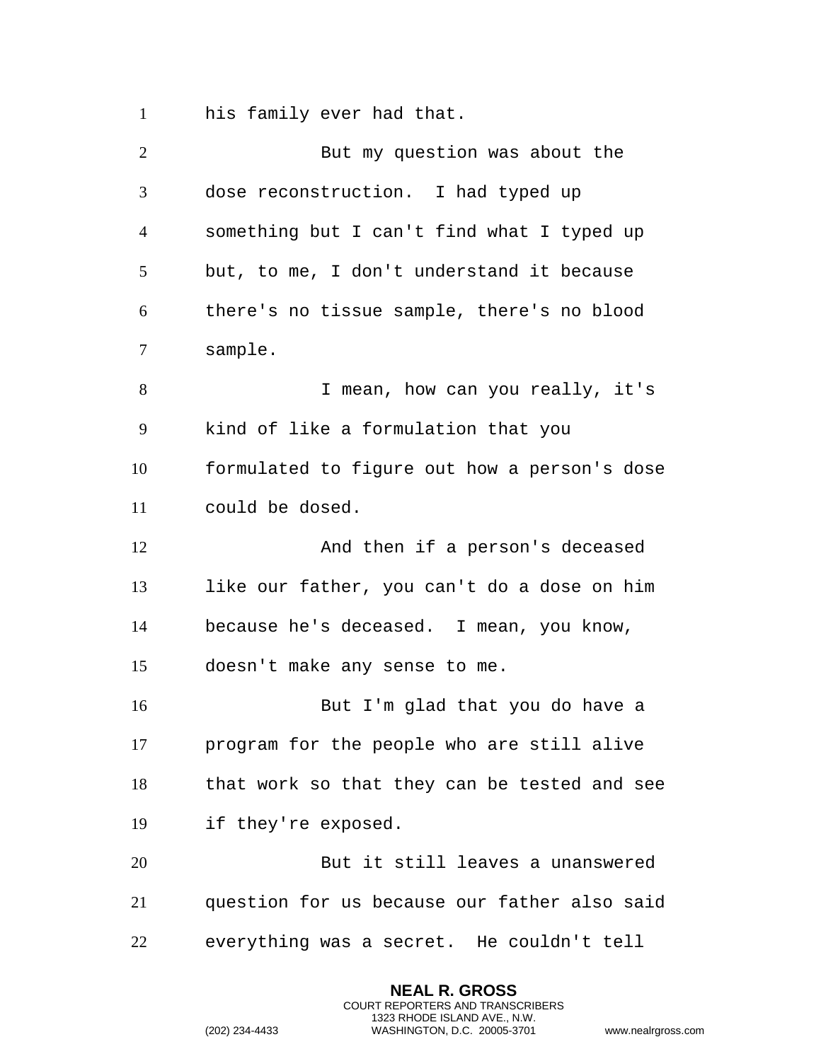his family ever had that.

But my question was about the dose reconstruction. I had typed up something but I can't find what I typed up but, to me, I don't understand it because there's no tissue sample, there's no blood sample.

I mean, how can you really, it's kind of like a formulation that you formulated to figure out how a person's dose could be dosed.

And then if a person's deceased like our father, you can't do a dose on him because he's deceased. I mean, you know, doesn't make any sense to me.

But I'm glad that you do have a program for the people who are still alive that work so that they can be tested and see if they're exposed.

But it still leaves a unanswered question for us because our father also said everything was a secret. He couldn't tell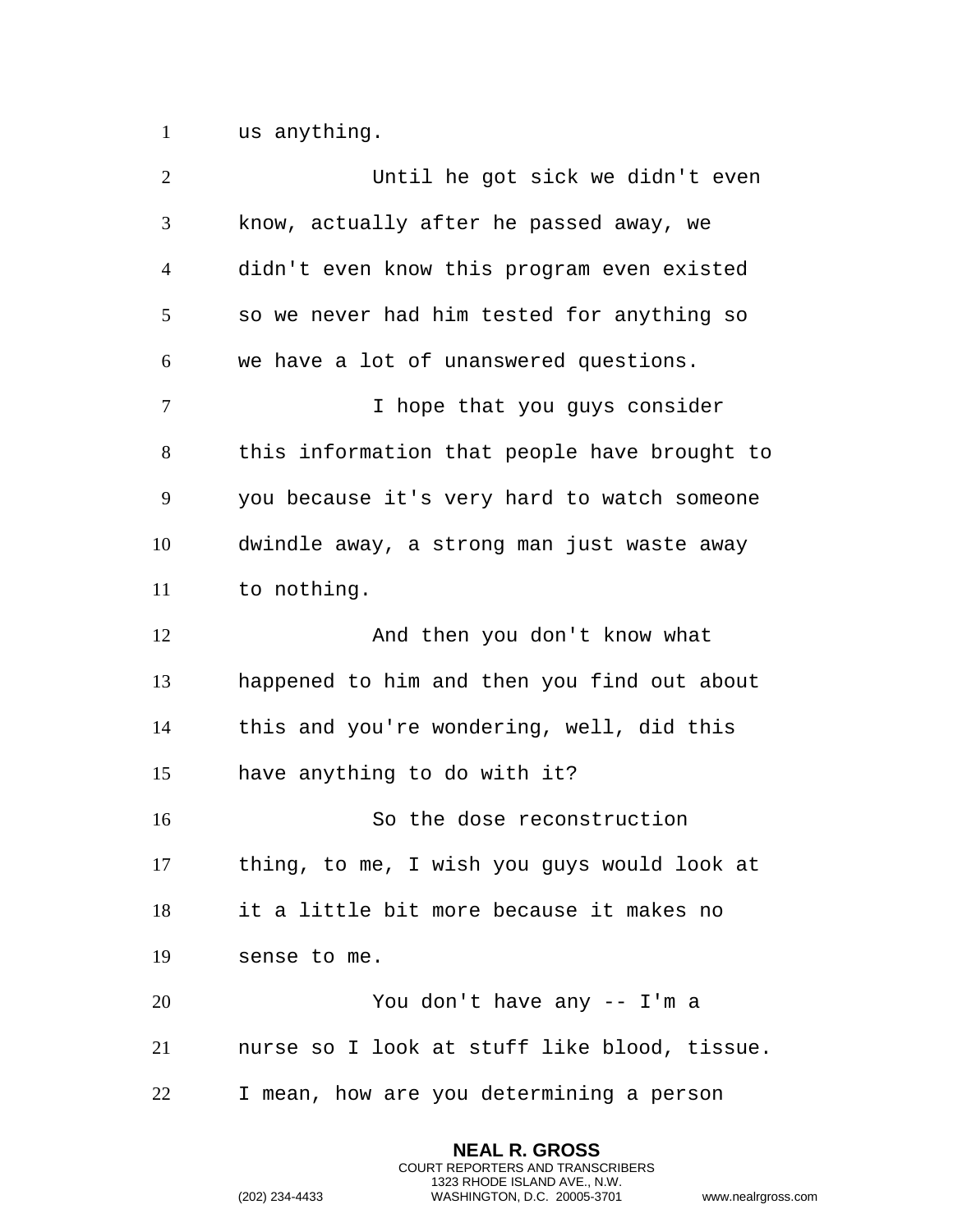us anything.

Until he got sick we didn't even know, actually after he passed away, we didn't even know this program even existed so we never had him tested for anything so we have a lot of unanswered questions.

I hope that you guys consider this information that people have brought to you because it's very hard to watch someone dwindle away, a strong man just waste away to nothing.

And then you don't know what happened to him and then you find out about this and you're wondering, well, did this have anything to do with it?

So the dose reconstruction thing, to me, I wish you guys would look at it a little bit more because it makes no sense to me.

You don't have any -- I'm a nurse so I look at stuff like blood, tissue. I mean, how are you determining a person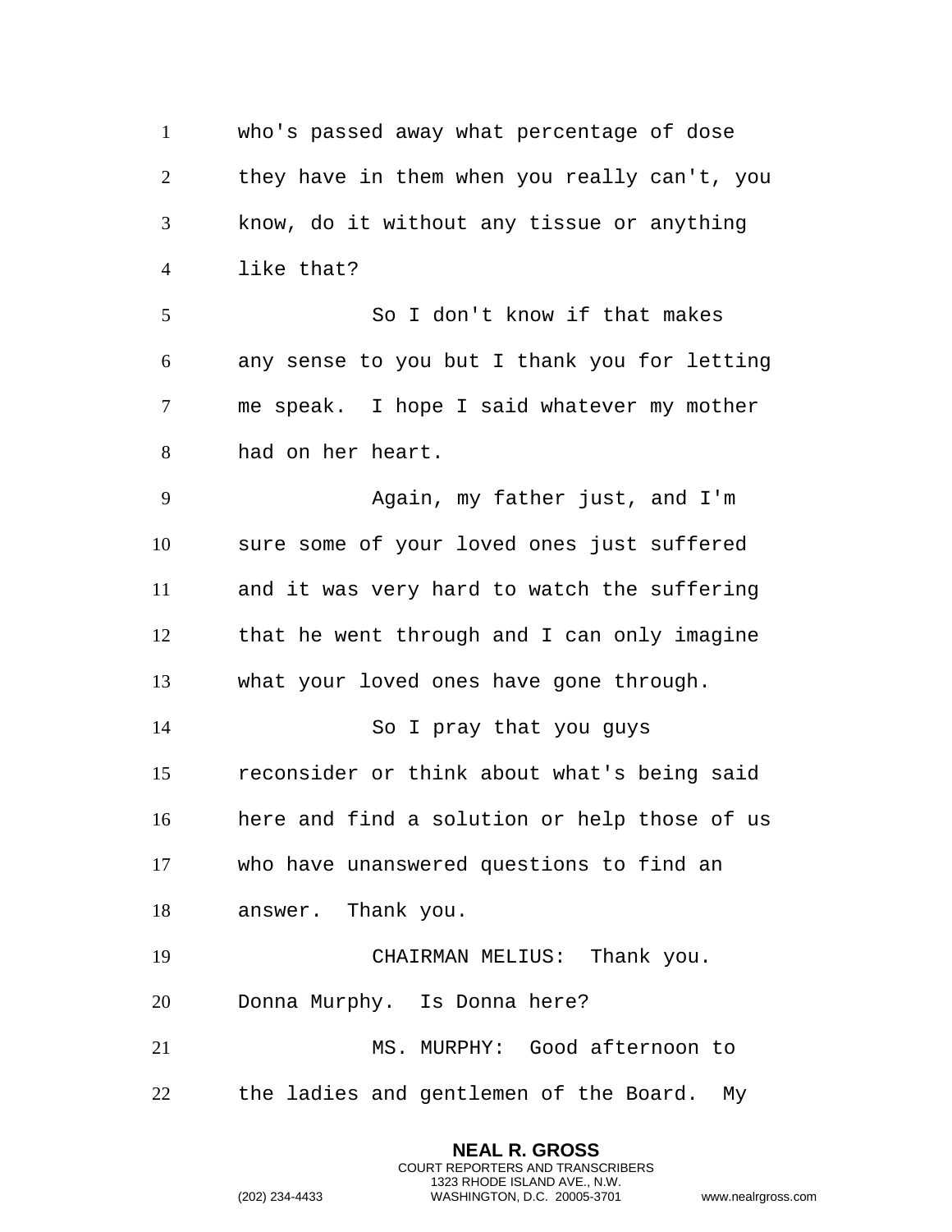who's passed away what percentage of dose they have in them when you really can't, you know, do it without any tissue or anything like that?

So I don't know if that makes any sense to you but I thank you for letting me speak. I hope I said whatever my mother had on her heart.

Again, my father just, and I'm sure some of your loved ones just suffered and it was very hard to watch the suffering that he went through and I can only imagine what your loved ones have gone through.

So I pray that you guys reconsider or think about what's being said here and find a solution or help those of us who have unanswered questions to find an answer. Thank you.

CHAIRMAN MELIUS: Thank you. Donna Murphy. Is Donna here?

MS. MURPHY: Good afternoon to the ladies and gentlemen of the Board. My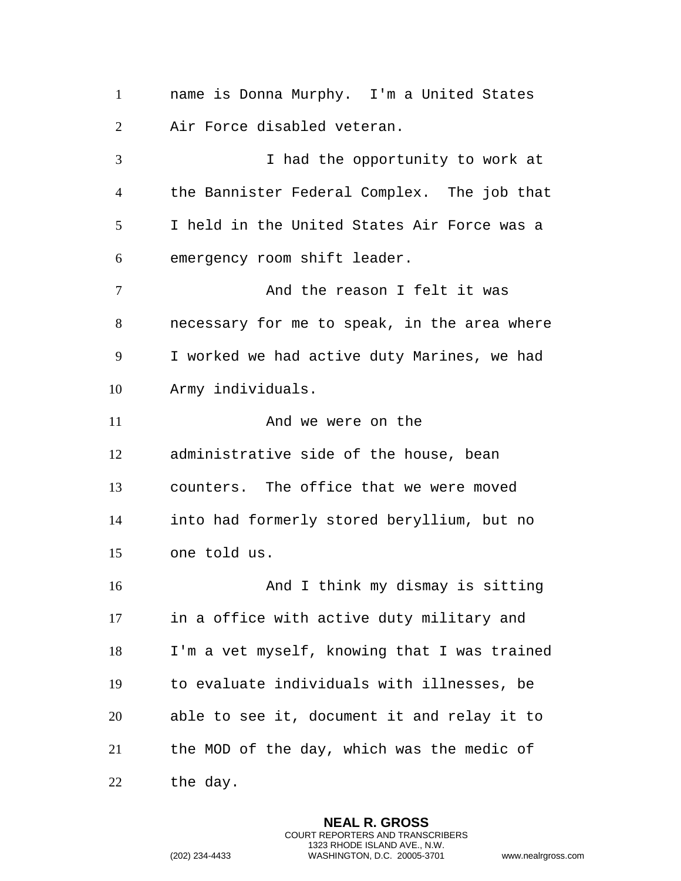name is Donna Murphy. I'm a United States Air Force disabled veteran.

I had the opportunity to work at the Bannister Federal Complex. The job that I held in the United States Air Force was a emergency room shift leader.

And the reason I felt it was necessary for me to speak, in the area where I worked we had active duty Marines, we had Army individuals.

And we were on the administrative side of the house, bean counters. The office that we were moved into had formerly stored beryllium, but no one told us.

And I think my dismay is sitting in a office with active duty military and I'm a vet myself, knowing that I was trained to evaluate individuals with illnesses, be able to see it, document it and relay it to the MOD of the day, which was the medic of the day.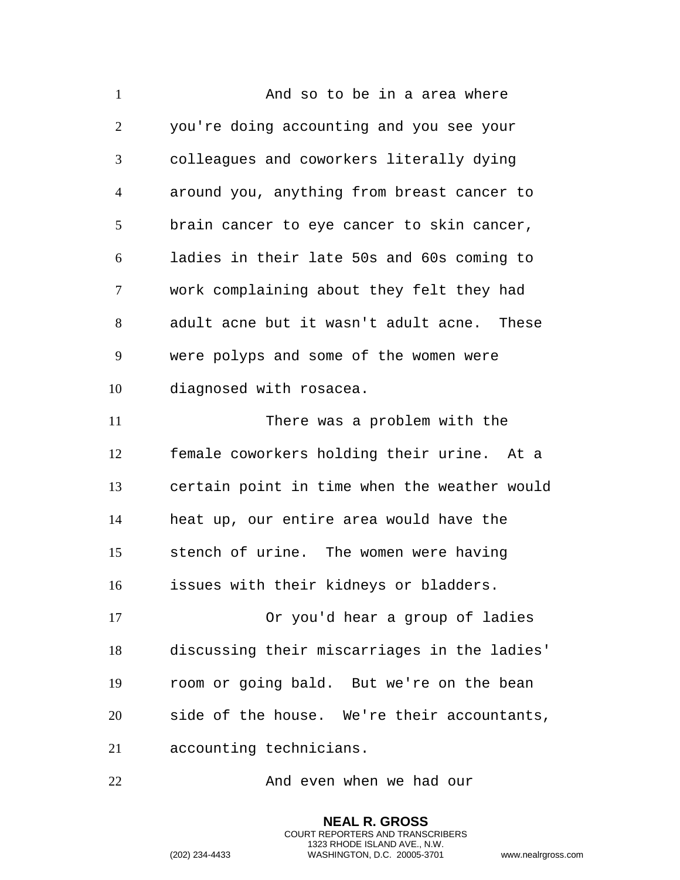And so to be in a area where you're doing accounting and you see your colleagues and coworkers literally dying around you, anything from breast cancer to brain cancer to eye cancer to skin cancer, ladies in their late 50s and 60s coming to work complaining about they felt they had adult acne but it wasn't adult acne. These were polyps and some of the women were diagnosed with rosacea.

There was a problem with the female coworkers holding their urine. At a certain point in time when the weather would heat up, our entire area would have the stench of urine. The women were having issues with their kidneys or bladders.

Or you'd hear a group of ladies discussing their miscarriages in the ladies' room or going bald. But we're on the bean side of the house. We're their accountants, accounting technicians.

And even when we had our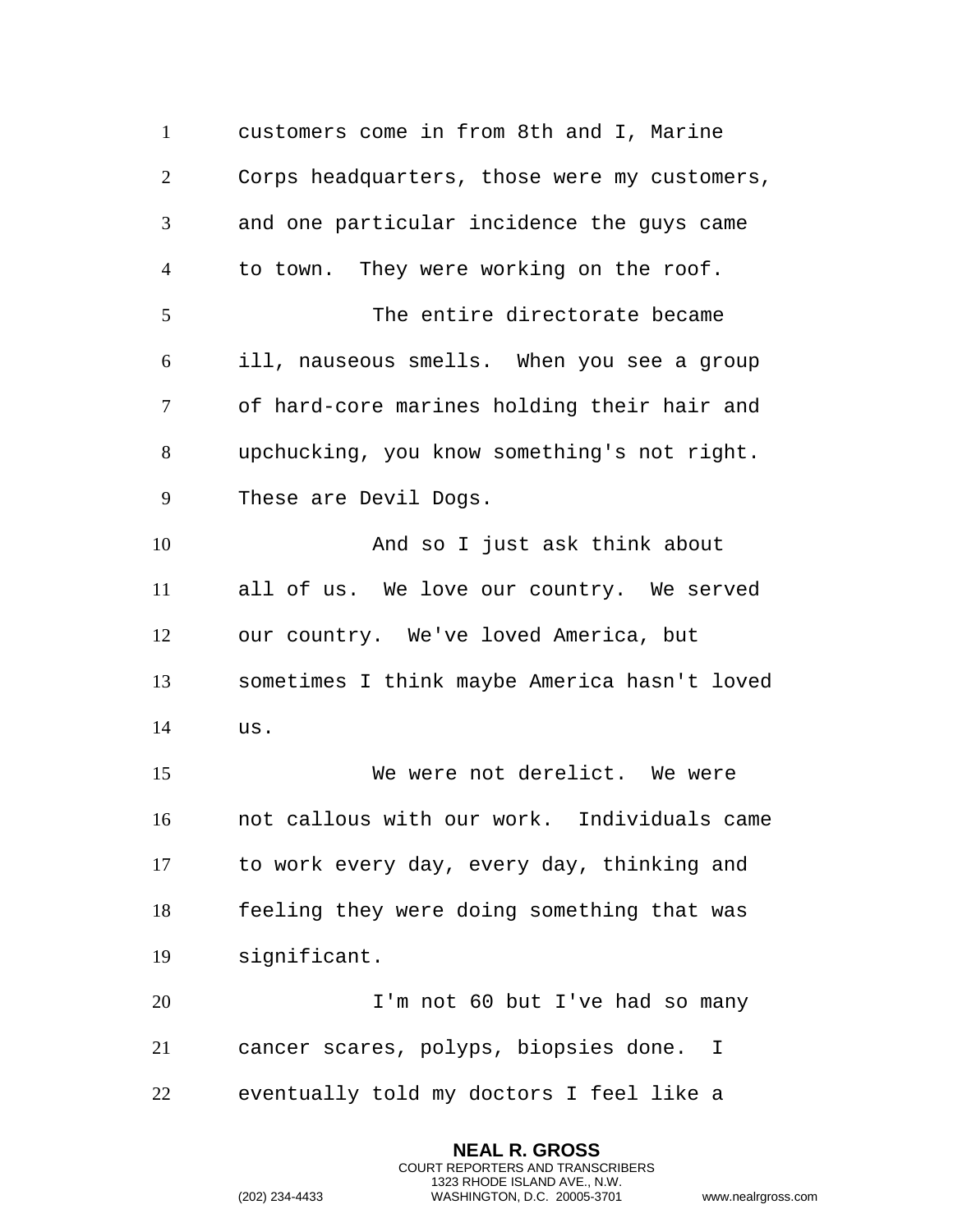customers come in from 8th and I, Marine Corps headquarters, those were my customers, and one particular incidence the guys came to town. They were working on the roof.

The entire directorate became ill, nauseous smells. When you see a group of hard-core marines holding their hair and upchucking, you know something's not right. These are Devil Dogs.

And so I just ask think about all of us. We love our country. We served our country. We've loved America, but sometimes I think maybe America hasn't loved us.

We were not derelict. We were not callous with our work. Individuals came to work every day, every day, thinking and feeling they were doing something that was significant.

I'm not 60 but I've had so many cancer scares, polyps, biopsies done. I eventually told my doctors I feel like a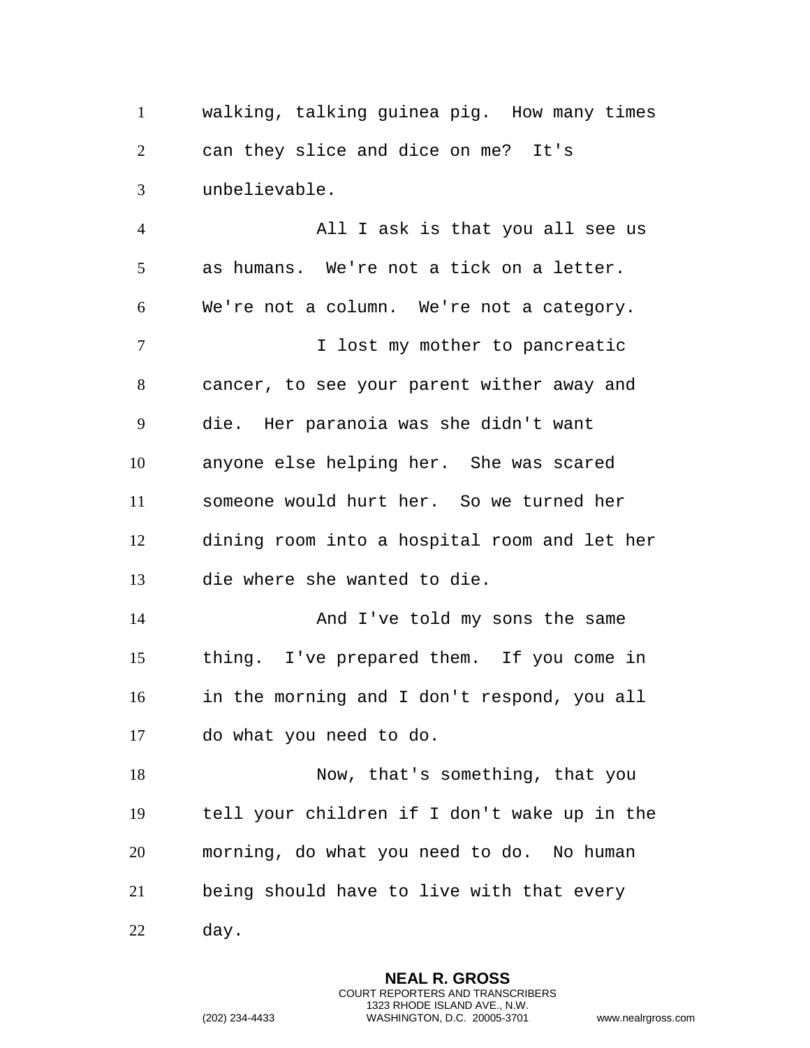walking, talking guinea pig. How many times can they slice and dice on me? It's unbelievable.

All I ask is that you all see us as humans. We're not a tick on a letter. We're not a column. We're not a category.

I lost my mother to pancreatic cancer, to see your parent wither away and die. Her paranoia was she didn't want anyone else helping her. She was scared someone would hurt her. So we turned her dining room into a hospital room and let her die where she wanted to die.

And I've told my sons the same thing. I've prepared them. If you come in in the morning and I don't respond, you all do what you need to do.

Now, that's something, that you tell your children if I don't wake up in the morning, do what you need to do. No human being should have to live with that every day.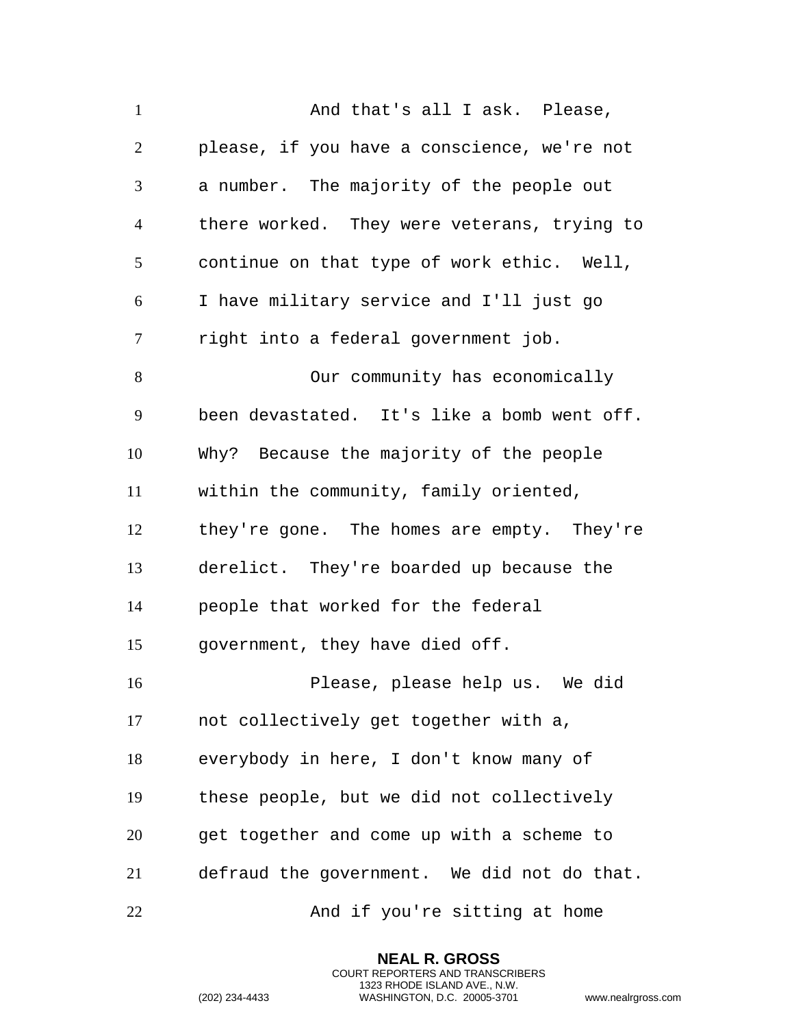And that's all I ask. Please, please, if you have a conscience, we're not a number. The majority of the people out there worked. They were veterans, trying to continue on that type of work ethic. Well, I have military service and I'll just go right into a federal government job.

Our community has economically been devastated. It's like a bomb went off. Why? Because the majority of the people within the community, family oriented, they're gone. The homes are empty. They're derelict. They're boarded up because the people that worked for the federal government, they have died off.

Please, please help us. We did not collectively get together with a, everybody in here, I don't know many of these people, but we did not collectively get together and come up with a scheme to defraud the government. We did not do that.

And if you're sitting at home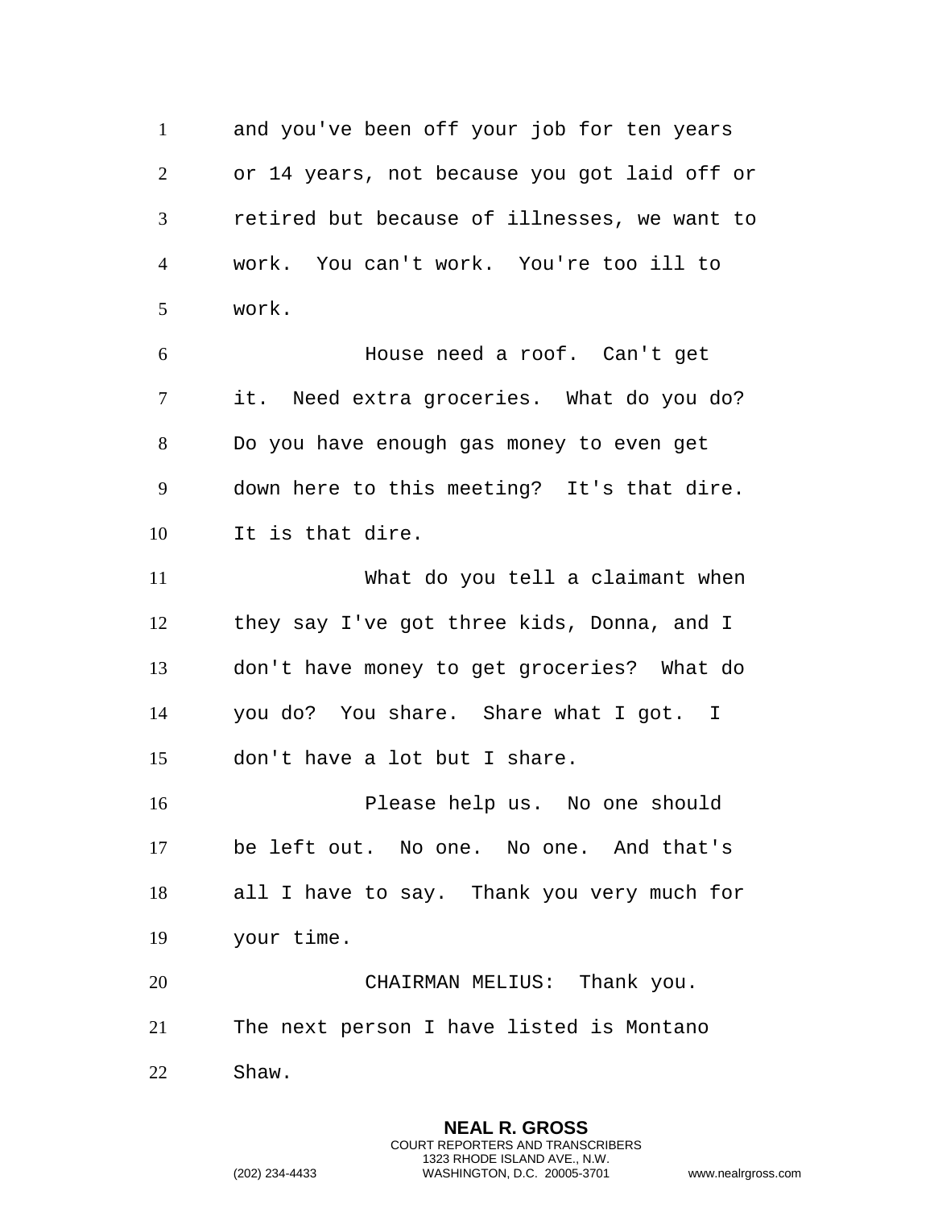and you've been off your job for ten years or 14 years, not because you got laid off or retired but because of illnesses, we want to work. You can't work. You're too ill to work.

House need a roof. Can't get it. Need extra groceries. What do you do? Do you have enough gas money to even get down here to this meeting? It's that dire. It is that dire.

What do you tell a claimant when they say I've got three kids, Donna, and I don't have money to get groceries? What do you do? You share. Share what I got. I don't have a lot but I share.

Please help us. No one should be left out. No one. No one. And that's all I have to say. Thank you very much for your time.

CHAIRMAN MELIUS: Thank you. The next person I have listed is Montano Shaw.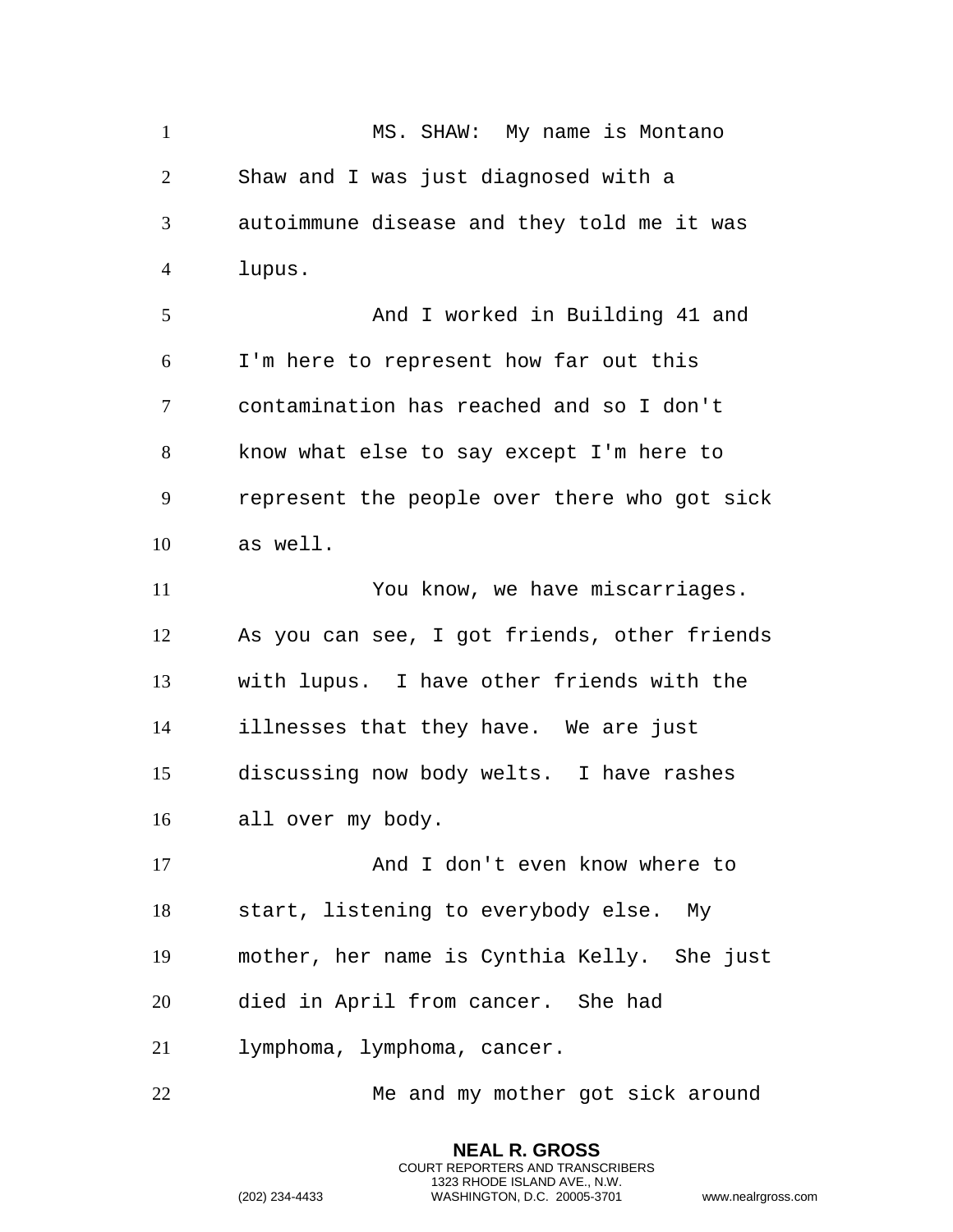MS. SHAW: My name is Montano Shaw and I was just diagnosed with a autoimmune disease and they told me it was lupus.

And I worked in Building 41 and I'm here to represent how far out this contamination has reached and so I don't know what else to say except I'm here to represent the people over there who got sick as well.

You know, we have miscarriages. As you can see, I got friends, other friends with lupus. I have other friends with the illnesses that they have. We are just discussing now body welts. I have rashes all over my body.

And I don't even know where to start, listening to everybody else. My mother, her name is Cynthia Kelly. She just died in April from cancer. She had lymphoma, lymphoma, cancer.

Me and my mother got sick around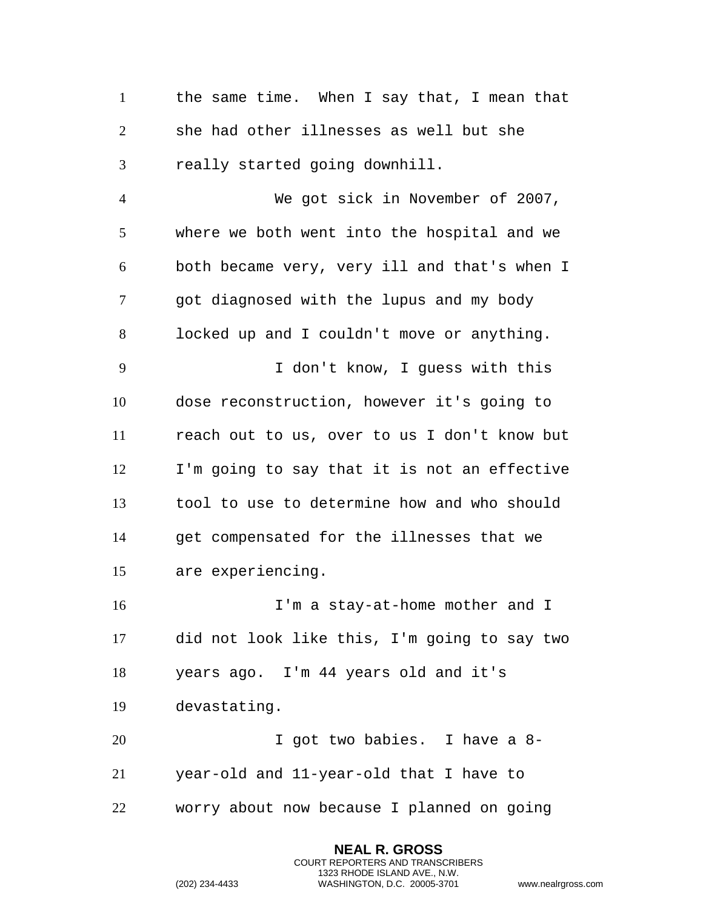the same time. When I say that, I mean that she had other illnesses as well but she really started going downhill.

We got sick in November of 2007, where we both went into the hospital and we both became very, very ill and that's when I got diagnosed with the lupus and my body locked up and I couldn't move or anything.

I don't know, I guess with this dose reconstruction, however it's going to reach out to us, over to us I don't know but I'm going to say that it is not an effective tool to use to determine how and who should get compensated for the illnesses that we are experiencing.

I'm a stay-at-home mother and I did not look like this, I'm going to say two years ago. I'm 44 years old and it's devastating.

I got two babies. I have a 8-year-old and 11-year-old that I have to worry about now because I planned on going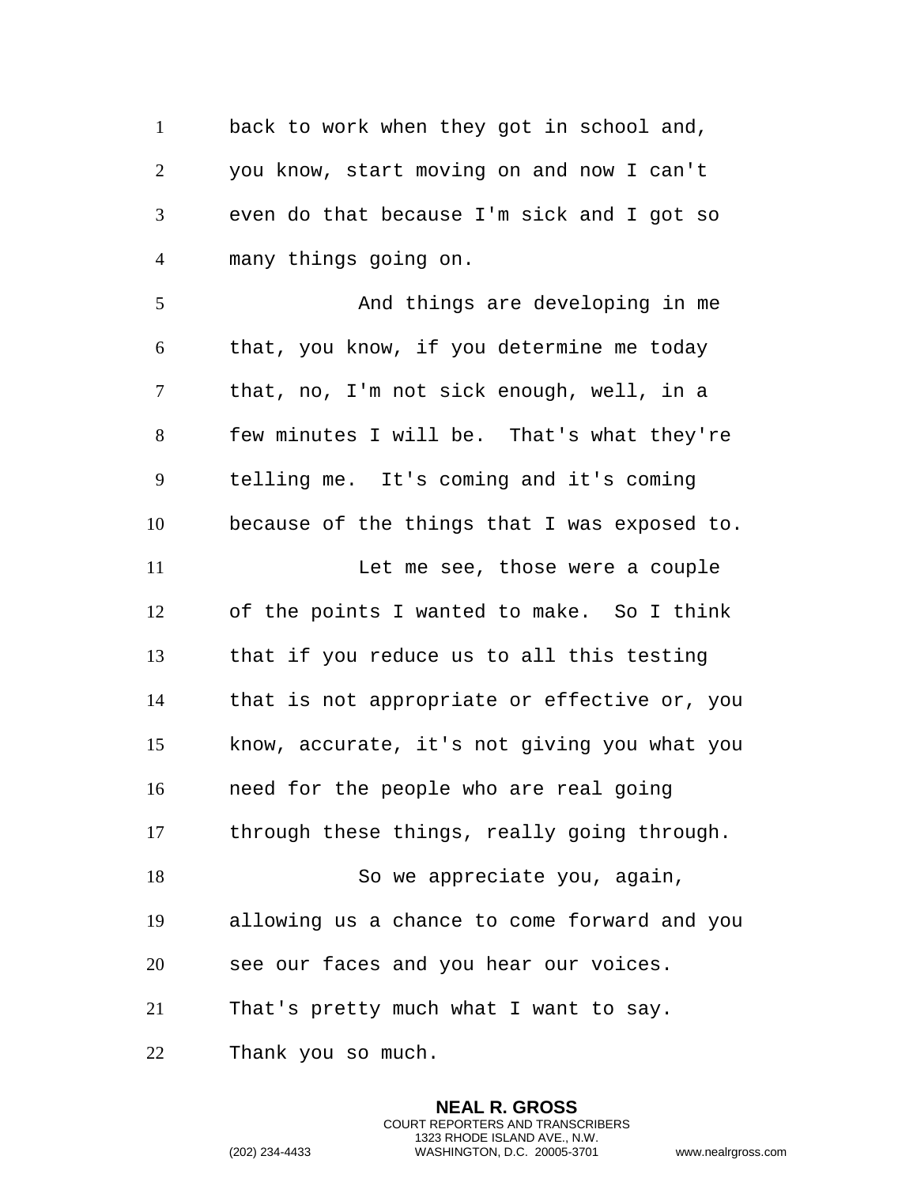back to work when they got in school and, you know, start moving on and now I can't even do that because I'm sick and I got so many things going on.

And things are developing in me that, you know, if you determine me today that, no, I'm not sick enough, well, in a few minutes I will be. That's what they're telling me. It's coming and it's coming because of the things that I was exposed to.

Let me see, those were a couple of the points I wanted to make. So I think that if you reduce us to all this testing that is not appropriate or effective or, you know, accurate, it's not giving you what you need for the people who are real going through these things, really going through.

So we appreciate you, again, allowing us a chance to come forward and you see our faces and you hear our voices. That's pretty much what I want to say. Thank you so much.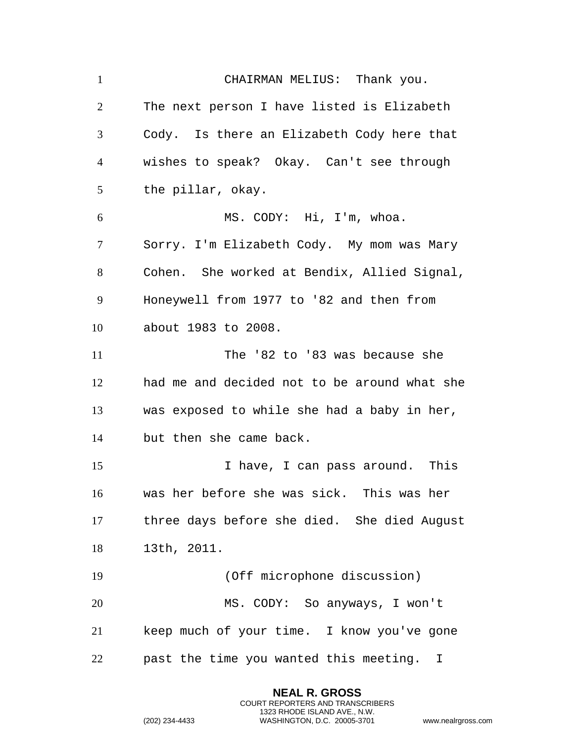CHAIRMAN MELIUS: Thank you. The next person I have listed is Elizabeth Cody. Is there an Elizabeth Cody here that wishes to speak? Okay. Can't see through the pillar, okay.

MS. CODY: Hi, I'm, whoa. Sorry. I'm Elizabeth Cody. My mom was Mary Cohen. She worked at Bendix, Allied Signal, Honeywell from 1977 to '82 and then from about 1983 to 2008.

The '82 to '83 was because she had me and decided not to be around what she was exposed to while she had a baby in her, but then she came back.

I have, I can pass around. This was her before she was sick. This was her three days before she died. She died August 13th, 2011.

(Off microphone discussion)

MS. CODY: So anyways, I won't keep much of your time. I know you've gone past the time you wanted this meeting. I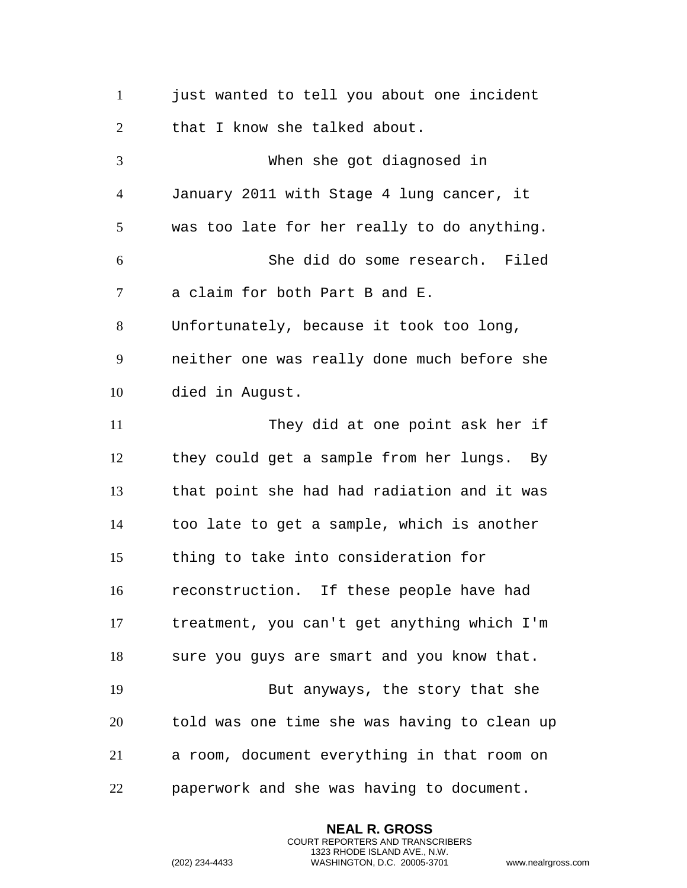just wanted to tell you about one incident that I know she talked about.

When she got diagnosed in January 2011 with Stage 4 lung cancer, it was too late for her really to do anything.

She did do some research. Filed a claim for both Part B and E. Unfortunately, because it took too long, neither one was really done much before she died in August.

They did at one point ask her if they could get a sample from her lungs. By that point she had had radiation and it was too late to get a sample, which is another thing to take into consideration for reconstruction. If these people have had treatment, you can't get anything which I'm sure you guys are smart and you know that.

But anyways, the story that she told was one time she was having to clean up a room, document everything in that room on paperwork and she was having to document.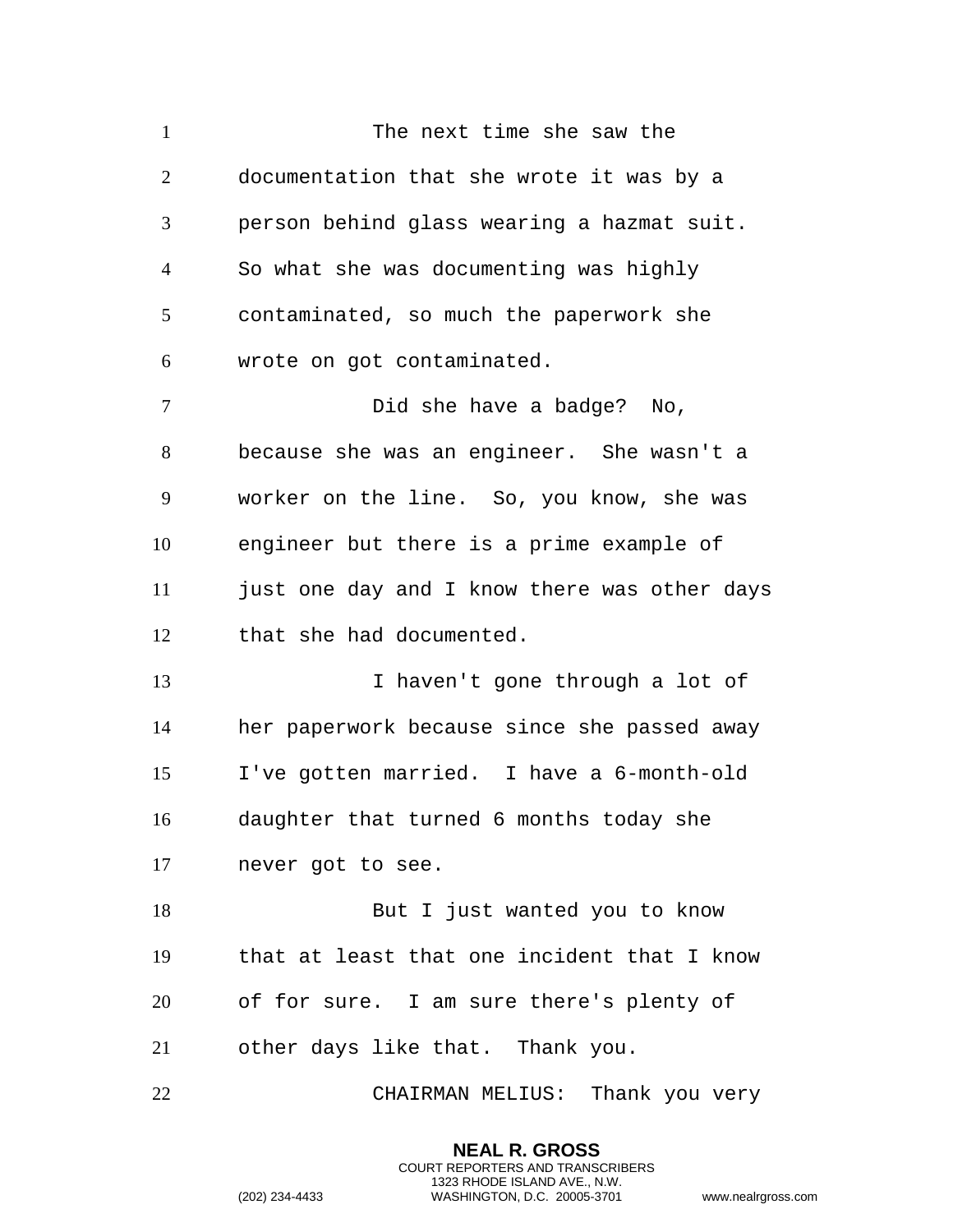The next time she saw the documentation that she wrote it was by a person behind glass wearing a hazmat suit. So what she was documenting was highly contaminated, so much the paperwork she wrote on got contaminated.

Did she have a badge? No, because she was an engineer. She wasn't a worker on the line. So, you know, she was engineer but there is a prime example of just one day and I know there was other days that she had documented.

I haven't gone through a lot of her paperwork because since she passed away I've gotten married. I have a 6-month-old daughter that turned 6 months today she never got to see.

But I just wanted you to know that at least that one incident that I know of for sure. I am sure there's plenty of other days like that. Thank you.

CHAIRMAN MELIUS: Thank you very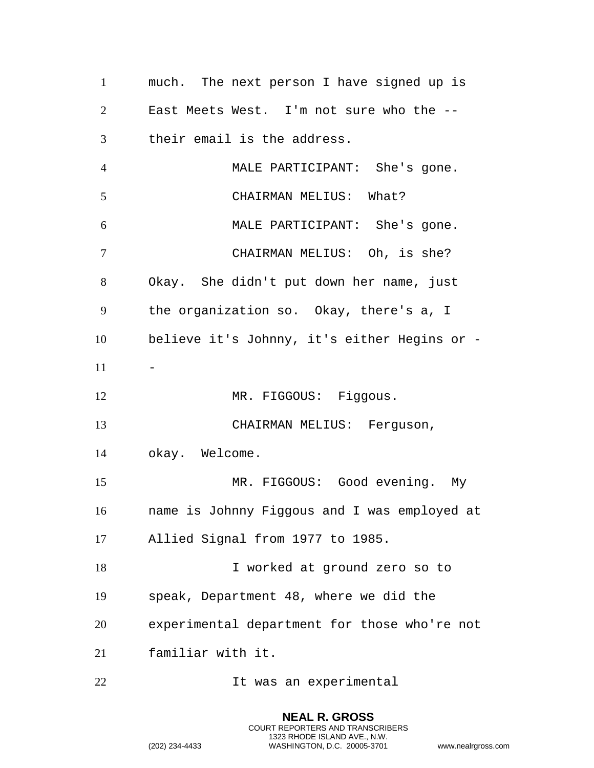much. The next person I have signed up is East Meets West. I'm not sure who the -- their email is the address.

MALE PARTICIPANT: She's gone.

CHAIRMAN MELIUS: What?

MALE PARTICIPANT: She's gone.

CHAIRMAN MELIUS: Oh, is she? Okay. She didn't put down her name, just the organization so. Okay, there's a, I believe it's Johnny, it's either Hegins or --

MR. FIGGOUS: Figgous.

CHAIRMAN MELIUS: Ferguson, okay. Welcome.

MR. FIGGOUS: Good evening. My name is Johnny Figgous and I was employed at Allied Signal from 1977 to 1985.

I worked at ground zero so to speak, Department 48, where we did the experimental department for those who're not familiar with it.

It was an experimental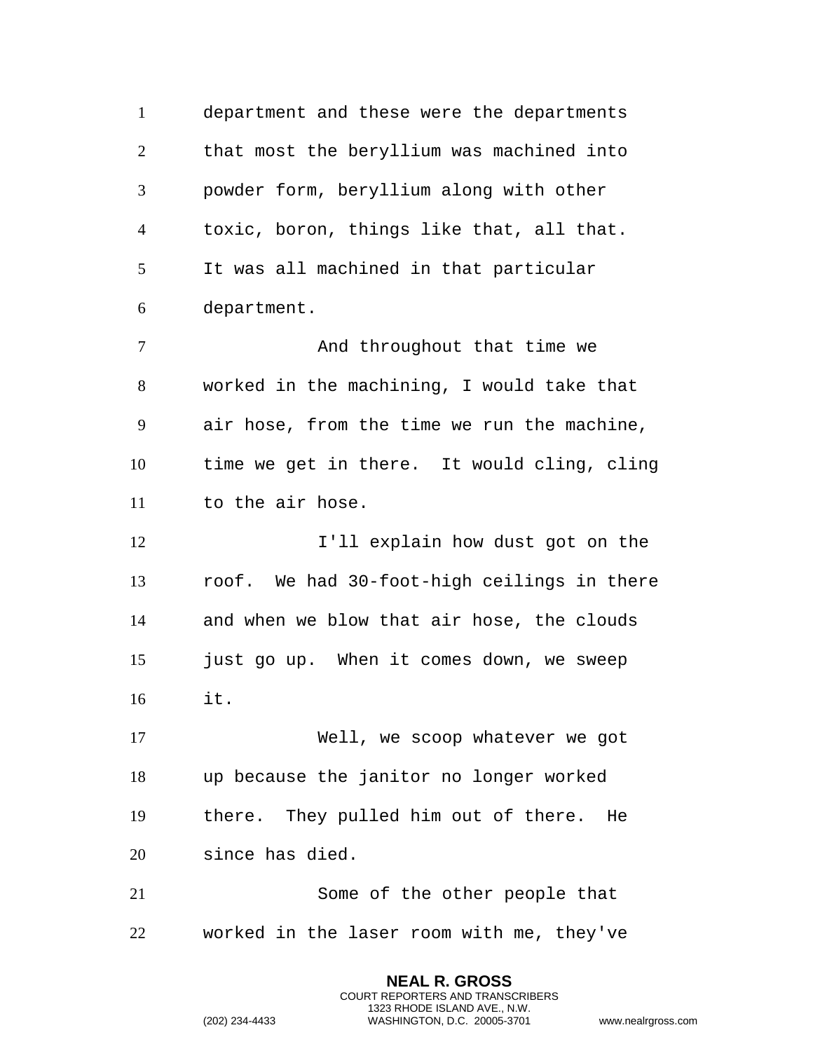department and these were the departments that most the beryllium was machined into powder form, beryllium along with other toxic, boron, things like that, all that. It was all machined in that particular department.

And throughout that time we worked in the machining, I would take that air hose, from the time we run the machine, time we get in there. It would cling, cling to the air hose.

I'll explain how dust got on the roof. We had 30-foot-high ceilings in there and when we blow that air hose, the clouds just go up. When it comes down, we sweep it.

Well, we scoop whatever we got up because the janitor no longer worked there. They pulled him out of there. He since has died.

Some of the other people that worked in the laser room with me, they've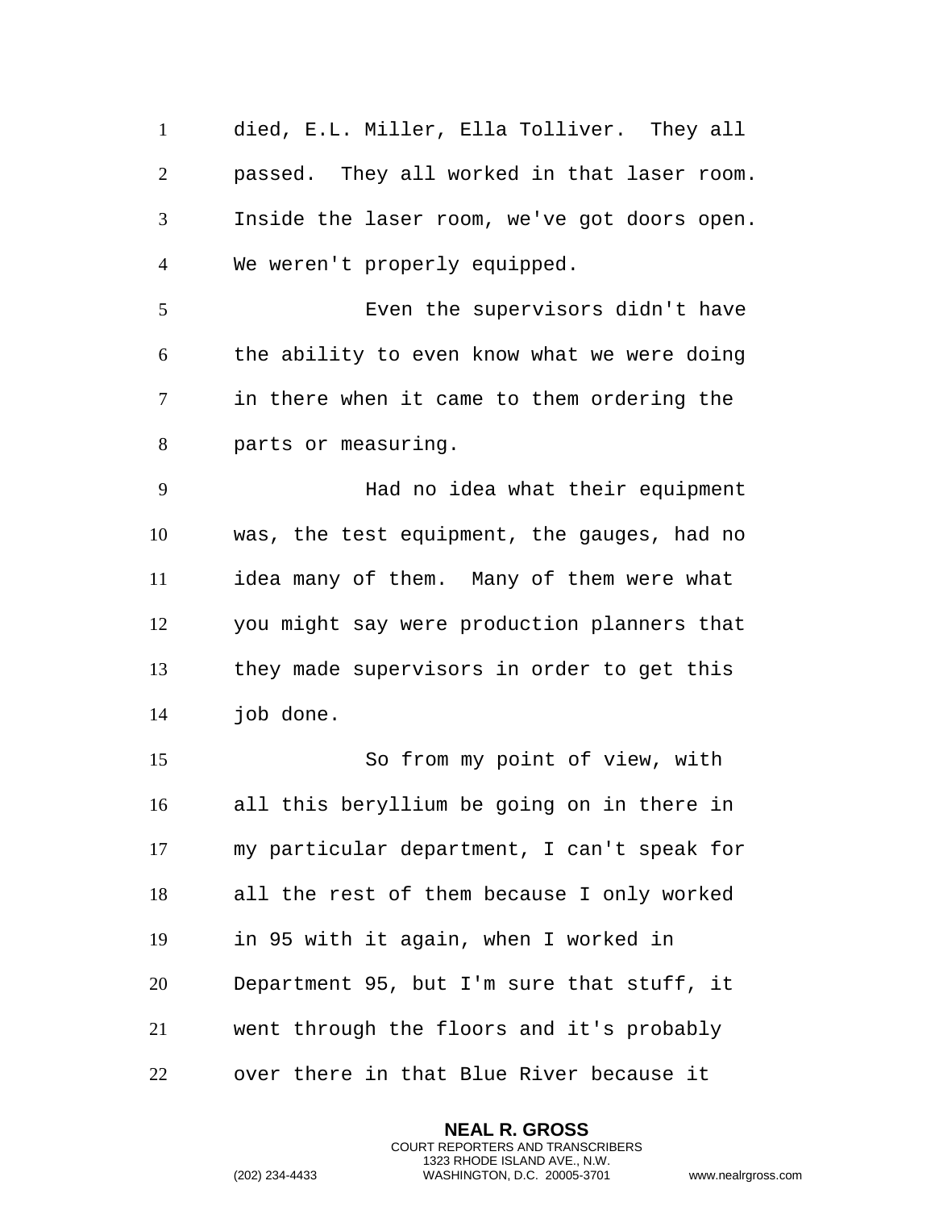died, E.L. Miller, Ella Tolliver. They all passed. They all worked in that laser room. Inside the laser room, we've got doors open. We weren't properly equipped.

Even the supervisors didn't have the ability to even know what we were doing in there when it came to them ordering the parts or measuring.

Had no idea what their equipment was, the test equipment, the gauges, had no idea many of them. Many of them were what you might say were production planners that they made supervisors in order to get this job done.

So from my point of view, with all this beryllium be going on in there in my particular department, I can't speak for all the rest of them because I only worked in 95 with it again, when I worked in Department 95, but I'm sure that stuff, it went through the floors and it's probably over there in that Blue River because it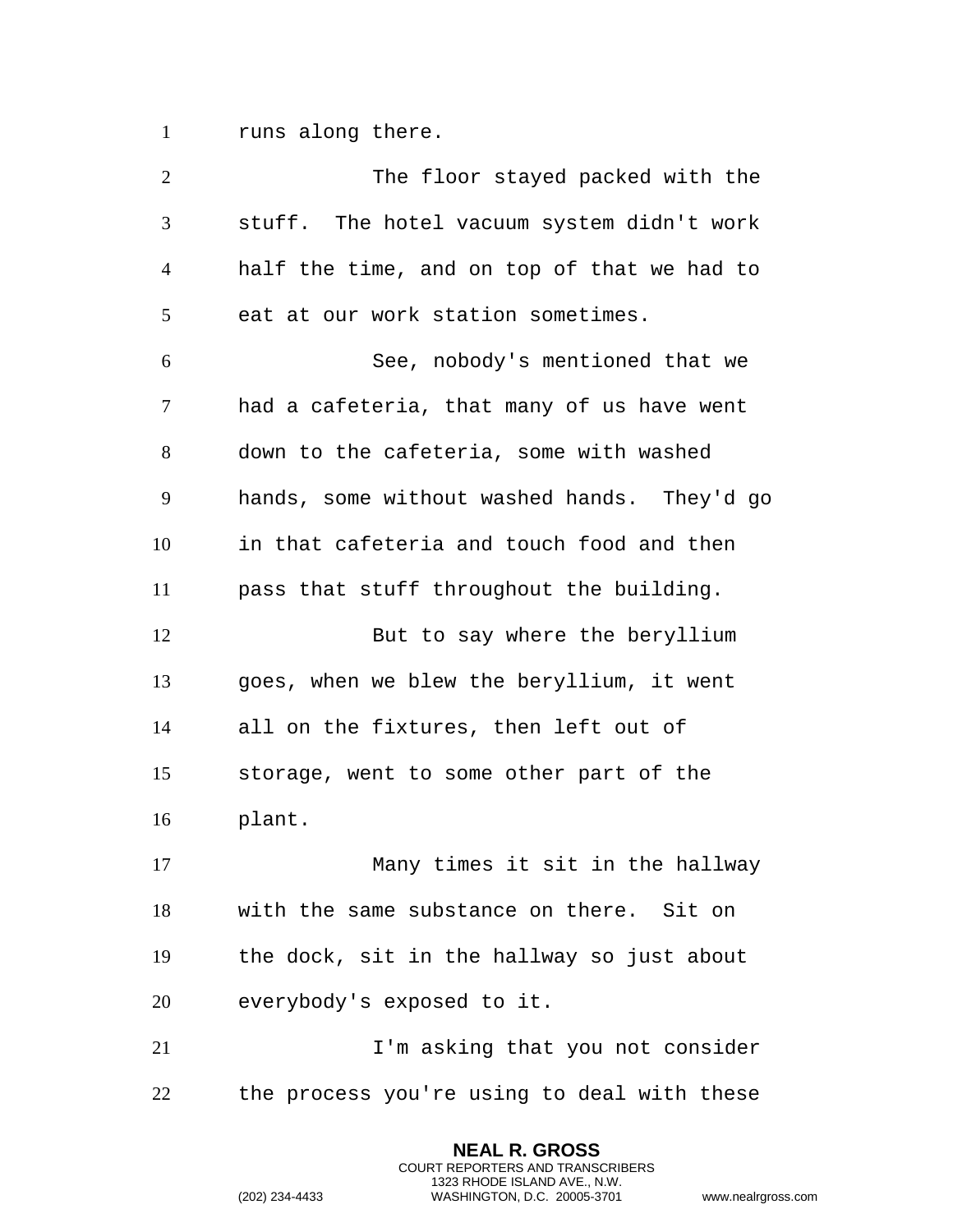runs along there.

The floor stayed packed with the stuff. The hotel vacuum system didn't work half the time, and on top of that we had to eat at our work station sometimes.

See, nobody's mentioned that we had a cafeteria, that many of us have went down to the cafeteria, some with washed hands, some without washed hands. They'd go in that cafeteria and touch food and then pass that stuff throughout the building.

But to say where the beryllium goes, when we blew the beryllium, it went all on the fixtures, then left out of storage, went to some other part of the plant.

Many times it sit in the hallway with the same substance on there. Sit on the dock, sit in the hallway so just about everybody's exposed to it.

I'm asking that you not consider the process you're using to deal with these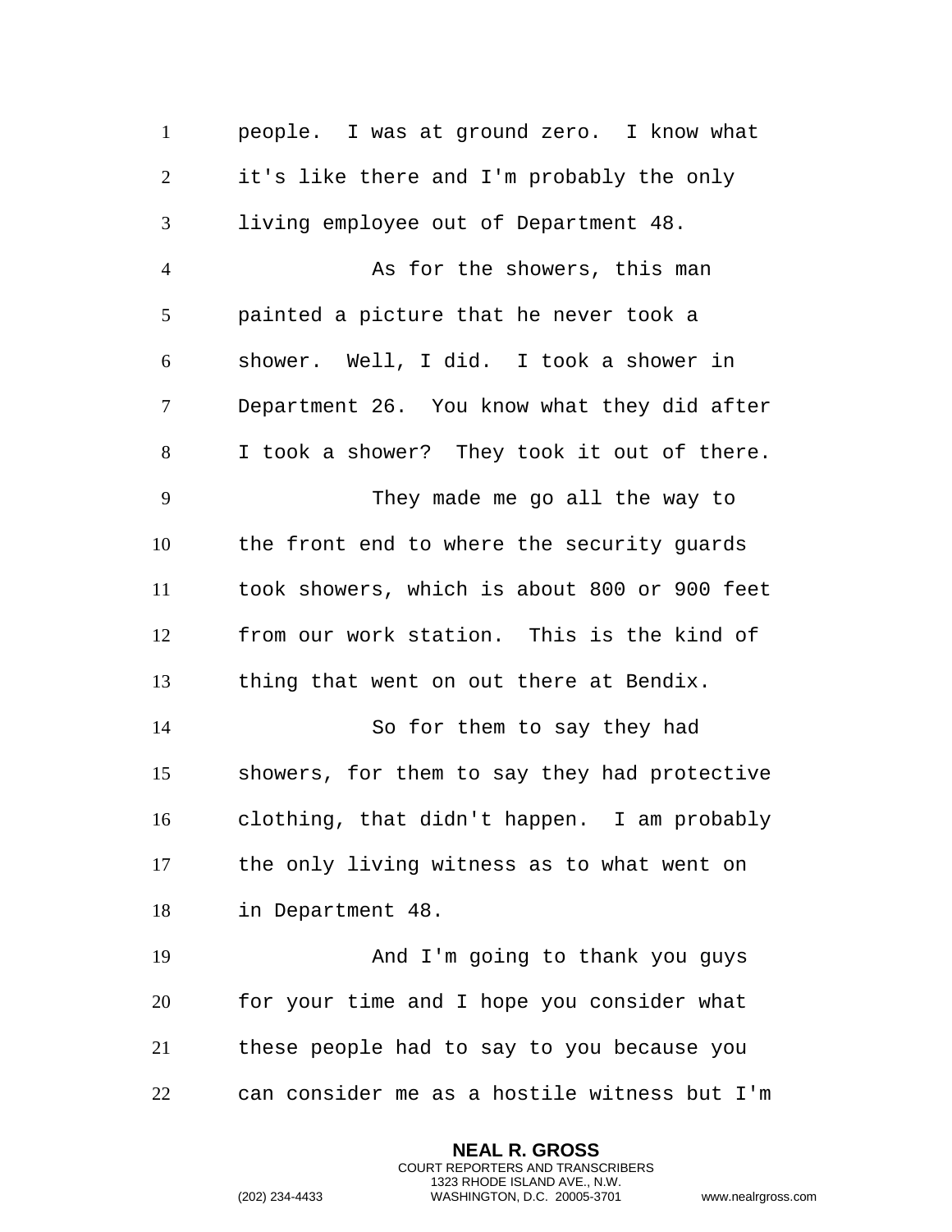people. I was at ground zero. I know what it's like there and I'm probably the only living employee out of Department 48.

As for the showers, this man painted a picture that he never took a shower. Well, I did. I took a shower in Department 26. You know what they did after I took a shower? They took it out of there.

They made me go all the way to the front end to where the security guards took showers, which is about 800 or 900 feet from our work station. This is the kind of thing that went on out there at Bendix.

So for them to say they had showers, for them to say they had protective clothing, that didn't happen. I am probably the only living witness as to what went on in Department 48.

And I'm going to thank you guys for your time and I hope you consider what these people had to say to you because you can consider me as a hostile witness but I'm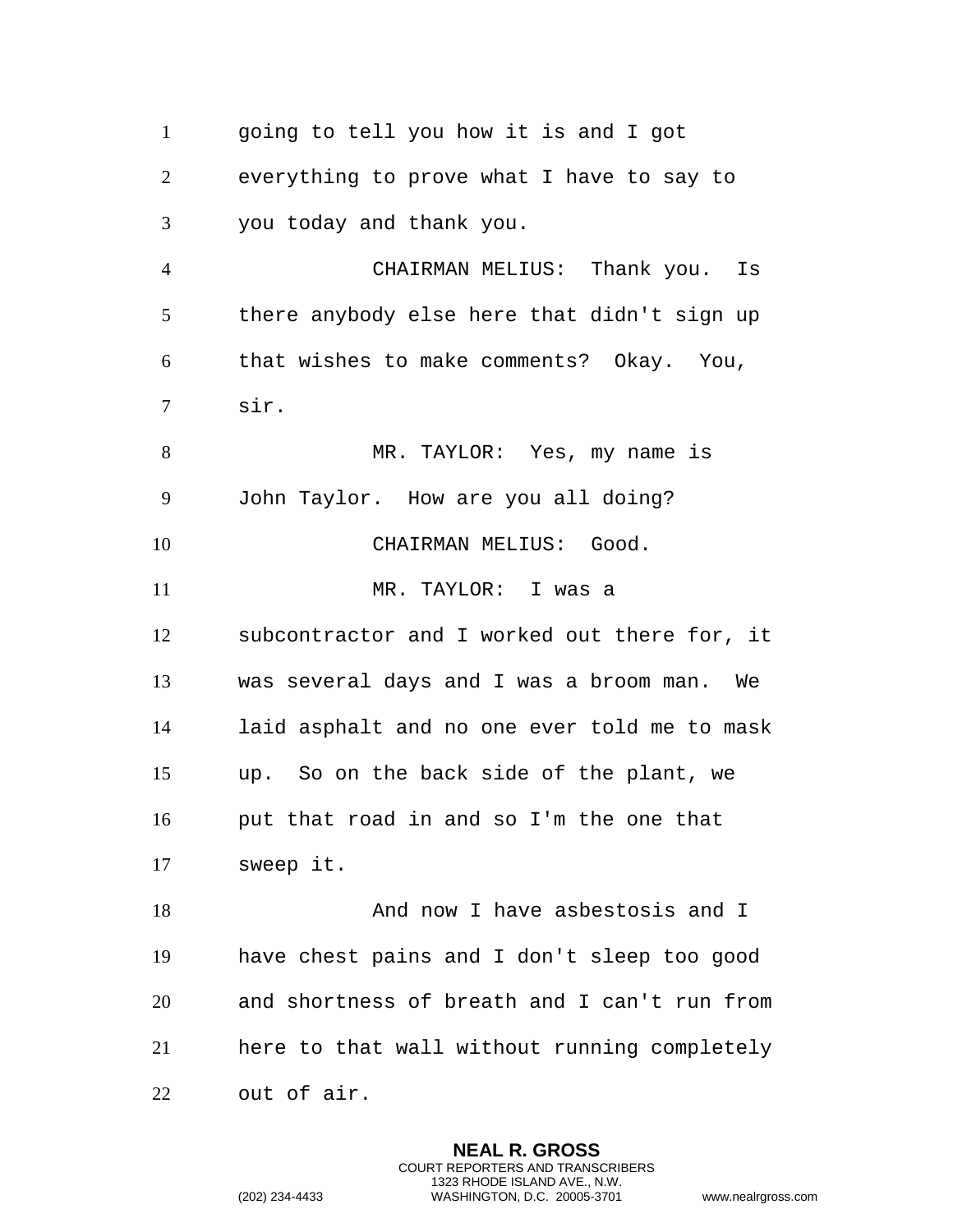going to tell you how it is and I got everything to prove what I have to say to you today and thank you.

CHAIRMAN MELIUS: Thank you. Is there anybody else here that didn't sign up that wishes to make comments? Okay. You, sir.

MR. TAYLOR: Yes, my name is John Taylor. How are you all doing?

CHAIRMAN MELIUS: Good.

MR. TAYLOR: I was a subcontractor and I worked out there for, it was several days and I was a broom man. We laid asphalt and no one ever told me to mask up. So on the back side of the plant, we put that road in and so I'm the one that sweep it.

And now I have asbestosis and I have chest pains and I don't sleep too good and shortness of breath and I can't run from here to that wall without running completely out of air.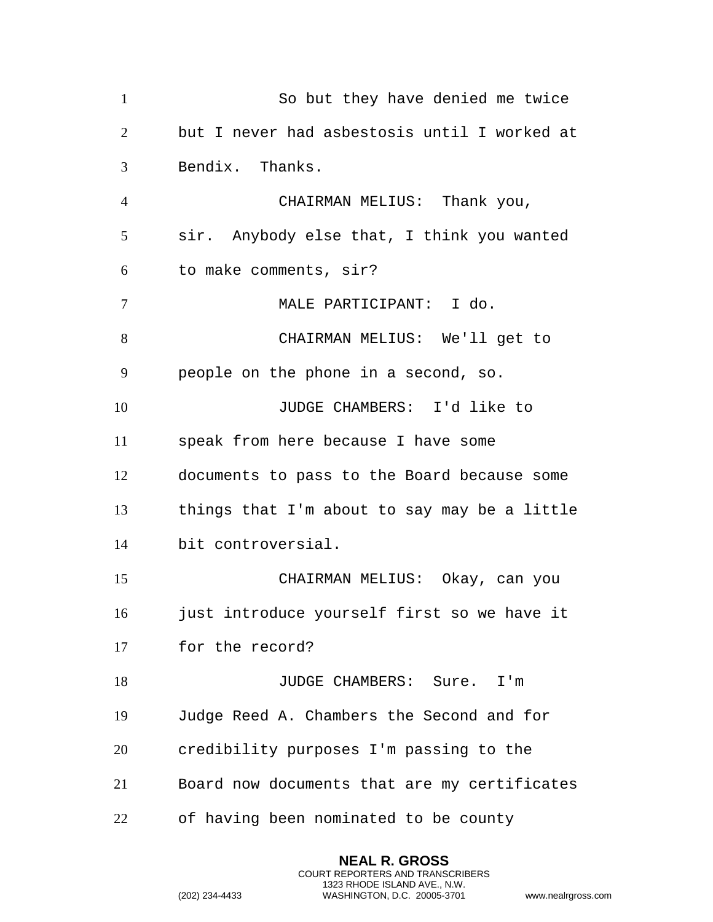So but they have denied me twice but I never had asbestosis until I worked at Bendix. Thanks.

CHAIRMAN MELIUS: Thank you, sir. Anybody else that, I think you wanted to make comments, sir?

MALE PARTICIPANT: I do.

CHAIRMAN MELIUS: We'll get to people on the phone in a second, so.

JUDGE CHAMBERS: I'd like to speak from here because I have some documents to pass to the Board because some things that I'm about to say may be a little bit controversial.

CHAIRMAN MELIUS: Okay, can you just introduce yourself first so we have it for the record?

JUDGE CHAMBERS: Sure. I'm Judge Reed A. Chambers the Second and for credibility purposes I'm passing to the Board now documents that are my certificates of having been nominated to be county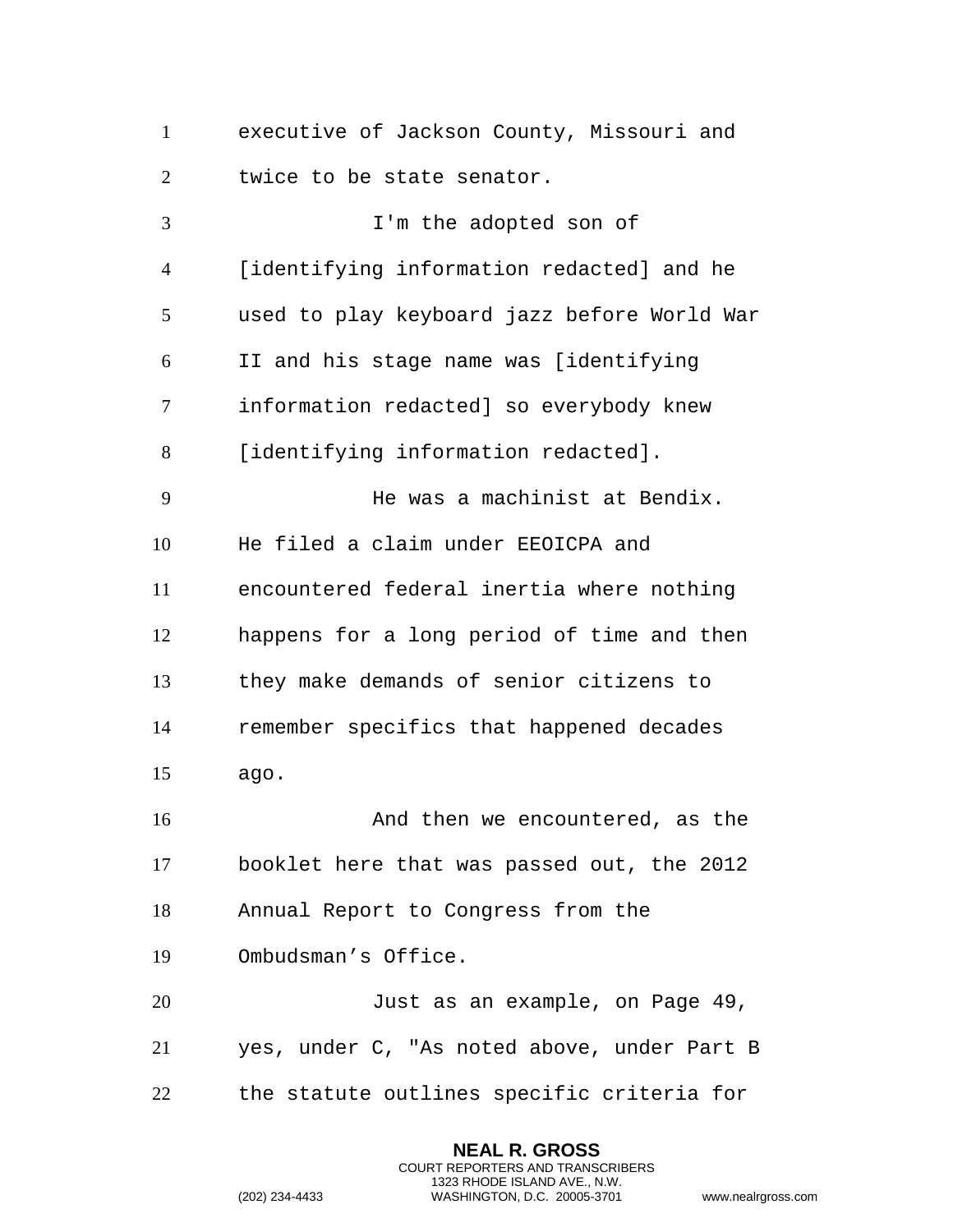executive of Jackson County, Missouri and twice to be state senator.

I'm the adopted son of [identifying information redacted] and he used to play keyboard jazz before World War II and his stage name was [identifying information redacted] so everybody knew [identifying information redacted].

He was a machinist at Bendix. He filed a claim under EEOICPA and encountered federal inertia where nothing happens for a long period of time and then they make demands of senior citizens to remember specifics that happened decades ago.

And then we encountered, as the booklet here that was passed out, the 2012 Annual Report to Congress from the Ombudsman's Office.

Just as an example, on Page 49, yes, under C, "As noted above, under Part B the statute outlines specific criteria for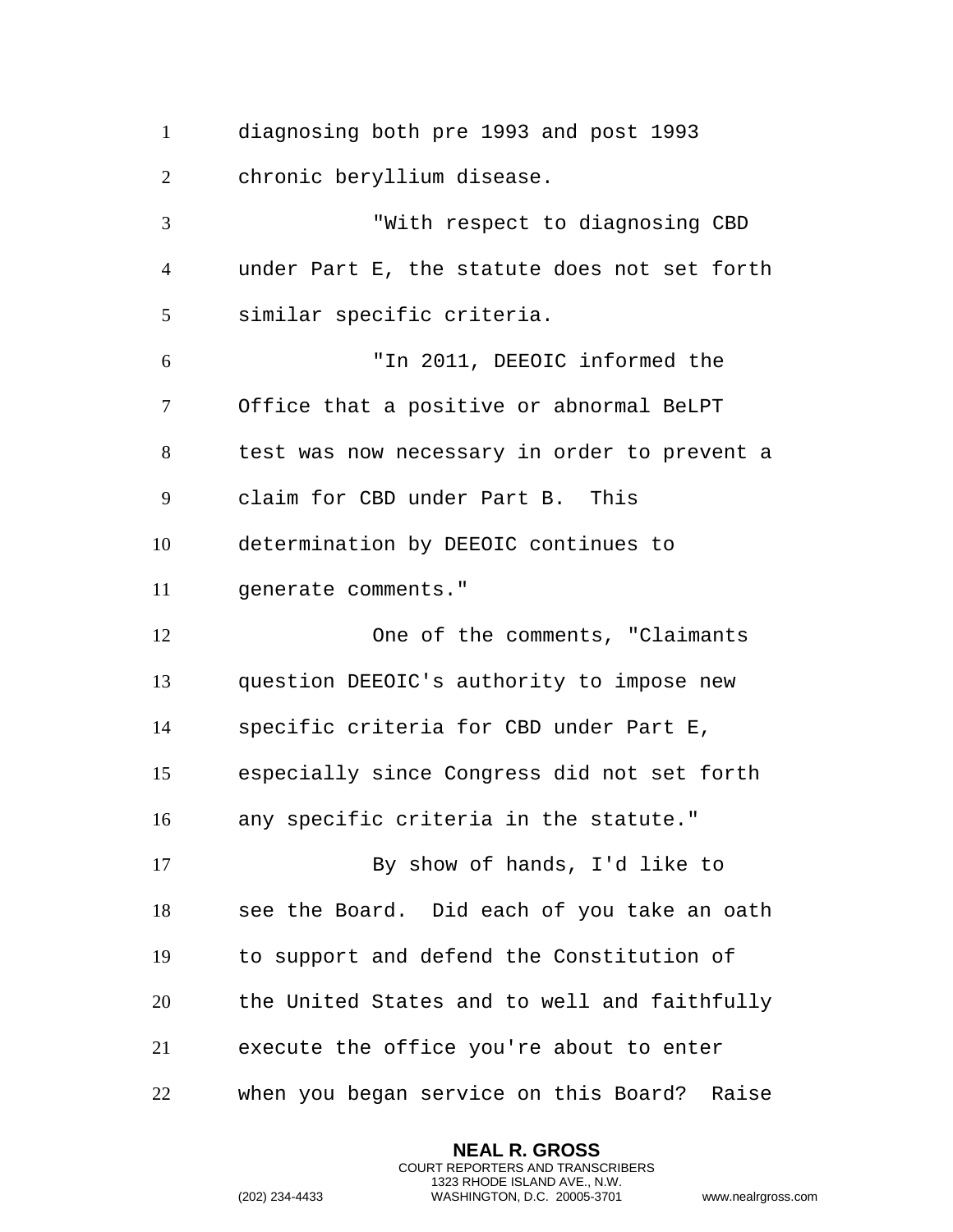diagnosing both pre 1993 and post 1993 chronic beryllium disease.

"With respect to diagnosing CBD under Part E, the statute does not set forth similar specific criteria.

"In 2011, DEEOIC informed the Office that a positive or abnormal BeLPT test was now necessary in order to prevent a claim for CBD under Part B. This determination by DEEOIC continues to generate comments."

One of the comments, "Claimants question DEEOIC's authority to impose new specific criteria for CBD under Part E, especially since Congress did not set forth any specific criteria in the statute."

By show of hands, I'd like to see the Board. Did each of you take an oath to support and defend the Constitution of the United States and to well and faithfully execute the office you're about to enter when you began service on this Board? Raise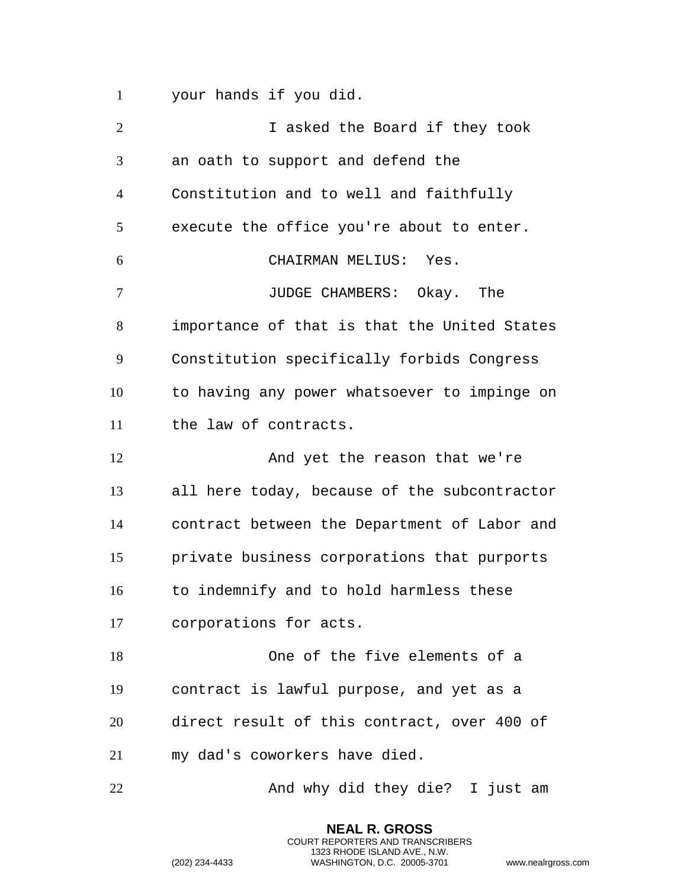your hands if you did.

I asked the Board if they took an oath to support and defend the Constitution and to well and faithfully execute the office you're about to enter.

CHAIRMAN MELIUS: Yes.

JUDGE CHAMBERS: Okay. The importance of that is that the United States Constitution specifically forbids Congress to having any power whatsoever to impinge on the law of contracts.

And yet the reason that we're all here today, because of the subcontractor contract between the Department of Labor and private business corporations that purports to indemnify and to hold harmless these corporations for acts.

One of the five elements of a contract is lawful purpose, and yet as a direct result of this contract, over 400 of my dad's coworkers have died.

And why did they die? I just am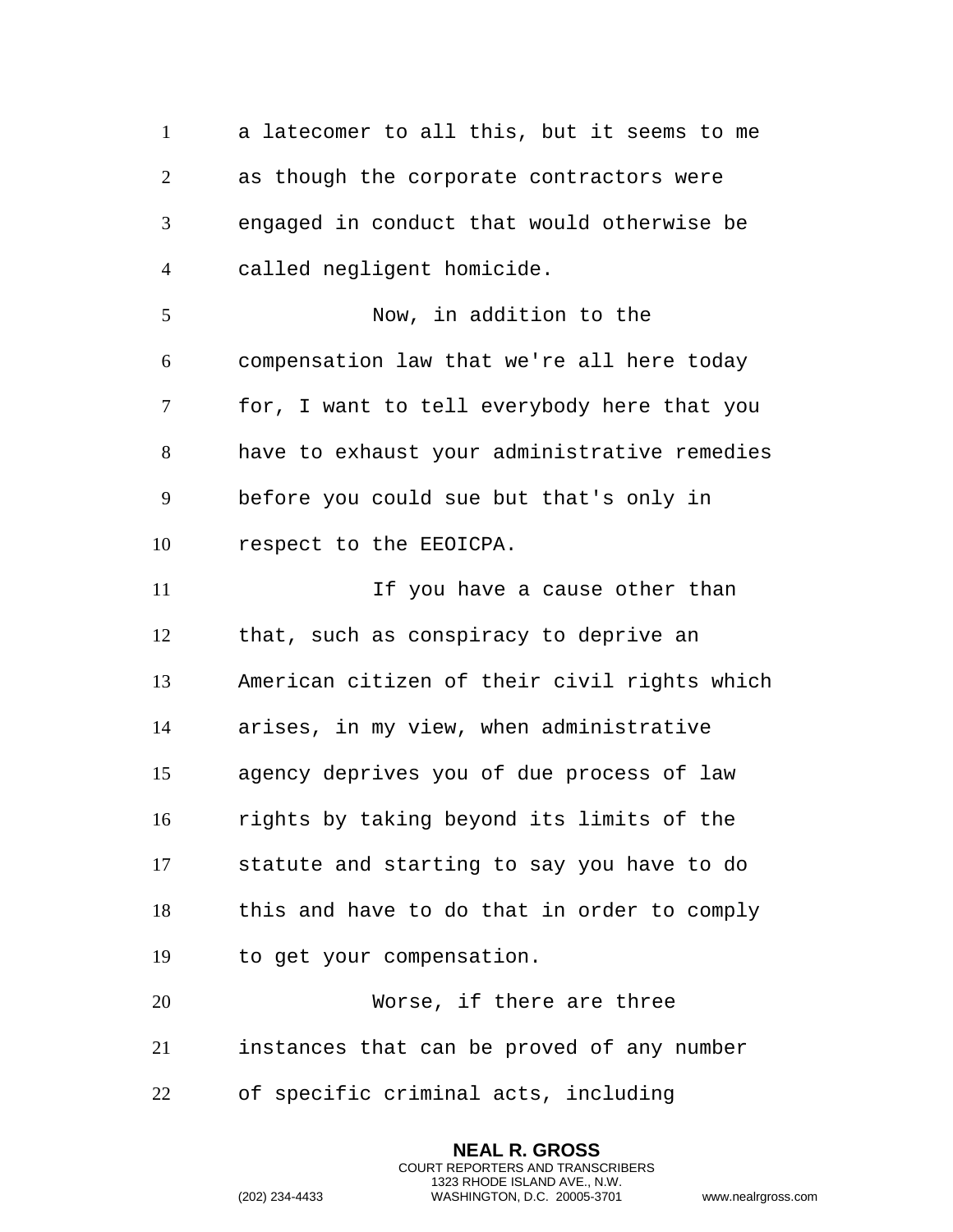a latecomer to all this, but it seems to me as though the corporate contractors were engaged in conduct that would otherwise be called negligent homicide.

Now, in addition to the compensation law that we're all here today for, I want to tell everybody here that you have to exhaust your administrative remedies before you could sue but that's only in respect to the EEOICPA.

If you have a cause other than that, such as conspiracy to deprive an American citizen of their civil rights which arises, in my view, when administrative agency deprives you of due process of law rights by taking beyond its limits of the statute and starting to say you have to do this and have to do that in order to comply to get your compensation.

Worse, if there are three instances that can be proved of any number of specific criminal acts, including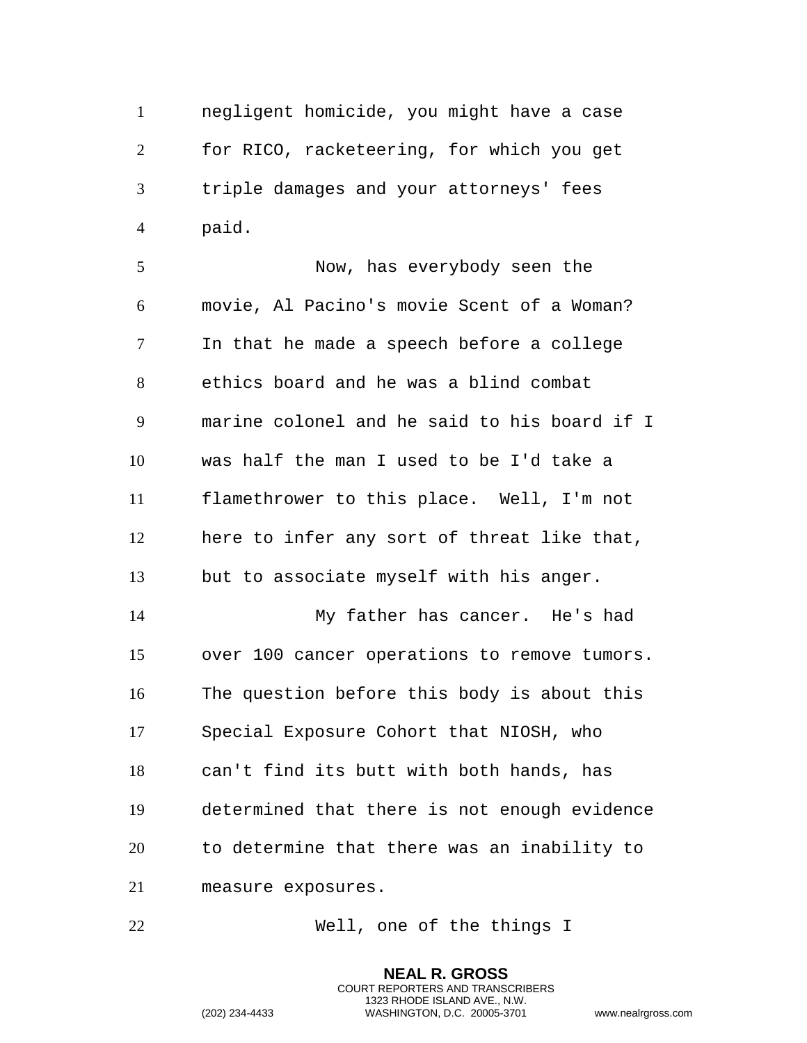negligent homicide, you might have a case for RICO, racketeering, for which you get triple damages and your attorneys' fees paid.

Now, has everybody seen the movie, Al Pacino's movie Scent of a Woman? In that he made a speech before a college ethics board and he was a blind combat marine colonel and he said to his board if I was half the man I used to be I'd take a flamethrower to this place. Well, I'm not here to infer any sort of threat like that, but to associate myself with his anger.

My father has cancer. He's had over 100 cancer operations to remove tumors. The question before this body is about this Special Exposure Cohort that NIOSH, who can't find its butt with both hands, has determined that there is not enough evidence to determine that there was an inability to measure exposures.

Well, one of the things I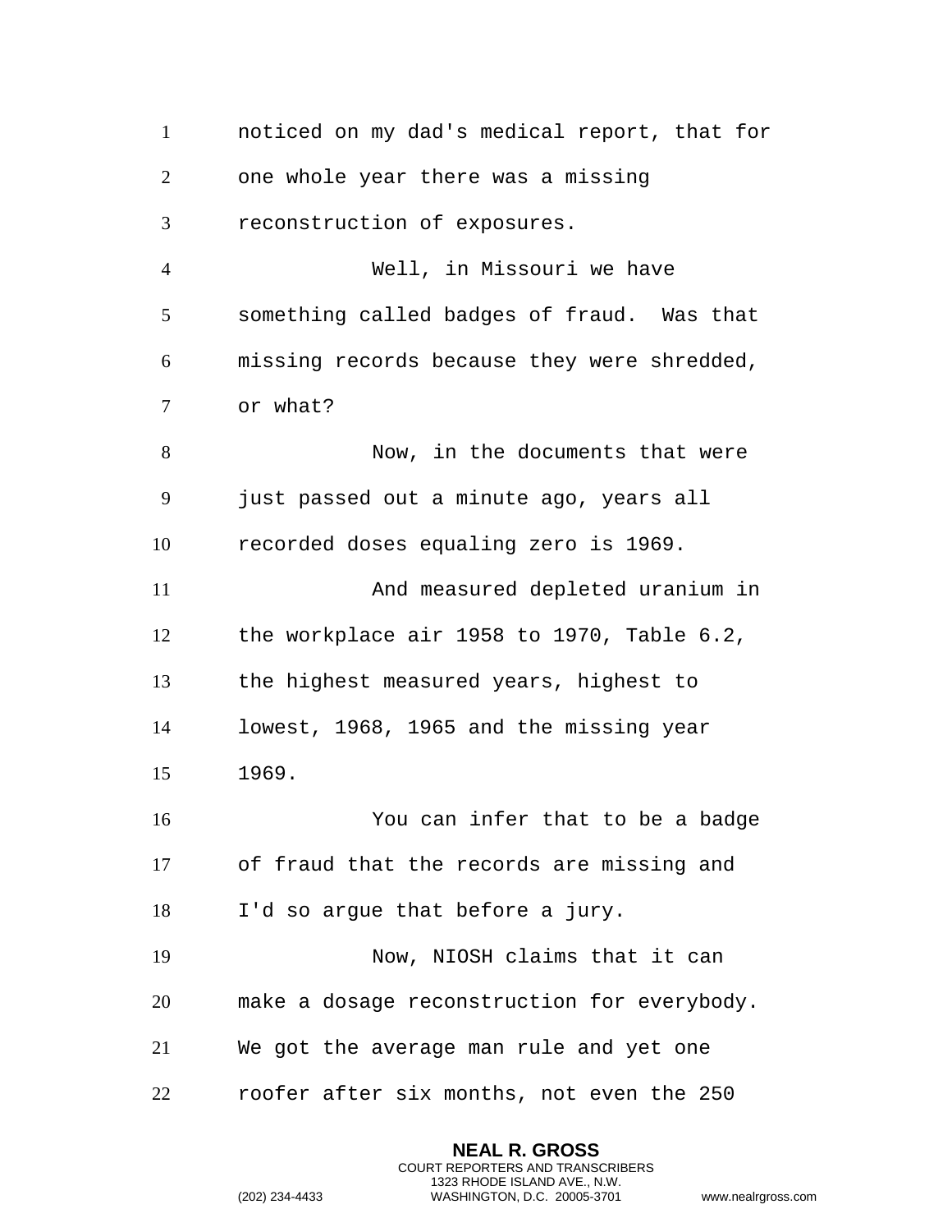noticed on my dad's medical report, that for one whole year there was a missing reconstruction of exposures.

Well, in Missouri we have something called badges of fraud. Was that missing records because they were shredded, or what?

Now, in the documents that were just passed out a minute ago, years all recorded doses equaling zero is 1969.

And measured depleted uranium in the workplace air 1958 to 1970, Table 6.2, the highest measured years, highest to lowest, 1968, 1965 and the missing year 1969.

You can infer that to be a badge of fraud that the records are missing and I'd so argue that before a jury.

Now, NIOSH claims that it can make a dosage reconstruction for everybody. We got the average man rule and yet one roofer after six months, not even the 250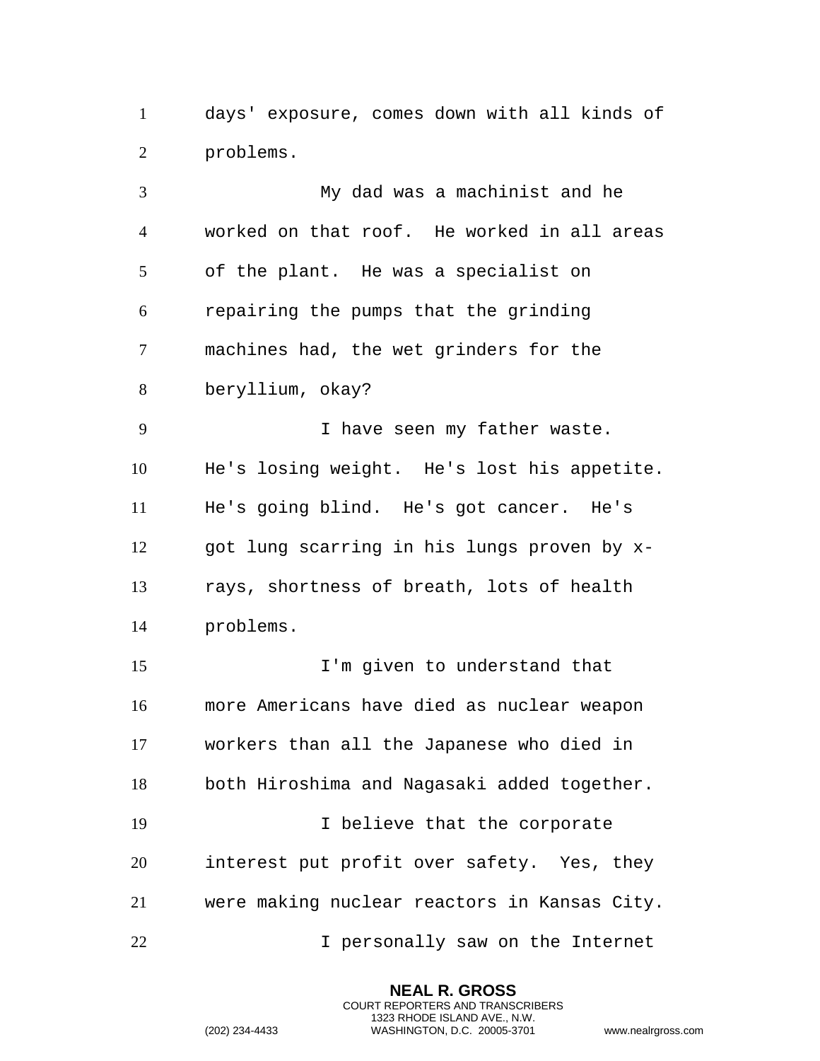days' exposure, comes down with all kinds of problems.

My dad was a machinist and he worked on that roof. He worked in all areas of the plant. He was a specialist on repairing the pumps that the grinding machines had, the wet grinders for the beryllium, okay?

I have seen my father waste. He's losing weight. He's lost his appetite. He's going blind. He's got cancer. He's got lung scarring in his lungs proven by x-rays, shortness of breath, lots of health problems.

I'm given to understand that more Americans have died as nuclear weapon workers than all the Japanese who died in both Hiroshima and Nagasaki added together.

I believe that the corporate interest put profit over safety. Yes, they were making nuclear reactors in Kansas City.

I personally saw on the Internet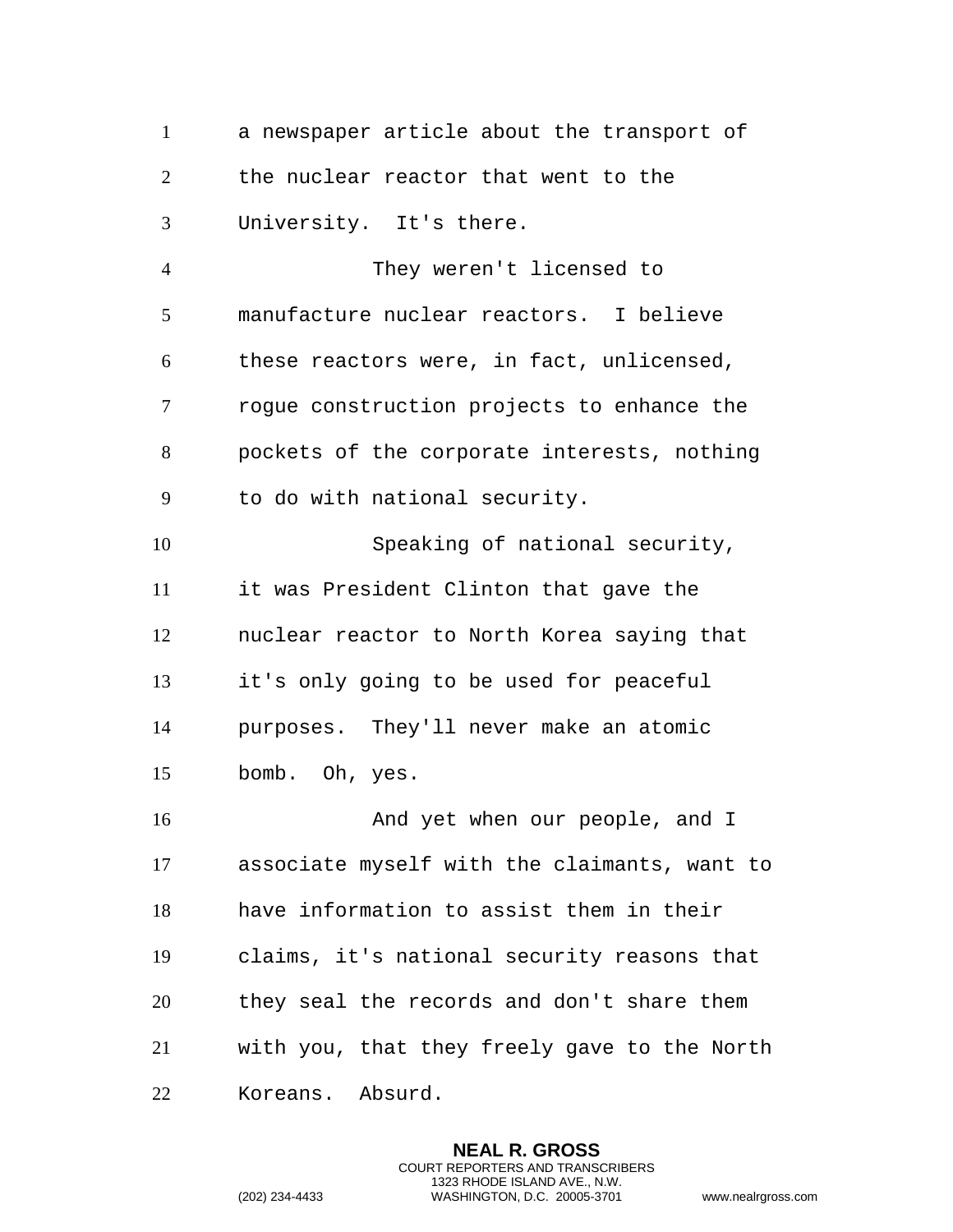a newspaper article about the transport of the nuclear reactor that went to the University. It's there.

They weren't licensed to manufacture nuclear reactors. I believe these reactors were, in fact, unlicensed, rogue construction projects to enhance the pockets of the corporate interests, nothing to do with national security.

Speaking of national security, it was President Clinton that gave the nuclear reactor to North Korea saying that it's only going to be used for peaceful purposes. They'll never make an atomic bomb. Oh, yes.

And yet when our people, and I associate myself with the claimants, want to have information to assist them in their claims, it's national security reasons that they seal the records and don't share them with you, that they freely gave to the North Koreans. Absurd.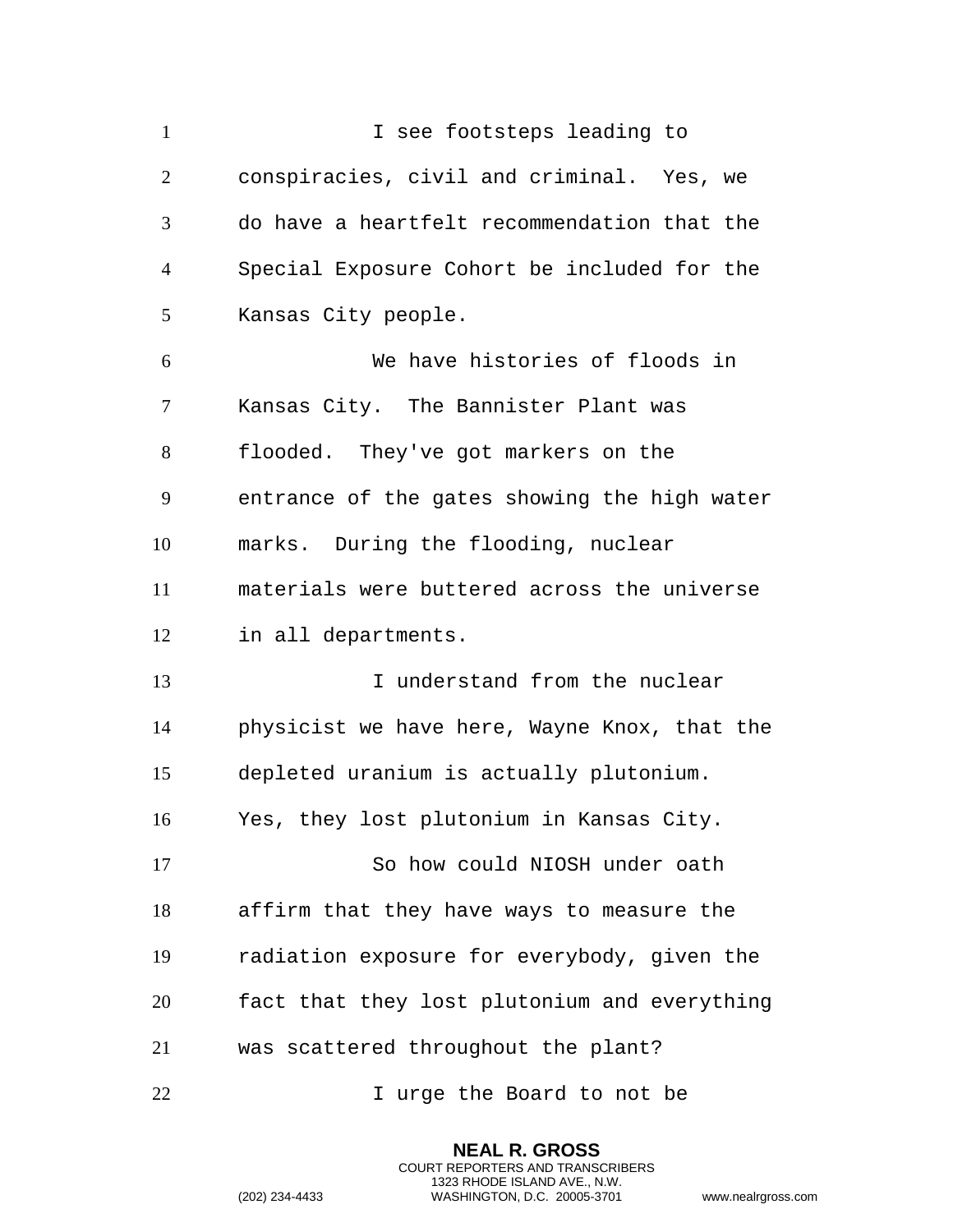I see footsteps leading to conspiracies, civil and criminal. Yes, we do have a heartfelt recommendation that the Special Exposure Cohort be included for the Kansas City people.

We have histories of floods in Kansas City. The Bannister Plant was flooded. They've got markers on the entrance of the gates showing the high water marks. During the flooding, nuclear materials were buttered across the universe in all departments.

I understand from the nuclear physicist we have here, Wayne Knox, that the depleted uranium is actually plutonium. Yes, they lost plutonium in Kansas City.

So how could NIOSH under oath affirm that they have ways to measure the radiation exposure for everybody, given the fact that they lost plutonium and everything was scattered throughout the plant?

I urge the Board to not be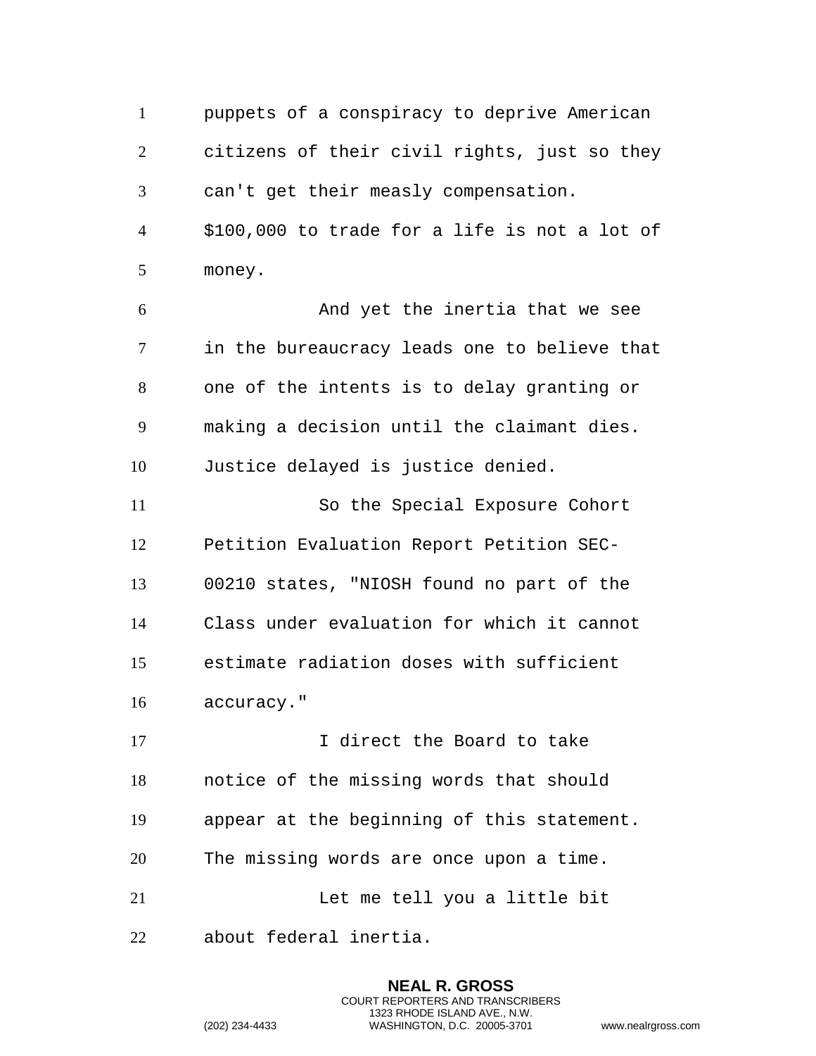puppets of a conspiracy to deprive American citizens of their civil rights, just so they can't get their measly compensation. $100,000 to trade for a life is not a lot of money.

And yet the inertia that we see in the bureaucracy leads one to believe that one of the intents is to delay granting or making a decision until the claimant dies. Justice delayed is justice denied.

So the Special Exposure Cohort Petition Evaluation Report Petition SEC-00210 states, "NIOSH found no part of the Class under evaluation for which it cannot estimate radiation doses with sufficient accuracy."

I direct the Board to take notice of the missing words that should appear at the beginning of this statement. The missing words are once upon a time.

Let me tell you a little bit about federal inertia.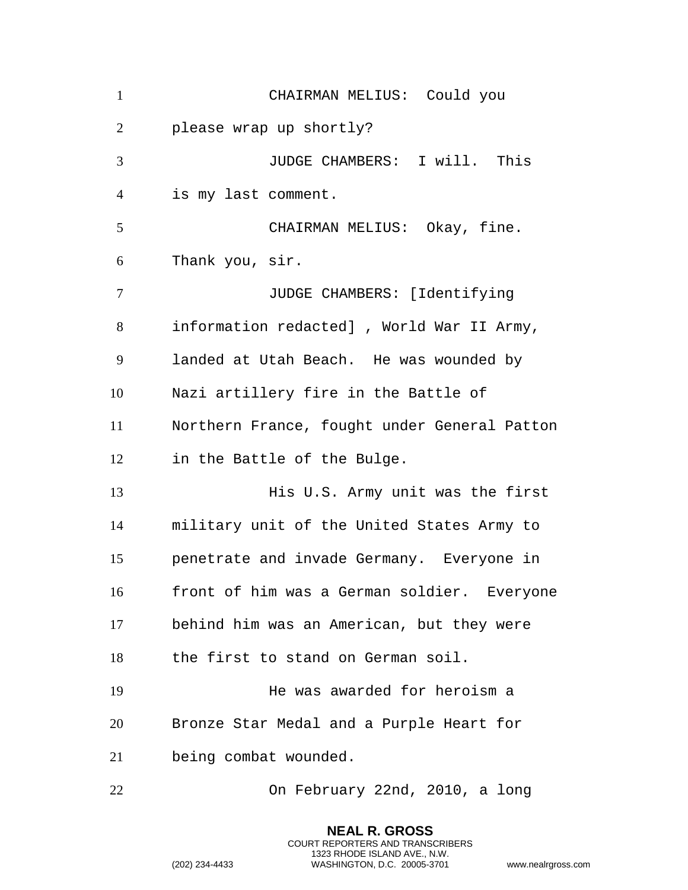CHAIRMAN MELIUS: Could you please wrap up shortly?

JUDGE CHAMBERS: I will. This is my last comment.

CHAIRMAN MELIUS: Okay, fine. Thank you, sir.

JUDGE CHAMBERS: [Identifying information redacted] , World War II Army, landed at Utah Beach. He was wounded by Nazi artillery fire in the Battle of Northern France, fought under General Patton in the Battle of the Bulge.

His U.S. Army unit was the first military unit of the United States Army to penetrate and invade Germany. Everyone in front of him was a German soldier. Everyone behind him was an American, but they were the first to stand on German soil.

He was awarded for heroism a Bronze Star Medal and a Purple Heart for being combat wounded.

On February 22nd, 2010, a long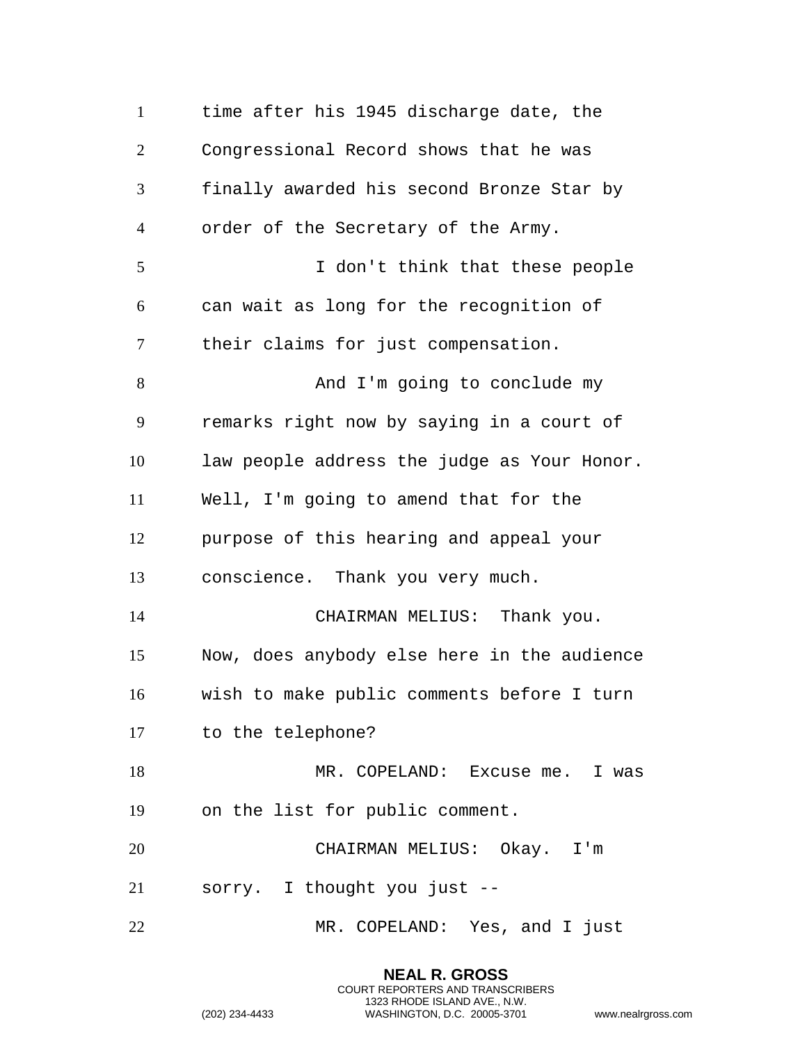time after his 1945 discharge date, the Congressional Record shows that he was finally awarded his second Bronze Star by order of the Secretary of the Army.

I don't think that these people can wait as long for the recognition of their claims for just compensation.

And I'm going to conclude my remarks right now by saying in a court of law people address the judge as Your Honor. Well, I'm going to amend that for the purpose of this hearing and appeal your conscience. Thank you very much.

CHAIRMAN MELIUS: Thank you. Now, does anybody else here in the audience wish to make public comments before I turn to the telephone?

MR. COPELAND: Excuse me. I was on the list for public comment.

CHAIRMAN MELIUS: Okay. I'm sorry. I thought you just --

MR. COPELAND: Yes, and I just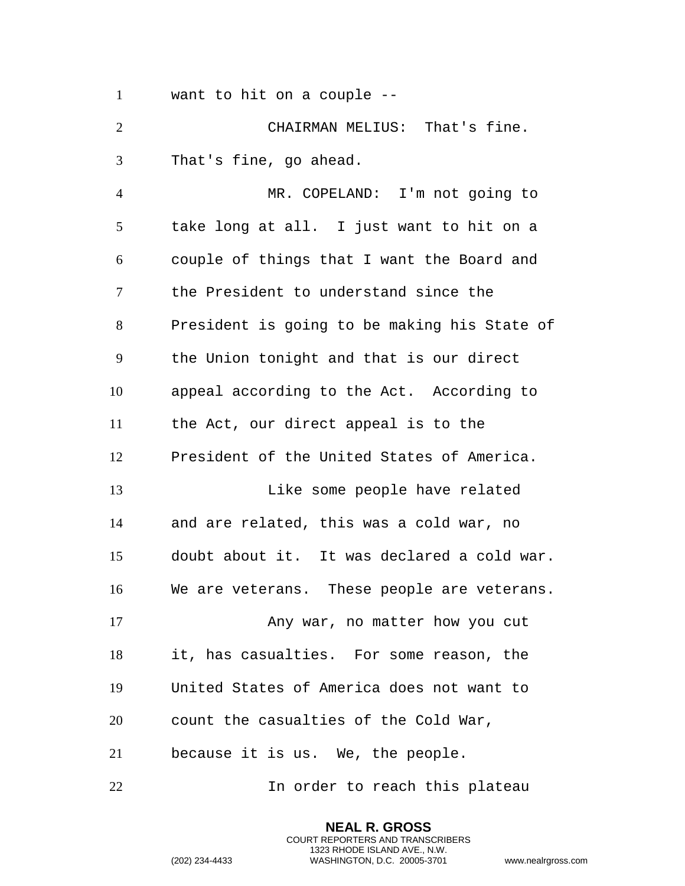want to hit on a couple --

CHAIRMAN MELIUS: That's fine. That's fine, go ahead.

MR. COPELAND: I'm not going to take long at all. I just want to hit on a couple of things that I want the Board and the President to understand since the President is going to be making his State of the Union tonight and that is our direct appeal according to the Act. According to the Act, our direct appeal is to the President of the United States of America.

Like some people have related and are related, this was a cold war, no doubt about it. It was declared a cold war. We are veterans. These people are veterans.

Any war, no matter how you cut it, has casualties. For some reason, the United States of America does not want to count the casualties of the Cold War, because it is us. We, the people.

In order to reach this plateau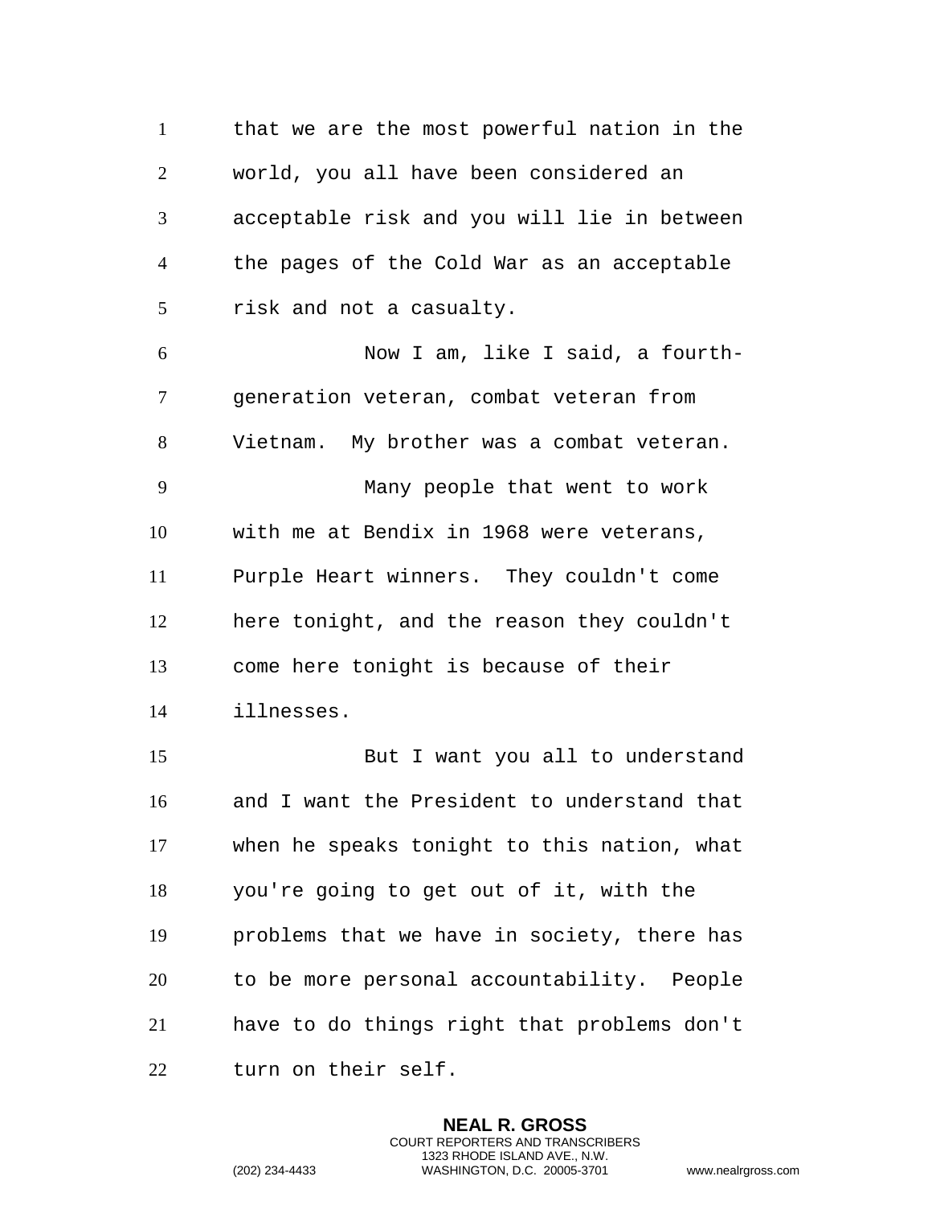that we are the most powerful nation in the world, you all have been considered an acceptable risk and you will lie in between the pages of the Cold War as an acceptable risk and not a casualty.

Now I am, like I said, a fourth-generation veteran, combat veteran from Vietnam. My brother was a combat veteran.

Many people that went to work with me at Bendix in 1968 were veterans, Purple Heart winners. They couldn't come here tonight, and the reason they couldn't come here tonight is because of their illnesses.

But I want you all to understand and I want the President to understand that when he speaks tonight to this nation, what you're going to get out of it, with the problems that we have in society, there has to be more personal accountability. People have to do things right that problems don't turn on their self.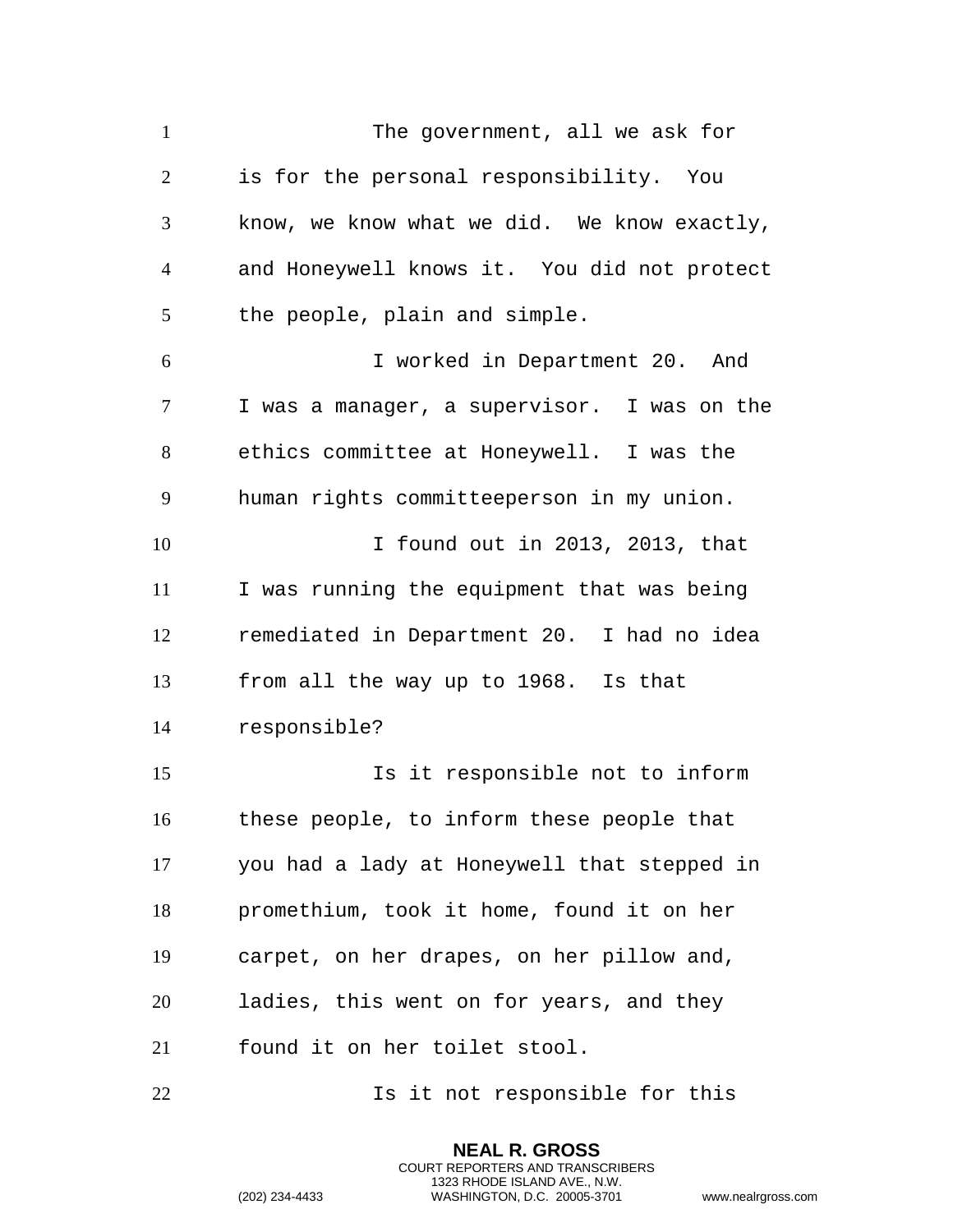The government, all we ask for is for the personal responsibility. You know, we know what we did. We know exactly, and Honeywell knows it. You did not protect the people, plain and simple.

I worked in Department 20. And I was a manager, a supervisor. I was on the ethics committee at Honeywell. I was the human rights committeeperson in my union.

I found out in 2013, 2013, that I was running the equipment that was being remediated in Department 20. I had no idea from all the way up to 1968. Is that responsible?

Is it responsible not to inform these people, to inform these people that you had a lady at Honeywell that stepped in promethium, took it home, found it on her carpet, on her drapes, on her pillow and, ladies, this went on for years, and they found it on her toilet stool.

Is it not responsible for this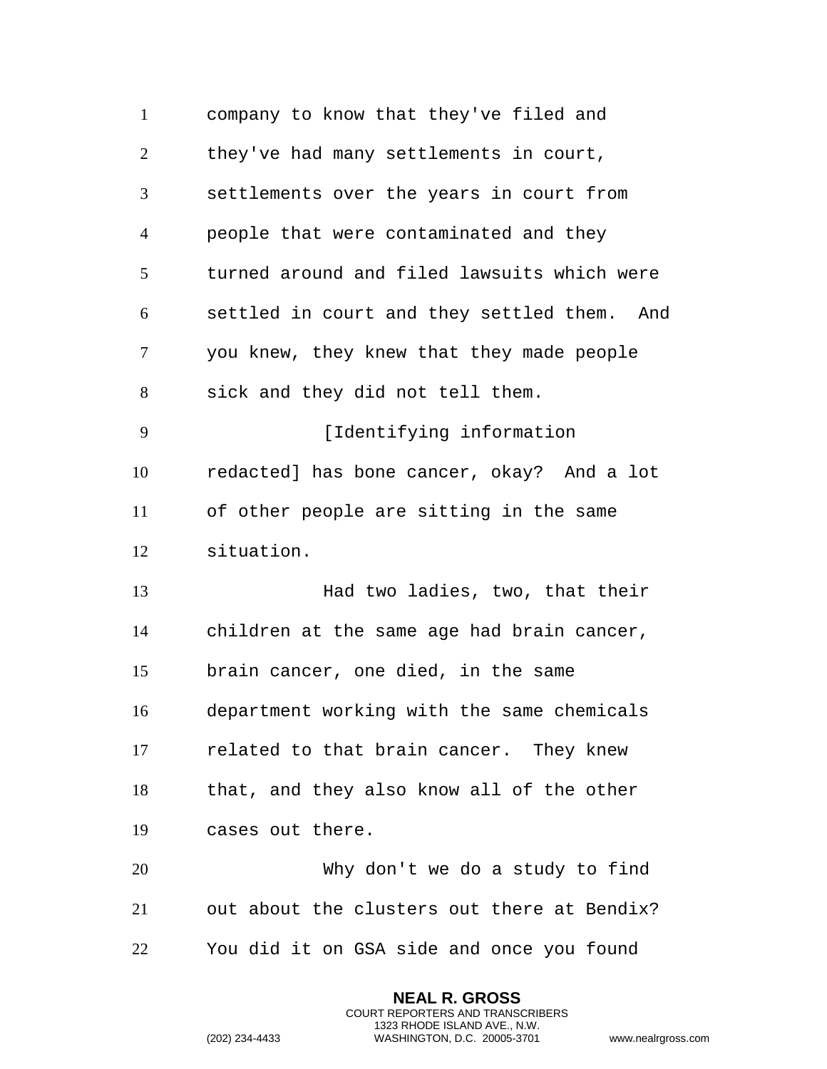company to know that they've filed and they've had many settlements in court, settlements over the years in court from people that were contaminated and they turned around and filed lawsuits which were settled in court and they settled them. And you knew, they knew that they made people sick and they did not tell them.

[Identifying information redacted] has bone cancer, okay? And a lot of other people are sitting in the same situation.

Had two ladies, two, that their children at the same age had brain cancer, brain cancer, one died, in the same department working with the same chemicals related to that brain cancer. They knew that, and they also know all of the other cases out there.

Why don't we do a study to find out about the clusters out there at Bendix? You did it on GSA side and once you found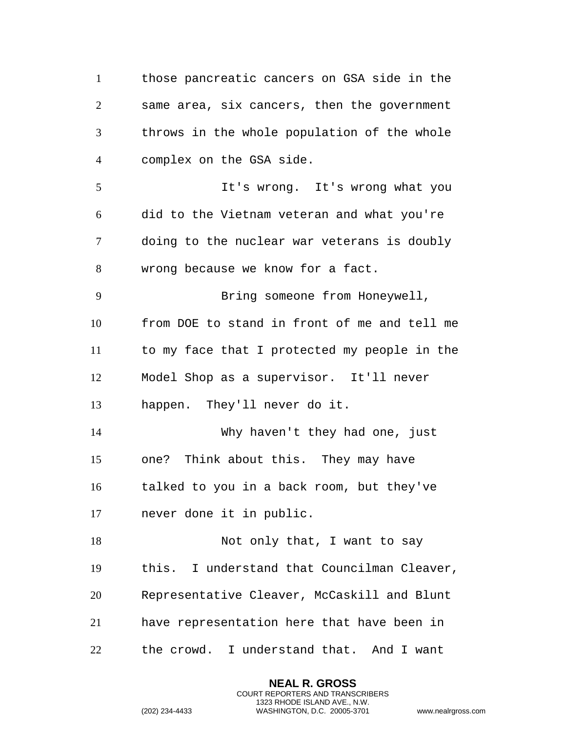those pancreatic cancers on GSA side in the same area, six cancers, then the government throws in the whole population of the whole complex on the GSA side.

It's wrong. It's wrong what you did to the Vietnam veteran and what you're doing to the nuclear war veterans is doubly wrong because we know for a fact.

Bring someone from Honeywell, from DOE to stand in front of me and tell me to my face that I protected my people in the Model Shop as a supervisor. It'll never happen. They'll never do it.

Why haven't they had one, just one? Think about this. They may have talked to you in a back room, but they've never done it in public.

Not only that, I want to say this. I understand that Councilman Cleaver, Representative Cleaver, McCaskill and Blunt have representation here that have been in the crowd. I understand that. And I want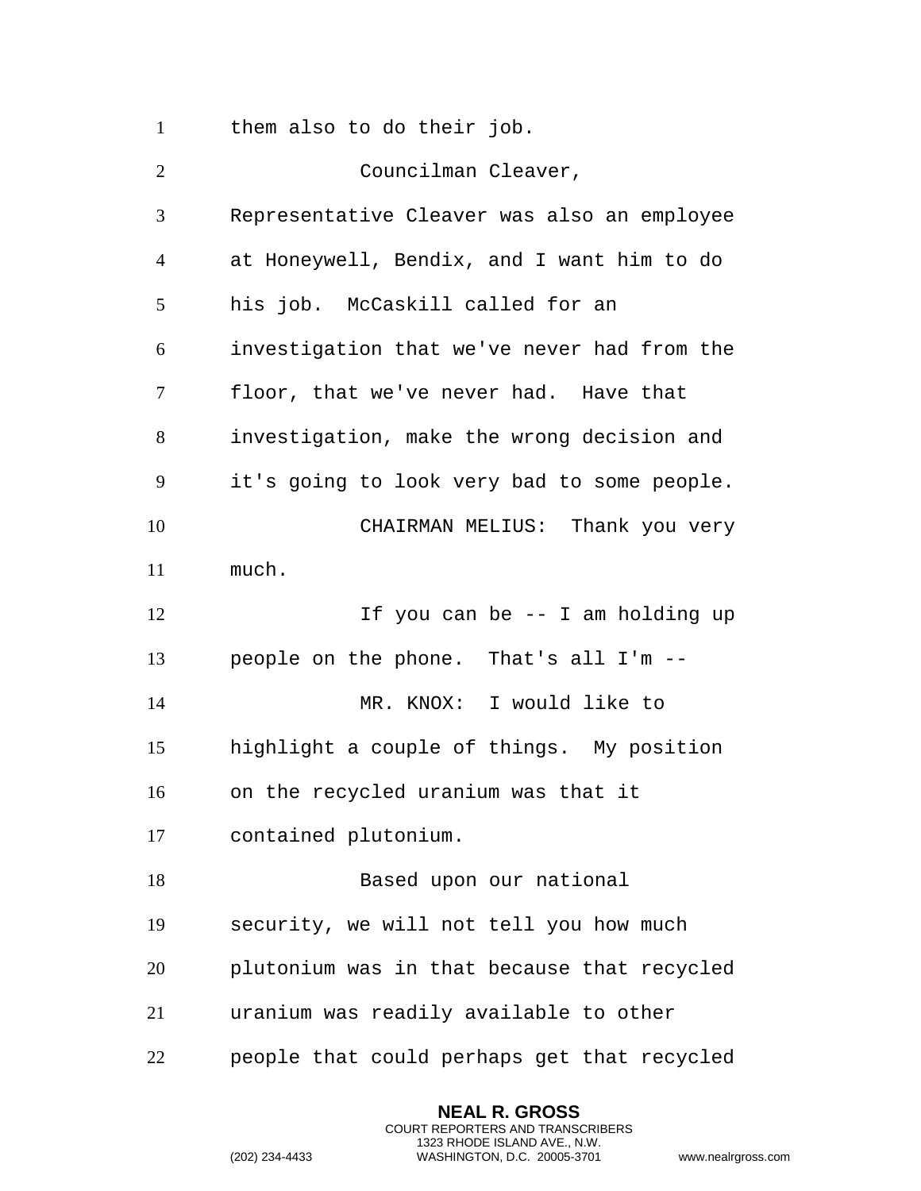them also to do their job.

Councilman Cleaver, Representative Cleaver was also an employee at Honeywell, Bendix, and I want him to do his job. McCaskill called for an investigation that we've never had from the floor, that we've never had. Have that investigation, make the wrong decision and it's going to look very bad to some people.

CHAIRMAN MELIUS: Thank you very much.

If you can be -- I am holding up people on the phone. That's all I'm --

MR. KNOX: I would like to highlight a couple of things. My position on the recycled uranium was that it contained plutonium.

Based upon our national security, we will not tell you how much plutonium was in that because that recycled uranium was readily available to other people that could perhaps get that recycled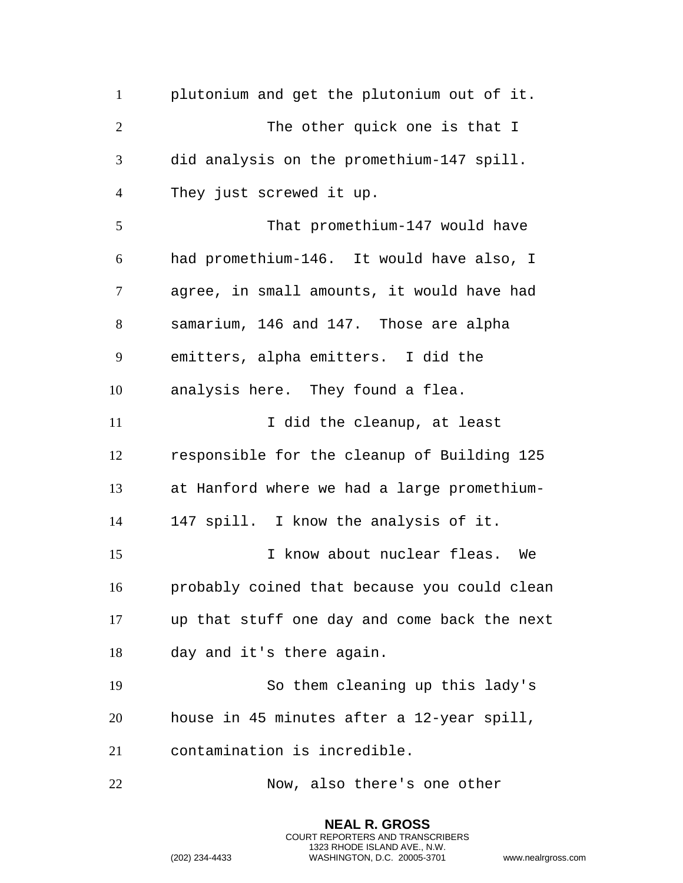plutonium and get the plutonium out of it.

The other quick one is that I did analysis on the promethium-147 spill. They just screwed it up.

That promethium-147 would have had promethium-146. It would have also, I agree, in small amounts, it would have had samarium, 146 and 147. Those are alpha emitters, alpha emitters. I did the analysis here. They found a flea.

I did the cleanup, at least responsible for the cleanup of Building 125 at Hanford where we had a large promethium-147 spill. I know the analysis of it.

I know about nuclear fleas. We probably coined that because you could clean up that stuff one day and come back the next day and it's there again.

So them cleaning up this lady's house in 45 minutes after a 12-year spill, contamination is incredible.

Now, also there's one other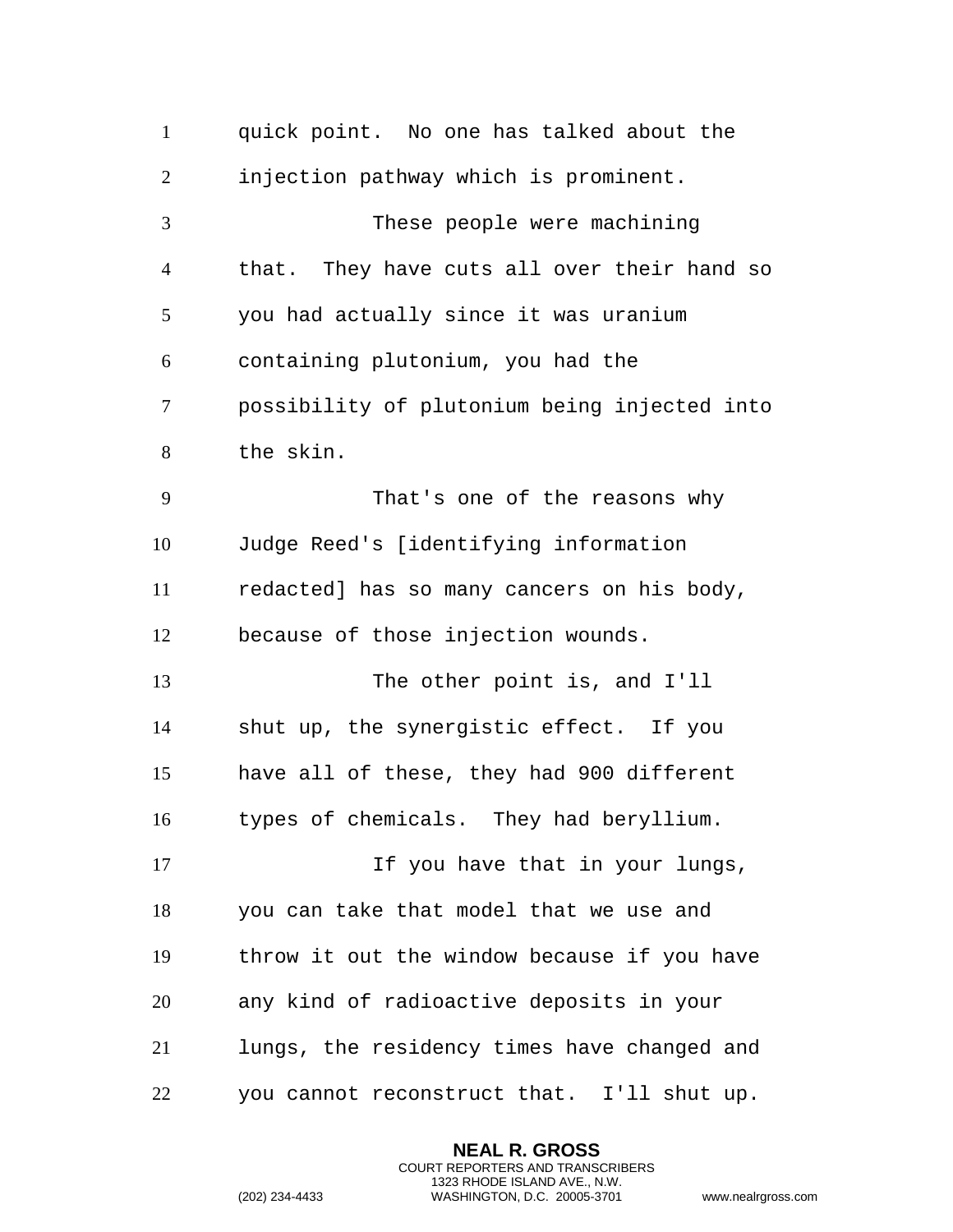quick point. No one has talked about the injection pathway which is prominent.

These people were machining that. They have cuts all over their hand so you had actually since it was uranium containing plutonium, you had the possibility of plutonium being injected into the skin.

That's one of the reasons why Judge Reed's [identifying information redacted] has so many cancers on his body, because of those injection wounds.

The other point is, and I'll shut up, the synergistic effect. If you have all of these, they had 900 different types of chemicals. They had beryllium.

If you have that in your lungs, you can take that model that we use and throw it out the window because if you have any kind of radioactive deposits in your lungs, the residency times have changed and you cannot reconstruct that. I'll shut up.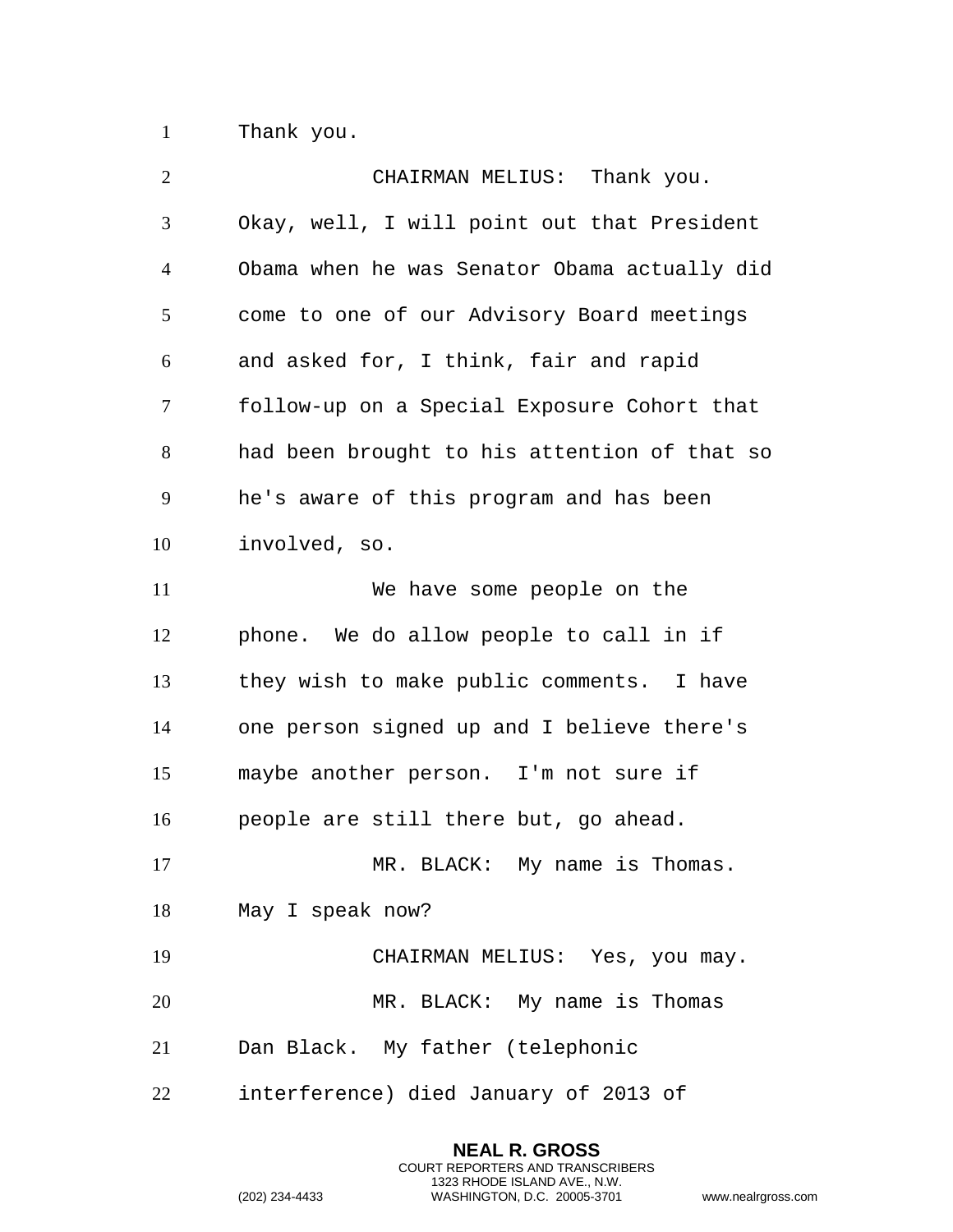Thank you.

CHAIRMAN MELIUS: Thank you. Okay, well, I will point out that President Obama when he was Senator Obama actually did come to one of our Advisory Board meetings and asked for, I think, fair and rapid follow-up on a Special Exposure Cohort that had been brought to his attention of that so he's aware of this program and has been involved, so.

We have some people on the phone. We do allow people to call in if they wish to make public comments. I have one person signed up and I believe there's maybe another person. I'm not sure if people are still there but, go ahead.

MR. BLACK: My name is Thomas. May I speak now?

CHAIRMAN MELIUS: Yes, you may.

MR. BLACK: My name is Thomas Dan Black. My father (telephonic interference) died January of 2013 of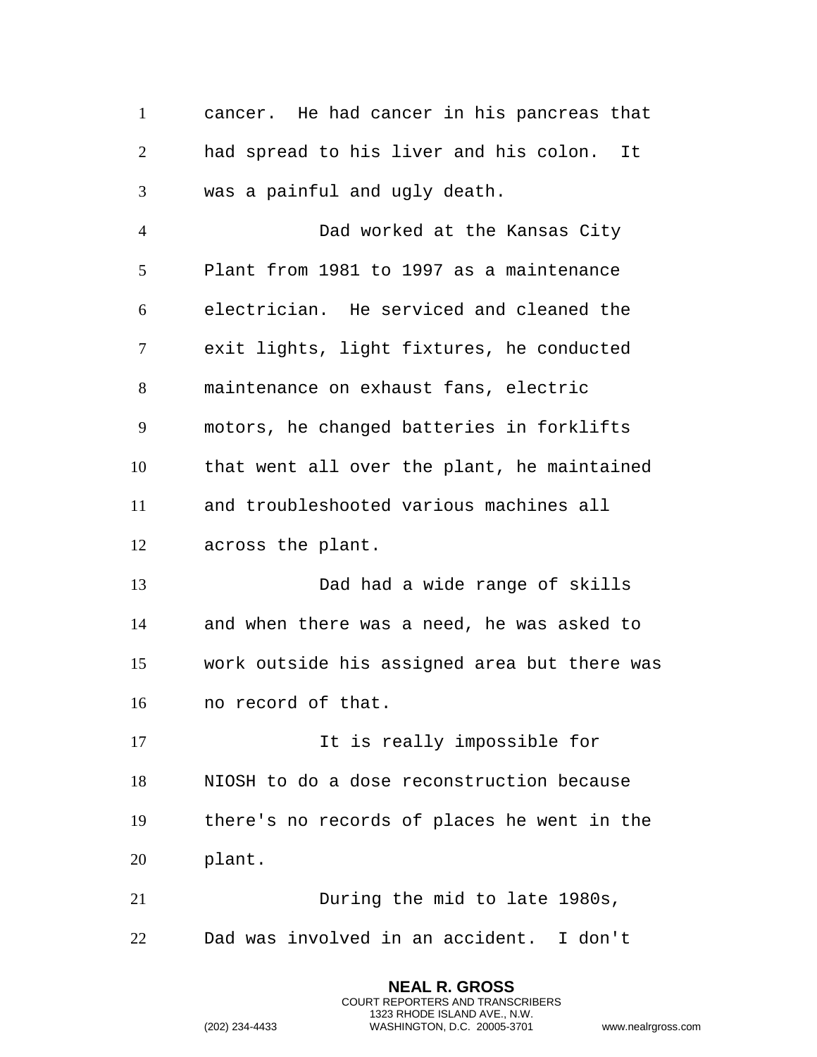cancer. He had cancer in his pancreas that had spread to his liver and his colon. It was a painful and ugly death.

Dad worked at the Kansas City Plant from 1981 to 1997 as a maintenance electrician. He serviced and cleaned the exit lights, light fixtures, he conducted maintenance on exhaust fans, electric motors, he changed batteries in forklifts that went all over the plant, he maintained and troubleshooted various machines all across the plant.

Dad had a wide range of skills and when there was a need, he was asked to work outside his assigned area but there was no record of that.

It is really impossible for NIOSH to do a dose reconstruction because there's no records of places he went in the plant.

During the mid to late 1980s, Dad was involved in an accident. I don't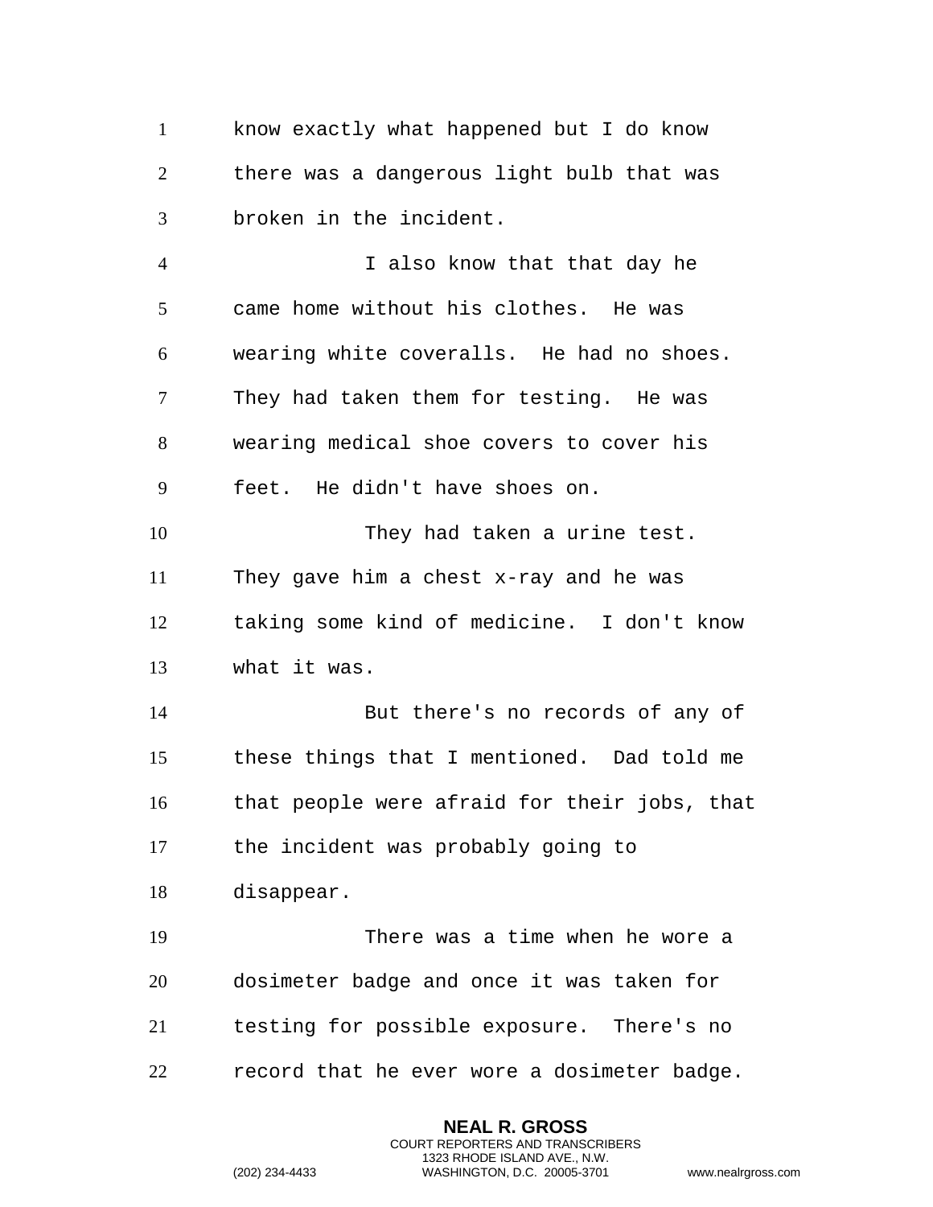know exactly what happened but I do know there was a dangerous light bulb that was broken in the incident.

I also know that that day he came home without his clothes. He was wearing white coveralls. He had no shoes. They had taken them for testing. He was wearing medical shoe covers to cover his feet. He didn't have shoes on.

They had taken a urine test. They gave him a chest x-ray and he was taking some kind of medicine. I don't know what it was.

But there's no records of any of these things that I mentioned. Dad told me that people were afraid for their jobs, that the incident was probably going to disappear.

There was a time when he wore a dosimeter badge and once it was taken for testing for possible exposure. There's no record that he ever wore a dosimeter badge.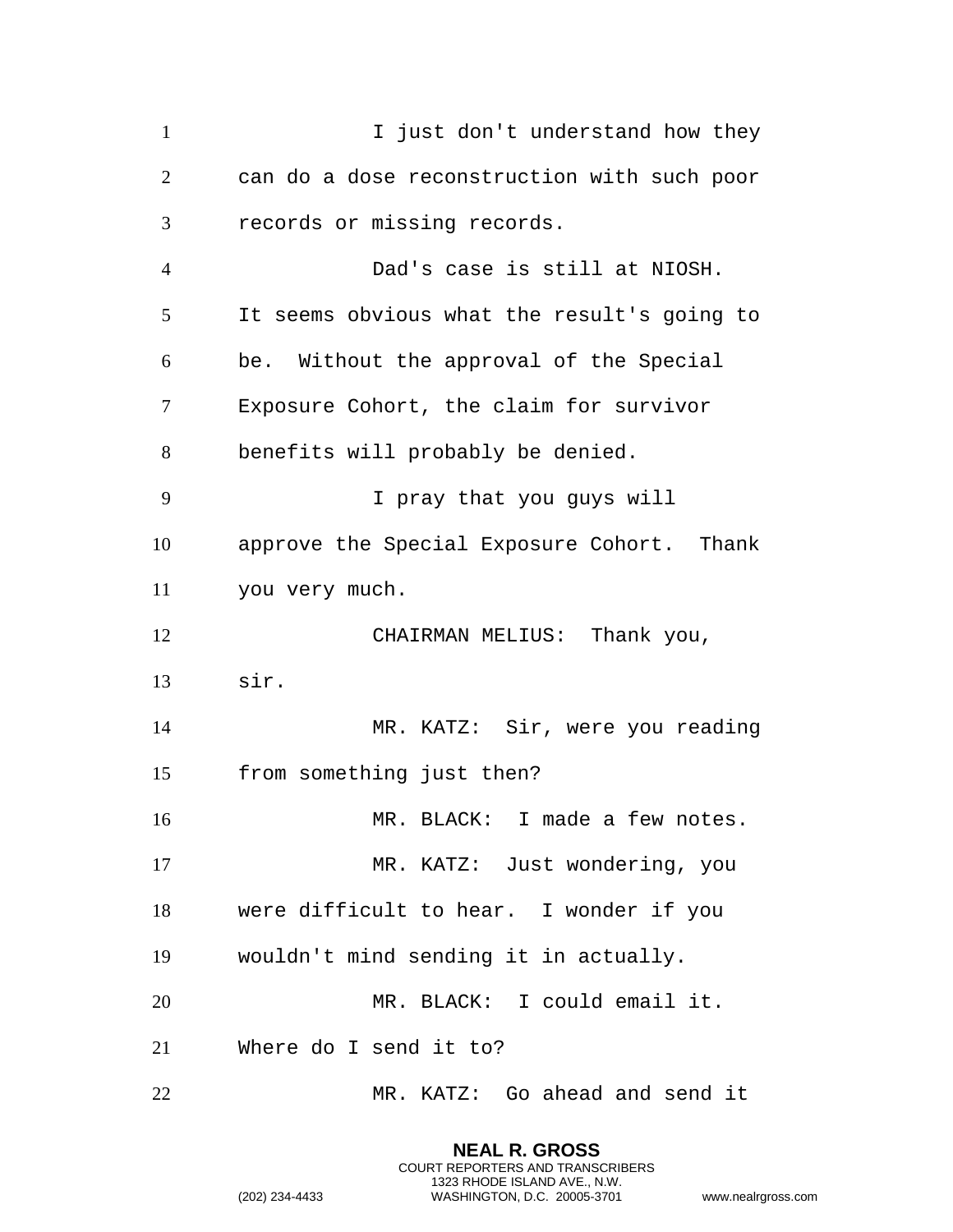I just don't understand how they can do a dose reconstruction with such poor records or missing records.

Dad's case is still at NIOSH. It seems obvious what the result's going to be. Without the approval of the Special Exposure Cohort, the claim for survivor benefits will probably be denied.

I pray that you guys will approve the Special Exposure Cohort. Thank you very much.

CHAIRMAN MELIUS: Thank you, sir.

MR. KATZ: Sir, were you reading from something just then?

MR. BLACK: I made a few notes.

MR. KATZ: Just wondering, you were difficult to hear. I wonder if you wouldn't mind sending it in actually.

MR. BLACK: I could email it. Where do I send it to?

MR. KATZ: Go ahead and send it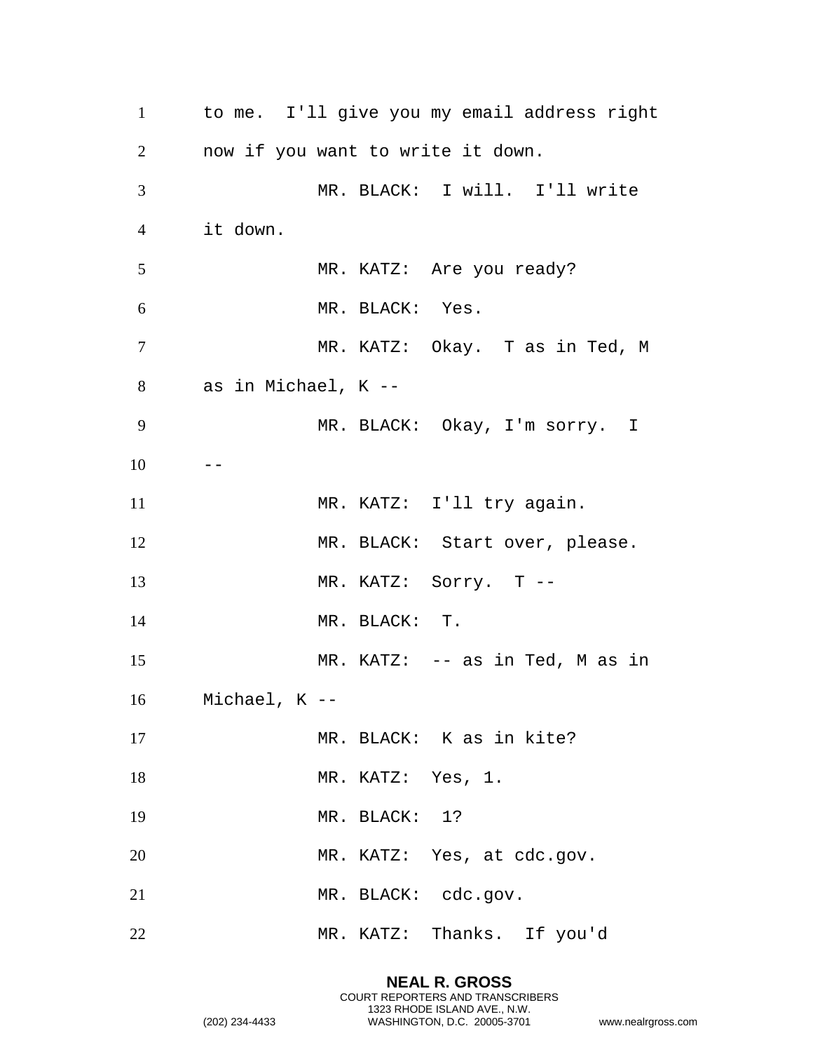to me. I'll give you my email address right now if you want to write it down.

MR. BLACK: I will. I'll write it down.

MR. KATZ: Are you ready?

MR. BLACK: Yes.

MR. KATZ: Okay. T as in Ted, M as in Michael, K --

MR. BLACK: Okay, I'm sorry. I --

MR. KATZ: I'll try again.

MR. BLACK: Start over, please.

MR. KATZ: Sorry. T --

MR. BLACK: T.

MR. KATZ: -- as in Ted, M as in Michael, K --

MR. BLACK: K as in kite?

MR. KATZ: Yes, 1.

MR. BLACK: 1?

MR. KATZ: Yes, at cdc.gov.

MR. BLACK: cdc.gov.

MR. KATZ: Thanks. If you'd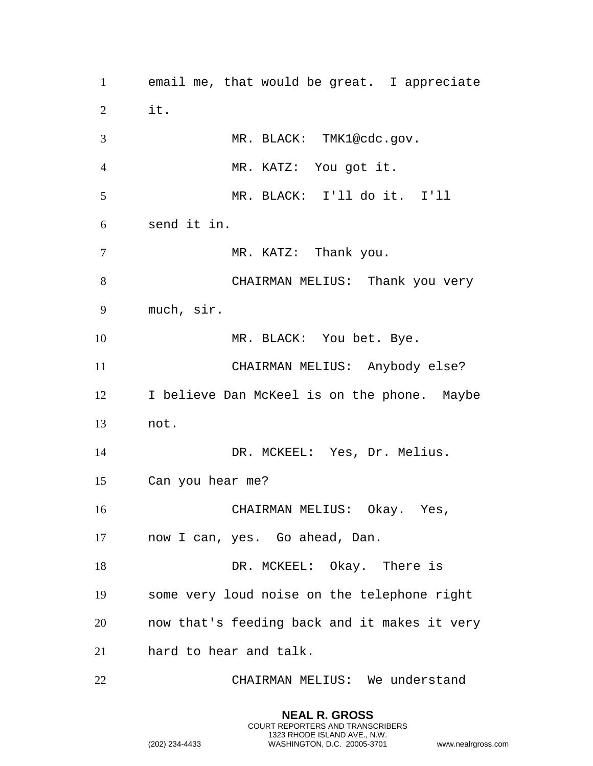email me, that would be great. I appreciate it.

MR. BLACK: TMK1@cdc.gov.

MR. KATZ: You got it.

MR. BLACK: I'll do it. I'll send it in.

MR. KATZ: Thank you.

CHAIRMAN MELIUS: Thank you very much, sir.

MR. BLACK: You bet. Bye.

CHAIRMAN MELIUS: Anybody else? I believe Dan McKeel is on the phone. Maybe not.

DR. MCKEEL: Yes, Dr. Melius. Can you hear me?

CHAIRMAN MELIUS: Okay. Yes, now I can, yes. Go ahead, Dan.

DR. MCKEEL: Okay. There is some very loud noise on the telephone right now that's feeding back and it makes it very hard to hear and talk.

CHAIRMAN MELIUS: We understand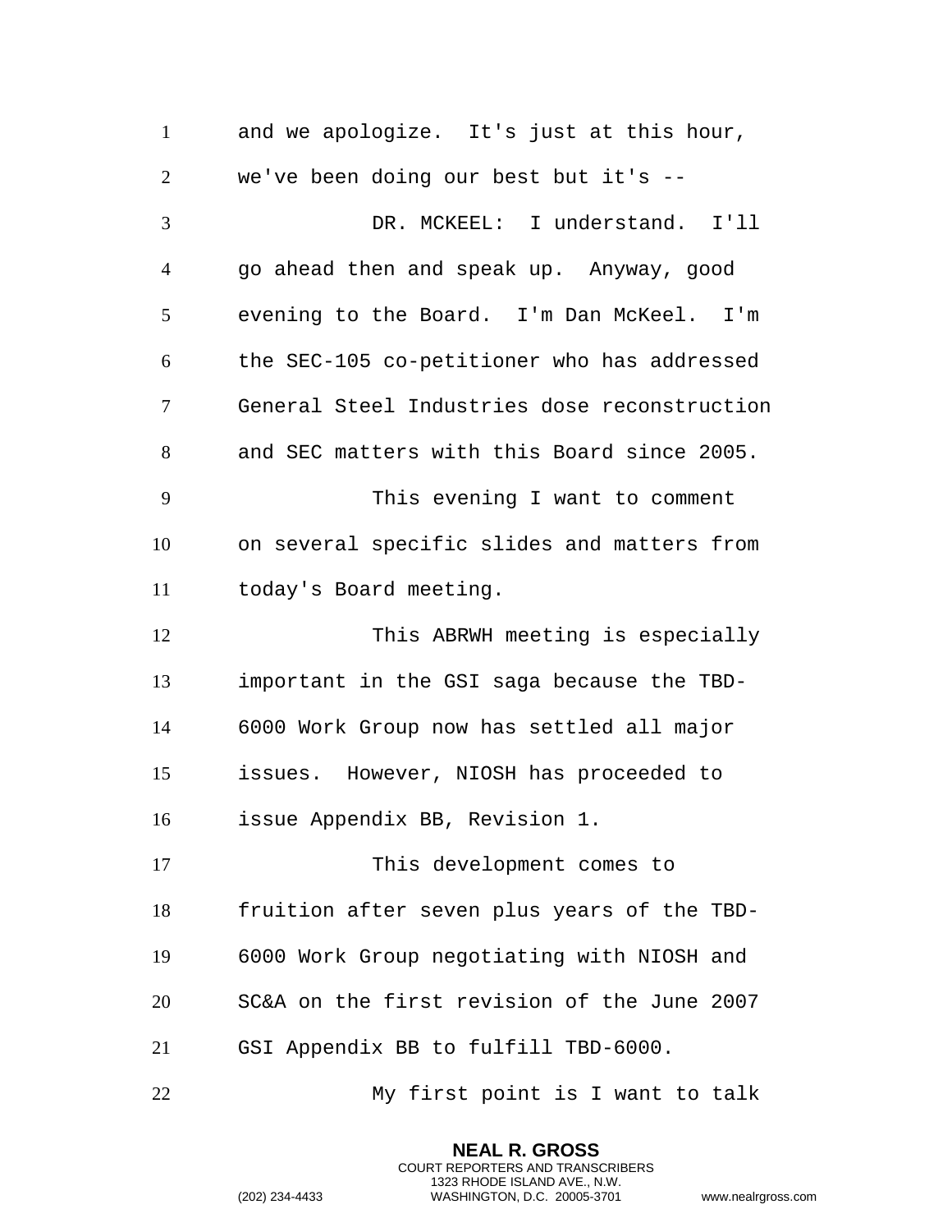and we apologize. It's just at this hour, we've been doing our best but it's --

DR. MCKEEL: I understand. I'll go ahead then and speak up. Anyway, good evening to the Board. I'm Dan McKeel. I'm the SEC-105 co-petitioner who has addressed General Steel Industries dose reconstruction and SEC matters with this Board since 2005.

This evening I want to comment on several specific slides and matters from today's Board meeting.

This ABRWH meeting is especially important in the GSI saga because the TBD-6000 Work Group now has settled all major issues. However, NIOSH has proceeded to issue Appendix BB, Revision 1.

This development comes to fruition after seven plus years of the TBD-6000 Work Group negotiating with NIOSH and SC&A on the first revision of the June 2007 GSI Appendix BB to fulfill TBD-6000.

My first point is I want to talk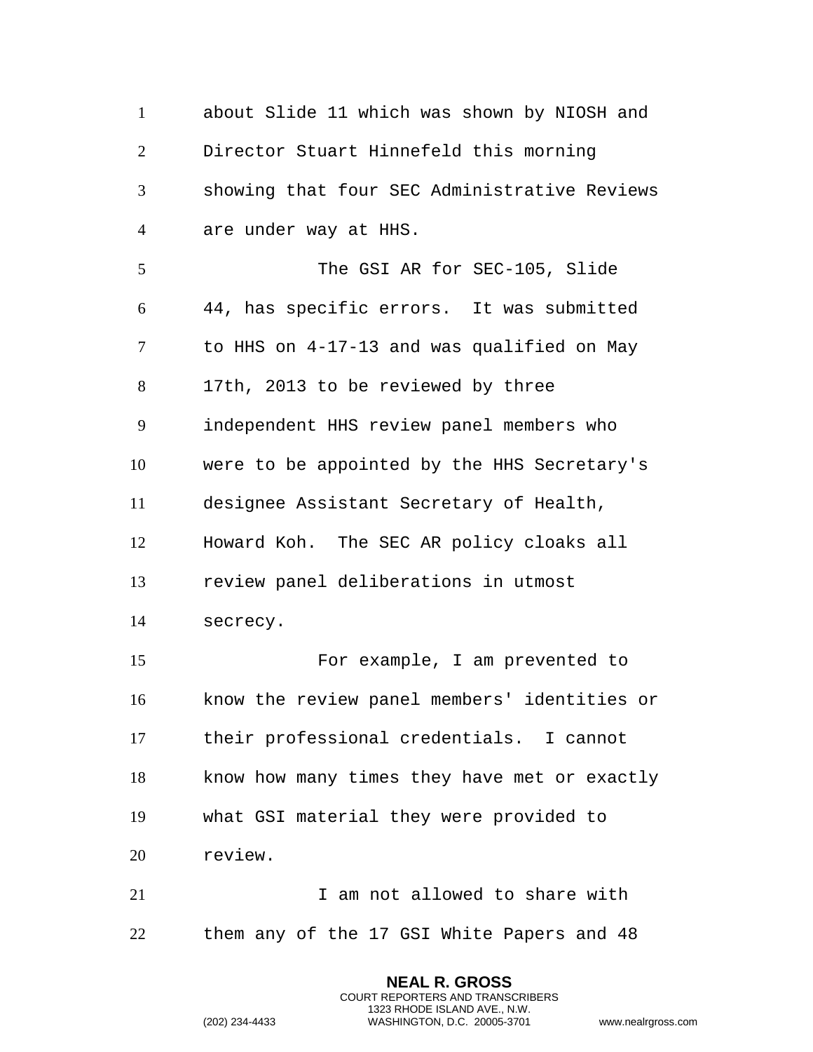about Slide 11 which was shown by NIOSH and Director Stuart Hinnefeld this morning showing that four SEC Administrative Reviews are under way at HHS.

The GSI AR for SEC-105, Slide 44, has specific errors. It was submitted to HHS on 4-17-13 and was qualified on May 17th, 2013 to be reviewed by three independent HHS review panel members who were to be appointed by the HHS Secretary's designee Assistant Secretary of Health, Howard Koh. The SEC AR policy cloaks all review panel deliberations in utmost secrecy.

For example, I am prevented to know the review panel members' identities or their professional credentials. I cannot know how many times they have met or exactly what GSI material they were provided to review.

I am not allowed to share with them any of the 17 GSI White Papers and 48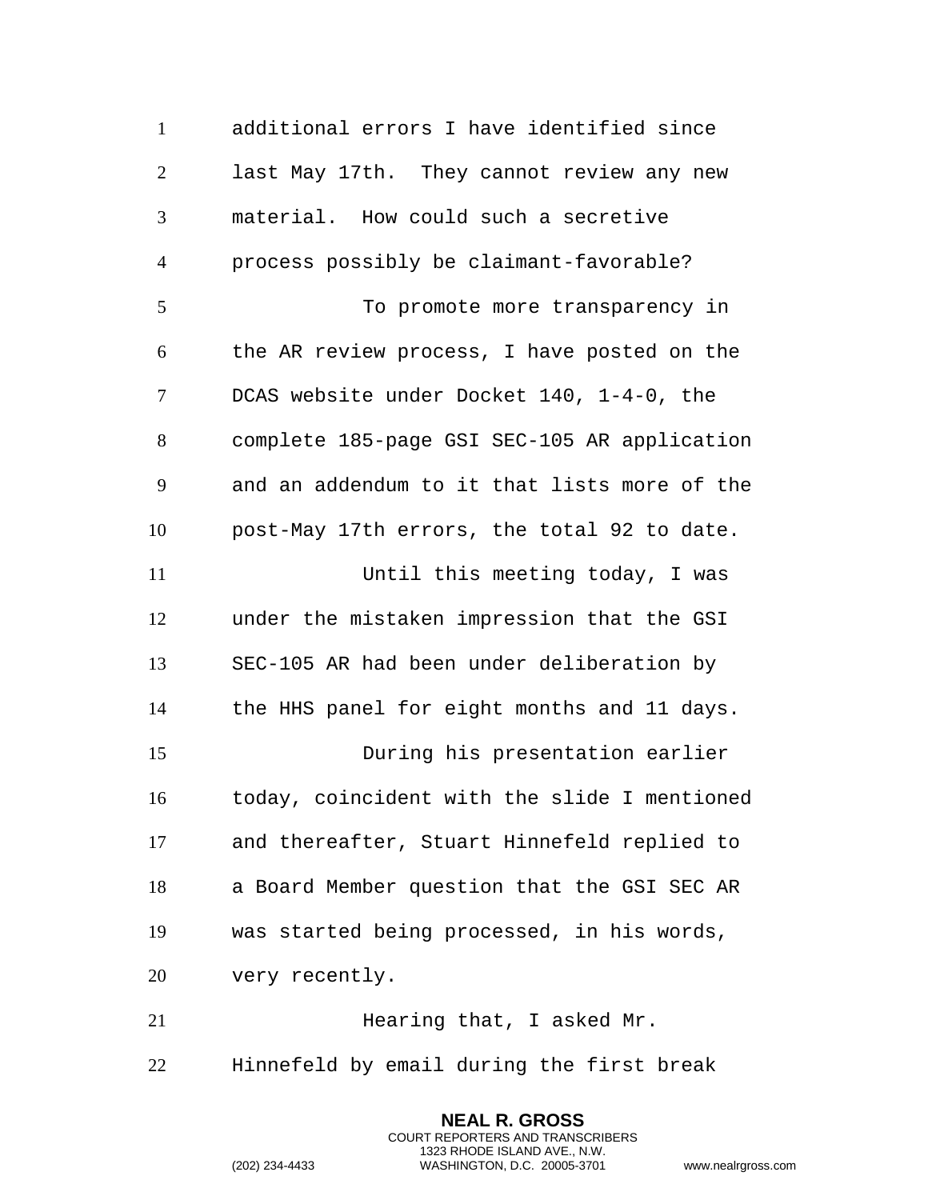additional errors I have identified since last May 17th. They cannot review any new material. How could such a secretive process possibly be claimant-favorable?

To promote more transparency in the AR review process, I have posted on the DCAS website under Docket 140, 1-4-0, the complete 185-page GSI SEC-105 AR application and an addendum to it that lists more of the post-May 17th errors, the total 92 to date.

Until this meeting today, I was under the mistaken impression that the GSI SEC-105 AR had been under deliberation by the HHS panel for eight months and 11 days.

During his presentation earlier today, coincident with the slide I mentioned and thereafter, Stuart Hinnefeld replied to a Board Member question that the GSI SEC AR was started being processed, in his words, very recently.

Hearing that, I asked Mr. Hinnefeld by email during the first break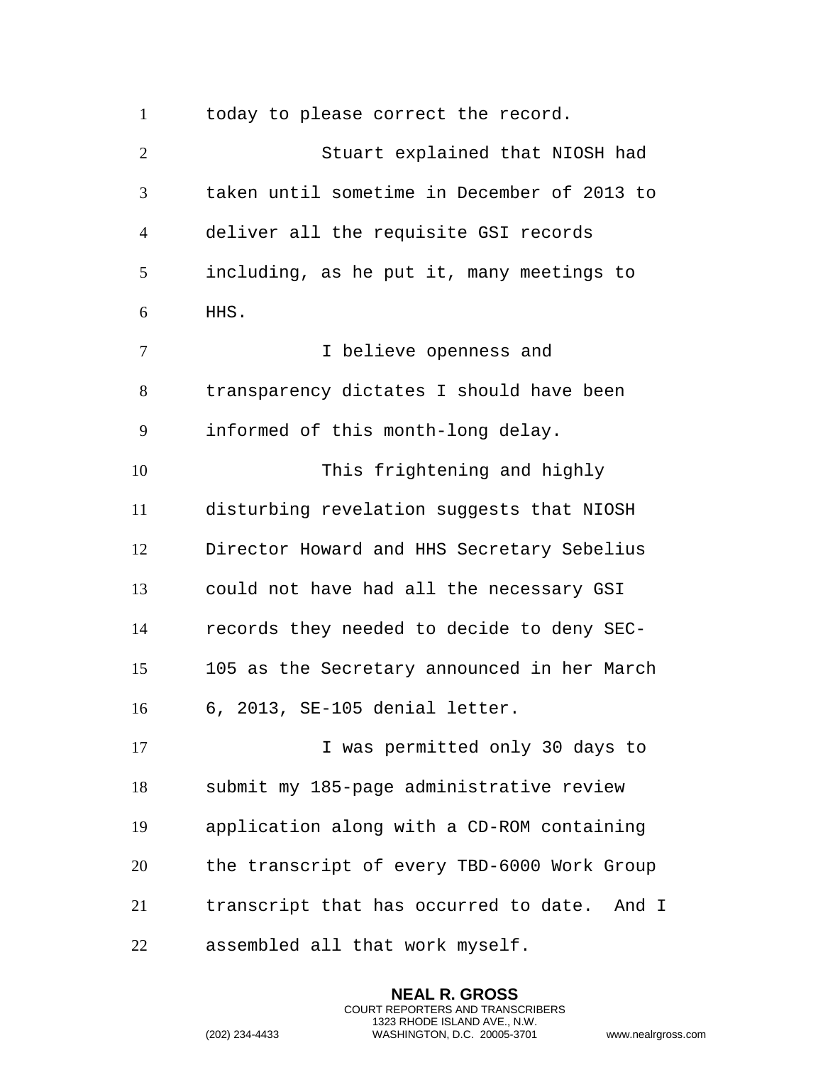today to please correct the record.

Stuart explained that NIOSH had taken until sometime in December of 2013 to deliver all the requisite GSI records including, as he put it, many meetings to HHS.

I believe openness and transparency dictates I should have been informed of this month-long delay.

This frightening and highly disturbing revelation suggests that NIOSH Director Howard and HHS Secretary Sebelius could not have had all the necessary GSI records they needed to decide to deny SEC-105 as the Secretary announced in her March 6, 2013, SE-105 denial letter.

I was permitted only 30 days to submit my 185-page administrative review application along with a CD-ROM containing the transcript of every TBD-6000 Work Group transcript that has occurred to date. And I assembled all that work myself.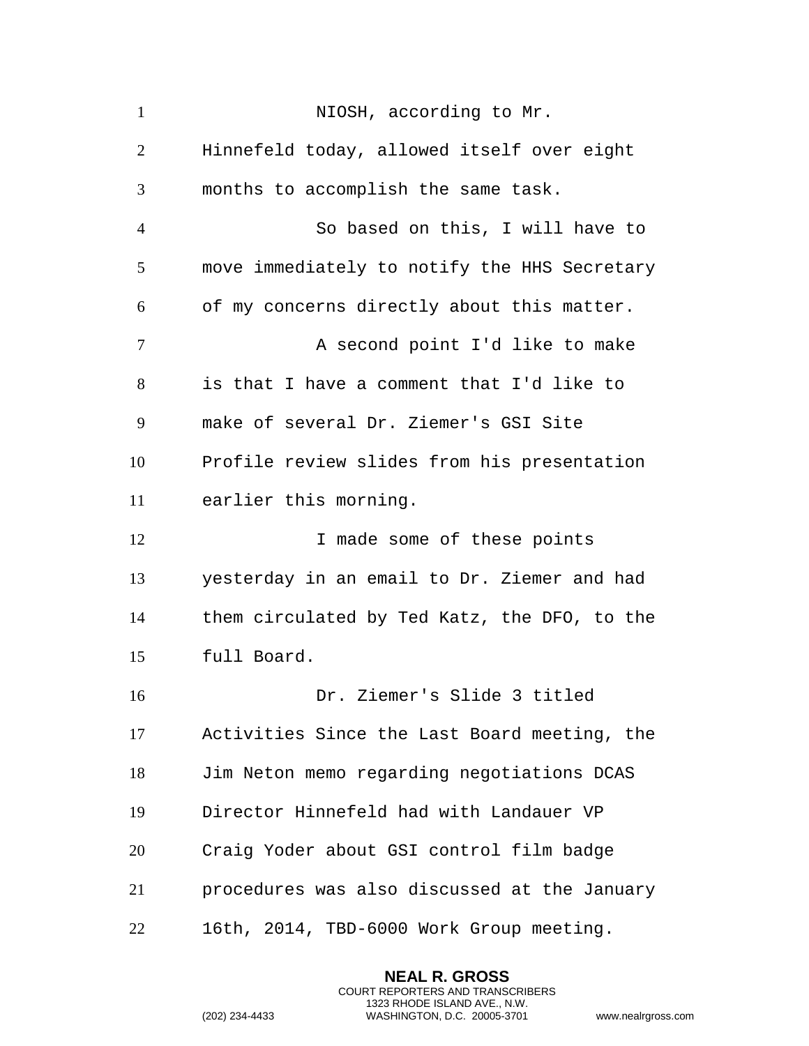NIOSH, according to Mr. Hinnefeld today, allowed itself over eight months to accomplish the same task.

So based on this, I will have to move immediately to notify the HHS Secretary of my concerns directly about this matter.

A second point I'd like to make is that I have a comment that I'd like to make of several Dr. Ziemer's GSI Site Profile review slides from his presentation earlier this morning.

I made some of these points yesterday in an email to Dr. Ziemer and had them circulated by Ted Katz, the DFO, to the full Board.

Dr. Ziemer's Slide 3 titled Activities Since the Last Board meeting, the Jim Neton memo regarding negotiations DCAS Director Hinnefeld had with Landauer VP Craig Yoder about GSI control film badge procedures was also discussed at the January 16th, 2014, TBD-6000 Work Group meeting.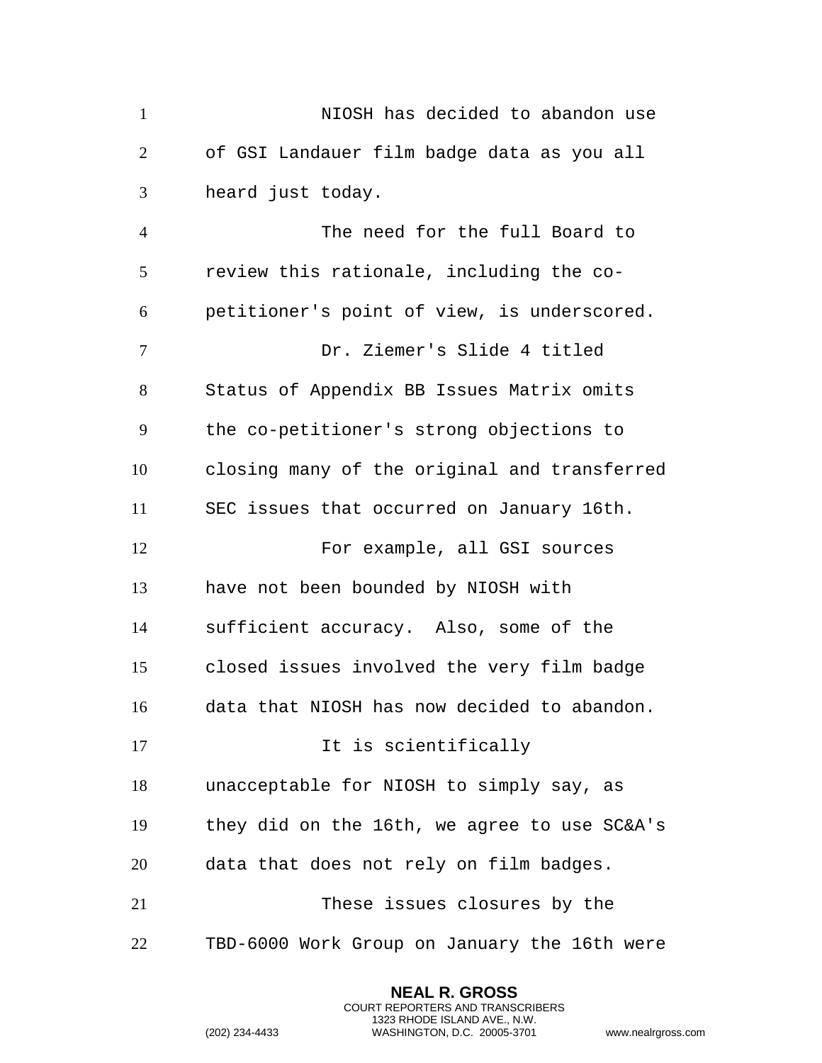NIOSH has decided to abandon use of GSI Landauer film badge data as you all heard just today.

The need for the full Board to review this rationale, including the co-petitioner's point of view, is underscored.

Dr. Ziemer's Slide 4 titled Status of Appendix BB Issues Matrix omits the co-petitioner's strong objections to closing many of the original and transferred SEC issues that occurred on January 16th.

For example, all GSI sources have not been bounded by NIOSH with sufficient accuracy. Also, some of the closed issues involved the very film badge data that NIOSH has now decided to abandon.

It is scientifically unacceptable for NIOSH to simply say, as they did on the 16th, we agree to use SC&A's data that does not rely on film badges.

These issues closures by the TBD-6000 Work Group on January the 16th were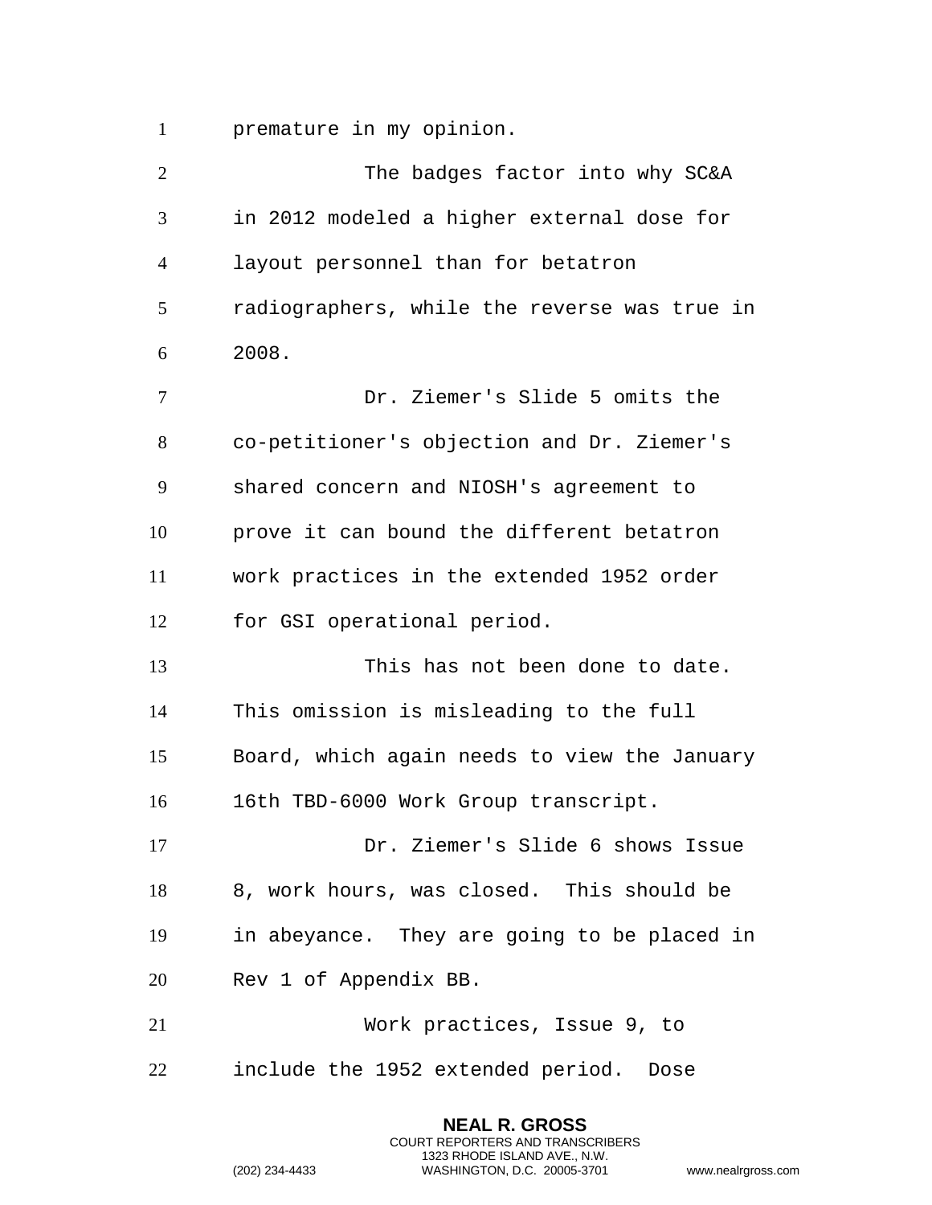premature in my opinion.

The badges factor into why SC&A in 2012 modeled a higher external dose for layout personnel than for betatron radiographers, while the reverse was true in 2008.

Dr. Ziemer's Slide 5 omits the co-petitioner's objection and Dr. Ziemer's shared concern and NIOSH's agreement to prove it can bound the different betatron work practices in the extended 1952 order for GSI operational period.

This has not been done to date. This omission is misleading to the full Board, which again needs to view the January 16th TBD-6000 Work Group transcript.

Dr. Ziemer's Slide 6 shows Issue 8, work hours, was closed. This should be in abeyance. They are going to be placed in Rev 1 of Appendix BB.

Work practices, Issue 9, to include the 1952 extended period. Dose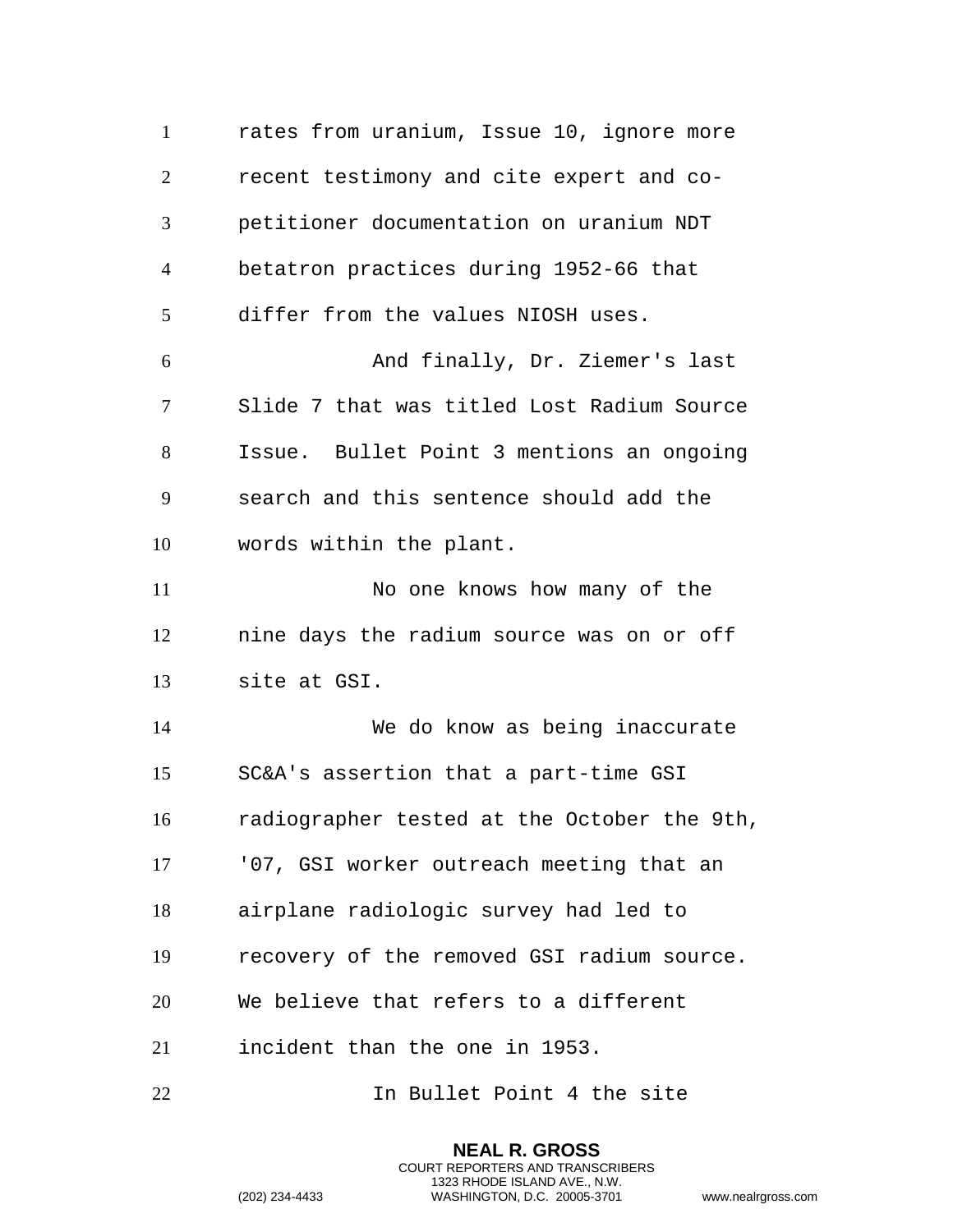rates from uranium, Issue 10, ignore more recent testimony and cite expert and co-petitioner documentation on uranium NDT betatron practices during 1952-66 that differ from the values NIOSH uses.

And finally, Dr. Ziemer's last Slide 7 that was titled Lost Radium Source Issue. Bullet Point 3 mentions an ongoing search and this sentence should add the words within the plant.

No one knows how many of the nine days the radium source was on or off site at GSI.

We do know as being inaccurate SC&A's assertion that a part-time GSI radiographer tested at the October the 9th, '07, GSI worker outreach meeting that an airplane radiologic survey had led to recovery of the removed GSI radium source. We believe that refers to a different incident than the one in 1953.

In Bullet Point 4 the site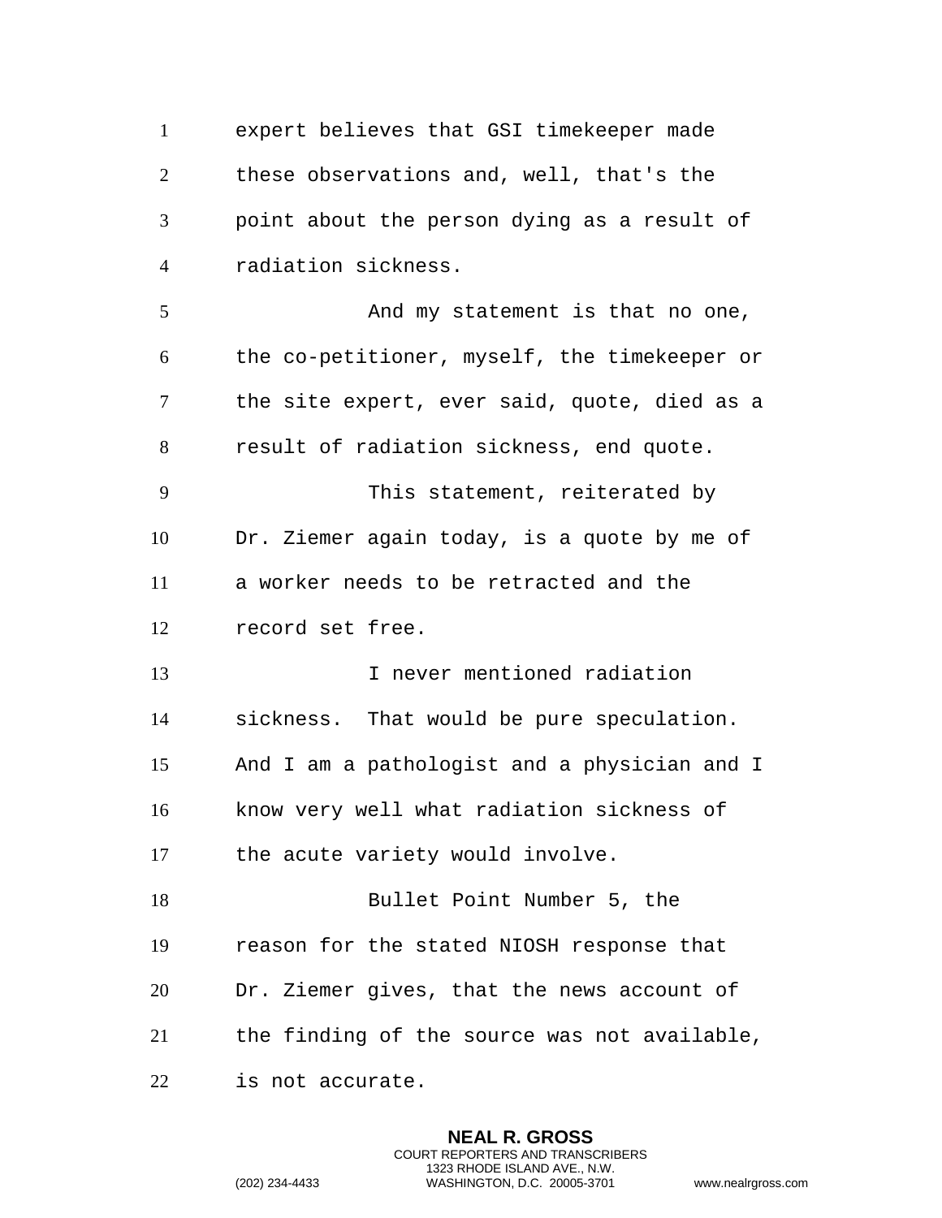expert believes that GSI timekeeper made these observations and, well, that's the point about the person dying as a result of radiation sickness.

And my statement is that no one, the co-petitioner, myself, the timekeeper or the site expert, ever said, quote, died as a result of radiation sickness, end quote.

This statement, reiterated by Dr. Ziemer again today, is a quote by me of a worker needs to be retracted and the record set free.

I never mentioned radiation sickness. That would be pure speculation. And I am a pathologist and a physician and I know very well what radiation sickness of the acute variety would involve.

Bullet Point Number 5, the reason for the stated NIOSH response that Dr. Ziemer gives, that the news account of the finding of the source was not available, is not accurate.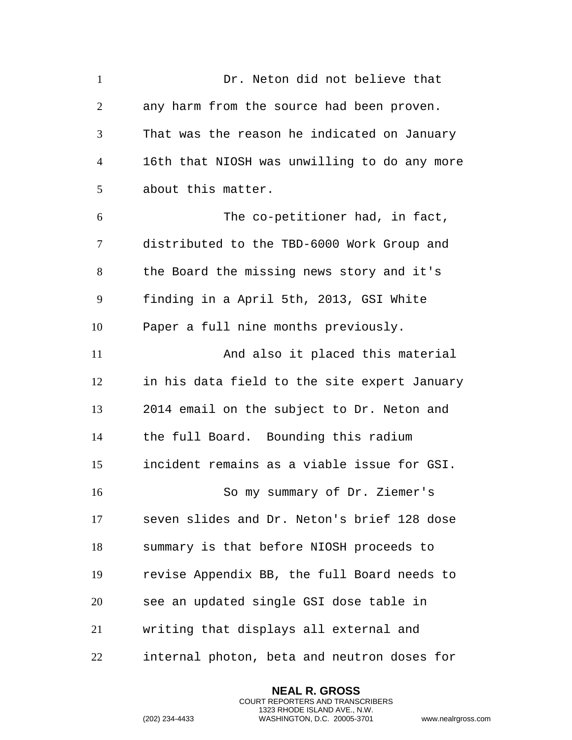Dr. Neton did not believe that any harm from the source had been proven. That was the reason he indicated on January 16th that NIOSH was unwilling to do any more about this matter.

The co-petitioner had, in fact, distributed to the TBD-6000 Work Group and the Board the missing news story and it's finding in a April 5th, 2013, GSI White Paper a full nine months previously.

And also it placed this material in his data field to the site expert January 2014 email on the subject to Dr. Neton and the full Board. Bounding this radium incident remains as a viable issue for GSI.

So my summary of Dr. Ziemer's seven slides and Dr. Neton's brief 128 dose summary is that before NIOSH proceeds to revise Appendix BB, the full Board needs to see an updated single GSI dose table in writing that displays all external and internal photon, beta and neutron doses for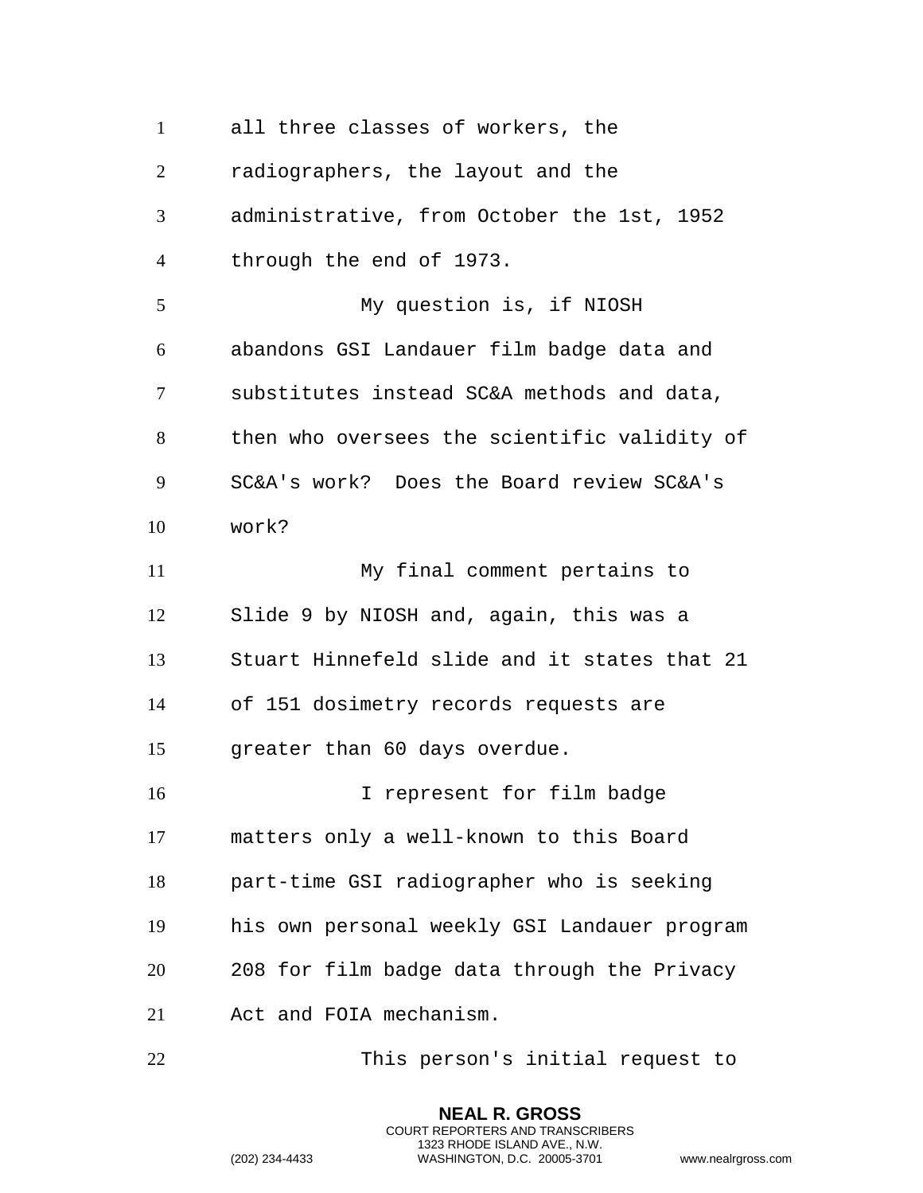all three classes of workers, the radiographers, the layout and the administrative, from October the 1st, 1952 through the end of 1973.

My question is, if NIOSH abandons GSI Landauer film badge data and substitutes instead SC&A methods and data, then who oversees the scientific validity of SC&A's work? Does the Board review SC&A's work?

My final comment pertains to Slide 9 by NIOSH and, again, this was a Stuart Hinnefeld slide and it states that 21 of 151 dosimetry records requests are greater than 60 days overdue.

I represent for film badge matters only a well-known to this Board part-time GSI radiographer who is seeking his own personal weekly GSI Landauer program 208 for film badge data through the Privacy Act and FOIA mechanism.

This person's initial request to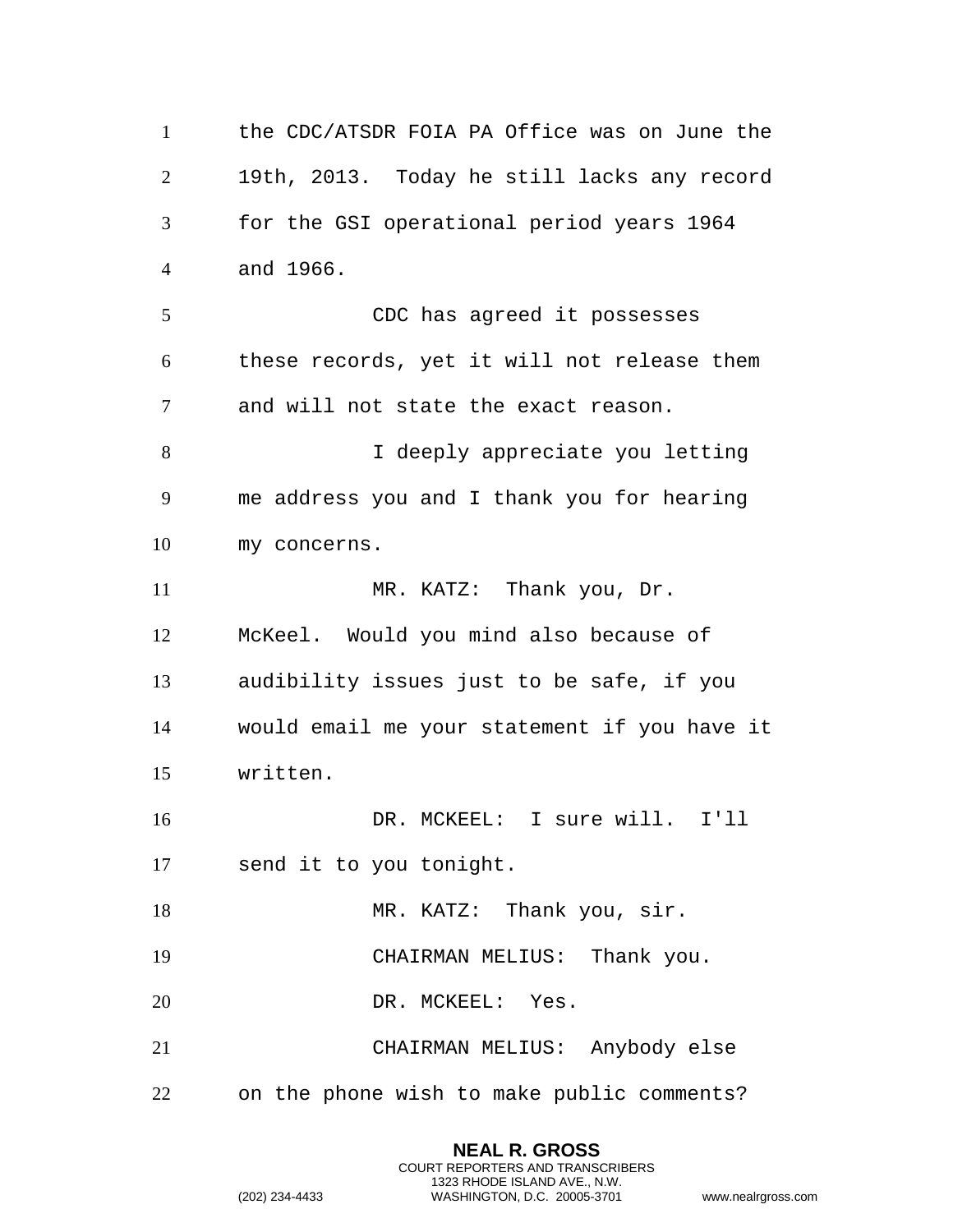the CDC/ATSDR FOIA PA Office was on June the 19th, 2013. Today he still lacks any record for the GSI operational period years 1964 and 1966.

CDC has agreed it possesses these records, yet it will not release them and will not state the exact reason.

I deeply appreciate you letting me address you and I thank you for hearing my concerns.

MR. KATZ: Thank you, Dr. McKeel. Would you mind also because of audibility issues just to be safe, if you would email me your statement if you have it written.

DR. MCKEEL: I sure will. I'll send it to you tonight.

MR. KATZ: Thank you, sir.

CHAIRMAN MELIUS: Thank you.

DR. MCKEEL: Yes.

CHAIRMAN MELIUS: Anybody else on the phone wish to make public comments?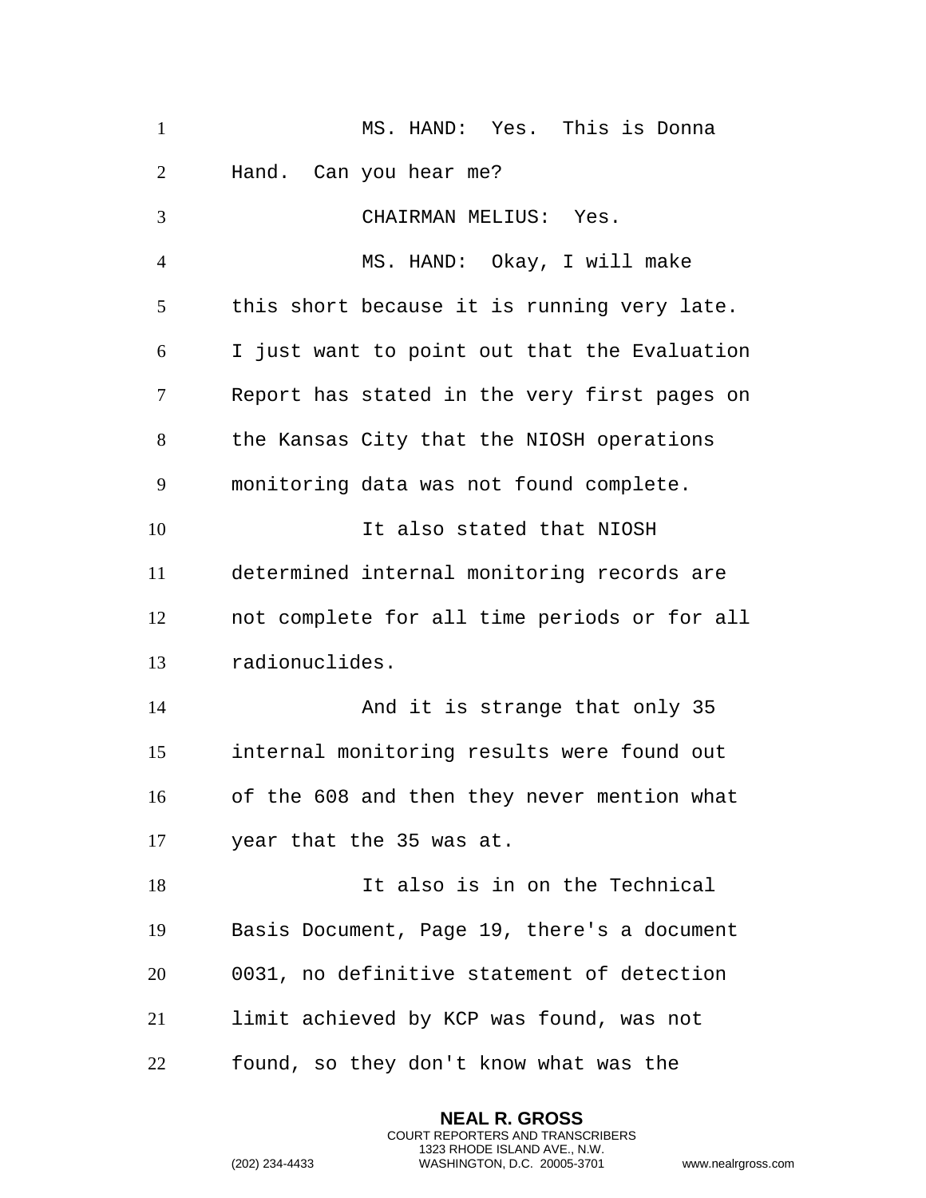MS. HAND: Yes. This is Donna Hand. Can you hear me?

CHAIRMAN MELIUS: Yes.

MS. HAND: Okay, I will make this short because it is running very late. I just want to point out that the Evaluation Report has stated in the very first pages on the Kansas City that the NIOSH operations monitoring data was not found complete.

It also stated that NIOSH determined internal monitoring records are not complete for all time periods or for all radionuclides.

And it is strange that only 35 internal monitoring results were found out of the 608 and then they never mention what year that the 35 was at.

It also is in on the Technical Basis Document, Page 19, there's a document 0031, no definitive statement of detection limit achieved by KCP was found, was not found, so they don't know what was the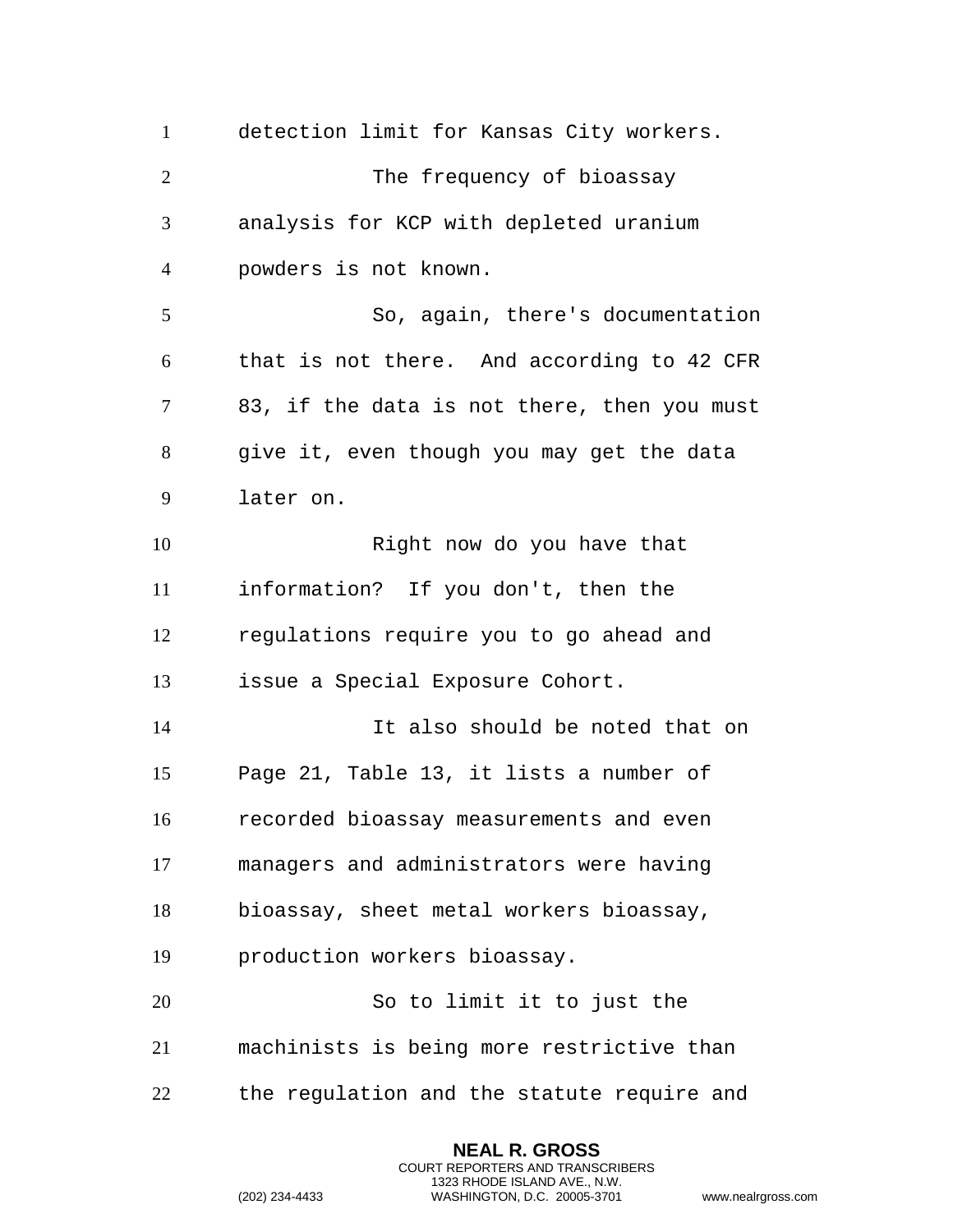detection limit for Kansas City workers.

The frequency of bioassay analysis for KCP with depleted uranium powders is not known.

So, again, there's documentation that is not there. And according to 42 CFR 83, if the data is not there, then you must give it, even though you may get the data later on.

Right now do you have that information? If you don't, then the regulations require you to go ahead and issue a Special Exposure Cohort.

It also should be noted that on Page 21, Table 13, it lists a number of recorded bioassay measurements and even managers and administrators were having bioassay, sheet metal workers bioassay, production workers bioassay.

So to limit it to just the machinists is being more restrictive than the regulation and the statute require and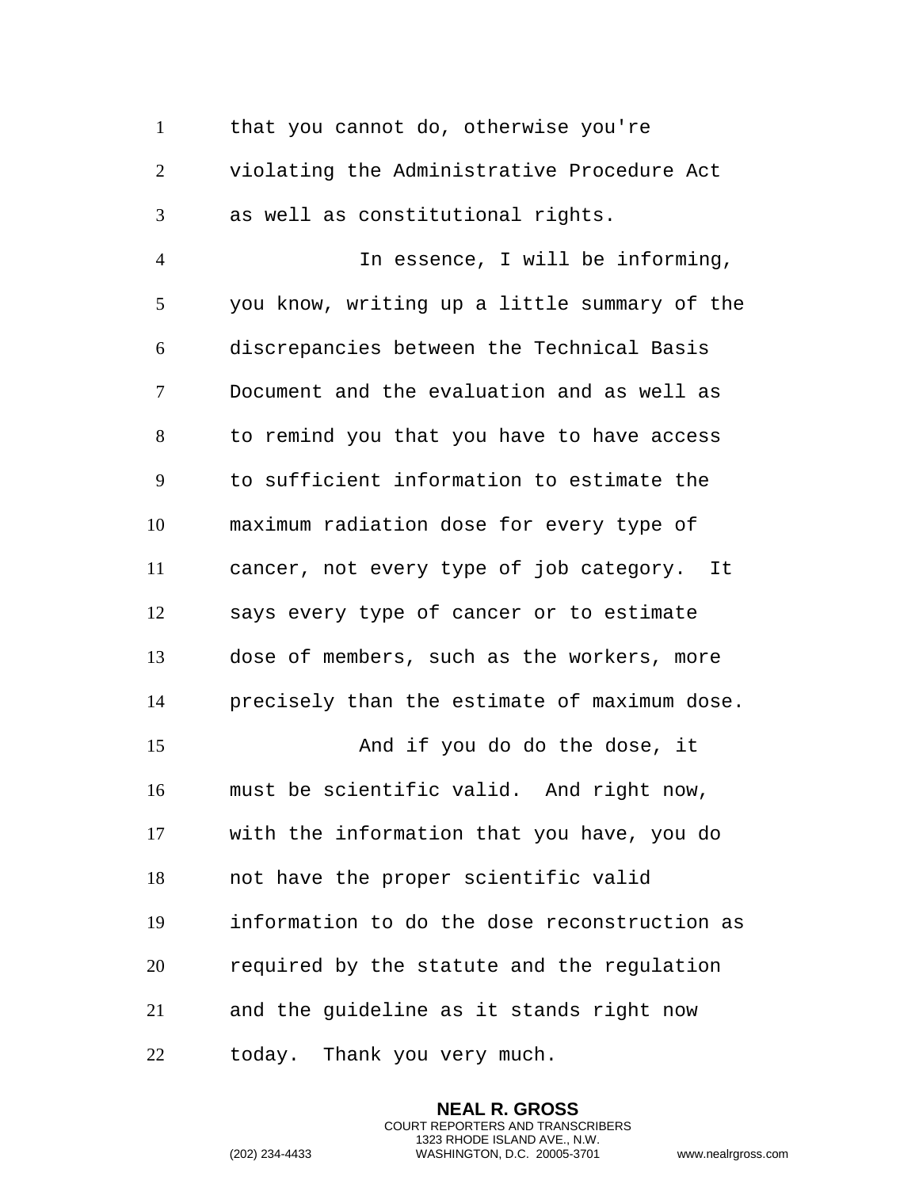that you cannot do, otherwise you're violating the Administrative Procedure Act as well as constitutional rights.

In essence, I will be informing, you know, writing up a little summary of the discrepancies between the Technical Basis Document and the evaluation and as well as to remind you that you have to have access to sufficient information to estimate the maximum radiation dose for every type of cancer, not every type of job category. It says every type of cancer or to estimate dose of members, such as the workers, more precisely than the estimate of maximum dose.

And if you do do the dose, it must be scientific valid. And right now, with the information that you have, you do not have the proper scientific valid information to do the dose reconstruction as required by the statute and the regulation and the guideline as it stands right now today. Thank you very much.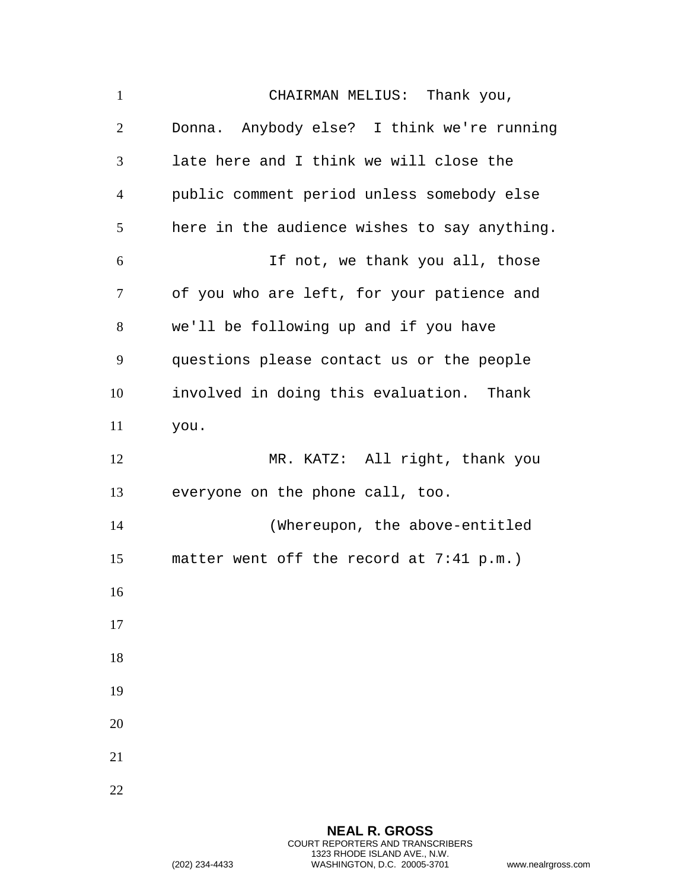CHAIRMAN MELIUS: Thank you, Donna. Anybody else? I think we're running late here and I think we will close the public comment period unless somebody else here in the audience wishes to say anything.

If not, we thank you all, those of you who are left, for your patience and we'll be following up and if you have questions please contact us or the people involved in doing this evaluation. Thank you.

MR. KATZ: All right, thank you everyone on the phone call, too.

(Whereupon, the above-entitled matter went off the record at 7:41 p.m.)